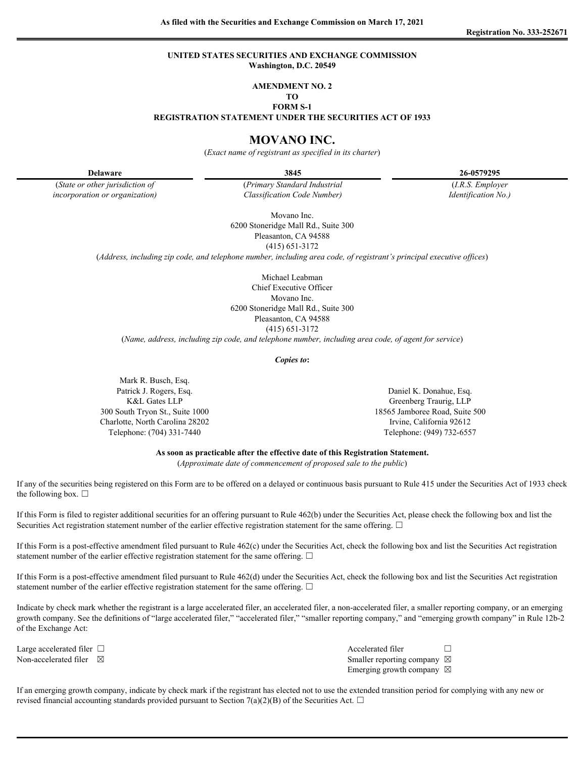**As filed with the Securities and Exchange Commission on March 17, 2021**

**Registration No. 333-252671**

**UNITED STATES SECURITIES AND EXCHANGE COMMISSION**
**Washington, D.C. 20549**

**AMENDMENT NO. 2**
**TO**
**FORM S-1**
**REGISTRATION STATEMENT UNDER THE SECURITIES ACT OF 1933**

# MOVANO INC.

(*Exact name of registrant as specified in its charter*)

| **Delaware** | **3845** | **26-0579295** |
|---|---|---|
| (*State or other jurisdiction of incorporation or organization)* | (*Primary Standard Industrial Classification Code Number)* | (*I.R.S. Employer Identification No.)* |

Movano Inc.
6200 Stoneridge Mall Rd., Suite 300
Pleasanton, CA 94588
(415) 651-3172
(*Address, including zip code, and telephone number, including area code, of registrant's principal executive offices*)

Michael Leabman
Chief Executive Officer
Movano Inc.
6200 Stoneridge Mall Rd., Suite 300
Pleasanton, CA 94588
(415) 651-3172
(*Name, address, including zip code, and telephone number, including area code, of agent for service*)

***Copies to*:**

Mark R. Busch, Esq.
Patrick J. Rogers, Esq.
K&L Gates LLP
300 South Tryon St., Suite 1000
Charlotte, North Carolina 28202
Telephone: (704) 331-7440

Daniel K. Donahue, Esq.
Greenberg Traurig, LLP
18565 Jamboree Road, Suite 500
Irvine, California 92612
Telephone: (949) 732-6557

**As soon as practicable after the effective date of this Registration Statement.**
(*Approximate date of commencement of proposed sale to the public*)

If any of the securities being registered on this Form are to be offered on a delayed or continuous basis pursuant to Rule 415 under the Securities Act of 1933 check the following box. ☐

If this Form is filed to register additional securities for an offering pursuant to Rule 462(b) under the Securities Act, please check the following box and list the Securities Act registration statement number of the earlier effective registration statement for the same offering. ☐

If this Form is a post-effective amendment filed pursuant to Rule 462(c) under the Securities Act, check the following box and list the Securities Act registration statement number of the earlier effective registration statement for the same offering. ☐

If this Form is a post-effective amendment filed pursuant to Rule 462(d) under the Securities Act, check the following box and list the Securities Act registration statement number of the earlier effective registration statement for the same offering. ☐

Indicate by check mark whether the registrant is a large accelerated filer, an accelerated filer, a non-accelerated filer, a smaller reporting company, or an emerging growth company. See the definitions of "large accelerated filer," "accelerated filer," "smaller reporting company," and "emerging growth company" in Rule 12b-2 of the Exchange Act:

| | |
|---|---|
| Large accelerated filer ☐ | Accelerated filer ☐ |
| Non-accelerated filer ☒ | Smaller reporting company ☒ |
| | Emerging growth company ☒ |

If an emerging growth company, indicate by check mark if the registrant has elected not to use the extended transition period for complying with any new or revised financial accounting standards provided pursuant to Section 7(a)(2)(B) of the Securities Act. ☐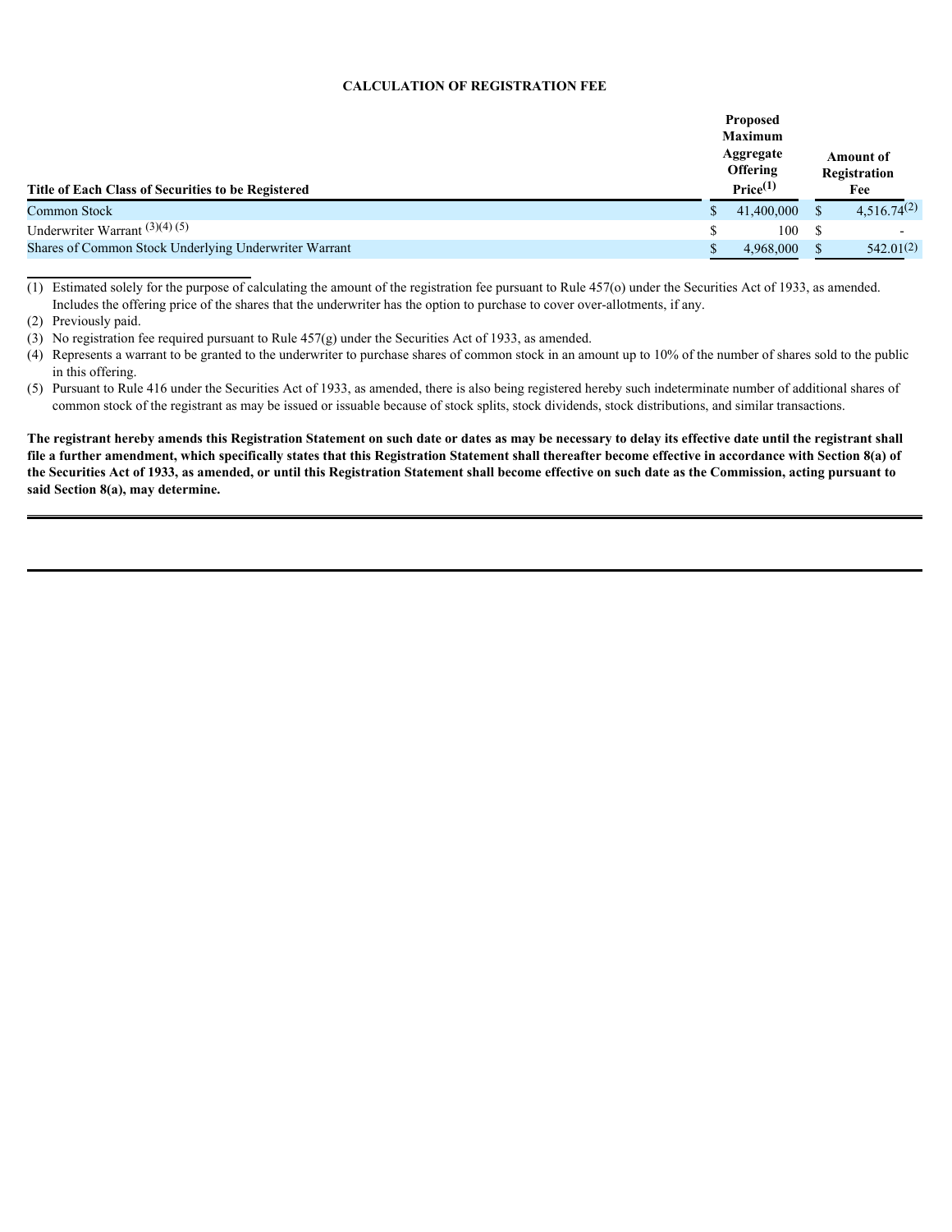**CALCULATION OF REGISTRATION FEE**

| Title of Each Class of Securities to be Registered | Proposed Maximum Aggregate Offering Price[(1)] | Amount of Registration Fee |
|---|---|---|
| Common Stock | $ 41,400,000 | $ 4,516.74[(2)] |
| Underwriter Warrant [(3)(4) (5)] | $ 100 | $ - |
| Shares of Common Stock Underlying Underwriter Warrant | $ 4,968,000 | $ 542.01[(2)] |

(1) Estimated solely for the purpose of calculating the amount of the registration fee pursuant to Rule 457(o) under the Securities Act of 1933, as amended. Includes the offering price of the shares that the underwriter has the option to purchase to cover over-allotments, if any.

(2) Previously paid.

(3) No registration fee required pursuant to Rule 457(g) under the Securities Act of 1933, as amended.

(4) Represents a warrant to be granted to the underwriter to purchase shares of common stock in an amount up to 10% of the number of shares sold to the public in this offering.

(5) Pursuant to Rule 416 under the Securities Act of 1933, as amended, there is also being registered hereby such indeterminate number of additional shares of common stock of the registrant as may be issued or issuable because of stock splits, stock dividends, stock distributions, and similar transactions.

**The registrant hereby amends this Registration Statement on such date or dates as may be necessary to delay its effective date until the registrant shall file a further amendment, which specifically states that this Registration Statement shall thereafter become effective in accordance with Section 8(a) of the Securities Act of 1933, as amended, or until this Registration Statement shall become effective on such date as the Commission, acting pursuant to said Section 8(a), may determine.**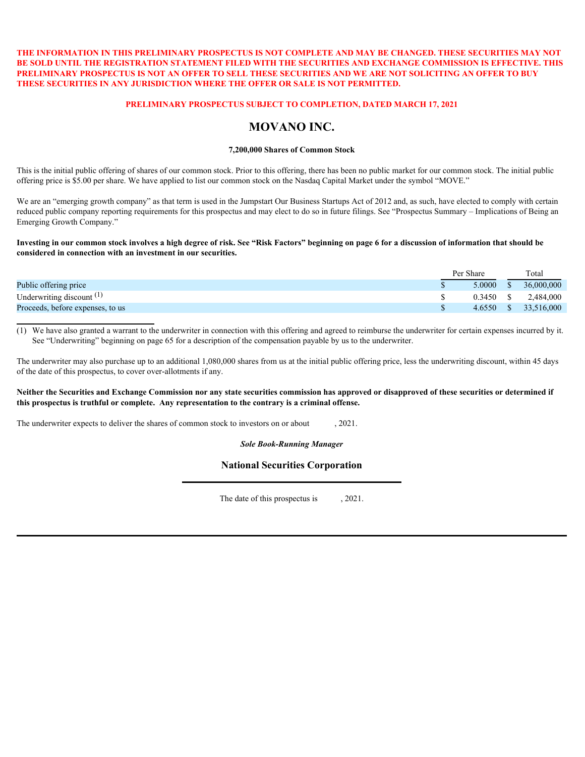**THE INFORMATION IN THIS PRELIMINARY PROSPECTUS IS NOT COMPLETE AND MAY BE CHANGED. THESE SECURITIES MAY NOT BE SOLD UNTIL THE REGISTRATION STATEMENT FILED WITH THE SECURITIES AND EXCHANGE COMMISSION IS EFFECTIVE. THIS PRELIMINARY PROSPECTUS IS NOT AN OFFER TO SELL THESE SECURITIES AND WE ARE NOT SOLICITING AN OFFER TO BUY THESE SECURITIES IN ANY JURISDICTION WHERE THE OFFER OR SALE IS NOT PERMITTED.**

**PRELIMINARY PROSPECTUS SUBJECT TO COMPLETION, DATED MARCH 17, 2021**

# MOVANO INC.

**7,200,000 Shares of Common Stock**

This is the initial public offering of shares of our common stock. Prior to this offering, there has been no public market for our common stock. The initial public offering price is $5.00 per share. We have applied to list our common stock on the Nasdaq Capital Market under the symbol "MOVE."

We are an "emerging growth company" as that term is used in the Jumpstart Our Business Startups Act of 2012 and, as such, have elected to comply with certain reduced public company reporting requirements for this prospectus and may elect to do so in future filings. See "Prospectus Summary – Implications of Being an Emerging Growth Company."

**Investing in our common stock involves a high degree of risk. See "Risk Factors" beginning on page 6 for a discussion of information that should be considered in connection with an investment in our securities.**

| | Per Share | Total |
|---|---|---|
| Public offering price | $ 5.0000 | $ 36,000,000 |
| Underwriting discount [(1)] | $ 0.3450 | $ 2,484,000 |
| Proceeds, before expenses, to us | $ 4.6550 | $ 33,516,000 |

(1) We have also granted a warrant to the underwriter in connection with this offering and agreed to reimburse the underwriter for certain expenses incurred by it. See "Underwriting" beginning on page 65 for a description of the compensation payable by us to the underwriter.

The underwriter may also purchase up to an additional 1,080,000 shares from us at the initial public offering price, less the underwriting discount, within 45 days of the date of this prospectus, to cover over-allotments if any.

**Neither the Securities and Exchange Commission nor any state securities commission has approved or disapproved of these securities or determined if this prospectus is truthful or complete. Any representation to the contrary is a criminal offense.**

The underwriter expects to deliver the shares of common stock to investors on or about , 2021.

***Sole Book-Running Manager***

**National Securities Corporation**

The date of this prospectus is , 2021.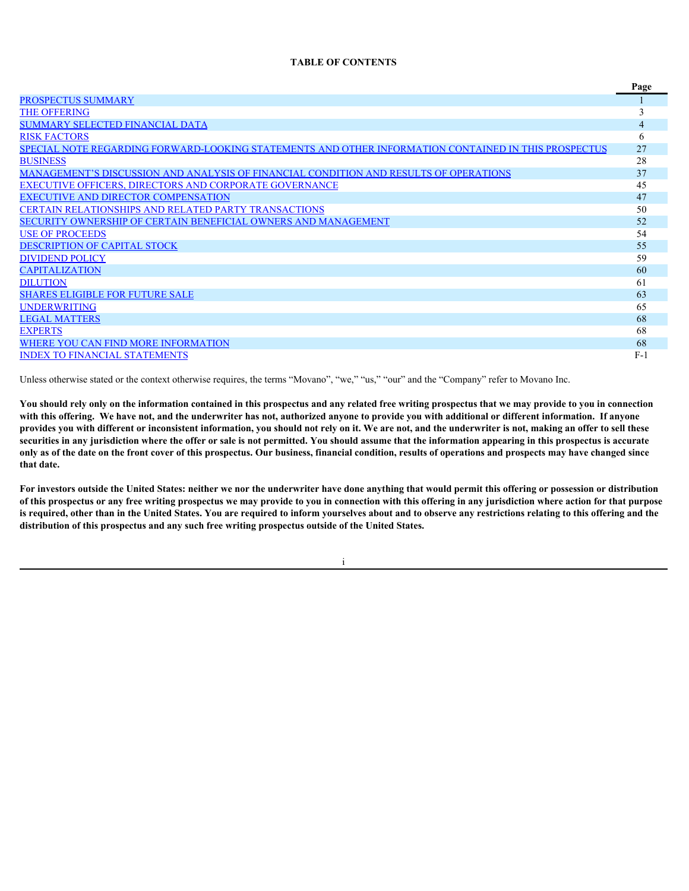# TABLE OF CONTENTS

| | Page |
|---|---|
| PROSPECTUS SUMMARY | 1 |
| THE OFFERING | 3 |
| SUMMARY SELECTED FINANCIAL DATA | 4 |
| RISK FACTORS | 6 |
| SPECIAL NOTE REGARDING FORWARD-LOOKING STATEMENTS AND OTHER INFORMATION CONTAINED IN THIS PROSPECTUS | 27 |
| BUSINESS | 28 |
| MANAGEMENT'S DISCUSSION AND ANALYSIS OF FINANCIAL CONDITION AND RESULTS OF OPERATIONS | 37 |
| EXECUTIVE OFFICERS, DIRECTORS AND CORPORATE GOVERNANCE | 45 |
| EXECUTIVE AND DIRECTOR COMPENSATION | 47 |
| CERTAIN RELATIONSHIPS AND RELATED PARTY TRANSACTIONS | 50 |
| SECURITY OWNERSHIP OF CERTAIN BENEFICIAL OWNERS AND MANAGEMENT | 52 |
| USE OF PROCEEDS | 54 |
| DESCRIPTION OF CAPITAL STOCK | 55 |
| DIVIDEND POLICY | 59 |
| CAPITALIZATION | 60 |
| DILUTION | 61 |
| SHARES ELIGIBLE FOR FUTURE SALE | 63 |
| UNDERWRITING | 65 |
| LEGAL MATTERS | 68 |
| EXPERTS | 68 |
| WHERE YOU CAN FIND MORE INFORMATION | 68 |
| INDEX TO FINANCIAL STATEMENTS | F-1 |

Unless otherwise stated or the context otherwise requires, the terms "Movano", "we," "us," "our" and the "Company" refer to Movano Inc.

**You should rely only on the information contained in this prospectus and any related free writing prospectus that we may provide to you in connection with this offering. We have not, and the underwriter has not, authorized anyone to provide you with additional or different information. If anyone provides you with different or inconsistent information, you should not rely on it. We are not, and the underwriter is not, making an offer to sell these securities in any jurisdiction where the offer or sale is not permitted. You should assume that the information appearing in this prospectus is accurate only as of the date on the front cover of this prospectus. Our business, financial condition, results of operations and prospects may have changed since that date.**

**For investors outside the United States: neither we nor the underwriter have done anything that would permit this offering or possession or distribution of this prospectus or any free writing prospectus we may provide to you in connection with this offering in any jurisdiction where action for that purpose is required, other than in the United States. You are required to inform yourselves about and to observe any restrictions relating to this offering and the distribution of this prospectus and any such free writing prospectus outside of the United States.**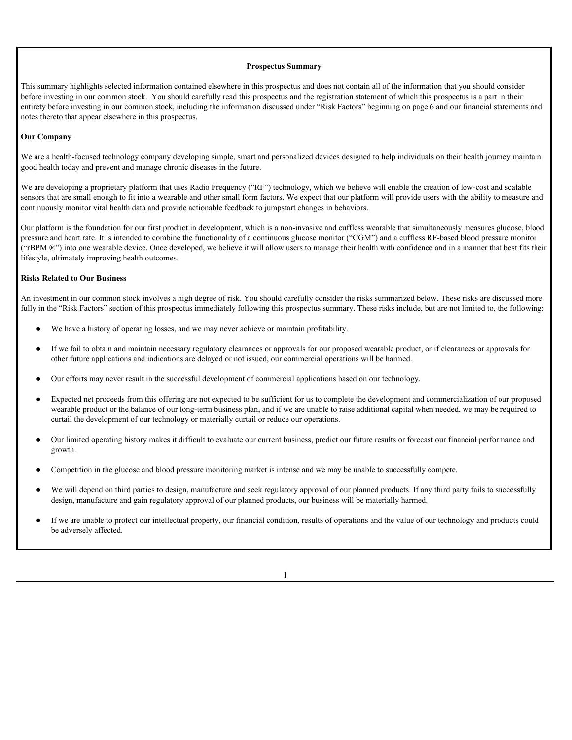## Prospectus Summary

This summary highlights selected information contained elsewhere in this prospectus and does not contain all of the information that you should consider before investing in our common stock. You should carefully read this prospectus and the registration statement of which this prospectus is a part in their entirety before investing in our common stock, including the information discussed under "Risk Factors" beginning on page 6 and our financial statements and notes thereto that appear elsewhere in this prospectus.

### Our Company

We are a health-focused technology company developing simple, smart and personalized devices designed to help individuals on their health journey maintain good health today and prevent and manage chronic diseases in the future.

We are developing a proprietary platform that uses Radio Frequency ("RF") technology, which we believe will enable the creation of low-cost and scalable sensors that are small enough to fit into a wearable and other small form factors. We expect that our platform will provide users with the ability to measure and continuously monitor vital health data and provide actionable feedback to jumpstart changes in behaviors.

Our platform is the foundation for our first product in development, which is a non-invasive and cuffless wearable that simultaneously measures glucose, blood pressure and heart rate. It is intended to combine the functionality of a continuous glucose monitor ("CGM") and a cuffless RF-based blood pressure monitor ("rBPM ®") into one wearable device. Once developed, we believe it will allow users to manage their health with confidence and in a manner that best fits their lifestyle, ultimately improving health outcomes.

### Risks Related to Our Business

An investment in our common stock involves a high degree of risk. You should carefully consider the risks summarized below. These risks are discussed more fully in the "Risk Factors" section of this prospectus immediately following this prospectus summary. These risks include, but are not limited to, the following:

- We have a history of operating losses, and we may never achieve or maintain profitability.
- If we fail to obtain and maintain necessary regulatory clearances or approvals for our proposed wearable product, or if clearances or approvals for other future applications and indications are delayed or not issued, our commercial operations will be harmed.
- Our efforts may never result in the successful development of commercial applications based on our technology.
- Expected net proceeds from this offering are not expected to be sufficient for us to complete the development and commercialization of our proposed wearable product or the balance of our long-term business plan, and if we are unable to raise additional capital when needed, we may be required to curtail the development of our technology or materially curtail or reduce our operations.
- Our limited operating history makes it difficult to evaluate our current business, predict our future results or forecast our financial performance and growth.
- Competition in the glucose and blood pressure monitoring market is intense and we may be unable to successfully compete.
- We will depend on third parties to design, manufacture and seek regulatory approval of our planned products. If any third party fails to successfully design, manufacture and gain regulatory approval of our planned products, our business will be materially harmed.
- If we are unable to protect our intellectual property, our financial condition, results of operations and the value of our technology and products could be adversely affected.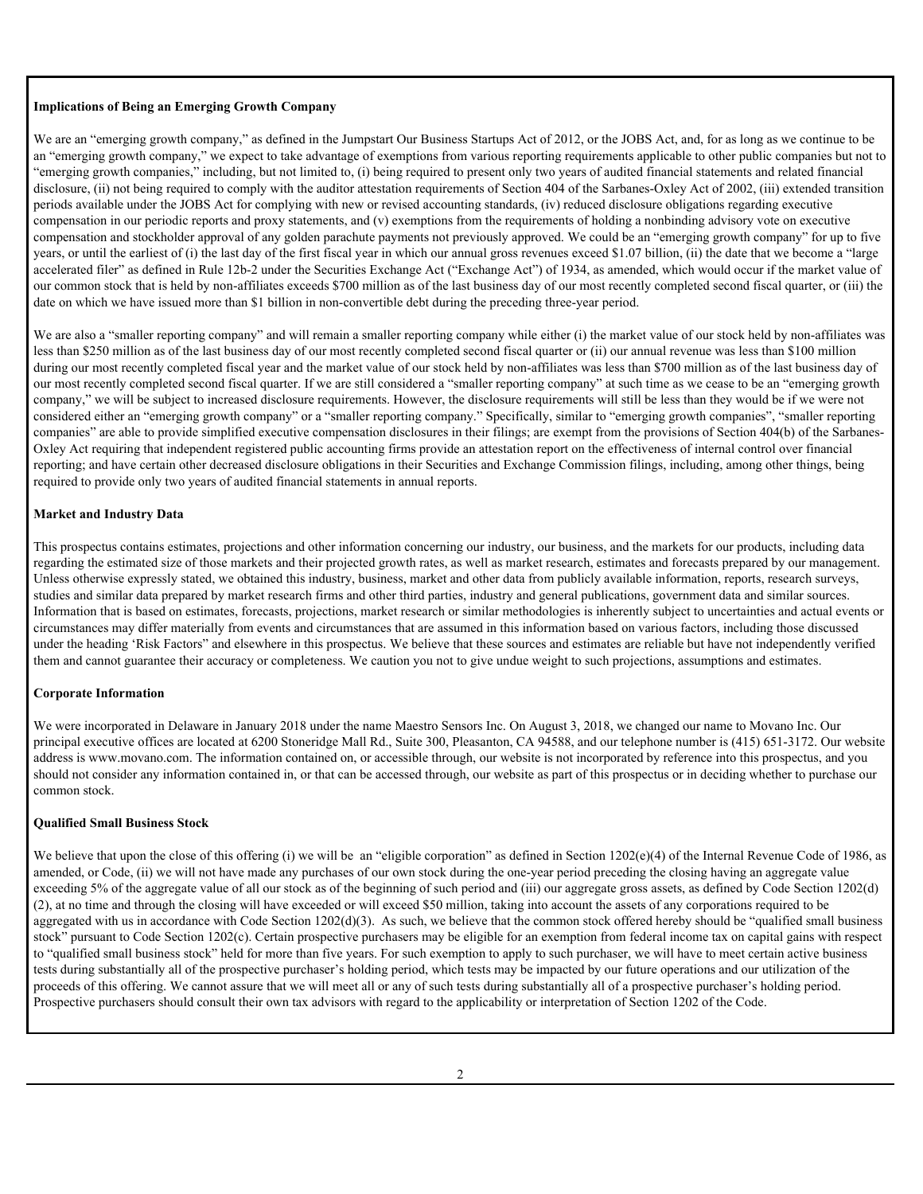**Implications of Being an Emerging Growth Company**

We are an "emerging growth company," as defined in the Jumpstart Our Business Startups Act of 2012, or the JOBS Act, and, for as long as we continue to be an "emerging growth company," we expect to take advantage of exemptions from various reporting requirements applicable to other public companies but not to "emerging growth companies," including, but not limited to, (i) being required to present only two years of audited financial statements and related financial disclosure, (ii) not being required to comply with the auditor attestation requirements of Section 404 of the Sarbanes-Oxley Act of 2002, (iii) extended transition periods available under the JOBS Act for complying with new or revised accounting standards, (iv) reduced disclosure obligations regarding executive compensation in our periodic reports and proxy statements, and (v) exemptions from the requirements of holding a nonbinding advisory vote on executive compensation and stockholder approval of any golden parachute payments not previously approved. We could be an "emerging growth company" for up to five years, or until the earliest of (i) the last day of the first fiscal year in which our annual gross revenues exceed $1.07 billion, (ii) the date that we become a "large accelerated filer" as defined in Rule 12b-2 under the Securities Exchange Act ("Exchange Act") of 1934, as amended, which would occur if the market value of our common stock that is held by non-affiliates exceeds $700 million as of the last business day of our most recently completed second fiscal quarter, or (iii) the date on which we have issued more than $1 billion in non-convertible debt during the preceding three-year period.

We are also a "smaller reporting company" and will remain a smaller reporting company while either (i) the market value of our stock held by non-affiliates was less than $250 million as of the last business day of our most recently completed second fiscal quarter or (ii) our annual revenue was less than $100 million during our most recently completed fiscal year and the market value of our stock held by non-affiliates was less than $700 million as of the last business day of our most recently completed second fiscal quarter. If we are still considered a "smaller reporting company" at such time as we cease to be an "emerging growth company," we will be subject to increased disclosure requirements. However, the disclosure requirements will still be less than they would be if we were not considered either an "emerging growth company" or a "smaller reporting company." Specifically, similar to "emerging growth companies", "smaller reporting companies" are able to provide simplified executive compensation disclosures in their filings; are exempt from the provisions of Section 404(b) of the Sarbanes-Oxley Act requiring that independent registered public accounting firms provide an attestation report on the effectiveness of internal control over financial reporting; and have certain other decreased disclosure obligations in their Securities and Exchange Commission filings, including, among other things, being required to provide only two years of audited financial statements in annual reports.

**Market and Industry Data**

This prospectus contains estimates, projections and other information concerning our industry, our business, and the markets for our products, including data regarding the estimated size of those markets and their projected growth rates, as well as market research, estimates and forecasts prepared by our management. Unless otherwise expressly stated, we obtained this industry, business, market and other data from publicly available information, reports, research surveys, studies and similar data prepared by market research firms and other third parties, industry and general publications, government data and similar sources. Information that is based on estimates, forecasts, projections, market research or similar methodologies is inherently subject to uncertainties and actual events or circumstances may differ materially from events and circumstances that are assumed in this information based on various factors, including those discussed under the heading 'Risk Factors" and elsewhere in this prospectus. We believe that these sources and estimates are reliable but have not independently verified them and cannot guarantee their accuracy or completeness. We caution you not to give undue weight to such projections, assumptions and estimates.

**Corporate Information**

We were incorporated in Delaware in January 2018 under the name Maestro Sensors Inc. On August 3, 2018, we changed our name to Movano Inc. Our principal executive offices are located at 6200 Stoneridge Mall Rd., Suite 300, Pleasanton, CA 94588, and our telephone number is (415) 651-3172. Our website address is www.movano.com. The information contained on, or accessible through, our website is not incorporated by reference into this prospectus, and you should not consider any information contained in, or that can be accessed through, our website as part of this prospectus or in deciding whether to purchase our common stock.

**Qualified Small Business Stock**

We believe that upon the close of this offering (i) we will be an "eligible corporation" as defined in Section 1202(e)(4) of the Internal Revenue Code of 1986, as amended, or Code, (ii) we will not have made any purchases of our own stock during the one-year period preceding the closing having an aggregate value exceeding 5% of the aggregate value of all our stock as of the beginning of such period and (iii) our aggregate gross assets, as defined by Code Section 1202(d)(2), at no time and through the closing will have exceeded or will exceed $50 million, taking into account the assets of any corporations required to be aggregated with us in accordance with Code Section 1202(d)(3). As such, we believe that the common stock offered hereby should be "qualified small business stock" pursuant to Code Section 1202(c). Certain prospective purchasers may be eligible for an exemption from federal income tax on capital gains with respect to "qualified small business stock" held for more than five years. For such exemption to apply to such purchaser, we will have to meet certain active business tests during substantially all of the prospective purchaser's holding period, which tests may be impacted by our future operations and our utilization of the proceeds of this offering. We cannot assure that we will meet all or any of such tests during substantially all of a prospective purchaser's holding period. Prospective purchasers should consult their own tax advisors with regard to the applicability or interpretation of Section 1202 of the Code.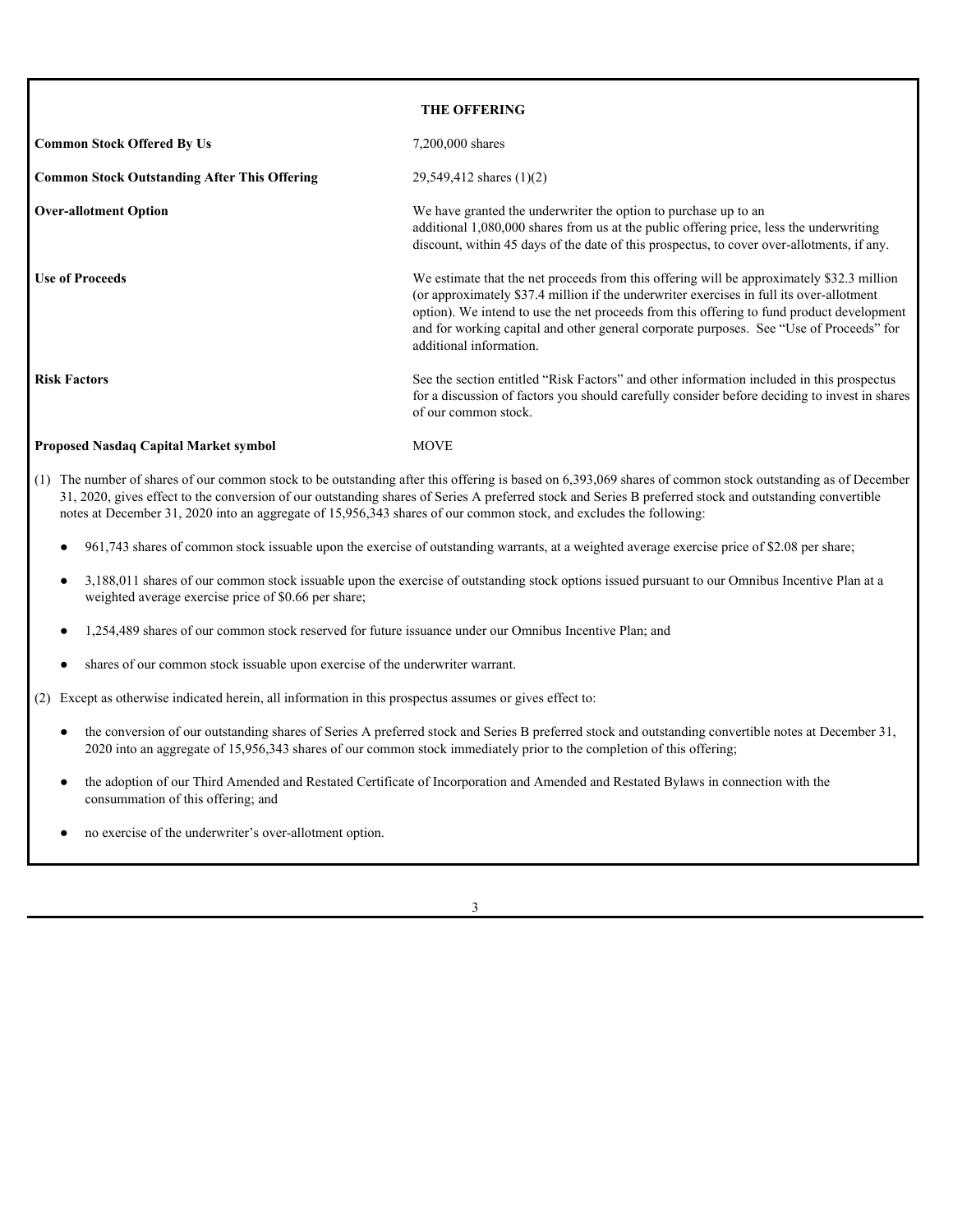## THE OFFERING

| | |
|---|---|
| **Common Stock Offered By Us** | 7,200,000 shares |
| **Common Stock Outstanding After This Offering** | 29,549,412 shares (1)(2) |
| **Over-allotment Option** | We have granted the underwriter the option to purchase up to an additional 1,080,000 shares from us at the public offering price, less the underwriting discount, within 45 days of the date of this prospectus, to cover over-allotments, if any. |
| **Use of Proceeds** | We estimate that the net proceeds from this offering will be approximately \$32.3 million (or approximately \$37.4 million if the underwriter exercises in full its over-allotment option). We intend to use the net proceeds from this offering to fund product development and for working capital and other general corporate purposes. See "Use of Proceeds" for additional information. |
| **Risk Factors** | See the section entitled "Risk Factors" and other information included in this prospectus for a discussion of factors you should carefully consider before deciding to invest in shares of our common stock. |
| **Proposed Nasdaq Capital Market symbol** | MOVE |

(1) The number of shares of our common stock to be outstanding after this offering is based on 6,393,069 shares of common stock outstanding as of December 31, 2020, gives effect to the conversion of our outstanding shares of Series A preferred stock and Series B preferred stock and outstanding convertible notes at December 31, 2020 into an aggregate of 15,956,343 shares of our common stock, and excludes the following:

- 961,743 shares of common stock issuable upon the exercise of outstanding warrants, at a weighted average exercise price of \$2.08 per share;
- 3,188,011 shares of our common stock issuable upon the exercise of outstanding stock options issued pursuant to our Omnibus Incentive Plan at a weighted average exercise price of \$0.66 per share;
- 1,254,489 shares of our common stock reserved for future issuance under our Omnibus Incentive Plan; and
- shares of our common stock issuable upon exercise of the underwriter warrant.

(2) Except as otherwise indicated herein, all information in this prospectus assumes or gives effect to:

- the conversion of our outstanding shares of Series A preferred stock and Series B preferred stock and outstanding convertible notes at December 31, 2020 into an aggregate of 15,956,343 shares of our common stock immediately prior to the completion of this offering;
- the adoption of our Third Amended and Restated Certificate of Incorporation and Amended and Restated Bylaws in connection with the consummation of this offering; and
- no exercise of the underwriter's over-allotment option.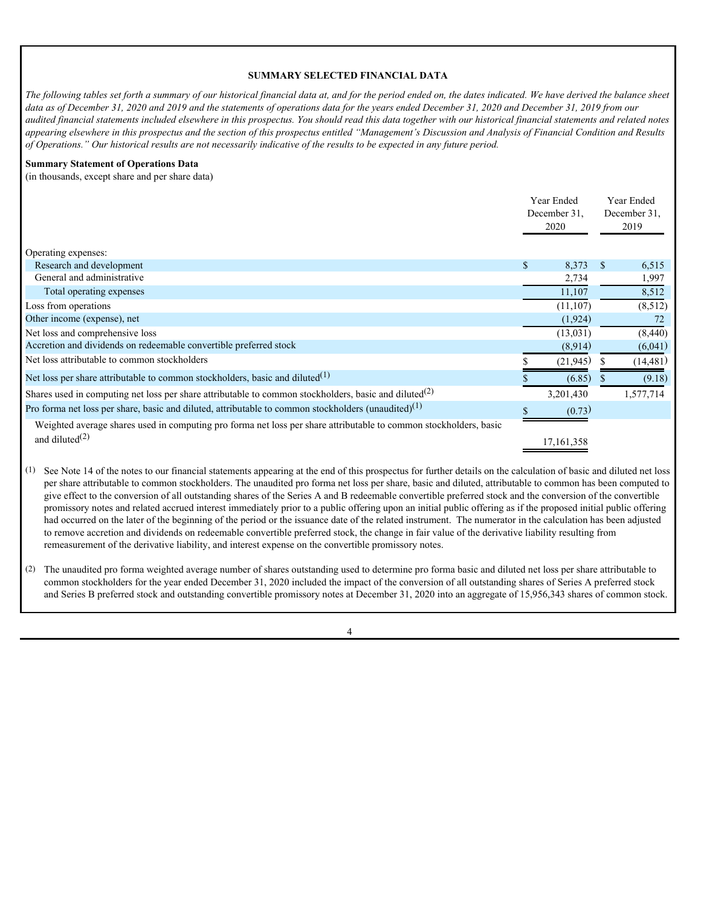## SUMMARY SELECTED FINANCIAL DATA

*The following tables set forth a summary of our historical financial data at, and for the period ended on, the dates indicated. We have derived the balance sheet data as of December 31, 2020 and 2019 and the statements of operations data for the years ended December 31, 2020 and December 31, 2019 from our audited financial statements included elsewhere in this prospectus. You should read this data together with our historical financial statements and related notes appearing elsewhere in this prospectus and the section of this prospectus entitled "Management's Discussion and Analysis of Financial Condition and Results of Operations." Our historical results are not necessarily indicative of the results to be expected in any future period.*

**Summary Statement of Operations Data**

(in thousands, except share and per share data)

| | Year Ended December 31, 2020 | Year Ended December 31, 2019 |
|---|---|---|
| Operating expenses: | | |
| Research and development | $ 8,373 | $ 6,515 |
| General and administrative | 2,734 | 1,997 |
| Total operating expenses | 11,107 | 8,512 |
| Loss from operations | (11,107) | (8,512) |
| Other income (expense), net | (1,924) | 72 |
| Net loss and comprehensive loss | (13,031) | (8,440) |
| Accretion and dividends on redeemable convertible preferred stock | (8,914) | (6,041) |
| Net loss attributable to common stockholders | $ (21,945) | $ (14,481) |
| Net loss per share attributable to common stockholders, basic and diluted[(1)] | $ (6.85) | $ (9.18) |
| Shares used in computing net loss per share attributable to common stockholders, basic and diluted[(2)] | 3,201,430 | 1,577,714 |
| Pro forma net loss per share, basic and diluted, attributable to common stockholders (unaudited)[(1)] | $ (0.73) | |
| Weighted average shares used in computing pro forma net loss per share attributable to common stockholders, basic and diluted[(2)] | 17,161,358 | |

(1) See Note 14 of the notes to our financial statements appearing at the end of this prospectus for further details on the calculation of basic and diluted net loss per share attributable to common stockholders. The unaudited pro forma net loss per share, basic and diluted, attributable to common has been computed to give effect to the conversion of all outstanding shares of the Series A and B redeemable convertible preferred stock and the conversion of the convertible promissory notes and related accrued interest immediately prior to a public offering upon an initial public offering as if the proposed initial public offering had occurred on the later of the beginning of the period or the issuance date of the related instrument. The numerator in the calculation has been adjusted to remove accretion and dividends on redeemable convertible preferred stock, the change in fair value of the derivative liability resulting from remeasurement of the derivative liability, and interest expense on the convertible promissory notes.

(2) The unaudited pro forma weighted average number of shares outstanding used to determine pro forma basic and diluted net loss per share attributable to common stockholders for the year ended December 31, 2020 included the impact of the conversion of all outstanding shares of Series A preferred stock and Series B preferred stock and outstanding convertible promissory notes at December 31, 2020 into an aggregate of 15,956,343 shares of common stock.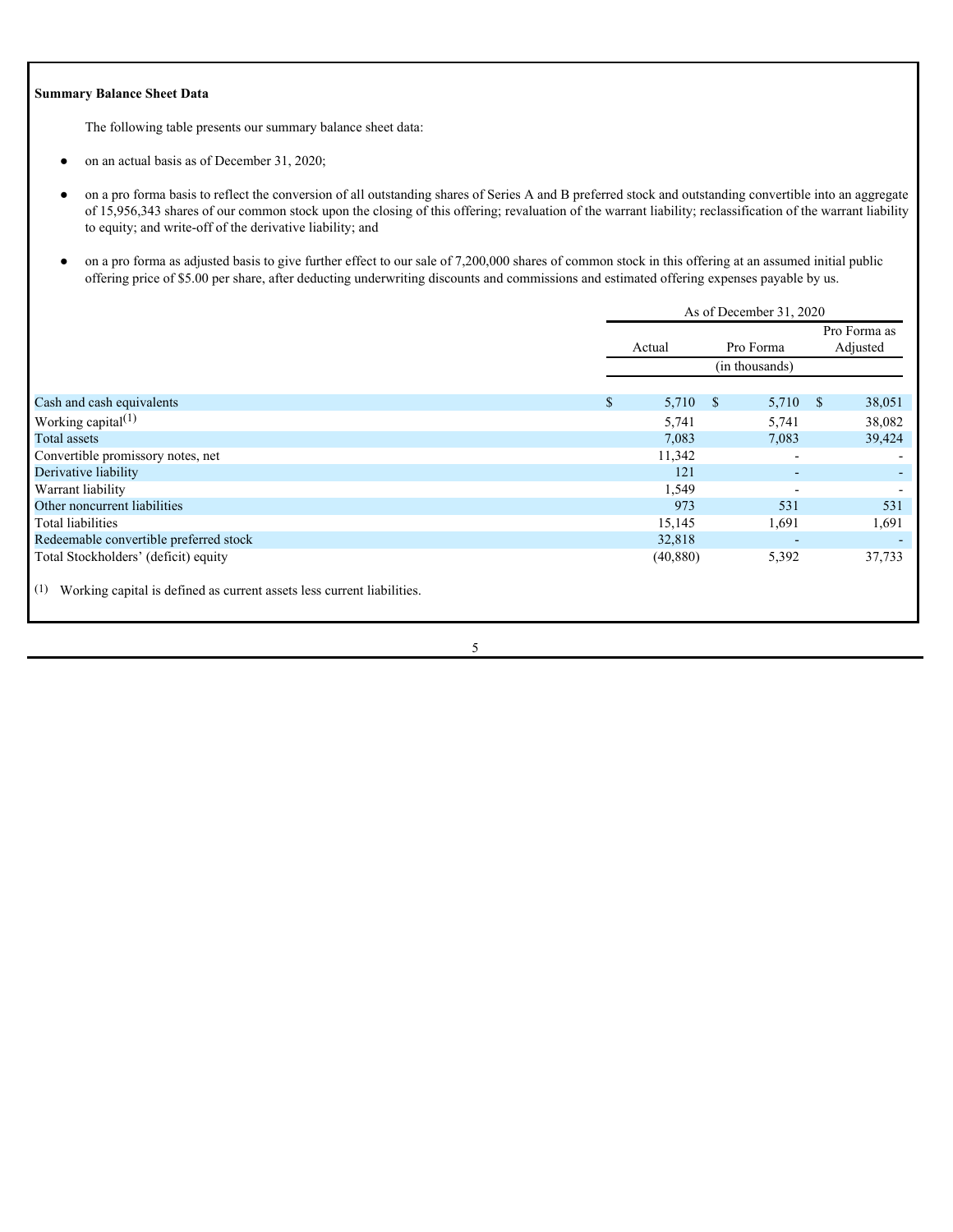**Summary Balance Sheet Data**

The following table presents our summary balance sheet data:

- on an actual basis as of December 31, 2020;
- on a pro forma basis to reflect the conversion of all outstanding shares of Series A and B preferred stock and outstanding convertible into an aggregate of 15,956,343 shares of our common stock upon the closing of this offering; revaluation of the warrant liability; reclassification of the warrant liability to equity; and write-off of the derivative liability; and
- on a pro forma as adjusted basis to give further effect to our sale of 7,200,000 shares of common stock in this offering at an assumed initial public offering price of $5.00 per share, after deducting underwriting discounts and commissions and estimated offering expenses payable by us.

| | As of December 31, 2020 | | |
|---|---|---|---|
| | Actual | Pro Forma | Pro Forma as Adjusted |
| | (in thousands) | | |
| Cash and cash equivalents | $ 5,710 | $ 5,710 | $ 38,051 |
| Working capital[(1)] | 5,741 | 5,741 | 38,082 |
| Total assets | 7,083 | 7,083 | 39,424 |
| Convertible promissory notes, net | 11,342 | - | - |
| Derivative liability | 121 | - | - |
| Warrant liability | 1,549 | - | - |
| Other noncurrent liabilities | 973 | 531 | 531 |
| Total liabilities | 15,145 | 1,691 | 1,691 |
| Redeemable convertible preferred stock | 32,818 | - | - |
| Total Stockholders' (deficit) equity | (40,880) | 5,392 | 37,733 |

(1) Working capital is defined as current assets less current liabilities.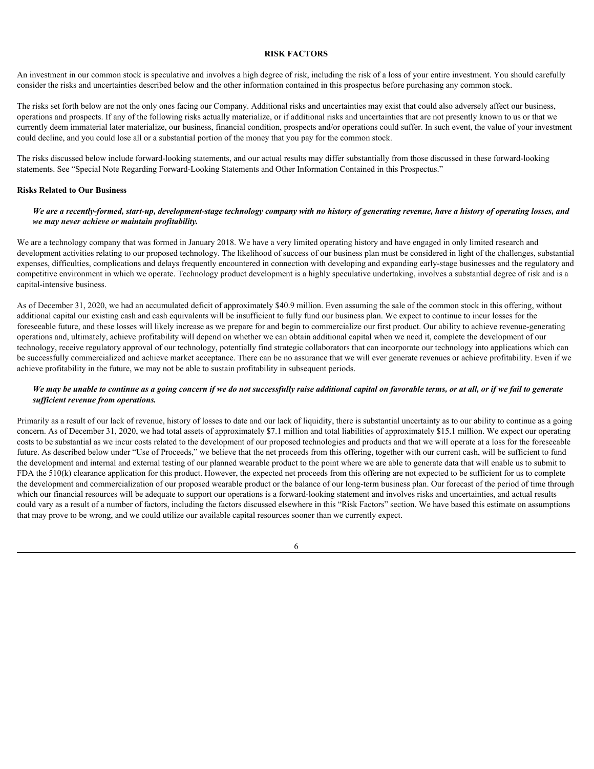## RISK FACTORS

An investment in our common stock is speculative and involves a high degree of risk, including the risk of a loss of your entire investment. You should carefully consider the risks and uncertainties described below and the other information contained in this prospectus before purchasing any common stock.

The risks set forth below are not the only ones facing our Company. Additional risks and uncertainties may exist that could also adversely affect our business, operations and prospects. If any of the following risks actually materialize, or if additional risks and uncertainties that are not presently known to us or that we currently deem immaterial later materialize, our business, financial condition, prospects and/or operations could suffer. In such event, the value of your investment could decline, and you could lose all or a substantial portion of the money that you pay for the common stock.

The risks discussed below include forward-looking statements, and our actual results may differ substantially from those discussed in these forward-looking statements. See "Special Note Regarding Forward-Looking Statements and Other Information Contained in this Prospectus."

### Risks Related to Our Business

***We are a recently-formed, start-up, development-stage technology company with no history of generating revenue, have a history of operating losses, and we may never achieve or maintain profitability.***

We are a technology company that was formed in January 2018. We have a very limited operating history and have engaged in only limited research and development activities relating to our proposed technology. The likelihood of success of our business plan must be considered in light of the challenges, substantial expenses, difficulties, complications and delays frequently encountered in connection with developing and expanding early-stage businesses and the regulatory and competitive environment in which we operate. Technology product development is a highly speculative undertaking, involves a substantial degree of risk and is a capital-intensive business.

As of December 31, 2020, we had an accumulated deficit of approximately $40.9 million. Even assuming the sale of the common stock in this offering, without additional capital our existing cash and cash equivalents will be insufficient to fully fund our business plan. We expect to continue to incur losses for the foreseeable future, and these losses will likely increase as we prepare for and begin to commercialize our first product. Our ability to achieve revenue-generating operations and, ultimately, achieve profitability will depend on whether we can obtain additional capital when we need it, complete the development of our technology, receive regulatory approval of our technology, potentially find strategic collaborators that can incorporate our technology into applications which can be successfully commercialized and achieve market acceptance. There can be no assurance that we will ever generate revenues or achieve profitability. Even if we achieve profitability in the future, we may not be able to sustain profitability in subsequent periods.

***We may be unable to continue as a going concern if we do not successfully raise additional capital on favorable terms, or at all, or if we fail to generate sufficient revenue from operations.***

Primarily as a result of our lack of revenue, history of losses to date and our lack of liquidity, there is substantial uncertainty as to our ability to continue as a going concern. As of December 31, 2020, we had total assets of approximately $7.1 million and total liabilities of approximately $15.1 million. We expect our operating costs to be substantial as we incur costs related to the development of our proposed technologies and products and that we will operate at a loss for the foreseeable future. As described below under "Use of Proceeds," we believe that the net proceeds from this offering, together with our current cash, will be sufficient to fund the development and internal and external testing of our planned wearable product to the point where we are able to generate data that will enable us to submit to FDA the 510(k) clearance application for this product. However, the expected net proceeds from this offering are not expected to be sufficient for us to complete the development and commercialization of our proposed wearable product or the balance of our long-term business plan. Our forecast of the period of time through which our financial resources will be adequate to support our operations is a forward-looking statement and involves risks and uncertainties, and actual results could vary as a result of a number of factors, including the factors discussed elsewhere in this "Risk Factors" section. We have based this estimate on assumptions that may prove to be wrong, and we could utilize our available capital resources sooner than we currently expect.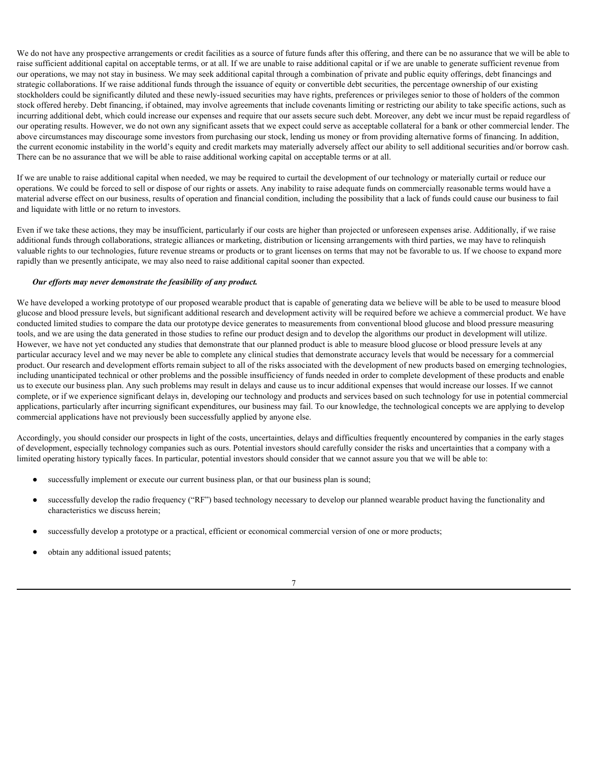We do not have any prospective arrangements or credit facilities as a source of future funds after this offering, and there can be no assurance that we will be able to raise sufficient additional capital on acceptable terms, or at all. If we are unable to raise additional capital or if we are unable to generate sufficient revenue from our operations, we may not stay in business. We may seek additional capital through a combination of private and public equity offerings, debt financings and strategic collaborations. If we raise additional funds through the issuance of equity or convertible debt securities, the percentage ownership of our existing stockholders could be significantly diluted and these newly-issued securities may have rights, preferences or privileges senior to those of holders of the common stock offered hereby. Debt financing, if obtained, may involve agreements that include covenants limiting or restricting our ability to take specific actions, such as incurring additional debt, which could increase our expenses and require that our assets secure such debt. Moreover, any debt we incur must be repaid regardless of our operating results. However, we do not own any significant assets that we expect could serve as acceptable collateral for a bank or other commercial lender. The above circumstances may discourage some investors from purchasing our stock, lending us money or from providing alternative forms of financing. In addition, the current economic instability in the world's equity and credit markets may materially adversely affect our ability to sell additional securities and/or borrow cash. There can be no assurance that we will be able to raise additional working capital on acceptable terms or at all.

If we are unable to raise additional capital when needed, we may be required to curtail the development of our technology or materially curtail or reduce our operations. We could be forced to sell or dispose of our rights or assets. Any inability to raise adequate funds on commercially reasonable terms would have a material adverse effect on our business, results of operation and financial condition, including the possibility that a lack of funds could cause our business to fail and liquidate with little or no return to investors.

Even if we take these actions, they may be insufficient, particularly if our costs are higher than projected or unforeseen expenses arise. Additionally, if we raise additional funds through collaborations, strategic alliances or marketing, distribution or licensing arrangements with third parties, we may have to relinquish valuable rights to our technologies, future revenue streams or products or to grant licenses on terms that may not be favorable to us. If we choose to expand more rapidly than we presently anticipate, we may also need to raise additional capital sooner than expected.

***Our efforts may never demonstrate the feasibility of any product.***

We have developed a working prototype of our proposed wearable product that is capable of generating data we believe will be able to be used to measure blood glucose and blood pressure levels, but significant additional research and development activity will be required before we achieve a commercial product. We have conducted limited studies to compare the data our prototype device generates to measurements from conventional blood glucose and blood pressure measuring tools, and we are using the data generated in those studies to refine our product design and to develop the algorithms our product in development will utilize. However, we have not yet conducted any studies that demonstrate that our planned product is able to measure blood glucose or blood pressure levels at any particular accuracy level and we may never be able to complete any clinical studies that demonstrate accuracy levels that would be necessary for a commercial product. Our research and development efforts remain subject to all of the risks associated with the development of new products based on emerging technologies, including unanticipated technical or other problems and the possible insufficiency of funds needed in order to complete development of these products and enable us to execute our business plan. Any such problems may result in delays and cause us to incur additional expenses that would increase our losses. If we cannot complete, or if we experience significant delays in, developing our technology and products and services based on such technology for use in potential commercial applications, particularly after incurring significant expenditures, our business may fail. To our knowledge, the technological concepts we are applying to develop commercial applications have not previously been successfully applied by anyone else.

Accordingly, you should consider our prospects in light of the costs, uncertainties, delays and difficulties frequently encountered by companies in the early stages of development, especially technology companies such as ours. Potential investors should carefully consider the risks and uncertainties that a company with a limited operating history typically faces. In particular, potential investors should consider that we cannot assure you that we will be able to:

- successfully implement or execute our current business plan, or that our business plan is sound;
- successfully develop the radio frequency ("RF") based technology necessary to develop our planned wearable product having the functionality and characteristics we discuss herein;
- successfully develop a prototype or a practical, efficient or economical commercial version of one or more products;
- obtain any additional issued patents;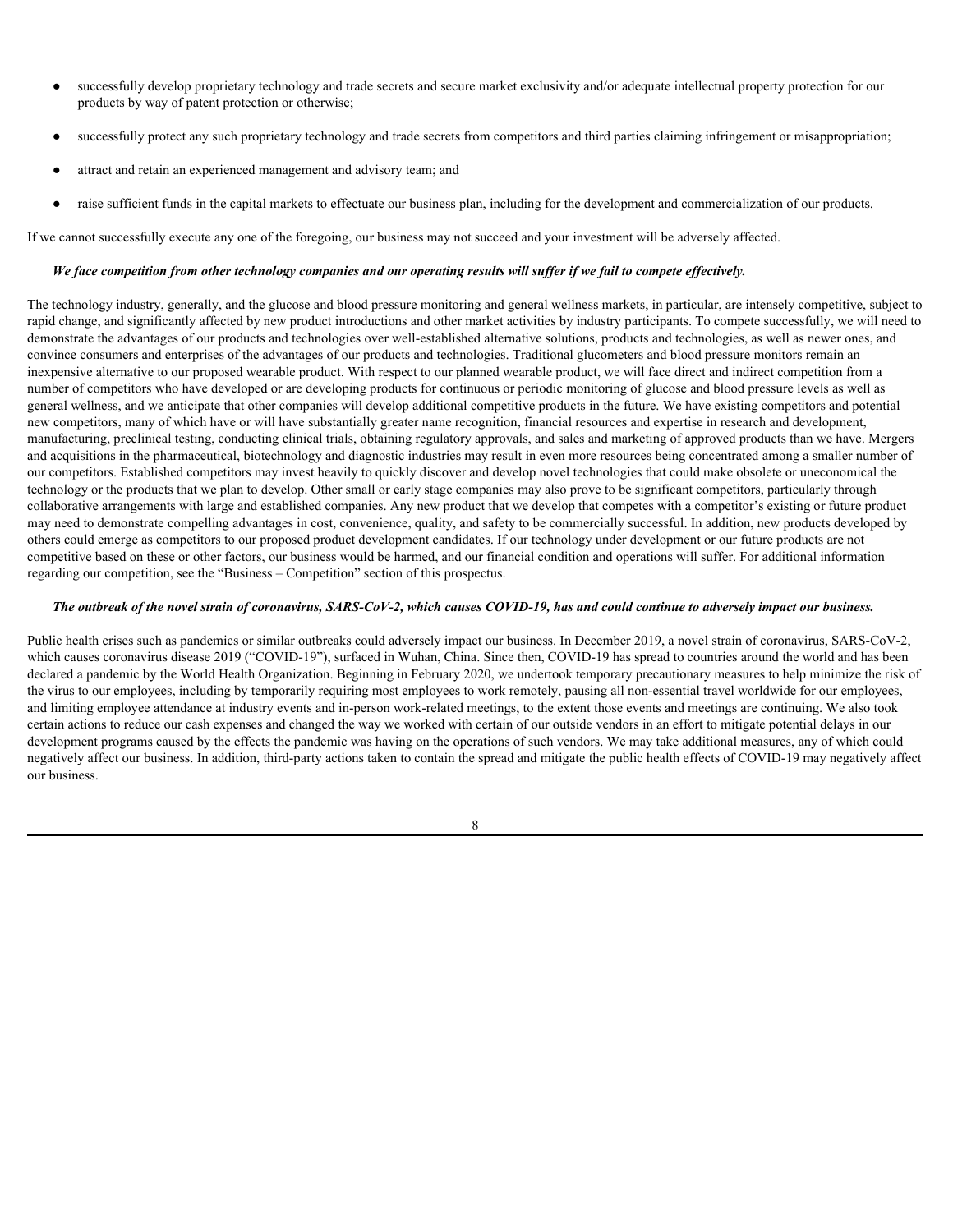- successfully develop proprietary technology and trade secrets and secure market exclusivity and/or adequate intellectual property protection for our products by way of patent protection or otherwise;
- successfully protect any such proprietary technology and trade secrets from competitors and third parties claiming infringement or misappropriation;
- attract and retain an experienced management and advisory team; and
- raise sufficient funds in the capital markets to effectuate our business plan, including for the development and commercialization of our products.

If we cannot successfully execute any one of the foregoing, our business may not succeed and your investment will be adversely affected.

***We face competition from other technology companies and our operating results will suffer if we fail to compete effectively.***

The technology industry, generally, and the glucose and blood pressure monitoring and general wellness markets, in particular, are intensely competitive, subject to rapid change, and significantly affected by new product introductions and other market activities by industry participants. To compete successfully, we will need to demonstrate the advantages of our products and technologies over well-established alternative solutions, products and technologies, as well as newer ones, and convince consumers and enterprises of the advantages of our products and technologies. Traditional glucometers and blood pressure monitors remain an inexpensive alternative to our proposed wearable product. With respect to our planned wearable product, we will face direct and indirect competition from a number of competitors who have developed or are developing products for continuous or periodic monitoring of glucose and blood pressure levels as well as general wellness, and we anticipate that other companies will develop additional competitive products in the future. We have existing competitors and potential new competitors, many of which have or will have substantially greater name recognition, financial resources and expertise in research and development, manufacturing, preclinical testing, conducting clinical trials, obtaining regulatory approvals, and sales and marketing of approved products than we have. Mergers and acquisitions in the pharmaceutical, biotechnology and diagnostic industries may result in even more resources being concentrated among a smaller number of our competitors. Established competitors may invest heavily to quickly discover and develop novel technologies that could make obsolete or uneconomical the technology or the products that we plan to develop. Other small or early stage companies may also prove to be significant competitors, particularly through collaborative arrangements with large and established companies. Any new product that we develop that competes with a competitor's existing or future product may need to demonstrate compelling advantages in cost, convenience, quality, and safety to be commercially successful. In addition, new products developed by others could emerge as competitors to our proposed product development candidates. If our technology under development or our future products are not competitive based on these or other factors, our business would be harmed, and our financial condition and operations will suffer. For additional information regarding our competition, see the "Business – Competition" section of this prospectus.

***The outbreak of the novel strain of coronavirus, SARS-CoV-2, which causes COVID-19, has and could continue to adversely impact our business.***

Public health crises such as pandemics or similar outbreaks could adversely impact our business. In December 2019, a novel strain of coronavirus, SARS-CoV-2, which causes coronavirus disease 2019 ("COVID-19"), surfaced in Wuhan, China. Since then, COVID-19 has spread to countries around the world and has been declared a pandemic by the World Health Organization. Beginning in February 2020, we undertook temporary precautionary measures to help minimize the risk of the virus to our employees, including by temporarily requiring most employees to work remotely, pausing all non-essential travel worldwide for our employees, and limiting employee attendance at industry events and in-person work-related meetings, to the extent those events and meetings are continuing. We also took certain actions to reduce our cash expenses and changed the way we worked with certain of our outside vendors in an effort to mitigate potential delays in our development programs caused by the effects the pandemic was having on the operations of such vendors. We may take additional measures, any of which could negatively affect our business. In addition, third-party actions taken to contain the spread and mitigate the public health effects of COVID-19 may negatively affect our business.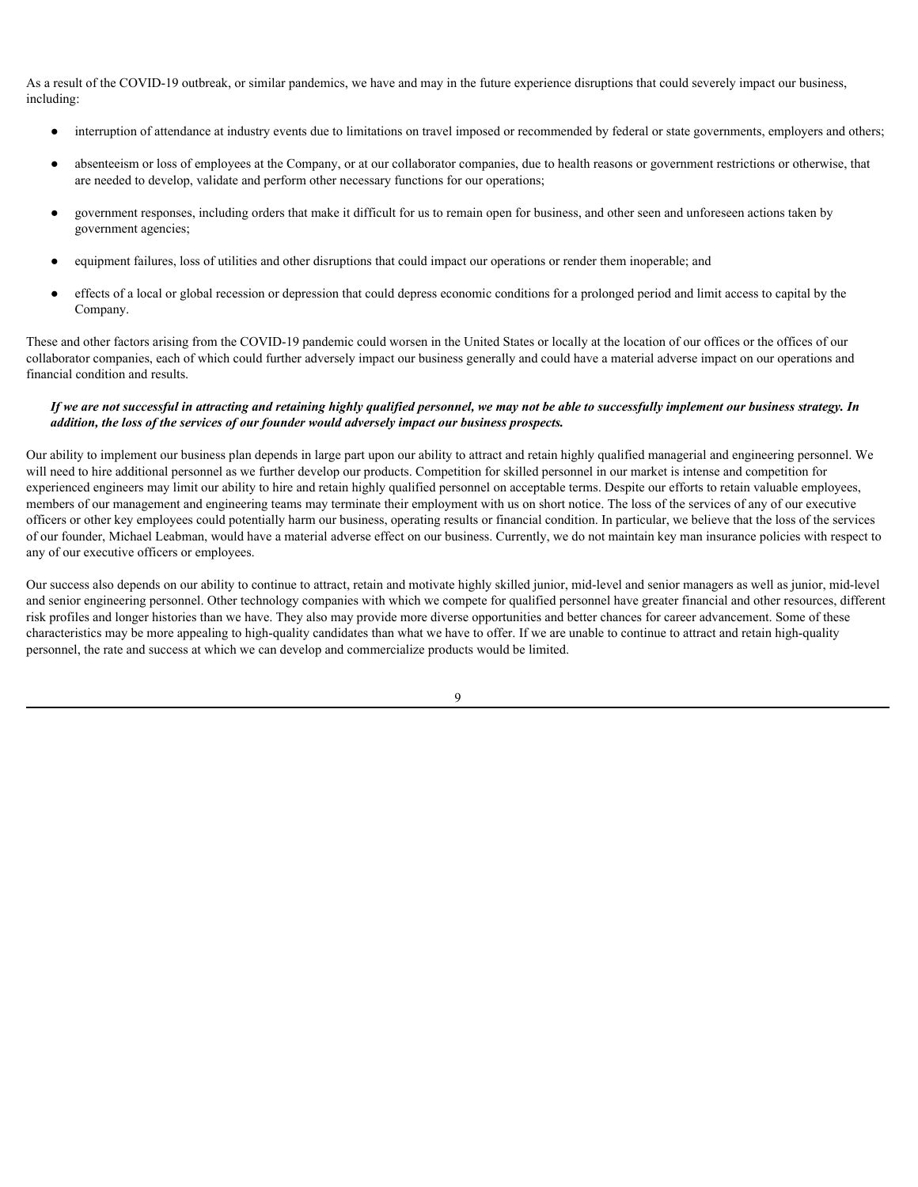As a result of the COVID-19 outbreak, or similar pandemics, we have and may in the future experience disruptions that could severely impact our business, including:

- interruption of attendance at industry events due to limitations on travel imposed or recommended by federal or state governments, employers and others;
- absenteeism or loss of employees at the Company, or at our collaborator companies, due to health reasons or government restrictions or otherwise, that are needed to develop, validate and perform other necessary functions for our operations;
- government responses, including orders that make it difficult for us to remain open for business, and other seen and unforeseen actions taken by government agencies;
- equipment failures, loss of utilities and other disruptions that could impact our operations or render them inoperable; and
- effects of a local or global recession or depression that could depress economic conditions for a prolonged period and limit access to capital by the Company.

These and other factors arising from the COVID-19 pandemic could worsen in the United States or locally at the location of our offices or the offices of our collaborator companies, each of which could further adversely impact our business generally and could have a material adverse impact on our operations and financial condition and results.

***If we are not successful in attracting and retaining highly qualified personnel, we may not be able to successfully implement our business strategy. In addition, the loss of the services of our founder would adversely impact our business prospects.***

Our ability to implement our business plan depends in large part upon our ability to attract and retain highly qualified managerial and engineering personnel. We will need to hire additional personnel as we further develop our products. Competition for skilled personnel in our market is intense and competition for experienced engineers may limit our ability to hire and retain highly qualified personnel on acceptable terms. Despite our efforts to retain valuable employees, members of our management and engineering teams may terminate their employment with us on short notice. The loss of the services of any of our executive officers or other key employees could potentially harm our business, operating results or financial condition. In particular, we believe that the loss of the services of our founder, Michael Leabman, would have a material adverse effect on our business. Currently, we do not maintain key man insurance policies with respect to any of our executive officers or employees.

Our success also depends on our ability to continue to attract, retain and motivate highly skilled junior, mid-level and senior managers as well as junior, mid-level and senior engineering personnel. Other technology companies with which we compete for qualified personnel have greater financial and other resources, different risk profiles and longer histories than we have. They also may provide more diverse opportunities and better chances for career advancement. Some of these characteristics may be more appealing to high-quality candidates than what we have to offer. If we are unable to continue to attract and retain high-quality personnel, the rate and success at which we can develop and commercialize products would be limited.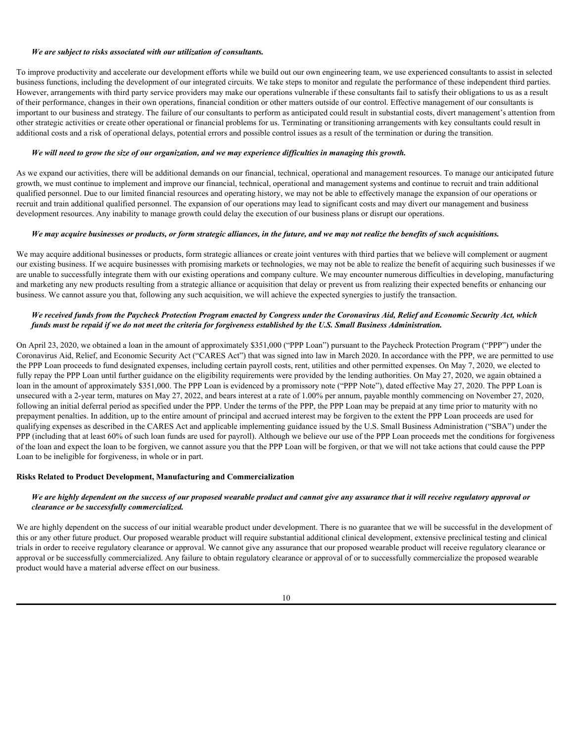*We are subject to risks associated with our utilization of consultants.*

To improve productivity and accelerate our development efforts while we build out our own engineering team, we use experienced consultants to assist in selected business functions, including the development of our integrated circuits. We take steps to monitor and regulate the performance of these independent third parties. However, arrangements with third party service providers may make our operations vulnerable if these consultants fail to satisfy their obligations to us as a result of their performance, changes in their own operations, financial condition or other matters outside of our control. Effective management of our consultants is important to our business and strategy. The failure of our consultants to perform as anticipated could result in substantial costs, divert management's attention from other strategic activities or create other operational or financial problems for us. Terminating or transitioning arrangements with key consultants could result in additional costs and a risk of operational delays, potential errors and possible control issues as a result of the termination or during the transition.

*We will need to grow the size of our organization, and we may experience difficulties in managing this growth.*

As we expand our activities, there will be additional demands on our financial, technical, operational and management resources. To manage our anticipated future growth, we must continue to implement and improve our financial, technical, operational and management systems and continue to recruit and train additional qualified personnel. Due to our limited financial resources and operating history, we may not be able to effectively manage the expansion of our operations or recruit and train additional qualified personnel. The expansion of our operations may lead to significant costs and may divert our management and business development resources. Any inability to manage growth could delay the execution of our business plans or disrupt our operations.

*We may acquire businesses or products, or form strategic alliances, in the future, and we may not realize the benefits of such acquisitions.*

We may acquire additional businesses or products, form strategic alliances or create joint ventures with third parties that we believe will complement or augment our existing business. If we acquire businesses with promising markets or technologies, we may not be able to realize the benefit of acquiring such businesses if we are unable to successfully integrate them with our existing operations and company culture. We may encounter numerous difficulties in developing, manufacturing and marketing any new products resulting from a strategic alliance or acquisition that delay or prevent us from realizing their expected benefits or enhancing our business. We cannot assure you that, following any such acquisition, we will achieve the expected synergies to justify the transaction.

*We received funds from the Paycheck Protection Program enacted by Congress under the Coronavirus Aid, Relief and Economic Security Act, which funds must be repaid if we do not meet the criteria for forgiveness established by the U.S. Small Business Administration.*

On April 23, 2020, we obtained a loan in the amount of approximately $351,000 ("PPP Loan") pursuant to the Paycheck Protection Program ("PPP") under the Coronavirus Aid, Relief, and Economic Security Act ("CARES Act") that was signed into law in March 2020. In accordance with the PPP, we are permitted to use the PPP Loan proceeds to fund designated expenses, including certain payroll costs, rent, utilities and other permitted expenses. On May 7, 2020, we elected to fully repay the PPP Loan until further guidance on the eligibility requirements were provided by the lending authorities. On May 27, 2020, we again obtained a loan in the amount of approximately $351,000. The PPP Loan is evidenced by a promissory note ("PPP Note"), dated effective May 27, 2020. The PPP Loan is unsecured with a 2-year term, matures on May 27, 2022, and bears interest at a rate of 1.00% per annum, payable monthly commencing on November 27, 2020, following an initial deferral period as specified under the PPP. Under the terms of the PPP, the PPP Loan may be prepaid at any time prior to maturity with no prepayment penalties. In addition, up to the entire amount of principal and accrued interest may be forgiven to the extent the PPP Loan proceeds are used for qualifying expenses as described in the CARES Act and applicable implementing guidance issued by the U.S. Small Business Administration ("SBA") under the PPP (including that at least 60% of such loan funds are used for payroll). Although we believe our use of the PPP Loan proceeds met the conditions for forgiveness of the loan and expect the loan to be forgiven, we cannot assure you that the PPP Loan will be forgiven, or that we will not take actions that could cause the PPP Loan to be ineligible for forgiveness, in whole or in part.

**Risks Related to Product Development, Manufacturing and Commercialization**

*We are highly dependent on the success of our proposed wearable product and cannot give any assurance that it will receive regulatory approval or clearance or be successfully commercialized.*

We are highly dependent on the success of our initial wearable product under development. There is no guarantee that we will be successful in the development of this or any other future product. Our proposed wearable product will require substantial additional clinical development, extensive preclinical testing and clinical trials in order to receive regulatory clearance or approval. We cannot give any assurance that our proposed wearable product will receive regulatory clearance or approval or be successfully commercialized. Any failure to obtain regulatory clearance or approval of or to successfully commercialize the proposed wearable product would have a material adverse effect on our business.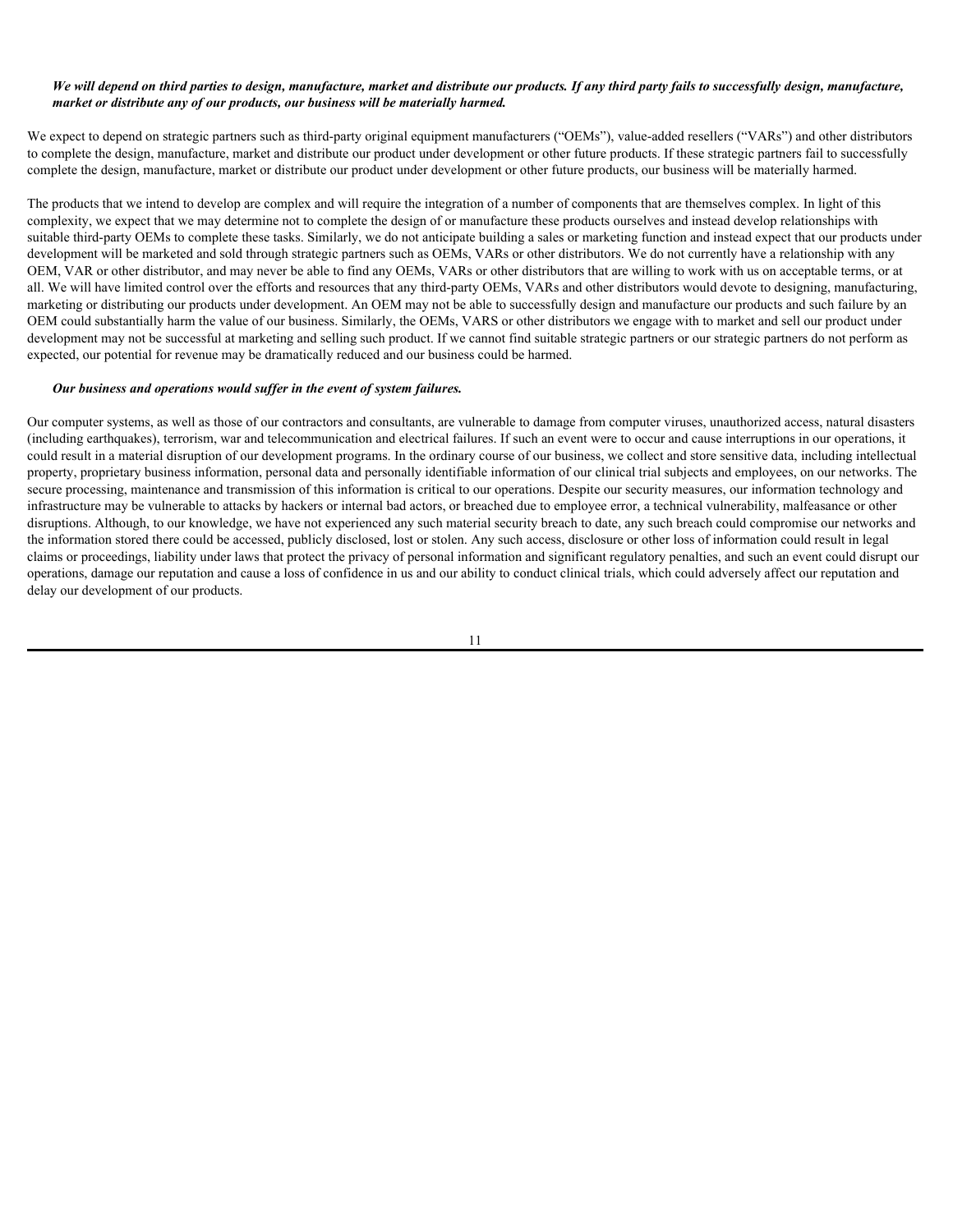***We will depend on third parties to design, manufacture, market and distribute our products. If any third party fails to successfully design, manufacture, market or distribute any of our products, our business will be materially harmed.***

We expect to depend on strategic partners such as third-party original equipment manufacturers ("OEMs"), value-added resellers ("VARs") and other distributors to complete the design, manufacture, market and distribute our product under development or other future products. If these strategic partners fail to successfully complete the design, manufacture, market or distribute our product under development or other future products, our business will be materially harmed.

The products that we intend to develop are complex and will require the integration of a number of components that are themselves complex. In light of this complexity, we expect that we may determine not to complete the design of or manufacture these products ourselves and instead develop relationships with suitable third-party OEMs to complete these tasks. Similarly, we do not anticipate building a sales or marketing function and instead expect that our products under development will be marketed and sold through strategic partners such as OEMs, VARs or other distributors. We do not currently have a relationship with any OEM, VAR or other distributor, and may never be able to find any OEMs, VARs or other distributors that are willing to work with us on acceptable terms, or at all. We will have limited control over the efforts and resources that any third-party OEMs, VARs and other distributors would devote to designing, manufacturing, marketing or distributing our products under development. An OEM may not be able to successfully design and manufacture our products and such failure by an OEM could substantially harm the value of our business. Similarly, the OEMs, VARS or other distributors we engage with to market and sell our product under development may not be successful at marketing and selling such product. If we cannot find suitable strategic partners or our strategic partners do not perform as expected, our potential for revenue may be dramatically reduced and our business could be harmed.

***Our business and operations would suffer in the event of system failures.***

Our computer systems, as well as those of our contractors and consultants, are vulnerable to damage from computer viruses, unauthorized access, natural disasters (including earthquakes), terrorism, war and telecommunication and electrical failures. If such an event were to occur and cause interruptions in our operations, it could result in a material disruption of our development programs. In the ordinary course of our business, we collect and store sensitive data, including intellectual property, proprietary business information, personal data and personally identifiable information of our clinical trial subjects and employees, on our networks. The secure processing, maintenance and transmission of this information is critical to our operations. Despite our security measures, our information technology and infrastructure may be vulnerable to attacks by hackers or internal bad actors, or breached due to employee error, a technical vulnerability, malfeasance or other disruptions. Although, to our knowledge, we have not experienced any such material security breach to date, any such breach could compromise our networks and the information stored there could be accessed, publicly disclosed, lost or stolen. Any such access, disclosure or other loss of information could result in legal claims or proceedings, liability under laws that protect the privacy of personal information and significant regulatory penalties, and such an event could disrupt our operations, damage our reputation and cause a loss of confidence in us and our ability to conduct clinical trials, which could adversely affect our reputation and delay our development of our products.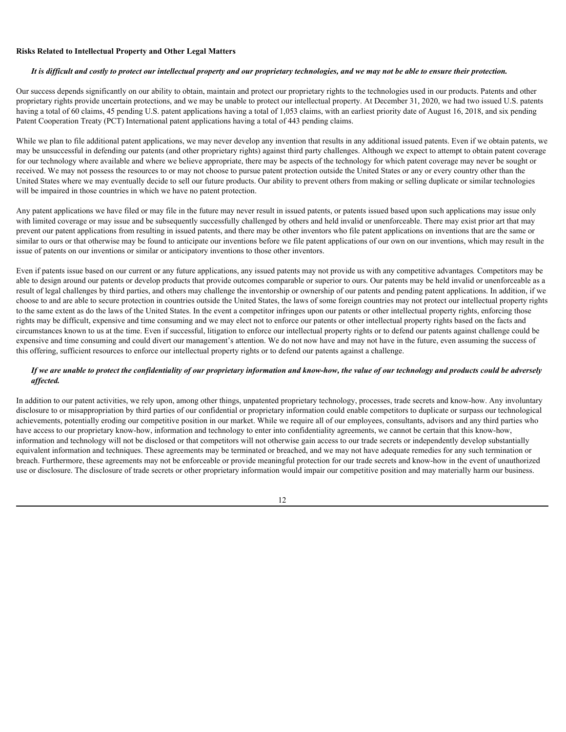**Risks Related to Intellectual Property and Other Legal Matters**

***It is difficult and costly to protect our intellectual property and our proprietary technologies, and we may not be able to ensure their protection.***

Our success depends significantly on our ability to obtain, maintain and protect our proprietary rights to the technologies used in our products. Patents and other proprietary rights provide uncertain protections, and we may be unable to protect our intellectual property. At December 31, 2020, we had two issued U.S. patents having a total of 60 claims, 45 pending U.S. patent applications having a total of 1,053 claims, with an earliest priority date of August 16, 2018, and six pending Patent Cooperation Treaty (PCT) International patent applications having a total of 443 pending claims.

While we plan to file additional patent applications, we may never develop any invention that results in any additional issued patents. Even if we obtain patents, we may be unsuccessful in defending our patents (and other proprietary rights) against third party challenges. Although we expect to attempt to obtain patent coverage for our technology where available and where we believe appropriate, there may be aspects of the technology for which patent coverage may never be sought or received. We may not possess the resources to or may not choose to pursue patent protection outside the United States or any or every country other than the United States where we may eventually decide to sell our future products. Our ability to prevent others from making or selling duplicate or similar technologies will be impaired in those countries in which we have no patent protection.

Any patent applications we have filed or may file in the future may never result in issued patents, or patents issued based upon such applications may issue only with limited coverage or may issue and be subsequently successfully challenged by others and held invalid or unenforceable. There may exist prior art that may prevent our patent applications from resulting in issued patents, and there may be other inventors who file patent applications on inventions that are the same or similar to ours or that otherwise may be found to anticipate our inventions before we file patent applications of our own on our inventions, which may result in the issue of patents on our inventions or similar or anticipatory inventions to those other inventors.

Even if patents issue based on our current or any future applications, any issued patents may not provide us with any competitive advantages*.* Competitors may be able to design around our patents or develop products that provide outcomes comparable or superior to ours. Our patents may be held invalid or unenforceable as a result of legal challenges by third parties, and others may challenge the inventorship or ownership of our patents and pending patent applications. In addition, if we choose to and are able to secure protection in countries outside the United States, the laws of some foreign countries may not protect our intellectual property rights to the same extent as do the laws of the United States. In the event a competitor infringes upon our patents or other intellectual property rights, enforcing those rights may be difficult, expensive and time consuming and we may elect not to enforce our patents or other intellectual property rights based on the facts and circumstances known to us at the time. Even if successful, litigation to enforce our intellectual property rights or to defend our patents against challenge could be expensive and time consuming and could divert our management's attention. We do not now have and may not have in the future, even assuming the success of this offering, sufficient resources to enforce our intellectual property rights or to defend our patents against a challenge.

***If we are unable to protect the confidentiality of our proprietary information and know-how, the value of our technology and products could be adversely affected.***

In addition to our patent activities, we rely upon, among other things, unpatented proprietary technology, processes, trade secrets and know-how. Any involuntary disclosure to or misappropriation by third parties of our confidential or proprietary information could enable competitors to duplicate or surpass our technological achievements, potentially eroding our competitive position in our market. While we require all of our employees, consultants, advisors and any third parties who have access to our proprietary know-how, information and technology to enter into confidentiality agreements, we cannot be certain that this know-how, information and technology will not be disclosed or that competitors will not otherwise gain access to our trade secrets or independently develop substantially equivalent information and techniques. These agreements may be terminated or breached, and we may not have adequate remedies for any such termination or breach. Furthermore, these agreements may not be enforceable or provide meaningful protection for our trade secrets and know-how in the event of unauthorized use or disclosure. The disclosure of trade secrets or other proprietary information would impair our competitive position and may materially harm our business.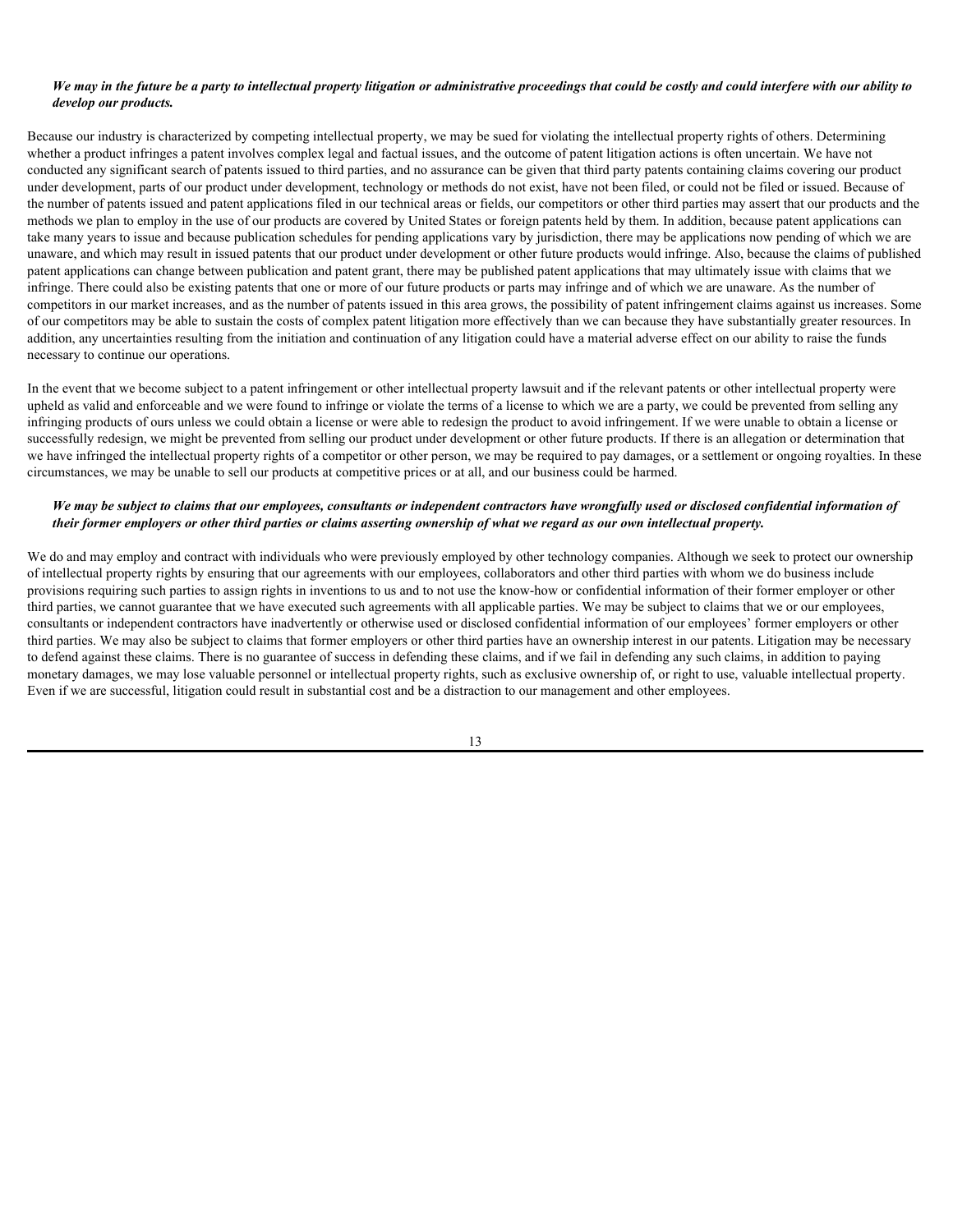***We may in the future be a party to intellectual property litigation or administrative proceedings that could be costly and could interfere with our ability to develop our products.***

Because our industry is characterized by competing intellectual property, we may be sued for violating the intellectual property rights of others. Determining whether a product infringes a patent involves complex legal and factual issues, and the outcome of patent litigation actions is often uncertain. We have not conducted any significant search of patents issued to third parties, and no assurance can be given that third party patents containing claims covering our product under development, parts of our product under development, technology or methods do not exist, have not been filed, or could not be filed or issued. Because of the number of patents issued and patent applications filed in our technical areas or fields, our competitors or other third parties may assert that our products and the methods we plan to employ in the use of our products are covered by United States or foreign patents held by them. In addition, because patent applications can take many years to issue and because publication schedules for pending applications vary by jurisdiction, there may be applications now pending of which we are unaware, and which may result in issued patents that our product under development or other future products would infringe. Also, because the claims of published patent applications can change between publication and patent grant, there may be published patent applications that may ultimately issue with claims that we infringe. There could also be existing patents that one or more of our future products or parts may infringe and of which we are unaware. As the number of competitors in our market increases, and as the number of patents issued in this area grows, the possibility of patent infringement claims against us increases. Some of our competitors may be able to sustain the costs of complex patent litigation more effectively than we can because they have substantially greater resources. In addition, any uncertainties resulting from the initiation and continuation of any litigation could have a material adverse effect on our ability to raise the funds necessary to continue our operations.

In the event that we become subject to a patent infringement or other intellectual property lawsuit and if the relevant patents or other intellectual property were upheld as valid and enforceable and we were found to infringe or violate the terms of a license to which we are a party, we could be prevented from selling any infringing products of ours unless we could obtain a license or were able to redesign the product to avoid infringement. If we were unable to obtain a license or successfully redesign, we might be prevented from selling our product under development or other future products. If there is an allegation or determination that we have infringed the intellectual property rights of a competitor or other person, we may be required to pay damages, or a settlement or ongoing royalties. In these circumstances, we may be unable to sell our products at competitive prices or at all, and our business could be harmed.

***We may be subject to claims that our employees, consultants or independent contractors have wrongfully used or disclosed confidential information of their former employers or other third parties or claims asserting ownership of what we regard as our own intellectual property.***

We do and may employ and contract with individuals who were previously employed by other technology companies. Although we seek to protect our ownership of intellectual property rights by ensuring that our agreements with our employees, collaborators and other third parties with whom we do business include provisions requiring such parties to assign rights in inventions to us and to not use the know-how or confidential information of their former employer or other third parties, we cannot guarantee that we have executed such agreements with all applicable parties. We may be subject to claims that we or our employees, consultants or independent contractors have inadvertently or otherwise used or disclosed confidential information of our employees' former employers or other third parties. We may also be subject to claims that former employers or other third parties have an ownership interest in our patents. Litigation may be necessary to defend against these claims. There is no guarantee of success in defending these claims, and if we fail in defending any such claims, in addition to paying monetary damages, we may lose valuable personnel or intellectual property rights, such as exclusive ownership of, or right to use, valuable intellectual property. Even if we are successful, litigation could result in substantial cost and be a distraction to our management and other employees.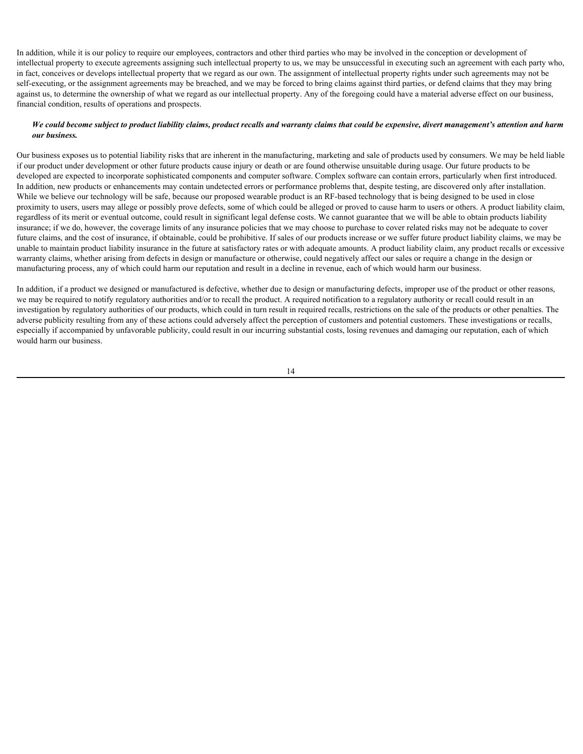In addition, while it is our policy to require our employees, contractors and other third parties who may be involved in the conception or development of intellectual property to execute agreements assigning such intellectual property to us, we may be unsuccessful in executing such an agreement with each party who, in fact, conceives or develops intellectual property that we regard as our own. The assignment of intellectual property rights under such agreements may not be self-executing, or the assignment agreements may be breached, and we may be forced to bring claims against third parties, or defend claims that they may bring against us, to determine the ownership of what we regard as our intellectual property. Any of the foregoing could have a material adverse effect on our business, financial condition, results of operations and prospects.

***We could become subject to product liability claims, product recalls and warranty claims that could be expensive, divert management's attention and harm our business.***

Our business exposes us to potential liability risks that are inherent in the manufacturing, marketing and sale of products used by consumers. We may be held liable if our product under development or other future products cause injury or death or are found otherwise unsuitable during usage. Our future products to be developed are expected to incorporate sophisticated components and computer software. Complex software can contain errors, particularly when first introduced. In addition, new products or enhancements may contain undetected errors or performance problems that, despite testing, are discovered only after installation. While we believe our technology will be safe, because our proposed wearable product is an RF-based technology that is being designed to be used in close proximity to users, users may allege or possibly prove defects, some of which could be alleged or proved to cause harm to users or others. A product liability claim, regardless of its merit or eventual outcome, could result in significant legal defense costs. We cannot guarantee that we will be able to obtain products liability insurance; if we do, however, the coverage limits of any insurance policies that we may choose to purchase to cover related risks may not be adequate to cover future claims, and the cost of insurance, if obtainable, could be prohibitive. If sales of our products increase or we suffer future product liability claims, we may be unable to maintain product liability insurance in the future at satisfactory rates or with adequate amounts. A product liability claim, any product recalls or excessive warranty claims, whether arising from defects in design or manufacture or otherwise, could negatively affect our sales or require a change in the design or manufacturing process, any of which could harm our reputation and result in a decline in revenue, each of which would harm our business.

In addition, if a product we designed or manufactured is defective, whether due to design or manufacturing defects, improper use of the product or other reasons, we may be required to notify regulatory authorities and/or to recall the product. A required notification to a regulatory authority or recall could result in an investigation by regulatory authorities of our products, which could in turn result in required recalls, restrictions on the sale of the products or other penalties. The adverse publicity resulting from any of these actions could adversely affect the perception of customers and potential customers. These investigations or recalls, especially if accompanied by unfavorable publicity, could result in our incurring substantial costs, losing revenues and damaging our reputation, each of which would harm our business.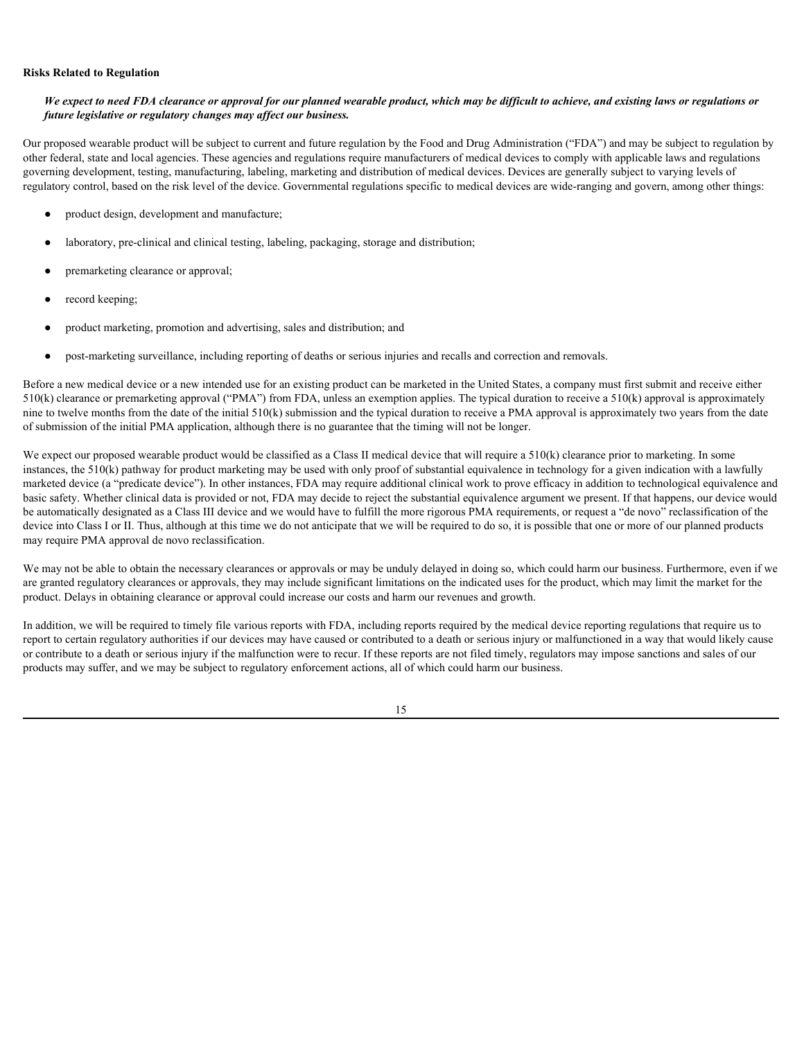**Risks Related to Regulation**

***We expect to need FDA clearance or approval for our planned wearable product, which may be difficult to achieve, and existing laws or regulations or future legislative or regulatory changes may affect our business.***

Our proposed wearable product will be subject to current and future regulation by the Food and Drug Administration ("FDA") and may be subject to regulation by other federal, state and local agencies. These agencies and regulations require manufacturers of medical devices to comply with applicable laws and regulations governing development, testing, manufacturing, labeling, marketing and distribution of medical devices. Devices are generally subject to varying levels of regulatory control, based on the risk level of the device. Governmental regulations specific to medical devices are wide-ranging and govern, among other things:

- product design, development and manufacture;
- laboratory, pre-clinical and clinical testing, labeling, packaging, storage and distribution;
- premarketing clearance or approval;
- record keeping;
- product marketing, promotion and advertising, sales and distribution; and
- post-marketing surveillance, including reporting of deaths or serious injuries and recalls and correction and removals.

Before a new medical device or a new intended use for an existing product can be marketed in the United States, a company must first submit and receive either 510(k) clearance or premarketing approval ("PMA") from FDA, unless an exemption applies. The typical duration to receive a 510(k) approval is approximately nine to twelve months from the date of the initial 510(k) submission and the typical duration to receive a PMA approval is approximately two years from the date of submission of the initial PMA application, although there is no guarantee that the timing will not be longer.

We expect our proposed wearable product would be classified as a Class II medical device that will require a 510(k) clearance prior to marketing. In some instances, the 510(k) pathway for product marketing may be used with only proof of substantial equivalence in technology for a given indication with a lawfully marketed device (a "predicate device"). In other instances, FDA may require additional clinical work to prove efficacy in addition to technological equivalence and basic safety. Whether clinical data is provided or not, FDA may decide to reject the substantial equivalence argument we present. If that happens, our device would be automatically designated as a Class III device and we would have to fulfill the more rigorous PMA requirements, or request a "de novo" reclassification of the device into Class I or II. Thus, although at this time we do not anticipate that we will be required to do so, it is possible that one or more of our planned products may require PMA approval de novo reclassification.

We may not be able to obtain the necessary clearances or approvals or may be unduly delayed in doing so, which could harm our business. Furthermore, even if we are granted regulatory clearances or approvals, they may include significant limitations on the indicated uses for the product, which may limit the market for the product. Delays in obtaining clearance or approval could increase our costs and harm our revenues and growth.

In addition, we will be required to timely file various reports with FDA, including reports required by the medical device reporting regulations that require us to report to certain regulatory authorities if our devices may have caused or contributed to a death or serious injury or malfunctioned in a way that would likely cause or contribute to a death or serious injury if the malfunction were to recur. If these reports are not filed timely, regulators may impose sanctions and sales of our products may suffer, and we may be subject to regulatory enforcement actions, all of which could harm our business.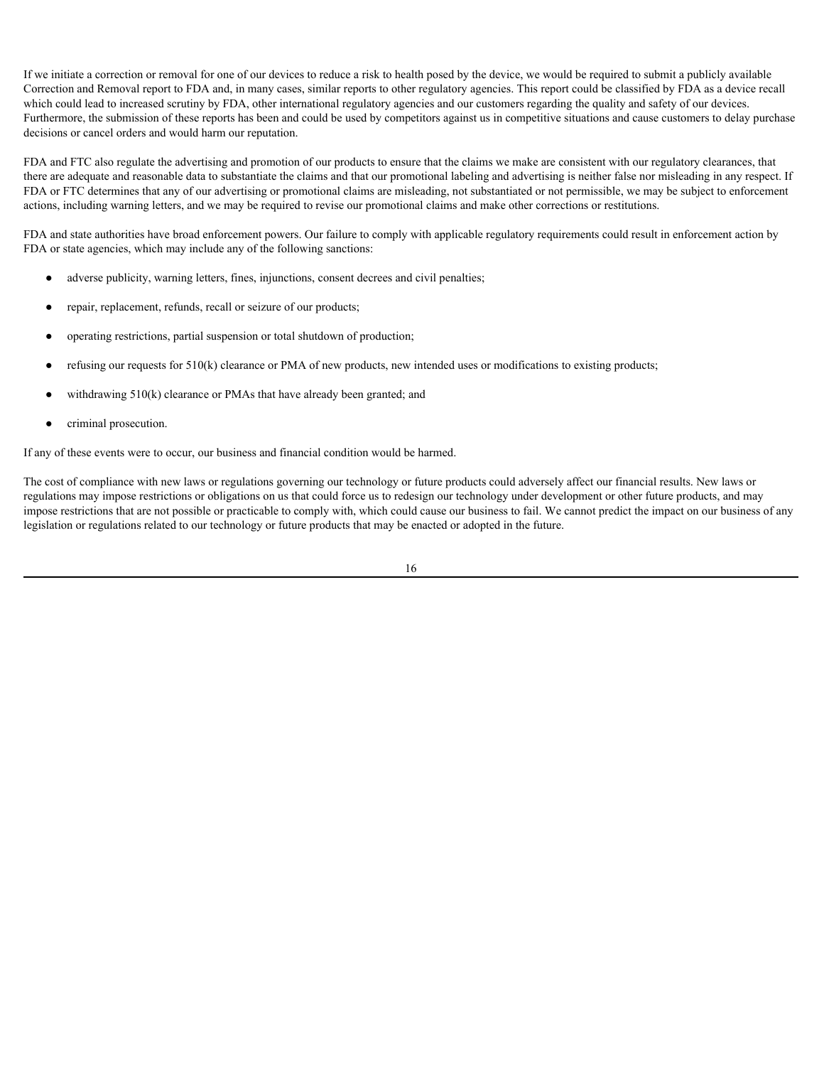If we initiate a correction or removal for one of our devices to reduce a risk to health posed by the device, we would be required to submit a publicly available Correction and Removal report to FDA and, in many cases, similar reports to other regulatory agencies. This report could be classified by FDA as a device recall which could lead to increased scrutiny by FDA, other international regulatory agencies and our customers regarding the quality and safety of our devices. Furthermore, the submission of these reports has been and could be used by competitors against us in competitive situations and cause customers to delay purchase decisions or cancel orders and would harm our reputation.

FDA and FTC also regulate the advertising and promotion of our products to ensure that the claims we make are consistent with our regulatory clearances, that there are adequate and reasonable data to substantiate the claims and that our promotional labeling and advertising is neither false nor misleading in any respect. If FDA or FTC determines that any of our advertising or promotional claims are misleading, not substantiated or not permissible, we may be subject to enforcement actions, including warning letters, and we may be required to revise our promotional claims and make other corrections or restitutions.

FDA and state authorities have broad enforcement powers. Our failure to comply with applicable regulatory requirements could result in enforcement action by FDA or state agencies, which may include any of the following sanctions:

- adverse publicity, warning letters, fines, injunctions, consent decrees and civil penalties;
- repair, replacement, refunds, recall or seizure of our products;
- operating restrictions, partial suspension or total shutdown of production;
- refusing our requests for 510(k) clearance or PMA of new products, new intended uses or modifications to existing products;
- withdrawing 510(k) clearance or PMAs that have already been granted; and
- criminal prosecution.

If any of these events were to occur, our business and financial condition would be harmed.

The cost of compliance with new laws or regulations governing our technology or future products could adversely affect our financial results. New laws or regulations may impose restrictions or obligations on us that could force us to redesign our technology under development or other future products, and may impose restrictions that are not possible or practicable to comply with, which could cause our business to fail. We cannot predict the impact on our business of any legislation or regulations related to our technology or future products that may be enacted or adopted in the future.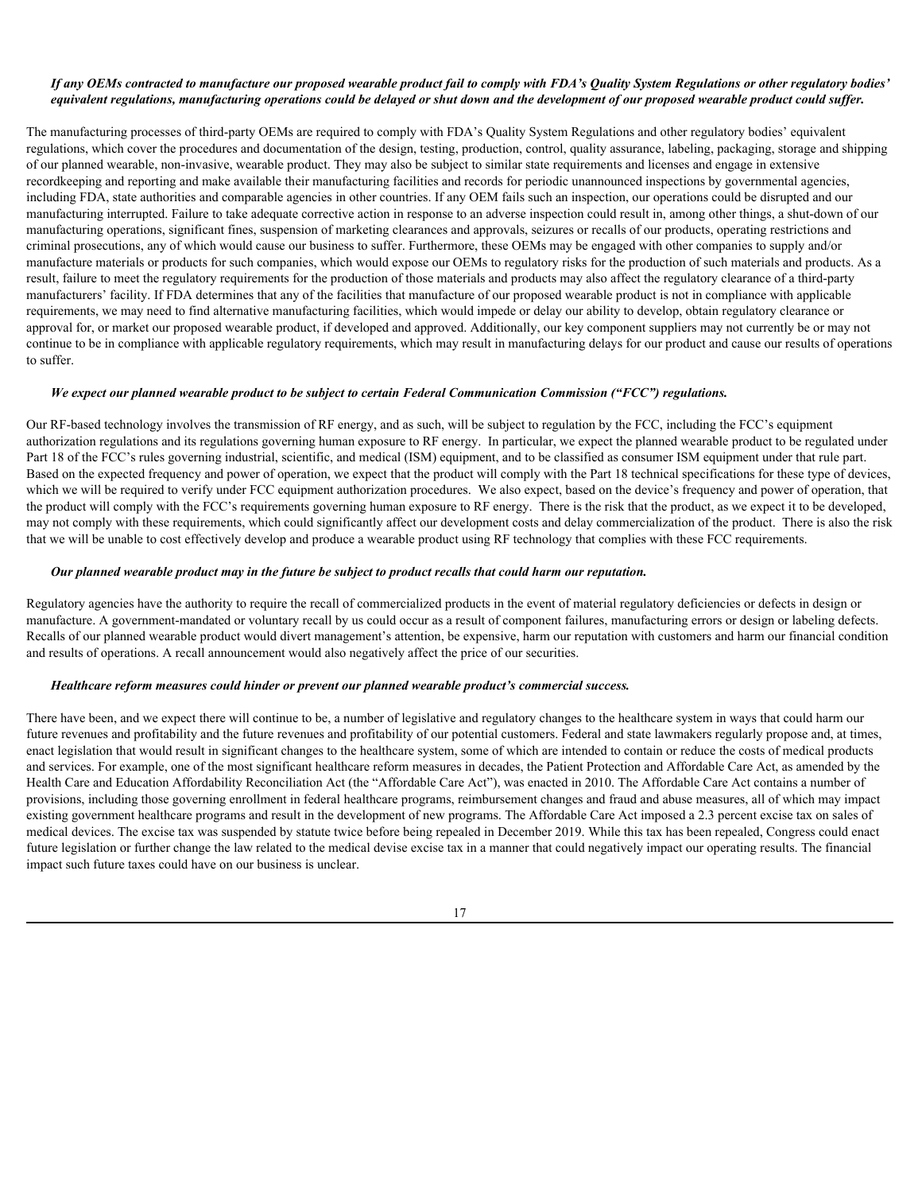***If any OEMs contracted to manufacture our proposed wearable product fail to comply with FDA's Quality System Regulations or other regulatory bodies' equivalent regulations, manufacturing operations could be delayed or shut down and the development of our proposed wearable product could suffer.***

The manufacturing processes of third-party OEMs are required to comply with FDA's Quality System Regulations and other regulatory bodies' equivalent regulations, which cover the procedures and documentation of the design, testing, production, control, quality assurance, labeling, packaging, storage and shipping of our planned wearable, non-invasive, wearable product. They may also be subject to similar state requirements and licenses and engage in extensive recordkeeping and reporting and make available their manufacturing facilities and records for periodic unannounced inspections by governmental agencies, including FDA, state authorities and comparable agencies in other countries. If any OEM fails such an inspection, our operations could be disrupted and our manufacturing interrupted. Failure to take adequate corrective action in response to an adverse inspection could result in, among other things, a shut-down of our manufacturing operations, significant fines, suspension of marketing clearances and approvals, seizures or recalls of our products, operating restrictions and criminal prosecutions, any of which would cause our business to suffer. Furthermore, these OEMs may be engaged with other companies to supply and/or manufacture materials or products for such companies, which would expose our OEMs to regulatory risks for the production of such materials and products. As a result, failure to meet the regulatory requirements for the production of those materials and products may also affect the regulatory clearance of a third-party manufacturers' facility. If FDA determines that any of the facilities that manufacture of our proposed wearable product is not in compliance with applicable requirements, we may need to find alternative manufacturing facilities, which would impede or delay our ability to develop, obtain regulatory clearance or approval for, or market our proposed wearable product, if developed and approved. Additionally, our key component suppliers may not currently be or may not continue to be in compliance with applicable regulatory requirements, which may result in manufacturing delays for our product and cause our results of operations to suffer.

***We expect our planned wearable product to be subject to certain Federal Communication Commission ("FCC") regulations.***

Our RF-based technology involves the transmission of RF energy, and as such, will be subject to regulation by the FCC, including the FCC's equipment authorization regulations and its regulations governing human exposure to RF energy. In particular, we expect the planned wearable product to be regulated under Part 18 of the FCC's rules governing industrial, scientific, and medical (ISM) equipment, and to be classified as consumer ISM equipment under that rule part. Based on the expected frequency and power of operation, we expect that the product will comply with the Part 18 technical specifications for these type of devices, which we will be required to verify under FCC equipment authorization procedures. We also expect, based on the device's frequency and power of operation, that the product will comply with the FCC's requirements governing human exposure to RF energy. There is the risk that the product, as we expect it to be developed, may not comply with these requirements, which could significantly affect our development costs and delay commercialization of the product. There is also the risk that we will be unable to cost effectively develop and produce a wearable product using RF technology that complies with these FCC requirements.

***Our planned wearable product may in the future be subject to product recalls that could harm our reputation.***

Regulatory agencies have the authority to require the recall of commercialized products in the event of material regulatory deficiencies or defects in design or manufacture. A government-mandated or voluntary recall by us could occur as a result of component failures, manufacturing errors or design or labeling defects. Recalls of our planned wearable product would divert management's attention, be expensive, harm our reputation with customers and harm our financial condition and results of operations. A recall announcement would also negatively affect the price of our securities.

***Healthcare reform measures could hinder or prevent our planned wearable product's commercial success.***

There have been, and we expect there will continue to be, a number of legislative and regulatory changes to the healthcare system in ways that could harm our future revenues and profitability and the future revenues and profitability of our potential customers. Federal and state lawmakers regularly propose and, at times, enact legislation that would result in significant changes to the healthcare system, some of which are intended to contain or reduce the costs of medical products and services. For example, one of the most significant healthcare reform measures in decades, the Patient Protection and Affordable Care Act, as amended by the Health Care and Education Affordability Reconciliation Act (the "Affordable Care Act"), was enacted in 2010. The Affordable Care Act contains a number of provisions, including those governing enrollment in federal healthcare programs, reimbursement changes and fraud and abuse measures, all of which may impact existing government healthcare programs and result in the development of new programs. The Affordable Care Act imposed a 2.3 percent excise tax on sales of medical devices. The excise tax was suspended by statute twice before being repealed in December 2019. While this tax has been repealed, Congress could enact future legislation or further change the law related to the medical devise excise tax in a manner that could negatively impact our operating results. The financial impact such future taxes could have on our business is unclear.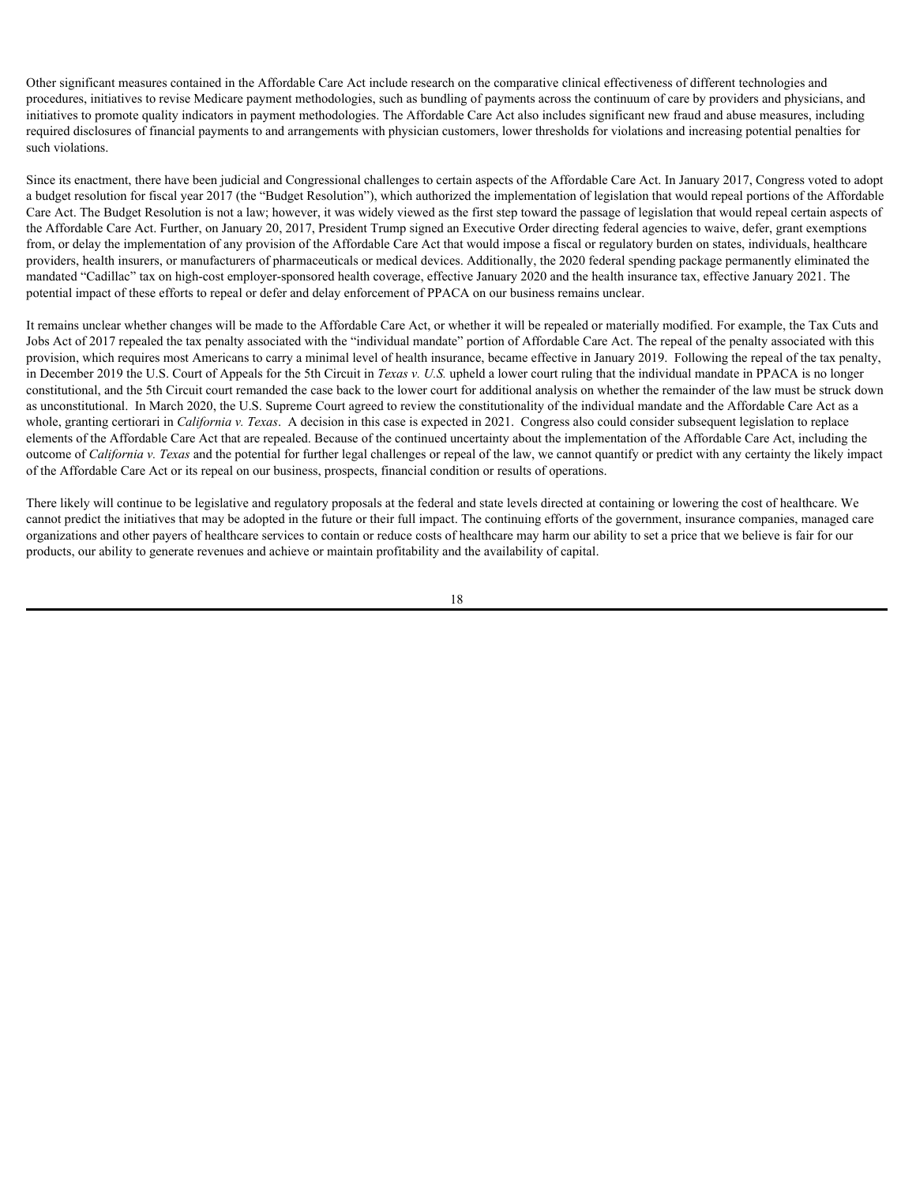Other significant measures contained in the Affordable Care Act include research on the comparative clinical effectiveness of different technologies and procedures, initiatives to revise Medicare payment methodologies, such as bundling of payments across the continuum of care by providers and physicians, and initiatives to promote quality indicators in payment methodologies. The Affordable Care Act also includes significant new fraud and abuse measures, including required disclosures of financial payments to and arrangements with physician customers, lower thresholds for violations and increasing potential penalties for such violations.

Since its enactment, there have been judicial and Congressional challenges to certain aspects of the Affordable Care Act. In January 2017, Congress voted to adopt a budget resolution for fiscal year 2017 (the "Budget Resolution"), which authorized the implementation of legislation that would repeal portions of the Affordable Care Act. The Budget Resolution is not a law; however, it was widely viewed as the first step toward the passage of legislation that would repeal certain aspects of the Affordable Care Act. Further, on January 20, 2017, President Trump signed an Executive Order directing federal agencies to waive, defer, grant exemptions from, or delay the implementation of any provision of the Affordable Care Act that would impose a fiscal or regulatory burden on states, individuals, healthcare providers, health insurers, or manufacturers of pharmaceuticals or medical devices. Additionally, the 2020 federal spending package permanently eliminated the mandated "Cadillac" tax on high-cost employer-sponsored health coverage, effective January 2020 and the health insurance tax, effective January 2021. The potential impact of these efforts to repeal or defer and delay enforcement of PPACA on our business remains unclear.

It remains unclear whether changes will be made to the Affordable Care Act, or whether it will be repealed or materially modified. For example, the Tax Cuts and Jobs Act of 2017 repealed the tax penalty associated with the "individual mandate" portion of Affordable Care Act. The repeal of the penalty associated with this provision, which requires most Americans to carry a minimal level of health insurance, became effective in January 2019. Following the repeal of the tax penalty, in December 2019 the U.S. Court of Appeals for the 5th Circuit in *Texas v. U.S.* upheld a lower court ruling that the individual mandate in PPACA is no longer constitutional, and the 5th Circuit court remanded the case back to the lower court for additional analysis on whether the remainder of the law must be struck down as unconstitutional. In March 2020, the U.S. Supreme Court agreed to review the constitutionality of the individual mandate and the Affordable Care Act as a whole, granting certiorari in *California v. Texas*. A decision in this case is expected in 2021. Congress also could consider subsequent legislation to replace elements of the Affordable Care Act that are repealed. Because of the continued uncertainty about the implementation of the Affordable Care Act, including the outcome of *California v. Texas* and the potential for further legal challenges or repeal of the law, we cannot quantify or predict with any certainty the likely impact of the Affordable Care Act or its repeal on our business, prospects, financial condition or results of operations.

There likely will continue to be legislative and regulatory proposals at the federal and state levels directed at containing or lowering the cost of healthcare. We cannot predict the initiatives that may be adopted in the future or their full impact. The continuing efforts of the government, insurance companies, managed care organizations and other payers of healthcare services to contain or reduce costs of healthcare may harm our ability to set a price that we believe is fair for our products, our ability to generate revenues and achieve or maintain profitability and the availability of capital.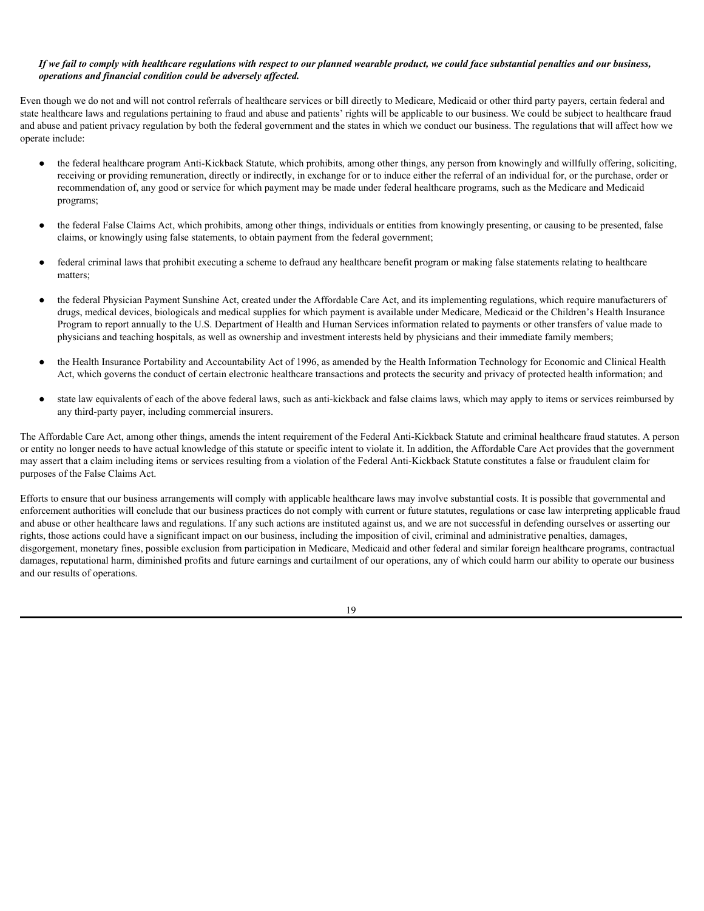***If we fail to comply with healthcare regulations with respect to our planned wearable product, we could face substantial penalties and our business, operations and financial condition could be adversely affected.***

Even though we do not and will not control referrals of healthcare services or bill directly to Medicare, Medicaid or other third party payers, certain federal and state healthcare laws and regulations pertaining to fraud and abuse and patients' rights will be applicable to our business. We could be subject to healthcare fraud and abuse and patient privacy regulation by both the federal government and the states in which we conduct our business. The regulations that will affect how we operate include:

- the federal healthcare program Anti-Kickback Statute, which prohibits, among other things, any person from knowingly and willfully offering, soliciting, receiving or providing remuneration, directly or indirectly, in exchange for or to induce either the referral of an individual for, or the purchase, order or recommendation of, any good or service for which payment may be made under federal healthcare programs, such as the Medicare and Medicaid programs;

- the federal False Claims Act, which prohibits, among other things, individuals or entities from knowingly presenting, or causing to be presented, false claims, or knowingly using false statements, to obtain payment from the federal government;

- federal criminal laws that prohibit executing a scheme to defraud any healthcare benefit program or making false statements relating to healthcare matters;

- the federal Physician Payment Sunshine Act, created under the Affordable Care Act, and its implementing regulations, which require manufacturers of drugs, medical devices, biologicals and medical supplies for which payment is available under Medicare, Medicaid or the Children's Health Insurance Program to report annually to the U.S. Department of Health and Human Services information related to payments or other transfers of value made to physicians and teaching hospitals, as well as ownership and investment interests held by physicians and their immediate family members;

- the Health Insurance Portability and Accountability Act of 1996, as amended by the Health Information Technology for Economic and Clinical Health Act, which governs the conduct of certain electronic healthcare transactions and protects the security and privacy of protected health information; and

- state law equivalents of each of the above federal laws, such as anti-kickback and false claims laws, which may apply to items or services reimbursed by any third-party payer, including commercial insurers.

The Affordable Care Act, among other things, amends the intent requirement of the Federal Anti-Kickback Statute and criminal healthcare fraud statutes. A person or entity no longer needs to have actual knowledge of this statute or specific intent to violate it. In addition, the Affordable Care Act provides that the government may assert that a claim including items or services resulting from a violation of the Federal Anti-Kickback Statute constitutes a false or fraudulent claim for purposes of the False Claims Act.

Efforts to ensure that our business arrangements will comply with applicable healthcare laws may involve substantial costs. It is possible that governmental and enforcement authorities will conclude that our business practices do not comply with current or future statutes, regulations or case law interpreting applicable fraud and abuse or other healthcare laws and regulations. If any such actions are instituted against us, and we are not successful in defending ourselves or asserting our rights, those actions could have a significant impact on our business, including the imposition of civil, criminal and administrative penalties, damages, disgorgement, monetary fines, possible exclusion from participation in Medicare, Medicaid and other federal and similar foreign healthcare programs, contractual damages, reputational harm, diminished profits and future earnings and curtailment of our operations, any of which could harm our ability to operate our business and our results of operations.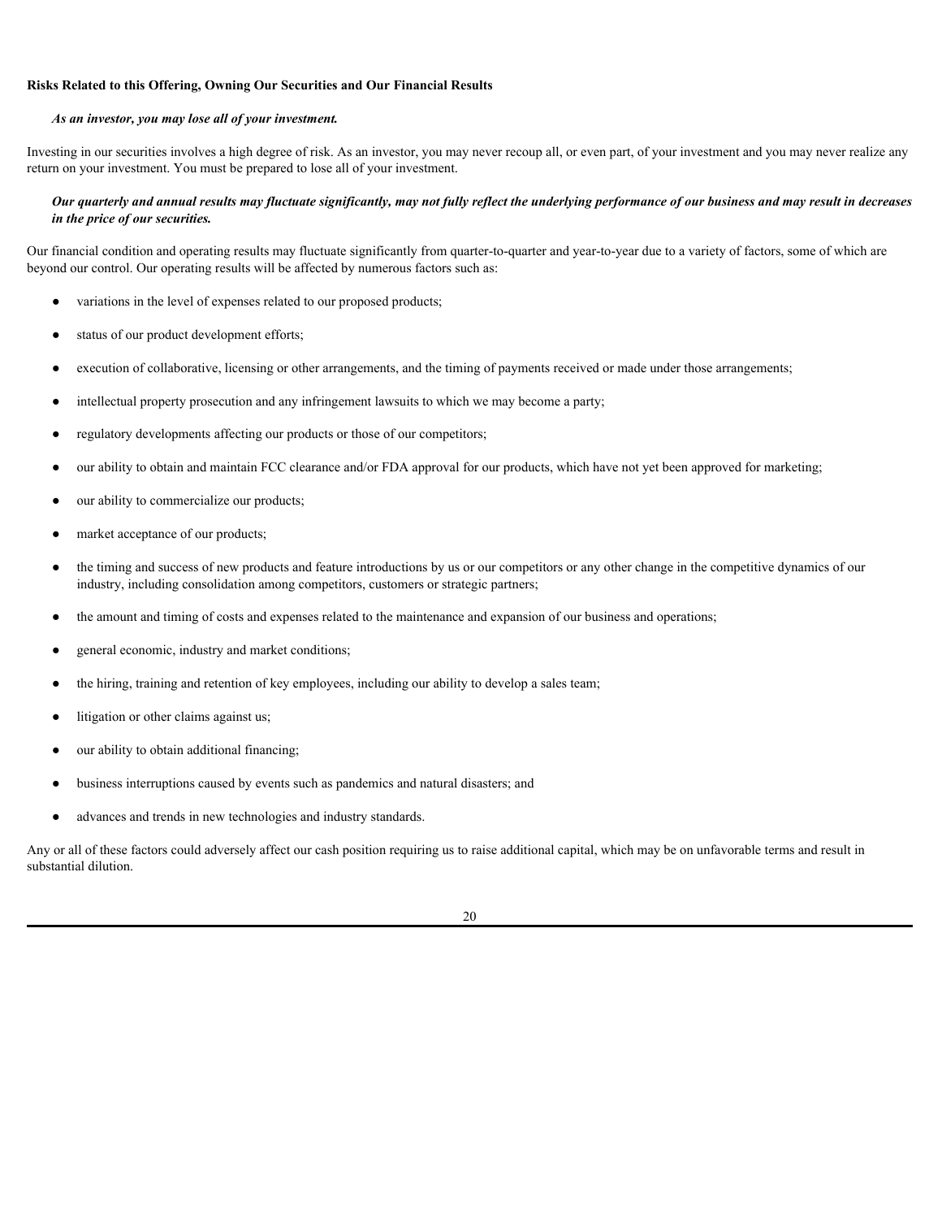### Risks Related to this Offering, Owning Our Securities and Our Financial Results

***As an investor, you may lose all of your investment.***

Investing in our securities involves a high degree of risk. As an investor, you may never recoup all, or even part, of your investment and you may never realize any return on your investment. You must be prepared to lose all of your investment.

***Our quarterly and annual results may fluctuate significantly, may not fully reflect the underlying performance of our business and may result in decreases in the price of our securities.***

Our financial condition and operating results may fluctuate significantly from quarter-to-quarter and year-to-year due to a variety of factors, some of which are beyond our control. Our operating results will be affected by numerous factors such as:

- variations in the level of expenses related to our proposed products;
- status of our product development efforts;
- execution of collaborative, licensing or other arrangements, and the timing of payments received or made under those arrangements;
- intellectual property prosecution and any infringement lawsuits to which we may become a party;
- regulatory developments affecting our products or those of our competitors;
- our ability to obtain and maintain FCC clearance and/or FDA approval for our products, which have not yet been approved for marketing;
- our ability to commercialize our products;
- market acceptance of our products;
- the timing and success of new products and feature introductions by us or our competitors or any other change in the competitive dynamics of our industry, including consolidation among competitors, customers or strategic partners;
- the amount and timing of costs and expenses related to the maintenance and expansion of our business and operations;
- general economic, industry and market conditions;
- the hiring, training and retention of key employees, including our ability to develop a sales team;
- litigation or other claims against us;
- our ability to obtain additional financing;
- business interruptions caused by events such as pandemics and natural disasters; and
- advances and trends in new technologies and industry standards.

Any or all of these factors could adversely affect our cash position requiring us to raise additional capital, which may be on unfavorable terms and result in substantial dilution.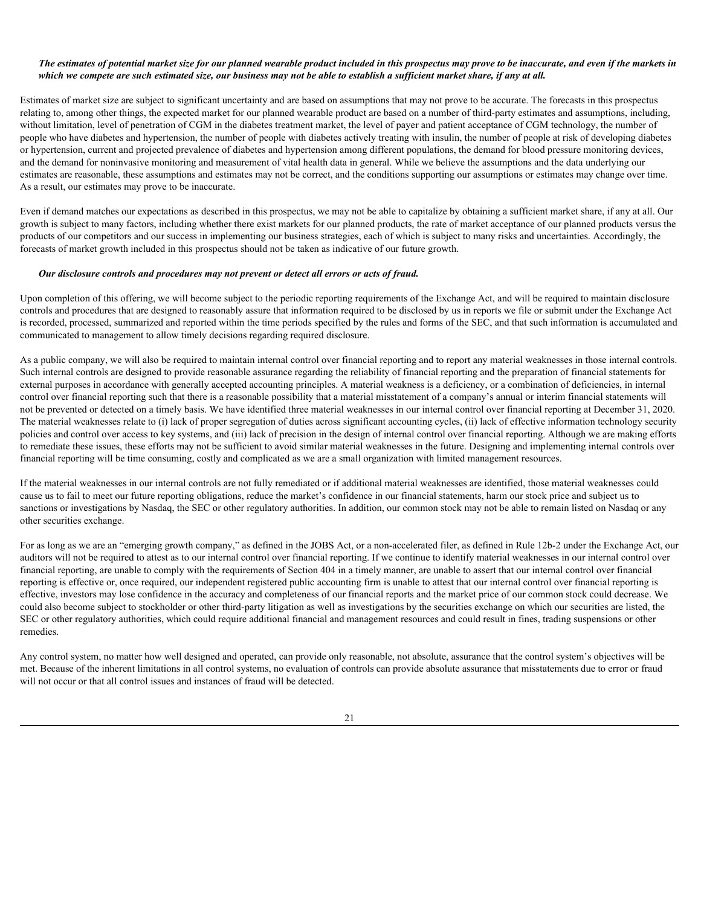***The estimates of potential market size for our planned wearable product included in this prospectus may prove to be inaccurate, and even if the markets in which we compete are such estimated size, our business may not be able to establish a sufficient market share, if any at all.***

Estimates of market size are subject to significant uncertainty and are based on assumptions that may not prove to be accurate. The forecasts in this prospectus relating to, among other things, the expected market for our planned wearable product are based on a number of third-party estimates and assumptions, including, without limitation, level of penetration of CGM in the diabetes treatment market, the level of payer and patient acceptance of CGM technology, the number of people who have diabetes and hypertension, the number of people with diabetes actively treating with insulin, the number of people at risk of developing diabetes or hypertension, current and projected prevalence of diabetes and hypertension among different populations, the demand for blood pressure monitoring devices, and the demand for noninvasive monitoring and measurement of vital health data in general. While we believe the assumptions and the data underlying our estimates are reasonable, these assumptions and estimates may not be correct, and the conditions supporting our assumptions or estimates may change over time. As a result, our estimates may prove to be inaccurate.

Even if demand matches our expectations as described in this prospectus, we may not be able to capitalize by obtaining a sufficient market share, if any at all. Our growth is subject to many factors, including whether there exist markets for our planned products, the rate of market acceptance of our planned products versus the products of our competitors and our success in implementing our business strategies, each of which is subject to many risks and uncertainties. Accordingly, the forecasts of market growth included in this prospectus should not be taken as indicative of our future growth.

***Our disclosure controls and procedures may not prevent or detect all errors or acts of fraud.***

Upon completion of this offering, we will become subject to the periodic reporting requirements of the Exchange Act, and will be required to maintain disclosure controls and procedures that are designed to reasonably assure that information required to be disclosed by us in reports we file or submit under the Exchange Act is recorded, processed, summarized and reported within the time periods specified by the rules and forms of the SEC, and that such information is accumulated and communicated to management to allow timely decisions regarding required disclosure.

As a public company, we will also be required to maintain internal control over financial reporting and to report any material weaknesses in those internal controls. Such internal controls are designed to provide reasonable assurance regarding the reliability of financial reporting and the preparation of financial statements for external purposes in accordance with generally accepted accounting principles. A material weakness is a deficiency, or a combination of deficiencies, in internal control over financial reporting such that there is a reasonable possibility that a material misstatement of a company's annual or interim financial statements will not be prevented or detected on a timely basis. We have identified three material weaknesses in our internal control over financial reporting at December 31, 2020. The material weaknesses relate to (i) lack of proper segregation of duties across significant accounting cycles, (ii) lack of effective information technology security policies and control over access to key systems, and (iii) lack of precision in the design of internal control over financial reporting. Although we are making efforts to remediate these issues, these efforts may not be sufficient to avoid similar material weaknesses in the future. Designing and implementing internal controls over financial reporting will be time consuming, costly and complicated as we are a small organization with limited management resources.

If the material weaknesses in our internal controls are not fully remediated or if additional material weaknesses are identified, those material weaknesses could cause us to fail to meet our future reporting obligations, reduce the market's confidence in our financial statements, harm our stock price and subject us to sanctions or investigations by Nasdaq, the SEC or other regulatory authorities. In addition, our common stock may not be able to remain listed on Nasdaq or any other securities exchange.

For as long as we are an "emerging growth company," as defined in the JOBS Act, or a non-accelerated filer, as defined in Rule 12b-2 under the Exchange Act, our auditors will not be required to attest as to our internal control over financial reporting. If we continue to identify material weaknesses in our internal control over financial reporting, are unable to comply with the requirements of Section 404 in a timely manner, are unable to assert that our internal control over financial reporting is effective or, once required, our independent registered public accounting firm is unable to attest that our internal control over financial reporting is effective, investors may lose confidence in the accuracy and completeness of our financial reports and the market price of our common stock could decrease. We could also become subject to stockholder or other third-party litigation as well as investigations by the securities exchange on which our securities are listed, the SEC or other regulatory authorities, which could require additional financial and management resources and could result in fines, trading suspensions or other remedies.

Any control system, no matter how well designed and operated, can provide only reasonable, not absolute, assurance that the control system's objectives will be met. Because of the inherent limitations in all control systems, no evaluation of controls can provide absolute assurance that misstatements due to error or fraud will not occur or that all control issues and instances of fraud will be detected.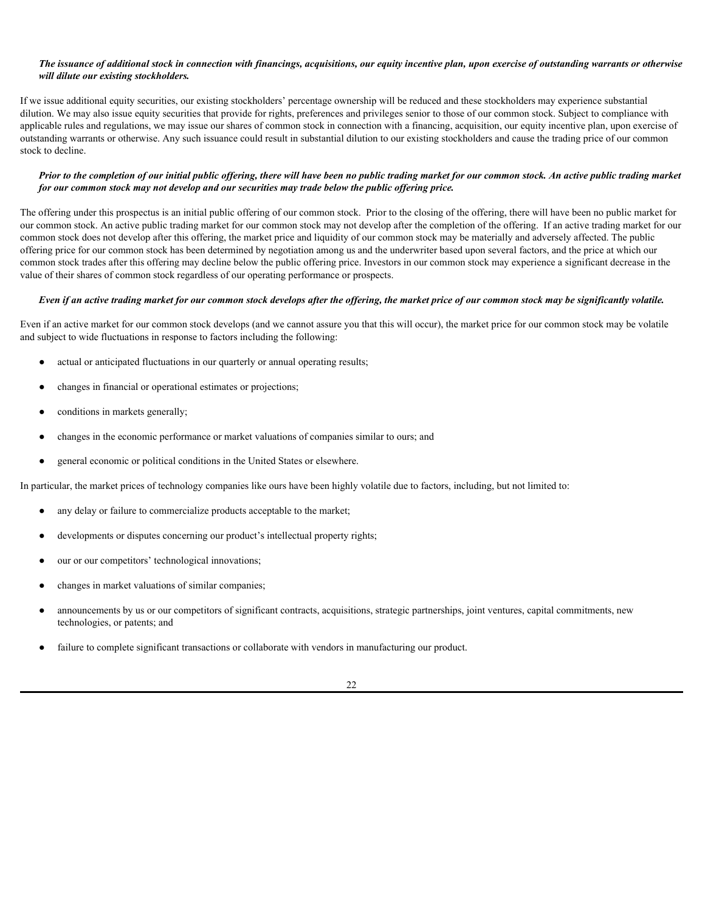***The issuance of additional stock in connection with financings, acquisitions, our equity incentive plan, upon exercise of outstanding warrants or otherwise will dilute our existing stockholders.***

If we issue additional equity securities, our existing stockholders' percentage ownership will be reduced and these stockholders may experience substantial dilution. We may also issue equity securities that provide for rights, preferences and privileges senior to those of our common stock. Subject to compliance with applicable rules and regulations, we may issue our shares of common stock in connection with a financing, acquisition, our equity incentive plan, upon exercise of outstanding warrants or otherwise. Any such issuance could result in substantial dilution to our existing stockholders and cause the trading price of our common stock to decline.

***Prior to the completion of our initial public offering, there will have been no public trading market for our common stock. An active public trading market for our common stock may not develop and our securities may trade below the public offering price.***

The offering under this prospectus is an initial public offering of our common stock. Prior to the closing of the offering, there will have been no public market for our common stock. An active public trading market for our common stock may not develop after the completion of the offering. If an active trading market for our common stock does not develop after this offering, the market price and liquidity of our common stock may be materially and adversely affected. The public offering price for our common stock has been determined by negotiation among us and the underwriter based upon several factors, and the price at which our common stock trades after this offering may decline below the public offering price. Investors in our common stock may experience a significant decrease in the value of their shares of common stock regardless of our operating performance or prospects.

***Even if an active trading market for our common stock develops after the offering, the market price of our common stock may be significantly volatile.***

Even if an active market for our common stock develops (and we cannot assure you that this will occur), the market price for our common stock may be volatile and subject to wide fluctuations in response to factors including the following:

- actual or anticipated fluctuations in our quarterly or annual operating results;
- changes in financial or operational estimates or projections;
- conditions in markets generally;
- changes in the economic performance or market valuations of companies similar to ours; and
- general economic or political conditions in the United States or elsewhere.

In particular, the market prices of technology companies like ours have been highly volatile due to factors, including, but not limited to:

- any delay or failure to commercialize products acceptable to the market;
- developments or disputes concerning our product's intellectual property rights;
- our or our competitors' technological innovations;
- changes in market valuations of similar companies;
- announcements by us or our competitors of significant contracts, acquisitions, strategic partnerships, joint ventures, capital commitments, new technologies, or patents; and
- failure to complete significant transactions or collaborate with vendors in manufacturing our product.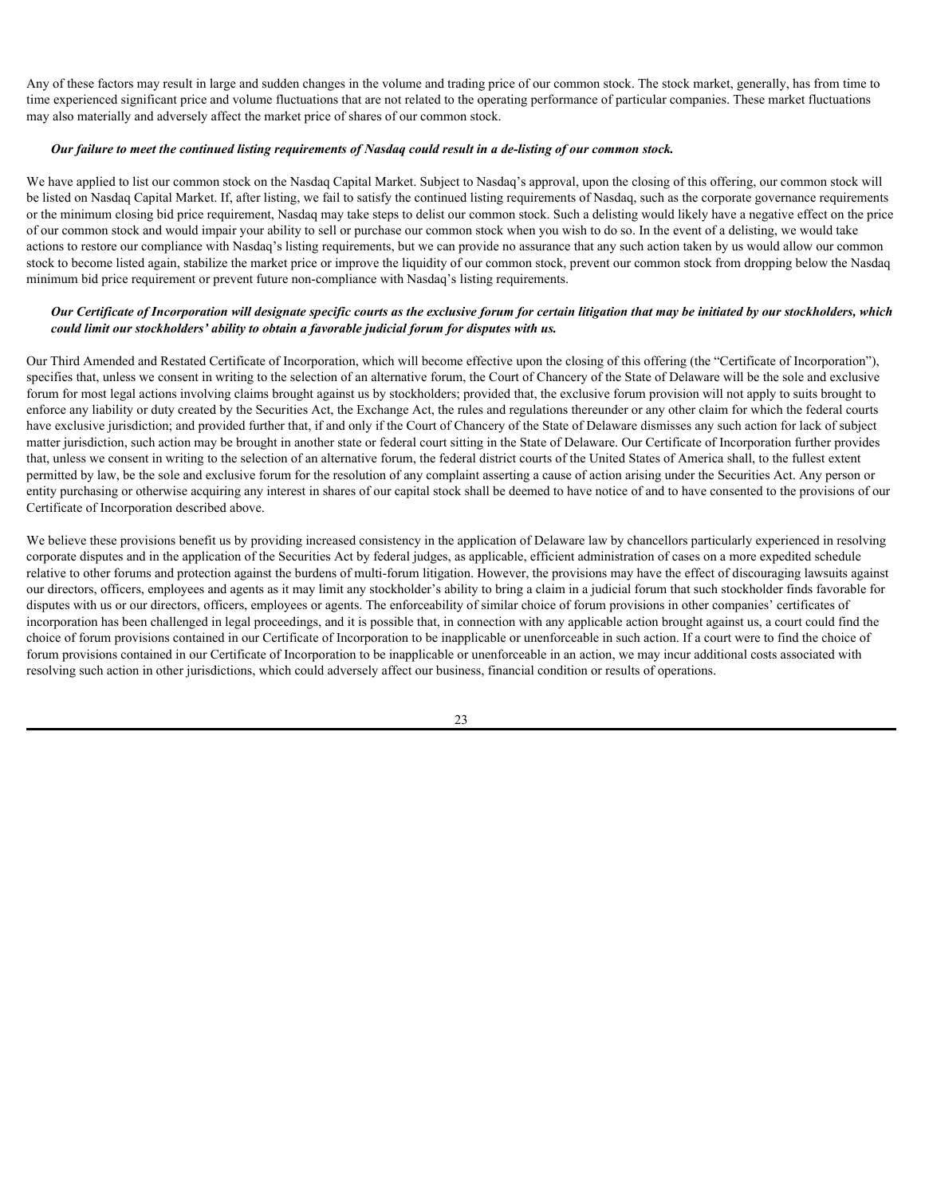Any of these factors may result in large and sudden changes in the volume and trading price of our common stock. The stock market, generally, has from time to time experienced significant price and volume fluctuations that are not related to the operating performance of particular companies. These market fluctuations may also materially and adversely affect the market price of shares of our common stock.

***Our failure to meet the continued listing requirements of Nasdaq could result in a de-listing of our common stock.***

We have applied to list our common stock on the Nasdaq Capital Market. Subject to Nasdaq's approval, upon the closing of this offering, our common stock will be listed on Nasdaq Capital Market. If, after listing, we fail to satisfy the continued listing requirements of Nasdaq, such as the corporate governance requirements or the minimum closing bid price requirement, Nasdaq may take steps to delist our common stock. Such a delisting would likely have a negative effect on the price of our common stock and would impair your ability to sell or purchase our common stock when you wish to do so. In the event of a delisting, we would take actions to restore our compliance with Nasdaq's listing requirements, but we can provide no assurance that any such action taken by us would allow our common stock to become listed again, stabilize the market price or improve the liquidity of our common stock, prevent our common stock from dropping below the Nasdaq minimum bid price requirement or prevent future non-compliance with Nasdaq's listing requirements.

***Our Certificate of Incorporation will designate specific courts as the exclusive forum for certain litigation that may be initiated by our stockholders, which could limit our stockholders' ability to obtain a favorable judicial forum for disputes with us.***

Our Third Amended and Restated Certificate of Incorporation, which will become effective upon the closing of this offering (the "Certificate of Incorporation"), specifies that, unless we consent in writing to the selection of an alternative forum, the Court of Chancery of the State of Delaware will be the sole and exclusive forum for most legal actions involving claims brought against us by stockholders; provided that, the exclusive forum provision will not apply to suits brought to enforce any liability or duty created by the Securities Act, the Exchange Act, the rules and regulations thereunder or any other claim for which the federal courts have exclusive jurisdiction; and provided further that, if and only if the Court of Chancery of the State of Delaware dismisses any such action for lack of subject matter jurisdiction, such action may be brought in another state or federal court sitting in the State of Delaware. Our Certificate of Incorporation further provides that, unless we consent in writing to the selection of an alternative forum, the federal district courts of the United States of America shall, to the fullest extent permitted by law, be the sole and exclusive forum for the resolution of any complaint asserting a cause of action arising under the Securities Act. Any person or entity purchasing or otherwise acquiring any interest in shares of our capital stock shall be deemed to have notice of and to have consented to the provisions of our Certificate of Incorporation described above.

We believe these provisions benefit us by providing increased consistency in the application of Delaware law by chancellors particularly experienced in resolving corporate disputes and in the application of the Securities Act by federal judges, as applicable, efficient administration of cases on a more expedited schedule relative to other forums and protection against the burdens of multi-forum litigation. However, the provisions may have the effect of discouraging lawsuits against our directors, officers, employees and agents as it may limit any stockholder's ability to bring a claim in a judicial forum that such stockholder finds favorable for disputes with us or our directors, officers, employees or agents. The enforceability of similar choice of forum provisions in other companies' certificates of incorporation has been challenged in legal proceedings, and it is possible that, in connection with any applicable action brought against us, a court could find the choice of forum provisions contained in our Certificate of Incorporation to be inapplicable or unenforceable in such action. If a court were to find the choice of forum provisions contained in our Certificate of Incorporation to be inapplicable or unenforceable in an action, we may incur additional costs associated with resolving such action in other jurisdictions, which could adversely affect our business, financial condition or results of operations.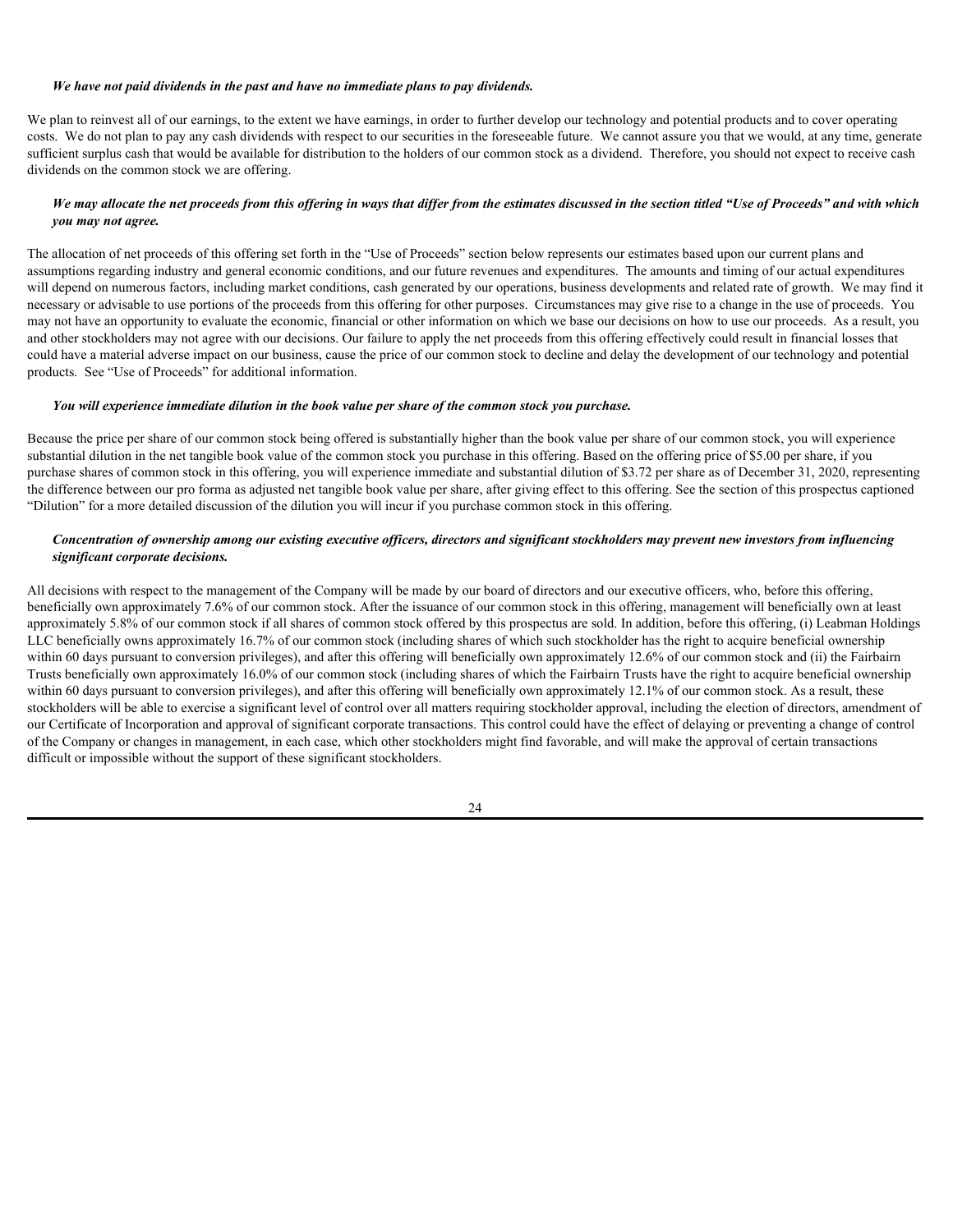***We have not paid dividends in the past and have no immediate plans to pay dividends.***

We plan to reinvest all of our earnings, to the extent we have earnings, in order to further develop our technology and potential products and to cover operating costs. We do not plan to pay any cash dividends with respect to our securities in the foreseeable future. We cannot assure you that we would, at any time, generate sufficient surplus cash that would be available for distribution to the holders of our common stock as a dividend. Therefore, you should not expect to receive cash dividends on the common stock we are offering.

***We may allocate the net proceeds from this offering in ways that differ from the estimates discussed in the section titled "Use of Proceeds" and with which you may not agree.***

The allocation of net proceeds of this offering set forth in the "Use of Proceeds" section below represents our estimates based upon our current plans and assumptions regarding industry and general economic conditions, and our future revenues and expenditures. The amounts and timing of our actual expenditures will depend on numerous factors, including market conditions, cash generated by our operations, business developments and related rate of growth. We may find it necessary or advisable to use portions of the proceeds from this offering for other purposes. Circumstances may give rise to a change in the use of proceeds. You may not have an opportunity to evaluate the economic, financial or other information on which we base our decisions on how to use our proceeds. As a result, you and other stockholders may not agree with our decisions. Our failure to apply the net proceeds from this offering effectively could result in financial losses that could have a material adverse impact on our business, cause the price of our common stock to decline and delay the development of our technology and potential products. See "Use of Proceeds" for additional information.

***You will experience immediate dilution in the book value per share of the common stock you purchase.***

Because the price per share of our common stock being offered is substantially higher than the book value per share of our common stock, you will experience substantial dilution in the net tangible book value of the common stock you purchase in this offering. Based on the offering price of $5.00 per share, if you purchase shares of common stock in this offering, you will experience immediate and substantial dilution of $3.72 per share as of December 31, 2020, representing the difference between our pro forma as adjusted net tangible book value per share, after giving effect to this offering. See the section of this prospectus captioned "Dilution" for a more detailed discussion of the dilution you will incur if you purchase common stock in this offering.

***Concentration of ownership among our existing executive officers, directors and significant stockholders may prevent new investors from influencing significant corporate decisions.***

All decisions with respect to the management of the Company will be made by our board of directors and our executive officers, who, before this offering, beneficially own approximately 7.6% of our common stock. After the issuance of our common stock in this offering, management will beneficially own at least approximately 5.8% of our common stock if all shares of common stock offered by this prospectus are sold. In addition, before this offering, (i) Leabman Holdings LLC beneficially owns approximately 16.7% of our common stock (including shares of which such stockholder has the right to acquire beneficial ownership within 60 days pursuant to conversion privileges), and after this offering will beneficially own approximately 12.6% of our common stock and (ii) the Fairbairn Trusts beneficially own approximately 16.0% of our common stock (including shares of which the Fairbairn Trusts have the right to acquire beneficial ownership within 60 days pursuant to conversion privileges), and after this offering will beneficially own approximately 12.1% of our common stock. As a result, these stockholders will be able to exercise a significant level of control over all matters requiring stockholder approval, including the election of directors, amendment of our Certificate of Incorporation and approval of significant corporate transactions. This control could have the effect of delaying or preventing a change of control of the Company or changes in management, in each case, which other stockholders might find favorable, and will make the approval of certain transactions difficult or impossible without the support of these significant stockholders.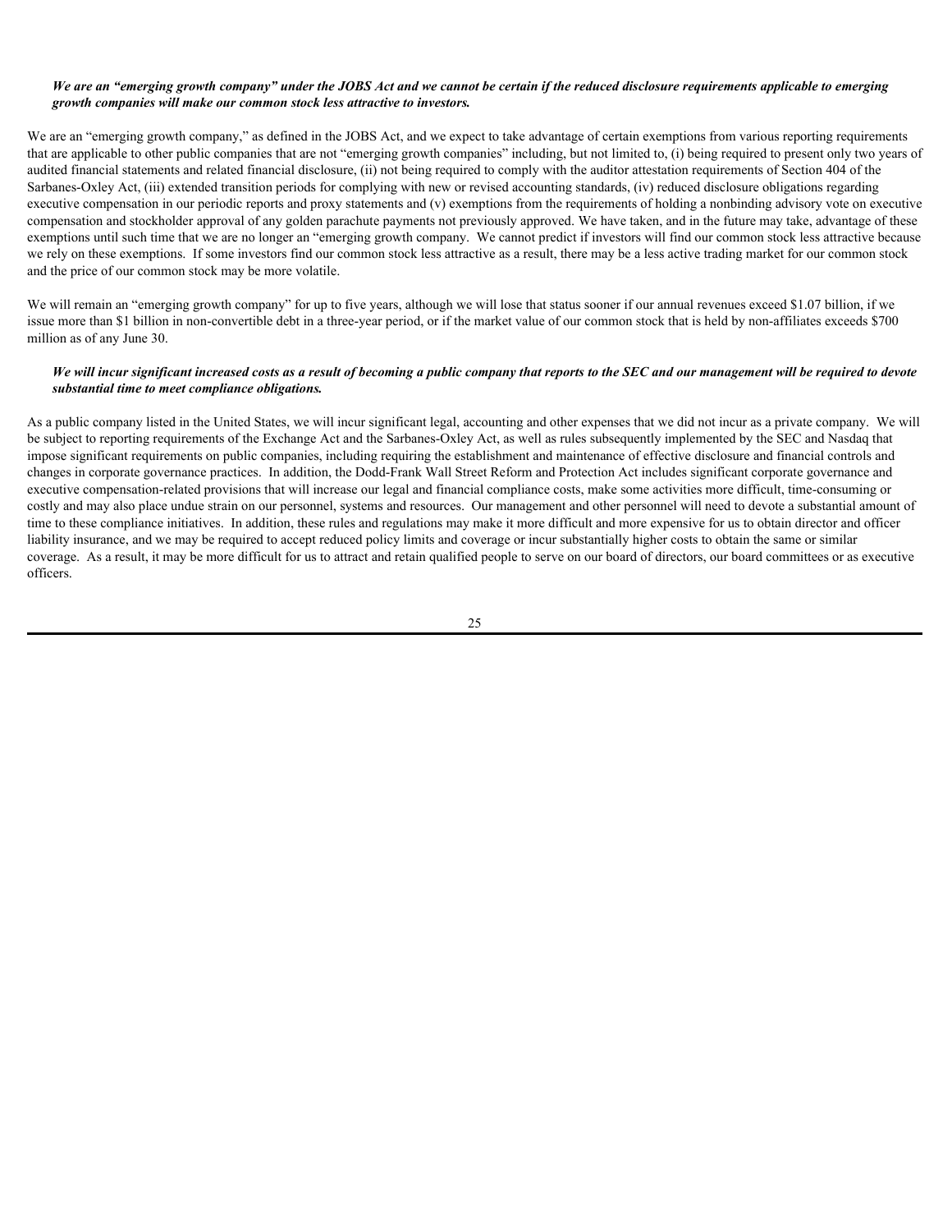***We are an "emerging growth company" under the JOBS Act and we cannot be certain if the reduced disclosure requirements applicable to emerging growth companies will make our common stock less attractive to investors.***

We are an "emerging growth company," as defined in the JOBS Act, and we expect to take advantage of certain exemptions from various reporting requirements that are applicable to other public companies that are not "emerging growth companies" including, but not limited to, (i) being required to present only two years of audited financial statements and related financial disclosure, (ii) not being required to comply with the auditor attestation requirements of Section 404 of the Sarbanes-Oxley Act, (iii) extended transition periods for complying with new or revised accounting standards, (iv) reduced disclosure obligations regarding executive compensation in our periodic reports and proxy statements and (v) exemptions from the requirements of holding a nonbinding advisory vote on executive compensation and stockholder approval of any golden parachute payments not previously approved. We have taken, and in the future may take, advantage of these exemptions until such time that we are no longer an "emerging growth company. We cannot predict if investors will find our common stock less attractive because we rely on these exemptions. If some investors find our common stock less attractive as a result, there may be a less active trading market for our common stock and the price of our common stock may be more volatile.

We will remain an "emerging growth company" for up to five years, although we will lose that status sooner if our annual revenues exceed $1.07 billion, if we issue more than $1 billion in non-convertible debt in a three-year period, or if the market value of our common stock that is held by non-affiliates exceeds $700 million as of any June 30.

***We will incur significant increased costs as a result of becoming a public company that reports to the SEC and our management will be required to devote substantial time to meet compliance obligations.***

As a public company listed in the United States, we will incur significant legal, accounting and other expenses that we did not incur as a private company. We will be subject to reporting requirements of the Exchange Act and the Sarbanes-Oxley Act, as well as rules subsequently implemented by the SEC and Nasdaq that impose significant requirements on public companies, including requiring the establishment and maintenance of effective disclosure and financial controls and changes in corporate governance practices. In addition, the Dodd-Frank Wall Street Reform and Protection Act includes significant corporate governance and executive compensation-related provisions that will increase our legal and financial compliance costs, make some activities more difficult, time-consuming or costly and may also place undue strain on our personnel, systems and resources. Our management and other personnel will need to devote a substantial amount of time to these compliance initiatives. In addition, these rules and regulations may make it more difficult and more expensive for us to obtain director and officer liability insurance, and we may be required to accept reduced policy limits and coverage or incur substantially higher costs to obtain the same or similar coverage. As a result, it may be more difficult for us to attract and retain qualified people to serve on our board of directors, our board committees or as executive officers.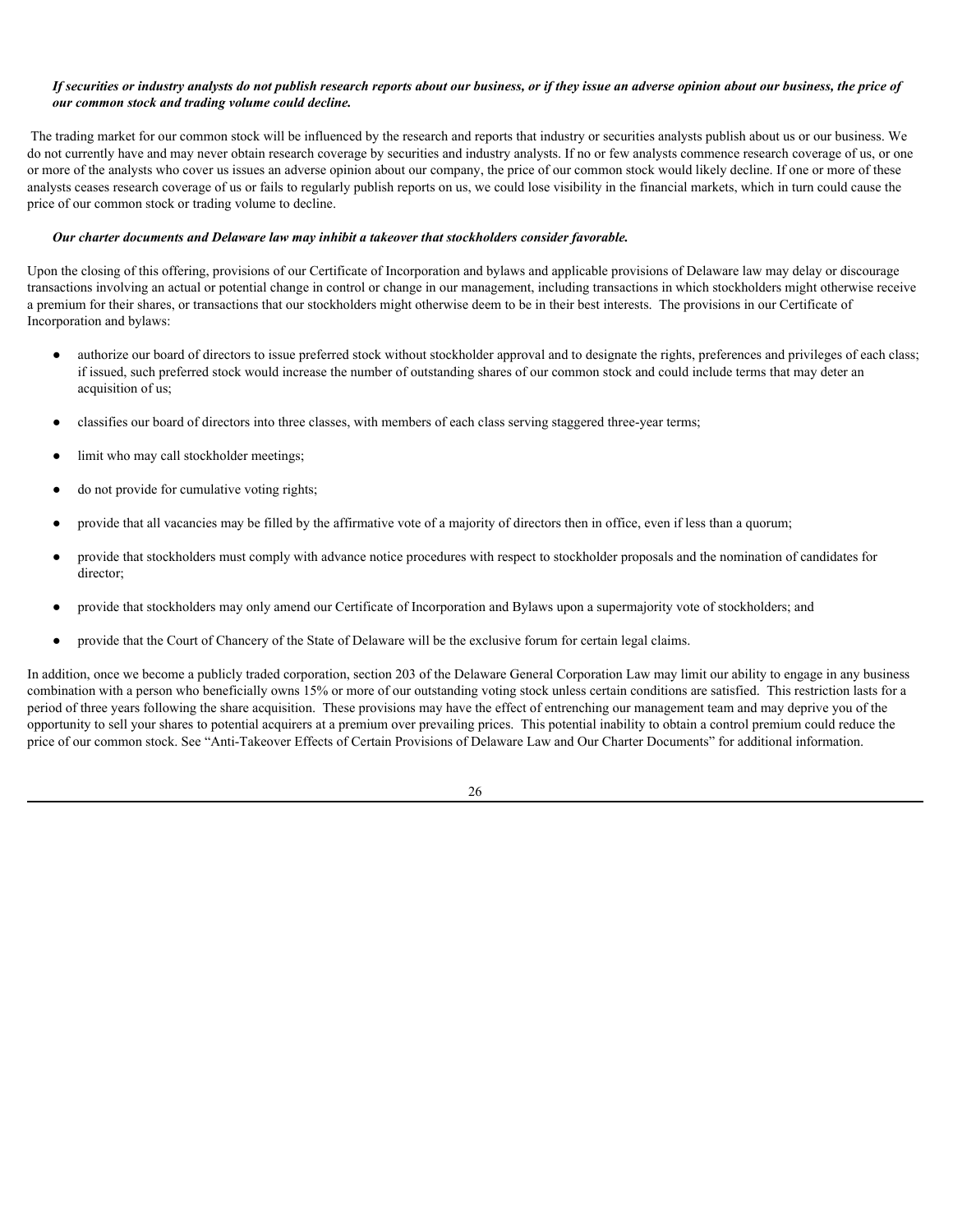***If securities or industry analysts do not publish research reports about our business, or if they issue an adverse opinion about our business, the price of our common stock and trading volume could decline.***

The trading market for our common stock will be influenced by the research and reports that industry or securities analysts publish about us or our business. We do not currently have and may never obtain research coverage by securities and industry analysts. If no or few analysts commence research coverage of us, or one or more of the analysts who cover us issues an adverse opinion about our company, the price of our common stock would likely decline. If one or more of these analysts ceases research coverage of us or fails to regularly publish reports on us, we could lose visibility in the financial markets, which in turn could cause the price of our common stock or trading volume to decline.

***Our charter documents and Delaware law may inhibit a takeover that stockholders consider favorable.***

Upon the closing of this offering, provisions of our Certificate of Incorporation and bylaws and applicable provisions of Delaware law may delay or discourage transactions involving an actual or potential change in control or change in our management, including transactions in which stockholders might otherwise receive a premium for their shares, or transactions that our stockholders might otherwise deem to be in their best interests. The provisions in our Certificate of Incorporation and bylaws:

- authorize our board of directors to issue preferred stock without stockholder approval and to designate the rights, preferences and privileges of each class; if issued, such preferred stock would increase the number of outstanding shares of our common stock and could include terms that may deter an acquisition of us;
- classifies our board of directors into three classes, with members of each class serving staggered three-year terms;
- limit who may call stockholder meetings;
- do not provide for cumulative voting rights;
- provide that all vacancies may be filled by the affirmative vote of a majority of directors then in office, even if less than a quorum;
- provide that stockholders must comply with advance notice procedures with respect to stockholder proposals and the nomination of candidates for director;
- provide that stockholders may only amend our Certificate of Incorporation and Bylaws upon a supermajority vote of stockholders; and
- provide that the Court of Chancery of the State of Delaware will be the exclusive forum for certain legal claims.

In addition, once we become a publicly traded corporation, section 203 of the Delaware General Corporation Law may limit our ability to engage in any business combination with a person who beneficially owns 15% or more of our outstanding voting stock unless certain conditions are satisfied. This restriction lasts for a period of three years following the share acquisition. These provisions may have the effect of entrenching our management team and may deprive you of the opportunity to sell your shares to potential acquirers at a premium over prevailing prices. This potential inability to obtain a control premium could reduce the price of our common stock. See "Anti-Takeover Effects of Certain Provisions of Delaware Law and Our Charter Documents" for additional information.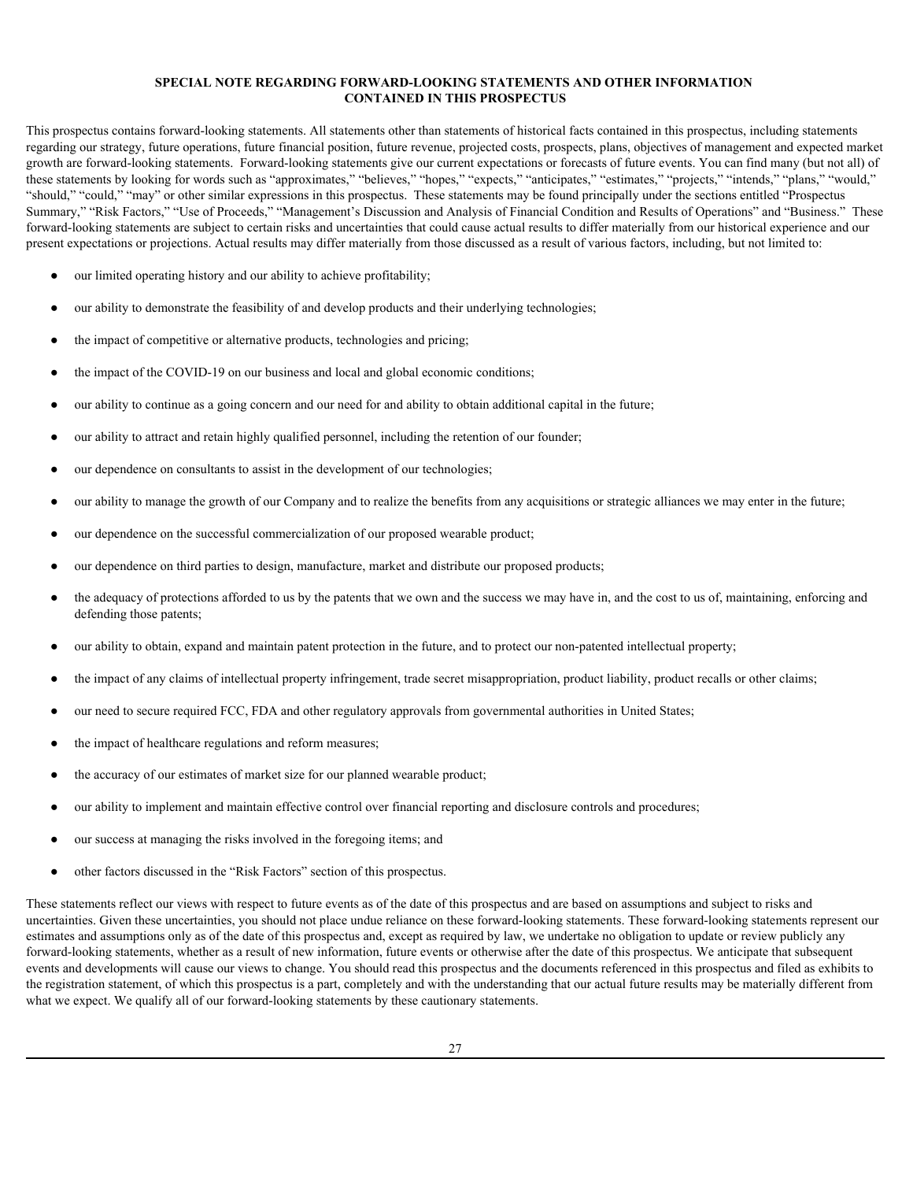## SPECIAL NOTE REGARDING FORWARD-LOOKING STATEMENTS AND OTHER INFORMATION CONTAINED IN THIS PROSPECTUS

This prospectus contains forward-looking statements. All statements other than statements of historical facts contained in this prospectus, including statements regarding our strategy, future operations, future financial position, future revenue, projected costs, prospects, plans, objectives of management and expected market growth are forward-looking statements. Forward-looking statements give our current expectations or forecasts of future events. You can find many (but not all) of these statements by looking for words such as "approximates," "believes," "hopes," "expects," "anticipates," "estimates," "projects," "intends," "plans," "would," "should," "could," "may" or other similar expressions in this prospectus. These statements may be found principally under the sections entitled "Prospectus Summary," "Risk Factors," "Use of Proceeds," "Management's Discussion and Analysis of Financial Condition and Results of Operations" and "Business." These forward-looking statements are subject to certain risks and uncertainties that could cause actual results to differ materially from our historical experience and our present expectations or projections. Actual results may differ materially from those discussed as a result of various factors, including, but not limited to:

- our limited operating history and our ability to achieve profitability;
- our ability to demonstrate the feasibility of and develop products and their underlying technologies;
- the impact of competitive or alternative products, technologies and pricing;
- the impact of the COVID-19 on our business and local and global economic conditions;
- our ability to continue as a going concern and our need for and ability to obtain additional capital in the future;
- our ability to attract and retain highly qualified personnel, including the retention of our founder;
- our dependence on consultants to assist in the development of our technologies;
- our ability to manage the growth of our Company and to realize the benefits from any acquisitions or strategic alliances we may enter in the future;
- our dependence on the successful commercialization of our proposed wearable product;
- our dependence on third parties to design, manufacture, market and distribute our proposed products;
- the adequacy of protections afforded to us by the patents that we own and the success we may have in, and the cost to us of, maintaining, enforcing and defending those patents;
- our ability to obtain, expand and maintain patent protection in the future, and to protect our non-patented intellectual property;
- the impact of any claims of intellectual property infringement, trade secret misappropriation, product liability, product recalls or other claims;
- our need to secure required FCC, FDA and other regulatory approvals from governmental authorities in United States;
- the impact of healthcare regulations and reform measures;
- the accuracy of our estimates of market size for our planned wearable product;
- our ability to implement and maintain effective control over financial reporting and disclosure controls and procedures;
- our success at managing the risks involved in the foregoing items; and
- other factors discussed in the "Risk Factors" section of this prospectus.

These statements reflect our views with respect to future events as of the date of this prospectus and are based on assumptions and subject to risks and uncertainties. Given these uncertainties, you should not place undue reliance on these forward-looking statements. These forward-looking statements represent our estimates and assumptions only as of the date of this prospectus and, except as required by law, we undertake no obligation to update or review publicly any forward-looking statements, whether as a result of new information, future events or otherwise after the date of this prospectus. We anticipate that subsequent events and developments will cause our views to change. You should read this prospectus and the documents referenced in this prospectus and filed as exhibits to the registration statement, of which this prospectus is a part, completely and with the understanding that our actual future results may be materially different from what we expect. We qualify all of our forward-looking statements by these cautionary statements.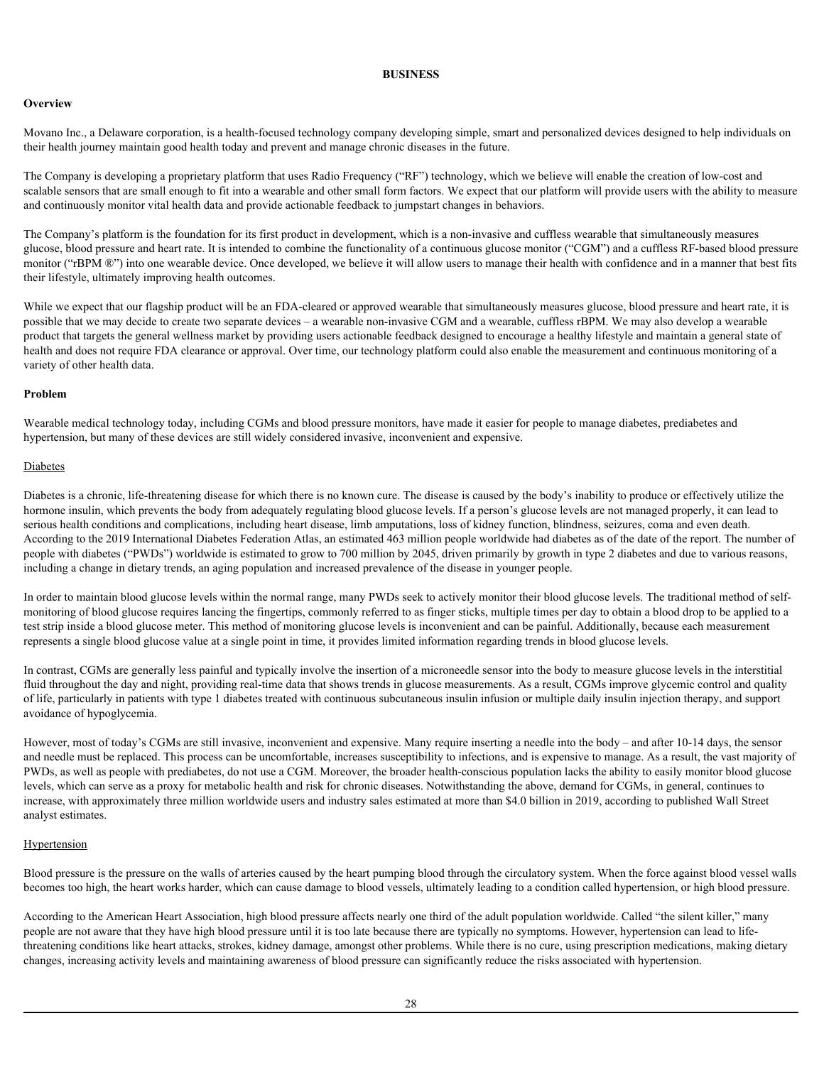# BUSINESS

## Overview

Movano Inc., a Delaware corporation, is a health-focused technology company developing simple, smart and personalized devices designed to help individuals on their health journey maintain good health today and prevent and manage chronic diseases in the future.

The Company is developing a proprietary platform that uses Radio Frequency ("RF") technology, which we believe will enable the creation of low-cost and scalable sensors that are small enough to fit into a wearable and other small form factors. We expect that our platform will provide users with the ability to measure and continuously monitor vital health data and provide actionable feedback to jumpstart changes in behaviors.

The Company's platform is the foundation for its first product in development, which is a non-invasive and cuffless wearable that simultaneously measures glucose, blood pressure and heart rate. It is intended to combine the functionality of a continuous glucose monitor ("CGM") and a cuffless RF-based blood pressure monitor ("rBPM ®") into one wearable device. Once developed, we believe it will allow users to manage their health with confidence and in a manner that best fits their lifestyle, ultimately improving health outcomes.

While we expect that our flagship product will be an FDA-cleared or approved wearable that simultaneously measures glucose, blood pressure and heart rate, it is possible that we may decide to create two separate devices – a wearable non-invasive CGM and a wearable, cuffless rBPM. We may also develop a wearable product that targets the general wellness market by providing users actionable feedback designed to encourage a healthy lifestyle and maintain a general state of health and does not require FDA clearance or approval. Over time, our technology platform could also enable the measurement and continuous monitoring of a variety of other health data.

## Problem

Wearable medical technology today, including CGMs and blood pressure monitors, have made it easier for people to manage diabetes, prediabetes and hypertension, but many of these devices are still widely considered invasive, inconvenient and expensive.

### Diabetes

Diabetes is a chronic, life-threatening disease for which there is no known cure. The disease is caused by the body's inability to produce or effectively utilize the hormone insulin, which prevents the body from adequately regulating blood glucose levels. If a person's glucose levels are not managed properly, it can lead to serious health conditions and complications, including heart disease, limb amputations, loss of kidney function, blindness, seizures, coma and even death. According to the 2019 International Diabetes Federation Atlas, an estimated 463 million people worldwide had diabetes as of the date of the report. The number of people with diabetes ("PWDs") worldwide is estimated to grow to 700 million by 2045, driven primarily by growth in type 2 diabetes and due to various reasons, including a change in dietary trends, an aging population and increased prevalence of the disease in younger people.

In order to maintain blood glucose levels within the normal range, many PWDs seek to actively monitor their blood glucose levels. The traditional method of self-monitoring of blood glucose requires lancing the fingertips, commonly referred to as finger sticks, multiple times per day to obtain a blood drop to be applied to a test strip inside a blood glucose meter. This method of monitoring glucose levels is inconvenient and can be painful. Additionally, because each measurement represents a single blood glucose value at a single point in time, it provides limited information regarding trends in blood glucose levels.

In contrast, CGMs are generally less painful and typically involve the insertion of a microneedle sensor into the body to measure glucose levels in the interstitial fluid throughout the day and night, providing real-time data that shows trends in glucose measurements. As a result, CGMs improve glycemic control and quality of life, particularly in patients with type 1 diabetes treated with continuous subcutaneous insulin infusion or multiple daily insulin injection therapy, and support avoidance of hypoglycemia.

However, most of today's CGMs are still invasive, inconvenient and expensive. Many require inserting a needle into the body – and after 10-14 days, the sensor and needle must be replaced. This process can be uncomfortable, increases susceptibility to infections, and is expensive to manage. As a result, the vast majority of PWDs, as well as people with prediabetes, do not use a CGM. Moreover, the broader health-conscious population lacks the ability to easily monitor blood glucose levels, which can serve as a proxy for metabolic health and risk for chronic diseases. Notwithstanding the above, demand for CGMs, in general, continues to increase, with approximately three million worldwide users and industry sales estimated at more than $4.0 billion in 2019, according to published Wall Street analyst estimates.

### Hypertension

Blood pressure is the pressure on the walls of arteries caused by the heart pumping blood through the circulatory system. When the force against blood vessel walls becomes too high, the heart works harder, which can cause damage to blood vessels, ultimately leading to a condition called hypertension, or high blood pressure.

According to the American Heart Association, high blood pressure affects nearly one third of the adult population worldwide. Called "the silent killer," many people are not aware that they have high blood pressure until it is too late because there are typically no symptoms. However, hypertension can lead to life-threatening conditions like heart attacks, strokes, kidney damage, amongst other problems. While there is no cure, using prescription medications, making dietary changes, increasing activity levels and maintaining awareness of blood pressure can significantly reduce the risks associated with hypertension.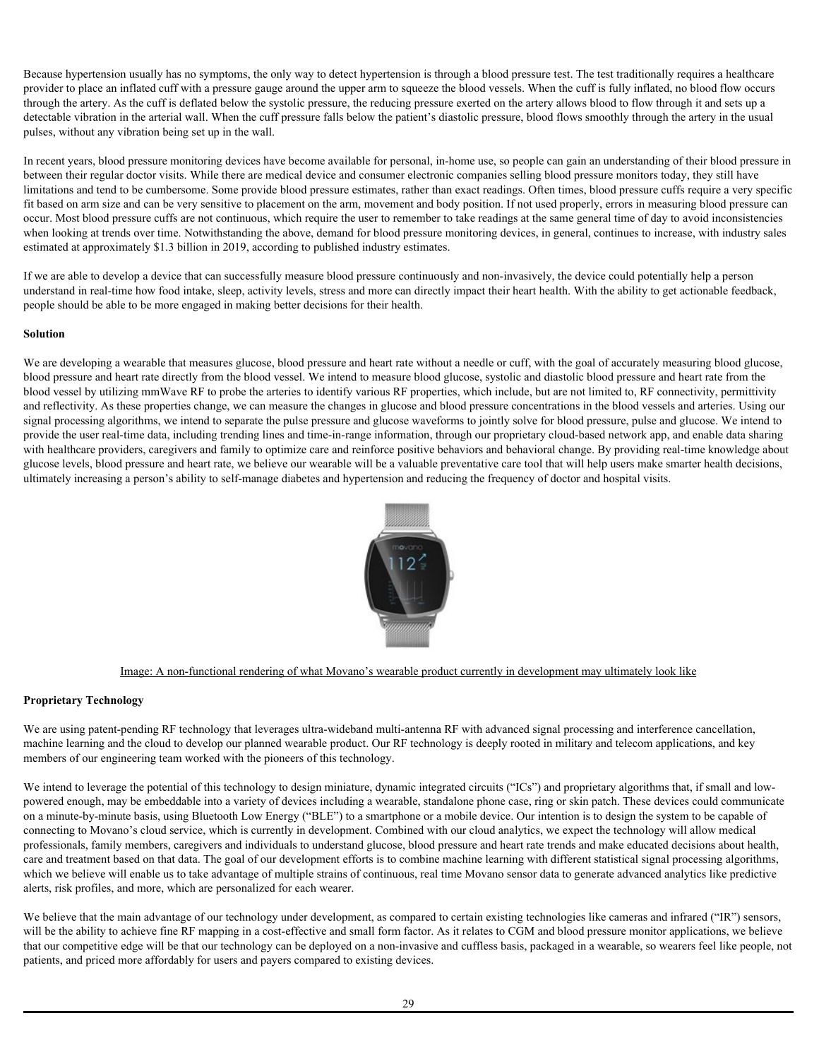Because hypertension usually has no symptoms, the only way to detect hypertension is through a blood pressure test. The test traditionally requires a healthcare provider to place an inflated cuff with a pressure gauge around the upper arm to squeeze the blood vessels. When the cuff is fully inflated, no blood flow occurs through the artery. As the cuff is deflated below the systolic pressure, the reducing pressure exerted on the artery allows blood to flow through it and sets up a detectable vibration in the arterial wall. When the cuff pressure falls below the patient's diastolic pressure, blood flows smoothly through the artery in the usual pulses, without any vibration being set up in the wall.

In recent years, blood pressure monitoring devices have become available for personal, in-home use, so people can gain an understanding of their blood pressure in between their regular doctor visits. While there are medical device and consumer electronic companies selling blood pressure monitors today, they still have limitations and tend to be cumbersome. Some provide blood pressure estimates, rather than exact readings. Often times, blood pressure cuffs require a very specific fit based on arm size and can be very sensitive to placement on the arm, movement and body position. If not used properly, errors in measuring blood pressure can occur. Most blood pressure cuffs are not continuous, which require the user to remember to take readings at the same general time of day to avoid inconsistencies when looking at trends over time. Notwithstanding the above, demand for blood pressure monitoring devices, in general, continues to increase, with industry sales estimated at approximately $1.3 billion in 2019, according to published industry estimates.

If we are able to develop a device that can successfully measure blood pressure continuously and non-invasively, the device could potentially help a person understand in real-time how food intake, sleep, activity levels, stress and more can directly impact their heart health. With the ability to get actionable feedback, people should be able to be more engaged in making better decisions for their health.

**Solution**

We are developing a wearable that measures glucose, blood pressure and heart rate without a needle or cuff, with the goal of accurately measuring blood glucose, blood pressure and heart rate directly from the blood vessel. We intend to measure blood glucose, systolic and diastolic blood pressure and heart rate from the blood vessel by utilizing mmWave RF to probe the arteries to identify various RF properties, which include, but are not limited to, RF connectivity, permittivity and reflectivity. As these properties change, we can measure the changes in glucose and blood pressure concentrations in the blood vessels and arteries. Using our signal processing algorithms, we intend to separate the pulse pressure and glucose waveforms to jointly solve for blood pressure, pulse and glucose. We intend to provide the user real-time data, including trending lines and time-in-range information, through our proprietary cloud-based network app, and enable data sharing with healthcare providers, caregivers and family to optimize care and reinforce positive behaviors and behavioral change. By providing real-time knowledge about glucose levels, blood pressure and heart rate, we believe our wearable will be a valuable preventative care tool that will help users make smarter health decisions, ultimately increasing a person's ability to self-manage diabetes and hypertension and reducing the frequency of doctor and hospital visits.

Image: A non-functional rendering of what Movano's wearable product currently in development may ultimately look like

**Proprietary Technology**

We are using patent-pending RF technology that leverages ultra-wideband multi-antenna RF with advanced signal processing and interference cancellation, machine learning and the cloud to develop our planned wearable product. Our RF technology is deeply rooted in military and telecom applications, and key members of our engineering team worked with the pioneers of this technology.

We intend to leverage the potential of this technology to design miniature, dynamic integrated circuits ("ICs") and proprietary algorithms that, if small and low-powered enough, may be embeddable into a variety of devices including a wearable, standalone phone case, ring or skin patch. These devices could communicate on a minute-by-minute basis, using Bluetooth Low Energy ("BLE") to a smartphone or a mobile device. Our intention is to design the system to be capable of connecting to Movano's cloud service, which is currently in development. Combined with our cloud analytics, we expect the technology will allow medical professionals, family members, caregivers and individuals to understand glucose, blood pressure and heart rate trends and make educated decisions about health, care and treatment based on that data. The goal of our development efforts is to combine machine learning with different statistical signal processing algorithms, which we believe will enable us to take advantage of multiple strains of continuous, real time Movano sensor data to generate advanced analytics like predictive alerts, risk profiles, and more, which are personalized for each wearer.

We believe that the main advantage of our technology under development, as compared to certain existing technologies like cameras and infrared ("IR") sensors, will be the ability to achieve fine RF mapping in a cost-effective and small form factor. As it relates to CGM and blood pressure monitor applications, we believe that our competitive edge will be that our technology can be deployed on a non-invasive and cuffless basis, packaged in a wearable, so wearers feel like people, not patients, and priced more affordably for users and payers compared to existing devices.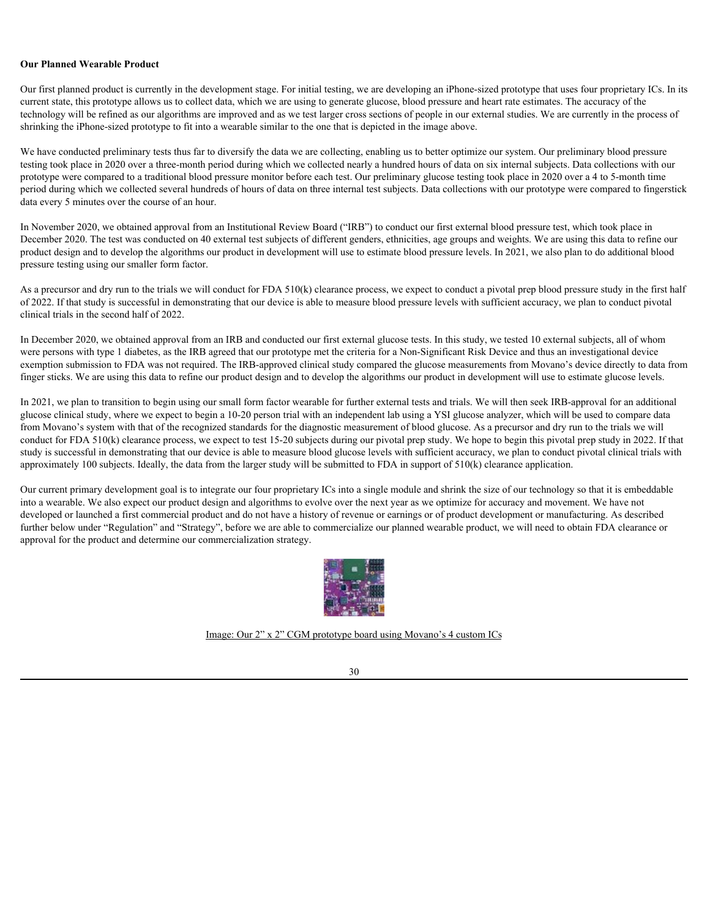**Our Planned Wearable Product**

Our first planned product is currently in the development stage. For initial testing, we are developing an iPhone-sized prototype that uses four proprietary ICs. In its current state, this prototype allows us to collect data, which we are using to generate glucose, blood pressure and heart rate estimates. The accuracy of the technology will be refined as our algorithms are improved and as we test larger cross sections of people in our external studies. We are currently in the process of shrinking the iPhone-sized prototype to fit into a wearable similar to the one that is depicted in the image above.

We have conducted preliminary tests thus far to diversify the data we are collecting, enabling us to better optimize our system. Our preliminary blood pressure testing took place in 2020 over a three-month period during which we collected nearly a hundred hours of data on six internal subjects. Data collections with our prototype were compared to a traditional blood pressure monitor before each test. Our preliminary glucose testing took place in 2020 over a 4 to 5-month time period during which we collected several hundreds of hours of data on three internal test subjects. Data collections with our prototype were compared to fingerstick data every 5 minutes over the course of an hour.

In November 2020, we obtained approval from an Institutional Review Board ("IRB") to conduct our first external blood pressure test, which took place in December 2020. The test was conducted on 40 external test subjects of different genders, ethnicities, age groups and weights. We are using this data to refine our product design and to develop the algorithms our product in development will use to estimate blood pressure levels. In 2021, we also plan to do additional blood pressure testing using our smaller form factor.

As a precursor and dry run to the trials we will conduct for FDA 510(k) clearance process, we expect to conduct a pivotal prep blood pressure study in the first half of 2022. If that study is successful in demonstrating that our device is able to measure blood pressure levels with sufficient accuracy, we plan to conduct pivotal clinical trials in the second half of 2022.

In December 2020, we obtained approval from an IRB and conducted our first external glucose tests. In this study, we tested 10 external subjects, all of whom were persons with type 1 diabetes, as the IRB agreed that our prototype met the criteria for a Non-Significant Risk Device and thus an investigational device exemption submission to FDA was not required. The IRB-approved clinical study compared the glucose measurements from Movano's device directly to data from finger sticks. We are using this data to refine our product design and to develop the algorithms our product in development will use to estimate glucose levels.

In 2021, we plan to transition to begin using our small form factor wearable for further external tests and trials. We will then seek IRB-approval for an additional glucose clinical study, where we expect to begin a 10-20 person trial with an independent lab using a YSI glucose analyzer, which will be used to compare data from Movano's system with that of the recognized standards for the diagnostic measurement of blood glucose. As a precursor and dry run to the trials we will conduct for FDA 510(k) clearance process, we expect to test 15-20 subjects during our pivotal prep study. We hope to begin this pivotal prep study in 2022. If that study is successful in demonstrating that our device is able to measure blood glucose levels with sufficient accuracy, we plan to conduct pivotal clinical trials with approximately 100 subjects. Ideally, the data from the larger study will be submitted to FDA in support of 510(k) clearance application.

Our current primary development goal is to integrate our four proprietary ICs into a single module and shrink the size of our technology so that it is embeddable into a wearable. We also expect our product design and algorithms to evolve over the next year as we optimize for accuracy and movement. We have not developed or launched a first commercial product and do not have a history of revenue or earnings or of product development or manufacturing. As described further below under "Regulation" and "Strategy", before we are able to commercialize our planned wearable product, we will need to obtain FDA clearance or approval for the product and determine our commercialization strategy.

Image: Our 2" x 2" CGM prototype board using Movano's 4 custom ICs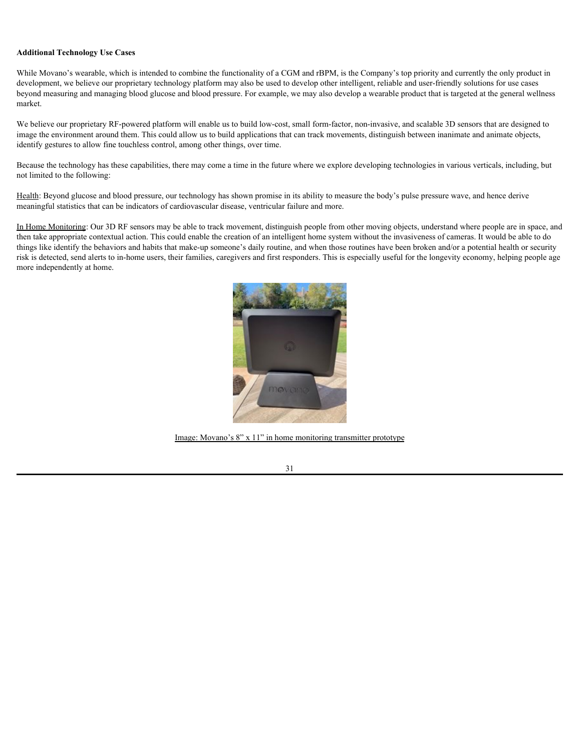**Additional Technology Use Cases**

While Movano's wearable, which is intended to combine the functionality of a CGM and rBPM, is the Company's top priority and currently the only product in development, we believe our proprietary technology platform may also be used to develop other intelligent, reliable and user-friendly solutions for use cases beyond measuring and managing blood glucose and blood pressure. For example, we may also develop a wearable product that is targeted at the general wellness market.

We believe our proprietary RF-powered platform will enable us to build low-cost, small form-factor, non-invasive, and scalable 3D sensors that are designed to image the environment around them. This could allow us to build applications that can track movements, distinguish between inanimate and animate objects, identify gestures to allow fine touchless control, among other things, over time.

Because the technology has these capabilities, there may come a time in the future where we explore developing technologies in various verticals, including, but not limited to the following:

Health: Beyond glucose and blood pressure, our technology has shown promise in its ability to measure the body's pulse pressure wave, and hence derive meaningful statistics that can be indicators of cardiovascular disease, ventricular failure and more.

In Home Monitoring: Our 3D RF sensors may be able to track movement, distinguish people from other moving objects, understand where people are in space, and then take appropriate contextual action. This could enable the creation of an intelligent home system without the invasiveness of cameras. It would be able to do things like identify the behaviors and habits that make-up someone's daily routine, and when those routines have been broken and/or a potential health or security risk is detected, send alerts to in-home users, their families, caregivers and first responders. This is especially useful for the longevity economy, helping people age more independently at home.

Image: Movano's 8" x 11" in home monitoring transmitter prototype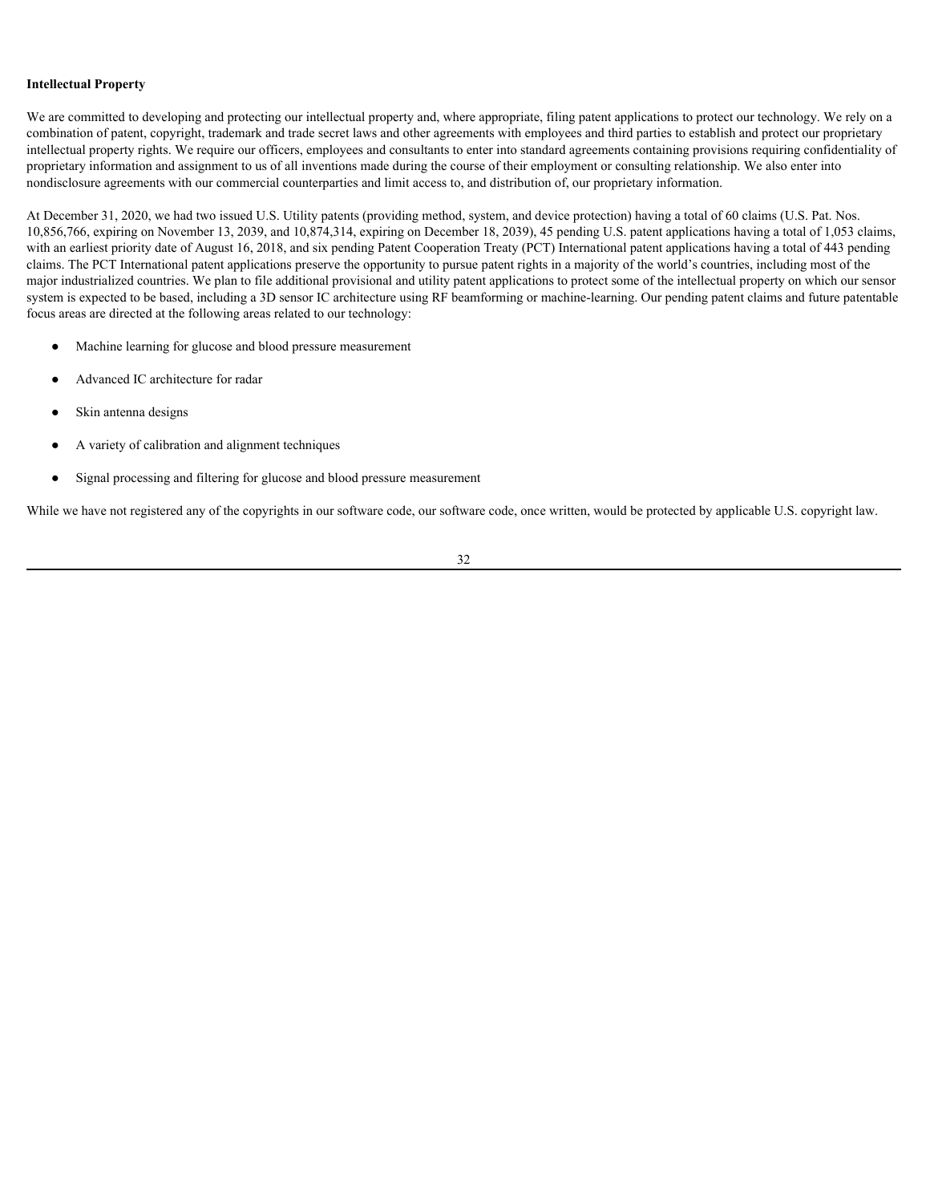**Intellectual Property**

We are committed to developing and protecting our intellectual property and, where appropriate, filing patent applications to protect our technology. We rely on a combination of patent, copyright, trademark and trade secret laws and other agreements with employees and third parties to establish and protect our proprietary intellectual property rights. We require our officers, employees and consultants to enter into standard agreements containing provisions requiring confidentiality of proprietary information and assignment to us of all inventions made during the course of their employment or consulting relationship. We also enter into nondisclosure agreements with our commercial counterparties and limit access to, and distribution of, our proprietary information.

At December 31, 2020, we had two issued U.S. Utility patents (providing method, system, and device protection) having a total of 60 claims (U.S. Pat. Nos. 10,856,766, expiring on November 13, 2039, and 10,874,314, expiring on December 18, 2039), 45 pending U.S. patent applications having a total of 1,053 claims, with an earliest priority date of August 16, 2018, and six pending Patent Cooperation Treaty (PCT) International patent applications having a total of 443 pending claims. The PCT International patent applications preserve the opportunity to pursue patent rights in a majority of the world's countries, including most of the major industrialized countries. We plan to file additional provisional and utility patent applications to protect some of the intellectual property on which our sensor system is expected to be based, including a 3D sensor IC architecture using RF beamforming or machine-learning. Our pending patent claims and future patentable focus areas are directed at the following areas related to our technology:

- Machine learning for glucose and blood pressure measurement
- Advanced IC architecture for radar
- Skin antenna designs
- A variety of calibration and alignment techniques
- Signal processing and filtering for glucose and blood pressure measurement

While we have not registered any of the copyrights in our software code, our software code, once written, would be protected by applicable U.S. copyright law.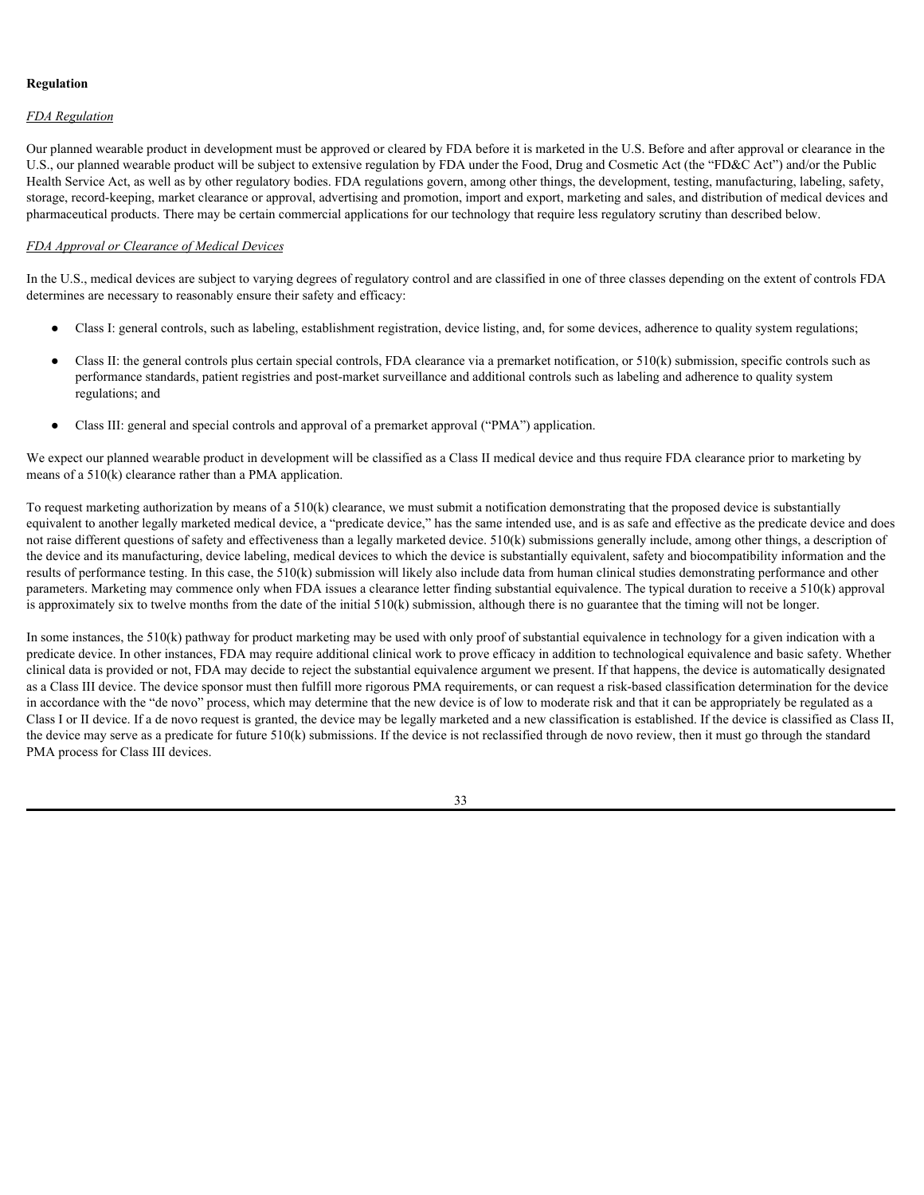**Regulation**

*FDA Regulation*

Our planned wearable product in development must be approved or cleared by FDA before it is marketed in the U.S. Before and after approval or clearance in the U.S., our planned wearable product will be subject to extensive regulation by FDA under the Food, Drug and Cosmetic Act (the "FD&C Act") and/or the Public Health Service Act, as well as by other regulatory bodies. FDA regulations govern, among other things, the development, testing, manufacturing, labeling, safety, storage, record-keeping, market clearance or approval, advertising and promotion, import and export, marketing and sales, and distribution of medical devices and pharmaceutical products. There may be certain commercial applications for our technology that require less regulatory scrutiny than described below.

*FDA Approval or Clearance of Medical Devices*

In the U.S., medical devices are subject to varying degrees of regulatory control and are classified in one of three classes depending on the extent of controls FDA determines are necessary to reasonably ensure their safety and efficacy:

- Class I: general controls, such as labeling, establishment registration, device listing, and, for some devices, adherence to quality system regulations;
- Class II: the general controls plus certain special controls, FDA clearance via a premarket notification, or 510(k) submission, specific controls such as performance standards, patient registries and post-market surveillance and additional controls such as labeling and adherence to quality system regulations; and
- Class III: general and special controls and approval of a premarket approval ("PMA") application.

We expect our planned wearable product in development will be classified as a Class II medical device and thus require FDA clearance prior to marketing by means of a 510(k) clearance rather than a PMA application.

To request marketing authorization by means of a 510(k) clearance, we must submit a notification demonstrating that the proposed device is substantially equivalent to another legally marketed medical device, a "predicate device," has the same intended use, and is as safe and effective as the predicate device and does not raise different questions of safety and effectiveness than a legally marketed device. 510(k) submissions generally include, among other things, a description of the device and its manufacturing, device labeling, medical devices to which the device is substantially equivalent, safety and biocompatibility information and the results of performance testing. In this case, the 510(k) submission will likely also include data from human clinical studies demonstrating performance and other parameters. Marketing may commence only when FDA issues a clearance letter finding substantial equivalence. The typical duration to receive a 510(k) approval is approximately six to twelve months from the date of the initial 510(k) submission, although there is no guarantee that the timing will not be longer.

In some instances, the 510(k) pathway for product marketing may be used with only proof of substantial equivalence in technology for a given indication with a predicate device. In other instances, FDA may require additional clinical work to prove efficacy in addition to technological equivalence and basic safety. Whether clinical data is provided or not, FDA may decide to reject the substantial equivalence argument we present. If that happens, the device is automatically designated as a Class III device. The device sponsor must then fulfill more rigorous PMA requirements, or can request a risk-based classification determination for the device in accordance with the "de novo" process, which may determine that the new device is of low to moderate risk and that it can be appropriately be regulated as a Class I or II device. If a de novo request is granted, the device may be legally marketed and a new classification is established. If the device is classified as Class II, the device may serve as a predicate for future 510(k) submissions. If the device is not reclassified through de novo review, then it must go through the standard PMA process for Class III devices.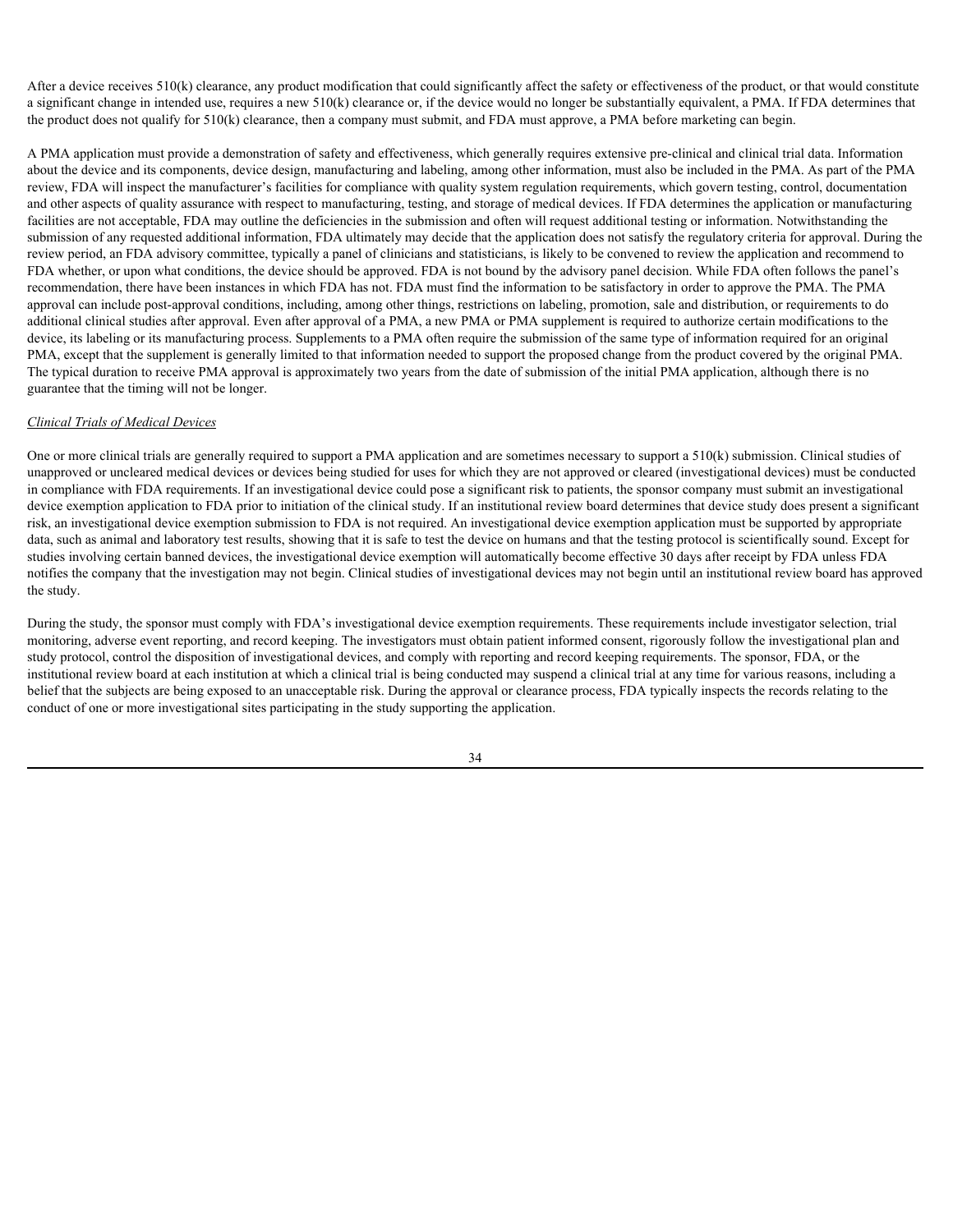After a device receives 510(k) clearance, any product modification that could significantly affect the safety or effectiveness of the product, or that would constitute a significant change in intended use, requires a new 510(k) clearance or, if the device would no longer be substantially equivalent, a PMA. If FDA determines that the product does not qualify for 510(k) clearance, then a company must submit, and FDA must approve, a PMA before marketing can begin.

A PMA application must provide a demonstration of safety and effectiveness, which generally requires extensive pre-clinical and clinical trial data. Information about the device and its components, device design, manufacturing and labeling, among other information, must also be included in the PMA. As part of the PMA review, FDA will inspect the manufacturer's facilities for compliance with quality system regulation requirements, which govern testing, control, documentation and other aspects of quality assurance with respect to manufacturing, testing, and storage of medical devices. If FDA determines the application or manufacturing facilities are not acceptable, FDA may outline the deficiencies in the submission and often will request additional testing or information. Notwithstanding the submission of any requested additional information, FDA ultimately may decide that the application does not satisfy the regulatory criteria for approval. During the review period, an FDA advisory committee, typically a panel of clinicians and statisticians, is likely to be convened to review the application and recommend to FDA whether, or upon what conditions, the device should be approved. FDA is not bound by the advisory panel decision. While FDA often follows the panel's recommendation, there have been instances in which FDA has not. FDA must find the information to be satisfactory in order to approve the PMA. The PMA approval can include post-approval conditions, including, among other things, restrictions on labeling, promotion, sale and distribution, or requirements to do additional clinical studies after approval. Even after approval of a PMA, a new PMA or PMA supplement is required to authorize certain modifications to the device, its labeling or its manufacturing process. Supplements to a PMA often require the submission of the same type of information required for an original PMA, except that the supplement is generally limited to that information needed to support the proposed change from the product covered by the original PMA. The typical duration to receive PMA approval is approximately two years from the date of submission of the initial PMA application, although there is no guarantee that the timing will not be longer.

*Clinical Trials of Medical Devices*

One or more clinical trials are generally required to support a PMA application and are sometimes necessary to support a 510(k) submission. Clinical studies of unapproved or uncleared medical devices or devices being studied for uses for which they are not approved or cleared (investigational devices) must be conducted in compliance with FDA requirements. If an investigational device could pose a significant risk to patients, the sponsor company must submit an investigational device exemption application to FDA prior to initiation of the clinical study. If an institutional review board determines that device study does present a significant risk, an investigational device exemption submission to FDA is not required. An investigational device exemption application must be supported by appropriate data, such as animal and laboratory test results, showing that it is safe to test the device on humans and that the testing protocol is scientifically sound. Except for studies involving certain banned devices, the investigational device exemption will automatically become effective 30 days after receipt by FDA unless FDA notifies the company that the investigation may not begin. Clinical studies of investigational devices may not begin until an institutional review board has approved the study.

During the study, the sponsor must comply with FDA's investigational device exemption requirements. These requirements include investigator selection, trial monitoring, adverse event reporting, and record keeping. The investigators must obtain patient informed consent, rigorously follow the investigational plan and study protocol, control the disposition of investigational devices, and comply with reporting and record keeping requirements. The sponsor, FDA, or the institutional review board at each institution at which a clinical trial is being conducted may suspend a clinical trial at any time for various reasons, including a belief that the subjects are being exposed to an unacceptable risk. During the approval or clearance process, FDA typically inspects the records relating to the conduct of one or more investigational sites participating in the study supporting the application.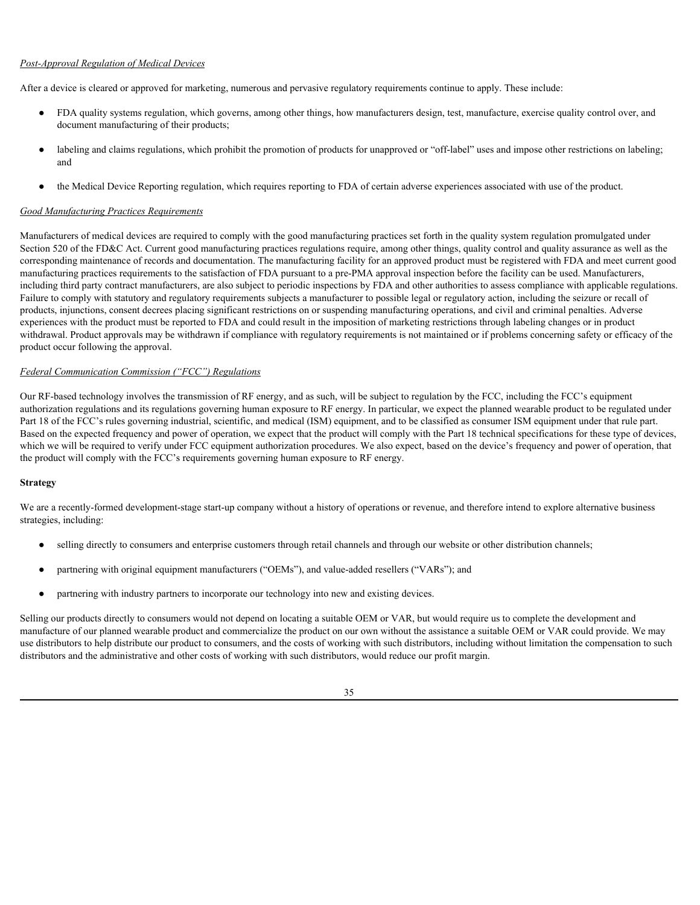*Post-Approval Regulation of Medical Devices*

After a device is cleared or approved for marketing, numerous and pervasive regulatory requirements continue to apply. These include:

- FDA quality systems regulation, which governs, among other things, how manufacturers design, test, manufacture, exercise quality control over, and document manufacturing of their products;
- labeling and claims regulations, which prohibit the promotion of products for unapproved or "off-label" uses and impose other restrictions on labeling; and
- the Medical Device Reporting regulation, which requires reporting to FDA of certain adverse experiences associated with use of the product.

*Good Manufacturing Practices Requirements*

Manufacturers of medical devices are required to comply with the good manufacturing practices set forth in the quality system regulation promulgated under Section 520 of the FD&C Act. Current good manufacturing practices regulations require, among other things, quality control and quality assurance as well as the corresponding maintenance of records and documentation. The manufacturing facility for an approved product must be registered with FDA and meet current good manufacturing practices requirements to the satisfaction of FDA pursuant to a pre-PMA approval inspection before the facility can be used. Manufacturers, including third party contract manufacturers, are also subject to periodic inspections by FDA and other authorities to assess compliance with applicable regulations. Failure to comply with statutory and regulatory requirements subjects a manufacturer to possible legal or regulatory action, including the seizure or recall of products, injunctions, consent decrees placing significant restrictions on or suspending manufacturing operations, and civil and criminal penalties. Adverse experiences with the product must be reported to FDA and could result in the imposition of marketing restrictions through labeling changes or in product withdrawal. Product approvals may be withdrawn if compliance with regulatory requirements is not maintained or if problems concerning safety or efficacy of the product occur following the approval.

*Federal Communication Commission ("FCC") Regulations*

Our RF-based technology involves the transmission of RF energy, and as such, will be subject to regulation by the FCC, including the FCC's equipment authorization regulations and its regulations governing human exposure to RF energy. In particular, we expect the planned wearable product to be regulated under Part 18 of the FCC's rules governing industrial, scientific, and medical (ISM) equipment, and to be classified as consumer ISM equipment under that rule part. Based on the expected frequency and power of operation, we expect that the product will comply with the Part 18 technical specifications for these type of devices, which we will be required to verify under FCC equipment authorization procedures. We also expect, based on the device's frequency and power of operation, that the product will comply with the FCC's requirements governing human exposure to RF energy.

**Strategy**

We are a recently-formed development-stage start-up company without a history of operations or revenue, and therefore intend to explore alternative business strategies, including:

- selling directly to consumers and enterprise customers through retail channels and through our website or other distribution channels;
- partnering with original equipment manufacturers ("OEMs"), and value-added resellers ("VARs"); and
- partnering with industry partners to incorporate our technology into new and existing devices.

Selling our products directly to consumers would not depend on locating a suitable OEM or VAR, but would require us to complete the development and manufacture of our planned wearable product and commercialize the product on our own without the assistance a suitable OEM or VAR could provide. We may use distributors to help distribute our product to consumers, and the costs of working with such distributors, including without limitation the compensation to such distributors and the administrative and other costs of working with such distributors, would reduce our profit margin.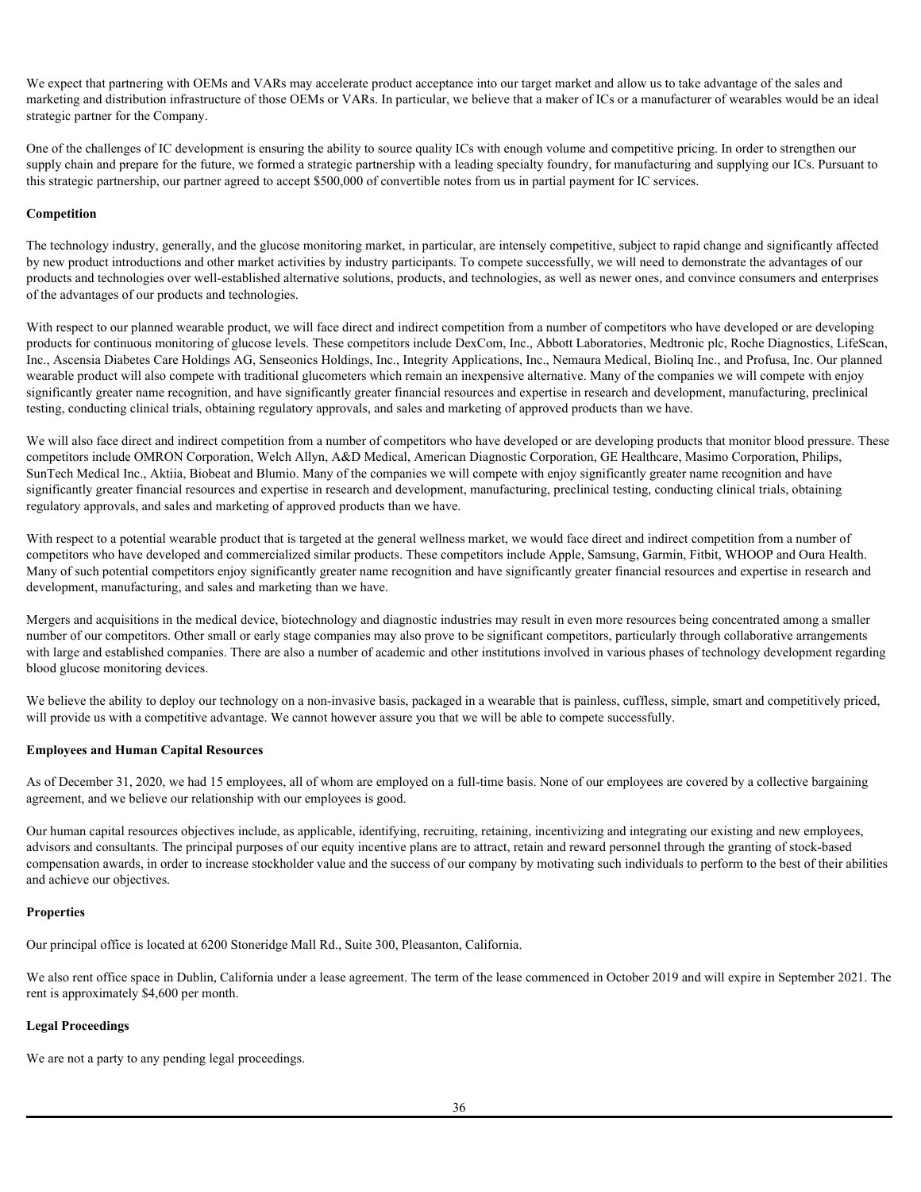We expect that partnering with OEMs and VARs may accelerate product acceptance into our target market and allow us to take advantage of the sales and marketing and distribution infrastructure of those OEMs or VARs. In particular, we believe that a maker of ICs or a manufacturer of wearables would be an ideal strategic partner for the Company.

One of the challenges of IC development is ensuring the ability to source quality ICs with enough volume and competitive pricing. In order to strengthen our supply chain and prepare for the future, we formed a strategic partnership with a leading specialty foundry, for manufacturing and supplying our ICs. Pursuant to this strategic partnership, our partner agreed to accept $500,000 of convertible notes from us in partial payment for IC services.

**Competition**

The technology industry, generally, and the glucose monitoring market, in particular, are intensely competitive, subject to rapid change and significantly affected by new product introductions and other market activities by industry participants. To compete successfully, we will need to demonstrate the advantages of our products and technologies over well-established alternative solutions, products, and technologies, as well as newer ones, and convince consumers and enterprises of the advantages of our products and technologies.

With respect to our planned wearable product, we will face direct and indirect competition from a number of competitors who have developed or are developing products for continuous monitoring of glucose levels. These competitors include DexCom, Inc., Abbott Laboratories, Medtronic plc, Roche Diagnostics, LifeScan, Inc., Ascensia Diabetes Care Holdings AG, Senseonics Holdings, Inc., Integrity Applications, Inc., Nemaura Medical, Biolinq Inc., and Profusa, Inc. Our planned wearable product will also compete with traditional glucometers which remain an inexpensive alternative. Many of the companies we will compete with enjoy significantly greater name recognition, and have significantly greater financial resources and expertise in research and development, manufacturing, preclinical testing, conducting clinical trials, obtaining regulatory approvals, and sales and marketing of approved products than we have.

We will also face direct and indirect competition from a number of competitors who have developed or are developing products that monitor blood pressure. These competitors include OMRON Corporation, Welch Allyn, A&D Medical, American Diagnostic Corporation, GE Healthcare, Masimo Corporation, Philips, SunTech Medical Inc., Aktiia, Biobeat and Blumio. Many of the companies we will compete with enjoy significantly greater name recognition and have significantly greater financial resources and expertise in research and development, manufacturing, preclinical testing, conducting clinical trials, obtaining regulatory approvals, and sales and marketing of approved products than we have.

With respect to a potential wearable product that is targeted at the general wellness market, we would face direct and indirect competition from a number of competitors who have developed and commercialized similar products. These competitors include Apple, Samsung, Garmin, Fitbit, WHOOP and Oura Health. Many of such potential competitors enjoy significantly greater name recognition and have significantly greater financial resources and expertise in research and development, manufacturing, and sales and marketing than we have.

Mergers and acquisitions in the medical device, biotechnology and diagnostic industries may result in even more resources being concentrated among a smaller number of our competitors. Other small or early stage companies may also prove to be significant competitors, particularly through collaborative arrangements with large and established companies. There are also a number of academic and other institutions involved in various phases of technology development regarding blood glucose monitoring devices.

We believe the ability to deploy our technology on a non-invasive basis, packaged in a wearable that is painless, cuffless, simple, smart and competitively priced, will provide us with a competitive advantage. We cannot however assure you that we will be able to compete successfully.

**Employees and Human Capital Resources**

As of December 31, 2020, we had 15 employees, all of whom are employed on a full-time basis. None of our employees are covered by a collective bargaining agreement, and we believe our relationship with our employees is good.

Our human capital resources objectives include, as applicable, identifying, recruiting, retaining, incentivizing and integrating our existing and new employees, advisors and consultants. The principal purposes of our equity incentive plans are to attract, retain and reward personnel through the granting of stock-based compensation awards, in order to increase stockholder value and the success of our company by motivating such individuals to perform to the best of their abilities and achieve our objectives.

**Properties**

Our principal office is located at 6200 Stoneridge Mall Rd., Suite 300, Pleasanton, California.

We also rent office space in Dublin, California under a lease agreement. The term of the lease commenced in October 2019 and will expire in September 2021. The rent is approximately $4,600 per month.

**Legal Proceedings**

We are not a party to any pending legal proceedings.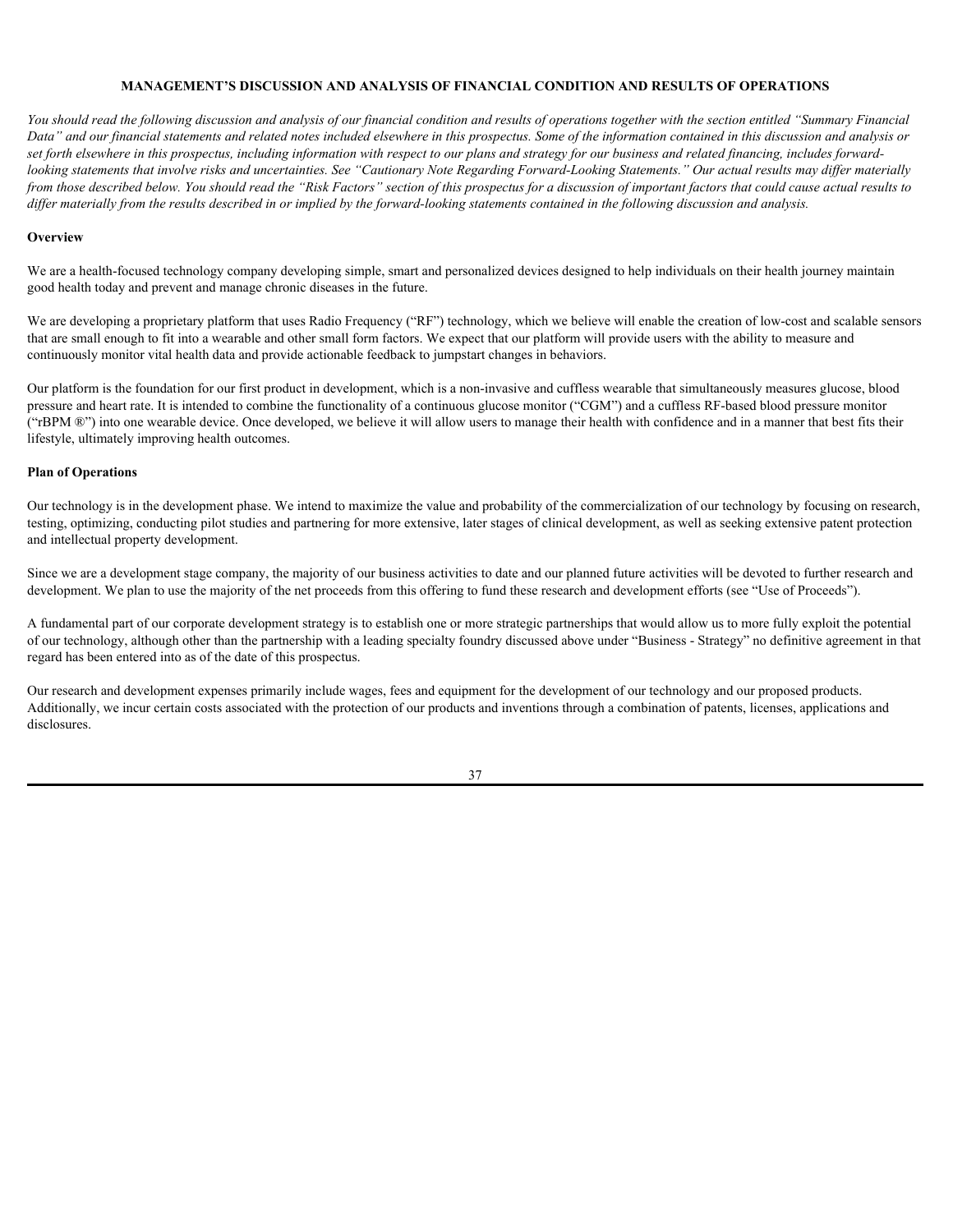# MANAGEMENT'S DISCUSSION AND ANALYSIS OF FINANCIAL CONDITION AND RESULTS OF OPERATIONS

*You should read the following discussion and analysis of our financial condition and results of operations together with the section entitled "Summary Financial Data" and our financial statements and related notes included elsewhere in this prospectus. Some of the information contained in this discussion and analysis or set forth elsewhere in this prospectus, including information with respect to our plans and strategy for our business and related financing, includes forward-looking statements that involve risks and uncertainties. See "Cautionary Note Regarding Forward-Looking Statements." Our actual results may differ materially from those described below. You should read the "Risk Factors" section of this prospectus for a discussion of important factors that could cause actual results to differ materially from the results described in or implied by the forward-looking statements contained in the following discussion and analysis.*

## Overview

We are a health-focused technology company developing simple, smart and personalized devices designed to help individuals on their health journey maintain good health today and prevent and manage chronic diseases in the future.

We are developing a proprietary platform that uses Radio Frequency ("RF") technology, which we believe will enable the creation of low-cost and scalable sensors that are small enough to fit into a wearable and other small form factors. We expect that our platform will provide users with the ability to measure and continuously monitor vital health data and provide actionable feedback to jumpstart changes in behaviors.

Our platform is the foundation for our first product in development, which is a non-invasive and cuffless wearable that simultaneously measures glucose, blood pressure and heart rate. It is intended to combine the functionality of a continuous glucose monitor ("CGM") and a cuffless RF-based blood pressure monitor ("rBPM ®") into one wearable device. Once developed, we believe it will allow users to manage their health with confidence and in a manner that best fits their lifestyle, ultimately improving health outcomes.

## Plan of Operations

Our technology is in the development phase. We intend to maximize the value and probability of the commercialization of our technology by focusing on research, testing, optimizing, conducting pilot studies and partnering for more extensive, later stages of clinical development, as well as seeking extensive patent protection and intellectual property development.

Since we are a development stage company, the majority of our business activities to date and our planned future activities will be devoted to further research and development. We plan to use the majority of the net proceeds from this offering to fund these research and development efforts (see "Use of Proceeds").

A fundamental part of our corporate development strategy is to establish one or more strategic partnerships that would allow us to more fully exploit the potential of our technology, although other than the partnership with a leading specialty foundry discussed above under "Business - Strategy" no definitive agreement in that regard has been entered into as of the date of this prospectus.

Our research and development expenses primarily include wages, fees and equipment for the development of our technology and our proposed products. Additionally, we incur certain costs associated with the protection of our products and inventions through a combination of patents, licenses, applications and disclosures.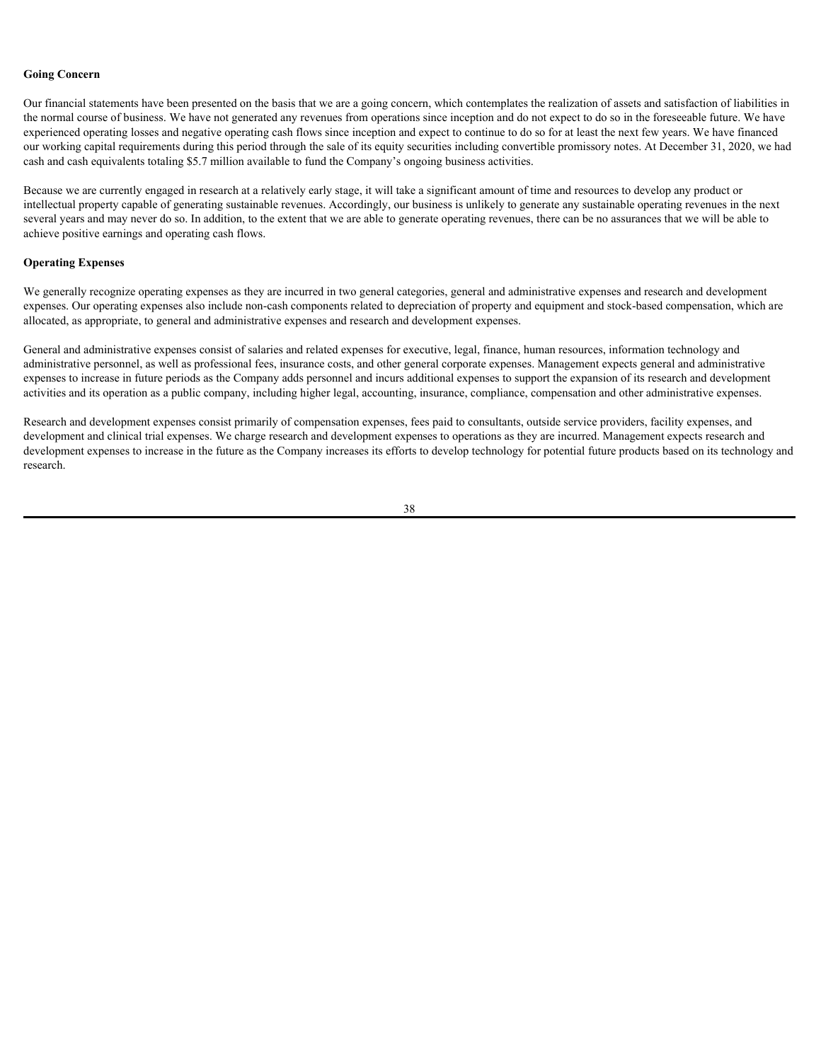### Going Concern

Our financial statements have been presented on the basis that we are a going concern, which contemplates the realization of assets and satisfaction of liabilities in the normal course of business. We have not generated any revenues from operations since inception and do not expect to do so in the foreseeable future. We have experienced operating losses and negative operating cash flows since inception and expect to continue to do so for at least the next few years. We have financed our working capital requirements during this period through the sale of its equity securities including convertible promissory notes. At December 31, 2020, we had cash and cash equivalents totaling $5.7 million available to fund the Company's ongoing business activities.

Because we are currently engaged in research at a relatively early stage, it will take a significant amount of time and resources to develop any product or intellectual property capable of generating sustainable revenues. Accordingly, our business is unlikely to generate any sustainable operating revenues in the next several years and may never do so. In addition, to the extent that we are able to generate operating revenues, there can be no assurances that we will be able to achieve positive earnings and operating cash flows.

### Operating Expenses

We generally recognize operating expenses as they are incurred in two general categories, general and administrative expenses and research and development expenses. Our operating expenses also include non-cash components related to depreciation of property and equipment and stock-based compensation, which are allocated, as appropriate, to general and administrative expenses and research and development expenses.

General and administrative expenses consist of salaries and related expenses for executive, legal, finance, human resources, information technology and administrative personnel, as well as professional fees, insurance costs, and other general corporate expenses. Management expects general and administrative expenses to increase in future periods as the Company adds personnel and incurs additional expenses to support the expansion of its research and development activities and its operation as a public company, including higher legal, accounting, insurance, compliance, compensation and other administrative expenses.

Research and development expenses consist primarily of compensation expenses, fees paid to consultants, outside service providers, facility expenses, and development and clinical trial expenses. We charge research and development expenses to operations as they are incurred. Management expects research and development expenses to increase in the future as the Company increases its efforts to develop technology for potential future products based on its technology and research.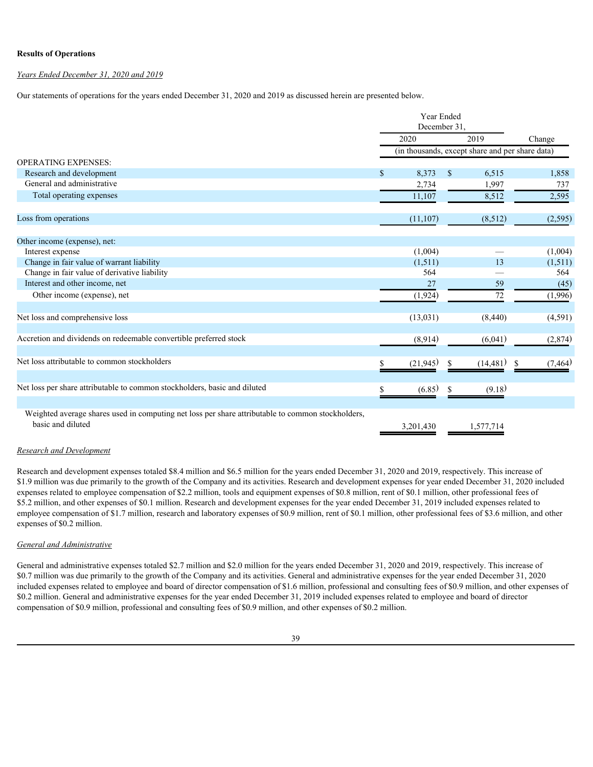**Results of Operations**

*Years Ended December 31, 2020 and 2019*

Our statements of operations for the years ended December 31, 2020 and 2019 as discussed herein are presented below.

| | Year Ended December 31, | | |
|---|---|---|---|
| | 2020 | 2019 | Change |
| | (in thousands, except share and per share data) | | |
| OPERATING EXPENSES: | | | |
| Research and development | $ 8,373 | $ 6,515 | 1,858 |
| General and administrative | 2,734 | 1,997 | 737 |
| Total operating expenses | 11,107 | 8,512 | 2,595 |
| Loss from operations | (11,107) | (8,512) | (2,595) |
| Other income (expense), net: | | | |
| Interest expense | (1,004) | — | (1,004) |
| Change in fair value of warrant liability | (1,511) | 13 | (1,511) |
| Change in fair value of derivative liability | 564 | — | 564 |
| Interest and other income, net | 27 | 59 | (45) |
| Other income (expense), net | (1,924) | 72 | (1,996) |
| Net loss and comprehensive loss | (13,031) | (8,440) | (4,591) |
| Accretion and dividends on redeemable convertible preferred stock | (8,914) | (6,041) | (2,874) |
| Net loss attributable to common stockholders | $ (21,945) | $ (14,481) | $ (7,464) |
| Net loss per share attributable to common stockholders, basic and diluted | $ (6.85) | $ (9.18) | |
| Weighted average shares used in computing net loss per share attributable to common stockholders, basic and diluted | 3,201,430 | 1,577,714 | |

*Research and Development*

Research and development expenses totaled $8.4 million and $6.5 million for the years ended December 31, 2020 and 2019, respectively. This increase of $1.9 million was due primarily to the growth of the Company and its activities. Research and development expenses for year ended December 31, 2020 included expenses related to employee compensation of $2.2 million, tools and equipment expenses of $0.8 million, rent of $0.1 million, other professional fees of $5.2 million, and other expenses of $0.1 million. Research and development expenses for the year ended December 31, 2019 included expenses related to employee compensation of $1.7 million, research and laboratory expenses of $0.9 million, rent of $0.1 million, other professional fees of $3.6 million, and other expenses of $0.2 million.

*General and Administrative*

General and administrative expenses totaled $2.7 million and $2.0 million for the years ended December 31, 2020 and 2019, respectively. This increase of $0.7 million was due primarily to the growth of the Company and its activities. General and administrative expenses for the year ended December 31, 2020 included expenses related to employee and board of director compensation of $1.6 million, professional and consulting fees of $0.9 million, and other expenses of $0.2 million. General and administrative expenses for the year ended December 31, 2019 included expenses related to employee and board of director compensation of $0.9 million, professional and consulting fees of $0.9 million, and other expenses of $0.2 million.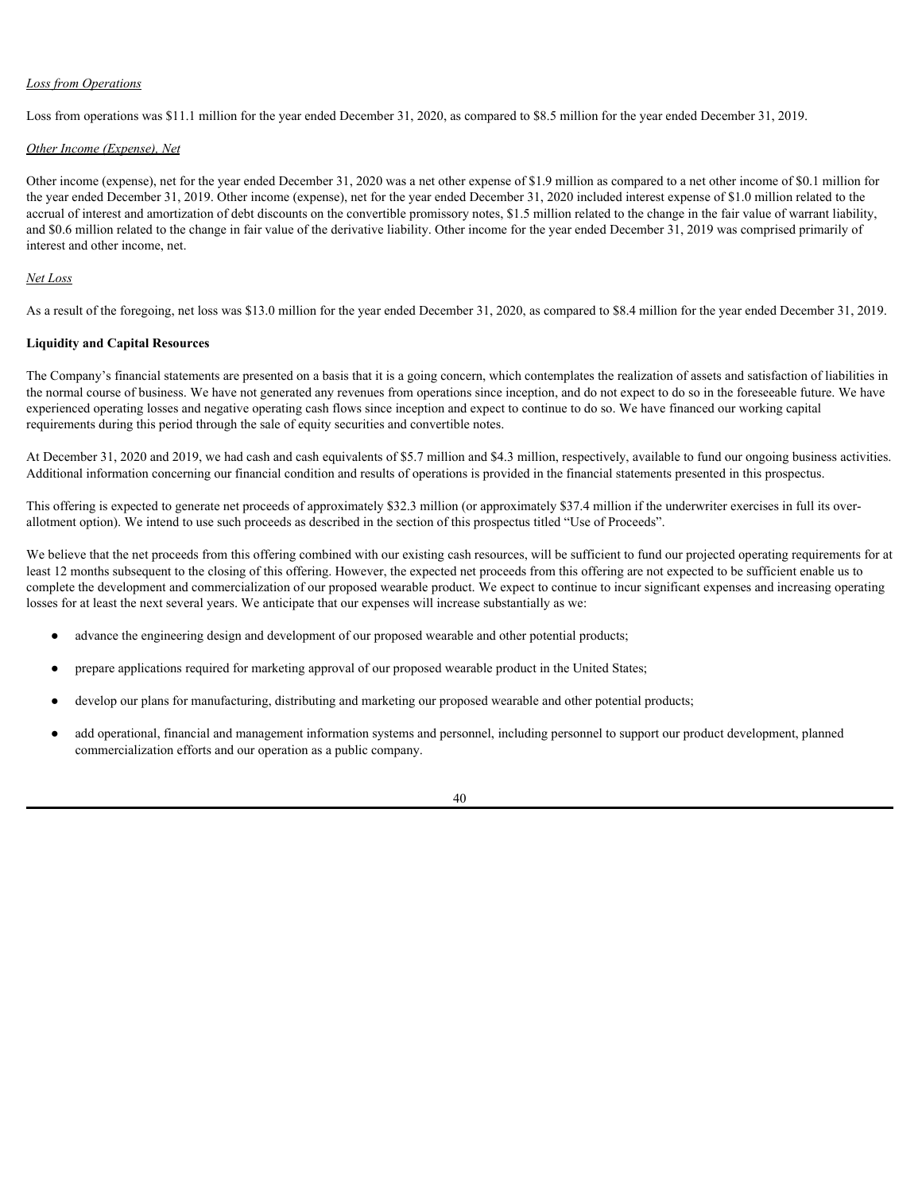*Loss from Operations*

Loss from operations was $11.1 million for the year ended December 31, 2020, as compared to $8.5 million for the year ended December 31, 2019.

*Other Income (Expense), Net*

Other income (expense), net for the year ended December 31, 2020 was a net other expense of $1.9 million as compared to a net other income of $0.1 million for the year ended December 31, 2019. Other income (expense), net for the year ended December 31, 2020 included interest expense of $1.0 million related to the accrual of interest and amortization of debt discounts on the convertible promissory notes, $1.5 million related to the change in the fair value of warrant liability, and $0.6 million related to the change in fair value of the derivative liability. Other income for the year ended December 31, 2019 was comprised primarily of interest and other income, net.

*Net Loss*

As a result of the foregoing, net loss was $13.0 million for the year ended December 31, 2020, as compared to $8.4 million for the year ended December 31, 2019.

**Liquidity and Capital Resources**

The Company's financial statements are presented on a basis that it is a going concern, which contemplates the realization of assets and satisfaction of liabilities in the normal course of business. We have not generated any revenues from operations since inception, and do not expect to do so in the foreseeable future. We have experienced operating losses and negative operating cash flows since inception and expect to continue to do so. We have financed our working capital requirements during this period through the sale of equity securities and convertible notes.

At December 31, 2020 and 2019, we had cash and cash equivalents of $5.7 million and $4.3 million, respectively, available to fund our ongoing business activities. Additional information concerning our financial condition and results of operations is provided in the financial statements presented in this prospectus.

This offering is expected to generate net proceeds of approximately $32.3 million (or approximately $37.4 million if the underwriter exercises in full its over-allotment option). We intend to use such proceeds as described in the section of this prospectus titled "Use of Proceeds".

We believe that the net proceeds from this offering combined with our existing cash resources, will be sufficient to fund our projected operating requirements for at least 12 months subsequent to the closing of this offering. However, the expected net proceeds from this offering are not expected to be sufficient enable us to complete the development and commercialization of our proposed wearable product. We expect to continue to incur significant expenses and increasing operating losses for at least the next several years. We anticipate that our expenses will increase substantially as we:

- advance the engineering design and development of our proposed wearable and other potential products;
- prepare applications required for marketing approval of our proposed wearable product in the United States;
- develop our plans for manufacturing, distributing and marketing our proposed wearable and other potential products;
- add operational, financial and management information systems and personnel, including personnel to support our product development, planned commercialization efforts and our operation as a public company.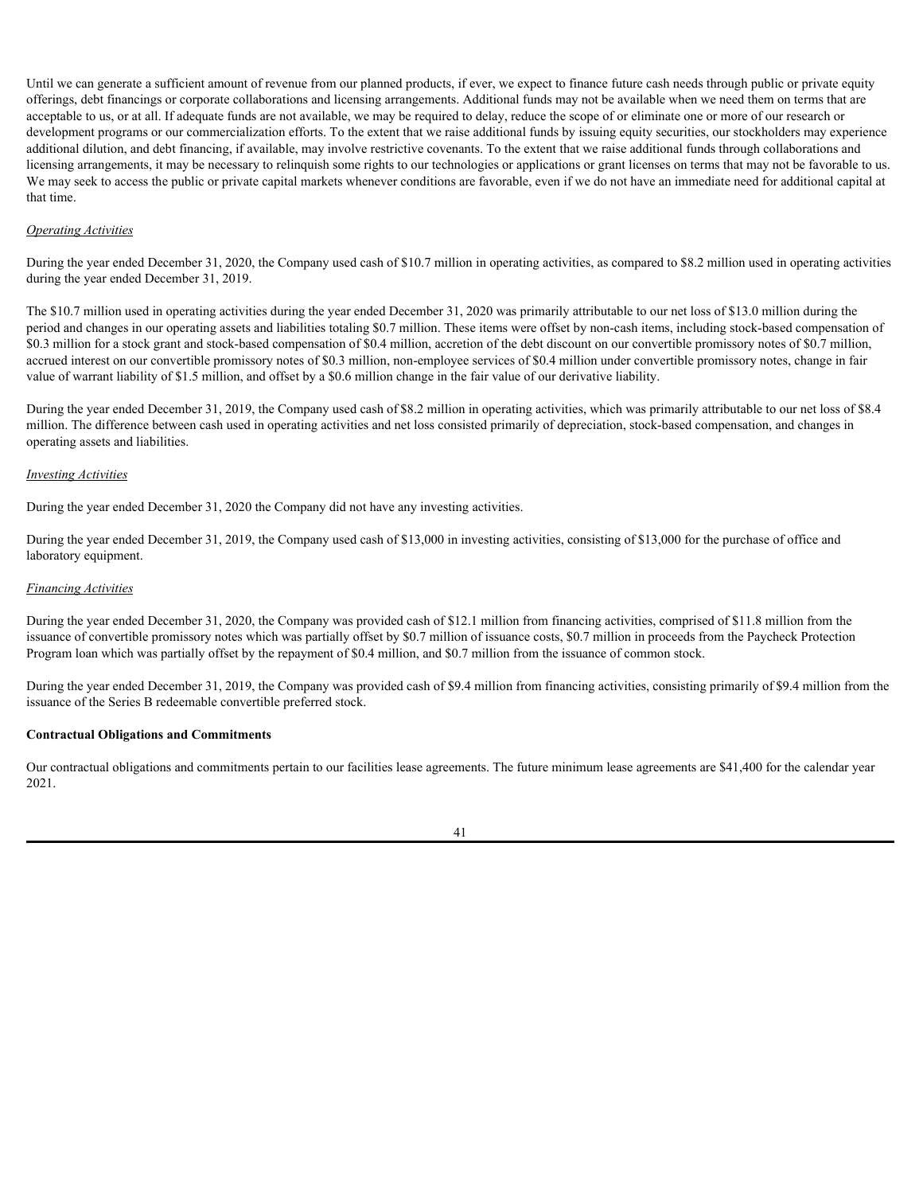Until we can generate a sufficient amount of revenue from our planned products, if ever, we expect to finance future cash needs through public or private equity offerings, debt financings or corporate collaborations and licensing arrangements. Additional funds may not be available when we need them on terms that are acceptable to us, or at all. If adequate funds are not available, we may be required to delay, reduce the scope of or eliminate one or more of our research or development programs or our commercialization efforts. To the extent that we raise additional funds by issuing equity securities, our stockholders may experience additional dilution, and debt financing, if available, may involve restrictive covenants. To the extent that we raise additional funds through collaborations and licensing arrangements, it may be necessary to relinquish some rights to our technologies or applications or grant licenses on terms that may not be favorable to us. We may seek to access the public or private capital markets whenever conditions are favorable, even if we do not have an immediate need for additional capital at that time.

*Operating Activities*

During the year ended December 31, 2020, the Company used cash of $10.7 million in operating activities, as compared to $8.2 million used in operating activities during the year ended December 31, 2019.

The $10.7 million used in operating activities during the year ended December 31, 2020 was primarily attributable to our net loss of $13.0 million during the period and changes in our operating assets and liabilities totaling $0.7 million. These items were offset by non-cash items, including stock-based compensation of $0.3 million for a stock grant and stock-based compensation of $0.4 million, accretion of the debt discount on our convertible promissory notes of $0.7 million, accrued interest on our convertible promissory notes of $0.3 million, non-employee services of $0.4 million under convertible promissory notes, change in fair value of warrant liability of $1.5 million, and offset by a $0.6 million change in the fair value of our derivative liability.

During the year ended December 31, 2019, the Company used cash of $8.2 million in operating activities, which was primarily attributable to our net loss of $8.4 million. The difference between cash used in operating activities and net loss consisted primarily of depreciation, stock-based compensation, and changes in operating assets and liabilities.

*Investing Activities*

During the year ended December 31, 2020 the Company did not have any investing activities.

During the year ended December 31, 2019, the Company used cash of $13,000 in investing activities, consisting of $13,000 for the purchase of office and laboratory equipment.

*Financing Activities*

During the year ended December 31, 2020, the Company was provided cash of $12.1 million from financing activities, comprised of $11.8 million from the issuance of convertible promissory notes which was partially offset by $0.7 million of issuance costs, $0.7 million in proceeds from the Paycheck Protection Program loan which was partially offset by the repayment of $0.4 million, and $0.7 million from the issuance of common stock.

During the year ended December 31, 2019, the Company was provided cash of $9.4 million from financing activities, consisting primarily of $9.4 million from the issuance of the Series B redeemable convertible preferred stock.

**Contractual Obligations and Commitments**

Our contractual obligations and commitments pertain to our facilities lease agreements. The future minimum lease agreements are $41,400 for the calendar year 2021.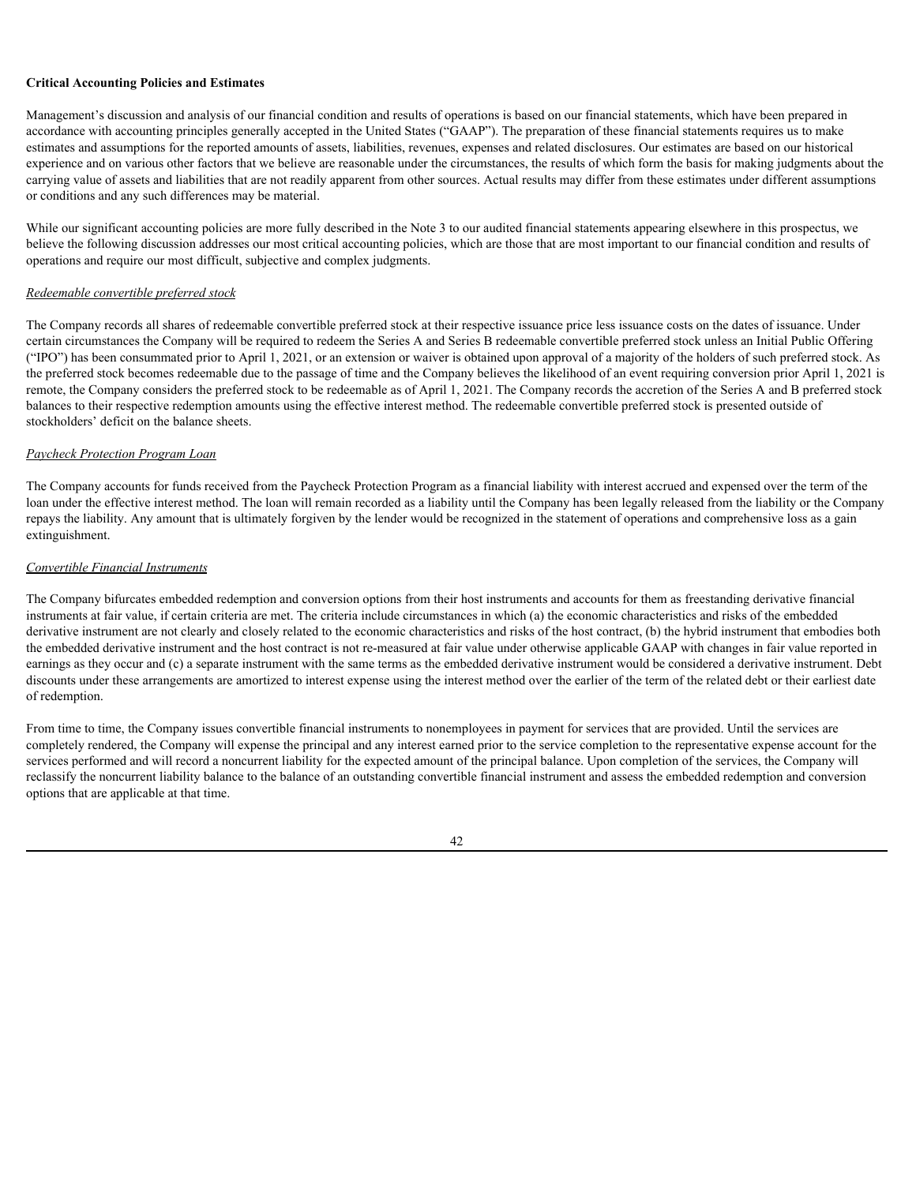**Critical Accounting Policies and Estimates**

Management's discussion and analysis of our financial condition and results of operations is based on our financial statements, which have been prepared in accordance with accounting principles generally accepted in the United States ("GAAP"). The preparation of these financial statements requires us to make estimates and assumptions for the reported amounts of assets, liabilities, revenues, expenses and related disclosures. Our estimates are based on our historical experience and on various other factors that we believe are reasonable under the circumstances, the results of which form the basis for making judgments about the carrying value of assets and liabilities that are not readily apparent from other sources. Actual results may differ from these estimates under different assumptions or conditions and any such differences may be material.

While our significant accounting policies are more fully described in the Note 3 to our audited financial statements appearing elsewhere in this prospectus, we believe the following discussion addresses our most critical accounting policies, which are those that are most important to our financial condition and results of operations and require our most difficult, subjective and complex judgments.

*Redeemable convertible preferred stock*

The Company records all shares of redeemable convertible preferred stock at their respective issuance price less issuance costs on the dates of issuance. Under certain circumstances the Company will be required to redeem the Series A and Series B redeemable convertible preferred stock unless an Initial Public Offering ("IPO") has been consummated prior to April 1, 2021, or an extension or waiver is obtained upon approval of a majority of the holders of such preferred stock. As the preferred stock becomes redeemable due to the passage of time and the Company believes the likelihood of an event requiring conversion prior April 1, 2021 is remote, the Company considers the preferred stock to be redeemable as of April 1, 2021. The Company records the accretion of the Series A and B preferred stock balances to their respective redemption amounts using the effective interest method. The redeemable convertible preferred stock is presented outside of stockholders' deficit on the balance sheets.

*Paycheck Protection Program Loan*

The Company accounts for funds received from the Paycheck Protection Program as a financial liability with interest accrued and expensed over the term of the loan under the effective interest method. The loan will remain recorded as a liability until the Company has been legally released from the liability or the Company repays the liability. Any amount that is ultimately forgiven by the lender would be recognized in the statement of operations and comprehensive loss as a gain extinguishment.

*Convertible Financial Instruments*

The Company bifurcates embedded redemption and conversion options from their host instruments and accounts for them as freestanding derivative financial instruments at fair value, if certain criteria are met. The criteria include circumstances in which (a) the economic characteristics and risks of the embedded derivative instrument are not clearly and closely related to the economic characteristics and risks of the host contract, (b) the hybrid instrument that embodies both the embedded derivative instrument and the host contract is not re-measured at fair value under otherwise applicable GAAP with changes in fair value reported in earnings as they occur and (c) a separate instrument with the same terms as the embedded derivative instrument would be considered a derivative instrument. Debt discounts under these arrangements are amortized to interest expense using the interest method over the earlier of the term of the related debt or their earliest date of redemption.

From time to time, the Company issues convertible financial instruments to nonemployees in payment for services that are provided. Until the services are completely rendered, the Company will expense the principal and any interest earned prior to the service completion to the representative expense account for the services performed and will record a noncurrent liability for the expected amount of the principal balance. Upon completion of the services, the Company will reclassify the noncurrent liability balance to the balance of an outstanding convertible financial instrument and assess the embedded redemption and conversion options that are applicable at that time.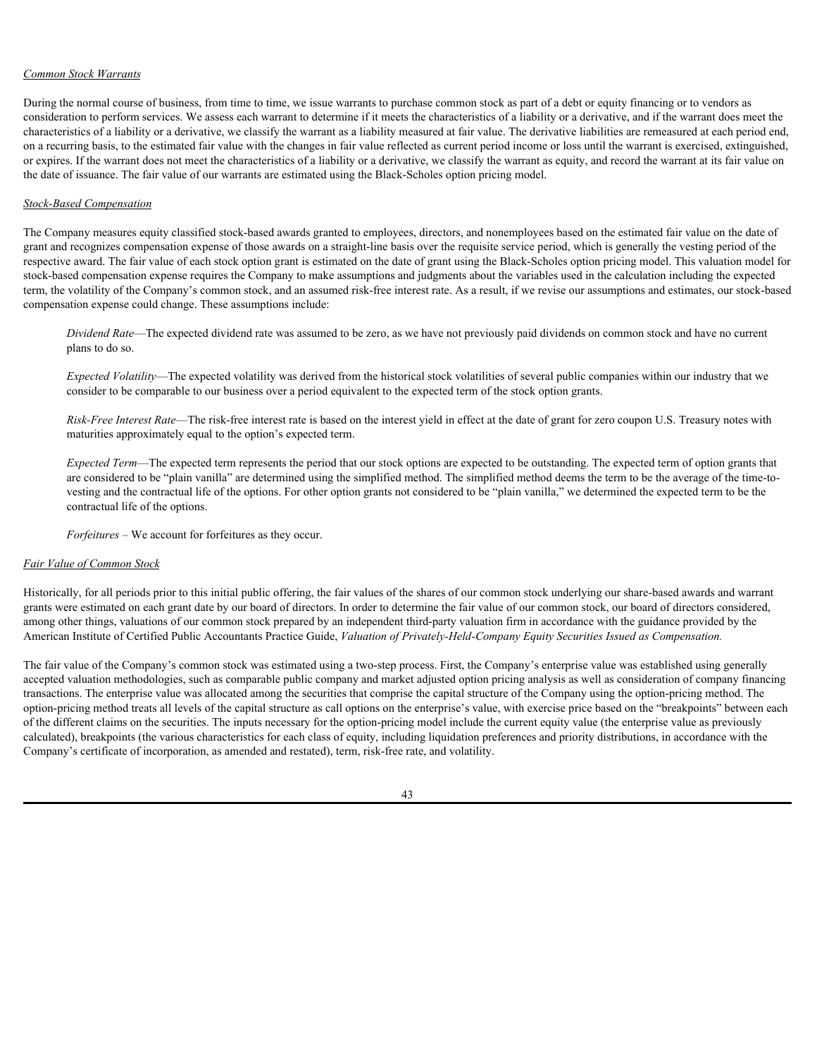*Common Stock Warrants*

During the normal course of business, from time to time, we issue warrants to purchase common stock as part of a debt or equity financing or to vendors as consideration to perform services. We assess each warrant to determine if it meets the characteristics of a liability or a derivative, and if the warrant does meet the characteristics of a liability or a derivative, we classify the warrant as a liability measured at fair value. The derivative liabilities are remeasured at each period end, on a recurring basis, to the estimated fair value with the changes in fair value reflected as current period income or loss until the warrant is exercised, extinguished, or expires. If the warrant does not meet the characteristics of a liability or a derivative, we classify the warrant as equity, and record the warrant at its fair value on the date of issuance. The fair value of our warrants are estimated using the Black-Scholes option pricing model.

*Stock-Based Compensation*

The Company measures equity classified stock-based awards granted to employees, directors, and nonemployees based on the estimated fair value on the date of grant and recognizes compensation expense of those awards on a straight-line basis over the requisite service period, which is generally the vesting period of the respective award. The fair value of each stock option grant is estimated on the date of grant using the Black-Scholes option pricing model. This valuation model for stock-based compensation expense requires the Company to make assumptions and judgments about the variables used in the calculation including the expected term, the volatility of the Company's common stock, and an assumed risk-free interest rate. As a result, if we revise our assumptions and estimates, our stock-based compensation expense could change. These assumptions include:

*Dividend Rate*—The expected dividend rate was assumed to be zero, as we have not previously paid dividends on common stock and have no current plans to do so.

*Expected Volatility*—The expected volatility was derived from the historical stock volatilities of several public companies within our industry that we consider to be comparable to our business over a period equivalent to the expected term of the stock option grants.

*Risk-Free Interest Rate*—The risk-free interest rate is based on the interest yield in effect at the date of grant for zero coupon U.S. Treasury notes with maturities approximately equal to the option's expected term.

*Expected Term*—The expected term represents the period that our stock options are expected to be outstanding. The expected term of option grants that are considered to be "plain vanilla" are determined using the simplified method. The simplified method deems the term to be the average of the time-to-vesting and the contractual life of the options. For other option grants not considered to be "plain vanilla," we determined the expected term to be the contractual life of the options.

*Forfeitures* – We account for forfeitures as they occur.

*Fair Value of Common Stock*

Historically, for all periods prior to this initial public offering, the fair values of the shares of our common stock underlying our share-based awards and warrant grants were estimated on each grant date by our board of directors. In order to determine the fair value of our common stock, our board of directors considered, among other things, valuations of our common stock prepared by an independent third-party valuation firm in accordance with the guidance provided by the American Institute of Certified Public Accountants Practice Guide, *Valuation of Privately-Held-Company Equity Securities Issued as Compensation.*

The fair value of the Company's common stock was estimated using a two-step process. First, the Company's enterprise value was established using generally accepted valuation methodologies, such as comparable public company and market adjusted option pricing analysis as well as consideration of company financing transactions. The enterprise value was allocated among the securities that comprise the capital structure of the Company using the option-pricing method. The option-pricing method treats all levels of the capital structure as call options on the enterprise's value, with exercise price based on the "breakpoints" between each of the different claims on the securities. The inputs necessary for the option-pricing model include the current equity value (the enterprise value as previously calculated), breakpoints (the various characteristics for each class of equity, including liquidation preferences and priority distributions, in accordance with the Company's certificate of incorporation, as amended and restated), term, risk-free rate, and volatility.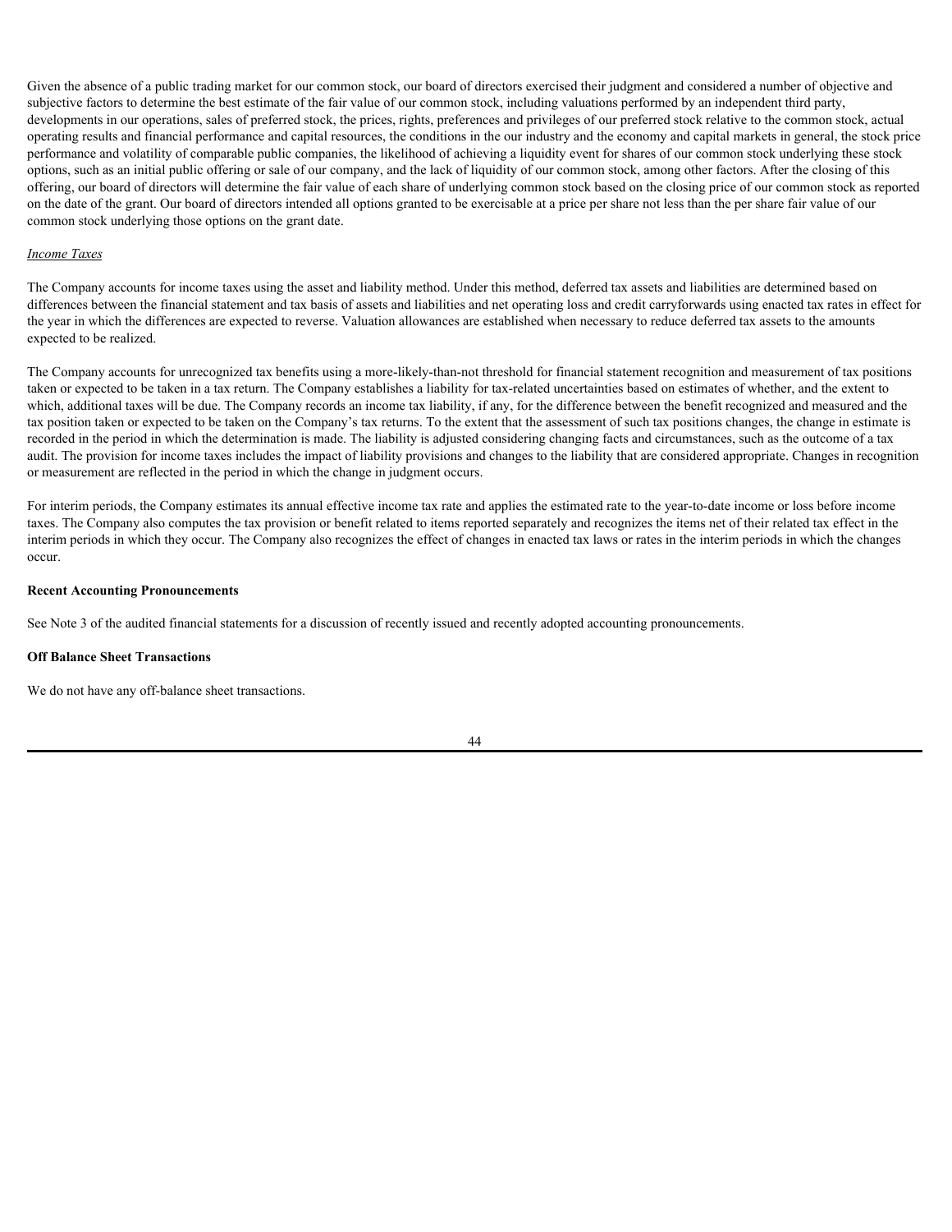Given the absence of a public trading market for our common stock, our board of directors exercised their judgment and considered a number of objective and subjective factors to determine the best estimate of the fair value of our common stock, including valuations performed by an independent third party, developments in our operations, sales of preferred stock, the prices, rights, preferences and privileges of our preferred stock relative to the common stock, actual operating results and financial performance and capital resources, the conditions in the our industry and the economy and capital markets in general, the stock price performance and volatility of comparable public companies, the likelihood of achieving a liquidity event for shares of our common stock underlying these stock options, such as an initial public offering or sale of our company, and the lack of liquidity of our common stock, among other factors. After the closing of this offering, our board of directors will determine the fair value of each share of underlying common stock based on the closing price of our common stock as reported on the date of the grant. Our board of directors intended all options granted to be exercisable at a price per share not less than the per share fair value of our common stock underlying those options on the grant date.

*Income Taxes*

The Company accounts for income taxes using the asset and liability method. Under this method, deferred tax assets and liabilities are determined based on differences between the financial statement and tax basis of assets and liabilities and net operating loss and credit carryforwards using enacted tax rates in effect for the year in which the differences are expected to reverse. Valuation allowances are established when necessary to reduce deferred tax assets to the amounts expected to be realized.

The Company accounts for unrecognized tax benefits using a more-likely-than-not threshold for financial statement recognition and measurement of tax positions taken or expected to be taken in a tax return. The Company establishes a liability for tax-related uncertainties based on estimates of whether, and the extent to which, additional taxes will be due. The Company records an income tax liability, if any, for the difference between the benefit recognized and measured and the tax position taken or expected to be taken on the Company's tax returns. To the extent that the assessment of such tax positions changes, the change in estimate is recorded in the period in which the determination is made. The liability is adjusted considering changing facts and circumstances, such as the outcome of a tax audit. The provision for income taxes includes the impact of liability provisions and changes to the liability that are considered appropriate. Changes in recognition or measurement are reflected in the period in which the change in judgment occurs.

For interim periods, the Company estimates its annual effective income tax rate and applies the estimated rate to the year-to-date income or loss before income taxes. The Company also computes the tax provision or benefit related to items reported separately and recognizes the items net of their related tax effect in the interim periods in which they occur. The Company also recognizes the effect of changes in enacted tax laws or rates in the interim periods in which the changes occur.

**Recent Accounting Pronouncements**

See Note 3 of the audited financial statements for a discussion of recently issued and recently adopted accounting pronouncements.

**Off Balance Sheet Transactions**

We do not have any off-balance sheet transactions.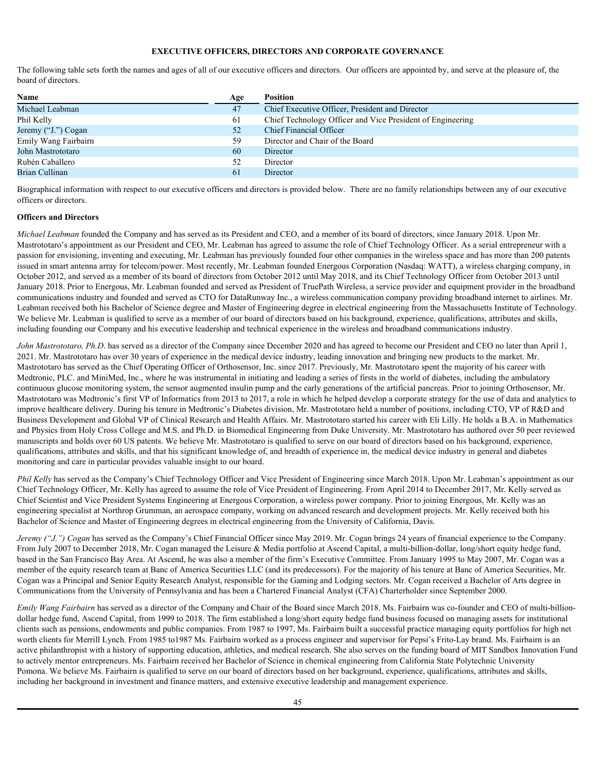## EXECUTIVE OFFICERS, DIRECTORS AND CORPORATE GOVERNANCE

The following table sets forth the names and ages of all of our executive officers and directors. Our officers are appointed by, and serve at the pleasure of, the board of directors.

| Name | Age | Position |
|---|---|---|
| Michael Leabman | 47 | Chief Executive Officer, President and Director |
| Phil Kelly | 61 | Chief Technology Officer and Vice President of Engineering |
| Jeremy ("J.") Cogan | 52 | Chief Financial Officer |
| Emily Wang Fairbairn | 59 | Director and Chair of the Board |
| John Mastrototaro | 60 | Director |
| Rubén Caballero | 52 | Director |
| Brian Cullinan | 61 | Director |

Biographical information with respect to our executive officers and directors is provided below. There are no family relationships between any of our executive officers or directors.

**Officers and Directors**

*Michael Leabman* founded the Company and has served as its President and CEO, and a member of its board of directors, since January 2018. Upon Mr. Mastrototaro's appointment as our President and CEO, Mr. Leabman has agreed to assume the role of Chief Technology Officer. As a serial entrepreneur with a passion for envisioning, inventing and executing, Mr. Leabman has previously founded four other companies in the wireless space and has more than 200 patents issued in smart antenna array for telecom/power. Most recently, Mr. Leabman founded Energous Corporation (Nasdaq: WATT), a wireless charging company, in October 2012, and served as a member of its board of directors from October 2012 until May 2018, and its Chief Technology Officer from October 2013 until January 2018. Prior to Energous, Mr. Leabman founded and served as President of TruePath Wireless, a service provider and equipment provider in the broadband communications industry and founded and served as CTO for DataRunway Inc., a wireless communication company providing broadband internet to airlines. Mr. Leabman received both his Bachelor of Science degree and Master of Engineering degree in electrical engineering from the Massachusetts Institute of Technology. We believe Mr. Leabman is qualified to serve as a member of our board of directors based on his background, experience, qualifications, attributes and skills, including founding our Company and his executive leadership and technical experience in the wireless and broadband communications industry.

*John Mastrototaro, Ph.D*. has served as a director of the Company since December 2020 and has agreed to become our President and CEO no later than April 1, 2021. Mr. Mastrototaro has over 30 years of experience in the medical device industry, leading innovation and bringing new products to the market. Mr. Mastrototaro has served as the Chief Operating Officer of Orthosensor, Inc. since 2017. Previously, Mr. Mastrototaro spent the majority of his career with Medtronic, PLC. and MiniMed, Inc., where he was instrumental in initiating and leading a series of firsts in the world of diabetes, including the ambulatory continuous glucose monitoring system, the sensor augmented insulin pump and the early generations of the artificial pancreas. Prior to joining Orthosensor, Mr. Mastrototaro was Medtronic's first VP of Informatics from 2013 to 2017, a role in which he helped develop a corporate strategy for the use of data and analytics to improve healthcare delivery. During his tenure in Medtronic's Diabetes division, Mr. Mastrototaro held a number of positions, including CTO, VP of R&D and Business Development and Global VP of Clinical Research and Health Affairs. Mr. Mastrototaro started his career with Eli Lilly. He holds a B.A. in Mathematics and Physics from Holy Cross College and M.S. and Ph.D. in Biomedical Engineering from Duke University. Mr. Mastrototaro has authored over 50 peer reviewed manuscripts and holds over 60 US patents. We believe Mr. Mastrototaro is qualified to serve on our board of directors based on his background, experience, qualifications, attributes and skills, and that his significant knowledge of, and breadth of experience in, the medical device industry in general and diabetes monitoring and care in particular provides valuable insight to our board.

*Phil Kelly* has served as the Company's Chief Technology Officer and Vice President of Engineering since March 2018. Upon Mr. Leabman's appointment as our Chief Technology Officer, Mr. Kelly has agreed to assume the role of Vice President of Engineering. From April 2014 to December 2017, Mr. Kelly served as Chief Scientist and Vice President Systems Engineering at Energous Corporation, a wireless power company. Prior to joining Energous, Mr. Kelly was an engineering specialist at Northrop Grumman, an aerospace company, working on advanced research and development projects. Mr. Kelly received both his Bachelor of Science and Master of Engineering degrees in electrical engineering from the University of California, Davis.

*Jeremy ("J.") Cogan* has served as the Company's Chief Financial Officer since May 2019. Mr. Cogan brings 24 years of financial experience to the Company. From July 2007 to December 2018, Mr. Cogan managed the Leisure & Media portfolio at Ascend Capital, a multi-billion-dollar, long/short equity hedge fund, based in the San Francisco Bay Area. At Ascend, he was also a member of the firm's Executive Committee. From January 1995 to May 2007, Mr. Cogan was a member of the equity research team at Banc of America Securities LLC (and its predecessors). For the majority of his tenure at Banc of America Securities, Mr. Cogan was a Principal and Senior Equity Research Analyst, responsible for the Gaming and Lodging sectors. Mr. Cogan received a Bachelor of Arts degree in Communications from the University of Pennsylvania and has been a Chartered Financial Analyst (CFA) Charterholder since September 2000.

*Emily Wang Fairbairn* has served as a director of the Company and Chair of the Board since March 2018. Ms. Fairbairn was co-founder and CEO of multi-billion-dollar hedge fund, Ascend Capital, from 1999 to 2018. The firm established a long/short equity hedge fund business focused on managing assets for institutional clients such as pensions, endowments and public companies. From 1987 to 1997, Ms. Fairbairn built a successful practice managing equity portfolios for high net worth clients for Merrill Lynch. From 1985 to1987 Ms. Fairbairn worked as a process engineer and supervisor for Pepsi's Frito-Lay brand. Ms. Fairbairn is an active philanthropist with a history of supporting education, athletics, and medical research. She also serves on the funding board of MIT Sandbox Innovation Fund to actively mentor entrepreneurs. Ms. Fairbairn received her Bachelor of Science in chemical engineering from California State Polytechnic University Pomona. We believe Ms. Fairbairn is qualified to serve on our board of directors based on her background, experience, qualifications, attributes and skills, including her background in investment and finance matters, and extensive executive leadership and management experience.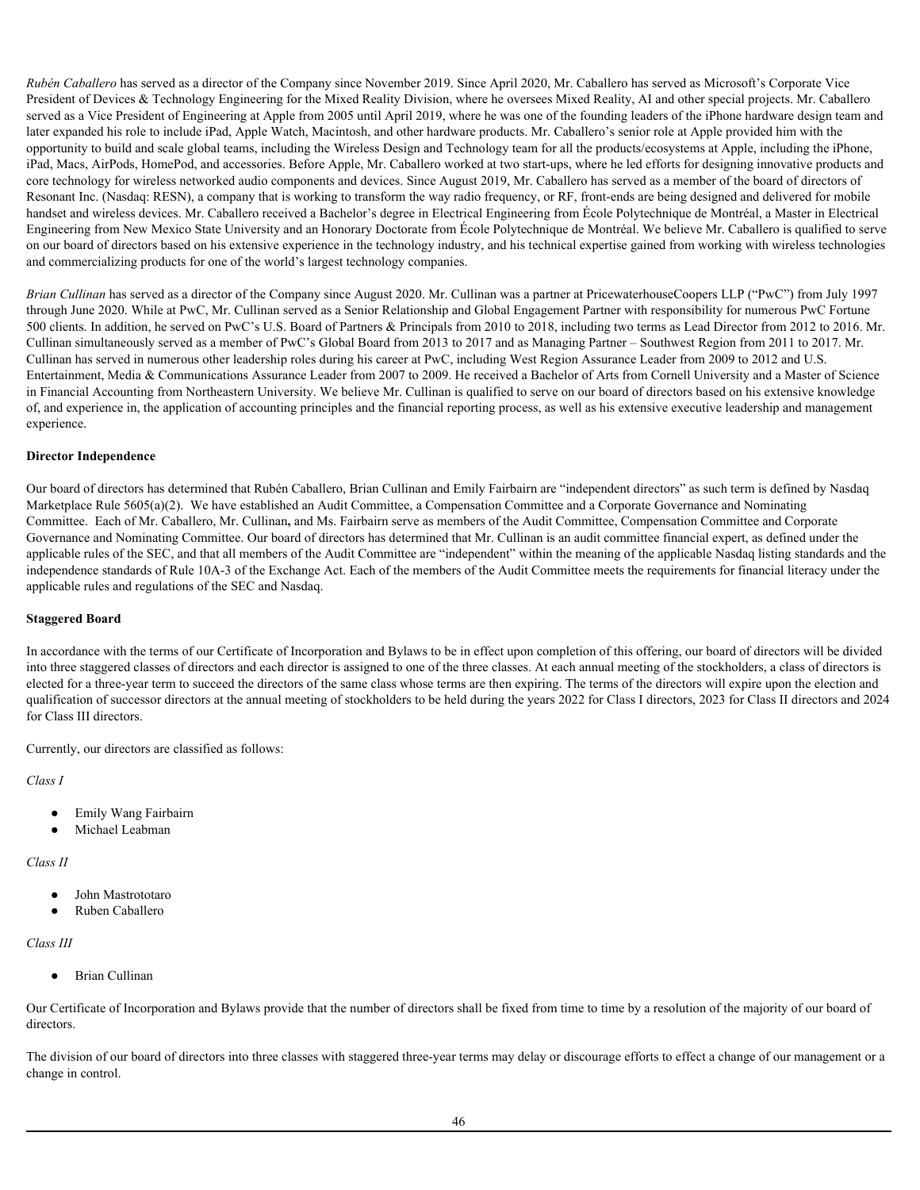*Rubén Caballero* has served as a director of the Company since November 2019. Since April 2020, Mr. Caballero has served as Microsoft's Corporate Vice President of Devices & Technology Engineering for the Mixed Reality Division, where he oversees Mixed Reality, AI and other special projects. Mr. Caballero served as a Vice President of Engineering at Apple from 2005 until April 2019, where he was one of the founding leaders of the iPhone hardware design team and later expanded his role to include iPad, Apple Watch, Macintosh, and other hardware products. Mr. Caballero's senior role at Apple provided him with the opportunity to build and scale global teams, including the Wireless Design and Technology team for all the products/ecosystems at Apple, including the iPhone, iPad, Macs, AirPods, HomePod, and accessories. Before Apple, Mr. Caballero worked at two start-ups, where he led efforts for designing innovative products and core technology for wireless networked audio components and devices. Since August 2019, Mr. Caballero has served as a member of the board of directors of Resonant Inc. (Nasdaq: RESN), a company that is working to transform the way radio frequency, or RF, front-ends are being designed and delivered for mobile handset and wireless devices. Mr. Caballero received a Bachelor's degree in Electrical Engineering from École Polytechnique de Montréal, a Master in Electrical Engineering from New Mexico State University and an Honorary Doctorate from École Polytechnique de Montréal. We believe Mr. Caballero is qualified to serve on our board of directors based on his extensive experience in the technology industry, and his technical expertise gained from working with wireless technologies and commercializing products for one of the world's largest technology companies.

*Brian Cullinan* has served as a director of the Company since August 2020. Mr. Cullinan was a partner at PricewaterhouseCoopers LLP ("PwC") from July 1997 through June 2020. While at PwC, Mr. Cullinan served as a Senior Relationship and Global Engagement Partner with responsibility for numerous PwC Fortune 500 clients. In addition, he served on PwC's U.S. Board of Partners & Principals from 2010 to 2018, including two terms as Lead Director from 2012 to 2016. Mr. Cullinan simultaneously served as a member of PwC's Global Board from 2013 to 2017 and as Managing Partner – Southwest Region from 2011 to 2017. Mr. Cullinan has served in numerous other leadership roles during his career at PwC, including West Region Assurance Leader from 2009 to 2012 and U.S. Entertainment, Media & Communications Assurance Leader from 2007 to 2009. He received a Bachelor of Arts from Cornell University and a Master of Science in Financial Accounting from Northeastern University. We believe Mr. Cullinan is qualified to serve on our board of directors based on his extensive knowledge of, and experience in, the application of accounting principles and the financial reporting process, as well as his extensive executive leadership and management experience.

**Director Independence**

Our board of directors has determined that Rubén Caballero, Brian Cullinan and Emily Fairbairn are "independent directors" as such term is defined by Nasdaq Marketplace Rule 5605(a)(2). We have established an Audit Committee, a Compensation Committee and a Corporate Governance and Nominating Committee. Each of Mr. Caballero, Mr. Cullinan**,** and Ms. Fairbairn serve as members of the Audit Committee, Compensation Committee and Corporate Governance and Nominating Committee. Our board of directors has determined that Mr. Cullinan is an audit committee financial expert, as defined under the applicable rules of the SEC, and that all members of the Audit Committee are "independent" within the meaning of the applicable Nasdaq listing standards and the independence standards of Rule 10A-3 of the Exchange Act. Each of the members of the Audit Committee meets the requirements for financial literacy under the applicable rules and regulations of the SEC and Nasdaq.

**Staggered Board**

In accordance with the terms of our Certificate of Incorporation and Bylaws to be in effect upon completion of this offering, our board of directors will be divided into three staggered classes of directors and each director is assigned to one of the three classes. At each annual meeting of the stockholders, a class of directors is elected for a three-year term to succeed the directors of the same class whose terms are then expiring. The terms of the directors will expire upon the election and qualification of successor directors at the annual meeting of stockholders to be held during the years 2022 for Class I directors, 2023 for Class II directors and 2024 for Class III directors.

Currently, our directors are classified as follows:

*Class I*

- Emily Wang Fairbairn
- Michael Leabman

*Class II*

- John Mastrototaro
- Ruben Caballero

*Class III*

- Brian Cullinan

Our Certificate of Incorporation and Bylaws provide that the number of directors shall be fixed from time to time by a resolution of the majority of our board of directors.

The division of our board of directors into three classes with staggered three-year terms may delay or discourage efforts to effect a change of our management or a change in control.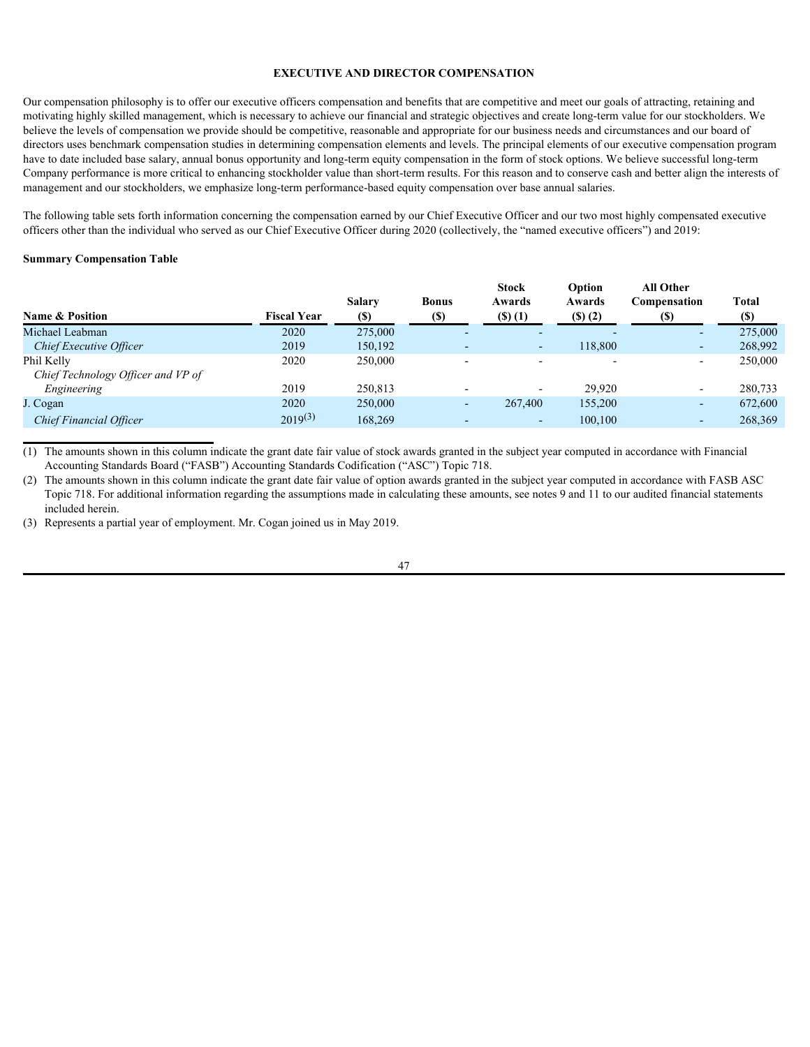## EXECUTIVE AND DIRECTOR COMPENSATION

Our compensation philosophy is to offer our executive officers compensation and benefits that are competitive and meet our goals of attracting, retaining and motivating highly skilled management, which is necessary to achieve our financial and strategic objectives and create long-term value for our stockholders. We believe the levels of compensation we provide should be competitive, reasonable and appropriate for our business needs and circumstances and our board of directors uses benchmark compensation studies in determining compensation elements and levels. The principal elements of our executive compensation program have to date included base salary, annual bonus opportunity and long-term equity compensation in the form of stock options. We believe successful long-term Company performance is more critical to enhancing stockholder value than short-term results. For this reason and to conserve cash and better align the interests of management and our stockholders, we emphasize long-term performance-based equity compensation over base annual salaries.

The following table sets forth information concerning the compensation earned by our Chief Executive Officer and our two most highly compensated executive officers other than the individual who served as our Chief Executive Officer during 2020 (collectively, the "named executive officers") and 2019:

**Summary Compensation Table**

| Name & Position | Fiscal Year | Salary ($) | Bonus ($) | Stock Awards ($) (1) | Option Awards ($) (2) | All Other Compensation ($) | Total ($) |
|---|---|---|---|---|---|---|---|
| Michael Leabman | 2020 | 275,000 | - | - | - | - | 275,000 |
| *Chief Executive Officer* | 2019 | 150,192 | - | - | 118,800 | - | 268,992 |
| Phil Kelly | 2020 | 250,000 | - | - | - | - | 250,000 |
| *Chief Technology Officer and VP of Engineering* | 2019 | 250,813 | - | - | 29,920 | - | 280,733 |
| J. Cogan | 2020 | 250,000 | - | 267,400 | 155,200 | - | 672,600 |
| *Chief Financial Officer* | 2019(3) | 168,269 | - | - | 100,100 | - | 268,369 |

(1) The amounts shown in this column indicate the grant date fair value of stock awards granted in the subject year computed in accordance with Financial Accounting Standards Board ("FASB") Accounting Standards Codification ("ASC") Topic 718.

(2) The amounts shown in this column indicate the grant date fair value of option awards granted in the subject year computed in accordance with FASB ASC Topic 718. For additional information regarding the assumptions made in calculating these amounts, see notes 9 and 11 to our audited financial statements included herein.

(3) Represents a partial year of employment. Mr. Cogan joined us in May 2019.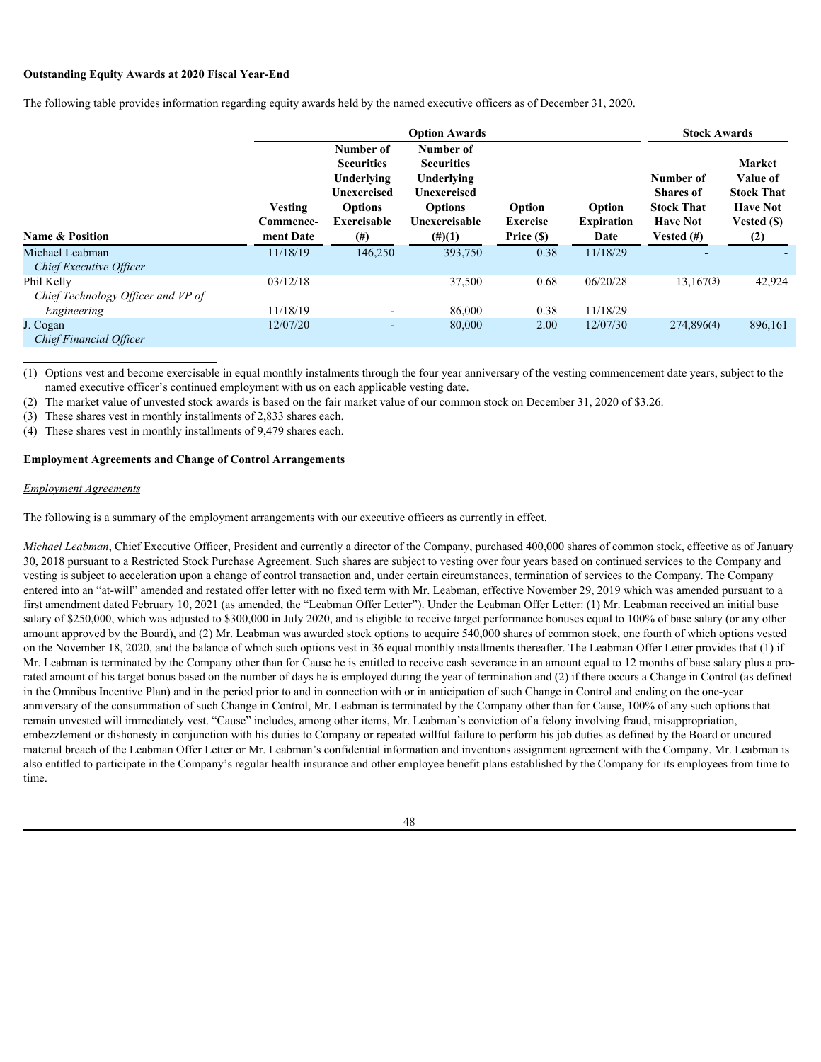**Outstanding Equity Awards at 2020 Fiscal Year-End**

The following table provides information regarding equity awards held by the named executive officers as of December 31, 2020.

| | Option Awards | | | | | Stock Awards | |
|---|---|---|---|---|---|---|---|
| **Name & Position** | **Vesting Commence-ment Date** | **Number of Securities Underlying Unexercised Options Exercisable (#)** | **Number of Securities Underlying Unexercised Options Unexercisable (#)(1)** | **Option Exercise Price ($)** | **Option Expiration Date** | **Number of Shares of Stock That Have Not Vested (#)** | **Market Value of Stock That Have Not Vested ($) (2)** |
| Michael Leabman *Chief Executive Officer* | 11/18/19 | 146,250 | 393,750 | 0.38 | 11/18/29 | - | - |
| Phil Kelly *Chief Technology Officer and VP of* | 03/12/18 | | 37,500 | 0.68 | 06/20/28 | 13,167(3) | 42,924 |
| *Engineering* | 11/18/19 | - | 86,000 | 0.38 | 11/18/29 | | |
| J. Cogan *Chief Financial Officer* | 12/07/20 | - | 80,000 | 2.00 | 12/07/30 | 274,896(4) | 896,161 |

(1) Options vest and become exercisable in equal monthly instalments through the four year anniversary of the vesting commencement date years, subject to the named executive officer's continued employment with us on each applicable vesting date.

(2) The market value of unvested stock awards is based on the fair market value of our common stock on December 31, 2020 of $3.26.

(3) These shares vest in monthly installments of 2,833 shares each.

(4) These shares vest in monthly installments of 9,479 shares each.

**Employment Agreements and Change of Control Arrangements**

*Employment Agreements*

The following is a summary of the employment arrangements with our executive officers as currently in effect.

*Michael Leabman*, Chief Executive Officer, President and currently a director of the Company, purchased 400,000 shares of common stock, effective as of January 30, 2018 pursuant to a Restricted Stock Purchase Agreement. Such shares are subject to vesting over four years based on continued services to the Company and vesting is subject to acceleration upon a change of control transaction and, under certain circumstances, termination of services to the Company. The Company entered into an "at-will" amended and restated offer letter with no fixed term with Mr. Leabman, effective November 29, 2019 which was amended pursuant to a first amendment dated February 10, 2021 (as amended, the "Leabman Offer Letter"). Under the Leabman Offer Letter: (1) Mr. Leabman received an initial base salary of $250,000, which was adjusted to $300,000 in July 2020, and is eligible to receive target performance bonuses equal to 100% of base salary (or any other amount approved by the Board), and (2) Mr. Leabman was awarded stock options to acquire 540,000 shares of common stock, one fourth of which options vested on the November 18, 2020, and the balance of which such options vest in 36 equal monthly installments thereafter. The Leabman Offer Letter provides that (1) if Mr. Leabman is terminated by the Company other than for Cause he is entitled to receive cash severance in an amount equal to 12 months of base salary plus a pro-rated amount of his target bonus based on the number of days he is employed during the year of termination and (2) if there occurs a Change in Control (as defined in the Omnibus Incentive Plan) and in the period prior to and in connection with or in anticipation of such Change in Control and ending on the one-year anniversary of the consummation of such Change in Control, Mr. Leabman is terminated by the Company other than for Cause, 100% of any such options that remain unvested will immediately vest. "Cause" includes, among other items, Mr. Leabman's conviction of a felony involving fraud, misappropriation, embezzlement or dishonesty in conjunction with his duties to Company or repeated willful failure to perform his job duties as defined by the Board or uncured material breach of the Leabman Offer Letter or Mr. Leabman's confidential information and inventions assignment agreement with the Company. Mr. Leabman is also entitled to participate in the Company's regular health insurance and other employee benefit plans established by the Company for its employees from time to time.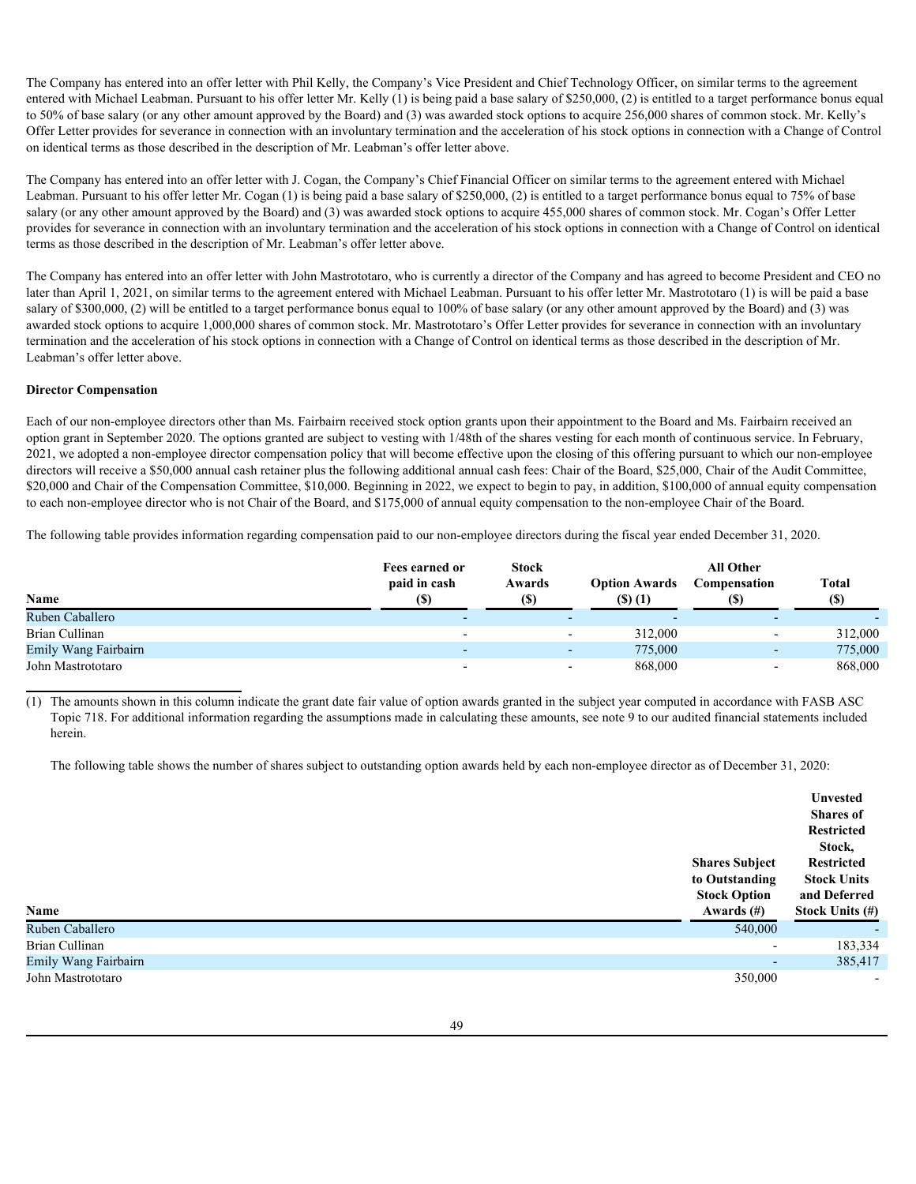The Company has entered into an offer letter with Phil Kelly, the Company's Vice President and Chief Technology Officer, on similar terms to the agreement entered with Michael Leabman. Pursuant to his offer letter Mr. Kelly (1) is being paid a base salary of $250,000, (2) is entitled to a target performance bonus equal to 50% of base salary (or any other amount approved by the Board) and (3) was awarded stock options to acquire 256,000 shares of common stock. Mr. Kelly's Offer Letter provides for severance in connection with an involuntary termination and the acceleration of his stock options in connection with a Change of Control on identical terms as those described in the description of Mr. Leabman's offer letter above.

The Company has entered into an offer letter with J. Cogan, the Company's Chief Financial Officer on similar terms to the agreement entered with Michael Leabman. Pursuant to his offer letter Mr. Cogan (1) is being paid a base salary of $250,000, (2) is entitled to a target performance bonus equal to 75% of base salary (or any other amount approved by the Board) and (3) was awarded stock options to acquire 455,000 shares of common stock. Mr. Cogan's Offer Letter provides for severance in connection with an involuntary termination and the acceleration of his stock options in connection with a Change of Control on identical terms as those described in the description of Mr. Leabman's offer letter above.

The Company has entered into an offer letter with John Mastrototaro, who is currently a director of the Company and has agreed to become President and CEO no later than April 1, 2021, on similar terms to the agreement entered with Michael Leabman. Pursuant to his offer letter Mr. Mastrototaro (1) is will be paid a base salary of $300,000, (2) will be entitled to a target performance bonus equal to 100% of base salary (or any other amount approved by the Board) and (3) was awarded stock options to acquire 1,000,000 shares of common stock. Mr. Mastrototaro's Offer Letter provides for severance in connection with an involuntary termination and the acceleration of his stock options in connection with a Change of Control on identical terms as those described in the description of Mr. Leabman's offer letter above.

**Director Compensation**

Each of our non-employee directors other than Ms. Fairbairn received stock option grants upon their appointment to the Board and Ms. Fairbairn received an option grant in September 2020. The options granted are subject to vesting with 1/48th of the shares vesting for each month of continuous service. In February, 2021, we adopted a non-employee director compensation policy that will become effective upon the closing of this offering pursuant to which our non-employee directors will receive a $50,000 annual cash retainer plus the following additional annual cash fees: Chair of the Board, $25,000, Chair of the Audit Committee, $20,000 and Chair of the Compensation Committee, $10,000. Beginning in 2022, we expect to begin to pay, in addition, $100,000 of annual equity compensation to each non-employee director who is not Chair of the Board, and $175,000 of annual equity compensation to the non-employee Chair of the Board.

The following table provides information regarding compensation paid to our non-employee directors during the fiscal year ended December 31, 2020.

| Name | Fees earned or paid in cash ($) | Stock Awards ($) | Option Awards ($) (1) | All Other Compensation ($) | Total ($) |
|---|---|---|---|---|---|
| Ruben Caballero | - | - | - | - | - |
| Brian Cullinan | - | - | 312,000 | - | 312,000 |
| Emily Wang Fairbairn | - | - | 775,000 | - | 775,000 |
| John Mastrototaro | - | - | 868,000 | - | 868,000 |

(1) The amounts shown in this column indicate the grant date fair value of option awards granted in the subject year computed in accordance with FASB ASC Topic 718. For additional information regarding the assumptions made in calculating these amounts, see note 9 to our audited financial statements included herein.

The following table shows the number of shares subject to outstanding option awards held by each non-employee director as of December 31, 2020:

| Name | Shares Subject to Outstanding Stock Option Awards (#) | Unvested Shares of Restricted Stock, Restricted Stock Units and Deferred Stock Units (#) |
|---|---|---|
| Ruben Caballero | 540,000 | - |
| Brian Cullinan | - | 183,334 |
| Emily Wang Fairbairn | - | 385,417 |
| John Mastrototaro | 350,000 | - |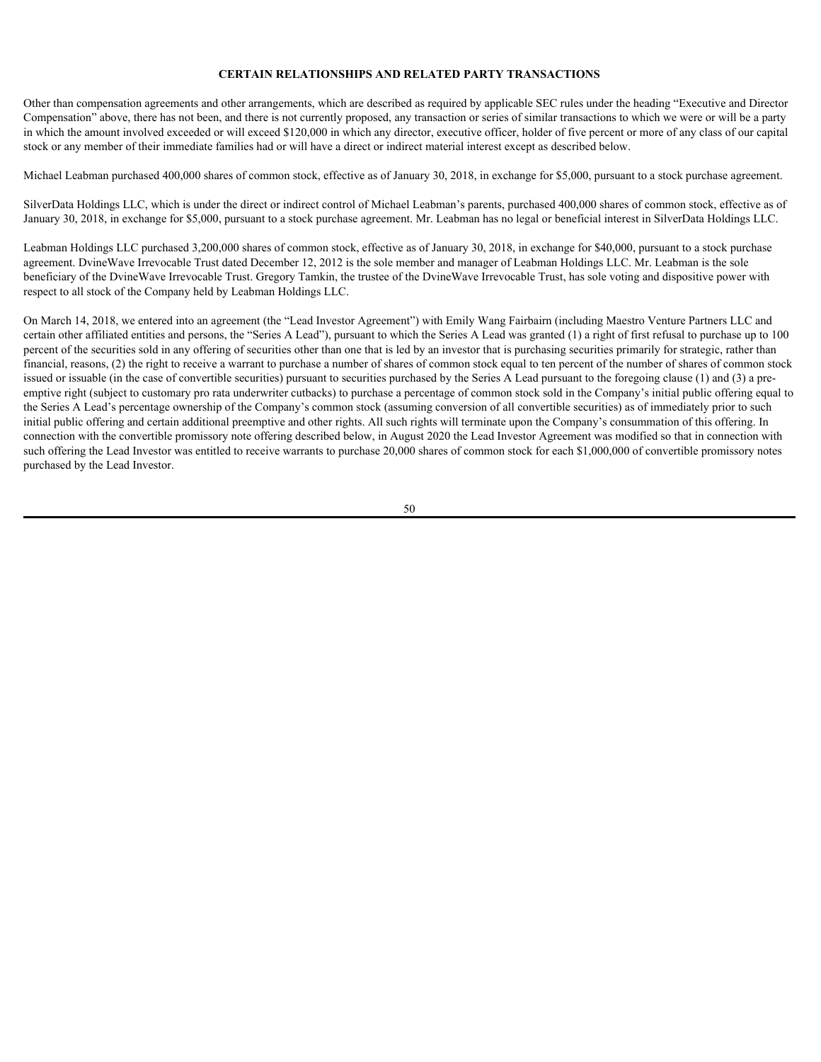## CERTAIN RELATIONSHIPS AND RELATED PARTY TRANSACTIONS

Other than compensation agreements and other arrangements, which are described as required by applicable SEC rules under the heading "Executive and Director Compensation" above, there has not been, and there is not currently proposed, any transaction or series of similar transactions to which we were or will be a party in which the amount involved exceeded or will exceed $120,000 in which any director, executive officer, holder of five percent or more of any class of our capital stock or any member of their immediate families had or will have a direct or indirect material interest except as described below.

Michael Leabman purchased 400,000 shares of common stock, effective as of January 30, 2018, in exchange for $5,000, pursuant to a stock purchase agreement.

SilverData Holdings LLC, which is under the direct or indirect control of Michael Leabman's parents, purchased 400,000 shares of common stock, effective as of January 30, 2018, in exchange for $5,000, pursuant to a stock purchase agreement. Mr. Leabman has no legal or beneficial interest in SilverData Holdings LLC.

Leabman Holdings LLC purchased 3,200,000 shares of common stock, effective as of January 30, 2018, in exchange for $40,000, pursuant to a stock purchase agreement. DvineWave Irrevocable Trust dated December 12, 2012 is the sole member and manager of Leabman Holdings LLC. Mr. Leabman is the sole beneficiary of the DvineWave Irrevocable Trust. Gregory Tamkin, the trustee of the DvineWave Irrevocable Trust, has sole voting and dispositive power with respect to all stock of the Company held by Leabman Holdings LLC.

On March 14, 2018, we entered into an agreement (the "Lead Investor Agreement") with Emily Wang Fairbairn (including Maestro Venture Partners LLC and certain other affiliated entities and persons, the "Series A Lead"), pursuant to which the Series A Lead was granted (1) a right of first refusal to purchase up to 100 percent of the securities sold in any offering of securities other than one that is led by an investor that is purchasing securities primarily for strategic, rather than financial, reasons, (2) the right to receive a warrant to purchase a number of shares of common stock equal to ten percent of the number of shares of common stock issued or issuable (in the case of convertible securities) pursuant to securities purchased by the Series A Lead pursuant to the foregoing clause (1) and (3) a pre-emptive right (subject to customary pro rata underwriter cutbacks) to purchase a percentage of common stock sold in the Company's initial public offering equal to the Series A Lead's percentage ownership of the Company's common stock (assuming conversion of all convertible securities) as of immediately prior to such initial public offering and certain additional preemptive and other rights. All such rights will terminate upon the Company's consummation of this offering. In connection with the convertible promissory note offering described below, in August 2020 the Lead Investor Agreement was modified so that in connection with such offering the Lead Investor was entitled to receive warrants to purchase 20,000 shares of common stock for each $1,000,000 of convertible promissory notes purchased by the Lead Investor.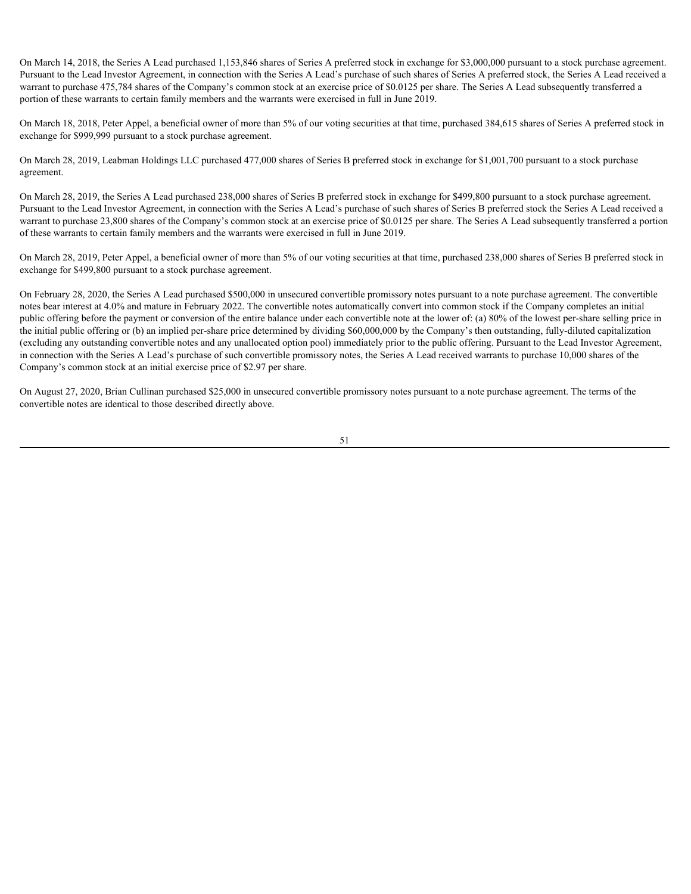On March 14, 2018, the Series A Lead purchased 1,153,846 shares of Series A preferred stock in exchange for $3,000,000 pursuant to a stock purchase agreement. Pursuant to the Lead Investor Agreement, in connection with the Series A Lead's purchase of such shares of Series A preferred stock, the Series A Lead received a warrant to purchase 475,784 shares of the Company's common stock at an exercise price of $0.0125 per share. The Series A Lead subsequently transferred a portion of these warrants to certain family members and the warrants were exercised in full in June 2019.

On March 18, 2018, Peter Appel, a beneficial owner of more than 5% of our voting securities at that time, purchased 384,615 shares of Series A preferred stock in exchange for $999,999 pursuant to a stock purchase agreement.

On March 28, 2019, Leabman Holdings LLC purchased 477,000 shares of Series B preferred stock in exchange for $1,001,700 pursuant to a stock purchase agreement.

On March 28, 2019, the Series A Lead purchased 238,000 shares of Series B preferred stock in exchange for $499,800 pursuant to a stock purchase agreement. Pursuant to the Lead Investor Agreement, in connection with the Series A Lead's purchase of such shares of Series B preferred stock the Series A Lead received a warrant to purchase 23,800 shares of the Company's common stock at an exercise price of $0.0125 per share. The Series A Lead subsequently transferred a portion of these warrants to certain family members and the warrants were exercised in full in June 2019.

On March 28, 2019, Peter Appel, a beneficial owner of more than 5% of our voting securities at that time, purchased 238,000 shares of Series B preferred stock in exchange for $499,800 pursuant to a stock purchase agreement.

On February 28, 2020, the Series A Lead purchased $500,000 in unsecured convertible promissory notes pursuant to a note purchase agreement. The convertible notes bear interest at 4.0% and mature in February 2022. The convertible notes automatically convert into common stock if the Company completes an initial public offering before the payment or conversion of the entire balance under each convertible note at the lower of: (a) 80% of the lowest per-share selling price in the initial public offering or (b) an implied per-share price determined by dividing $60,000,000 by the Company's then outstanding, fully-diluted capitalization (excluding any outstanding convertible notes and any unallocated option pool) immediately prior to the public offering. Pursuant to the Lead Investor Agreement, in connection with the Series A Lead's purchase of such convertible promissory notes, the Series A Lead received warrants to purchase 10,000 shares of the Company's common stock at an initial exercise price of $2.97 per share.

On August 27, 2020, Brian Cullinan purchased $25,000 in unsecured convertible promissory notes pursuant to a note purchase agreement. The terms of the convertible notes are identical to those described directly above.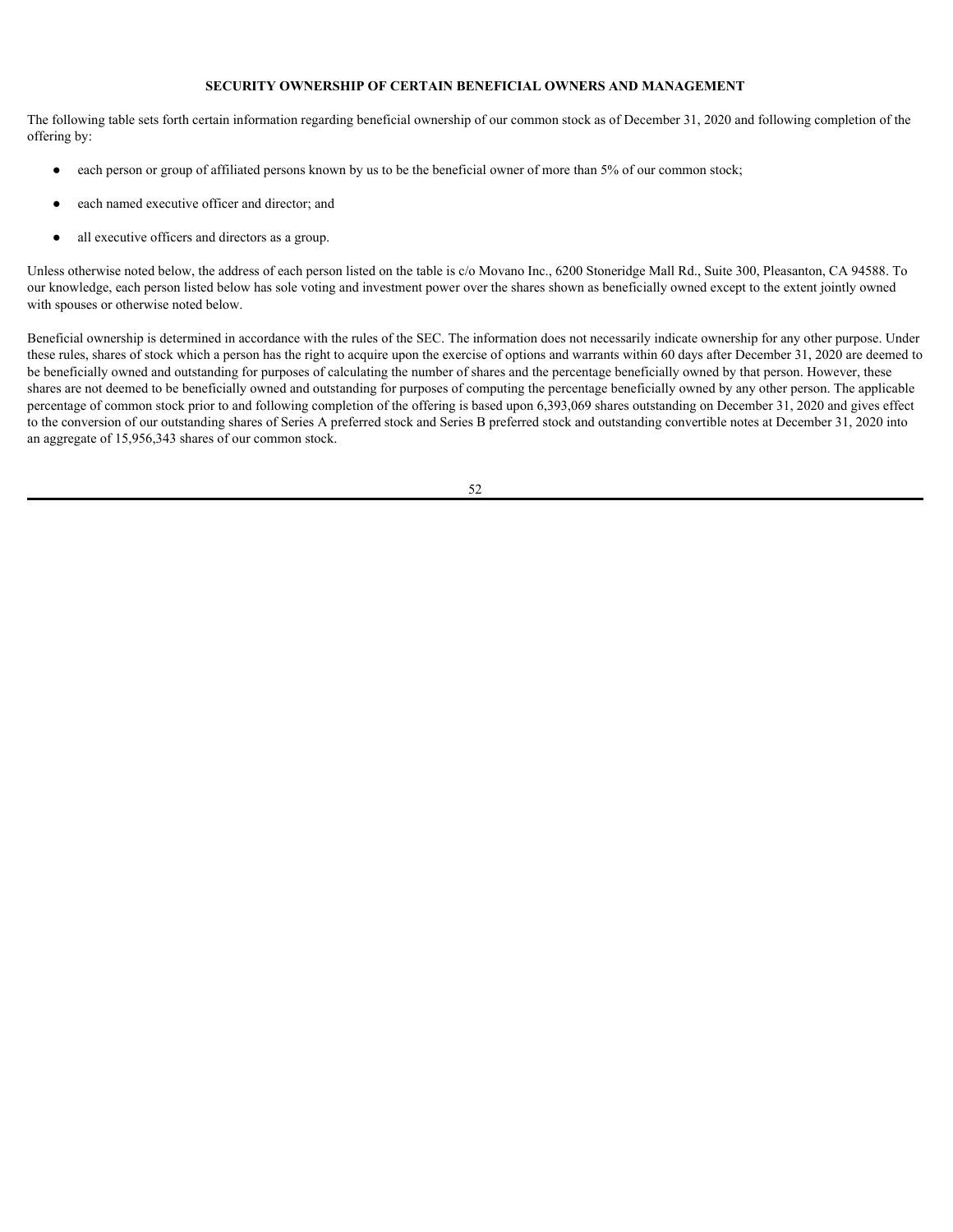## SECURITY OWNERSHIP OF CERTAIN BENEFICIAL OWNERS AND MANAGEMENT

The following table sets forth certain information regarding beneficial ownership of our common stock as of December 31, 2020 and following completion of the offering by:

- each person or group of affiliated persons known by us to be the beneficial owner of more than 5% of our common stock;
- each named executive officer and director; and
- all executive officers and directors as a group.

Unless otherwise noted below, the address of each person listed on the table is c/o Movano Inc., 6200 Stoneridge Mall Rd., Suite 300, Pleasanton, CA 94588. To our knowledge, each person listed below has sole voting and investment power over the shares shown as beneficially owned except to the extent jointly owned with spouses or otherwise noted below.

Beneficial ownership is determined in accordance with the rules of the SEC. The information does not necessarily indicate ownership for any other purpose. Under these rules, shares of stock which a person has the right to acquire upon the exercise of options and warrants within 60 days after December 31, 2020 are deemed to be beneficially owned and outstanding for purposes of calculating the number of shares and the percentage beneficially owned by that person. However, these shares are not deemed to be beneficially owned and outstanding for purposes of computing the percentage beneficially owned by any other person. The applicable percentage of common stock prior to and following completion of the offering is based upon 6,393,069 shares outstanding on December 31, 2020 and gives effect to the conversion of our outstanding shares of Series A preferred stock and Series B preferred stock and outstanding convertible notes at December 31, 2020 into an aggregate of 15,956,343 shares of our common stock.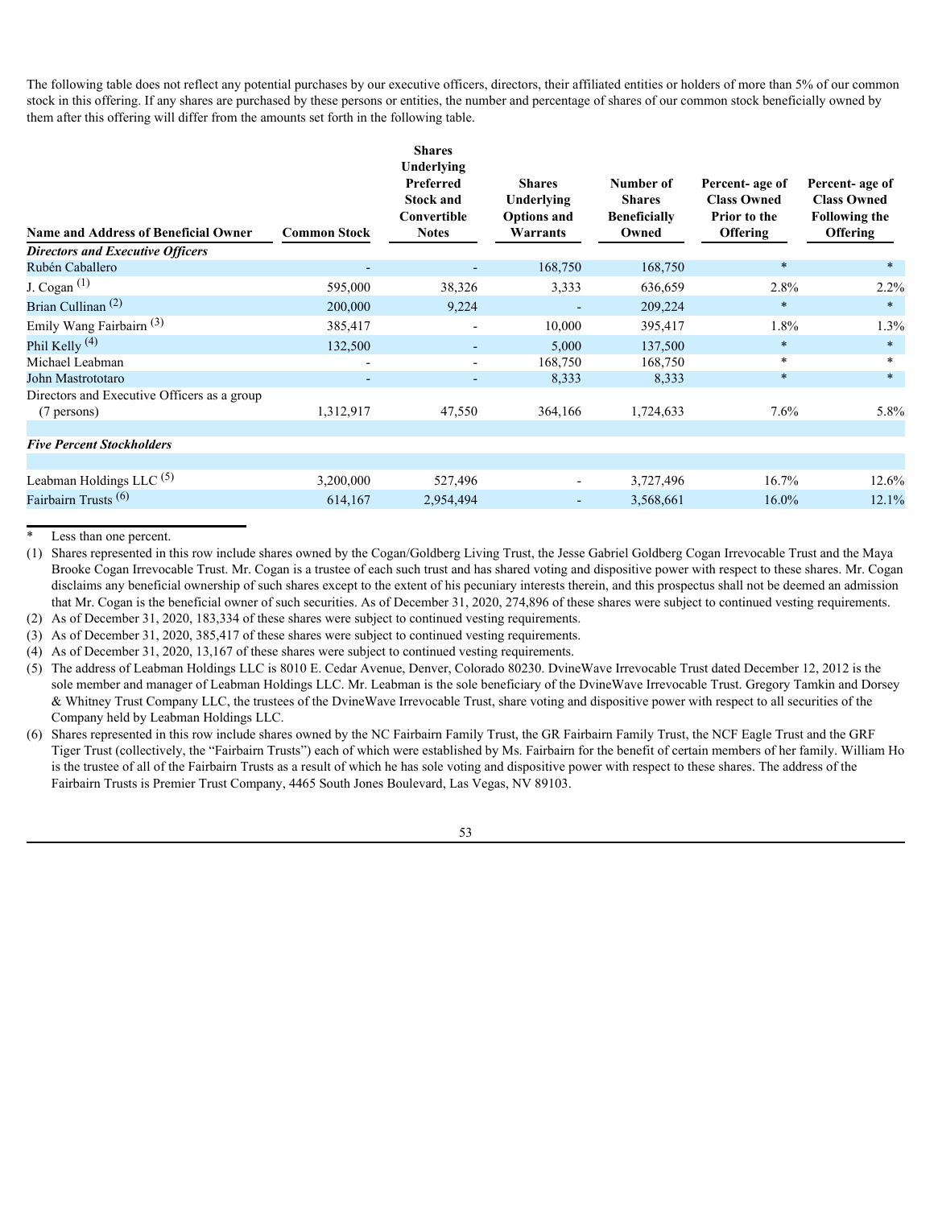The following table does not reflect any potential purchases by our executive officers, directors, their affiliated entities or holders of more than 5% of our common stock in this offering. If any shares are purchased by these persons or entities, the number and percentage of shares of our common stock beneficially owned by them after this offering will differ from the amounts set forth in the following table.

| Name and Address of Beneficial Owner | Common Stock | Shares Underlying Preferred Stock and Convertible Notes | Shares Underlying Options and Warrants | Number of Shares Beneficially Owned | Percent- age of Class Owned Prior to the Offering | Percent- age of Class Owned Following the Offering |
|---|---|---|---|---|---|---|
| ***Directors and Executive Officers*** | | | | | | |
| Rubén Caballero | - | - | 168,750 | 168,750 | * | * |
| J. Cogan [(1)] | 595,000 | 38,326 | 3,333 | 636,659 | 2.8% | 2.2% |
| Brian Cullinan [(2)] | 200,000 | 9,224 | - | 209,224 | * | * |
| Emily Wang Fairbairn [(3)] | 385,417 | - | 10,000 | 395,417 | 1.8% | 1.3% |
| Phil Kelly [(4)] | 132,500 | - | 5,000 | 137,500 | * | * |
| Michael Leabman | - | - | 168,750 | 168,750 | * | * |
| John Mastrototaro | - | - | 8,333 | 8,333 | * | * |
| Directors and Executive Officers as a group (7 persons) | 1,312,917 | 47,550 | 364,166 | 1,724,633 | 7.6% | 5.8% |
| ***Five Percent Stockholders*** | | | | | | |
| Leabman Holdings LLC [(5)] | 3,200,000 | 527,496 | - | 3,727,496 | 16.7% | 12.6% |
| Fairbairn Trusts [(6)] | 614,167 | 2,954,494 | - | 3,568,661 | 16.0% | 12.1% |

\* Less than one percent.

(1) Shares represented in this row include shares owned by the Cogan/Goldberg Living Trust, the Jesse Gabriel Goldberg Cogan Irrevocable Trust and the Maya Brooke Cogan Irrevocable Trust. Mr. Cogan is a trustee of each such trust and has shared voting and dispositive power with respect to these shares. Mr. Cogan disclaims any beneficial ownership of such shares except to the extent of his pecuniary interests therein, and this prospectus shall not be deemed an admission that Mr. Cogan is the beneficial owner of such securities. As of December 31, 2020, 274,896 of these shares were subject to continued vesting requirements.

(2) As of December 31, 2020, 183,334 of these shares were subject to continued vesting requirements.

(3) As of December 31, 2020, 385,417 of these shares were subject to continued vesting requirements.

(4) As of December 31, 2020, 13,167 of these shares were subject to continued vesting requirements.

(5) The address of Leabman Holdings LLC is 8010 E. Cedar Avenue, Denver, Colorado 80230. DvineWave Irrevocable Trust dated December 12, 2012 is the sole member and manager of Leabman Holdings LLC. Mr. Leabman is the sole beneficiary of the DvineWave Irrevocable Trust. Gregory Tamkin and Dorsey & Whitney Trust Company LLC, the trustees of the DvineWave Irrevocable Trust, share voting and dispositive power with respect to all securities of the Company held by Leabman Holdings LLC.

(6) Shares represented in this row include shares owned by the NC Fairbairn Family Trust, the GR Fairbairn Family Trust, the NCF Eagle Trust and the GRF Tiger Trust (collectively, the "Fairbairn Trusts") each of which were established by Ms. Fairbairn for the benefit of certain members of her family. William Ho is the trustee of all of the Fairbairn Trusts as a result of which he has sole voting and dispositive power with respect to these shares. The address of the Fairbairn Trusts is Premier Trust Company, 4465 South Jones Boulevard, Las Vegas, NV 89103.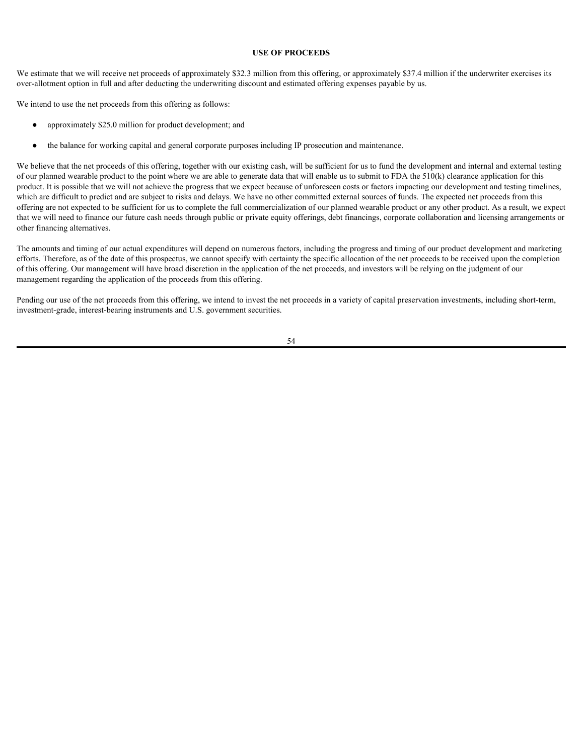# USE OF PROCEEDS

We estimate that we will receive net proceeds of approximately $32.3 million from this offering, or approximately $37.4 million if the underwriter exercises its over-allotment option in full and after deducting the underwriting discount and estimated offering expenses payable by us.

We intend to use the net proceeds from this offering as follows:

- approximately $25.0 million for product development; and
- the balance for working capital and general corporate purposes including IP prosecution and maintenance.

We believe that the net proceeds of this offering, together with our existing cash, will be sufficient for us to fund the development and internal and external testing of our planned wearable product to the point where we are able to generate data that will enable us to submit to FDA the 510(k) clearance application for this product. It is possible that we will not achieve the progress that we expect because of unforeseen costs or factors impacting our development and testing timelines, which are difficult to predict and are subject to risks and delays. We have no other committed external sources of funds. The expected net proceeds from this offering are not expected to be sufficient for us to complete the full commercialization of our planned wearable product or any other product. As a result, we expect that we will need to finance our future cash needs through public or private equity offerings, debt financings, corporate collaboration and licensing arrangements or other financing alternatives.

The amounts and timing of our actual expenditures will depend on numerous factors, including the progress and timing of our product development and marketing efforts. Therefore, as of the date of this prospectus, we cannot specify with certainty the specific allocation of the net proceeds to be received upon the completion of this offering. Our management will have broad discretion in the application of the net proceeds, and investors will be relying on the judgment of our management regarding the application of the proceeds from this offering.

Pending our use of the net proceeds from this offering, we intend to invest the net proceeds in a variety of capital preservation investments, including short-term, investment-grade, interest-bearing instruments and U.S. government securities.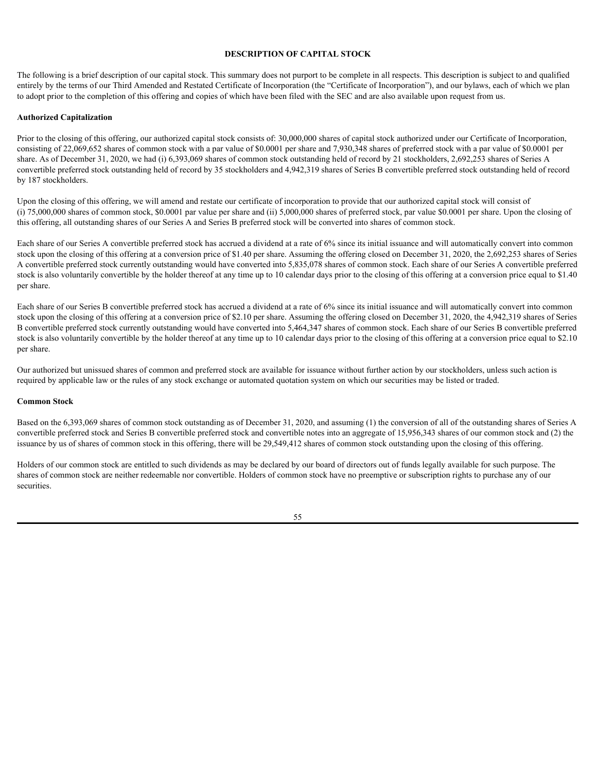# DESCRIPTION OF CAPITAL STOCK

The following is a brief description of our capital stock. This summary does not purport to be complete in all respects. This description is subject to and qualified entirely by the terms of our Third Amended and Restated Certificate of Incorporation (the "Certificate of Incorporation"), and our bylaws, each of which we plan to adopt prior to the completion of this offering and copies of which have been filed with the SEC and are also available upon request from us.

## Authorized Capitalization

Prior to the closing of this offering, our authorized capital stock consists of: 30,000,000 shares of capital stock authorized under our Certificate of Incorporation, consisting of 22,069,652 shares of common stock with a par value of $0.0001 per share and 7,930,348 shares of preferred stock with a par value of $0.0001 per share. As of December 31, 2020, we had (i) 6,393,069 shares of common stock outstanding held of record by 21 stockholders, 2,692,253 shares of Series A convertible preferred stock outstanding held of record by 35 stockholders and 4,942,319 shares of Series B convertible preferred stock outstanding held of record by 187 stockholders.

Upon the closing of this offering, we will amend and restate our certificate of incorporation to provide that our authorized capital stock will consist of (i) 75,000,000 shares of common stock, $0.0001 par value per share and (ii) 5,000,000 shares of preferred stock, par value $0.0001 per share. Upon the closing of this offering, all outstanding shares of our Series A and Series B preferred stock will be converted into shares of common stock.

Each share of our Series A convertible preferred stock has accrued a dividend at a rate of 6% since its initial issuance and will automatically convert into common stock upon the closing of this offering at a conversion price of $1.40 per share. Assuming the offering closed on December 31, 2020, the 2,692,253 shares of Series A convertible preferred stock currently outstanding would have converted into 5,835,078 shares of common stock. Each share of our Series A convertible preferred stock is also voluntarily convertible by the holder thereof at any time up to 10 calendar days prior to the closing of this offering at a conversion price equal to $1.40 per share.

Each share of our Series B convertible preferred stock has accrued a dividend at a rate of 6% since its initial issuance and will automatically convert into common stock upon the closing of this offering at a conversion price of $2.10 per share. Assuming the offering closed on December 31, 2020, the 4,942,319 shares of Series B convertible preferred stock currently outstanding would have converted into 5,464,347 shares of common stock. Each share of our Series B convertible preferred stock is also voluntarily convertible by the holder thereof at any time up to 10 calendar days prior to the closing of this offering at a conversion price equal to $2.10 per share.

Our authorized but unissued shares of common and preferred stock are available for issuance without further action by our stockholders, unless such action is required by applicable law or the rules of any stock exchange or automated quotation system on which our securities may be listed or traded.

## Common Stock

Based on the 6,393,069 shares of common stock outstanding as of December 31, 2020, and assuming (1) the conversion of all of the outstanding shares of Series A convertible preferred stock and Series B convertible preferred stock and convertible notes into an aggregate of 15,956,343 shares of our common stock and (2) the issuance by us of shares of common stock in this offering, there will be 29,549,412 shares of common stock outstanding upon the closing of this offering.

Holders of our common stock are entitled to such dividends as may be declared by our board of directors out of funds legally available for such purpose. The shares of common stock are neither redeemable nor convertible. Holders of common stock have no preemptive or subscription rights to purchase any of our securities.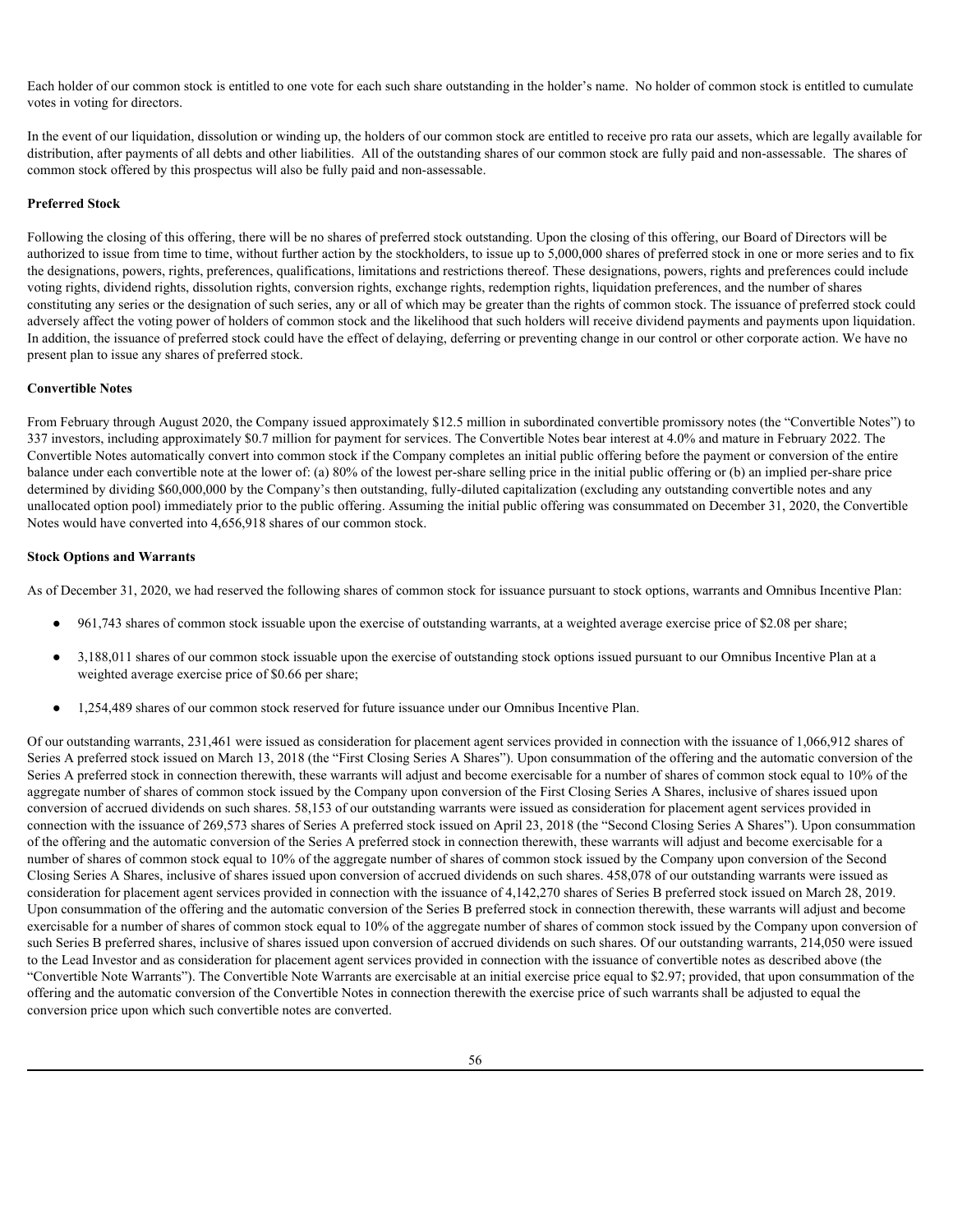Each holder of our common stock is entitled to one vote for each such share outstanding in the holder's name. No holder of common stock is entitled to cumulate votes in voting for directors.

In the event of our liquidation, dissolution or winding up, the holders of our common stock are entitled to receive pro rata our assets, which are legally available for distribution, after payments of all debts and other liabilities. All of the outstanding shares of our common stock are fully paid and non-assessable. The shares of common stock offered by this prospectus will also be fully paid and non-assessable.

**Preferred Stock**

Following the closing of this offering, there will be no shares of preferred stock outstanding. Upon the closing of this offering, our Board of Directors will be authorized to issue from time to time, without further action by the stockholders, to issue up to 5,000,000 shares of preferred stock in one or more series and to fix the designations, powers, rights, preferences, qualifications, limitations and restrictions thereof. These designations, powers, rights and preferences could include voting rights, dividend rights, dissolution rights, conversion rights, exchange rights, redemption rights, liquidation preferences, and the number of shares constituting any series or the designation of such series, any or all of which may be greater than the rights of common stock. The issuance of preferred stock could adversely affect the voting power of holders of common stock and the likelihood that such holders will receive dividend payments and payments upon liquidation. In addition, the issuance of preferred stock could have the effect of delaying, deferring or preventing change in our control or other corporate action. We have no present plan to issue any shares of preferred stock.

**Convertible Notes**

From February through August 2020, the Company issued approximately $12.5 million in subordinated convertible promissory notes (the "Convertible Notes") to 337 investors, including approximately $0.7 million for payment for services. The Convertible Notes bear interest at 4.0% and mature in February 2022. The Convertible Notes automatically convert into common stock if the Company completes an initial public offering before the payment or conversion of the entire balance under each convertible note at the lower of: (a) 80% of the lowest per-share selling price in the initial public offering or (b) an implied per-share price determined by dividing $60,000,000 by the Company's then outstanding, fully-diluted capitalization (excluding any outstanding convertible notes and any unallocated option pool) immediately prior to the public offering. Assuming the initial public offering was consummated on December 31, 2020, the Convertible Notes would have converted into 4,656,918 shares of our common stock.

**Stock Options and Warrants**

As of December 31, 2020, we had reserved the following shares of common stock for issuance pursuant to stock options, warrants and Omnibus Incentive Plan:

- 961,743 shares of common stock issuable upon the exercise of outstanding warrants, at a weighted average exercise price of $2.08 per share;
- 3,188,011 shares of our common stock issuable upon the exercise of outstanding stock options issued pursuant to our Omnibus Incentive Plan at a weighted average exercise price of $0.66 per share;
- 1,254,489 shares of our common stock reserved for future issuance under our Omnibus Incentive Plan.

Of our outstanding warrants, 231,461 were issued as consideration for placement agent services provided in connection with the issuance of 1,066,912 shares of Series A preferred stock issued on March 13, 2018 (the "First Closing Series A Shares"). Upon consummation of the offering and the automatic conversion of the Series A preferred stock in connection therewith, these warrants will adjust and become exercisable for a number of shares of common stock equal to 10% of the aggregate number of shares of common stock issued by the Company upon conversion of the First Closing Series A Shares, inclusive of shares issued upon conversion of accrued dividends on such shares. 58,153 of our outstanding warrants were issued as consideration for placement agent services provided in connection with the issuance of 269,573 shares of Series A preferred stock issued on April 23, 2018 (the "Second Closing Series A Shares"). Upon consummation of the offering and the automatic conversion of the Series A preferred stock in connection therewith, these warrants will adjust and become exercisable for a number of shares of common stock equal to 10% of the aggregate number of shares of common stock issued by the Company upon conversion of the Second Closing Series A Shares, inclusive of shares issued upon conversion of accrued dividends on such shares. 458,078 of our outstanding warrants were issued as consideration for placement agent services provided in connection with the issuance of 4,142,270 shares of Series B preferred stock issued on March 28, 2019. Upon consummation of the offering and the automatic conversion of the Series B preferred stock in connection therewith, these warrants will adjust and become exercisable for a number of shares of common stock equal to 10% of the aggregate number of shares of common stock issued by the Company upon conversion of such Series B preferred shares, inclusive of shares issued upon conversion of accrued dividends on such shares. Of our outstanding warrants, 214,050 were issued to the Lead Investor and as consideration for placement agent services provided in connection with the issuance of convertible notes as described above (the "Convertible Note Warrants"). The Convertible Note Warrants are exercisable at an initial exercise price equal to $2.97; provided, that upon consummation of the offering and the automatic conversion of the Convertible Notes in connection therewith the exercise price of such warrants shall be adjusted to equal the conversion price upon which such convertible notes are converted.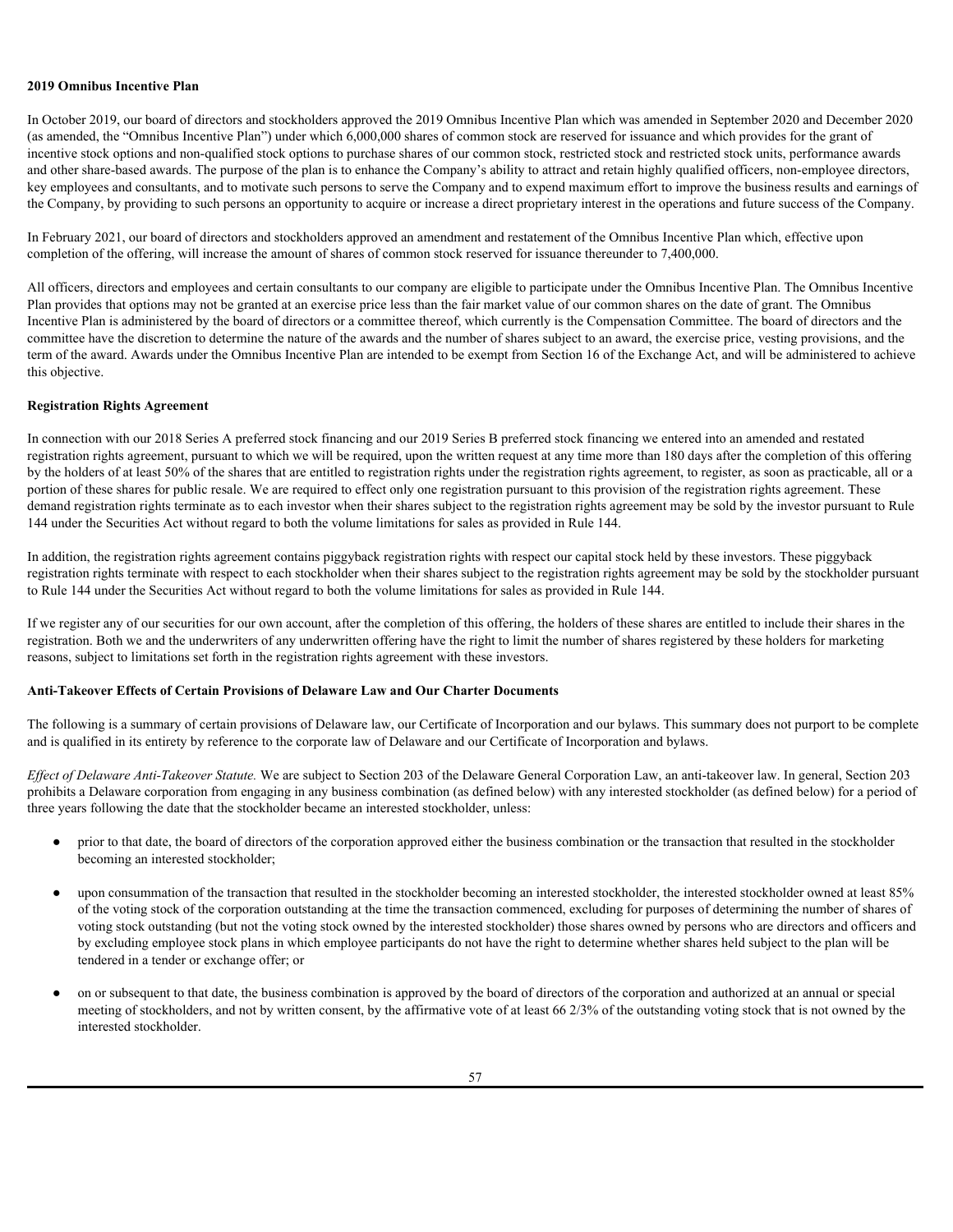**2019 Omnibus Incentive Plan**

In October 2019, our board of directors and stockholders approved the 2019 Omnibus Incentive Plan which was amended in September 2020 and December 2020 (as amended, the "Omnibus Incentive Plan") under which 6,000,000 shares of common stock are reserved for issuance and which provides for the grant of incentive stock options and non-qualified stock options to purchase shares of our common stock, restricted stock and restricted stock units, performance awards and other share-based awards. The purpose of the plan is to enhance the Company's ability to attract and retain highly qualified officers, non-employee directors, key employees and consultants, and to motivate such persons to serve the Company and to expend maximum effort to improve the business results and earnings of the Company, by providing to such persons an opportunity to acquire or increase a direct proprietary interest in the operations and future success of the Company.

In February 2021, our board of directors and stockholders approved an amendment and restatement of the Omnibus Incentive Plan which, effective upon completion of the offering, will increase the amount of shares of common stock reserved for issuance thereunder to 7,400,000.

All officers, directors and employees and certain consultants to our company are eligible to participate under the Omnibus Incentive Plan. The Omnibus Incentive Plan provides that options may not be granted at an exercise price less than the fair market value of our common shares on the date of grant. The Omnibus Incentive Plan is administered by the board of directors or a committee thereof, which currently is the Compensation Committee. The board of directors and the committee have the discretion to determine the nature of the awards and the number of shares subject to an award, the exercise price, vesting provisions, and the term of the award. Awards under the Omnibus Incentive Plan are intended to be exempt from Section 16 of the Exchange Act, and will be administered to achieve this objective.

**Registration Rights Agreement**

In connection with our 2018 Series A preferred stock financing and our 2019 Series B preferred stock financing we entered into an amended and restated registration rights agreement, pursuant to which we will be required, upon the written request at any time more than 180 days after the completion of this offering by the holders of at least 50% of the shares that are entitled to registration rights under the registration rights agreement, to register, as soon as practicable, all or a portion of these shares for public resale. We are required to effect only one registration pursuant to this provision of the registration rights agreement. These demand registration rights terminate as to each investor when their shares subject to the registration rights agreement may be sold by the investor pursuant to Rule 144 under the Securities Act without regard to both the volume limitations for sales as provided in Rule 144.

In addition, the registration rights agreement contains piggyback registration rights with respect our capital stock held by these investors. These piggyback registration rights terminate with respect to each stockholder when their shares subject to the registration rights agreement may be sold by the stockholder pursuant to Rule 144 under the Securities Act without regard to both the volume limitations for sales as provided in Rule 144.

If we register any of our securities for our own account, after the completion of this offering, the holders of these shares are entitled to include their shares in the registration. Both we and the underwriters of any underwritten offering have the right to limit the number of shares registered by these holders for marketing reasons, subject to limitations set forth in the registration rights agreement with these investors.

**Anti-Takeover Effects of Certain Provisions of Delaware Law and Our Charter Documents**

The following is a summary of certain provisions of Delaware law, our Certificate of Incorporation and our bylaws. This summary does not purport to be complete and is qualified in its entirety by reference to the corporate law of Delaware and our Certificate of Incorporation and bylaws.

*Effect of Delaware Anti-Takeover Statute.* We are subject to Section 203 of the Delaware General Corporation Law, an anti-takeover law. In general, Section 203 prohibits a Delaware corporation from engaging in any business combination (as defined below) with any interested stockholder (as defined below) for a period of three years following the date that the stockholder became an interested stockholder, unless:

- prior to that date, the board of directors of the corporation approved either the business combination or the transaction that resulted in the stockholder becoming an interested stockholder;
- upon consummation of the transaction that resulted in the stockholder becoming an interested stockholder, the interested stockholder owned at least 85% of the voting stock of the corporation outstanding at the time the transaction commenced, excluding for purposes of determining the number of shares of voting stock outstanding (but not the voting stock owned by the interested stockholder) those shares owned by persons who are directors and officers and by excluding employee stock plans in which employee participants do not have the right to determine whether shares held subject to the plan will be tendered in a tender or exchange offer; or
- on or subsequent to that date, the business combination is approved by the board of directors of the corporation and authorized at an annual or special meeting of stockholders, and not by written consent, by the affirmative vote of at least 66 2/3% of the outstanding voting stock that is not owned by the interested stockholder.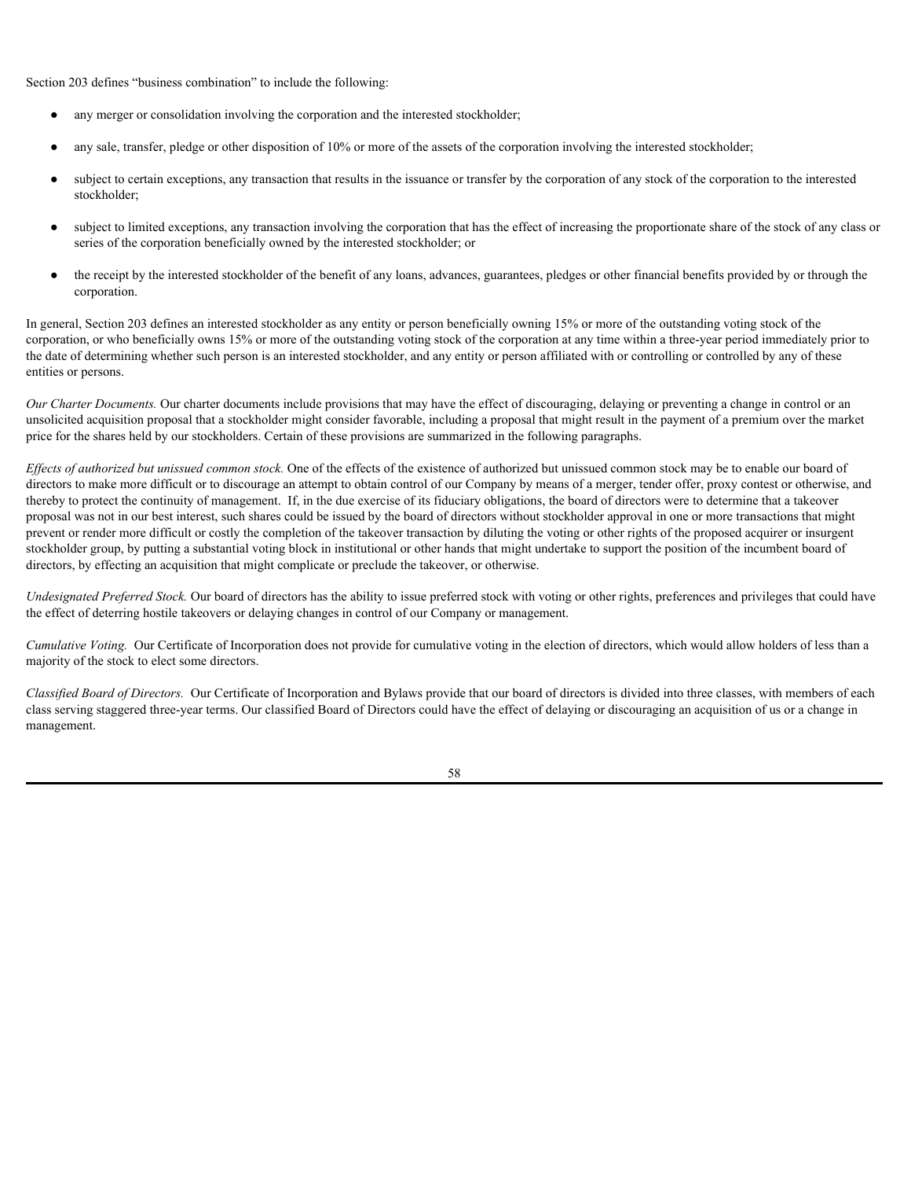Section 203 defines "business combination" to include the following:

- any merger or consolidation involving the corporation and the interested stockholder;
- any sale, transfer, pledge or other disposition of 10% or more of the assets of the corporation involving the interested stockholder;
- subject to certain exceptions, any transaction that results in the issuance or transfer by the corporation of any stock of the corporation to the interested stockholder;
- subject to limited exceptions, any transaction involving the corporation that has the effect of increasing the proportionate share of the stock of any class or series of the corporation beneficially owned by the interested stockholder; or
- the receipt by the interested stockholder of the benefit of any loans, advances, guarantees, pledges or other financial benefits provided by or through the corporation.

In general, Section 203 defines an interested stockholder as any entity or person beneficially owning 15% or more of the outstanding voting stock of the corporation, or who beneficially owns 15% or more of the outstanding voting stock of the corporation at any time within a three-year period immediately prior to the date of determining whether such person is an interested stockholder, and any entity or person affiliated with or controlling or controlled by any of these entities or persons.

*Our Charter Documents.* Our charter documents include provisions that may have the effect of discouraging, delaying or preventing a change in control or an unsolicited acquisition proposal that a stockholder might consider favorable, including a proposal that might result in the payment of a premium over the market price for the shares held by our stockholders. Certain of these provisions are summarized in the following paragraphs.

*Effects of authorized but unissued common stock.* One of the effects of the existence of authorized but unissued common stock may be to enable our board of directors to make more difficult or to discourage an attempt to obtain control of our Company by means of a merger, tender offer, proxy contest or otherwise, and thereby to protect the continuity of management. If, in the due exercise of its fiduciary obligations, the board of directors were to determine that a takeover proposal was not in our best interest, such shares could be issued by the board of directors without stockholder approval in one or more transactions that might prevent or render more difficult or costly the completion of the takeover transaction by diluting the voting or other rights of the proposed acquirer or insurgent stockholder group, by putting a substantial voting block in institutional or other hands that might undertake to support the position of the incumbent board of directors, by effecting an acquisition that might complicate or preclude the takeover, or otherwise.

*Undesignated Preferred Stock.* Our board of directors has the ability to issue preferred stock with voting or other rights, preferences and privileges that could have the effect of deterring hostile takeovers or delaying changes in control of our Company or management.

*Cumulative Voting.* Our Certificate of Incorporation does not provide for cumulative voting in the election of directors, which would allow holders of less than a majority of the stock to elect some directors.

*Classified Board of Directors.* Our Certificate of Incorporation and Bylaws provide that our board of directors is divided into three classes, with members of each class serving staggered three-year terms. Our classified Board of Directors could have the effect of delaying or discouraging an acquisition of us or a change in management.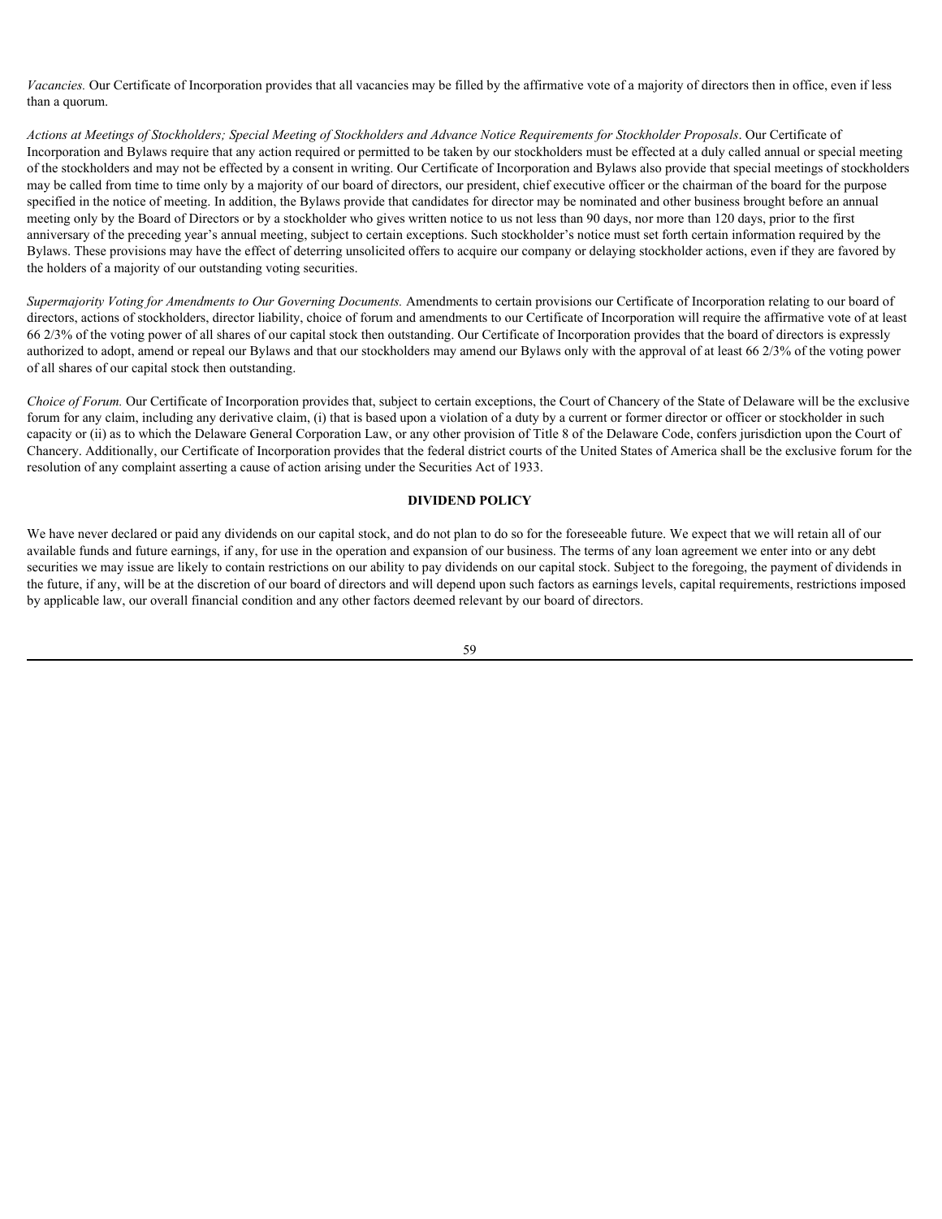*Vacancies.* Our Certificate of Incorporation provides that all vacancies may be filled by the affirmative vote of a majority of directors then in office, even if less than a quorum.

*Actions at Meetings of Stockholders; Special Meeting of Stockholders and Advance Notice Requirements for Stockholder Proposals*. Our Certificate of Incorporation and Bylaws require that any action required or permitted to be taken by our stockholders must be effected at a duly called annual or special meeting of the stockholders and may not be effected by a consent in writing. Our Certificate of Incorporation and Bylaws also provide that special meetings of stockholders may be called from time to time only by a majority of our board of directors, our president, chief executive officer or the chairman of the board for the purpose specified in the notice of meeting. In addition, the Bylaws provide that candidates for director may be nominated and other business brought before an annual meeting only by the Board of Directors or by a stockholder who gives written notice to us not less than 90 days, nor more than 120 days, prior to the first anniversary of the preceding year's annual meeting, subject to certain exceptions. Such stockholder's notice must set forth certain information required by the Bylaws. These provisions may have the effect of deterring unsolicited offers to acquire our company or delaying stockholder actions, even if they are favored by the holders of a majority of our outstanding voting securities.

*Supermajority Voting for Amendments to Our Governing Documents.* Amendments to certain provisions our Certificate of Incorporation relating to our board of directors, actions of stockholders, director liability, choice of forum and amendments to our Certificate of Incorporation will require the affirmative vote of at least 66 2/3% of the voting power of all shares of our capital stock then outstanding. Our Certificate of Incorporation provides that the board of directors is expressly authorized to adopt, amend or repeal our Bylaws and that our stockholders may amend our Bylaws only with the approval of at least 66 2/3% of the voting power of all shares of our capital stock then outstanding.

*Choice of Forum.* Our Certificate of Incorporation provides that, subject to certain exceptions, the Court of Chancery of the State of Delaware will be the exclusive forum for any claim, including any derivative claim, (i) that is based upon a violation of a duty by a current or former director or officer or stockholder in such capacity or (ii) as to which the Delaware General Corporation Law, or any other provision of Title 8 of the Delaware Code, confers jurisdiction upon the Court of Chancery. Additionally, our Certificate of Incorporation provides that the federal district courts of the United States of America shall be the exclusive forum for the resolution of any complaint asserting a cause of action arising under the Securities Act of 1933.

## DIVIDEND POLICY

We have never declared or paid any dividends on our capital stock, and do not plan to do so for the foreseeable future. We expect that we will retain all of our available funds and future earnings, if any, for use in the operation and expansion of our business. The terms of any loan agreement we enter into or any debt securities we may issue are likely to contain restrictions on our ability to pay dividends on our capital stock. Subject to the foregoing, the payment of dividends in the future, if any, will be at the discretion of our board of directors and will depend upon such factors as earnings levels, capital requirements, restrictions imposed by applicable law, our overall financial condition and any other factors deemed relevant by our board of directors.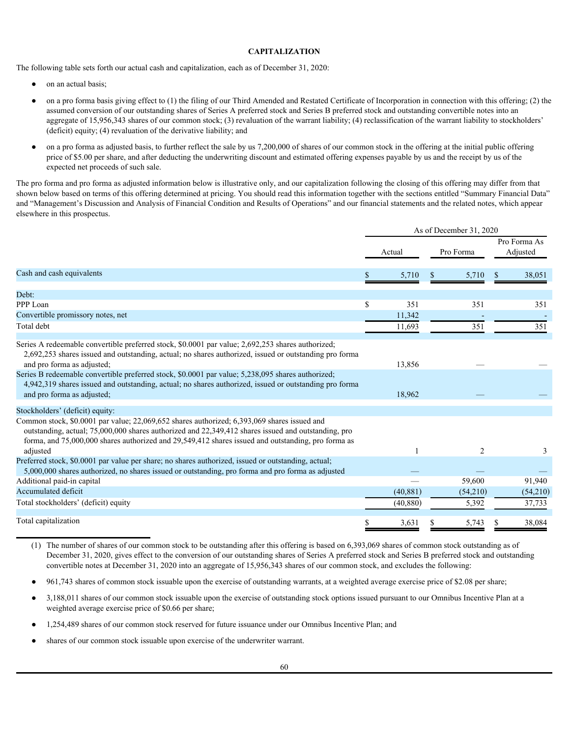**CAPITALIZATION**

The following table sets forth our actual cash and capitalization, each as of December 31, 2020:

- on an actual basis;
- on a pro forma basis giving effect to (1) the filing of our Third Amended and Restated Certificate of Incorporation in connection with this offering; (2) the assumed conversion of our outstanding shares of Series A preferred stock and Series B preferred stock and outstanding convertible notes into an aggregate of 15,956,343 shares of our common stock; (3) revaluation of the warrant liability; (4) reclassification of the warrant liability to stockholders' (deficit) equity; (4) revaluation of the derivative liability; and
- on a pro forma as adjusted basis, to further reflect the sale by us 7,200,000 of shares of our common stock in the offering at the initial public offering price of $5.00 per share, and after deducting the underwriting discount and estimated offering expenses payable by us and the receipt by us of the expected net proceeds of such sale.

The pro forma and pro forma as adjusted information below is illustrative only, and our capitalization following the closing of this offering may differ from that shown below based on terms of this offering determined at pricing. You should read this information together with the sections entitled "Summary Financial Data" and "Management's Discussion and Analysis of Financial Condition and Results of Operations" and our financial statements and the related notes, which appear elsewhere in this prospectus.

| | As of December 31, 2020 | | |
|---|---|---|---|
| | Actual | Pro Forma | Pro Forma As Adjusted |
| Cash and cash equivalents | $ 5,710 | $ 5,710 | $ 38,051 |
| Debt: | | | |
| PPP Loan | $ 351 | 351 | 351 |
| Convertible promissory notes, net | 11,342 | - | - |
| Total debt | 11,693 | 351 | 351 |
| Series A redeemable convertible preferred stock, $0.0001 par value; 2,692,253 shares authorized; 2,692,253 shares issued and outstanding, actual; no shares authorized, issued or outstanding pro forma and pro forma as adjusted; | 13,856 | — | — |
| Series B redeemable convertible preferred stock, $0.0001 par value; 5,238,095 shares authorized; 4,942,319 shares issued and outstanding, actual; no shares authorized, issued or outstanding pro forma and pro forma as adjusted; | 18,962 | — | — |
| Stockholders' (deficit) equity: | | | |
| Common stock, $0.0001 par value; 22,069,652 shares authorized; 6,393,069 shares issued and outstanding, actual; 75,000,000 shares authorized and 22,349,412 shares issued and outstanding, pro forma, and 75,000,000 shares authorized and 29,549,412 shares issued and outstanding, pro forma as adjusted | 1 | 2 | 3 |
| Preferred stock, $0.0001 par value per share; no shares authorized, issued or outstanding, actual; 5,000,000 shares authorized, no shares issued or outstanding, pro forma and pro forma as adjusted | — | — | — |
| Additional paid-in capital | — | 59,600 | 91,940 |
| Accumulated deficit | (40,881) | (54,210) | (54,210) |
| Total stockholders' (deficit) equity | (40,880) | 5,392 | 37,733 |
| Total capitalization | $ 3,631 | $ 5,743 | $ 38,084 |

(1) The number of shares of our common stock to be outstanding after this offering is based on 6,393,069 shares of common stock outstanding as of December 31, 2020, gives effect to the conversion of our outstanding shares of Series A preferred stock and Series B preferred stock and outstanding convertible notes at December 31, 2020 into an aggregate of 15,956,343 shares of our common stock, and excludes the following:

- 961,743 shares of common stock issuable upon the exercise of outstanding warrants, at a weighted average exercise price of $2.08 per share;
- 3,188,011 shares of our common stock issuable upon the exercise of outstanding stock options issued pursuant to our Omnibus Incentive Plan at a weighted average exercise price of $0.66 per share;
- 1,254,489 shares of our common stock reserved for future issuance under our Omnibus Incentive Plan; and
- shares of our common stock issuable upon exercise of the underwriter warrant.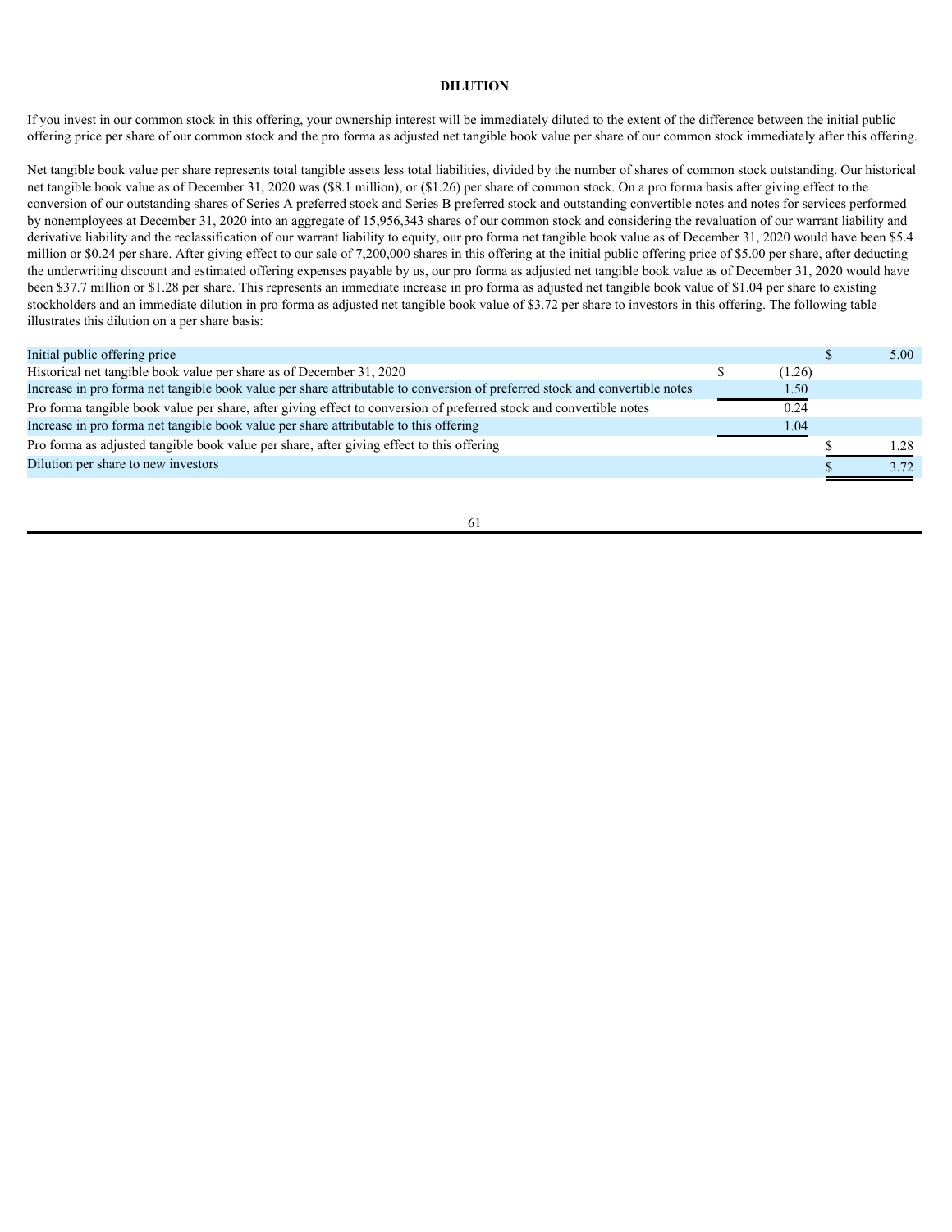## DILUTION

If you invest in our common stock in this offering, your ownership interest will be immediately diluted to the extent of the difference between the initial public offering price per share of our common stock and the pro forma as adjusted net tangible book value per share of our common stock immediately after this offering.

Net tangible book value per share represents total tangible assets less total liabilities, divided by the number of shares of common stock outstanding. Our historical net tangible book value as of December 31, 2020 was ($8.1 million), or ($1.26) per share of common stock. On a pro forma basis after giving effect to the conversion of our outstanding shares of Series A preferred stock and Series B preferred stock and outstanding convertible notes and notes for services performed by nonemployees at December 31, 2020 into an aggregate of 15,956,343 shares of our common stock and considering the revaluation of our warrant liability and derivative liability and the reclassification of our warrant liability to equity, our pro forma net tangible book value as of December 31, 2020 would have been $5.4 million or $0.24 per share. After giving effect to our sale of 7,200,000 shares in this offering at the initial public offering price of $5.00 per share, after deducting the underwriting discount and estimated offering expenses payable by us, our pro forma as adjusted net tangible book value as of December 31, 2020 would have been $37.7 million or $1.28 per share. This represents an immediate increase in pro forma as adjusted net tangible book value of $1.04 per share to existing stockholders and an immediate dilution in pro forma as adjusted net tangible book value of $3.72 per share to investors in this offering. The following table illustrates this dilution on a per share basis:

| | | |
|---|---|---|
| Initial public offering price | | $ 5.00 |
| Historical net tangible book value per share as of December 31, 2020 | $ (1.26) | |
| Increase in pro forma net tangible book value per share attributable to conversion of preferred stock and convertible notes | 1.50 | |
| Pro forma tangible book value per share, after giving effect to conversion of preferred stock and convertible notes | 0.24 | |
| Increase in pro forma net tangible book value per share attributable to this offering | 1.04 | |
| Pro forma as adjusted tangible book value per share, after giving effect to this offering | | $ 1.28 |
| Dilution per share to new investors | | $ 3.72 |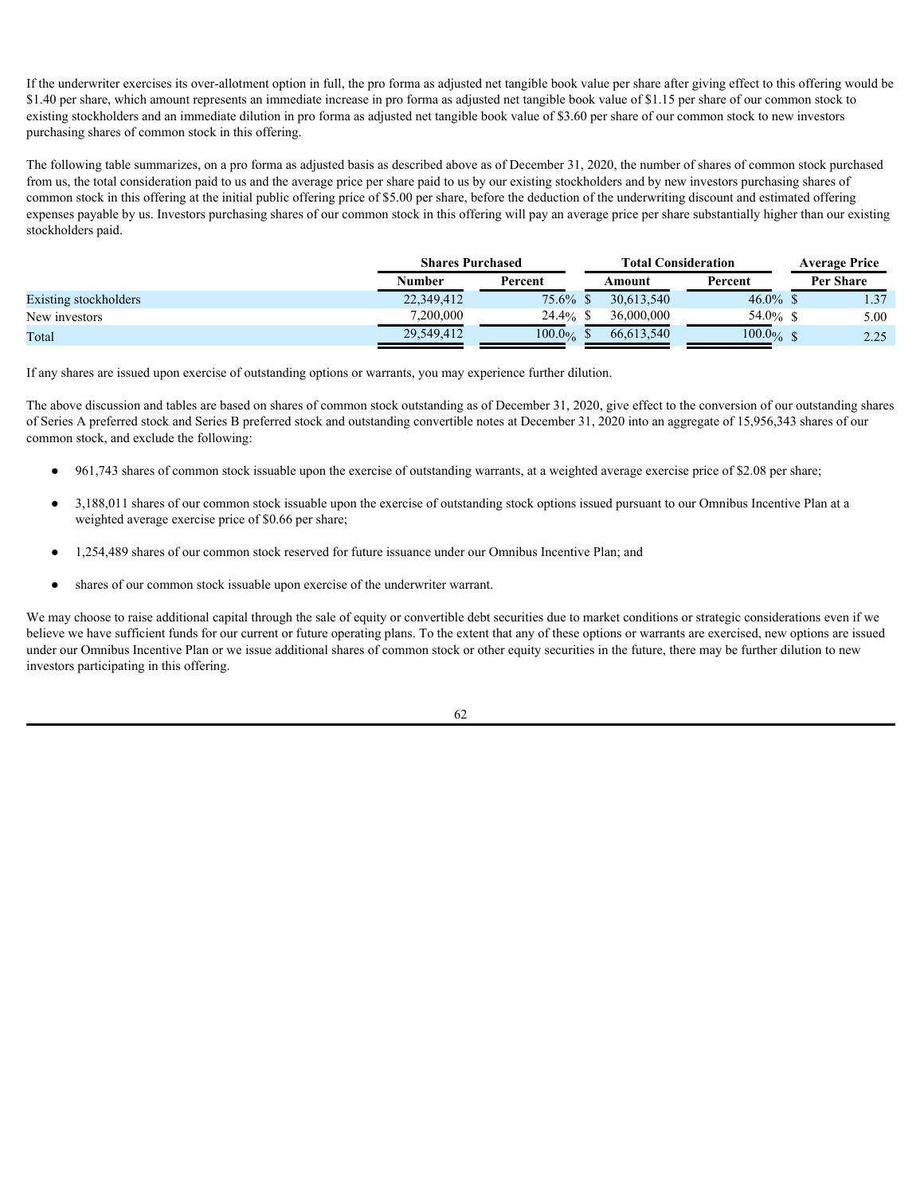If the underwriter exercises its over-allotment option in full, the pro forma as adjusted net tangible book value per share after giving effect to this offering would be $1.40 per share, which amount represents an immediate increase in pro forma as adjusted net tangible book value of $1.15 per share of our common stock to existing stockholders and an immediate dilution in pro forma as adjusted net tangible book value of $3.60 per share of our common stock to new investors purchasing shares of common stock in this offering.

The following table summarizes, on a pro forma as adjusted basis as described above as of December 31, 2020, the number of shares of common stock purchased from us, the total consideration paid to us and the average price per share paid to us by our existing stockholders and by new investors purchasing shares of common stock in this offering at the initial public offering price of $5.00 per share, before the deduction of the underwriting discount and estimated offering expenses payable by us. Investors purchasing shares of our common stock in this offering will pay an average price per share substantially higher than our existing stockholders paid.

| | Shares Purchased | | Total Consideration | | Average Price |
|---|---|---|---|---|---|
| | Number | Percent | Amount | Percent | Per Share |
| Existing stockholders | 22,349,412 | 75.6% | $ 30,613,540 | 46.0% | $ 1.37 |
| New investors | 7,200,000 | 24.4% | $ 36,000,000 | 54.0% | $ 5.00 |
| Total | 29,549,412 | 100.0% | $ 66,613,540 | 100.0% | $ 2.25 |

If any shares are issued upon exercise of outstanding options or warrants, you may experience further dilution.

The above discussion and tables are based on shares of common stock outstanding as of December 31, 2020, give effect to the conversion of our outstanding shares of Series A preferred stock and Series B preferred stock and outstanding convertible notes at December 31, 2020 into an aggregate of 15,956,343 shares of our common stock, and exclude the following:

- 961,743 shares of common stock issuable upon the exercise of outstanding warrants, at a weighted average exercise price of $2.08 per share;
- 3,188,011 shares of our common stock issuable upon the exercise of outstanding stock options issued pursuant to our Omnibus Incentive Plan at a weighted average exercise price of $0.66 per share;
- 1,254,489 shares of our common stock reserved for future issuance under our Omnibus Incentive Plan; and
- shares of our common stock issuable upon exercise of the underwriter warrant.

We may choose to raise additional capital through the sale of equity or convertible debt securities due to market conditions or strategic considerations even if we believe we have sufficient funds for our current or future operating plans. To the extent that any of these options or warrants are exercised, new options are issued under our Omnibus Incentive Plan or we issue additional shares of common stock or other equity securities in the future, there may be further dilution to new investors participating in this offering.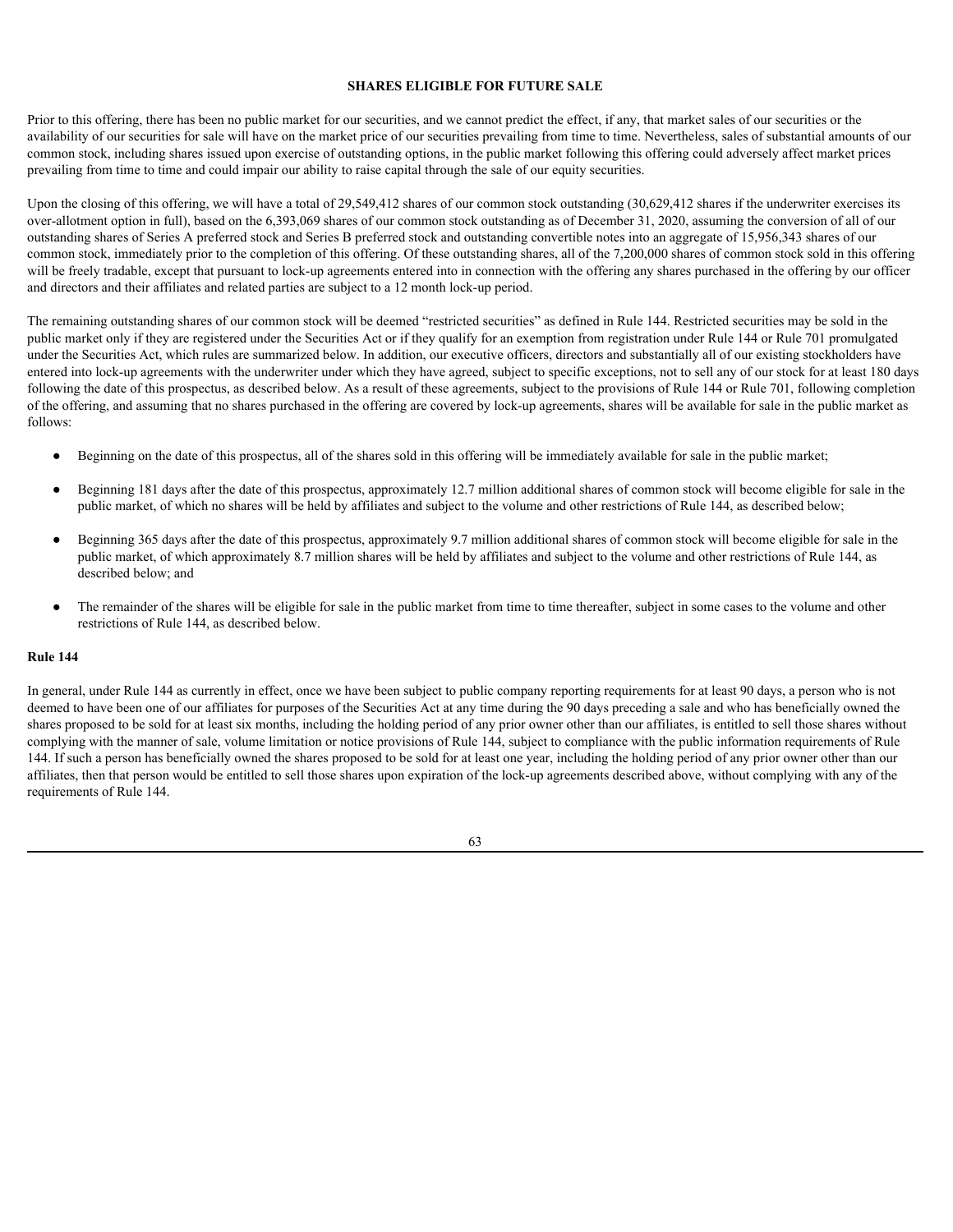## SHARES ELIGIBLE FOR FUTURE SALE

Prior to this offering, there has been no public market for our securities, and we cannot predict the effect, if any, that market sales of our securities or the availability of our securities for sale will have on the market price of our securities prevailing from time to time. Nevertheless, sales of substantial amounts of our common stock, including shares issued upon exercise of outstanding options, in the public market following this offering could adversely affect market prices prevailing from time to time and could impair our ability to raise capital through the sale of our equity securities.

Upon the closing of this offering, we will have a total of 29,549,412 shares of our common stock outstanding (30,629,412 shares if the underwriter exercises its over-allotment option in full), based on the 6,393,069 shares of our common stock outstanding as of December 31, 2020, assuming the conversion of all of our outstanding shares of Series A preferred stock and Series B preferred stock and outstanding convertible notes into an aggregate of 15,956,343 shares of our common stock, immediately prior to the completion of this offering. Of these outstanding shares, all of the 7,200,000 shares of common stock sold in this offering will be freely tradable, except that pursuant to lock-up agreements entered into in connection with the offering any shares purchased in the offering by our officer and directors and their affiliates and related parties are subject to a 12 month lock-up period.

The remaining outstanding shares of our common stock will be deemed "restricted securities" as defined in Rule 144. Restricted securities may be sold in the public market only if they are registered under the Securities Act or if they qualify for an exemption from registration under Rule 144 or Rule 701 promulgated under the Securities Act, which rules are summarized below. In addition, our executive officers, directors and substantially all of our existing stockholders have entered into lock-up agreements with the underwriter under which they have agreed, subject to specific exceptions, not to sell any of our stock for at least 180 days following the date of this prospectus, as described below. As a result of these agreements, subject to the provisions of Rule 144 or Rule 701, following completion of the offering, and assuming that no shares purchased in the offering are covered by lock-up agreements, shares will be available for sale in the public market as follows:

- Beginning on the date of this prospectus, all of the shares sold in this offering will be immediately available for sale in the public market;
- Beginning 181 days after the date of this prospectus, approximately 12.7 million additional shares of common stock will become eligible for sale in the public market, of which no shares will be held by affiliates and subject to the volume and other restrictions of Rule 144, as described below;
- Beginning 365 days after the date of this prospectus, approximately 9.7 million additional shares of common stock will become eligible for sale in the public market, of which approximately 8.7 million shares will be held by affiliates and subject to the volume and other restrictions of Rule 144, as described below; and
- The remainder of the shares will be eligible for sale in the public market from time to time thereafter, subject in some cases to the volume and other restrictions of Rule 144, as described below.

### Rule 144

In general, under Rule 144 as currently in effect, once we have been subject to public company reporting requirements for at least 90 days, a person who is not deemed to have been one of our affiliates for purposes of the Securities Act at any time during the 90 days preceding a sale and who has beneficially owned the shares proposed to be sold for at least six months, including the holding period of any prior owner other than our affiliates, is entitled to sell those shares without complying with the manner of sale, volume limitation or notice provisions of Rule 144, subject to compliance with the public information requirements of Rule 144. If such a person has beneficially owned the shares proposed to be sold for at least one year, including the holding period of any prior owner other than our affiliates, then that person would be entitled to sell those shares upon expiration of the lock-up agreements described above, without complying with any of the requirements of Rule 144.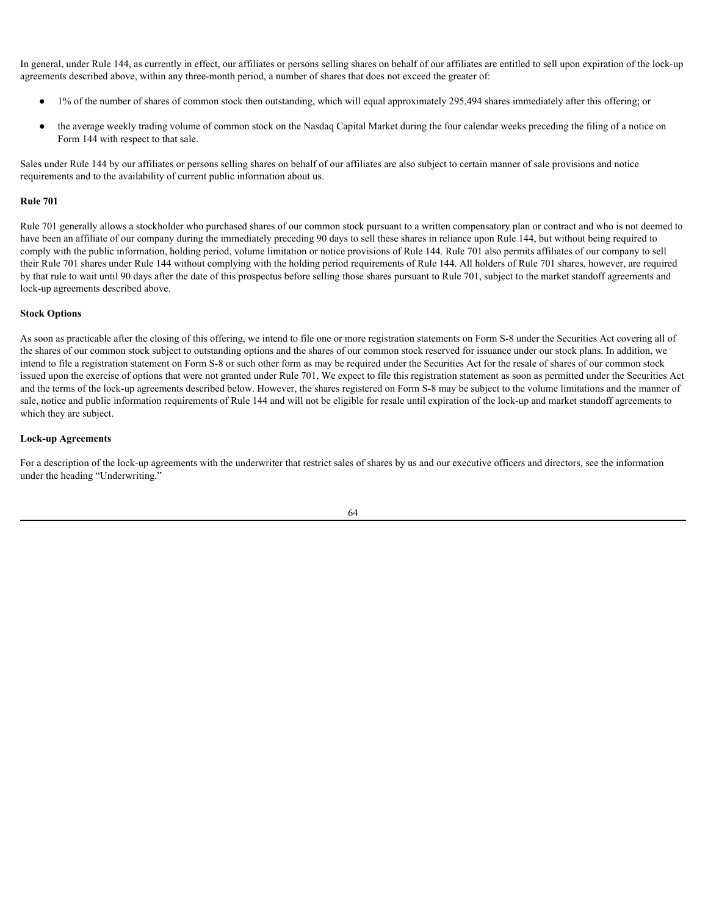In general, under Rule 144, as currently in effect, our affiliates or persons selling shares on behalf of our affiliates are entitled to sell upon expiration of the lock-up agreements described above, within any three-month period, a number of shares that does not exceed the greater of:

- 1% of the number of shares of common stock then outstanding, which will equal approximately 295,494 shares immediately after this offering; or
- the average weekly trading volume of common stock on the Nasdaq Capital Market during the four calendar weeks preceding the filing of a notice on Form 144 with respect to that sale.

Sales under Rule 144 by our affiliates or persons selling shares on behalf of our affiliates are also subject to certain manner of sale provisions and notice requirements and to the availability of current public information about us.

**Rule 701**

Rule 701 generally allows a stockholder who purchased shares of our common stock pursuant to a written compensatory plan or contract and who is not deemed to have been an affiliate of our company during the immediately preceding 90 days to sell these shares in reliance upon Rule 144, but without being required to comply with the public information, holding period, volume limitation or notice provisions of Rule 144. Rule 701 also permits affiliates of our company to sell their Rule 701 shares under Rule 144 without complying with the holding period requirements of Rule 144. All holders of Rule 701 shares, however, are required by that rule to wait until 90 days after the date of this prospectus before selling those shares pursuant to Rule 701, subject to the market standoff agreements and lock-up agreements described above.

**Stock Options**

As soon as practicable after the closing of this offering, we intend to file one or more registration statements on Form S-8 under the Securities Act covering all of the shares of our common stock subject to outstanding options and the shares of our common stock reserved for issuance under our stock plans. In addition, we intend to file a registration statement on Form S-8 or such other form as may be required under the Securities Act for the resale of shares of our common stock issued upon the exercise of options that were not granted under Rule 701. We expect to file this registration statement as soon as permitted under the Securities Act and the terms of the lock-up agreements described below. However, the shares registered on Form S-8 may be subject to the volume limitations and the manner of sale, notice and public information requirements of Rule 144 and will not be eligible for resale until expiration of the lock-up and market standoff agreements to which they are subject.

**Lock-up Agreements**

For a description of the lock-up agreements with the underwriter that restrict sales of shares by us and our executive officers and directors, see the information under the heading "Underwriting."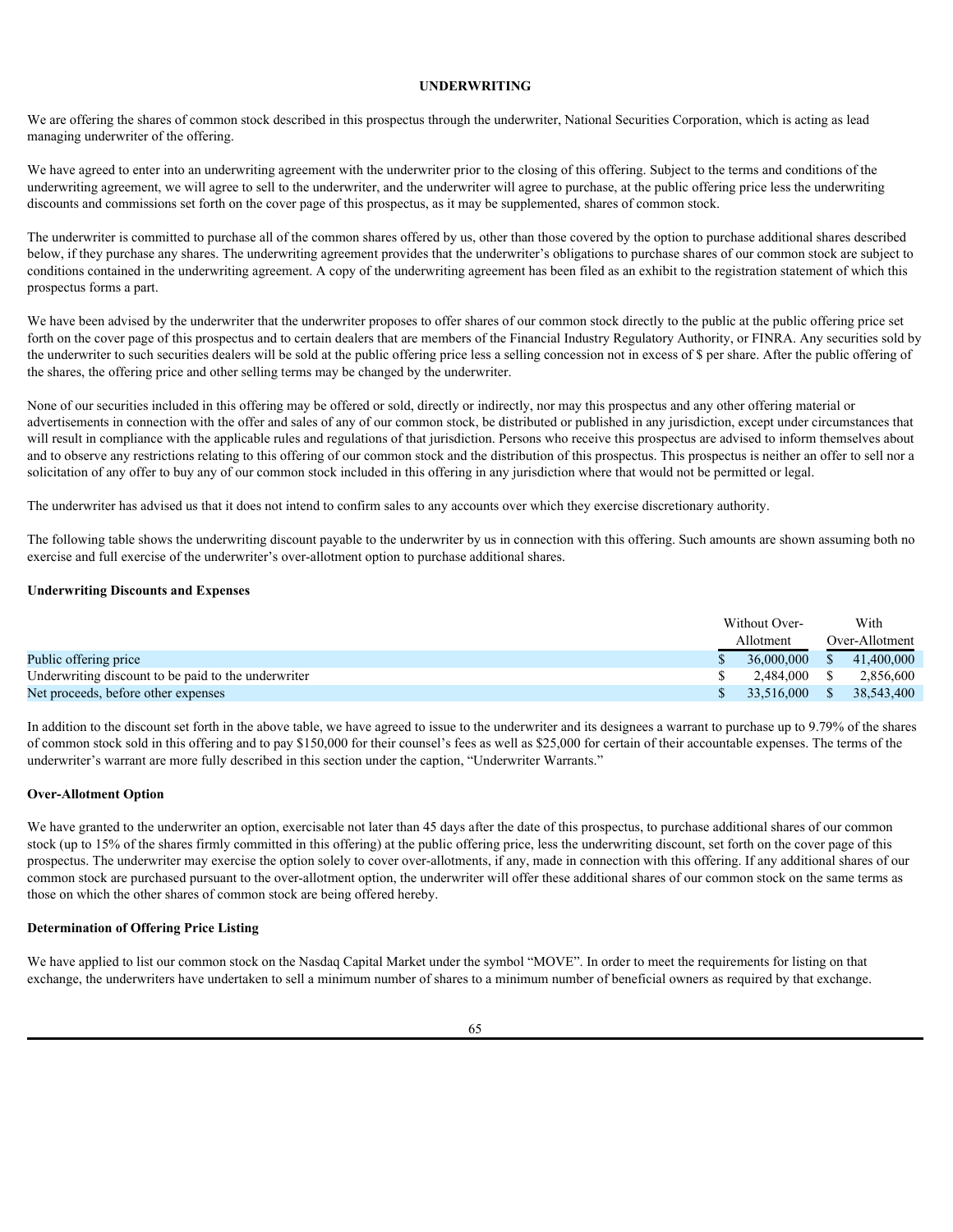## UNDERWRITING

We are offering the shares of common stock described in this prospectus through the underwriter, National Securities Corporation, which is acting as lead managing underwriter of the offering.

We have agreed to enter into an underwriting agreement with the underwriter prior to the closing of this offering. Subject to the terms and conditions of the underwriting agreement, we will agree to sell to the underwriter, and the underwriter will agree to purchase, at the public offering price less the underwriting discounts and commissions set forth on the cover page of this prospectus, as it may be supplemented, shares of common stock.

The underwriter is committed to purchase all of the common shares offered by us, other than those covered by the option to purchase additional shares described below, if they purchase any shares. The underwriting agreement provides that the underwriter's obligations to purchase shares of our common stock are subject to conditions contained in the underwriting agreement. A copy of the underwriting agreement has been filed as an exhibit to the registration statement of which this prospectus forms a part.

We have been advised by the underwriter that the underwriter proposes to offer shares of our common stock directly to the public at the public offering price set forth on the cover page of this prospectus and to certain dealers that are members of the Financial Industry Regulatory Authority, or FINRA. Any securities sold by the underwriter to such securities dealers will be sold at the public offering price less a selling concession not in excess of $ per share. After the public offering of the shares, the offering price and other selling terms may be changed by the underwriter.

None of our securities included in this offering may be offered or sold, directly or indirectly, nor may this prospectus and any other offering material or advertisements in connection with the offer and sales of any of our common stock, be distributed or published in any jurisdiction, except under circumstances that will result in compliance with the applicable rules and regulations of that jurisdiction. Persons who receive this prospectus are advised to inform themselves about and to observe any restrictions relating to this offering of our common stock and the distribution of this prospectus. This prospectus is neither an offer to sell nor a solicitation of any offer to buy any of our common stock included in this offering in any jurisdiction where that would not be permitted or legal.

The underwriter has advised us that it does not intend to confirm sales to any accounts over which they exercise discretionary authority.

The following table shows the underwriting discount payable to the underwriter by us in connection with this offering. Such amounts are shown assuming both no exercise and full exercise of the underwriter's over-allotment option to purchase additional shares.

### Underwriting Discounts and Expenses

| | Without Over-Allotment | With Over-Allotment |
|---|---|---|
| Public offering price | $ 36,000,000 | $ 41,400,000 |
| Underwriting discount to be paid to the underwriter | $ 2,484,000 | $ 2,856,600 |
| Net proceeds, before other expenses | $ 33,516,000 | $ 38,543,400 |

In addition to the discount set forth in the above table, we have agreed to issue to the underwriter and its designees a warrant to purchase up to 9.79% of the shares of common stock sold in this offering and to pay $150,000 for their counsel's fees as well as $25,000 for certain of their accountable expenses. The terms of the underwriter's warrant are more fully described in this section under the caption, "Underwriter Warrants."

### Over-Allotment Option

We have granted to the underwriter an option, exercisable not later than 45 days after the date of this prospectus, to purchase additional shares of our common stock (up to 15% of the shares firmly committed in this offering) at the public offering price, less the underwriting discount, set forth on the cover page of this prospectus. The underwriter may exercise the option solely to cover over-allotments, if any, made in connection with this offering. If any additional shares of our common stock are purchased pursuant to the over-allotment option, the underwriter will offer these additional shares of our common stock on the same terms as those on which the other shares of common stock are being offered hereby.

### Determination of Offering Price Listing

We have applied to list our common stock on the Nasdaq Capital Market under the symbol "MOVE". In order to meet the requirements for listing on that exchange, the underwriters have undertaken to sell a minimum number of shares to a minimum number of beneficial owners as required by that exchange.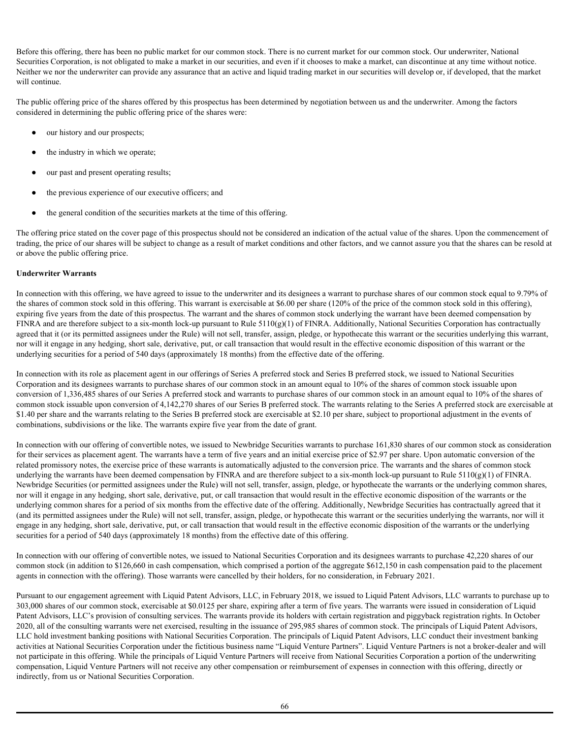Before this offering, there has been no public market for our common stock. There is no current market for our common stock. Our underwriter, National Securities Corporation, is not obligated to make a market in our securities, and even if it chooses to make a market, can discontinue at any time without notice. Neither we nor the underwriter can provide any assurance that an active and liquid trading market in our securities will develop or, if developed, that the market will continue.

The public offering price of the shares offered by this prospectus has been determined by negotiation between us and the underwriter. Among the factors considered in determining the public offering price of the shares were:

- our history and our prospects;
- the industry in which we operate;
- our past and present operating results;
- the previous experience of our executive officers; and
- the general condition of the securities markets at the time of this offering.

The offering price stated on the cover page of this prospectus should not be considered an indication of the actual value of the shares. Upon the commencement of trading, the price of our shares will be subject to change as a result of market conditions and other factors, and we cannot assure you that the shares can be resold at or above the public offering price.

**Underwriter Warrants**

In connection with this offering, we have agreed to issue to the underwriter and its designees a warrant to purchase shares of our common stock equal to 9.79% of the shares of common stock sold in this offering. This warrant is exercisable at $6.00 per share (120% of the price of the common stock sold in this offering), expiring five years from the date of this prospectus. The warrant and the shares of common stock underlying the warrant have been deemed compensation by FINRA and are therefore subject to a six-month lock-up pursuant to Rule 5110(g)(1) of FINRA. Additionally, National Securities Corporation has contractually agreed that it (or its permitted assignees under the Rule) will not sell, transfer, assign, pledge, or hypothecate this warrant or the securities underlying this warrant, nor will it engage in any hedging, short sale, derivative, put, or call transaction that would result in the effective economic disposition of this warrant or the underlying securities for a period of 540 days (approximately 18 months) from the effective date of the offering.

In connection with its role as placement agent in our offerings of Series A preferred stock and Series B preferred stock, we issued to National Securities Corporation and its designees warrants to purchase shares of our common stock in an amount equal to 10% of the shares of common stock issuable upon conversion of 1,336,485 shares of our Series A preferred stock and warrants to purchase shares of our common stock in an amount equal to 10% of the shares of common stock issuable upon conversion of 4,142,270 shares of our Series B preferred stock. The warrants relating to the Series A preferred stock are exercisable at $1.40 per share and the warrants relating to the Series B preferred stock are exercisable at $2.10 per share, subject to proportional adjustment in the events of combinations, subdivisions or the like. The warrants expire five year from the date of grant.

In connection with our offering of convertible notes, we issued to Newbridge Securities warrants to purchase 161,830 shares of our common stock as consideration for their services as placement agent. The warrants have a term of five years and an initial exercise price of $2.97 per share. Upon automatic conversion of the related promissory notes, the exercise price of these warrants is automatically adjusted to the conversion price. The warrants and the shares of common stock underlying the warrants have been deemed compensation by FINRA and are therefore subject to a six-month lock-up pursuant to Rule 5110(g)(1) of FINRA. Newbridge Securities (or permitted assignees under the Rule) will not sell, transfer, assign, pledge, or hypothecate the warrants or the underlying common shares, nor will it engage in any hedging, short sale, derivative, put, or call transaction that would result in the effective economic disposition of the warrants or the underlying common shares for a period of six months from the effective date of the offering. Additionally, Newbridge Securities has contractually agreed that it (and its permitted assignees under the Rule) will not sell, transfer, assign, pledge, or hypothecate this warrant or the securities underlying the warrants, nor will it engage in any hedging, short sale, derivative, put, or call transaction that would result in the effective economic disposition of the warrants or the underlying securities for a period of 540 days (approximately 18 months) from the effective date of this offering.

In connection with our offering of convertible notes, we issued to National Securities Corporation and its designees warrants to purchase 42,220 shares of our common stock (in addition to $126,660 in cash compensation, which comprised a portion of the aggregate $612,150 in cash compensation paid to the placement agents in connection with the offering). Those warrants were cancelled by their holders, for no consideration, in February 2021.

Pursuant to our engagement agreement with Liquid Patent Advisors, LLC, in February 2018, we issued to Liquid Patent Advisors, LLC warrants to purchase up to 303,000 shares of our common stock, exercisable at $0.0125 per share, expiring after a term of five years. The warrants were issued in consideration of Liquid Patent Advisors, LLC's provision of consulting services. The warrants provide its holders with certain registration and piggyback registration rights. In October 2020, all of the consulting warrants were net exercised, resulting in the issuance of 295,985 shares of common stock. The principals of Liquid Patent Advisors, LLC hold investment banking positions with National Securities Corporation. The principals of Liquid Patent Advisors, LLC conduct their investment banking activities at National Securities Corporation under the fictitious business name "Liquid Venture Partners". Liquid Venture Partners is not a broker-dealer and will not participate in this offering. While the principals of Liquid Venture Partners will receive from National Securities Corporation a portion of the underwriting compensation, Liquid Venture Partners will not receive any other compensation or reimbursement of expenses in connection with this offering, directly or indirectly, from us or National Securities Corporation.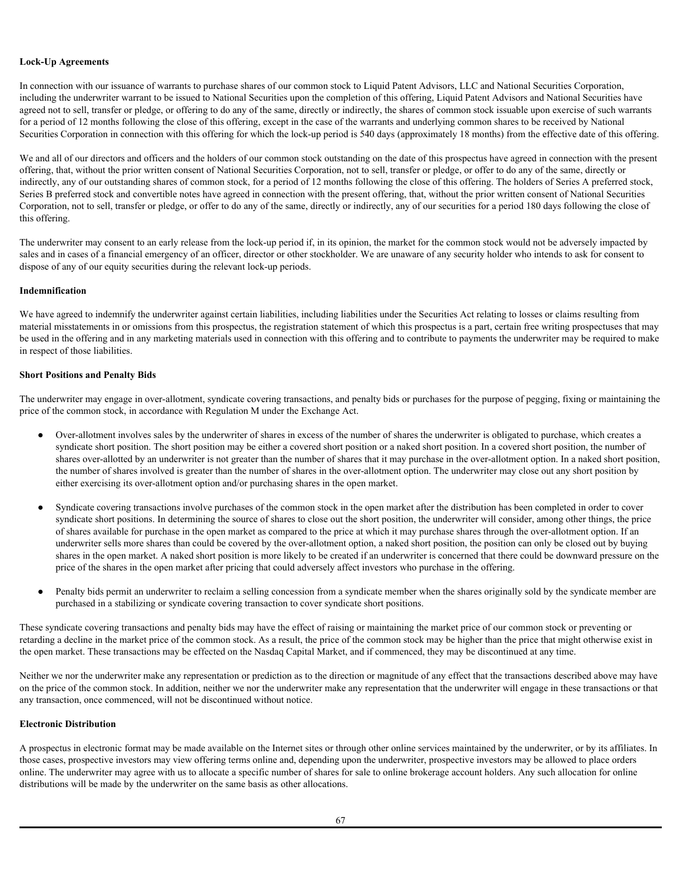**Lock-Up Agreements**

In connection with our issuance of warrants to purchase shares of our common stock to Liquid Patent Advisors, LLC and National Securities Corporation, including the underwriter warrant to be issued to National Securities upon the completion of this offering, Liquid Patent Advisors and National Securities have agreed not to sell, transfer or pledge, or offering to do any of the same, directly or indirectly, the shares of common stock issuable upon exercise of such warrants for a period of 12 months following the close of this offering, except in the case of the warrants and underlying common shares to be received by National Securities Corporation in connection with this offering for which the lock-up period is 540 days (approximately 18 months) from the effective date of this offering.

We and all of our directors and officers and the holders of our common stock outstanding on the date of this prospectus have agreed in connection with the present offering, that, without the prior written consent of National Securities Corporation, not to sell, transfer or pledge, or offer to do any of the same, directly or indirectly, any of our outstanding shares of common stock, for a period of 12 months following the close of this offering. The holders of Series A preferred stock, Series B preferred stock and convertible notes have agreed in connection with the present offering, that, without the prior written consent of National Securities Corporation, not to sell, transfer or pledge, or offer to do any of the same, directly or indirectly, any of our securities for a period 180 days following the close of this offering.

The underwriter may consent to an early release from the lock-up period if, in its opinion, the market for the common stock would not be adversely impacted by sales and in cases of a financial emergency of an officer, director or other stockholder. We are unaware of any security holder who intends to ask for consent to dispose of any of our equity securities during the relevant lock-up periods.

**Indemnification**

We have agreed to indemnify the underwriter against certain liabilities, including liabilities under the Securities Act relating to losses or claims resulting from material misstatements in or omissions from this prospectus, the registration statement of which this prospectus is a part, certain free writing prospectuses that may be used in the offering and in any marketing materials used in connection with this offering and to contribute to payments the underwriter may be required to make in respect of those liabilities.

**Short Positions and Penalty Bids**

The underwriter may engage in over-allotment, syndicate covering transactions, and penalty bids or purchases for the purpose of pegging, fixing or maintaining the price of the common stock, in accordance with Regulation M under the Exchange Act.

- Over-allotment involves sales by the underwriter of shares in excess of the number of shares the underwriter is obligated to purchase, which creates a syndicate short position. The short position may be either a covered short position or a naked short position. In a covered short position, the number of shares over-allotted by an underwriter is not greater than the number of shares that it may purchase in the over-allotment option. In a naked short position, the number of shares involved is greater than the number of shares in the over-allotment option. The underwriter may close out any short position by either exercising its over-allotment option and/or purchasing shares in the open market.

- Syndicate covering transactions involve purchases of the common stock in the open market after the distribution has been completed in order to cover syndicate short positions. In determining the source of shares to close out the short position, the underwriter will consider, among other things, the price of shares available for purchase in the open market as compared to the price at which it may purchase shares through the over-allotment option. If an underwriter sells more shares than could be covered by the over-allotment option, a naked short position, the position can only be closed out by buying shares in the open market. A naked short position is more likely to be created if an underwriter is concerned that there could be downward pressure on the price of the shares in the open market after pricing that could adversely affect investors who purchase in the offering.

- Penalty bids permit an underwriter to reclaim a selling concession from a syndicate member when the shares originally sold by the syndicate member are purchased in a stabilizing or syndicate covering transaction to cover syndicate short positions.

These syndicate covering transactions and penalty bids may have the effect of raising or maintaining the market price of our common stock or preventing or retarding a decline in the market price of the common stock. As a result, the price of the common stock may be higher than the price that might otherwise exist in the open market. These transactions may be effected on the Nasdaq Capital Market, and if commenced, they may be discontinued at any time.

Neither we nor the underwriter make any representation or prediction as to the direction or magnitude of any effect that the transactions described above may have on the price of the common stock. In addition, neither we nor the underwriter make any representation that the underwriter will engage in these transactions or that any transaction, once commenced, will not be discontinued without notice.

**Electronic Distribution**

A prospectus in electronic format may be made available on the Internet sites or through other online services maintained by the underwriter, or by its affiliates. In those cases, prospective investors may view offering terms online and, depending upon the underwriter, prospective investors may be allowed to place orders online. The underwriter may agree with us to allocate a specific number of shares for sale to online brokerage account holders. Any such allocation for online distributions will be made by the underwriter on the same basis as other allocations.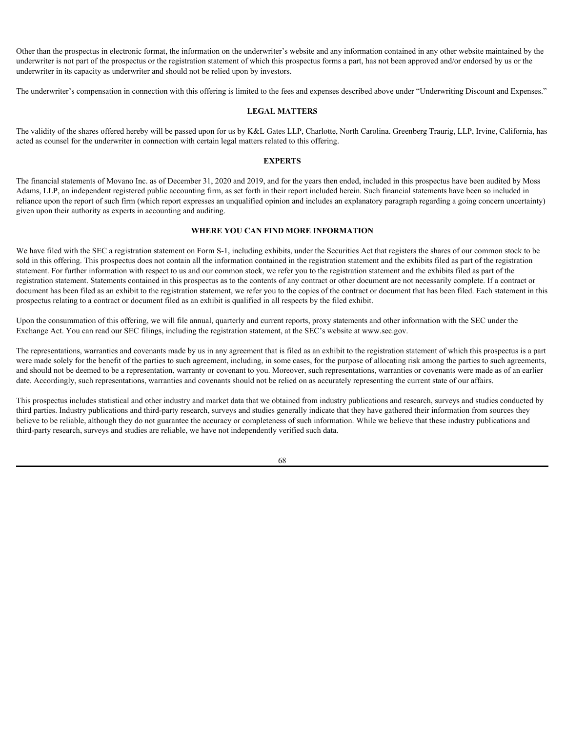Other than the prospectus in electronic format, the information on the underwriter's website and any information contained in any other website maintained by the underwriter is not part of the prospectus or the registration statement of which this prospectus forms a part, has not been approved and/or endorsed by us or the underwriter in its capacity as underwriter and should not be relied upon by investors.

The underwriter's compensation in connection with this offering is limited to the fees and expenses described above under "Underwriting Discount and Expenses."

## LEGAL MATTERS

The validity of the shares offered hereby will be passed upon for us by K&L Gates LLP, Charlotte, North Carolina. Greenberg Traurig, LLP, Irvine, California, has acted as counsel for the underwriter in connection with certain legal matters related to this offering.

## EXPERTS

The financial statements of Movano Inc. as of December 31, 2020 and 2019, and for the years then ended, included in this prospectus have been audited by Moss Adams, LLP, an independent registered public accounting firm, as set forth in their report included herein. Such financial statements have been so included in reliance upon the report of such firm (which report expresses an unqualified opinion and includes an explanatory paragraph regarding a going concern uncertainty) given upon their authority as experts in accounting and auditing.

## WHERE YOU CAN FIND MORE INFORMATION

We have filed with the SEC a registration statement on Form S-1, including exhibits, under the Securities Act that registers the shares of our common stock to be sold in this offering. This prospectus does not contain all the information contained in the registration statement and the exhibits filed as part of the registration statement. For further information with respect to us and our common stock, we refer you to the registration statement and the exhibits filed as part of the registration statement. Statements contained in this prospectus as to the contents of any contract or other document are not necessarily complete. If a contract or document has been filed as an exhibit to the registration statement, we refer you to the copies of the contract or document that has been filed. Each statement in this prospectus relating to a contract or document filed as an exhibit is qualified in all respects by the filed exhibit.

Upon the consummation of this offering, we will file annual, quarterly and current reports, proxy statements and other information with the SEC under the Exchange Act. You can read our SEC filings, including the registration statement, at the SEC's website at www.sec.gov.

The representations, warranties and covenants made by us in any agreement that is filed as an exhibit to the registration statement of which this prospectus is a part were made solely for the benefit of the parties to such agreement, including, in some cases, for the purpose of allocating risk among the parties to such agreements, and should not be deemed to be a representation, warranty or covenant to you. Moreover, such representations, warranties or covenants were made as of an earlier date. Accordingly, such representations, warranties and covenants should not be relied on as accurately representing the current state of our affairs.

This prospectus includes statistical and other industry and market data that we obtained from industry publications and research, surveys and studies conducted by third parties. Industry publications and third-party research, surveys and studies generally indicate that they have gathered their information from sources they believe to be reliable, although they do not guarantee the accuracy or completeness of such information. While we believe that these industry publications and third-party research, surveys and studies are reliable, we have not independently verified such data.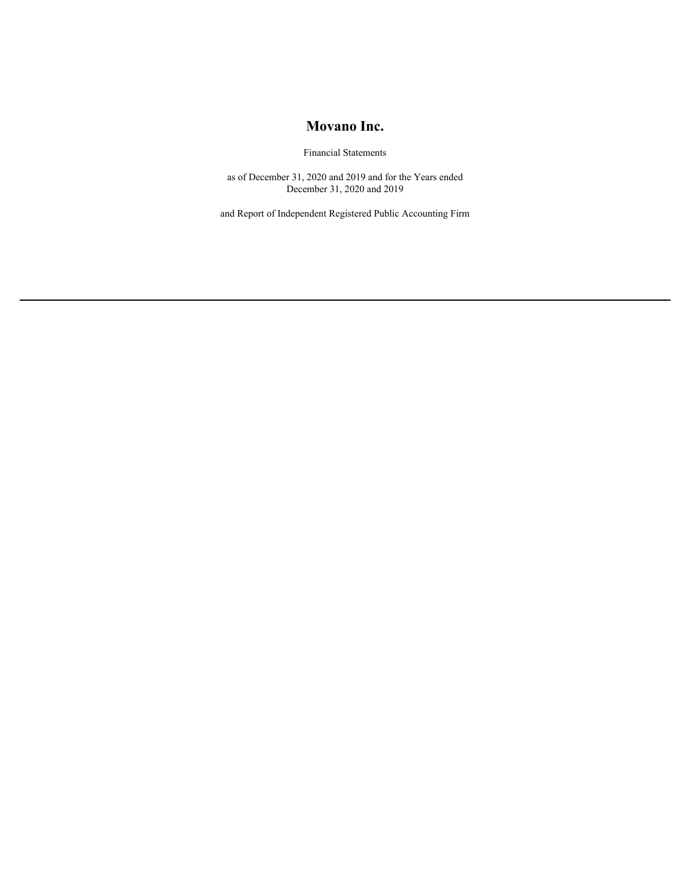# Movano Inc.

Financial Statements

as of December 31, 2020 and 2019 and for the Years ended December 31, 2020 and 2019

and Report of Independent Registered Public Accounting Firm

---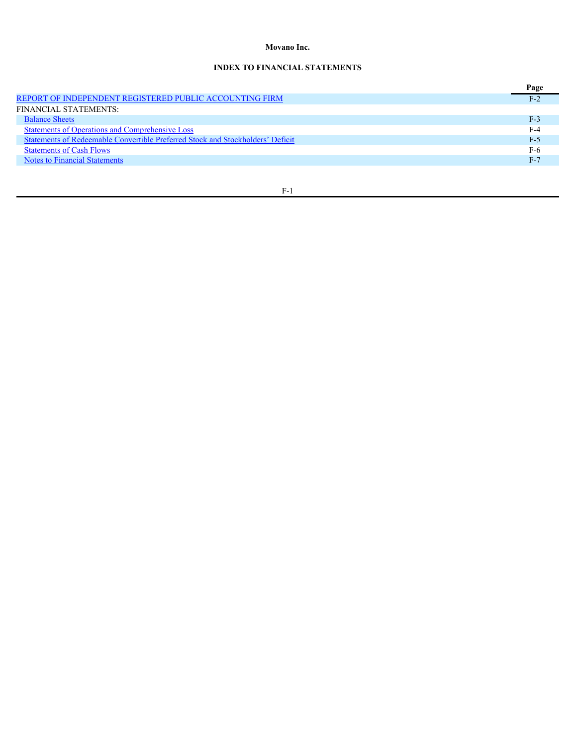**Movano Inc.**

**INDEX TO FINANCIAL STATEMENTS**

| | Page |
|---|---|
| REPORT OF INDEPENDENT REGISTERED PUBLIC ACCOUNTING FIRM | F-2 |
| FINANCIAL STATEMENTS: | |
| Balance Sheets | F-3 |
| Statements of Operations and Comprehensive Loss | F-4 |
| Statements of Redeemable Convertible Preferred Stock and Stockholders' Deficit | F-5 |
| Statements of Cash Flows | F-6 |
| Notes to Financial Statements | F-7 |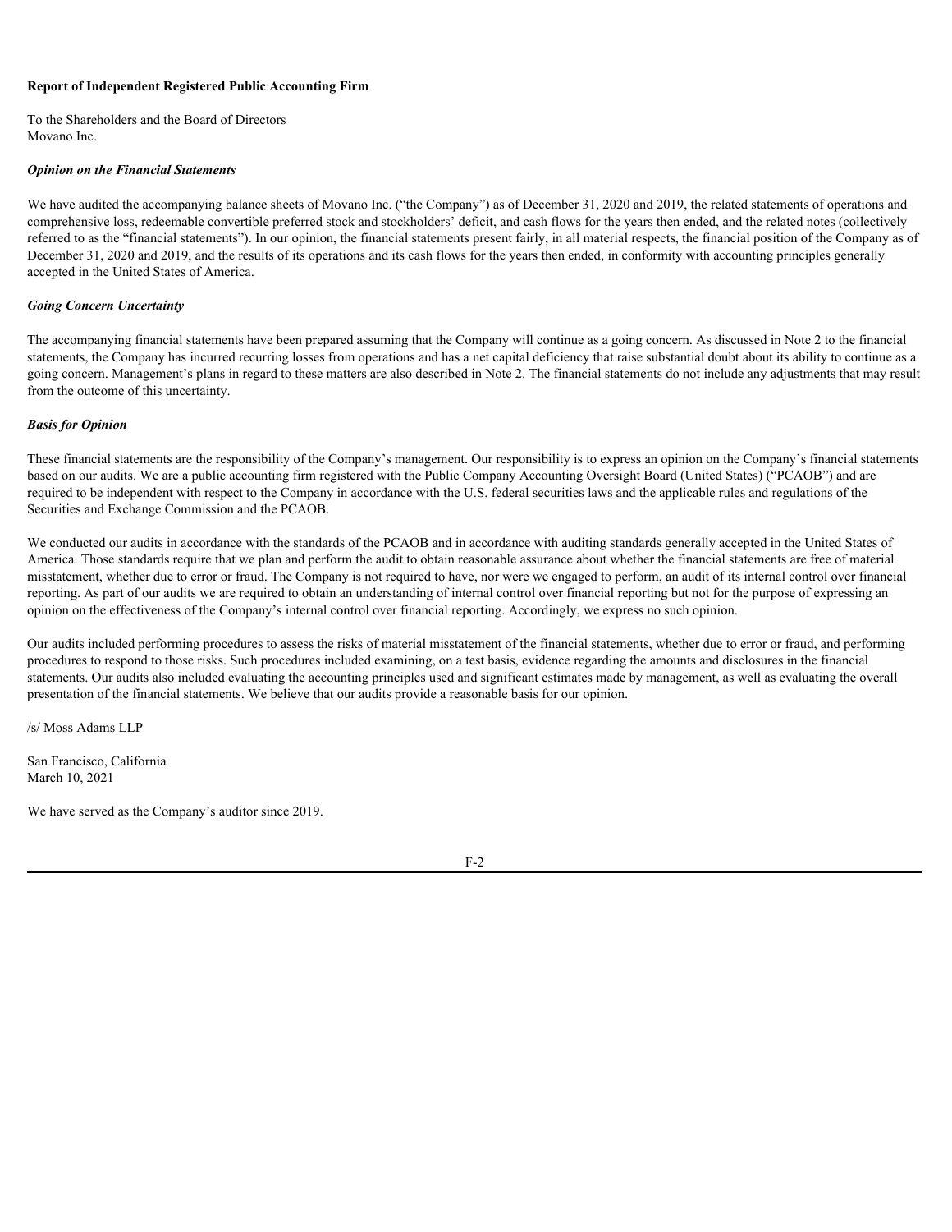**Report of Independent Registered Public Accounting Firm**

To the Shareholders and the Board of Directors
Movano Inc.

***Opinion on the Financial Statements***

We have audited the accompanying balance sheets of Movano Inc. ("the Company") as of December 31, 2020 and 2019, the related statements of operations and comprehensive loss, redeemable convertible preferred stock and stockholders' deficit, and cash flows for the years then ended, and the related notes (collectively referred to as the "financial statements"). In our opinion, the financial statements present fairly, in all material respects, the financial position of the Company as of December 31, 2020 and 2019, and the results of its operations and its cash flows for the years then ended, in conformity with accounting principles generally accepted in the United States of America.

***Going Concern Uncertainty***

The accompanying financial statements have been prepared assuming that the Company will continue as a going concern. As discussed in Note 2 to the financial statements, the Company has incurred recurring losses from operations and has a net capital deficiency that raise substantial doubt about its ability to continue as a going concern. Management's plans in regard to these matters are also described in Note 2. The financial statements do not include any adjustments that may result from the outcome of this uncertainty.

***Basis for Opinion***

These financial statements are the responsibility of the Company's management. Our responsibility is to express an opinion on the Company's financial statements based on our audits. We are a public accounting firm registered with the Public Company Accounting Oversight Board (United States) ("PCAOB") and are required to be independent with respect to the Company in accordance with the U.S. federal securities laws and the applicable rules and regulations of the Securities and Exchange Commission and the PCAOB.

We conducted our audits in accordance with the standards of the PCAOB and in accordance with auditing standards generally accepted in the United States of America. Those standards require that we plan and perform the audit to obtain reasonable assurance about whether the financial statements are free of material misstatement, whether due to error or fraud. The Company is not required to have, nor were we engaged to perform, an audit of its internal control over financial reporting. As part of our audits we are required to obtain an understanding of internal control over financial reporting but not for the purpose of expressing an opinion on the effectiveness of the Company's internal control over financial reporting. Accordingly, we express no such opinion.

Our audits included performing procedures to assess the risks of material misstatement of the financial statements, whether due to error or fraud, and performing procedures to respond to those risks. Such procedures included examining, on a test basis, evidence regarding the amounts and disclosures in the financial statements. Our audits also included evaluating the accounting principles used and significant estimates made by management, as well as evaluating the overall presentation of the financial statements. We believe that our audits provide a reasonable basis for our opinion.

/s/ Moss Adams LLP

San Francisco, California
March 10, 2021

We have served as the Company's auditor since 2019.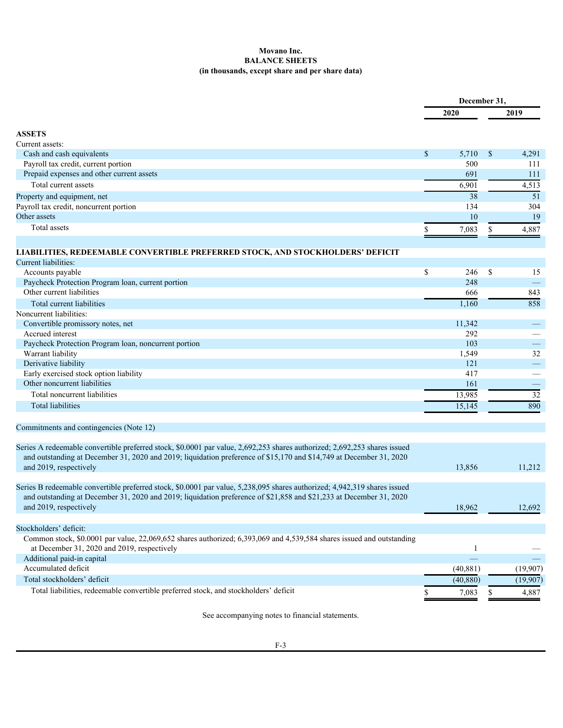**Movano Inc.**
**BALANCE SHEETS**
**(in thousands, except share and per share data)**

| | December 31, | |
|---|---|---|
| | 2020 | 2019 |
| **ASSETS** | | |
| Current assets: | | |
| Cash and cash equivalents | $ 5,710 | $ 4,291 |
| Payroll tax credit, current portion | 500 | 111 |
| Prepaid expenses and other current assets | 691 | 111 |
| Total current assets | 6,901 | 4,513 |
| Property and equipment, net | 38 | 51 |
| Payroll tax credit, noncurrent portion | 134 | 304 |
| Other assets | 10 | 19 |
| Total assets | $ 7,083 | $ 4,887 |
| **LIABILITIES, REDEEMABLE CONVERTIBLE PREFERRED STOCK, AND STOCKHOLDERS' DEFICIT** | | |
| Current liabilities: | | |
| Accounts payable | $ 246 | $ 15 |
| Paycheck Protection Program loan, current portion | 248 | — |
| Other current liabilities | 666 | 843 |
| Total current liabilities | 1,160 | 858 |
| Noncurrent liabilities: | | |
| Convertible promissory notes, net | 11,342 | — |
| Accrued interest | 292 | — |
| Paycheck Protection Program loan, noncurrent portion | 103 | — |
| Warrant liability | 1,549 | 32 |
| Derivative liability | 121 | — |
| Early exercised stock option liability | 417 | — |
| Other noncurrent liabilities | 161 | — |
| Total noncurrent liabilities | 13,985 | 32 |
| Total liabilities | 15,145 | 890 |
| Commitments and contingencies (Note 12) | | |
| Series A redeemable convertible preferred stock, $0.0001 par value, 2,692,253 shares authorized; 2,692,253 shares issued and outstanding at December 31, 2020 and 2019; liquidation preference of $15,170 and $14,749 at December 31, 2020 and 2019, respectively | 13,856 | 11,212 |
| Series B redeemable convertible preferred stock, $0.0001 par value, 5,238,095 shares authorized; 4,942,319 shares issued and outstanding at December 31, 2020 and 2019; liquidation preference of $21,858 and $21,233 at December 31, 2020 and 2019, respectively | 18,962 | 12,692 |
| Stockholders' deficit: | | |
| Common stock, $0.0001 par value, 22,069,652 shares authorized; 6,393,069 and 4,539,584 shares issued and outstanding at December 31, 2020 and 2019, respectively | 1 | — |
| Additional paid-in capital | — | — |
| Accumulated deficit | (40,881) | (19,907) |
| Total stockholders' deficit | (40,880) | (19,907) |
| Total liabilities, redeemable convertible preferred stock, and stockholders' deficit | $ 7,083 | $ 4,887 |

See accompanying notes to financial statements.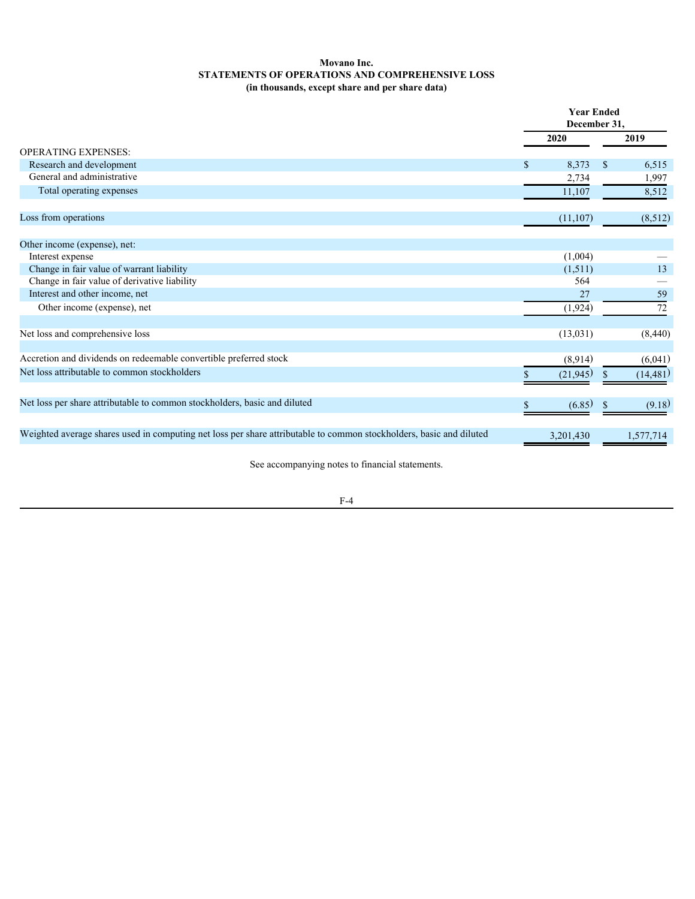**Movano Inc.**
**STATEMENTS OF OPERATIONS AND COMPREHENSIVE LOSS**
**(in thousands, except share and per share data)**

| | Year Ended December 31, | |
|---|---|---|
| | 2020 | 2019 |
| OPERATING EXPENSES: | | |
| Research and development | $ 8,373 | $ 6,515 |
| General and administrative | 2,734 | 1,997 |
| Total operating expenses | 11,107 | 8,512 |
| Loss from operations | (11,107) | (8,512) |
| Other income (expense), net: | | |
| Interest expense | (1,004) | — |
| Change in fair value of warrant liability | (1,511) | 13 |
| Change in fair value of derivative liability | 564 | — |
| Interest and other income, net | 27 | 59 |
| Other income (expense), net | (1,924) | 72 |
| Net loss and comprehensive loss | (13,031) | (8,440) |
| Accretion and dividends on redeemable convertible preferred stock | (8,914) | (6,041) |
| Net loss attributable to common stockholders | $ (21,945) | $ (14,481) |
| Net loss per share attributable to common stockholders, basic and diluted | $ (6.85) | $ (9.18) |
| Weighted average shares used in computing net loss per share attributable to common stockholders, basic and diluted | 3,201,430 | 1,577,714 |

See accompanying notes to financial statements.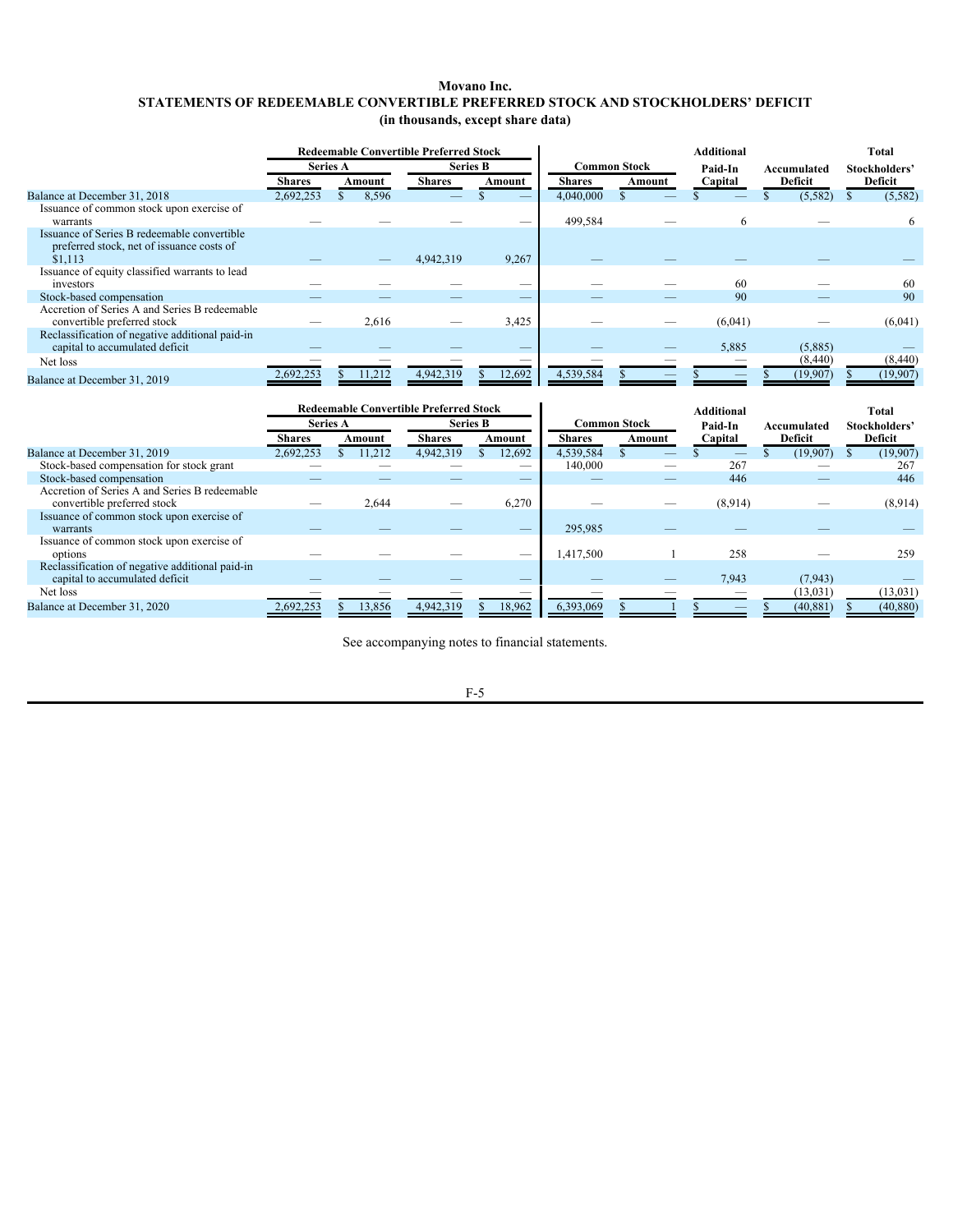# Movano Inc.

## STATEMENTS OF REDEEMABLE CONVERTIBLE PREFERRED STOCK AND STOCKHOLDERS' DEFICIT

### (in thousands, except share data)

| | Redeemable Convertible Preferred Stock | | | | | | | Additional | | Total |
|---|---|---|---|---|---|---|---|---|---|---|
| | Series A | | Series B | | Common Stock | | | Paid-In | Accumulated | Stockholders' |
| | Shares | Amount | Shares | Amount | Shares | Amount | | Capital | Deficit | Deficit |
| Balance at December 31, 2018 | 2,692,253 | $ 8,596 | — | $ — | 4,040,000 | $ — | | $ — | $ (5,582) | $ (5,582) |
| Issuance of common stock upon exercise of warrants | — | — | — | — | 499,584 | — | | 6 | — | 6 |
| Issuance of Series B redeemable convertible preferred stock, net of issuance costs of $1,113 | — | — | 4,942,319 | 9,267 | — | — | | — | — | — |
| Issuance of equity classified warrants to lead investors | — | — | — | — | — | — | | 60 | — | 60 |
| Stock-based compensation | — | — | — | — | — | — | | 90 | — | 90 |
| Accretion of Series A and Series B redeemable convertible preferred stock | — | 2,616 | — | 3,425 | — | — | | (6,041) | — | (6,041) |
| Reclassification of negative additional paid-in capital to accumulated deficit | — | — | — | — | — | — | | 5,885 | (5,885) | — |
| Net loss | — | — | — | — | — | — | | — | (8,440) | (8,440) |
| Balance at December 31, 2019 | 2,692,253 | $ 11,212 | 4,942,319 | $ 12,692 | 4,539,584 | $ — | | $ — | $ (19,907) | $ (19,907) |

| | Redeemable Convertible Preferred Stock | | | | | | Additional | | Total |
|---|---|---|---|---|---|---|---|---|---|
| | Series A | | Series B | | Common Stock | | Paid-In | Accumulated | Stockholders' |
| | Shares | Amount | Shares | Amount | Shares | Amount | Capital | Deficit | Deficit |
| Balance at December 31, 2019 | 2,692,253 | $ 11,212 | 4,942,319 | $ 12,692 | 4,539,584 | $ — | $ — | $ (19,907) | $ (19,907) |
| Stock-based compensation for stock grant | — | — | — | — | 140,000 | — | 267 | — | 267 |
| Stock-based compensation | — | — | — | — | — | — | 446 | — | 446 |
| Accretion of Series A and Series B redeemable convertible preferred stock | — | 2,644 | — | 6,270 | — | — | (8,914) | — | (8,914) |
| Issuance of common stock upon exercise of warrants | — | — | — | — | 295,985 | — | — | — | — |
| Issuance of common stock upon exercise of options | — | — | — | — | 1,417,500 | 1 | 258 | — | 259 |
| Reclassification of negative additional paid-in capital to accumulated deficit | — | — | — | — | — | — | 7,943 | (7,943) | — |
| Net loss | — | — | — | — | — | — | — | (13,031) | (13,031) |
| Balance at December 31, 2020 | 2,692,253 | $ 13,856 | 4,942,319 | $ 18,962 | 6,393,069 | $ 1 | $ — | $ (40,881) | $ (40,880) |

See accompanying notes to financial statements.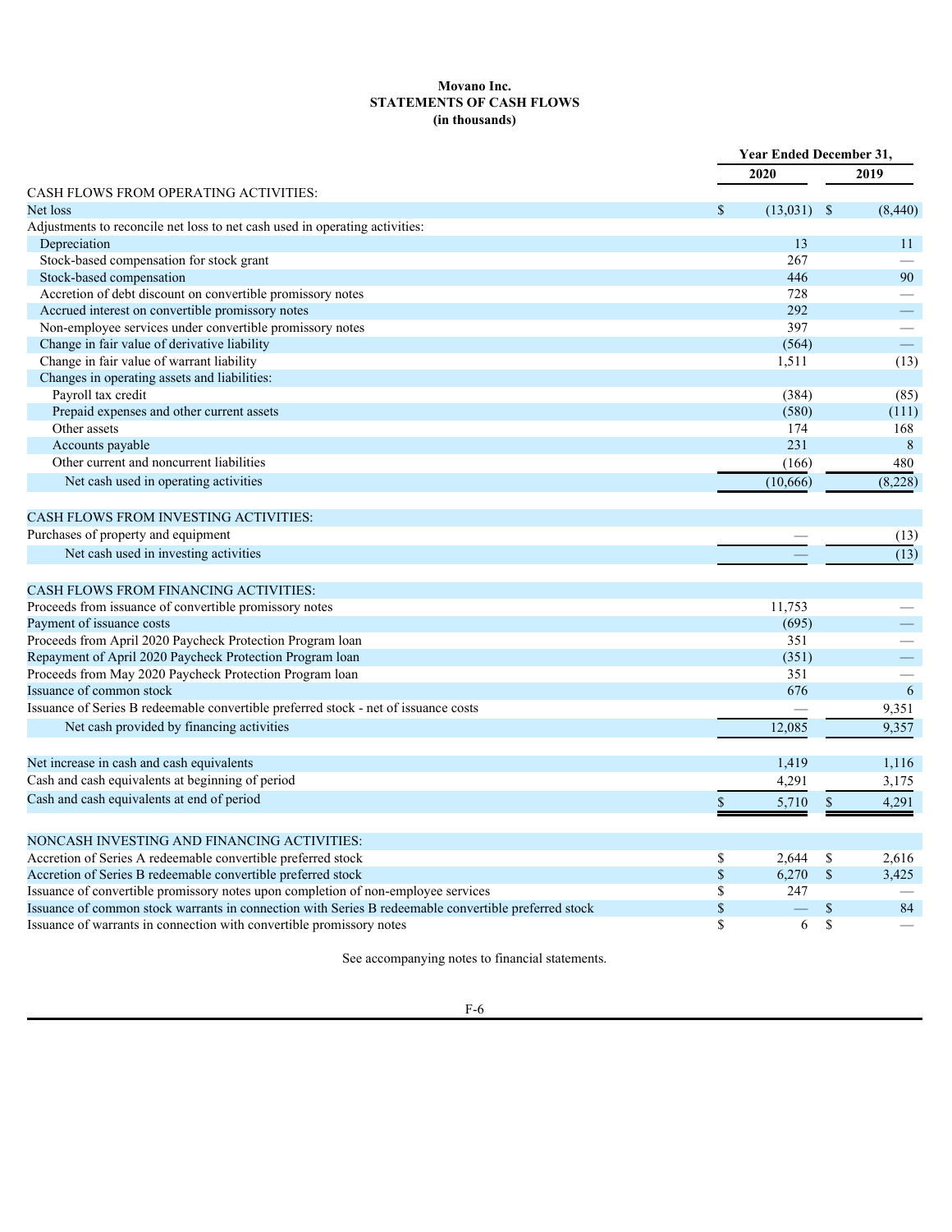# Movano Inc.
## STATEMENTS OF CASH FLOWS
### (in thousands)

| | Year Ended December 31, | |
|---|---|---|
| | 2020 | 2019 |
| CASH FLOWS FROM OPERATING ACTIVITIES: | | |
| Net loss | $ (13,031) | $ (8,440) |
| Adjustments to reconcile net loss to net cash used in operating activities: | | |
| Depreciation | 13 | 11 |
| Stock-based compensation for stock grant | 267 | — |
| Stock-based compensation | 446 | 90 |
| Accretion of debt discount on convertible promissory notes | 728 | — |
| Accrued interest on convertible promissory notes | 292 | — |
| Non-employee services under convertible promissory notes | 397 | — |
| Change in fair value of derivative liability | (564) | — |
| Change in fair value of warrant liability | 1,511 | (13) |
| Changes in operating assets and liabilities: | | |
| Payroll tax credit | (384) | (85) |
| Prepaid expenses and other current assets | (580) | (111) |
| Other assets | 174 | 168 |
| Accounts payable | 231 | 8 |
| Other current and noncurrent liabilities | (166) | 480 |
| Net cash used in operating activities | (10,666) | (8,228) |
| CASH FLOWS FROM INVESTING ACTIVITIES: | | |
| Purchases of property and equipment | — | (13) |
| Net cash used in investing activities | — | (13) |
| CASH FLOWS FROM FINANCING ACTIVITIES: | | |
| Proceeds from issuance of convertible promissory notes | 11,753 | — |
| Payment of issuance costs | (695) | — |
| Proceeds from April 2020 Paycheck Protection Program loan | 351 | — |
| Repayment of April 2020 Paycheck Protection Program loan | (351) | — |
| Proceeds from May 2020 Paycheck Protection Program loan | 351 | — |
| Issuance of common stock | 676 | 6 |
| Issuance of Series B redeemable convertible preferred stock - net of issuance costs | — | 9,351 |
| Net cash provided by financing activities | 12,085 | 9,357 |
| Net increase in cash and cash equivalents | 1,419 | 1,116 |
| Cash and cash equivalents at beginning of period | 4,291 | 3,175 |
| Cash and cash equivalents at end of period | $ 5,710 | $ 4,291 |
| NONCASH INVESTING AND FINANCING ACTIVITIES: | | |
| Accretion of Series A redeemable convertible preferred stock | $ 2,644 | $ 2,616 |
| Accretion of Series B redeemable convertible preferred stock | $ 6,270 | $ 3,425 |
| Issuance of convertible promissory notes upon completion of non-employee services | $ 247 | — |
| Issuance of common stock warrants in connection with Series B redeemable convertible preferred stock | $ — | $ 84 |
| Issuance of warrants in connection with convertible promissory notes | $ 6 | $ — |

See accompanying notes to financial statements.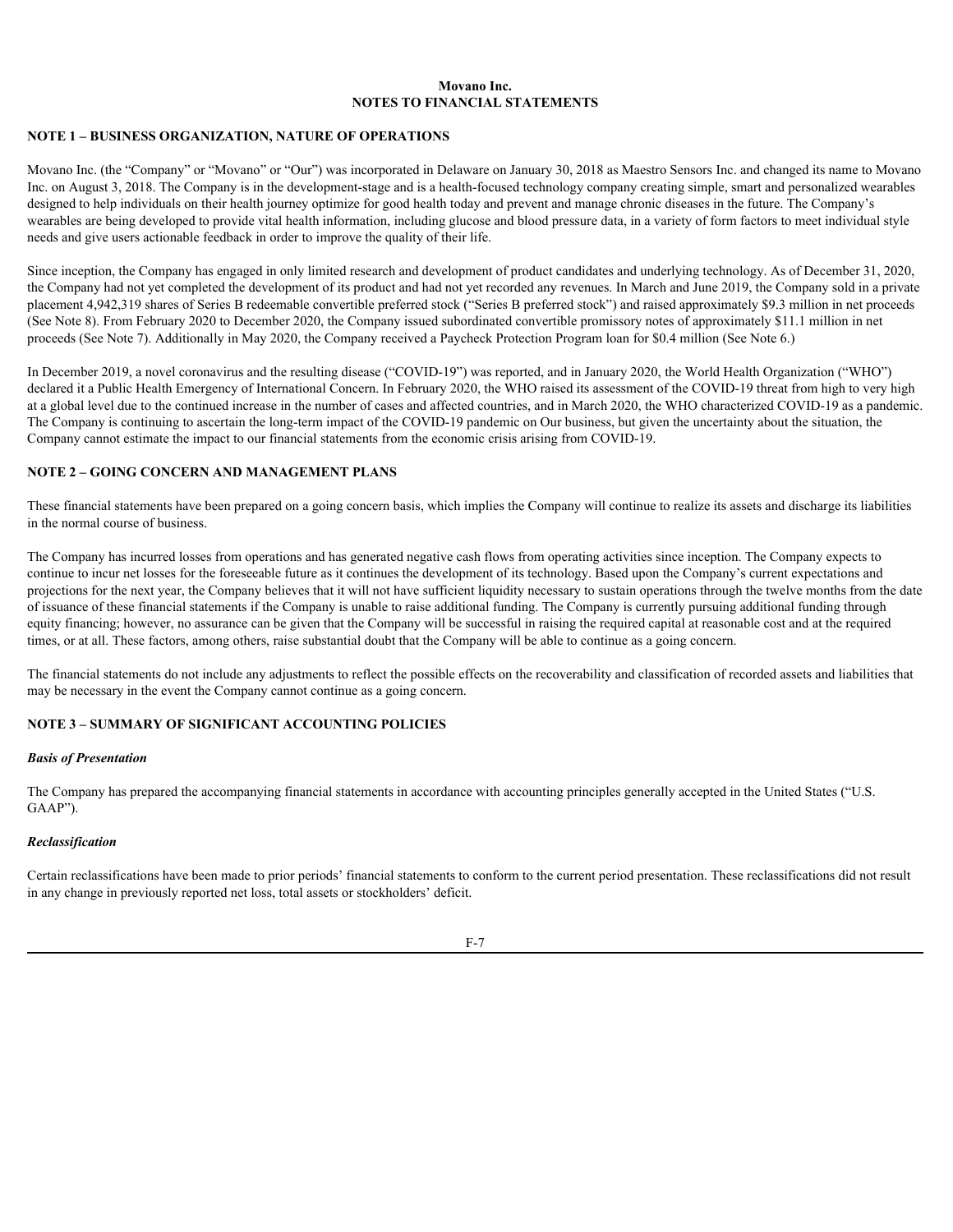**Movano Inc.**
**NOTES TO FINANCIAL STATEMENTS**

## NOTE 1 – BUSINESS ORGANIZATION, NATURE OF OPERATIONS

Movano Inc. (the "Company" or "Movano" or "Our") was incorporated in Delaware on January 30, 2018 as Maestro Sensors Inc. and changed its name to Movano Inc. on August 3, 2018. The Company is in the development-stage and is a health-focused technology company creating simple, smart and personalized wearables designed to help individuals on their health journey optimize for good health today and prevent and manage chronic diseases in the future. The Company's wearables are being developed to provide vital health information, including glucose and blood pressure data, in a variety of form factors to meet individual style needs and give users actionable feedback in order to improve the quality of their life.

Since inception, the Company has engaged in only limited research and development of product candidates and underlying technology. As of December 31, 2020, the Company had not yet completed the development of its product and had not yet recorded any revenues. In March and June 2019, the Company sold in a private placement 4,942,319 shares of Series B redeemable convertible preferred stock ("Series B preferred stock") and raised approximately $9.3 million in net proceeds (See Note 8). From February 2020 to December 2020, the Company issued subordinated convertible promissory notes of approximately $11.1 million in net proceeds (See Note 7). Additionally in May 2020, the Company received a Paycheck Protection Program loan for $0.4 million (See Note 6.)

In December 2019, a novel coronavirus and the resulting disease ("COVID-19") was reported, and in January 2020, the World Health Organization ("WHO") declared it a Public Health Emergency of International Concern. In February 2020, the WHO raised its assessment of the COVID-19 threat from high to very high at a global level due to the continued increase in the number of cases and affected countries, and in March 2020, the WHO characterized COVID-19 as a pandemic. The Company is continuing to ascertain the long-term impact of the COVID-19 pandemic on Our business, but given the uncertainty about the situation, the Company cannot estimate the impact to our financial statements from the economic crisis arising from COVID-19.

## NOTE 2 – GOING CONCERN AND MANAGEMENT PLANS

These financial statements have been prepared on a going concern basis, which implies the Company will continue to realize its assets and discharge its liabilities in the normal course of business.

The Company has incurred losses from operations and has generated negative cash flows from operating activities since inception. The Company expects to continue to incur net losses for the foreseeable future as it continues the development of its technology. Based upon the Company's current expectations and projections for the next year, the Company believes that it will not have sufficient liquidity necessary to sustain operations through the twelve months from the date of issuance of these financial statements if the Company is unable to raise additional funding. The Company is currently pursuing additional funding through equity financing; however, no assurance can be given that the Company will be successful in raising the required capital at reasonable cost and at the required times, or at all. These factors, among others, raise substantial doubt that the Company will be able to continue as a going concern.

The financial statements do not include any adjustments to reflect the possible effects on the recoverability and classification of recorded assets and liabilities that may be necessary in the event the Company cannot continue as a going concern.

## NOTE 3 – SUMMARY OF SIGNIFICANT ACCOUNTING POLICIES

### *Basis of Presentation*

The Company has prepared the accompanying financial statements in accordance with accounting principles generally accepted in the United States ("U.S. GAAP").

### *Reclassification*

Certain reclassifications have been made to prior periods' financial statements to conform to the current period presentation. These reclassifications did not result in any change in previously reported net loss, total assets or stockholders' deficit.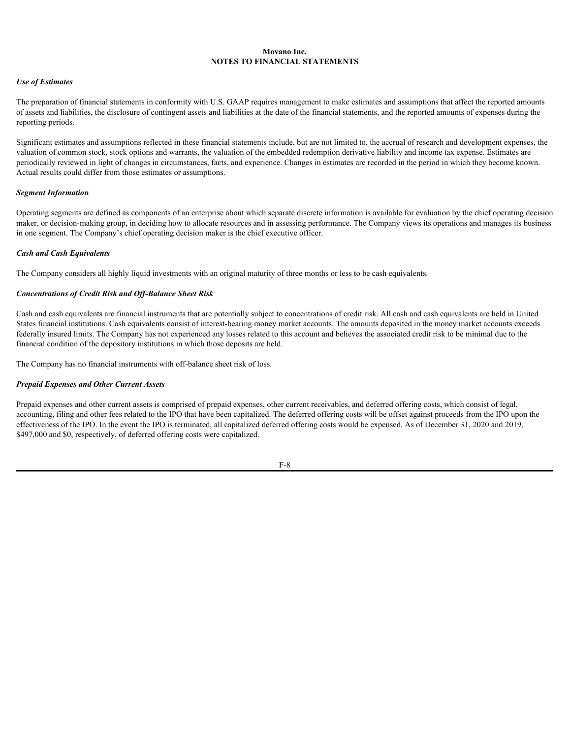**Movano Inc.**
**NOTES TO FINANCIAL STATEMENTS**

***Use of Estimates***

The preparation of financial statements in conformity with U.S. GAAP requires management to make estimates and assumptions that affect the reported amounts of assets and liabilities, the disclosure of contingent assets and liabilities at the date of the financial statements, and the reported amounts of expenses during the reporting periods.

Significant estimates and assumptions reflected in these financial statements include, but are not limited to, the accrual of research and development expenses, the valuation of common stock, stock options and warrants, the valuation of the embedded redemption derivative liability and income tax expense. Estimates are periodically reviewed in light of changes in circumstances, facts, and experience. Changes in estimates are recorded in the period in which they become known. Actual results could differ from those estimates or assumptions.

***Segment Information***

Operating segments are defined as components of an enterprise about which separate discrete information is available for evaluation by the chief operating decision maker, or decision-making group, in deciding how to allocate resources and in assessing performance. The Company views its operations and manages its business in one segment. The Company's chief operating decision maker is the chief executive officer.

***Cash and Cash Equivalents***

The Company considers all highly liquid investments with an original maturity of three months or less to be cash equivalents.

***Concentrations of Credit Risk and Off-Balance Sheet Risk***

Cash and cash equivalents are financial instruments that are potentially subject to concentrations of credit risk. All cash and cash equivalents are held in United States financial institutions. Cash equivalents consist of interest-bearing money market accounts. The amounts deposited in the money market accounts exceeds federally insured limits. The Company has not experienced any losses related to this account and believes the associated credit risk to be minimal due to the financial condition of the depository institutions in which those deposits are held.

The Company has no financial instruments with off-balance sheet risk of loss.

***Prepaid Expenses and Other Current Assets***

Prepaid expenses and other current assets is comprised of prepaid expenses, other current receivables, and deferred offering costs, which consist of legal, accounting, filing and other fees related to the IPO that have been capitalized. The deferred offering costs will be offset against proceeds from the IPO upon the effectiveness of the IPO. In the event the IPO is terminated, all capitalized deferred offering costs would be expensed. As of December 31, 2020 and 2019, $497,000 and $0, respectively, of deferred offering costs were capitalized.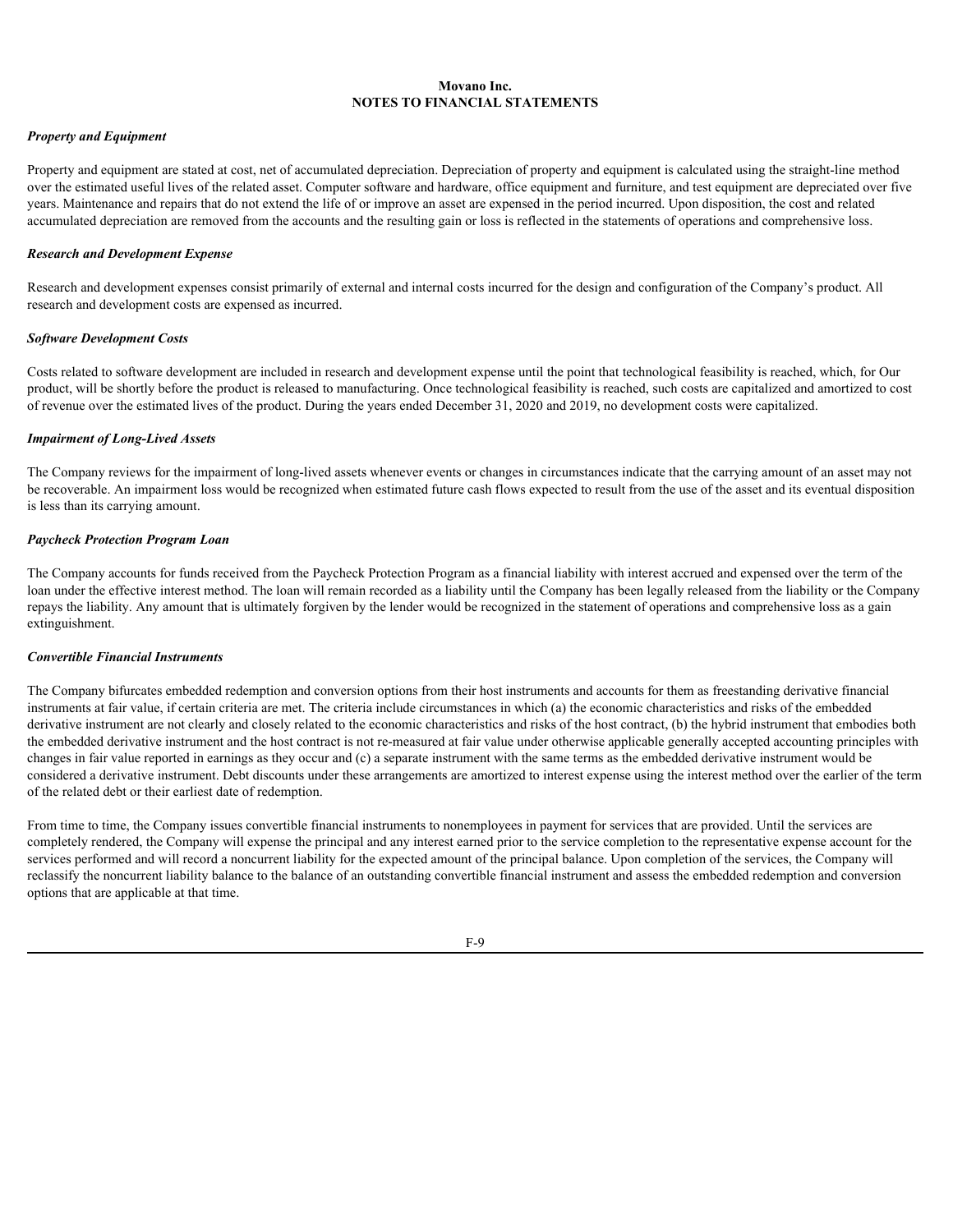**Movano Inc.**
**NOTES TO FINANCIAL STATEMENTS**

***Property and Equipment***

Property and equipment are stated at cost, net of accumulated depreciation. Depreciation of property and equipment is calculated using the straight-line method over the estimated useful lives of the related asset. Computer software and hardware, office equipment and furniture, and test equipment are depreciated over five years. Maintenance and repairs that do not extend the life of or improve an asset are expensed in the period incurred. Upon disposition, the cost and related accumulated depreciation are removed from the accounts and the resulting gain or loss is reflected in the statements of operations and comprehensive loss.

***Research and Development Expense***

Research and development expenses consist primarily of external and internal costs incurred for the design and configuration of the Company's product. All research and development costs are expensed as incurred.

***Software Development Costs***

Costs related to software development are included in research and development expense until the point that technological feasibility is reached, which, for Our product, will be shortly before the product is released to manufacturing. Once technological feasibility is reached, such costs are capitalized and amortized to cost of revenue over the estimated lives of the product. During the years ended December 31, 2020 and 2019, no development costs were capitalized.

***Impairment of Long-Lived Assets***

The Company reviews for the impairment of long-lived assets whenever events or changes in circumstances indicate that the carrying amount of an asset may not be recoverable. An impairment loss would be recognized when estimated future cash flows expected to result from the use of the asset and its eventual disposition is less than its carrying amount.

***Paycheck Protection Program Loan***

The Company accounts for funds received from the Paycheck Protection Program as a financial liability with interest accrued and expensed over the term of the loan under the effective interest method. The loan will remain recorded as a liability until the Company has been legally released from the liability or the Company repays the liability. Any amount that is ultimately forgiven by the lender would be recognized in the statement of operations and comprehensive loss as a gain extinguishment.

***Convertible Financial Instruments***

The Company bifurcates embedded redemption and conversion options from their host instruments and accounts for them as freestanding derivative financial instruments at fair value, if certain criteria are met. The criteria include circumstances in which (a) the economic characteristics and risks of the embedded derivative instrument are not clearly and closely related to the economic characteristics and risks of the host contract, (b) the hybrid instrument that embodies both the embedded derivative instrument and the host contract is not re-measured at fair value under otherwise applicable generally accepted accounting principles with changes in fair value reported in earnings as they occur and (c) a separate instrument with the same terms as the embedded derivative instrument would be considered a derivative instrument. Debt discounts under these arrangements are amortized to interest expense using the interest method over the earlier of the term of the related debt or their earliest date of redemption.

From time to time, the Company issues convertible financial instruments to nonemployees in payment for services that are provided. Until the services are completely rendered, the Company will expense the principal and any interest earned prior to the service completion to the representative expense account for the services performed and will record a noncurrent liability for the expected amount of the principal balance. Upon completion of the services, the Company will reclassify the noncurrent liability balance to the balance of an outstanding convertible financial instrument and assess the embedded redemption and conversion options that are applicable at that time.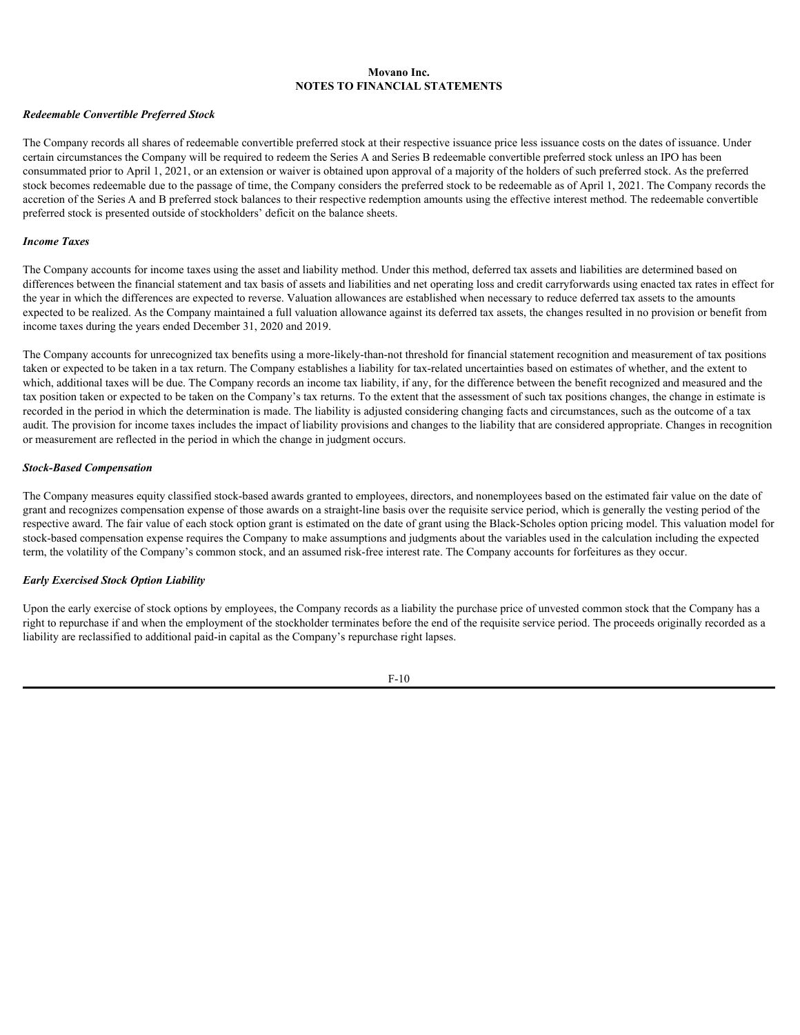**Movano Inc.**
**NOTES TO FINANCIAL STATEMENTS**

***Redeemable Convertible Preferred Stock***

The Company records all shares of redeemable convertible preferred stock at their respective issuance price less issuance costs on the dates of issuance. Under certain circumstances the Company will be required to redeem the Series A and Series B redeemable convertible preferred stock unless an IPO has been consummated prior to April 1, 2021, or an extension or waiver is obtained upon approval of a majority of the holders of such preferred stock. As the preferred stock becomes redeemable due to the passage of time, the Company considers the preferred stock to be redeemable as of April 1, 2021. The Company records the accretion of the Series A and B preferred stock balances to their respective redemption amounts using the effective interest method. The redeemable convertible preferred stock is presented outside of stockholders' deficit on the balance sheets.

***Income Taxes***

The Company accounts for income taxes using the asset and liability method. Under this method, deferred tax assets and liabilities are determined based on differences between the financial statement and tax basis of assets and liabilities and net operating loss and credit carryforwards using enacted tax rates in effect for the year in which the differences are expected to reverse. Valuation allowances are established when necessary to reduce deferred tax assets to the amounts expected to be realized. As the Company maintained a full valuation allowance against its deferred tax assets, the changes resulted in no provision or benefit from income taxes during the years ended December 31, 2020 and 2019.

The Company accounts for unrecognized tax benefits using a more-likely-than-not threshold for financial statement recognition and measurement of tax positions taken or expected to be taken in a tax return. The Company establishes a liability for tax-related uncertainties based on estimates of whether, and the extent to which, additional taxes will be due. The Company records an income tax liability, if any, for the difference between the benefit recognized and measured and the tax position taken or expected to be taken on the Company's tax returns. To the extent that the assessment of such tax positions changes, the change in estimate is recorded in the period in which the determination is made. The liability is adjusted considering changing facts and circumstances, such as the outcome of a tax audit. The provision for income taxes includes the impact of liability provisions and changes to the liability that are considered appropriate. Changes in recognition or measurement are reflected in the period in which the change in judgment occurs.

***Stock-Based Compensation***

The Company measures equity classified stock-based awards granted to employees, directors, and nonemployees based on the estimated fair value on the date of grant and recognizes compensation expense of those awards on a straight-line basis over the requisite service period, which is generally the vesting period of the respective award. The fair value of each stock option grant is estimated on the date of grant using the Black-Scholes option pricing model. This valuation model for stock-based compensation expense requires the Company to make assumptions and judgments about the variables used in the calculation including the expected term, the volatility of the Company's common stock, and an assumed risk-free interest rate. The Company accounts for forfeitures as they occur.

***Early Exercised Stock Option Liability***

Upon the early exercise of stock options by employees, the Company records as a liability the purchase price of unvested common stock that the Company has a right to repurchase if and when the employment of the stockholder terminates before the end of the requisite service period. The proceeds originally recorded as a liability are reclassified to additional paid-in capital as the Company's repurchase right lapses.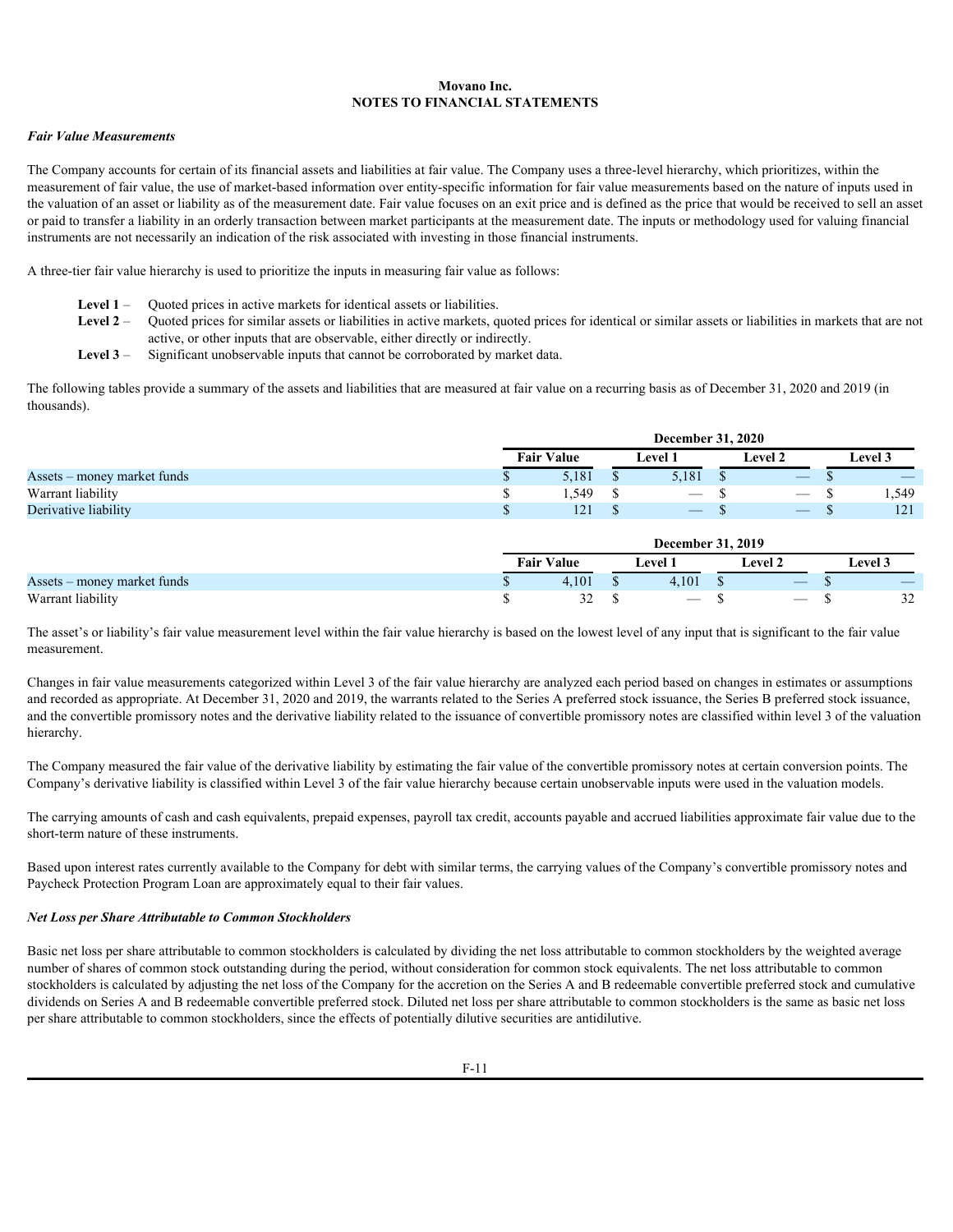**Movano Inc.**
**NOTES TO FINANCIAL STATEMENTS**

***Fair Value Measurements***

The Company accounts for certain of its financial assets and liabilities at fair value. The Company uses a three-level hierarchy, which prioritizes, within the measurement of fair value, the use of market-based information over entity-specific information for fair value measurements based on the nature of inputs used in the valuation of an asset or liability as of the measurement date. Fair value focuses on an exit price and is defined as the price that would be received to sell an asset or paid to transfer a liability in an orderly transaction between market participants at the measurement date. The inputs or methodology used for valuing financial instruments are not necessarily an indication of the risk associated with investing in those financial instruments.

A three-tier fair value hierarchy is used to prioritize the inputs in measuring fair value as follows:

- **Level 1** – Quoted prices in active markets for identical assets or liabilities.
- **Level 2** – Quoted prices for similar assets or liabilities in active markets, quoted prices for identical or similar assets or liabilities in markets that are not active, or other inputs that are observable, either directly or indirectly.
- **Level 3** – Significant unobservable inputs that cannot be corroborated by market data.

The following tables provide a summary of the assets and liabilities that are measured at fair value on a recurring basis as of December 31, 2020 and 2019 (in thousands).

| | December 31, 2020 | | | |
|---|---|---|---|---|
| | Fair Value | Level 1 | Level 2 | Level 3 |
| Assets – money market funds | $ 5,181 | $ 5,181 | $ — | $ — |
| Warrant liability | $ 1,549 | $ — | $ — | $ 1,549 |
| Derivative liability | $ 121 | $ — | $ — | $ 121 |

| | December 31, 2019 | | | |
|---|---|---|---|---|
| | Fair Value | Level 1 | Level 2 | Level 3 |
| Assets – money market funds | $ 4,101 | $ 4,101 | $ — | $ — |
| Warrant liability | $ 32 | $ — | $ — | $ 32 |

The asset's or liability's fair value measurement level within the fair value hierarchy is based on the lowest level of any input that is significant to the fair value measurement.

Changes in fair value measurements categorized within Level 3 of the fair value hierarchy are analyzed each period based on changes in estimates or assumptions and recorded as appropriate. At December 31, 2020 and 2019, the warrants related to the Series A preferred stock issuance, the Series B preferred stock issuance, and the convertible promissory notes and the derivative liability related to the issuance of convertible promissory notes are classified within level 3 of the valuation hierarchy.

The Company measured the fair value of the derivative liability by estimating the fair value of the convertible promissory notes at certain conversion points. The Company's derivative liability is classified within Level 3 of the fair value hierarchy because certain unobservable inputs were used in the valuation models.

The carrying amounts of cash and cash equivalents, prepaid expenses, payroll tax credit, accounts payable and accrued liabilities approximate fair value due to the short-term nature of these instruments.

Based upon interest rates currently available to the Company for debt with similar terms, the carrying values of the Company's convertible promissory notes and Paycheck Protection Program Loan are approximately equal to their fair values.

***Net Loss per Share Attributable to Common Stockholders***

Basic net loss per share attributable to common stockholders is calculated by dividing the net loss attributable to common stockholders by the weighted average number of shares of common stock outstanding during the period, without consideration for common stock equivalents. The net loss attributable to common stockholders is calculated by adjusting the net loss of the Company for the accretion on the Series A and B redeemable convertible preferred stock and cumulative dividends on Series A and B redeemable convertible preferred stock. Diluted net loss per share attributable to common stockholders is the same as basic net loss per share attributable to common stockholders, since the effects of potentially dilutive securities are antidilutive.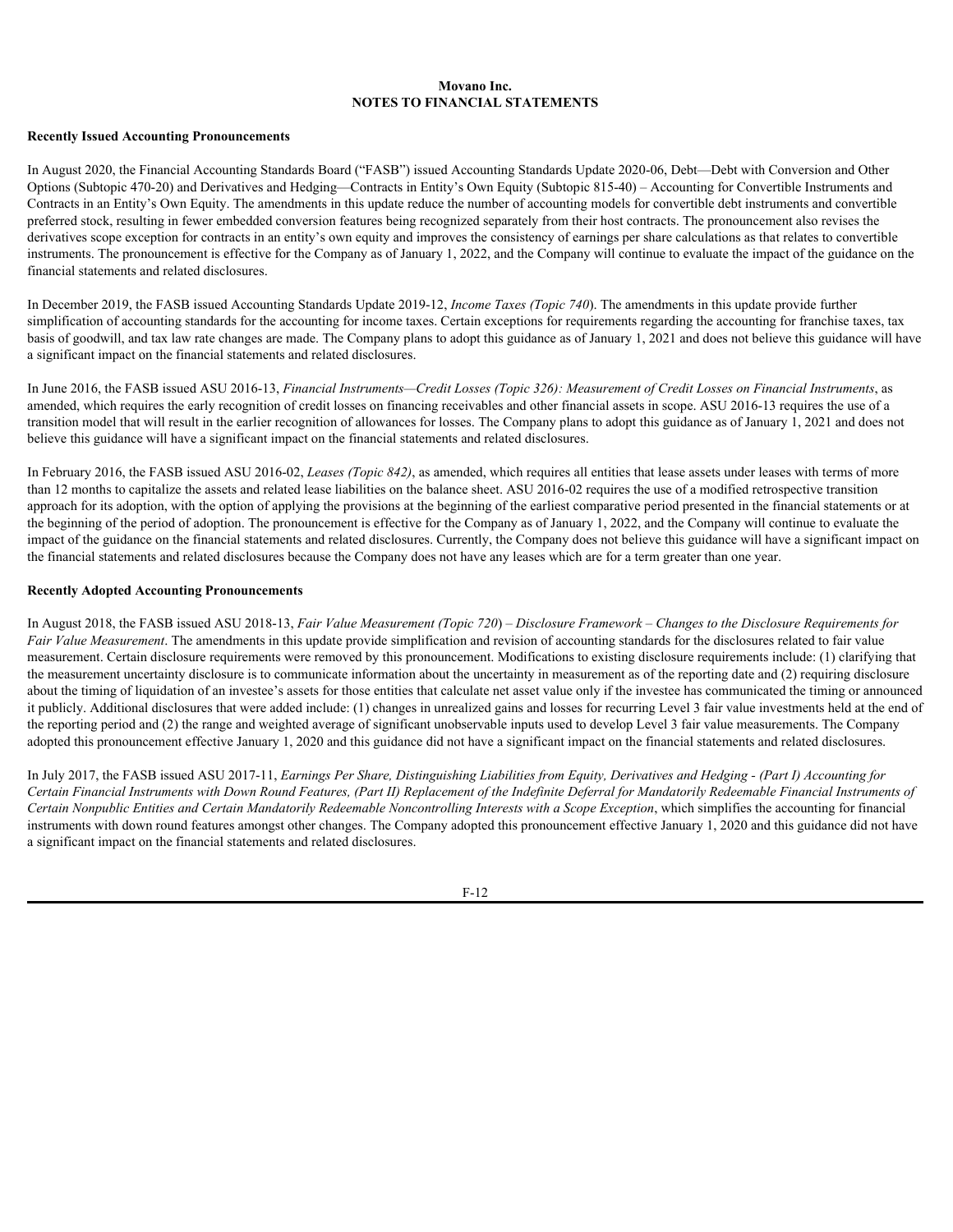**Movano Inc.**
**NOTES TO FINANCIAL STATEMENTS**

**Recently Issued Accounting Pronouncements**

In August 2020, the Financial Accounting Standards Board ("FASB") issued Accounting Standards Update 2020-06, Debt—Debt with Conversion and Other Options (Subtopic 470-20) and Derivatives and Hedging—Contracts in Entity's Own Equity (Subtopic 815-40) – Accounting for Convertible Instruments and Contracts in an Entity's Own Equity. The amendments in this update reduce the number of accounting models for convertible debt instruments and convertible preferred stock, resulting in fewer embedded conversion features being recognized separately from their host contracts. The pronouncement also revises the derivatives scope exception for contracts in an entity's own equity and improves the consistency of earnings per share calculations as that relates to convertible instruments. The pronouncement is effective for the Company as of January 1, 2022, and the Company will continue to evaluate the impact of the guidance on the financial statements and related disclosures.

In December 2019, the FASB issued Accounting Standards Update 2019-12, *Income Taxes (Topic 740*). The amendments in this update provide further simplification of accounting standards for the accounting for income taxes. Certain exceptions for requirements regarding the accounting for franchise taxes, tax basis of goodwill, and tax law rate changes are made. The Company plans to adopt this guidance as of January 1, 2021 and does not believe this guidance will have a significant impact on the financial statements and related disclosures.

In June 2016, the FASB issued ASU 2016-13, *Financial Instruments—Credit Losses (Topic 326): Measurement of Credit Losses on Financial Instruments*, as amended, which requires the early recognition of credit losses on financing receivables and other financial assets in scope. ASU 2016-13 requires the use of a transition model that will result in the earlier recognition of allowances for losses. The Company plans to adopt this guidance as of January 1, 2021 and does not believe this guidance will have a significant impact on the financial statements and related disclosures.

In February 2016, the FASB issued ASU 2016-02, *Leases (Topic 842)*, as amended, which requires all entities that lease assets under leases with terms of more than 12 months to capitalize the assets and related lease liabilities on the balance sheet. ASU 2016-02 requires the use of a modified retrospective transition approach for its adoption, with the option of applying the provisions at the beginning of the earliest comparative period presented in the financial statements or at the beginning of the period of adoption. The pronouncement is effective for the Company as of January 1, 2022, and the Company will continue to evaluate the impact of the guidance on the financial statements and related disclosures. Currently, the Company does not believe this guidance will have a significant impact on the financial statements and related disclosures because the Company does not have any leases which are for a term greater than one year.

**Recently Adopted Accounting Pronouncements**

In August 2018, the FASB issued ASU 2018-13, *Fair Value Measurement (Topic 720*) – *Disclosure Framework – Changes to the Disclosure Requirements for Fair Value Measurement*. The amendments in this update provide simplification and revision of accounting standards for the disclosures related to fair value measurement. Certain disclosure requirements were removed by this pronouncement. Modifications to existing disclosure requirements include: (1) clarifying that the measurement uncertainty disclosure is to communicate information about the uncertainty in measurement as of the reporting date and (2) requiring disclosure about the timing of liquidation of an investee's assets for those entities that calculate net asset value only if the investee has communicated the timing or announced it publicly. Additional disclosures that were added include: (1) changes in unrealized gains and losses for recurring Level 3 fair value investments held at the end of the reporting period and (2) the range and weighted average of significant unobservable inputs used to develop Level 3 fair value measurements. The Company adopted this pronouncement effective January 1, 2020 and this guidance did not have a significant impact on the financial statements and related disclosures.

In July 2017, the FASB issued ASU 2017-11, *Earnings Per Share, Distinguishing Liabilities from Equity, Derivatives and Hedging - (Part I) Accounting for Certain Financial Instruments with Down Round Features, (Part II) Replacement of the Indefinite Deferral for Mandatorily Redeemable Financial Instruments of Certain Nonpublic Entities and Certain Mandatorily Redeemable Noncontrolling Interests with a Scope Exception*, which simplifies the accounting for financial instruments with down round features amongst other changes. The Company adopted this pronouncement effective January 1, 2020 and this guidance did not have a significant impact on the financial statements and related disclosures.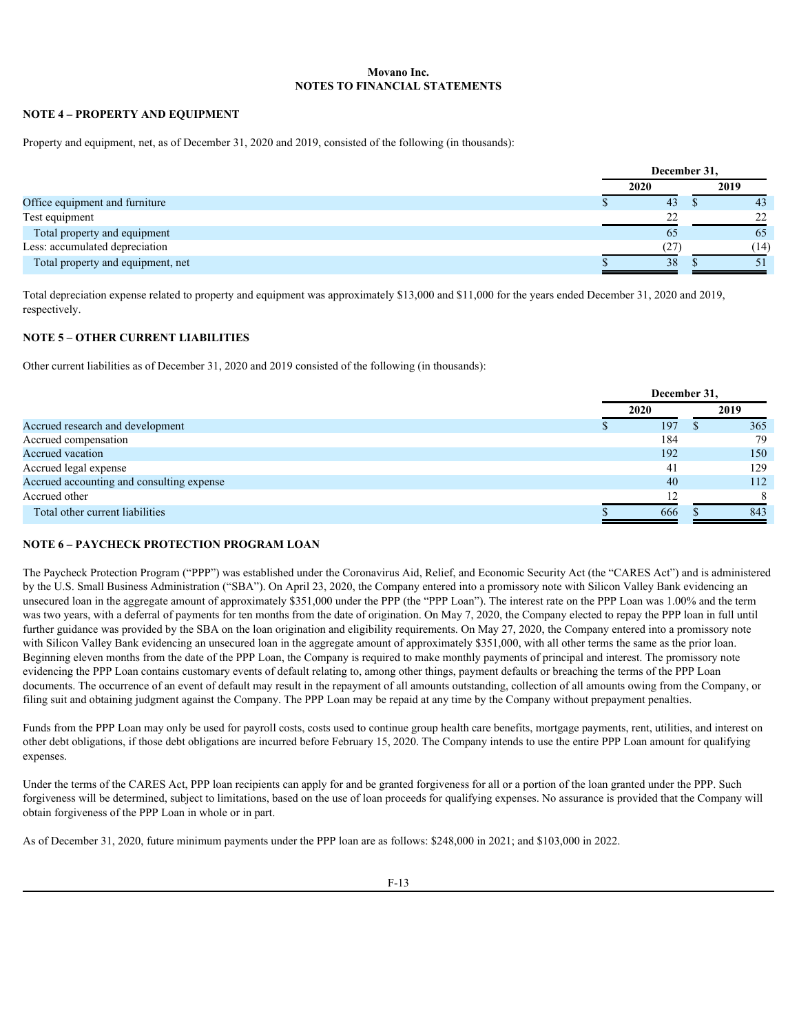**Movano Inc.**
**NOTES TO FINANCIAL STATEMENTS**

## NOTE 4 – PROPERTY AND EQUIPMENT

Property and equipment, net, as of December 31, 2020 and 2019, consisted of the following (in thousands):

| | December 31, | |
|---|---|---|
| | 2020 | 2019 |
| Office equipment and furniture | $ 43 | $ 43 |
| Test equipment | 22 | 22 |
| Total property and equipment | 65 | 65 |
| Less: accumulated depreciation | (27) | (14) |
| Total property and equipment, net | $ 38 | $ 51 |

Total depreciation expense related to property and equipment was approximately $13,000 and $11,000 for the years ended December 31, 2020 and 2019, respectively.

## NOTE 5 – OTHER CURRENT LIABILITIES

Other current liabilities as of December 31, 2020 and 2019 consisted of the following (in thousands):

| | December 31, | |
|---|---|---|
| | 2020 | 2019 |
| Accrued research and development | $ 197 | $ 365 |
| Accrued compensation | 184 | 79 |
| Accrued vacation | 192 | 150 |
| Accrued legal expense | 41 | 129 |
| Accrued accounting and consulting expense | 40 | 112 |
| Accrued other | 12 | 8 |
| Total other current liabilities | $ 666 | $ 843 |

## NOTE 6 – PAYCHECK PROTECTION PROGRAM LOAN

The Paycheck Protection Program ("PPP") was established under the Coronavirus Aid, Relief, and Economic Security Act (the "CARES Act") and is administered by the U.S. Small Business Administration ("SBA"). On April 23, 2020, the Company entered into a promissory note with Silicon Valley Bank evidencing an unsecured loan in the aggregate amount of approximately $351,000 under the PPP (the "PPP Loan"). The interest rate on the PPP Loan was 1.00% and the term was two years, with a deferral of payments for ten months from the date of origination. On May 7, 2020, the Company elected to repay the PPP loan in full until further guidance was provided by the SBA on the loan origination and eligibility requirements. On May 27, 2020, the Company entered into a promissory note with Silicon Valley Bank evidencing an unsecured loan in the aggregate amount of approximately $351,000, with all other terms the same as the prior loan. Beginning eleven months from the date of the PPP Loan, the Company is required to make monthly payments of principal and interest. The promissory note evidencing the PPP Loan contains customary events of default relating to, among other things, payment defaults or breaching the terms of the PPP Loan documents. The occurrence of an event of default may result in the repayment of all amounts outstanding, collection of all amounts owing from the Company, or filing suit and obtaining judgment against the Company. The PPP Loan may be repaid at any time by the Company without prepayment penalties.

Funds from the PPP Loan may only be used for payroll costs, costs used to continue group health care benefits, mortgage payments, rent, utilities, and interest on other debt obligations, if those debt obligations are incurred before February 15, 2020. The Company intends to use the entire PPP Loan amount for qualifying expenses.

Under the terms of the CARES Act, PPP loan recipients can apply for and be granted forgiveness for all or a portion of the loan granted under the PPP. Such forgiveness will be determined, subject to limitations, based on the use of loan proceeds for qualifying expenses. No assurance is provided that the Company will obtain forgiveness of the PPP Loan in whole or in part.

As of December 31, 2020, future minimum payments under the PPP loan are as follows: $248,000 in 2021; and $103,000 in 2022.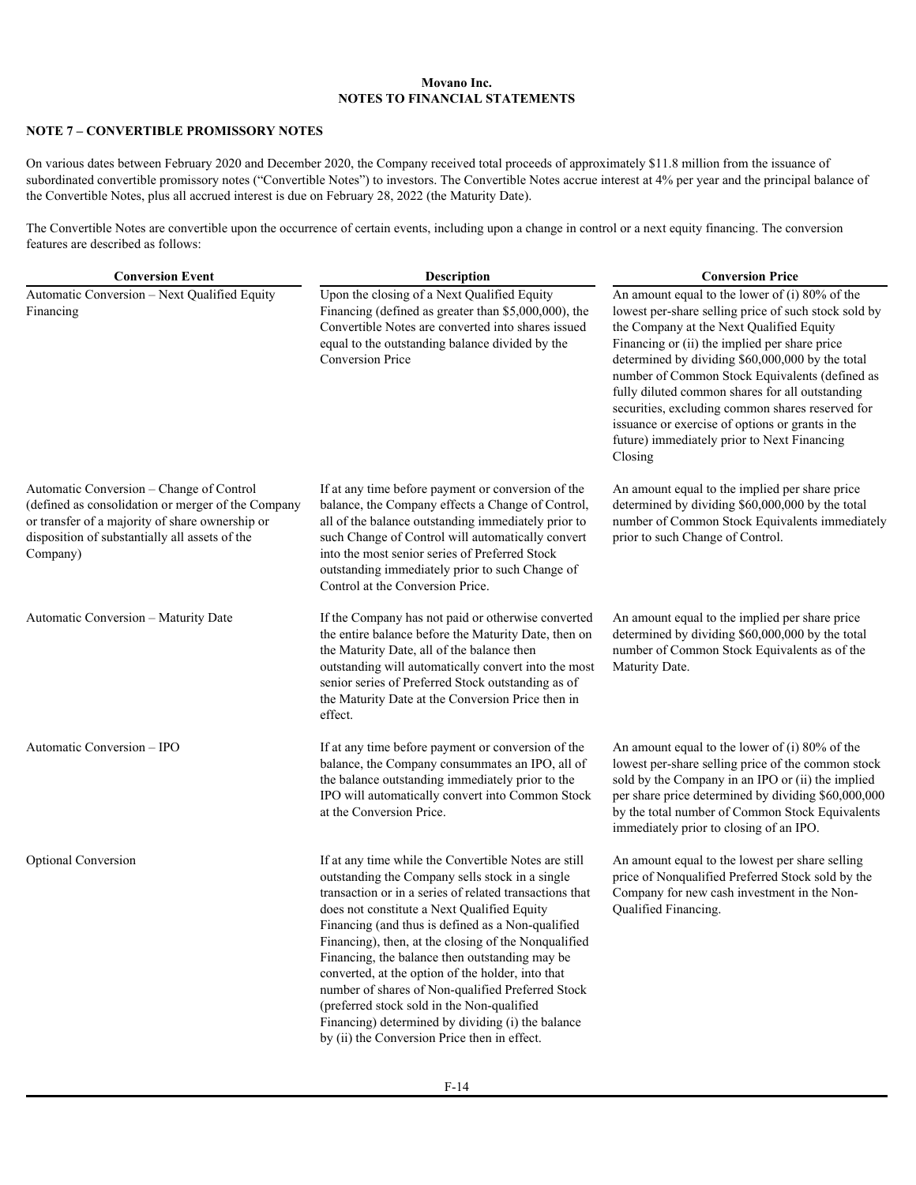**Movano Inc.**
**NOTES TO FINANCIAL STATEMENTS**

## NOTE 7 – CONVERTIBLE PROMISSORY NOTES

On various dates between February 2020 and December 2020, the Company received total proceeds of approximately $11.8 million from the issuance of subordinated convertible promissory notes ("Convertible Notes") to investors. The Convertible Notes accrue interest at 4% per year and the principal balance of the Convertible Notes, plus all accrued interest is due on February 28, 2022 (the Maturity Date).

The Convertible Notes are convertible upon the occurrence of certain events, including upon a change in control or a next equity financing. The conversion features are described as follows:

| Conversion Event | Description | Conversion Price |
|---|---|---|
| Automatic Conversion – Next Qualified Equity Financing | Upon the closing of a Next Qualified Equity Financing (defined as greater than $5,000,000), the Convertible Notes are converted into shares issued equal to the outstanding balance divided by the Conversion Price | An amount equal to the lower of (i) 80% of the lowest per-share selling price of such stock sold by the Company at the Next Qualified Equity Financing or (ii) the implied per share price determined by dividing $60,000,000 by the total number of Common Stock Equivalents (defined as fully diluted common shares for all outstanding securities, excluding common shares reserved for issuance or exercise of options or grants in the future) immediately prior to Next Financing Closing |
| Automatic Conversion – Change of Control (defined as consolidation or merger of the Company or transfer of a majority of share ownership or disposition of substantially all assets of the Company) | If at any time before payment or conversion of the balance, the Company effects a Change of Control, all of the balance outstanding immediately prior to such Change of Control will automatically convert into the most senior series of Preferred Stock outstanding immediately prior to such Change of Control at the Conversion Price. | An amount equal to the implied per share price determined by dividing $60,000,000 by the total number of Common Stock Equivalents immediately prior to such Change of Control. |
| Automatic Conversion – Maturity Date | If the Company has not paid or otherwise converted the entire balance before the Maturity Date, then on the Maturity Date, all of the balance then outstanding will automatically convert into the most senior series of Preferred Stock outstanding as of the Maturity Date at the Conversion Price then in effect. | An amount equal to the implied per share price determined by dividing $60,000,000 by the total number of Common Stock Equivalents as of the Maturity Date. |
| Automatic Conversion – IPO | If at any time before payment or conversion of the balance, the Company consummates an IPO, all of the balance outstanding immediately prior to the IPO will automatically convert into Common Stock at the Conversion Price. | An amount equal to the lower of (i) 80% of the lowest per-share selling price of the common stock sold by the Company in an IPO or (ii) the implied per share price determined by dividing $60,000,000 by the total number of Common Stock Equivalents immediately prior to closing of an IPO. |
| Optional Conversion | If at any time while the Convertible Notes are still outstanding the Company sells stock in a single transaction or in a series of related transactions that does not constitute a Next Qualified Equity Financing (and thus is defined as a Non-qualified Financing), then, at the closing of the Nonqualified Financing, the balance then outstanding may be converted, at the option of the holder, into that number of shares of Non-qualified Preferred Stock (preferred stock sold in the Non-qualified Financing) determined by dividing (i) the balance by (ii) the Conversion Price then in effect. | An amount equal to the lowest per share selling price of Nonqualified Preferred Stock sold by the Company for new cash investment in the Non-Qualified Financing. |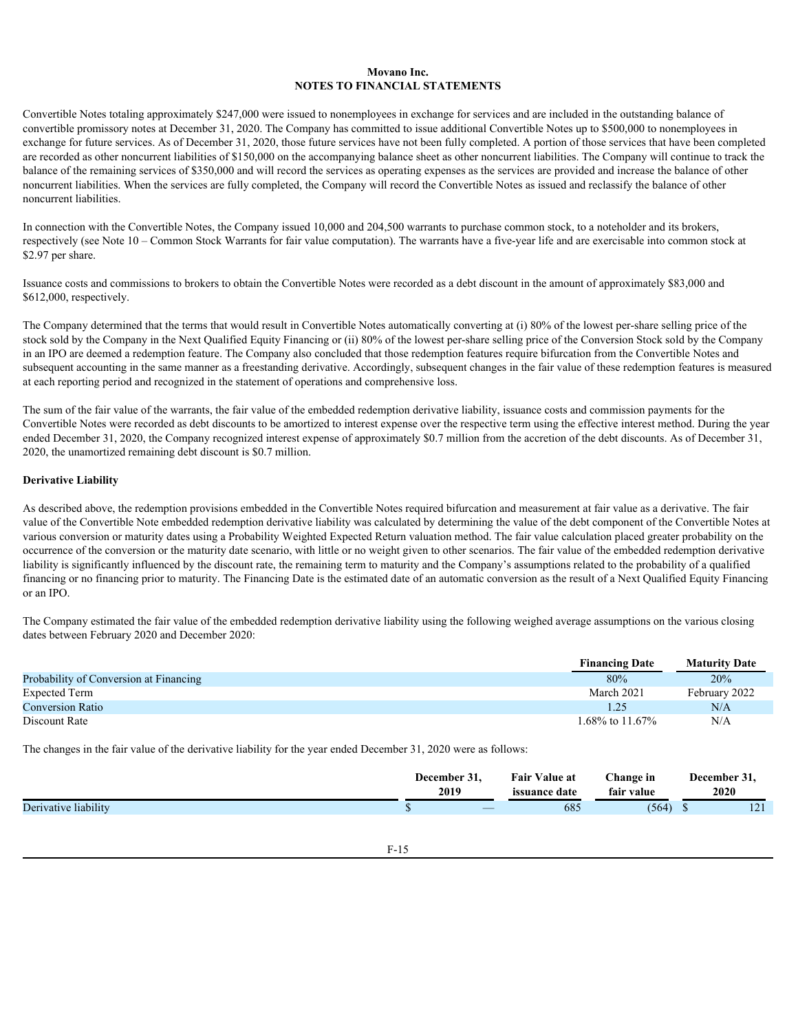Convertible Notes totaling approximately $247,000 were issued to nonemployees in exchange for services and are included in the outstanding balance of convertible promissory notes at December 31, 2020. The Company has committed to issue additional Convertible Notes up to $500,000 to nonemployees in exchange for future services. As of December 31, 2020, those future services have not been fully completed. A portion of those services that have been completed are recorded as other noncurrent liabilities of $150,000 on the accompanying balance sheet as other noncurrent liabilities. The Company will continue to track the balance of the remaining services of $350,000 and will record the services as operating expenses as the services are provided and increase the balance of other noncurrent liabilities. When the services are fully completed, the Company will record the Convertible Notes as issued and reclassify the balance of other noncurrent liabilities.

In connection with the Convertible Notes, the Company issued 10,000 and 204,500 warrants to purchase common stock, to a noteholder and its brokers, respectively (see Note 10 – Common Stock Warrants for fair value computation). The warrants have a five-year life and are exercisable into common stock at $2.97 per share.

Issuance costs and commissions to brokers to obtain the Convertible Notes were recorded as a debt discount in the amount of approximately $83,000 and $612,000, respectively.

The Company determined that the terms that would result in Convertible Notes automatically converting at (i) 80% of the lowest per-share selling price of the stock sold by the Company in the Next Qualified Equity Financing or (ii) 80% of the lowest per-share selling price of the Conversion Stock sold by the Company in an IPO are deemed a redemption feature. The Company also concluded that those redemption features require bifurcation from the Convertible Notes and subsequent accounting in the same manner as a freestanding derivative. Accordingly, subsequent changes in the fair value of these redemption features is measured at each reporting period and recognized in the statement of operations and comprehensive loss.

The sum of the fair value of the warrants, the fair value of the embedded redemption derivative liability, issuance costs and commission payments for the Convertible Notes were recorded as debt discounts to be amortized to interest expense over the respective term using the effective interest method. During the year ended December 31, 2020, the Company recognized interest expense of approximately $0.7 million from the accretion of the debt discounts. As of December 31, 2020, the unamortized remaining debt discount is $0.7 million.

**Derivative Liability**

As described above, the redemption provisions embedded in the Convertible Notes required bifurcation and measurement at fair value as a derivative. The fair value of the Convertible Note embedded redemption derivative liability was calculated by determining the value of the debt component of the Convertible Notes at various conversion or maturity dates using a Probability Weighted Expected Return valuation method. The fair value calculation placed greater probability on the occurrence of the conversion or the maturity date scenario, with little or no weight given to other scenarios. The fair value of the embedded redemption derivative liability is significantly influenced by the discount rate, the remaining term to maturity and the Company's assumptions related to the probability of a qualified financing or no financing prior to maturity. The Financing Date is the estimated date of an automatic conversion as the result of a Next Qualified Equity Financing or an IPO.

The Company estimated the fair value of the embedded redemption derivative liability using the following weighed average assumptions on the various closing dates between February 2020 and December 2020:

| | Financing Date | Maturity Date |
|---|---|---|
| Probability of Conversion at Financing | 80% | 20% |
| Expected Term | March 2021 | February 2022 |
| Conversion Ratio | 1.25 | N/A |
| Discount Rate | 1.68% to 11.67% | N/A |

The changes in the fair value of the derivative liability for the year ended December 31, 2020 were as follows:

| | December 31, 2019 | Fair Value at issuance date | Change in fair value | December 31, 2020 |
|---|---|---|---|---|
| Derivative liability | $ — | 685 | (564) | $ 121 |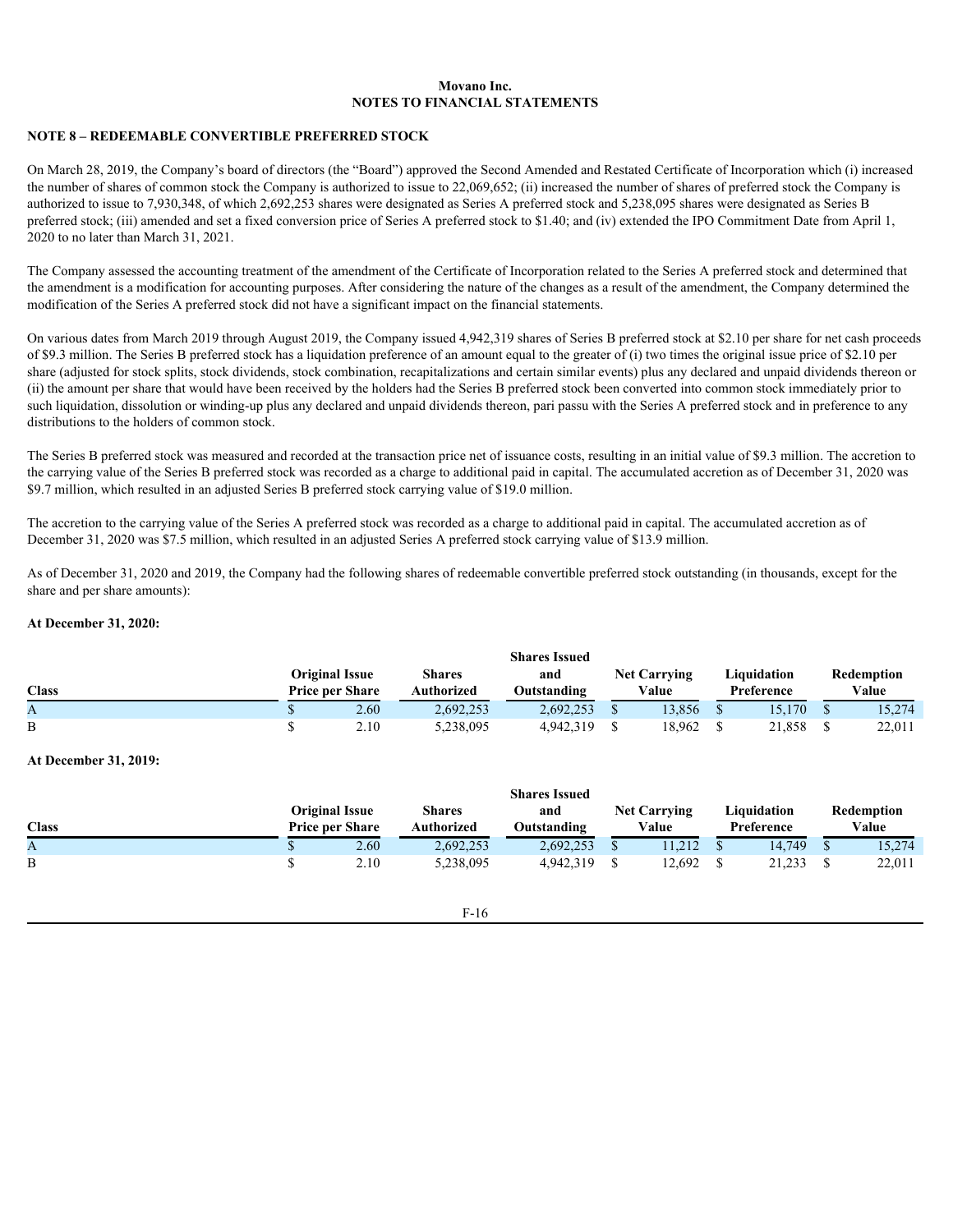**Movano Inc.**
**NOTES TO FINANCIAL STATEMENTS**

## NOTE 8 – REDEEMABLE CONVERTIBLE PREFERRED STOCK

On March 28, 2019, the Company's board of directors (the "Board") approved the Second Amended and Restated Certificate of Incorporation which (i) increased the number of shares of common stock the Company is authorized to issue to 22,069,652; (ii) increased the number of shares of preferred stock the Company is authorized to issue to 7,930,348, of which 2,692,253 shares were designated as Series A preferred stock and 5,238,095 shares were designated as Series B preferred stock; (iii) amended and set a fixed conversion price of Series A preferred stock to $1.40; and (iv) extended the IPO Commitment Date from April 1, 2020 to no later than March 31, 2021.

The Company assessed the accounting treatment of the amendment of the Certificate of Incorporation related to the Series A preferred stock and determined that the amendment is a modification for accounting purposes. After considering the nature of the changes as a result of the amendment, the Company determined the modification of the Series A preferred stock did not have a significant impact on the financial statements.

On various dates from March 2019 through August 2019, the Company issued 4,942,319 shares of Series B preferred stock at $2.10 per share for net cash proceeds of $9.3 million. The Series B preferred stock has a liquidation preference of an amount equal to the greater of (i) two times the original issue price of $2.10 per share (adjusted for stock splits, stock dividends, stock combination, recapitalizations and certain similar events) plus any declared and unpaid dividends thereon or (ii) the amount per share that would have been received by the holders had the Series B preferred stock been converted into common stock immediately prior to such liquidation, dissolution or winding-up plus any declared and unpaid dividends thereon, pari passu with the Series A preferred stock and in preference to any distributions to the holders of common stock.

The Series B preferred stock was measured and recorded at the transaction price net of issuance costs, resulting in an initial value of $9.3 million. The accretion to the carrying value of the Series B preferred stock was recorded as a charge to additional paid in capital. The accumulated accretion as of December 31, 2020 was $9.7 million, which resulted in an adjusted Series B preferred stock carrying value of $19.0 million.

The accretion to the carrying value of the Series A preferred stock was recorded as a charge to additional paid in capital. The accumulated accretion as of December 31, 2020 was $7.5 million, which resulted in an adjusted Series A preferred stock carrying value of $13.9 million.

As of December 31, 2020 and 2019, the Company had the following shares of redeemable convertible preferred stock outstanding (in thousands, except for the share and per share amounts):

**At December 31, 2020:**

| Class | Original Issue Price per Share | Shares Authorized | Shares Issued and Outstanding | Net Carrying Value | Liquidation Preference | Redemption Value |
|---|---|---|---|---|---|---|
| A | $ 2.60 | 2,692,253 | 2,692,253 | $ 13,856 | $ 15,170 | $ 15,274 |
| B | $ 2.10 | 5,238,095 | 4,942,319 | $ 18,962 | $ 21,858 | $ 22,011 |

**At December 31, 2019:**

| Class | Original Issue Price per Share | Shares Authorized | Shares Issued and Outstanding | Net Carrying Value | Liquidation Preference | Redemption Value |
|---|---|---|---|---|---|---|
| A | $ 2.60 | 2,692,253 | 2,692,253 | $ 11,212 | $ 14,749 | $ 15,274 |
| B | $ 2.10 | 5,238,095 | 4,942,319 | $ 12,692 | $ 21,233 | $ 22,011 |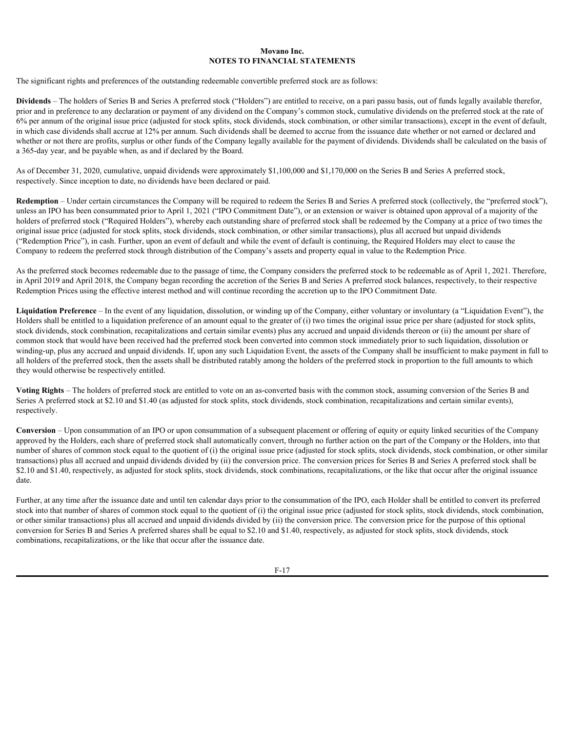**Movano Inc.**
**NOTES TO FINANCIAL STATEMENTS**

The significant rights and preferences of the outstanding redeemable convertible preferred stock are as follows:

**Dividends** – The holders of Series B and Series A preferred stock ("Holders") are entitled to receive, on a pari passu basis, out of funds legally available therefor, prior and in preference to any declaration or payment of any dividend on the Company's common stock, cumulative dividends on the preferred stock at the rate of 6% per annum of the original issue price (adjusted for stock splits, stock dividends, stock combination, or other similar transactions), except in the event of default, in which case dividends shall accrue at 12% per annum. Such dividends shall be deemed to accrue from the issuance date whether or not earned or declared and whether or not there are profits, surplus or other funds of the Company legally available for the payment of dividends. Dividends shall be calculated on the basis of a 365-day year, and be payable when, as and if declared by the Board.

As of December 31, 2020, cumulative, unpaid dividends were approximately $1,100,000 and $1,170,000 on the Series B and Series A preferred stock, respectively. Since inception to date, no dividends have been declared or paid.

**Redemption** – Under certain circumstances the Company will be required to redeem the Series B and Series A preferred stock (collectively, the "preferred stock"), unless an IPO has been consummated prior to April 1, 2021 ("IPO Commitment Date"), or an extension or waiver is obtained upon approval of a majority of the holders of preferred stock ("Required Holders"), whereby each outstanding share of preferred stock shall be redeemed by the Company at a price of two times the original issue price (adjusted for stock splits, stock dividends, stock combination, or other similar transactions), plus all accrued but unpaid dividends ("Redemption Price"), in cash. Further, upon an event of default and while the event of default is continuing, the Required Holders may elect to cause the Company to redeem the preferred stock through distribution of the Company's assets and property equal in value to the Redemption Price.

As the preferred stock becomes redeemable due to the passage of time, the Company considers the preferred stock to be redeemable as of April 1, 2021. Therefore, in April 2019 and April 2018, the Company began recording the accretion of the Series B and Series A preferred stock balances, respectively, to their respective Redemption Prices using the effective interest method and will continue recording the accretion up to the IPO Commitment Date.

**Liquidation Preference** – In the event of any liquidation, dissolution, or winding up of the Company, either voluntary or involuntary (a "Liquidation Event"), the Holders shall be entitled to a liquidation preference of an amount equal to the greater of (i) two times the original issue price per share (adjusted for stock splits, stock dividends, stock combination, recapitalizations and certain similar events) plus any accrued and unpaid dividends thereon or (ii) the amount per share of common stock that would have been received had the preferred stock been converted into common stock immediately prior to such liquidation, dissolution or winding-up, plus any accrued and unpaid dividends. If, upon any such Liquidation Event, the assets of the Company shall be insufficient to make payment in full to all holders of the preferred stock, then the assets shall be distributed ratably among the holders of the preferred stock in proportion to the full amounts to which they would otherwise be respectively entitled.

**Voting Rights** – The holders of preferred stock are entitled to vote on an as-converted basis with the common stock, assuming conversion of the Series B and Series A preferred stock at $2.10 and $1.40 (as adjusted for stock splits, stock dividends, stock combination, recapitalizations and certain similar events), respectively.

**Conversion** – Upon consummation of an IPO or upon consummation of a subsequent placement or offering of equity or equity linked securities of the Company approved by the Holders, each share of preferred stock shall automatically convert, through no further action on the part of the Company or the Holders, into that number of shares of common stock equal to the quotient of (i) the original issue price (adjusted for stock splits, stock dividends, stock combination, or other similar transactions) plus all accrued and unpaid dividends divided by (ii) the conversion price. The conversion prices for Series B and Series A preferred stock shall be $2.10 and $1.40, respectively, as adjusted for stock splits, stock dividends, stock combinations, recapitalizations, or the like that occur after the original issuance date.

Further, at any time after the issuance date and until ten calendar days prior to the consummation of the IPO, each Holder shall be entitled to convert its preferred stock into that number of shares of common stock equal to the quotient of (i) the original issue price (adjusted for stock splits, stock dividends, stock combination, or other similar transactions) plus all accrued and unpaid dividends divided by (ii) the conversion price. The conversion price for the purpose of this optional conversion for Series B and Series A preferred shares shall be equal to $2.10 and $1.40, respectively, as adjusted for stock splits, stock dividends, stock combinations, recapitalizations, or the like that occur after the issuance date.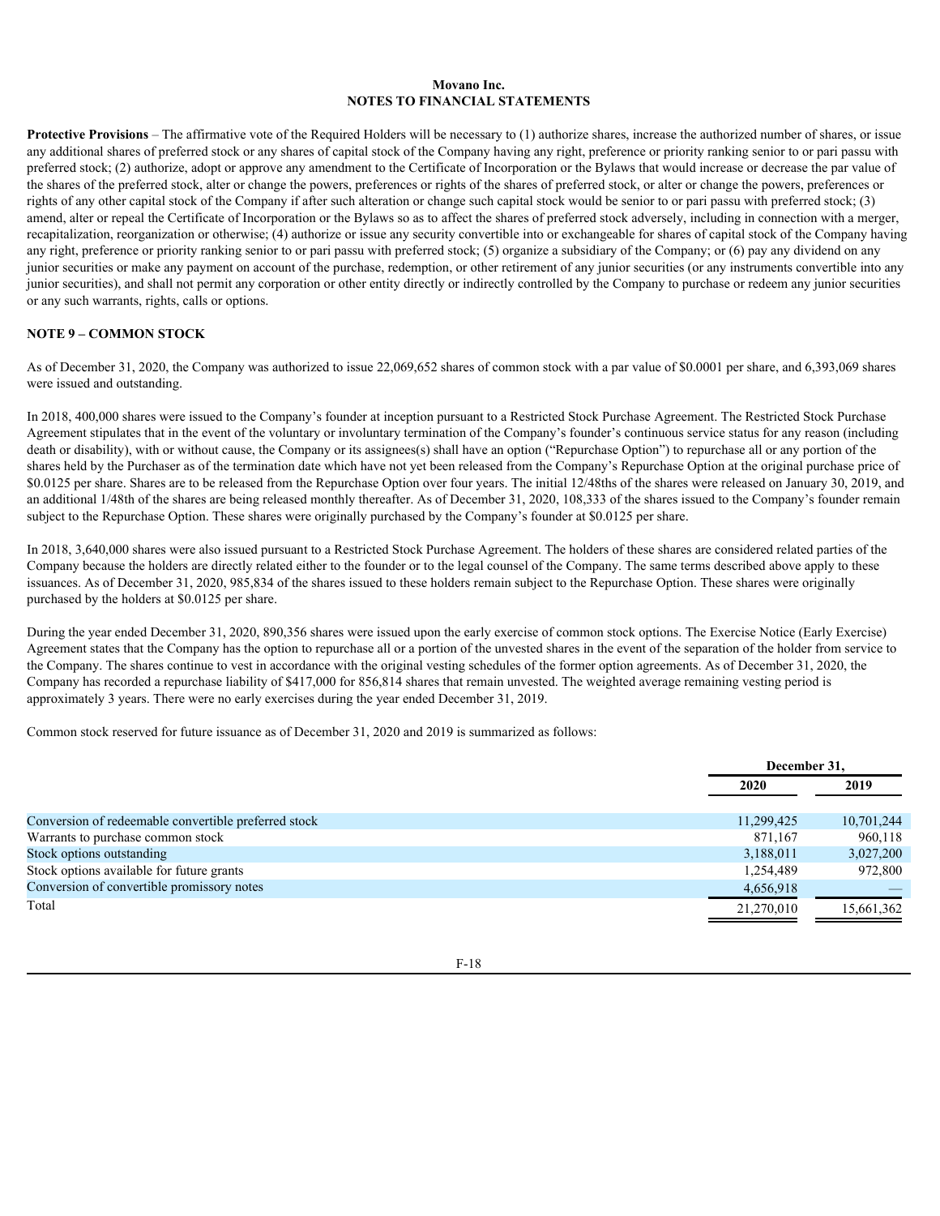**Protective Provisions** – The affirmative vote of the Required Holders will be necessary to (1) authorize shares, increase the authorized number of shares, or issue any additional shares of preferred stock or any shares of capital stock of the Company having any right, preference or priority ranking senior to or pari passu with preferred stock; (2) authorize, adopt or approve any amendment to the Certificate of Incorporation or the Bylaws that would increase or decrease the par value of the shares of the preferred stock, alter or change the powers, preferences or rights of the shares of preferred stock, or alter or change the powers, preferences or rights of any other capital stock of the Company if after such alteration or change such capital stock would be senior to or pari passu with preferred stock; (3) amend, alter or repeal the Certificate of Incorporation or the Bylaws so as to affect the shares of preferred stock adversely, including in connection with a merger, recapitalization, reorganization or otherwise; (4) authorize or issue any security convertible into or exchangeable for shares of capital stock of the Company having any right, preference or priority ranking senior to or pari passu with preferred stock; (5) organize a subsidiary of the Company; or (6) pay any dividend on any junior securities or make any payment on account of the purchase, redemption, or other retirement of any junior securities (or any instruments convertible into any junior securities), and shall not permit any corporation or other entity directly or indirectly controlled by the Company to purchase or redeem any junior securities or any such warrants, rights, calls or options.

## NOTE 9 – COMMON STOCK

As of December 31, 2020, the Company was authorized to issue 22,069,652 shares of common stock with a par value of $0.0001 per share, and 6,393,069 shares were issued and outstanding.

In 2018, 400,000 shares were issued to the Company's founder at inception pursuant to a Restricted Stock Purchase Agreement. The Restricted Stock Purchase Agreement stipulates that in the event of the voluntary or involuntary termination of the Company's founder's continuous service status for any reason (including death or disability), with or without cause, the Company or its assignees(s) shall have an option ("Repurchase Option") to repurchase all or any portion of the shares held by the Purchaser as of the termination date which have not yet been released from the Company's Repurchase Option at the original purchase price of $0.0125 per share. Shares are to be released from the Repurchase Option over four years. The initial 12/48ths of the shares were released on January 30, 2019, and an additional 1/48th of the shares are being released monthly thereafter. As of December 31, 2020, 108,333 of the shares issued to the Company's founder remain subject to the Repurchase Option. These shares were originally purchased by the Company's founder at $0.0125 per share.

In 2018, 3,640,000 shares were also issued pursuant to a Restricted Stock Purchase Agreement. The holders of these shares are considered related parties of the Company because the holders are directly related either to the founder or to the legal counsel of the Company. The same terms described above apply to these issuances. As of December 31, 2020, 985,834 of the shares issued to these holders remain subject to the Repurchase Option. These shares were originally purchased by the holders at $0.0125 per share.

During the year ended December 31, 2020, 890,356 shares were issued upon the early exercise of common stock options. The Exercise Notice (Early Exercise) Agreement states that the Company has the option to repurchase all or a portion of the unvested shares in the event of the separation of the holder from service to the Company. The shares continue to vest in accordance with the original vesting schedules of the former option agreements. As of December 31, 2020, the Company has recorded a repurchase liability of $417,000 for 856,814 shares that remain unvested. The weighted average remaining vesting period is approximately 3 years. There were no early exercises during the year ended December 31, 2019.

Common stock reserved for future issuance as of December 31, 2020 and 2019 is summarized as follows:

| | December 31, | |
|---|---|---|
| | 2020 | 2019 |
| Conversion of redeemable convertible preferred stock | 11,299,425 | 10,701,244 |
| Warrants to purchase common stock | 871,167 | 960,118 |
| Stock options outstanding | 3,188,011 | 3,027,200 |
| Stock options available for future grants | 1,254,489 | 972,800 |
| Conversion of convertible promissory notes | 4,656,918 | — |
| Total | 21,270,010 | 15,661,362 |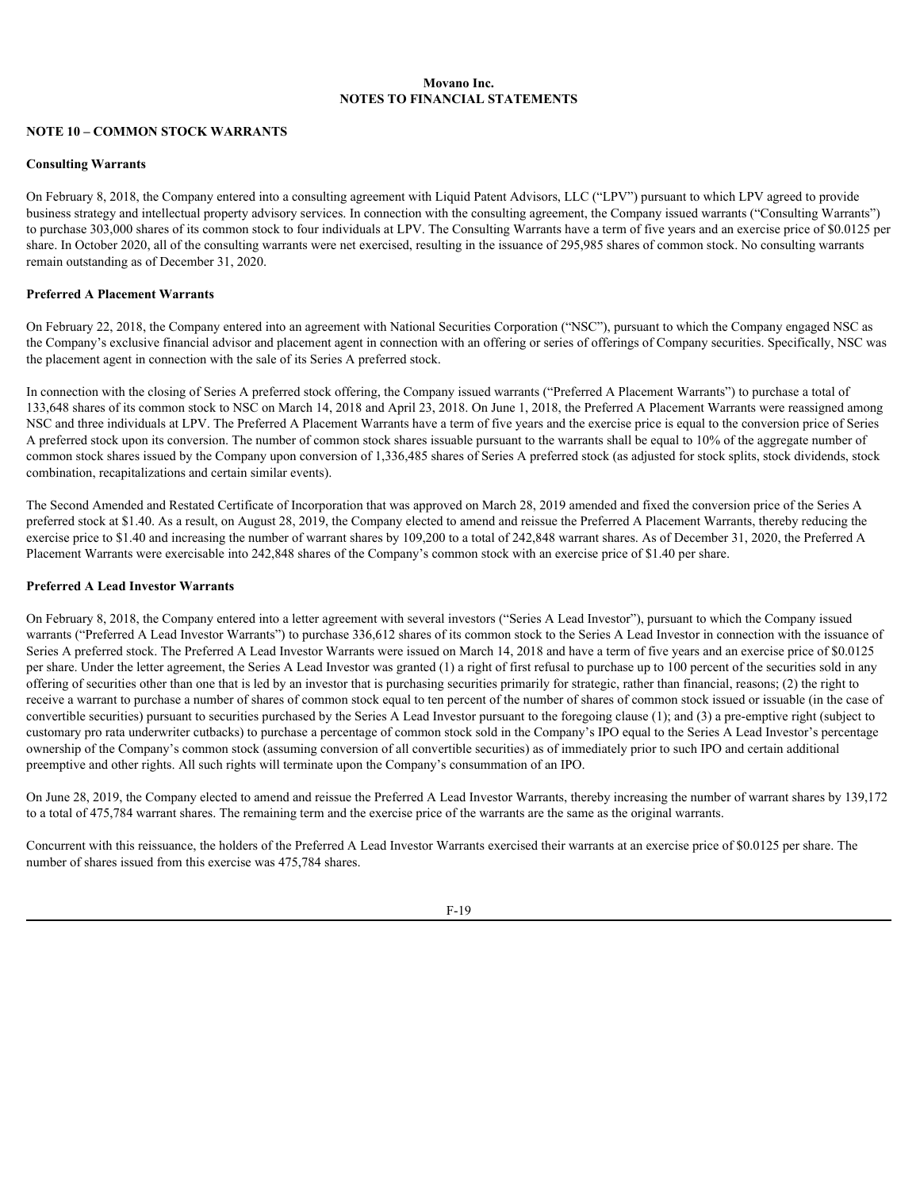## NOTE 10 – COMMON STOCK WARRANTS

### Consulting Warrants

On February 8, 2018, the Company entered into a consulting agreement with Liquid Patent Advisors, LLC ("LPV") pursuant to which LPV agreed to provide business strategy and intellectual property advisory services. In connection with the consulting agreement, the Company issued warrants ("Consulting Warrants") to purchase 303,000 shares of its common stock to four individuals at LPV. The Consulting Warrants have a term of five years and an exercise price of $0.0125 per share. In October 2020, all of the consulting warrants were net exercised, resulting in the issuance of 295,985 shares of common stock. No consulting warrants remain outstanding as of December 31, 2020.

### Preferred A Placement Warrants

On February 22, 2018, the Company entered into an agreement with National Securities Corporation ("NSC"), pursuant to which the Company engaged NSC as the Company's exclusive financial advisor and placement agent in connection with an offering or series of offerings of Company securities. Specifically, NSC was the placement agent in connection with the sale of its Series A preferred stock.

In connection with the closing of Series A preferred stock offering, the Company issued warrants ("Preferred A Placement Warrants") to purchase a total of 133,648 shares of its common stock to NSC on March 14, 2018 and April 23, 2018. On June 1, 2018, the Preferred A Placement Warrants were reassigned among NSC and three individuals at LPV. The Preferred A Placement Warrants have a term of five years and the exercise price is equal to the conversion price of Series A preferred stock upon its conversion. The number of common stock shares issuable pursuant to the warrants shall be equal to 10% of the aggregate number of common stock shares issued by the Company upon conversion of 1,336,485 shares of Series A preferred stock (as adjusted for stock splits, stock dividends, stock combination, recapitalizations and certain similar events).

The Second Amended and Restated Certificate of Incorporation that was approved on March 28, 2019 amended and fixed the conversion price of the Series A preferred stock at $1.40. As a result, on August 28, 2019, the Company elected to amend and reissue the Preferred A Placement Warrants, thereby reducing the exercise price to $1.40 and increasing the number of warrant shares by 109,200 to a total of 242,848 warrant shares. As of December 31, 2020, the Preferred A Placement Warrants were exercisable into 242,848 shares of the Company's common stock with an exercise price of $1.40 per share.

### Preferred A Lead Investor Warrants

On February 8, 2018, the Company entered into a letter agreement with several investors ("Series A Lead Investor"), pursuant to which the Company issued warrants ("Preferred A Lead Investor Warrants") to purchase 336,612 shares of its common stock to the Series A Lead Investor in connection with the issuance of Series A preferred stock. The Preferred A Lead Investor Warrants were issued on March 14, 2018 and have a term of five years and an exercise price of $0.0125 per share. Under the letter agreement, the Series A Lead Investor was granted (1) a right of first refusal to purchase up to 100 percent of the securities sold in any offering of securities other than one that is led by an investor that is purchasing securities primarily for strategic, rather than financial, reasons; (2) the right to receive a warrant to purchase a number of shares of common stock equal to ten percent of the number of shares of common stock issued or issuable (in the case of convertible securities) pursuant to securities purchased by the Series A Lead Investor pursuant to the foregoing clause (1); and (3) a pre-emptive right (subject to customary pro rata underwriter cutbacks) to purchase a percentage of common stock sold in the Company's IPO equal to the Series A Lead Investor's percentage ownership of the Company's common stock (assuming conversion of all convertible securities) as of immediately prior to such IPO and certain additional preemptive and other rights. All such rights will terminate upon the Company's consummation of an IPO.

On June 28, 2019, the Company elected to amend and reissue the Preferred A Lead Investor Warrants, thereby increasing the number of warrant shares by 139,172 to a total of 475,784 warrant shares. The remaining term and the exercise price of the warrants are the same as the original warrants.

Concurrent with this reissuance, the holders of the Preferred A Lead Investor Warrants exercised their warrants at an exercise price of $0.0125 per share. The number of shares issued from this exercise was 475,784 shares.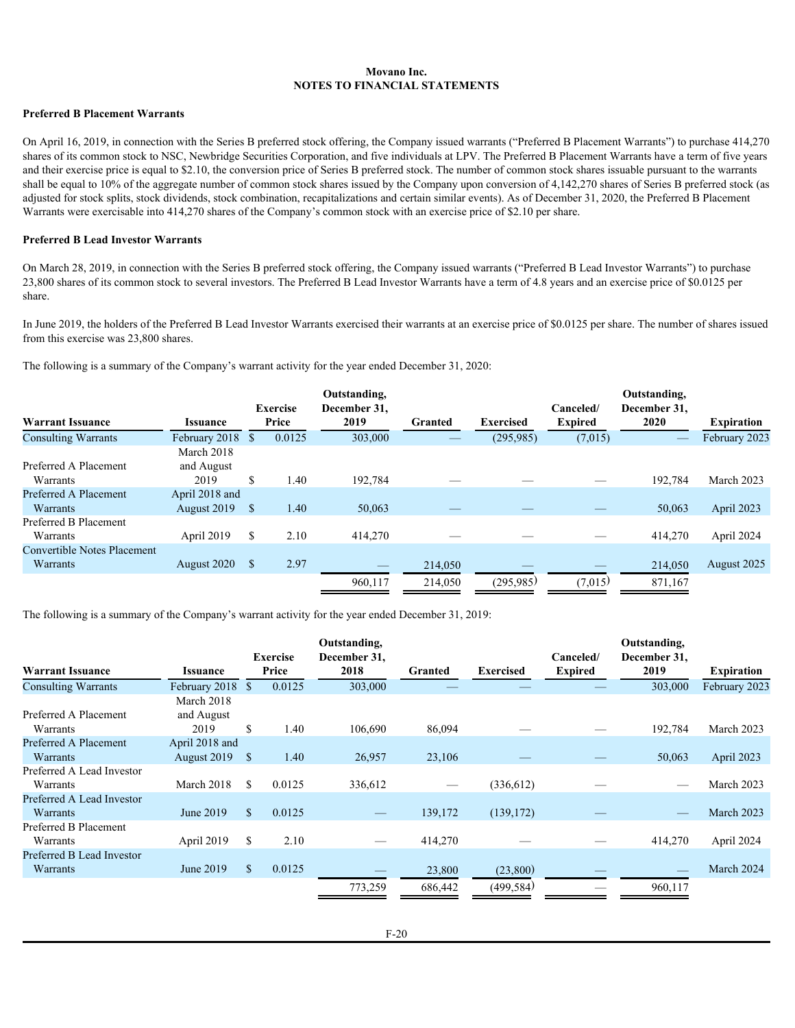**Movano Inc.**
**NOTES TO FINANCIAL STATEMENTS**

**Preferred B Placement Warrants**

On April 16, 2019, in connection with the Series B preferred stock offering, the Company issued warrants ("Preferred B Placement Warrants") to purchase 414,270 shares of its common stock to NSC, Newbridge Securities Corporation, and five individuals at LPV. The Preferred B Placement Warrants have a term of five years and their exercise price is equal to $2.10, the conversion price of Series B preferred stock. The number of common stock shares issuable pursuant to the warrants shall be equal to 10% of the aggregate number of common stock shares issued by the Company upon conversion of 4,142,270 shares of Series B preferred stock (as adjusted for stock splits, stock dividends, stock combination, recapitalizations and certain similar events). As of December 31, 2020, the Preferred B Placement Warrants were exercisable into 414,270 shares of the Company's common stock with an exercise price of $2.10 per share.

**Preferred B Lead Investor Warrants**

On March 28, 2019, in connection with the Series B preferred stock offering, the Company issued warrants ("Preferred B Lead Investor Warrants") to purchase 23,800 shares of its common stock to several investors. The Preferred B Lead Investor Warrants have a term of 4.8 years and an exercise price of $0.0125 per share.

In June 2019, the holders of the Preferred B Lead Investor Warrants exercised their warrants at an exercise price of $0.0125 per share. The number of shares issued from this exercise was 23,800 shares.

The following is a summary of the Company's warrant activity for the year ended December 31, 2020:

| Warrant Issuance | Issuance | Exercise Price | Outstanding, December 31, 2019 | Granted | Exercised | Canceled/ Expired | Outstanding, December 31, 2020 | Expiration |
|---|---|---|---|---|---|---|---|---|
| Consulting Warrants | February 2018 | $ 0.0125 | 303,000 | — | (295,985) | (7,015) | — | February 2023 |
| Preferred A Placement Warrants | March 2018 and August 2019 | $ 1.40 | 192,784 | — | — | — | 192,784 | March 2023 |
| Preferred A Placement Warrants | April 2018 and August 2019 | $ 1.40 | 50,063 | — | — | — | 50,063 | April 2023 |
| Preferred B Placement Warrants | April 2019 | $ 2.10 | 414,270 | — | — | — | 414,270 | April 2024 |
| Convertible Notes Placement Warrants | August 2020 | $ 2.97 | — | 214,050 | — | — | 214,050 | August 2025 |
| | | | 960,117 | 214,050 | (295,985) | (7,015) | 871,167 | |

The following is a summary of the Company's warrant activity for the year ended December 31, 2019:

| Warrant Issuance | Issuance | Exercise Price | Outstanding, December 31, 2018 | Granted | Exercised | Canceled/ Expired | Outstanding, December 31, 2019 | Expiration |
|---|---|---|---|---|---|---|---|---|
| Consulting Warrants | February 2018 | $ 0.0125 | 303,000 | — | — | — | 303,000 | February 2023 |
| Preferred A Placement Warrants | March 2018 and August 2019 | $ 1.40 | 106,690 | 86,094 | — | — | 192,784 | March 2023 |
| Preferred A Placement Warrants | April 2018 and August 2019 | $ 1.40 | 26,957 | 23,106 | — | — | 50,063 | April 2023 |
| Preferred A Lead Investor Warrants | March 2018 | $ 0.0125 | 336,612 | — | (336,612) | — | — | March 2023 |
| Preferred A Lead Investor Warrants | June 2019 | $ 0.0125 | — | 139,172 | (139,172) | — | — | March 2023 |
| Preferred B Placement Warrants | April 2019 | $ 2.10 | — | 414,270 | — | — | 414,270 | April 2024 |
| Preferred B Lead Investor Warrants | June 2019 | $ 0.0125 | — | 23,800 | (23,800) | — | — | March 2024 |
| | | | 773,259 | 686,442 | (499,584) | — | 960,117 | |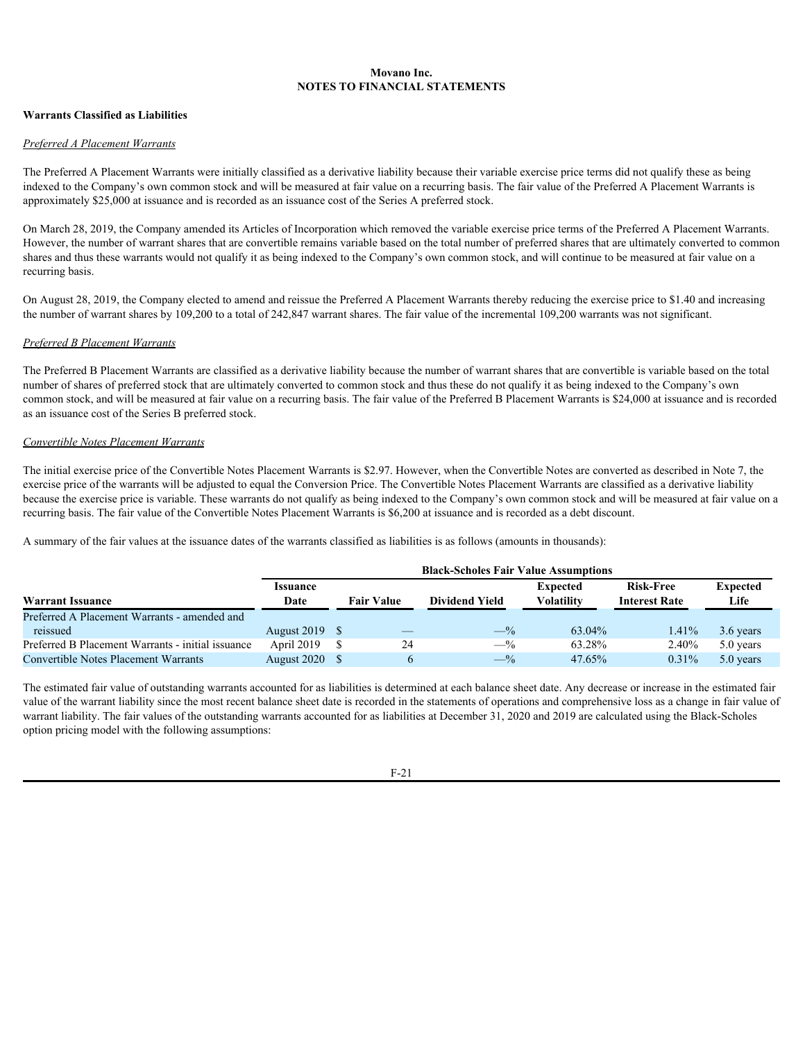**Movano Inc.**
**NOTES TO FINANCIAL STATEMENTS**

**Warrants Classified as Liabilities**

*Preferred A Placement Warrants*

The Preferred A Placement Warrants were initially classified as a derivative liability because their variable exercise price terms did not qualify these as being indexed to the Company's own common stock and will be measured at fair value on a recurring basis. The fair value of the Preferred A Placement Warrants is approximately $25,000 at issuance and is recorded as an issuance cost of the Series A preferred stock.

On March 28, 2019, the Company amended its Articles of Incorporation which removed the variable exercise price terms of the Preferred A Placement Warrants. However, the number of warrant shares that are convertible remains variable based on the total number of preferred shares that are ultimately converted to common shares and thus these warrants would not qualify it as being indexed to the Company's own common stock, and will continue to be measured at fair value on a recurring basis.

On August 28, 2019, the Company elected to amend and reissue the Preferred A Placement Warrants thereby reducing the exercise price to $1.40 and increasing the number of warrant shares by 109,200 to a total of 242,847 warrant shares. The fair value of the incremental 109,200 warrants was not significant.

*Preferred B Placement Warrants*

The Preferred B Placement Warrants are classified as a derivative liability because the number of warrant shares that are convertible is variable based on the total number of shares of preferred stock that are ultimately converted to common stock and thus these do not qualify it as being indexed to the Company's own common stock, and will be measured at fair value on a recurring basis. The fair value of the Preferred B Placement Warrants is $24,000 at issuance and is recorded as an issuance cost of the Series B preferred stock.

*Convertible Notes Placement Warrants*

The initial exercise price of the Convertible Notes Placement Warrants is $2.97. However, when the Convertible Notes are converted as described in Note 7, the exercise price of the warrants will be adjusted to equal the Conversion Price. The Convertible Notes Placement Warrants are classified as a derivative liability because the exercise price is variable. These warrants do not qualify as being indexed to the Company's own common stock and will be measured at fair value on a recurring basis. The fair value of the Convertible Notes Placement Warrants is $6,200 at issuance and is recorded as a debt discount.

A summary of the fair values at the issuance dates of the warrants classified as liabilities is as follows (amounts in thousands):

| | | | Black-Scholes Fair Value Assumptions | | | |
|---|---|---|---|---|---|---|
| **Warrant Issuance** | **Issuance Date** | **Fair Value** | **Dividend Yield** | **Expected Volatility** | **Risk-Free Interest Rate** | **Expected Life** |
| Preferred A Placement Warrants - amended and reissued | August 2019 | $ — | —% | 63.04% | 1.41% | 3.6 years |
| Preferred B Placement Warrants - initial issuance | April 2019 | $ 24 | —% | 63.28% | 2.40% | 5.0 years |
| Convertible Notes Placement Warrants | August 2020 | $ 6 | —% | 47.65% | 0.31% | 5.0 years |

The estimated fair value of outstanding warrants accounted for as liabilities is determined at each balance sheet date. Any decrease or increase in the estimated fair value of the warrant liability since the most recent balance sheet date is recorded in the statements of operations and comprehensive loss as a change in fair value of warrant liability. The fair values of the outstanding warrants accounted for as liabilities at December 31, 2020 and 2019 are calculated using the Black-Scholes option pricing model with the following assumptions: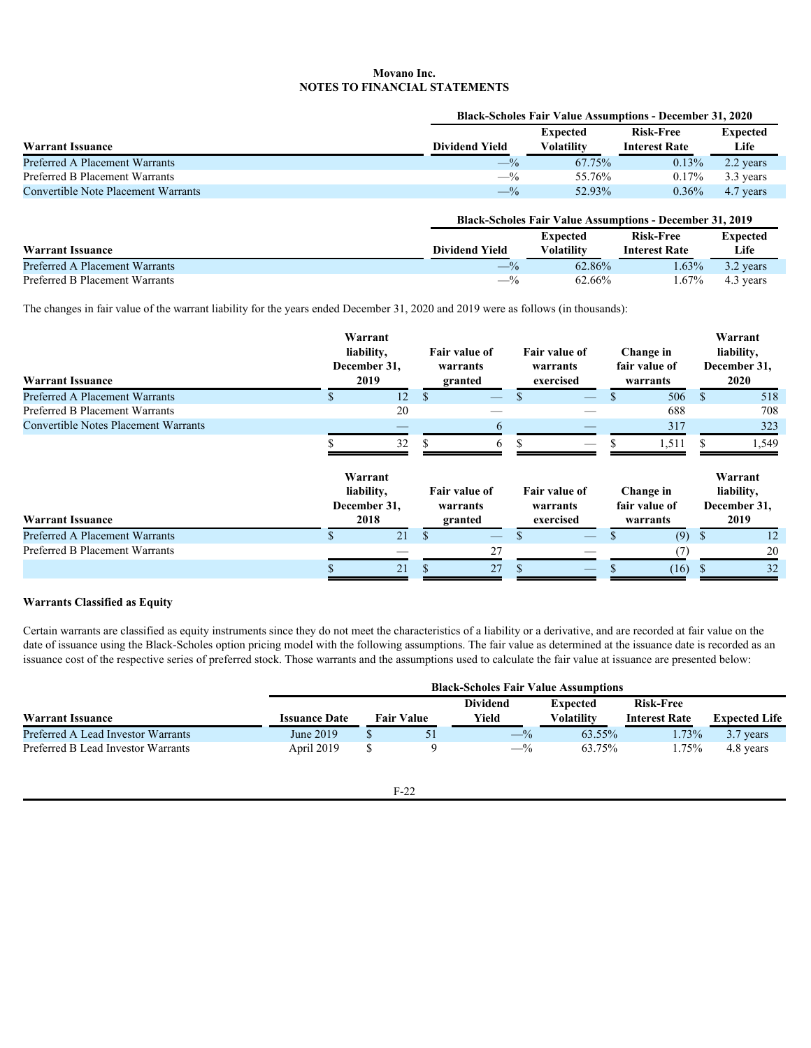**Movano Inc.**
**NOTES TO FINANCIAL STATEMENTS**

| Warrant Issuance | Black-Scholes Fair Value Assumptions - December 31, 2020 | | | |
|---|---|---|---|---|
| | Dividend Yield | Expected Volatility | Risk-Free Interest Rate | Expected Life |
| Preferred A Placement Warrants | —% | 67.75% | 0.13% | 2.2 years |
| Preferred B Placement Warrants | —% | 55.76% | 0.17% | 3.3 years |
| Convertible Note Placement Warrants | —% | 52.93% | 0.36% | 4.7 years |

| Warrant Issuance | Black-Scholes Fair Value Assumptions - December 31, 2019 | | | |
|---|---|---|---|---|
| | Dividend Yield | Expected Volatility | Risk-Free Interest Rate | Expected Life |
| Preferred A Placement Warrants | —% | 62.86% | 1.63% | 3.2 years |
| Preferred B Placement Warrants | —% | 62.66% | 1.67% | 4.3 years |

The changes in fair value of the warrant liability for the years ended December 31, 2020 and 2019 were as follows (in thousands):

| Warrant Issuance | Warrant liability, December 31, 2019 | Fair value of warrants granted | Fair value of warrants exercised | Change in fair value of warrants | Warrant liability, December 31, 2020 |
|---|---|---|---|---|---|
| Preferred A Placement Warrants | $ 12 | $ — | $ — | $ 506 | $ 518 |
| Preferred B Placement Warrants | 20 | — | — | 688 | 708 |
| Convertible Notes Placement Warrants | — | 6 | — | 317 | 323 |
| | $ 32 | $ 6 | $ — | $ 1,511 | $ 1,549 |

| Warrant Issuance | Warrant liability, December 31, 2018 | Fair value of warrants granted | Fair value of warrants exercised | Change in fair value of warrants | Warrant liability, December 31, 2019 |
|---|---|---|---|---|---|
| Preferred A Placement Warrants | $ 21 | $ — | $ — | $ (9) | $ 12 |
| Preferred B Placement Warrants | — | 27 | — | (7) | 20 |
| | $ 21 | $ 27 | $ — | $ (16) | $ 32 |

**Warrants Classified as Equity**

Certain warrants are classified as equity instruments since they do not meet the characteristics of a liability or a derivative, and are recorded at fair value on the date of issuance using the Black-Scholes option pricing model with the following assumptions. The fair value as determined at the issuance date is recorded as an issuance cost of the respective series of preferred stock. Those warrants and the assumptions used to calculate the fair value at issuance are presented below:

| Warrant Issuance | Black-Scholes Fair Value Assumptions | | | | | |
|---|---|---|---|---|---|---|
| | Issuance Date | Fair Value | Dividend Yield | Expected Volatility | Risk-Free Interest Rate | Expected Life |
| Preferred A Lead Investor Warrants | June 2019 | $ 51 | —% | 63.55% | 1.73% | 3.7 years |
| Preferred B Lead Investor Warrants | April 2019 | $ 9 | —% | 63.75% | 1.75% | 4.8 years |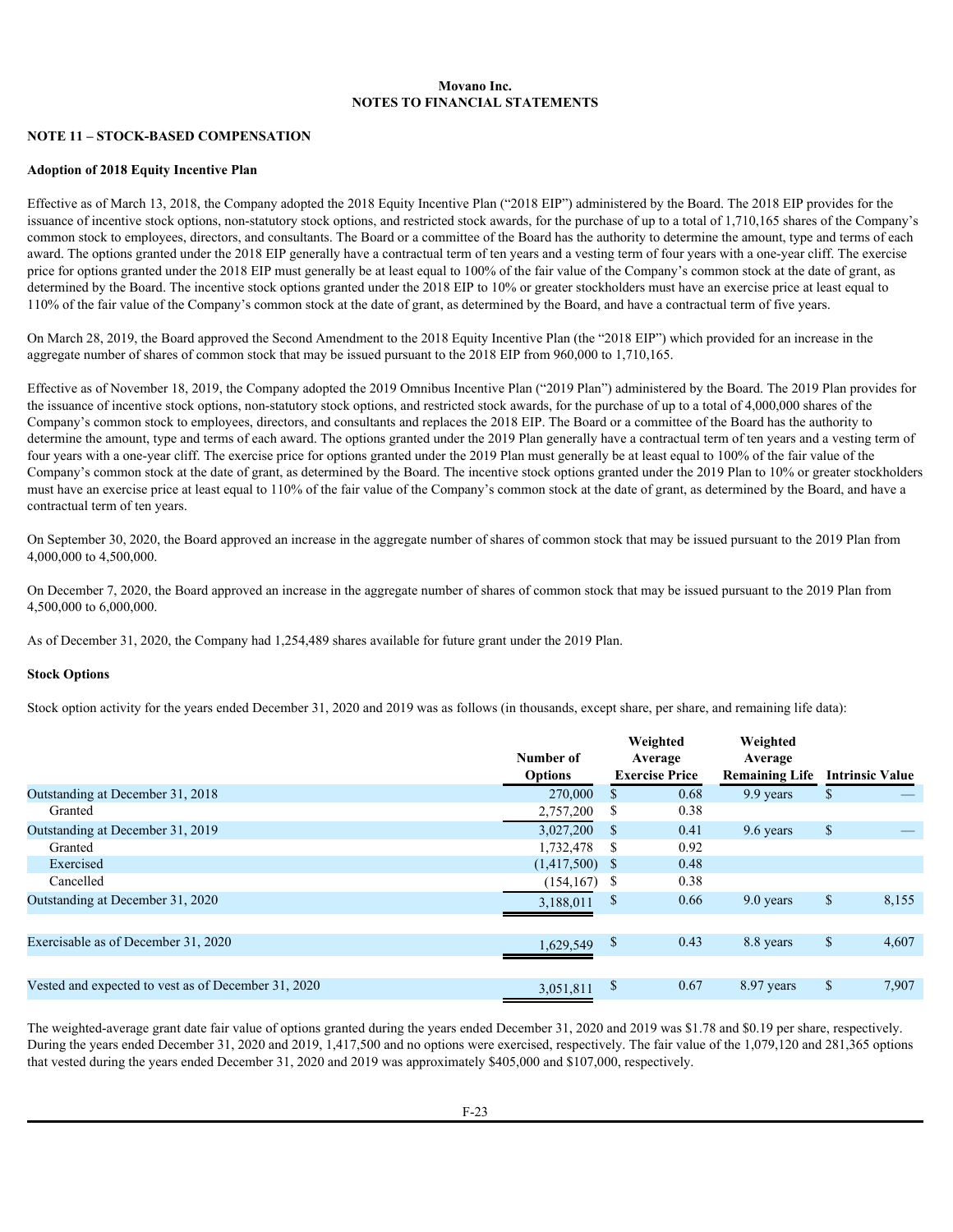Movano Inc.
NOTES TO FINANCIAL STATEMENTS

## NOTE 11 – STOCK-BASED COMPENSATION

### Adoption of 2018 Equity Incentive Plan

Effective as of March 13, 2018, the Company adopted the 2018 Equity Incentive Plan ("2018 EIP") administered by the Board. The 2018 EIP provides for the issuance of incentive stock options, non-statutory stock options, and restricted stock awards, for the purchase of up to a total of 1,710,165 shares of the Company's common stock to employees, directors, and consultants. The Board or a committee of the Board has the authority to determine the amount, type and terms of each award. The options granted under the 2018 EIP generally have a contractual term of ten years and a vesting term of four years with a one-year cliff. The exercise price for options granted under the 2018 EIP must generally be at least equal to 100% of the fair value of the Company's common stock at the date of grant, as determined by the Board. The incentive stock options granted under the 2018 EIP to 10% or greater stockholders must have an exercise price at least equal to 110% of the fair value of the Company's common stock at the date of grant, as determined by the Board, and have a contractual term of five years.

On March 28, 2019, the Board approved the Second Amendment to the 2018 Equity Incentive Plan (the "2018 EIP") which provided for an increase in the aggregate number of shares of common stock that may be issued pursuant to the 2018 EIP from 960,000 to 1,710,165.

Effective as of November 18, 2019, the Company adopted the 2019 Omnibus Incentive Plan ("2019 Plan") administered by the Board. The 2019 Plan provides for the issuance of incentive stock options, non-statutory stock options, and restricted stock awards, for the purchase of up to a total of 4,000,000 shares of the Company's common stock to employees, directors, and consultants and replaces the 2018 EIP. The Board or a committee of the Board has the authority to determine the amount, type and terms of each award. The options granted under the 2019 Plan generally have a contractual term of ten years and a vesting term of four years with a one-year cliff. The exercise price for options granted under the 2019 Plan must generally be at least equal to 100% of the fair value of the Company's common stock at the date of grant, as determined by the Board. The incentive stock options granted under the 2019 Plan to 10% or greater stockholders must have an exercise price at least equal to 110% of the fair value of the Company's common stock at the date of grant, as determined by the Board, and have a contractual term of ten years.

On September 30, 2020, the Board approved an increase in the aggregate number of shares of common stock that may be issued pursuant to the 2019 Plan from 4,000,000 to 4,500,000.

On December 7, 2020, the Board approved an increase in the aggregate number of shares of common stock that may be issued pursuant to the 2019 Plan from 4,500,000 to 6,000,000.

As of December 31, 2020, the Company had 1,254,489 shares available for future grant under the 2019 Plan.

### Stock Options

Stock option activity for the years ended December 31, 2020 and 2019 was as follows (in thousands, except share, per share, and remaining life data):

| | Number of Options | Weighted Average Exercise Price | Weighted Average Remaining Life | Intrinsic Value |
|---|---|---|---|---|
| Outstanding at December 31, 2018 | 270,000 | $ 0.68 | 9.9 years | $ — |
| Granted | 2,757,200 | $ 0.38 | | |
| Outstanding at December 31, 2019 | 3,027,200 | $ 0.41 | 9.6 years | $ — |
| Granted | 1,732,478 | $ 0.92 | | |
| Exercised | (1,417,500) | $ 0.48 | | |
| Cancelled | (154,167) | $ 0.38 | | |
| Outstanding at December 31, 2020 | 3,188,011 | $ 0.66 | 9.0 years | $ 8,155 |
| Exercisable as of December 31, 2020 | 1,629,549 | $ 0.43 | 8.8 years | $ 4,607 |
| Vested and expected to vest as of December 31, 2020 | 3,051,811 | $ 0.67 | 8.97 years | $ 7,907 |

The weighted-average grant date fair value of options granted during the years ended December 31, 2020 and 2019 was $1.78 and $0.19 per share, respectively. During the years ended December 31, 2020 and 2019, 1,417,500 and no options were exercised, respectively. The fair value of the 1,079,120 and 281,365 options that vested during the years ended December 31, 2020 and 2019 was approximately $405,000 and $107,000, respectively.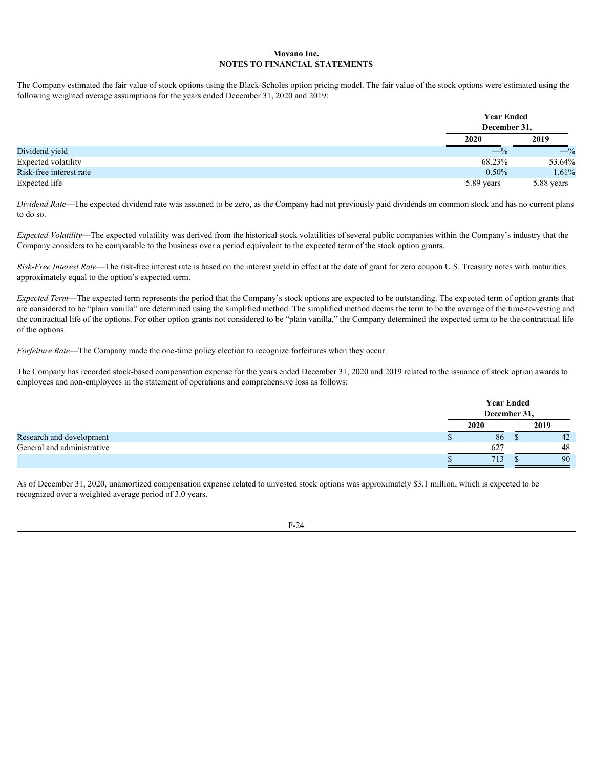**Movano Inc.**
**NOTES TO FINANCIAL STATEMENTS**

The Company estimated the fair value of stock options using the Black-Scholes option pricing model. The fair value of the stock options were estimated using the following weighted average assumptions for the years ended December 31, 2020 and 2019:

| | Year Ended December 31, | |
|---|---|---|
| | 2020 | 2019 |
| Dividend yield | —% | —% |
| Expected volatility | 68.23% | 53.64% |
| Risk-free interest rate | 0.50% | 1.61% |
| Expected life | 5.89 years | 5.88 years |

*Dividend Rate*—The expected dividend rate was assumed to be zero, as the Company had not previously paid dividends on common stock and has no current plans to do so.

*Expected Volatility*—The expected volatility was derived from the historical stock volatilities of several public companies within the Company's industry that the Company considers to be comparable to the business over a period equivalent to the expected term of the stock option grants.

*Risk-Free Interest Rate*—The risk-free interest rate is based on the interest yield in effect at the date of grant for zero coupon U.S. Treasury notes with maturities approximately equal to the option's expected term.

*Expected Term*—The expected term represents the period that the Company's stock options are expected to be outstanding. The expected term of option grants that are considered to be "plain vanilla" are determined using the simplified method. The simplified method deems the term to be the average of the time-to-vesting and the contractual life of the options. For other option grants not considered to be "plain vanilla," the Company determined the expected term to be the contractual life of the options.

*Forfeiture Rate*—The Company made the one-time policy election to recognize forfeitures when they occur.

The Company has recorded stock-based compensation expense for the years ended December 31, 2020 and 2019 related to the issuance of stock option awards to employees and non-employees in the statement of operations and comprehensive loss as follows:

| | Year Ended December 31, | |
|---|---|---|
| | 2020 | 2019 |
| Research and development | $ 86 | $ 42 |
| General and administrative | 627 | 48 |
| | $ 713 | $ 90 |

As of December 31, 2020, unamortized compensation expense related to unvested stock options was approximately $3.1 million, which is expected to be recognized over a weighted average period of 3.0 years.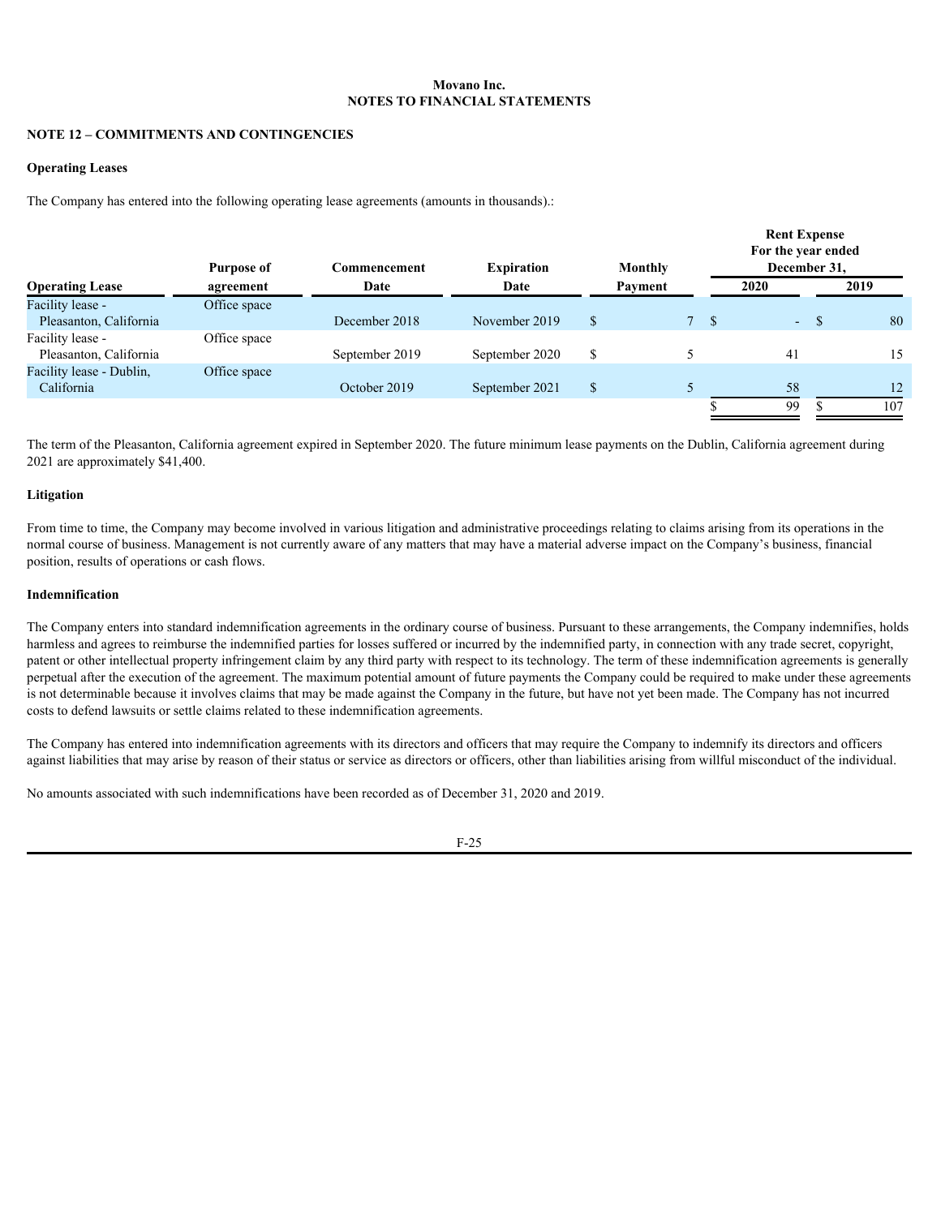Movano Inc.
NOTES TO FINANCIAL STATEMENTS

## NOTE 12 – COMMITMENTS AND CONTINGENCIES

### Operating Leases

The Company has entered into the following operating lease agreements (amounts in thousands).:

| Operating Lease | Purpose of agreement | Commencement Date | Expiration Date | Monthly Payment | Rent Expense For the year ended December 31, 2020 | Rent Expense For the year ended December 31, 2019 |
|---|---|---|---|---|---|---|
| Facility lease - Pleasanton, California | Office space | December 2018 | November 2019 | $ 7 | $ - | $ 80 |
| Facility lease - Pleasanton, California | Office space | September 2019 | September 2020 | $ 5 | 41 | 15 |
| Facility lease - Dublin, California | Office space | October 2019 | September 2021 | $ 5 | 58 | 12 |
| | | | | | $ 99 | $ 107 |

The term of the Pleasanton, California agreement expired in September 2020. The future minimum lease payments on the Dublin, California agreement during 2021 are approximately $41,400.

### Litigation

From time to time, the Company may become involved in various litigation and administrative proceedings relating to claims arising from its operations in the normal course of business. Management is not currently aware of any matters that may have a material adverse impact on the Company's business, financial position, results of operations or cash flows.

### Indemnification

The Company enters into standard indemnification agreements in the ordinary course of business. Pursuant to these arrangements, the Company indemnifies, holds harmless and agrees to reimburse the indemnified parties for losses suffered or incurred by the indemnified party, in connection with any trade secret, copyright, patent or other intellectual property infringement claim by any third party with respect to its technology. The term of these indemnification agreements is generally perpetual after the execution of the agreement. The maximum potential amount of future payments the Company could be required to make under these agreements is not determinable because it involves claims that may be made against the Company in the future, but have not yet been made. The Company has not incurred costs to defend lawsuits or settle claims related to these indemnification agreements.

The Company has entered into indemnification agreements with its directors and officers that may require the Company to indemnify its directors and officers against liabilities that may arise by reason of their status or service as directors or officers, other than liabilities arising from willful misconduct of the individual.

No amounts associated with such indemnifications have been recorded as of December 31, 2020 and 2019.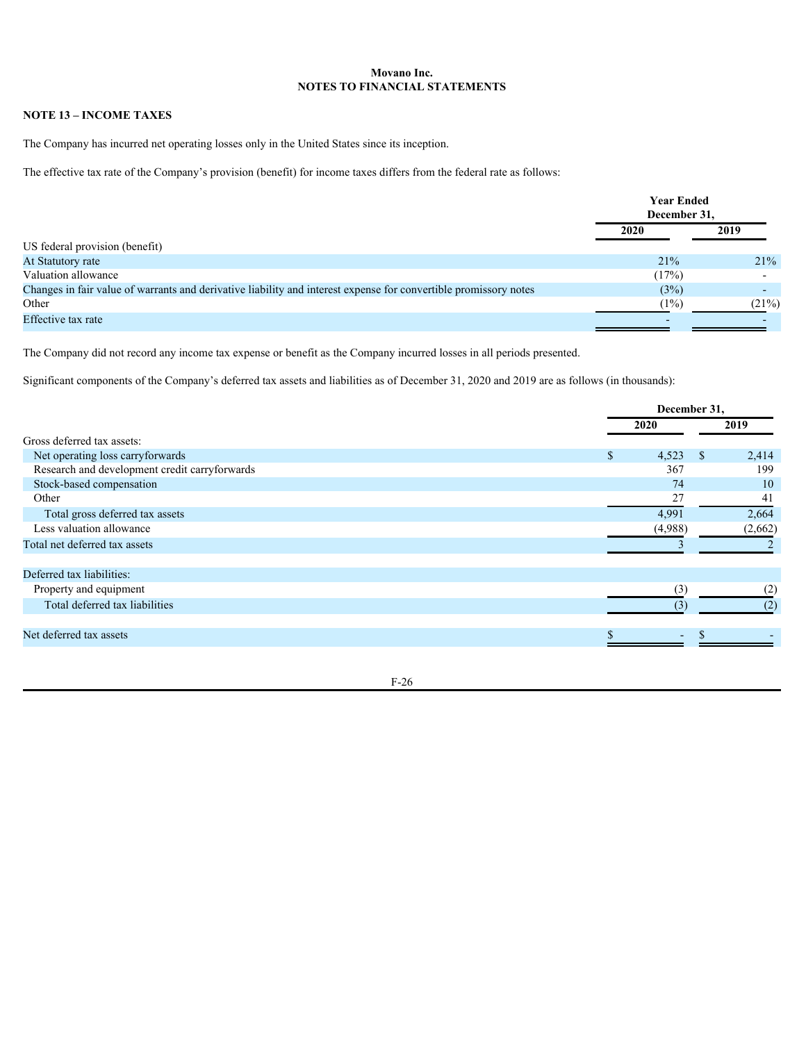**Movano Inc.**
**NOTES TO FINANCIAL STATEMENTS**

## NOTE 13 – INCOME TAXES

The Company has incurred net operating losses only in the United States since its inception.

The effective tax rate of the Company's provision (benefit) for income taxes differs from the federal rate as follows:

| | Year Ended December 31, | |
|---|---|---|
| | 2020 | 2019 |
| US federal provision (benefit) | | |
| At Statutory rate | 21% | 21% |
| Valuation allowance | (17%) | - |
| Changes in fair value of warrants and derivative liability and interest expense for convertible promissory notes | (3%) | - |
| Other | (1%) | (21%) |
| Effective tax rate | - | - |

The Company did not record any income tax expense or benefit as the Company incurred losses in all periods presented.

Significant components of the Company's deferred tax assets and liabilities as of December 31, 2020 and 2019 are as follows (in thousands):

| | December 31, | |
|---|---|---|
| | 2020 | 2019 |
| Gross deferred tax assets: | | |
| Net operating loss carryforwards | $ 4,523 | $ 2,414 |
| Research and development credit carryforwards | 367 | 199 |
| Stock-based compensation | 74 | 10 |
| Other | 27 | 41 |
| Total gross deferred tax assets | 4,991 | 2,664 |
| Less valuation allowance | (4,988) | (2,662) |
| Total net deferred tax assets | 3 | 2 |
| | | |
| Deferred tax liabilities: | | |
| Property and equipment | (3) | (2) |
| Total deferred tax liabilities | (3) | (2) |
| | | |
| Net deferred tax assets | $ - | $ - |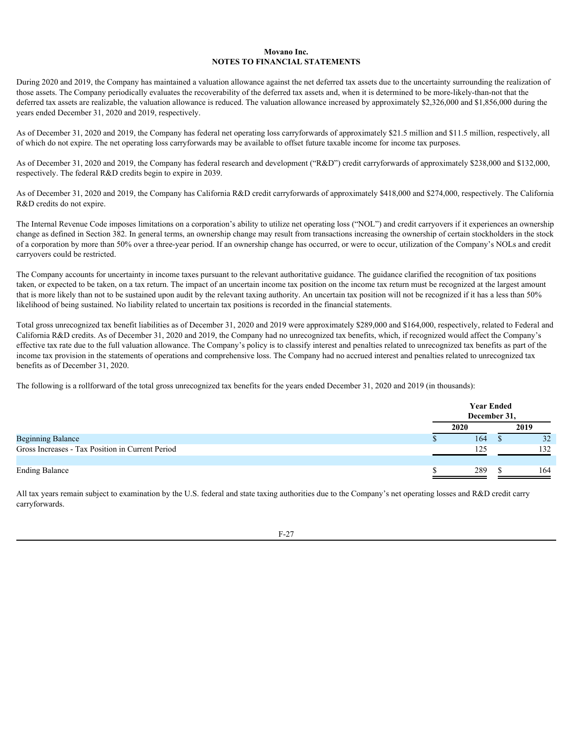**Movano Inc.**
**NOTES TO FINANCIAL STATEMENTS**

During 2020 and 2019, the Company has maintained a valuation allowance against the net deferred tax assets due to the uncertainty surrounding the realization of those assets. The Company periodically evaluates the recoverability of the deferred tax assets and, when it is determined to be more-likely-than-not that the deferred tax assets are realizable, the valuation allowance is reduced. The valuation allowance increased by approximately $2,326,000 and $1,856,000 during the years ended December 31, 2020 and 2019, respectively.

As of December 31, 2020 and 2019, the Company has federal net operating loss carryforwards of approximately $21.5 million and $11.5 million, respectively, all of which do not expire. The net operating loss carryforwards may be available to offset future taxable income for income tax purposes.

As of December 31, 2020 and 2019, the Company has federal research and development ("R&D") credit carryforwards of approximately $238,000 and $132,000, respectively. The federal R&D credits begin to expire in 2039.

As of December 31, 2020 and 2019, the Company has California R&D credit carryforwards of approximately $418,000 and $274,000, respectively. The California R&D credits do not expire.

The Internal Revenue Code imposes limitations on a corporation's ability to utilize net operating loss ("NOL") and credit carryovers if it experiences an ownership change as defined in Section 382. In general terms, an ownership change may result from transactions increasing the ownership of certain stockholders in the stock of a corporation by more than 50% over a three-year period. If an ownership change has occurred, or were to occur, utilization of the Company's NOLs and credit carryovers could be restricted.

The Company accounts for uncertainty in income taxes pursuant to the relevant authoritative guidance. The guidance clarified the recognition of tax positions taken, or expected to be taken, on a tax return. The impact of an uncertain income tax position on the income tax return must be recognized at the largest amount that is more likely than not to be sustained upon audit by the relevant taxing authority. An uncertain tax position will not be recognized if it has a less than 50% likelihood of being sustained. No liability related to uncertain tax positions is recorded in the financial statements.

Total gross unrecognized tax benefit liabilities as of December 31, 2020 and 2019 were approximately $289,000 and $164,000, respectively, related to Federal and California R&D credits. As of December 31, 2020 and 2019, the Company had no unrecognized tax benefits, which, if recognized would affect the Company's effective tax rate due to the full valuation allowance. The Company's policy is to classify interest and penalties related to unrecognized tax benefits as part of the income tax provision in the statements of operations and comprehensive loss. The Company had no accrued interest and penalties related to unrecognized tax benefits as of December 31, 2020.

The following is a rollforward of the total gross unrecognized tax benefits for the years ended December 31, 2020 and 2019 (in thousands):

| | Year Ended December 31, | |
|---|---|---|
| | 2020 | 2019 |
| Beginning Balance | $ 164 | $ 32 |
| Gross Increases - Tax Position in Current Period | 125 | 132 |
| Ending Balance | $ 289 | $ 164 |

All tax years remain subject to examination by the U.S. federal and state taxing authorities due to the Company's net operating losses and R&D credit carry carryforwards.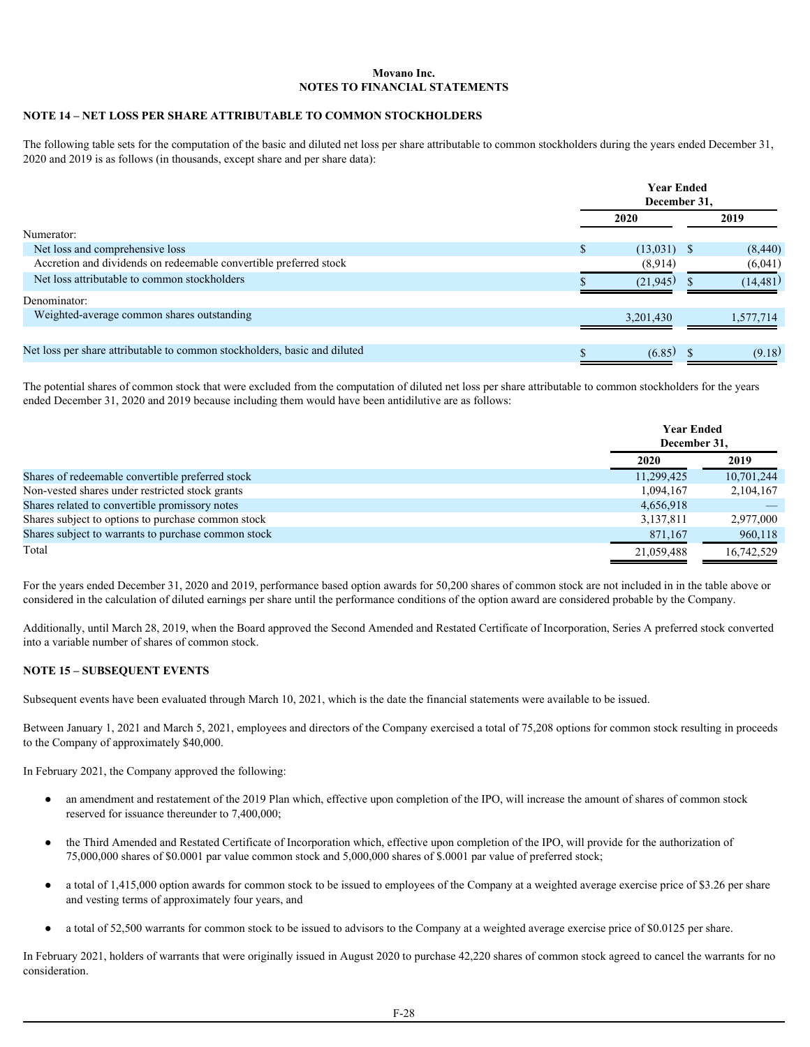**Movano Inc.**
**NOTES TO FINANCIAL STATEMENTS**

## NOTE 14 – NET LOSS PER SHARE ATTRIBUTABLE TO COMMON STOCKHOLDERS

The following table sets for the computation of the basic and diluted net loss per share attributable to common stockholders during the years ended December 31, 2020 and 2019 is as follows (in thousands, except share and per share data):

| | Year Ended December 31, | |
|---|---|---|
| | 2020 | 2019 |
| Numerator: | | |
| Net loss and comprehensive loss | $ (13,031) | $ (8,440) |
| Accretion and dividends on redeemable convertible preferred stock | (8,914) | (6,041) |
| Net loss attributable to common stockholders | $ (21,945) | $ (14,481) |
| Denominator: | | |
| Weighted-average common shares outstanding | 3,201,430 | 1,577,714 |
| Net loss per share attributable to common stockholders, basic and diluted | $ (6.85) | $ (9.18) |

The potential shares of common stock that were excluded from the computation of diluted net loss per share attributable to common stockholders for the years ended December 31, 2020 and 2019 because including them would have been antidilutive are as follows:

| | Year Ended December 31, | |
|---|---|---|
| | 2020 | 2019 |
| Shares of redeemable convertible preferred stock | 11,299,425 | 10,701,244 |
| Non-vested shares under restricted stock grants | 1,094,167 | 2,104,167 |
| Shares related to convertible promissory notes | 4,656,918 | — |
| Shares subject to options to purchase common stock | 3,137,811 | 2,977,000 |
| Shares subject to warrants to purchase common stock | 871,167 | 960,118 |
| Total | 21,059,488 | 16,742,529 |

For the years ended December 31, 2020 and 2019, performance based option awards for 50,200 shares of common stock are not included in in the table above or considered in the calculation of diluted earnings per share until the performance conditions of the option award are considered probable by the Company.

Additionally, until March 28, 2019, when the Board approved the Second Amended and Restated Certificate of Incorporation, Series A preferred stock converted into a variable number of shares of common stock.

## NOTE 15 – SUBSEQUENT EVENTS

Subsequent events have been evaluated through March 10, 2021, which is the date the financial statements were available to be issued.

Between January 1, 2021 and March 5, 2021, employees and directors of the Company exercised a total of 75,208 options for common stock resulting in proceeds to the Company of approximately $40,000.

In February 2021, the Company approved the following:

- an amendment and restatement of the 2019 Plan which, effective upon completion of the IPO, will increase the amount of shares of common stock reserved for issuance thereunder to 7,400,000;
- the Third Amended and Restated Certificate of Incorporation which, effective upon completion of the IPO, will provide for the authorization of 75,000,000 shares of $0.0001 par value common stock and 5,000,000 shares of $.0001 par value of preferred stock;
- a total of 1,415,000 option awards for common stock to be issued to employees of the Company at a weighted average exercise price of $3.26 per share and vesting terms of approximately four years, and
- a total of 52,500 warrants for common stock to be issued to advisors to the Company at a weighted average exercise price of $0.0125 per share.

In February 2021, holders of warrants that were originally issued in August 2020 to purchase 42,220 shares of common stock agreed to cancel the warrants for no consideration.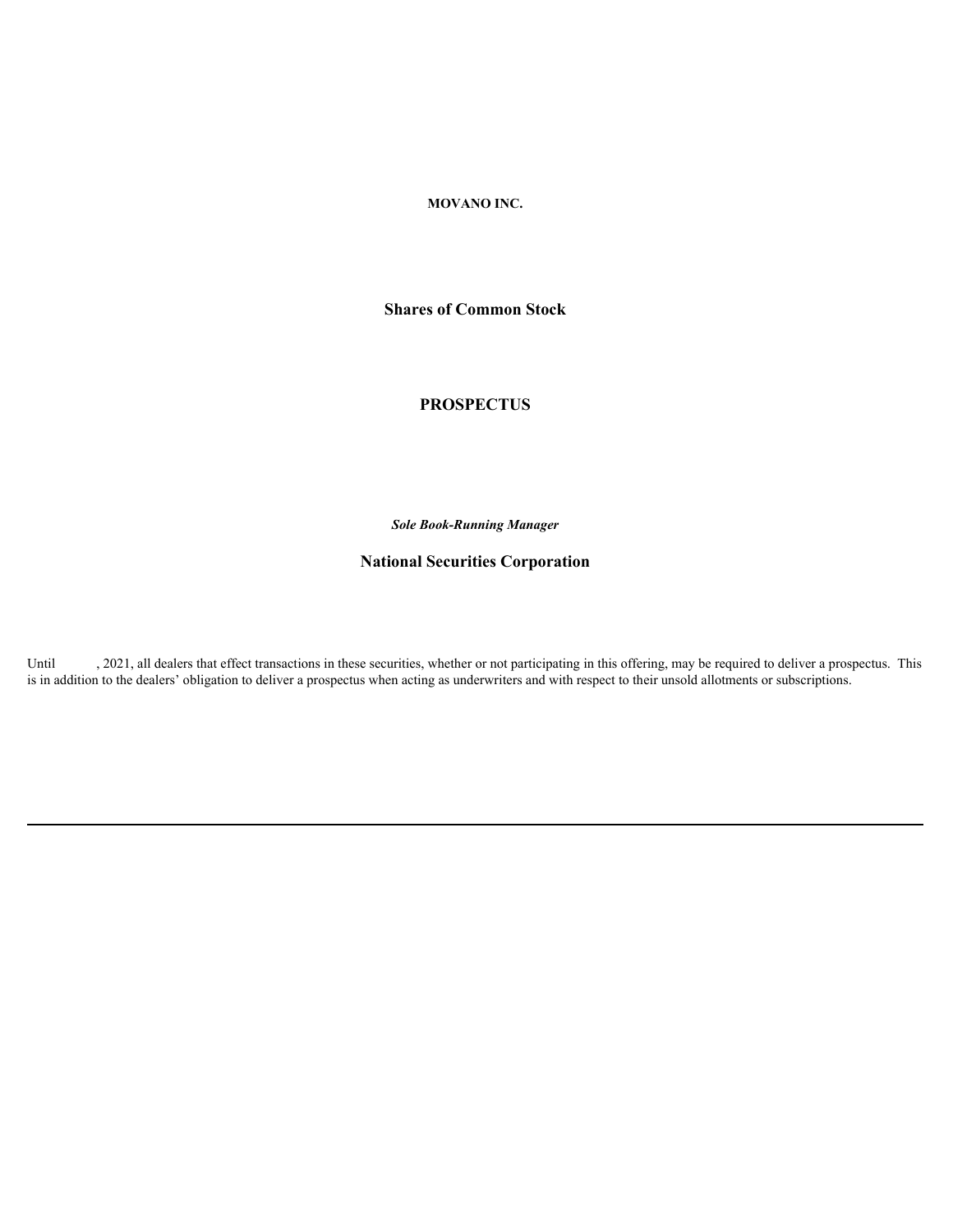**MOVANO INC.**

**Shares of Common Stock**

**PROSPECTUS**

***Sole Book-Running Manager***

**National Securities Corporation**

Until , 2021, all dealers that effect transactions in these securities, whether or not participating in this offering, may be required to deliver a prospectus. This is in addition to the dealers' obligation to deliver a prospectus when acting as underwriters and with respect to their unsold allotments or subscriptions.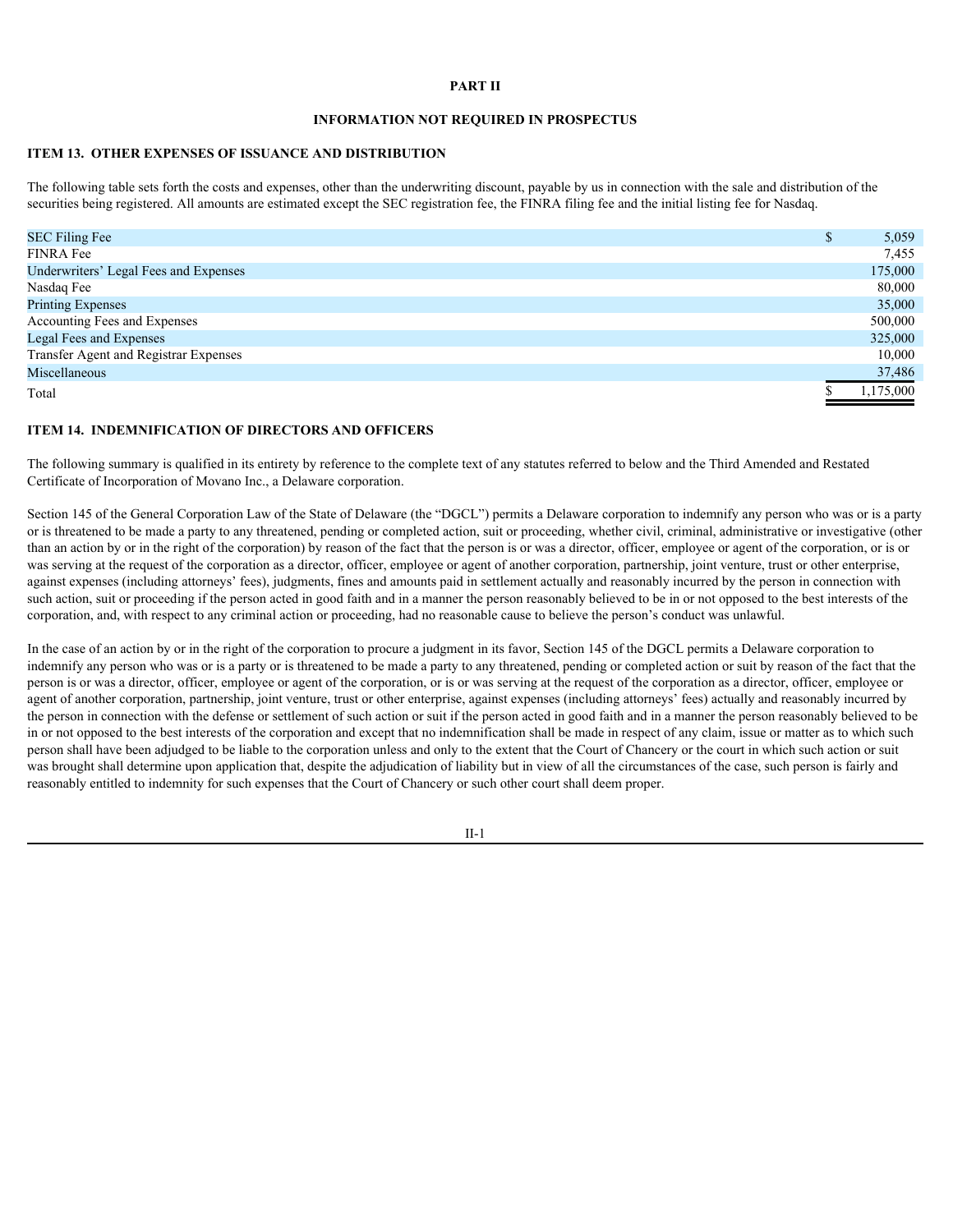## PART II

## INFORMATION NOT REQUIRED IN PROSPECTUS

### ITEM 13. OTHER EXPENSES OF ISSUANCE AND DISTRIBUTION

The following table sets forth the costs and expenses, other than the underwriting discount, payable by us in connection with the sale and distribution of the securities being registered. All amounts are estimated except the SEC registration fee, the FINRA filing fee and the initial listing fee for Nasdaq.

| | |
|---|---|
| SEC Filing Fee | $ 5,059 |
| FINRA Fee | 7,455 |
| Underwriters' Legal Fees and Expenses | 175,000 |
| Nasdaq Fee | 80,000 |
| Printing Expenses | 35,000 |
| Accounting Fees and Expenses | 500,000 |
| Legal Fees and Expenses | 325,000 |
| Transfer Agent and Registrar Expenses | 10,000 |
| Miscellaneous | 37,486 |
| Total | $ 1,175,000 |

### ITEM 14. INDEMNIFICATION OF DIRECTORS AND OFFICERS

The following summary is qualified in its entirety by reference to the complete text of any statutes referred to below and the Third Amended and Restated Certificate of Incorporation of Movano Inc., a Delaware corporation.

Section 145 of the General Corporation Law of the State of Delaware (the "DGCL") permits a Delaware corporation to indemnify any person who was or is a party or is threatened to be made a party to any threatened, pending or completed action, suit or proceeding, whether civil, criminal, administrative or investigative (other than an action by or in the right of the corporation) by reason of the fact that the person is or was a director, officer, employee or agent of the corporation, or is or was serving at the request of the corporation as a director, officer, employee or agent of another corporation, partnership, joint venture, trust or other enterprise, against expenses (including attorneys' fees), judgments, fines and amounts paid in settlement actually and reasonably incurred by the person in connection with such action, suit or proceeding if the person acted in good faith and in a manner the person reasonably believed to be in or not opposed to the best interests of the corporation, and, with respect to any criminal action or proceeding, had no reasonable cause to believe the person's conduct was unlawful.

In the case of an action by or in the right of the corporation to procure a judgment in its favor, Section 145 of the DGCL permits a Delaware corporation to indemnify any person who was or is a party or is threatened to be made a party to any threatened, pending or completed action or suit by reason of the fact that the person is or was a director, officer, employee or agent of the corporation, or is or was serving at the request of the corporation as a director, officer, employee or agent of another corporation, partnership, joint venture, trust or other enterprise, against expenses (including attorneys' fees) actually and reasonably incurred by the person in connection with the defense or settlement of such action or suit if the person acted in good faith and in a manner the person reasonably believed to be in or not opposed to the best interests of the corporation and except that no indemnification shall be made in respect of any claim, issue or matter as to which such person shall have been adjudged to be liable to the corporation unless and only to the extent that the Court of Chancery or the court in which such action or suit was brought shall determine upon application that, despite the adjudication of liability but in view of all the circumstances of the case, such person is fairly and reasonably entitled to indemnity for such expenses that the Court of Chancery or such other court shall deem proper.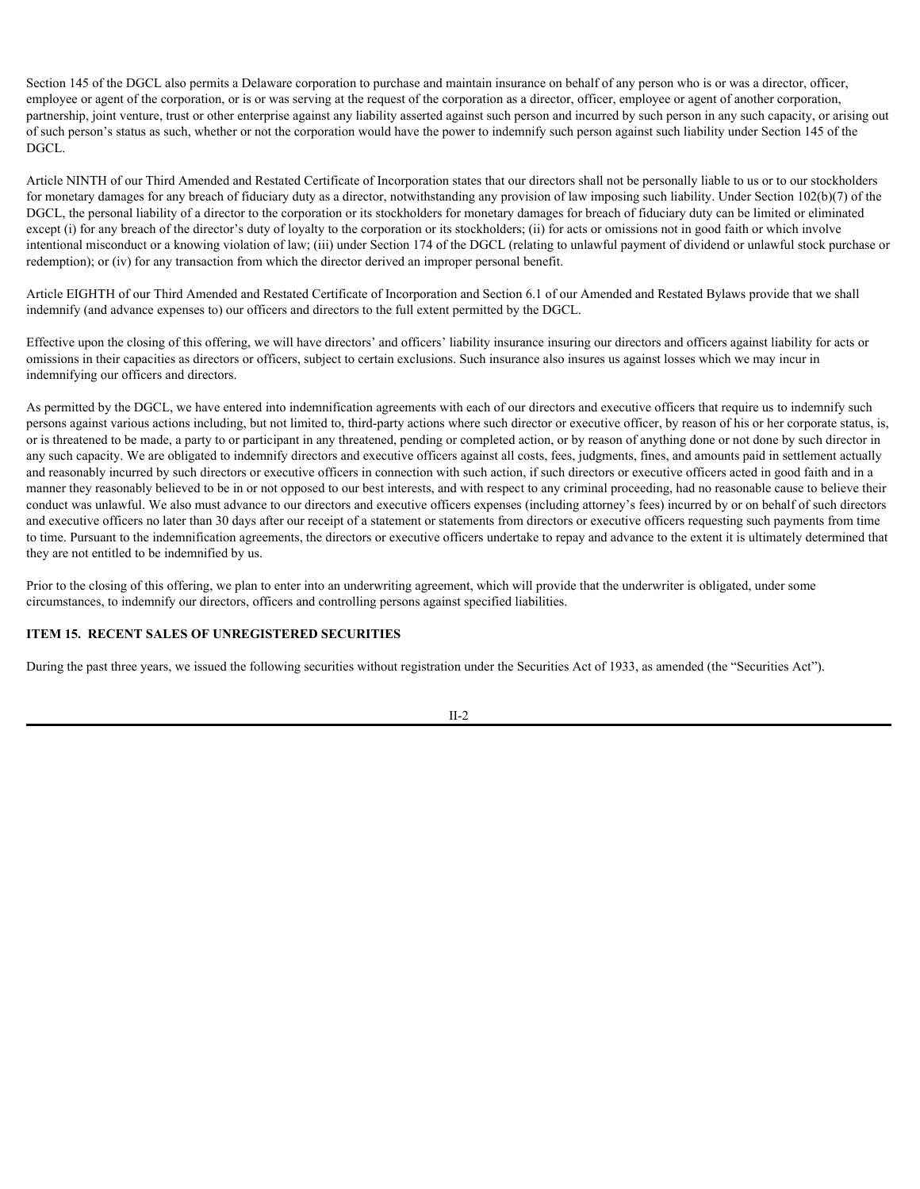Section 145 of the DGCL also permits a Delaware corporation to purchase and maintain insurance on behalf of any person who is or was a director, officer, employee or agent of the corporation, or is or was serving at the request of the corporation as a director, officer, employee or agent of another corporation, partnership, joint venture, trust or other enterprise against any liability asserted against such person and incurred by such person in any such capacity, or arising out of such person's status as such, whether or not the corporation would have the power to indemnify such person against such liability under Section 145 of the DGCL.

Article NINTH of our Third Amended and Restated Certificate of Incorporation states that our directors shall not be personally liable to us or to our stockholders for monetary damages for any breach of fiduciary duty as a director, notwithstanding any provision of law imposing such liability. Under Section 102(b)(7) of the DGCL, the personal liability of a director to the corporation or its stockholders for monetary damages for breach of fiduciary duty can be limited or eliminated except (i) for any breach of the director's duty of loyalty to the corporation or its stockholders; (ii) for acts or omissions not in good faith or which involve intentional misconduct or a knowing violation of law; (iii) under Section 174 of the DGCL (relating to unlawful payment of dividend or unlawful stock purchase or redemption); or (iv) for any transaction from which the director derived an improper personal benefit.

Article EIGHTH of our Third Amended and Restated Certificate of Incorporation and Section 6.1 of our Amended and Restated Bylaws provide that we shall indemnify (and advance expenses to) our officers and directors to the full extent permitted by the DGCL.

Effective upon the closing of this offering, we will have directors' and officers' liability insurance insuring our directors and officers against liability for acts or omissions in their capacities as directors or officers, subject to certain exclusions. Such insurance also insures us against losses which we may incur in indemnifying our officers and directors.

As permitted by the DGCL, we have entered into indemnification agreements with each of our directors and executive officers that require us to indemnify such persons against various actions including, but not limited to, third-party actions where such director or executive officer, by reason of his or her corporate status, is, or is threatened to be made, a party to or participant in any threatened, pending or completed action, or by reason of anything done or not done by such director in any such capacity. We are obligated to indemnify directors and executive officers against all costs, fees, judgments, fines, and amounts paid in settlement actually and reasonably incurred by such directors or executive officers in connection with such action, if such directors or executive officers acted in good faith and in a manner they reasonably believed to be in or not opposed to our best interests, and with respect to any criminal proceeding, had no reasonable cause to believe their conduct was unlawful. We also must advance to our directors and executive officers expenses (including attorney's fees) incurred by or on behalf of such directors and executive officers no later than 30 days after our receipt of a statement or statements from directors or executive officers requesting such payments from time to time. Pursuant to the indemnification agreements, the directors or executive officers undertake to repay and advance to the extent it is ultimately determined that they are not entitled to be indemnified by us.

Prior to the closing of this offering, we plan to enter into an underwriting agreement, which will provide that the underwriter is obligated, under some circumstances, to indemnify our directors, officers and controlling persons against specified liabilities.

### ITEM 15. RECENT SALES OF UNREGISTERED SECURITIES

During the past three years, we issued the following securities without registration under the Securities Act of 1933, as amended (the "Securities Act").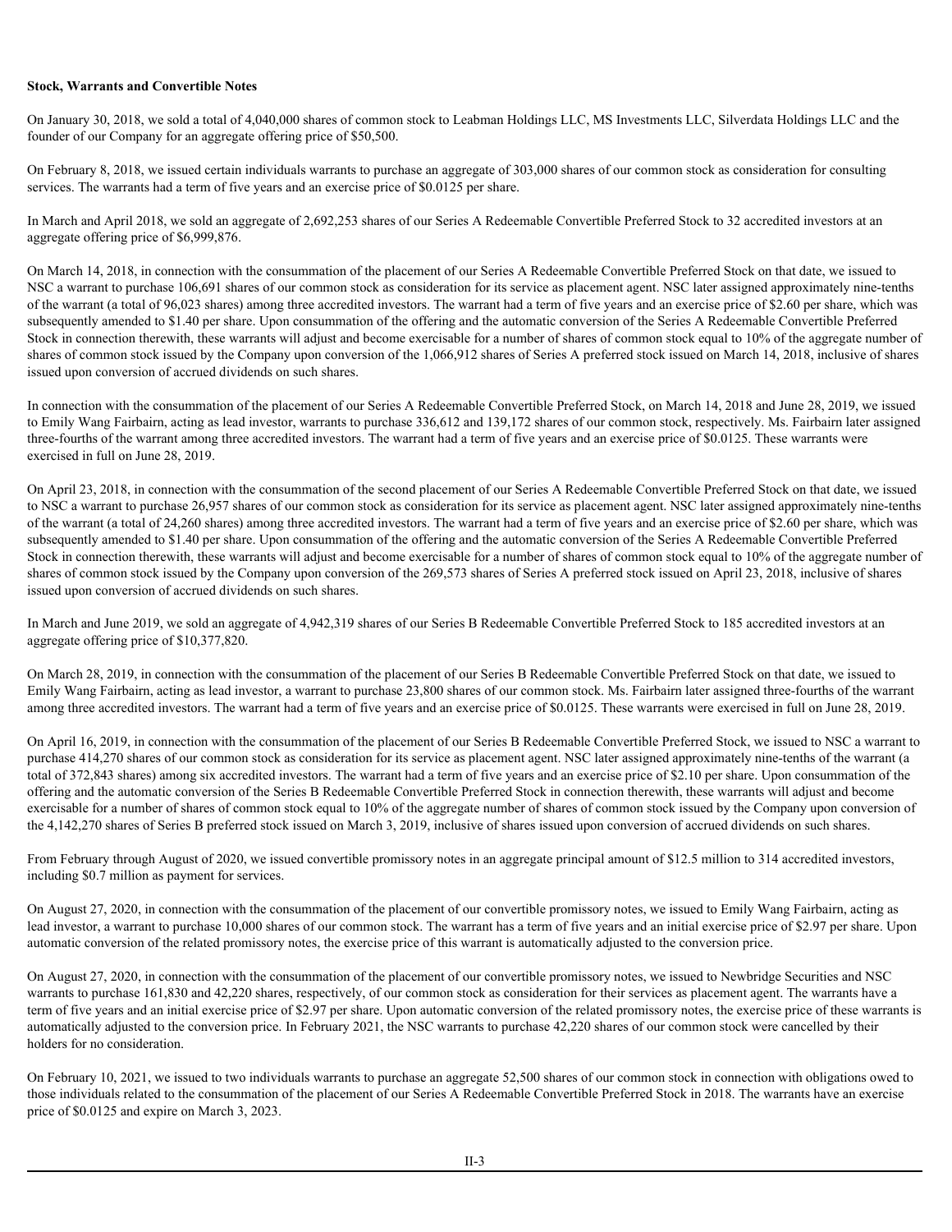**Stock, Warrants and Convertible Notes**

On January 30, 2018, we sold a total of 4,040,000 shares of common stock to Leabman Holdings LLC, MS Investments LLC, Silverdata Holdings LLC and the founder of our Company for an aggregate offering price of $50,500.

On February 8, 2018, we issued certain individuals warrants to purchase an aggregate of 303,000 shares of our common stock as consideration for consulting services. The warrants had a term of five years and an exercise price of $0.0125 per share.

In March and April 2018, we sold an aggregate of 2,692,253 shares of our Series A Redeemable Convertible Preferred Stock to 32 accredited investors at an aggregate offering price of $6,999,876.

On March 14, 2018, in connection with the consummation of the placement of our Series A Redeemable Convertible Preferred Stock on that date, we issued to NSC a warrant to purchase 106,691 shares of our common stock as consideration for its service as placement agent. NSC later assigned approximately nine-tenths of the warrant (a total of 96,023 shares) among three accredited investors. The warrant had a term of five years and an exercise price of $2.60 per share, which was subsequently amended to $1.40 per share. Upon consummation of the offering and the automatic conversion of the Series A Redeemable Convertible Preferred Stock in connection therewith, these warrants will adjust and become exercisable for a number of shares of common stock equal to 10% of the aggregate number of shares of common stock issued by the Company upon conversion of the 1,066,912 shares of Series A preferred stock issued on March 14, 2018, inclusive of shares issued upon conversion of accrued dividends on such shares.

In connection with the consummation of the placement of our Series A Redeemable Convertible Preferred Stock, on March 14, 2018 and June 28, 2019, we issued to Emily Wang Fairbairn, acting as lead investor, warrants to purchase 336,612 and 139,172 shares of our common stock, respectively. Ms. Fairbairn later assigned three-fourths of the warrant among three accredited investors. The warrant had a term of five years and an exercise price of $0.0125. These warrants were exercised in full on June 28, 2019.

On April 23, 2018, in connection with the consummation of the second placement of our Series A Redeemable Convertible Preferred Stock on that date, we issued to NSC a warrant to purchase 26,957 shares of our common stock as consideration for its service as placement agent. NSC later assigned approximately nine-tenths of the warrant (a total of 24,260 shares) among three accredited investors. The warrant had a term of five years and an exercise price of $2.60 per share, which was subsequently amended to $1.40 per share. Upon consummation of the offering and the automatic conversion of the Series A Redeemable Convertible Preferred Stock in connection therewith, these warrants will adjust and become exercisable for a number of shares of common stock equal to 10% of the aggregate number of shares of common stock issued by the Company upon conversion of the 269,573 shares of Series A preferred stock issued on April 23, 2018, inclusive of shares issued upon conversion of accrued dividends on such shares.

In March and June 2019, we sold an aggregate of 4,942,319 shares of our Series B Redeemable Convertible Preferred Stock to 185 accredited investors at an aggregate offering price of $10,377,820.

On March 28, 2019, in connection with the consummation of the placement of our Series B Redeemable Convertible Preferred Stock on that date, we issued to Emily Wang Fairbairn, acting as lead investor, a warrant to purchase 23,800 shares of our common stock. Ms. Fairbairn later assigned three-fourths of the warrant among three accredited investors. The warrant had a term of five years and an exercise price of $0.0125. These warrants were exercised in full on June 28, 2019.

On April 16, 2019, in connection with the consummation of the placement of our Series B Redeemable Convertible Preferred Stock, we issued to NSC a warrant to purchase 414,270 shares of our common stock as consideration for its service as placement agent. NSC later assigned approximately nine-tenths of the warrant (a total of 372,843 shares) among six accredited investors. The warrant had a term of five years and an exercise price of $2.10 per share. Upon consummation of the offering and the automatic conversion of the Series B Redeemable Convertible Preferred Stock in connection therewith, these warrants will adjust and become exercisable for a number of shares of common stock equal to 10% of the aggregate number of shares of common stock issued by the Company upon conversion of the 4,142,270 shares of Series B preferred stock issued on March 3, 2019, inclusive of shares issued upon conversion of accrued dividends on such shares.

From February through August of 2020, we issued convertible promissory notes in an aggregate principal amount of $12.5 million to 314 accredited investors, including $0.7 million as payment for services.

On August 27, 2020, in connection with the consummation of the placement of our convertible promissory notes, we issued to Emily Wang Fairbairn, acting as lead investor, a warrant to purchase 10,000 shares of our common stock. The warrant has a term of five years and an initial exercise price of $2.97 per share. Upon automatic conversion of the related promissory notes, the exercise price of this warrant is automatically adjusted to the conversion price.

On August 27, 2020, in connection with the consummation of the placement of our convertible promissory notes, we issued to Newbridge Securities and NSC warrants to purchase 161,830 and 42,220 shares, respectively, of our common stock as consideration for their services as placement agent. The warrants have a term of five years and an initial exercise price of $2.97 per share. Upon automatic conversion of the related promissory notes, the exercise price of these warrants is automatically adjusted to the conversion price. In February 2021, the NSC warrants to purchase 42,220 shares of our common stock were cancelled by their holders for no consideration.

On February 10, 2021, we issued to two individuals warrants to purchase an aggregate 52,500 shares of our common stock in connection with obligations owed to those individuals related to the consummation of the placement of our Series A Redeemable Convertible Preferred Stock in 2018. The warrants have an exercise price of $0.0125 and expire on March 3, 2023.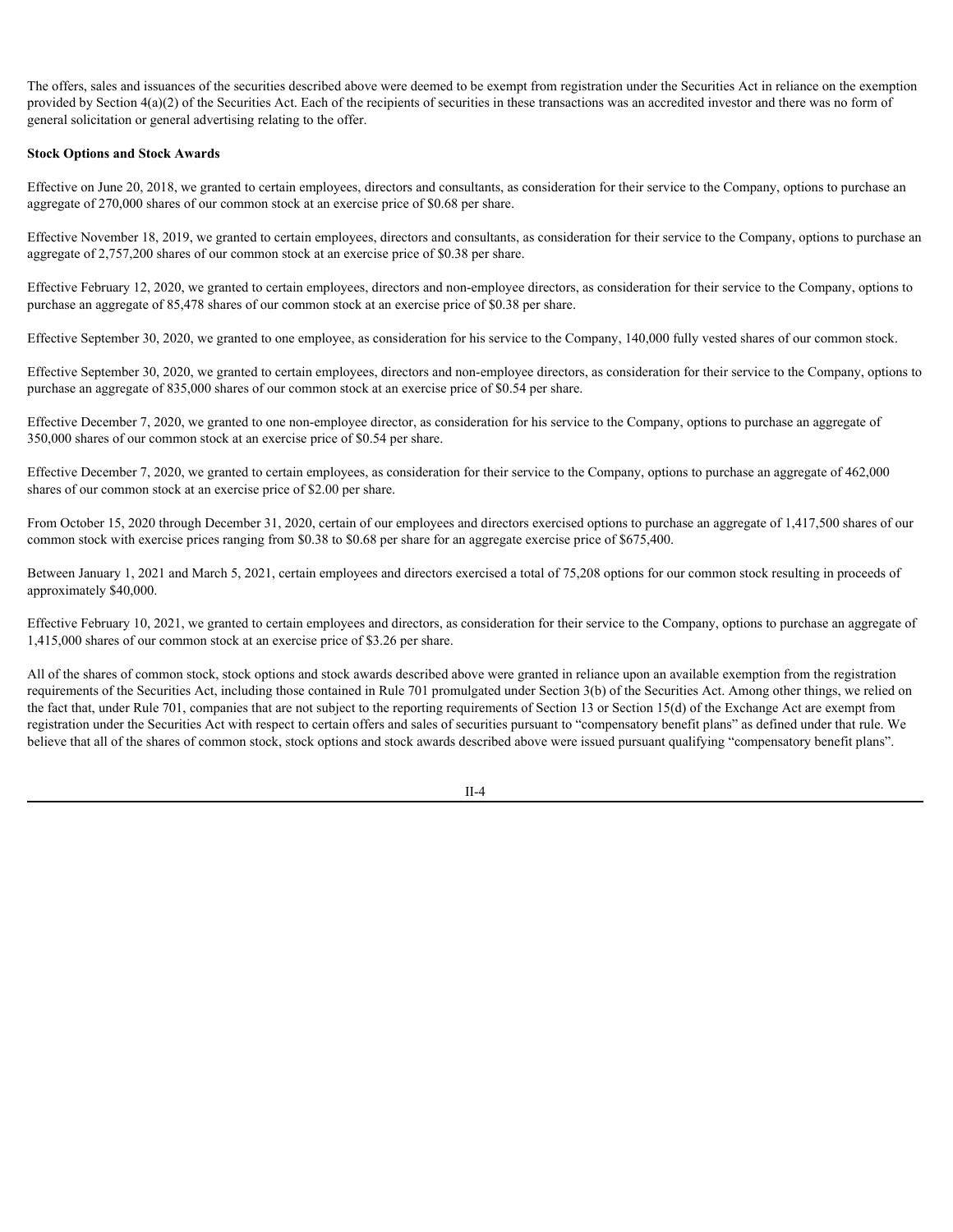The offers, sales and issuances of the securities described above were deemed to be exempt from registration under the Securities Act in reliance on the exemption provided by Section 4(a)(2) of the Securities Act. Each of the recipients of securities in these transactions was an accredited investor and there was no form of general solicitation or general advertising relating to the offer.

**Stock Options and Stock Awards**

Effective on June 20, 2018, we granted to certain employees, directors and consultants, as consideration for their service to the Company, options to purchase an aggregate of 270,000 shares of our common stock at an exercise price of $0.68 per share.

Effective November 18, 2019, we granted to certain employees, directors and consultants, as consideration for their service to the Company, options to purchase an aggregate of 2,757,200 shares of our common stock at an exercise price of $0.38 per share.

Effective February 12, 2020, we granted to certain employees, directors and non-employee directors, as consideration for their service to the Company, options to purchase an aggregate of 85,478 shares of our common stock at an exercise price of $0.38 per share.

Effective September 30, 2020, we granted to one employee, as consideration for his service to the Company, 140,000 fully vested shares of our common stock.

Effective September 30, 2020, we granted to certain employees, directors and non-employee directors, as consideration for their service to the Company, options to purchase an aggregate of 835,000 shares of our common stock at an exercise price of $0.54 per share.

Effective December 7, 2020, we granted to one non-employee director, as consideration for his service to the Company, options to purchase an aggregate of 350,000 shares of our common stock at an exercise price of $0.54 per share.

Effective December 7, 2020, we granted to certain employees, as consideration for their service to the Company, options to purchase an aggregate of 462,000 shares of our common stock at an exercise price of $2.00 per share.

From October 15, 2020 through December 31, 2020, certain of our employees and directors exercised options to purchase an aggregate of 1,417,500 shares of our common stock with exercise prices ranging from $0.38 to $0.68 per share for an aggregate exercise price of $675,400.

Between January 1, 2021 and March 5, 2021, certain employees and directors exercised a total of 75,208 options for our common stock resulting in proceeds of approximately $40,000.

Effective February 10, 2021, we granted to certain employees and directors, as consideration for their service to the Company, options to purchase an aggregate of 1,415,000 shares of our common stock at an exercise price of $3.26 per share.

All of the shares of common stock, stock options and stock awards described above were granted in reliance upon an available exemption from the registration requirements of the Securities Act, including those contained in Rule 701 promulgated under Section 3(b) of the Securities Act. Among other things, we relied on the fact that, under Rule 701, companies that are not subject to the reporting requirements of Section 13 or Section 15(d) of the Exchange Act are exempt from registration under the Securities Act with respect to certain offers and sales of securities pursuant to "compensatory benefit plans" as defined under that rule. We believe that all of the shares of common stock, stock options and stock awards described above were issued pursuant qualifying "compensatory benefit plans".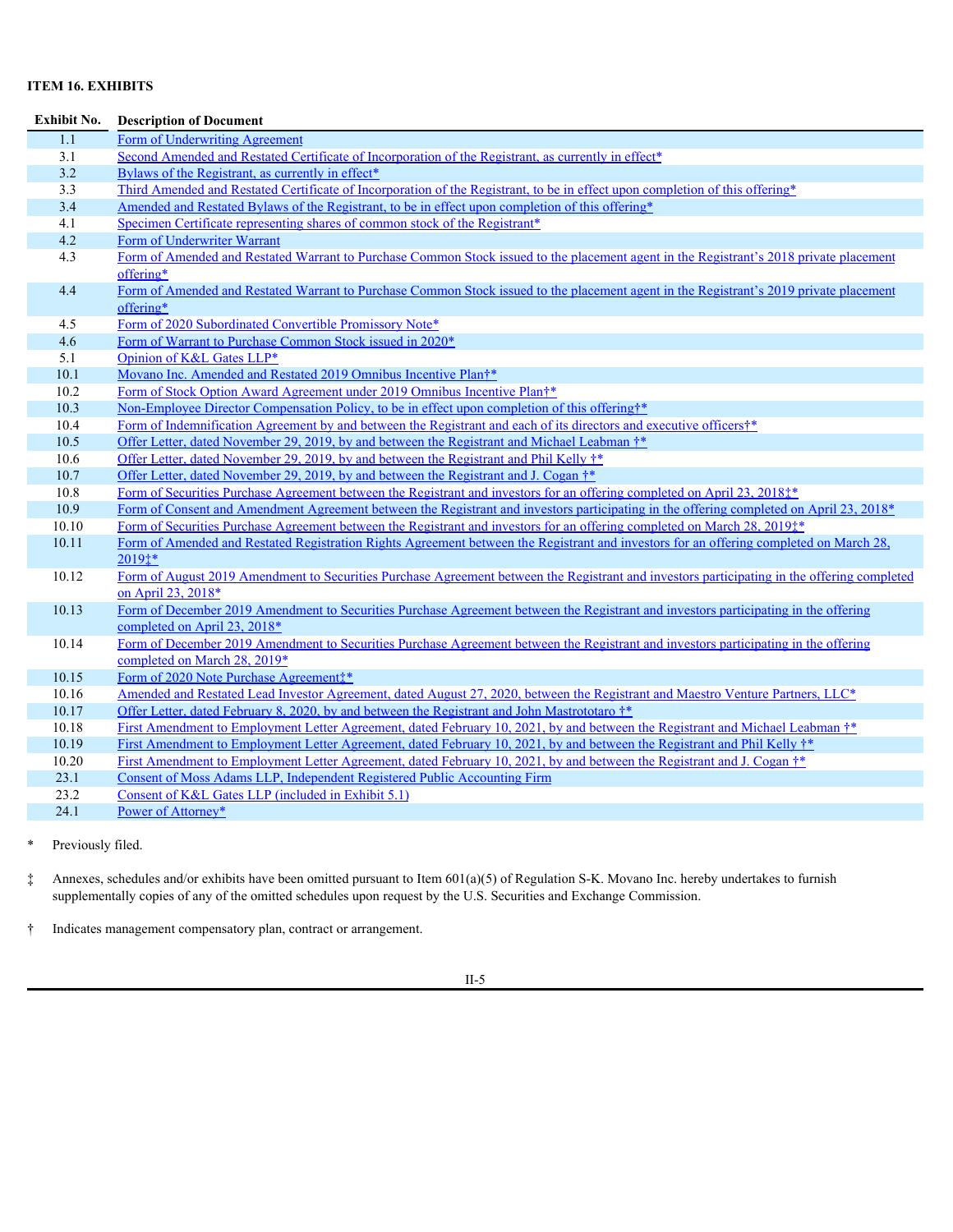## ITEM 16. EXHIBITS

| Exhibit No. | Description of Document |
|---|---|
| 1.1 | Form of Underwriting Agreement |
| 3.1 | Second Amended and Restated Certificate of Incorporation of the Registrant, as currently in effect* |
| 3.2 | Bylaws of the Registrant, as currently in effect* |
| 3.3 | Third Amended and Restated Certificate of Incorporation of the Registrant, to be in effect upon completion of this offering* |
| 3.4 | Amended and Restated Bylaws of the Registrant, to be in effect upon completion of this offering* |
| 4.1 | Specimen Certificate representing shares of common stock of the Registrant* |
| 4.2 | Form of Underwriter Warrant |
| 4.3 | Form of Amended and Restated Warrant to Purchase Common Stock issued to the placement agent in the Registrant's 2018 private placement offering* |
| 4.4 | Form of Amended and Restated Warrant to Purchase Common Stock issued to the placement agent in the Registrant's 2019 private placement offering* |
| 4.5 | Form of 2020 Subordinated Convertible Promissory Note* |
| 4.6 | Form of Warrant to Purchase Common Stock issued in 2020* |
| 5.1 | Opinion of K&L Gates LLP* |
| 10.1 | Movano Inc. Amended and Restated 2019 Omnibus Incentive Plan†* |
| 10.2 | Form of Stock Option Award Agreement under 2019 Omnibus Incentive Plan†* |
| 10.3 | Non-Employee Director Compensation Policy, to be in effect upon completion of this offering†* |
| 10.4 | Form of Indemnification Agreement by and between the Registrant and each of its directors and executive officers†* |
| 10.5 | Offer Letter, dated November 29, 2019, by and between the Registrant and Michael Leabman †* |
| 10.6 | Offer Letter, dated November 29, 2019, by and between the Registrant and Phil Kelly †* |
| 10.7 | Offer Letter, dated November 29, 2019, by and between the Registrant and J. Cogan †* |
| 10.8 | Form of Securities Purchase Agreement between the Registrant and investors for an offering completed on April 23, 2018‡* |
| 10.9 | Form of Consent and Amendment Agreement between the Registrant and investors participating in the offering completed on April 23, 2018* |
| 10.10 | Form of Securities Purchase Agreement between the Registrant and investors for an offering completed on March 28, 2019‡* |
| 10.11 | Form of Amended and Restated Registration Rights Agreement between the Registrant and investors for an offering completed on March 28, 2019‡* |
| 10.12 | Form of August 2019 Amendment to Securities Purchase Agreement between the Registrant and investors participating in the offering completed on April 23, 2018* |
| 10.13 | Form of December 2019 Amendment to Securities Purchase Agreement between the Registrant and investors participating in the offering completed on April 23, 2018* |
| 10.14 | Form of December 2019 Amendment to Securities Purchase Agreement between the Registrant and investors participating in the offering completed on March 28, 2019* |
| 10.15 | Form of 2020 Note Purchase Agreement‡* |
| 10.16 | Amended and Restated Lead Investor Agreement, dated August 27, 2020, between the Registrant and Maestro Venture Partners, LLC* |
| 10.17 | Offer Letter, dated February 8, 2020, by and between the Registrant and John Mastrototaro †* |
| 10.18 | First Amendment to Employment Letter Agreement, dated February 10, 2021, by and between the Registrant and Michael Leabman †* |
| 10.19 | First Amendment to Employment Letter Agreement, dated February 10, 2021, by and between the Registrant and Phil Kelly †* |
| 10.20 | First Amendment to Employment Letter Agreement, dated February 10, 2021, by and between the Registrant and J. Cogan †* |
| 23.1 | Consent of Moss Adams LLP, Independent Registered Public Accounting Firm |
| 23.2 | Consent of K&L Gates LLP (included in Exhibit 5.1) |
| 24.1 | Power of Attorney* |

\* Previously filed.

‡ Annexes, schedules and/or exhibits have been omitted pursuant to Item 601(a)(5) of Regulation S-K. Movano Inc. hereby undertakes to furnish supplementally copies of any of the omitted schedules upon request by the U.S. Securities and Exchange Commission.

† Indicates management compensatory plan, contract or arrangement.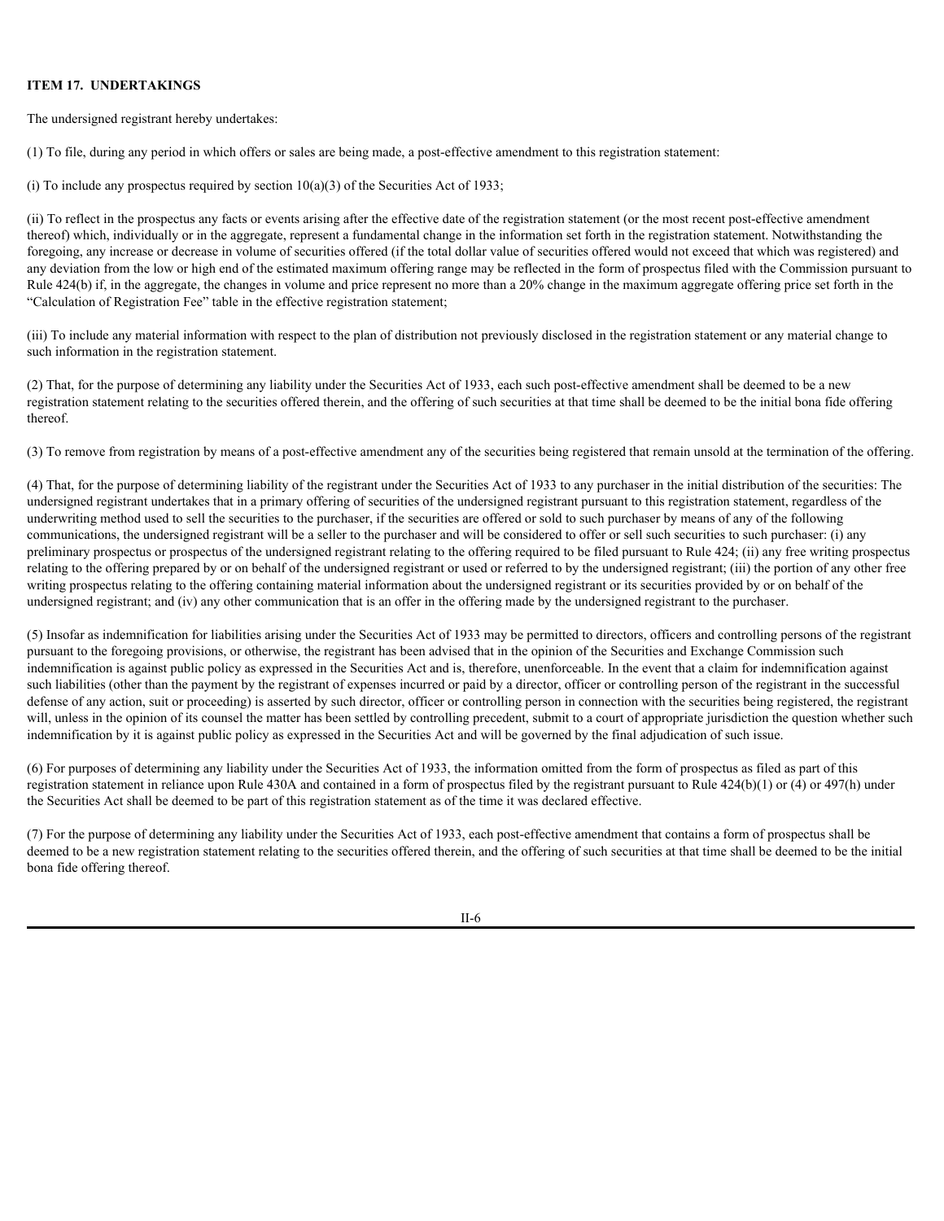**ITEM 17. UNDERTAKINGS**

The undersigned registrant hereby undertakes:

(1) To file, during any period in which offers or sales are being made, a post-effective amendment to this registration statement:

(i) To include any prospectus required by section 10(a)(3) of the Securities Act of 1933;

(ii) To reflect in the prospectus any facts or events arising after the effective date of the registration statement (or the most recent post-effective amendment thereof) which, individually or in the aggregate, represent a fundamental change in the information set forth in the registration statement. Notwithstanding the foregoing, any increase or decrease in volume of securities offered (if the total dollar value of securities offered would not exceed that which was registered) and any deviation from the low or high end of the estimated maximum offering range may be reflected in the form of prospectus filed with the Commission pursuant to Rule 424(b) if, in the aggregate, the changes in volume and price represent no more than a 20% change in the maximum aggregate offering price set forth in the "Calculation of Registration Fee" table in the effective registration statement;

(iii) To include any material information with respect to the plan of distribution not previously disclosed in the registration statement or any material change to such information in the registration statement.

(2) That, for the purpose of determining any liability under the Securities Act of 1933, each such post-effective amendment shall be deemed to be a new registration statement relating to the securities offered therein, and the offering of such securities at that time shall be deemed to be the initial bona fide offering thereof.

(3) To remove from registration by means of a post-effective amendment any of the securities being registered that remain unsold at the termination of the offering.

(4) That, for the purpose of determining liability of the registrant under the Securities Act of 1933 to any purchaser in the initial distribution of the securities: The undersigned registrant undertakes that in a primary offering of securities of the undersigned registrant pursuant to this registration statement, regardless of the underwriting method used to sell the securities to the purchaser, if the securities are offered or sold to such purchaser by means of any of the following communications, the undersigned registrant will be a seller to the purchaser and will be considered to offer or sell such securities to such purchaser: (i) any preliminary prospectus or prospectus of the undersigned registrant relating to the offering required to be filed pursuant to Rule 424; (ii) any free writing prospectus relating to the offering prepared by or on behalf of the undersigned registrant or used or referred to by the undersigned registrant; (iii) the portion of any other free writing prospectus relating to the offering containing material information about the undersigned registrant or its securities provided by or on behalf of the undersigned registrant; and (iv) any other communication that is an offer in the offering made by the undersigned registrant to the purchaser.

(5) Insofar as indemnification for liabilities arising under the Securities Act of 1933 may be permitted to directors, officers and controlling persons of the registrant pursuant to the foregoing provisions, or otherwise, the registrant has been advised that in the opinion of the Securities and Exchange Commission such indemnification is against public policy as expressed in the Securities Act and is, therefore, unenforceable. In the event that a claim for indemnification against such liabilities (other than the payment by the registrant of expenses incurred or paid by a director, officer or controlling person of the registrant in the successful defense of any action, suit or proceeding) is asserted by such director, officer or controlling person in connection with the securities being registered, the registrant will, unless in the opinion of its counsel the matter has been settled by controlling precedent, submit to a court of appropriate jurisdiction the question whether such indemnification by it is against public policy as expressed in the Securities Act and will be governed by the final adjudication of such issue.

(6) For purposes of determining any liability under the Securities Act of 1933, the information omitted from the form of prospectus as filed as part of this registration statement in reliance upon Rule 430A and contained in a form of prospectus filed by the registrant pursuant to Rule 424(b)(1) or (4) or 497(h) under the Securities Act shall be deemed to be part of this registration statement as of the time it was declared effective.

(7) For the purpose of determining any liability under the Securities Act of 1933, each post-effective amendment that contains a form of prospectus shall be deemed to be a new registration statement relating to the securities offered therein, and the offering of such securities at that time shall be deemed to be the initial bona fide offering thereof.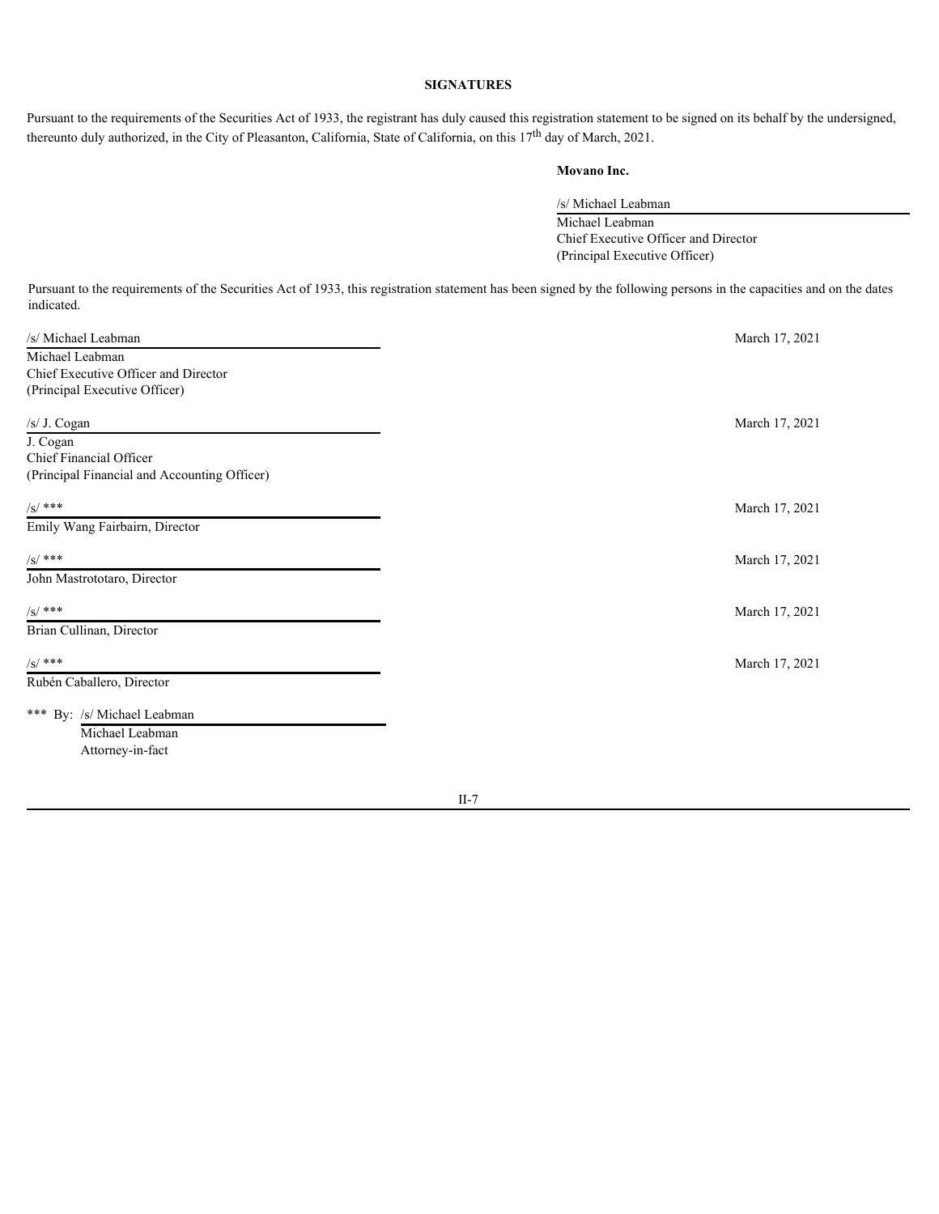**SIGNATURES**

Pursuant to the requirements of the Securities Act of 1933, the registrant has duly caused this registration statement to be signed on its behalf by the undersigned, thereunto duly authorized, in the City of Pleasanton, California, State of California, on this 17th day of March, 2021.

**Movano Inc.**

/s/ Michael Leabman
Michael Leabman
Chief Executive Officer and Director
(Principal Executive Officer)

Pursuant to the requirements of the Securities Act of 1933, this registration statement has been signed by the following persons in the capacities and on the dates indicated.

| Signature | Date |
|---|---|
| /s/ Michael Leabman<br>Michael Leabman<br>Chief Executive Officer and Director<br>(Principal Executive Officer) | March 17, 2021 |
| /s/ J. Cogan<br>J. Cogan<br>Chief Financial Officer<br>(Principal Financial and Accounting Officer) | March 17, 2021 |
| /s/ ***<br>Emily Wang Fairbairn, Director | March 17, 2021 |
| /s/ ***<br>John Mastrototaro, Director | March 17, 2021 |
| /s/ ***<br>Brian Cullinan, Director | March 17, 2021 |
| /s/ ***<br>Rubén Caballero, Director | March 17, 2021 |

*** By: /s/ Michael Leabman
Michael Leabman
Attorney-in-fact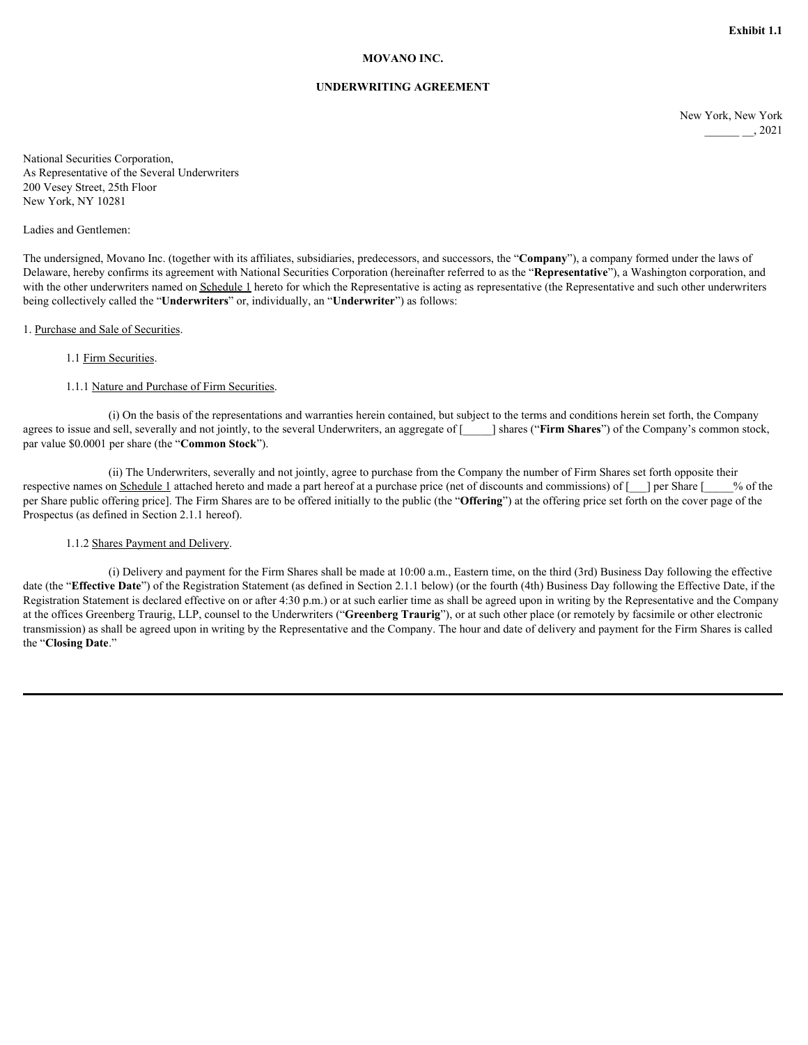**Exhibit 1.1**

**MOVANO INC.**

**UNDERWRITING AGREEMENT**

New York, New York
______ __, 2021

National Securities Corporation,
As Representative of the Several Underwriters
200 Vesey Street, 25th Floor
New York, NY 10281

Ladies and Gentlemen:

The undersigned, Movano Inc. (together with its affiliates, subsidiaries, predecessors, and successors, the "**Company**"), a company formed under the laws of Delaware, hereby confirms its agreement with National Securities Corporation (hereinafter referred to as the "**Representative**"), a Washington corporation, and with the other underwriters named on Schedule 1 hereto for which the Representative is acting as representative (the Representative and such other underwriters being collectively called the "**Underwriters**" or, individually, an "**Underwriter**") as follows:

1. Purchase and Sale of Securities.

1.1 Firm Securities.

1.1.1 Nature and Purchase of Firm Securities.

(i) On the basis of the representations and warranties herein contained, but subject to the terms and conditions herein set forth, the Company agrees to issue and sell, severally and not jointly, to the several Underwriters, an aggregate of [_____] shares ("**Firm Shares**") of the Company's common stock, par value $0.0001 per share (the "**Common Stock**").

(ii) The Underwriters, severally and not jointly, agree to purchase from the Company the number of Firm Shares set forth opposite their respective names on Schedule 1 attached hereto and made a part hereof at a purchase price (net of discounts and commissions) of [___] per Share [_____% of the per Share public offering price]. The Firm Shares are to be offered initially to the public (the "**Offering**") at the offering price set forth on the cover page of the Prospectus (as defined in Section 2.1.1 hereof).

1.1.2 Shares Payment and Delivery.

(i) Delivery and payment for the Firm Shares shall be made at 10:00 a.m., Eastern time, on the third (3rd) Business Day following the effective date (the "**Effective Date**") of the Registration Statement (as defined in Section 2.1.1 below) (or the fourth (4th) Business Day following the Effective Date, if the Registration Statement is declared effective on or after 4:30 p.m.) or at such earlier time as shall be agreed upon in writing by the Representative and the Company at the offices Greenberg Traurig, LLP, counsel to the Underwriters ("**Greenberg Traurig**"), or at such other place (or remotely by facsimile or other electronic transmission) as shall be agreed upon in writing by the Representative and the Company. The hour and date of delivery and payment for the Firm Shares is called the "**Closing Date**."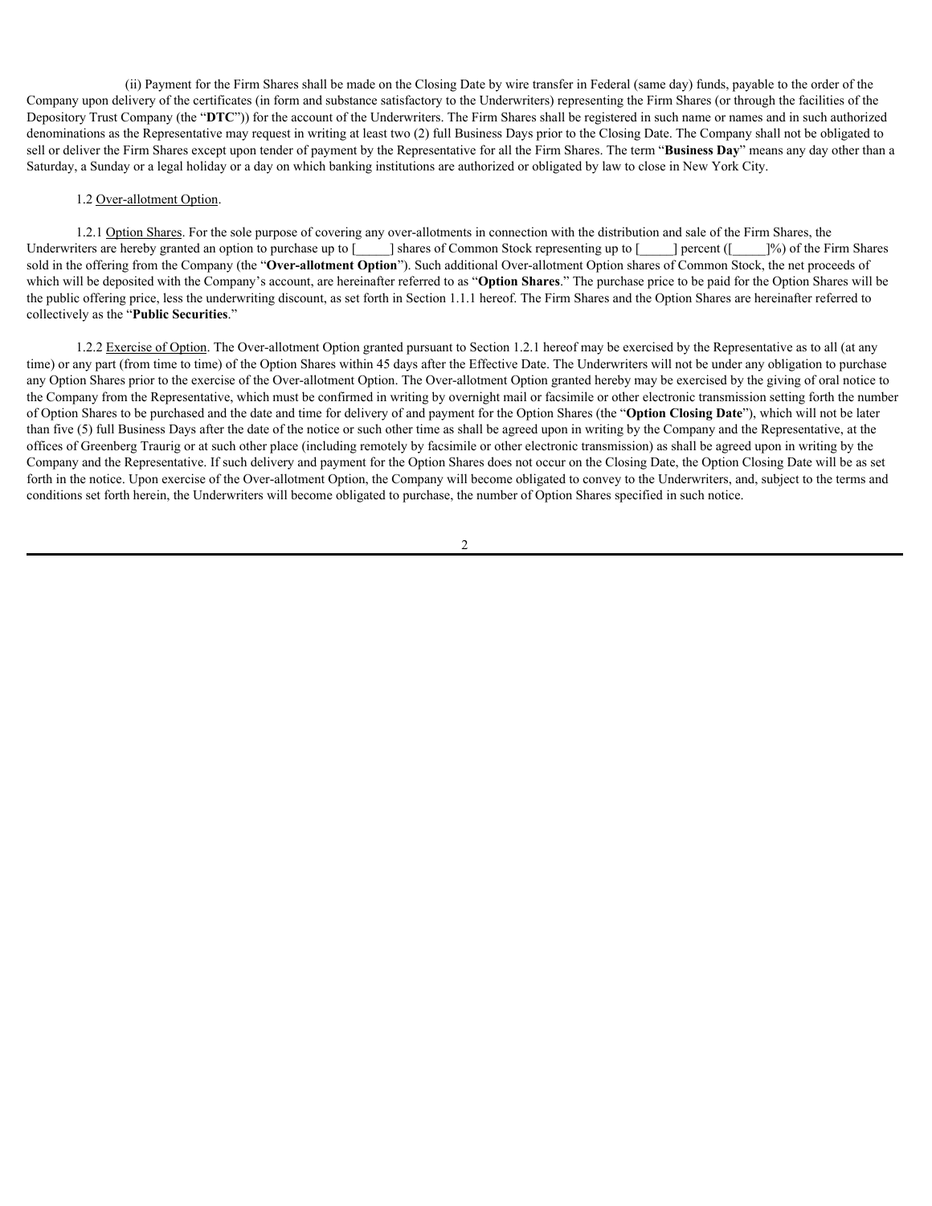(ii) Payment for the Firm Shares shall be made on the Closing Date by wire transfer in Federal (same day) funds, payable to the order of the Company upon delivery of the certificates (in form and substance satisfactory to the Underwriters) representing the Firm Shares (or through the facilities of the Depository Trust Company (the "**DTC**")) for the account of the Underwriters. The Firm Shares shall be registered in such name or names and in such authorized denominations as the Representative may request in writing at least two (2) full Business Days prior to the Closing Date. The Company shall not be obligated to sell or deliver the Firm Shares except upon tender of payment by the Representative for all the Firm Shares. The term "**Business Day**" means any day other than a Saturday, a Sunday or a legal holiday or a day on which banking institutions are authorized or obligated by law to close in New York City.

1.2 Over-allotment Option.

1.2.1 Option Shares. For the sole purpose of covering any over-allotments in connection with the distribution and sale of the Firm Shares, the Underwriters are hereby granted an option to purchase up to [_____] shares of Common Stock representing up to [_____] percent ([_____]%) of the Firm Shares sold in the offering from the Company (the "**Over-allotment Option**"). Such additional Over-allotment Option shares of Common Stock, the net proceeds of which will be deposited with the Company's account, are hereinafter referred to as "**Option Shares**." The purchase price to be paid for the Option Shares will be the public offering price, less the underwriting discount, as set forth in Section 1.1.1 hereof. The Firm Shares and the Option Shares are hereinafter referred to collectively as the "**Public Securities**."

1.2.2 Exercise of Option. The Over-allotment Option granted pursuant to Section 1.2.1 hereof may be exercised by the Representative as to all (at any time) or any part (from time to time) of the Option Shares within 45 days after the Effective Date. The Underwriters will not be under any obligation to purchase any Option Shares prior to the exercise of the Over-allotment Option. The Over-allotment Option granted hereby may be exercised by the giving of oral notice to the Company from the Representative, which must be confirmed in writing by overnight mail or facsimile or other electronic transmission setting forth the number of Option Shares to be purchased and the date and time for delivery of and payment for the Option Shares (the "**Option Closing Date**"), which will not be later than five (5) full Business Days after the date of the notice or such other time as shall be agreed upon in writing by the Company and the Representative, at the offices of Greenberg Traurig or at such other place (including remotely by facsimile or other electronic transmission) as shall be agreed upon in writing by the Company and the Representative. If such delivery and payment for the Option Shares does not occur on the Closing Date, the Option Closing Date will be as set forth in the notice. Upon exercise of the Over-allotment Option, the Company will become obligated to convey to the Underwriters, and, subject to the terms and conditions set forth herein, the Underwriters will become obligated to purchase, the number of Option Shares specified in such notice.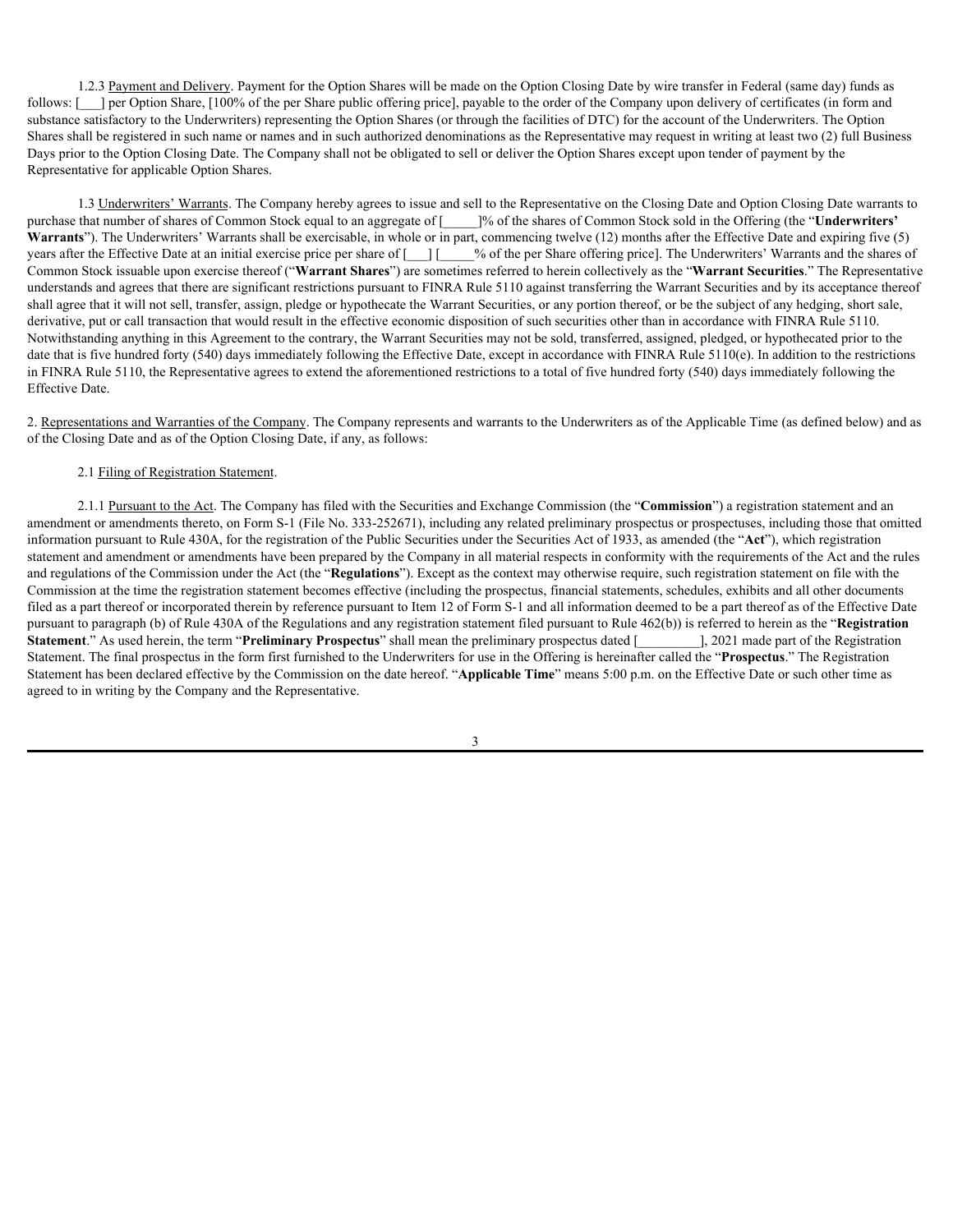1.2.3 <u>Payment and Delivery</u>. Payment for the Option Shares will be made on the Option Closing Date by wire transfer in Federal (same day) funds as follows: [___] per Option Share, [100% of the per Share public offering price], payable to the order of the Company upon delivery of certificates (in form and substance satisfactory to the Underwriters) representing the Option Shares (or through the facilities of DTC) for the account of the Underwriters. The Option Shares shall be registered in such name or names and in such authorized denominations as the Representative may request in writing at least two (2) full Business Days prior to the Option Closing Date. The Company shall not be obligated to sell or deliver the Option Shares except upon tender of payment by the Representative for applicable Option Shares.

1.3 <u>Underwriters' Warrants</u>. The Company hereby agrees to issue and sell to the Representative on the Closing Date and Option Closing Date warrants to purchase that number of shares of Common Stock equal to an aggregate of [_____]% of the shares of Common Stock sold in the Offering (the "**Underwriters' Warrants**"). The Underwriters' Warrants shall be exercisable, in whole or in part, commencing twelve (12) months after the Effective Date and expiring five (5) years after the Effective Date at an initial exercise price per share of [___] [_____% of the per Share offering price]. The Underwriters' Warrants and the shares of Common Stock issuable upon exercise thereof ("**Warrant Shares**") are sometimes referred to herein collectively as the "**Warrant Securities**." The Representative understands and agrees that there are significant restrictions pursuant to FINRA Rule 5110 against transferring the Warrant Securities and by its acceptance thereof shall agree that it will not sell, transfer, assign, pledge or hypothecate the Warrant Securities, or any portion thereof, or be the subject of any hedging, short sale, derivative, put or call transaction that would result in the effective economic disposition of such securities other than in accordance with FINRA Rule 5110. Notwithstanding anything in this Agreement to the contrary, the Warrant Securities may not be sold, transferred, assigned, pledged, or hypothecated prior to the date that is five hundred forty (540) days immediately following the Effective Date, except in accordance with FINRA Rule 5110(e). In addition to the restrictions in FINRA Rule 5110, the Representative agrees to extend the aforementioned restrictions to a total of five hundred forty (540) days immediately following the Effective Date.

2. <u>Representations and Warranties of the Company</u>. The Company represents and warrants to the Underwriters as of the Applicable Time (as defined below) and as of the Closing Date and as of the Option Closing Date, if any, as follows:

2.1 <u>Filing of Registration Statement</u>.

2.1.1 <u>Pursuant to the Act</u>. The Company has filed with the Securities and Exchange Commission (the "**Commission**") a registration statement and an amendment or amendments thereto, on Form S-1 (File No. 333-252671), including any related preliminary prospectus or prospectuses, including those that omitted information pursuant to Rule 430A, for the registration of the Public Securities under the Securities Act of 1933, as amended (the "**Act**"), which registration statement and amendment or amendments have been prepared by the Company in all material respects in conformity with the requirements of the Act and the rules and regulations of the Commission under the Act (the "**Regulations**"). Except as the context may otherwise require, such registration statement on file with the Commission at the time the registration statement becomes effective (including the prospectus, financial statements, schedules, exhibits and all other documents filed as a part thereof or incorporated therein by reference pursuant to Item 12 of Form S-1 and all information deemed to be a part thereof as of the Effective Date pursuant to paragraph (b) of Rule 430A of the Regulations and any registration statement filed pursuant to Rule 462(b)) is referred to herein as the "**Registration Statement**." As used herein, the term "**Preliminary Prospectus**" shall mean the preliminary prospectus dated [_________], 2021 made part of the Registration Statement. The final prospectus in the form first furnished to the Underwriters for use in the Offering is hereinafter called the "**Prospectus**." The Registration Statement has been declared effective by the Commission on the date hereof. "**Applicable Time**" means 5:00 p.m. on the Effective Date or such other time as agreed to in writing by the Company and the Representative.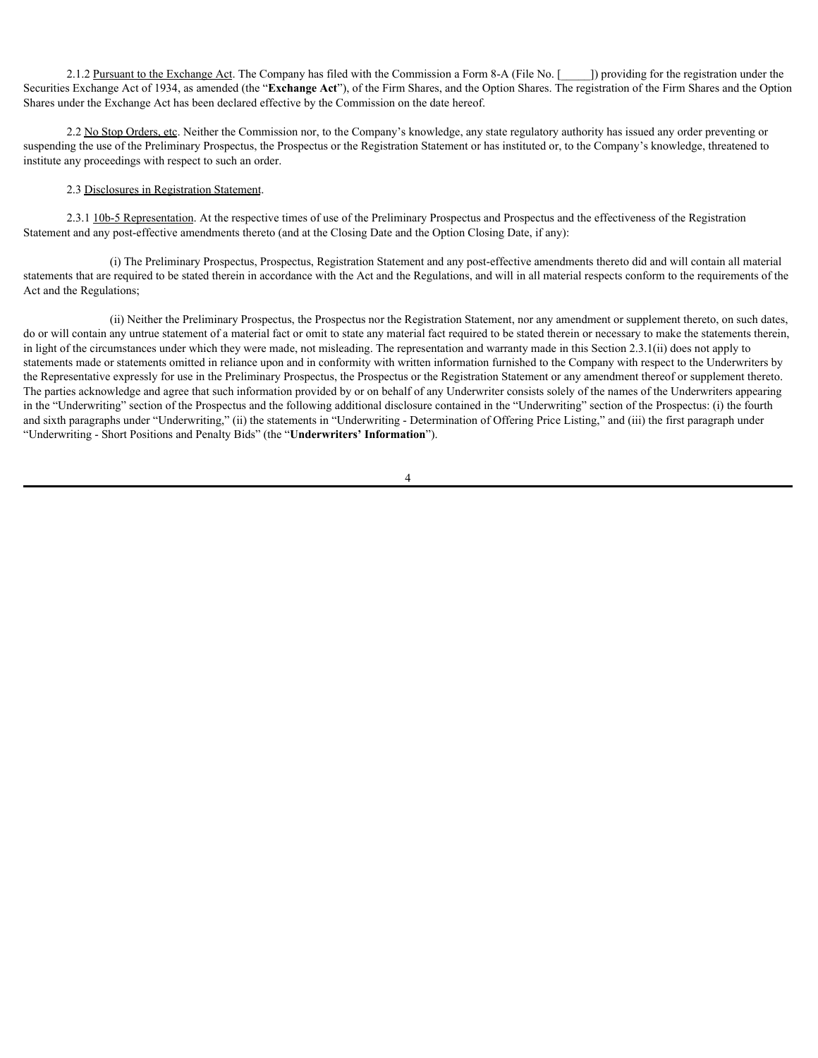2.1.2 Pursuant to the Exchange Act. The Company has filed with the Commission a Form 8-A (File No. [_____]) providing for the registration under the Securities Exchange Act of 1934, as amended (the "**Exchange Act**"), of the Firm Shares, and the Option Shares. The registration of the Firm Shares and the Option Shares under the Exchange Act has been declared effective by the Commission on the date hereof.

2.2 No Stop Orders, etc. Neither the Commission nor, to the Company's knowledge, any state regulatory authority has issued any order preventing or suspending the use of the Preliminary Prospectus, the Prospectus or the Registration Statement or has instituted or, to the Company's knowledge, threatened to institute any proceedings with respect to such an order.

2.3 Disclosures in Registration Statement.

2.3.1 10b-5 Representation. At the respective times of use of the Preliminary Prospectus and Prospectus and the effectiveness of the Registration Statement and any post-effective amendments thereto (and at the Closing Date and the Option Closing Date, if any):

(i) The Preliminary Prospectus, Prospectus, Registration Statement and any post-effective amendments thereto did and will contain all material statements that are required to be stated therein in accordance with the Act and the Regulations, and will in all material respects conform to the requirements of the Act and the Regulations;

(ii) Neither the Preliminary Prospectus, the Prospectus nor the Registration Statement, nor any amendment or supplement thereto, on such dates, do or will contain any untrue statement of a material fact or omit to state any material fact required to be stated therein or necessary to make the statements therein, in light of the circumstances under which they were made, not misleading. The representation and warranty made in this Section 2.3.1(ii) does not apply to statements made or statements omitted in reliance upon and in conformity with written information furnished to the Company with respect to the Underwriters by the Representative expressly for use in the Preliminary Prospectus, the Prospectus or the Registration Statement or any amendment thereof or supplement thereto. The parties acknowledge and agree that such information provided by or on behalf of any Underwriter consists solely of the names of the Underwriters appearing in the "Underwriting" section of the Prospectus and the following additional disclosure contained in the "Underwriting" section of the Prospectus: (i) the fourth and sixth paragraphs under "Underwriting," (ii) the statements in "Underwriting - Determination of Offering Price Listing," and (iii) the first paragraph under "Underwriting - Short Positions and Penalty Bids" (the "**Underwriters' Information**").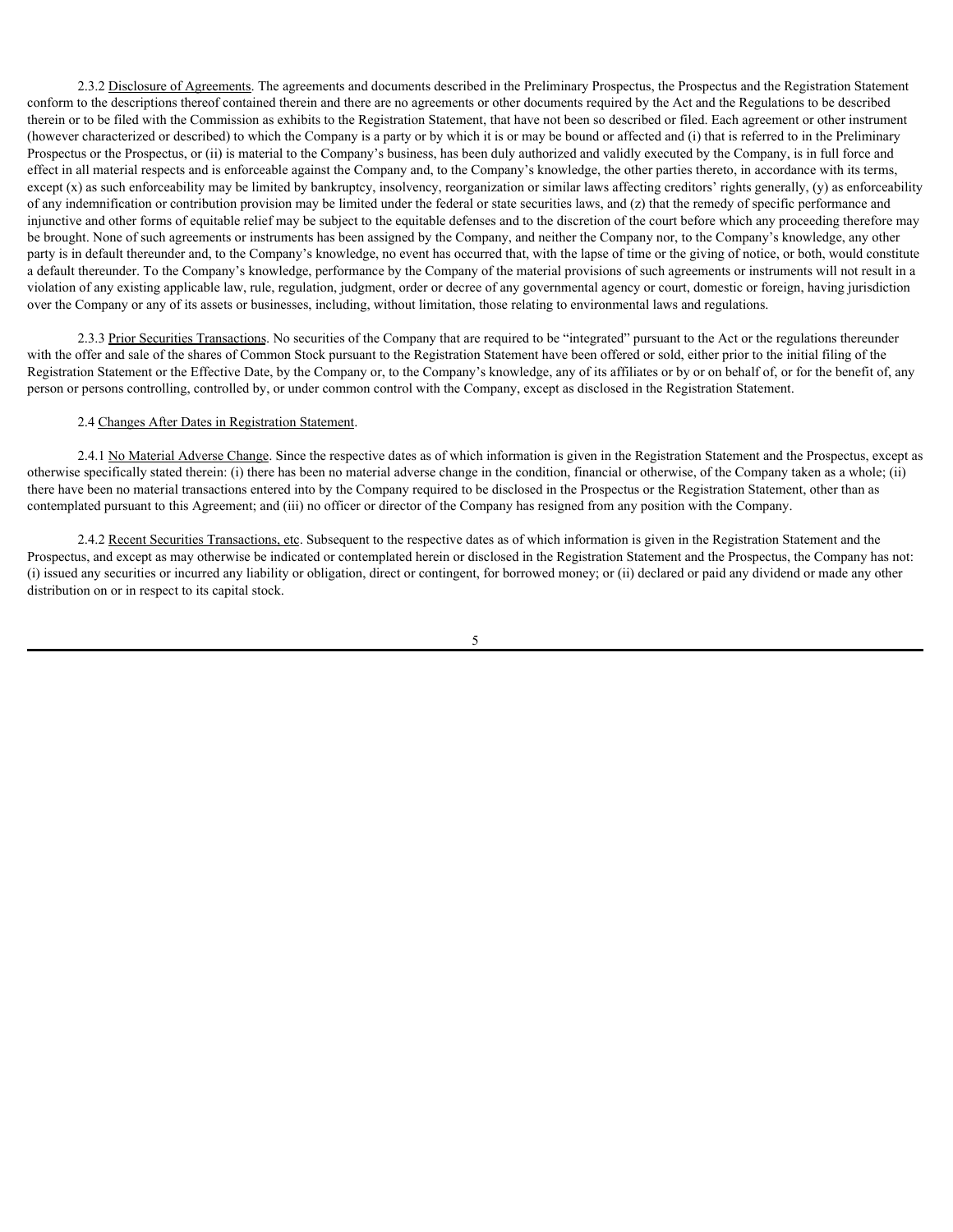2.3.2 Disclosure of Agreements. The agreements and documents described in the Preliminary Prospectus, the Prospectus and the Registration Statement conform to the descriptions thereof contained therein and there are no agreements or other documents required by the Act and the Regulations to be described therein or to be filed with the Commission as exhibits to the Registration Statement, that have not been so described or filed. Each agreement or other instrument (however characterized or described) to which the Company is a party or by which it is or may be bound or affected and (i) that is referred to in the Preliminary Prospectus or the Prospectus, or (ii) is material to the Company's business, has been duly authorized and validly executed by the Company, is in full force and effect in all material respects and is enforceable against the Company and, to the Company's knowledge, the other parties thereto, in accordance with its terms, except (x) as such enforceability may be limited by bankruptcy, insolvency, reorganization or similar laws affecting creditors' rights generally, (y) as enforceability of any indemnification or contribution provision may be limited under the federal or state securities laws, and (z) that the remedy of specific performance and injunctive and other forms of equitable relief may be subject to the equitable defenses and to the discretion of the court before which any proceeding therefore may be brought. None of such agreements or instruments has been assigned by the Company, and neither the Company nor, to the Company's knowledge, any other party is in default thereunder and, to the Company's knowledge, no event has occurred that, with the lapse of time or the giving of notice, or both, would constitute a default thereunder. To the Company's knowledge, performance by the Company of the material provisions of such agreements or instruments will not result in a violation of any existing applicable law, rule, regulation, judgment, order or decree of any governmental agency or court, domestic or foreign, having jurisdiction over the Company or any of its assets or businesses, including, without limitation, those relating to environmental laws and regulations.

2.3.3 Prior Securities Transactions. No securities of the Company that are required to be "integrated" pursuant to the Act or the regulations thereunder with the offer and sale of the shares of Common Stock pursuant to the Registration Statement have been offered or sold, either prior to the initial filing of the Registration Statement or the Effective Date, by the Company or, to the Company's knowledge, any of its affiliates or by or on behalf of, or for the benefit of, any person or persons controlling, controlled by, or under common control with the Company, except as disclosed in the Registration Statement.

2.4 Changes After Dates in Registration Statement.

2.4.1 No Material Adverse Change. Since the respective dates as of which information is given in the Registration Statement and the Prospectus, except as otherwise specifically stated therein: (i) there has been no material adverse change in the condition, financial or otherwise, of the Company taken as a whole; (ii) there have been no material transactions entered into by the Company required to be disclosed in the Prospectus or the Registration Statement, other than as contemplated pursuant to this Agreement; and (iii) no officer or director of the Company has resigned from any position with the Company.

2.4.2 Recent Securities Transactions, etc. Subsequent to the respective dates as of which information is given in the Registration Statement and the Prospectus, and except as may otherwise be indicated or contemplated herein or disclosed in the Registration Statement and the Prospectus, the Company has not: (i) issued any securities or incurred any liability or obligation, direct or contingent, for borrowed money; or (ii) declared or paid any dividend or made any other distribution on or in respect to its capital stock.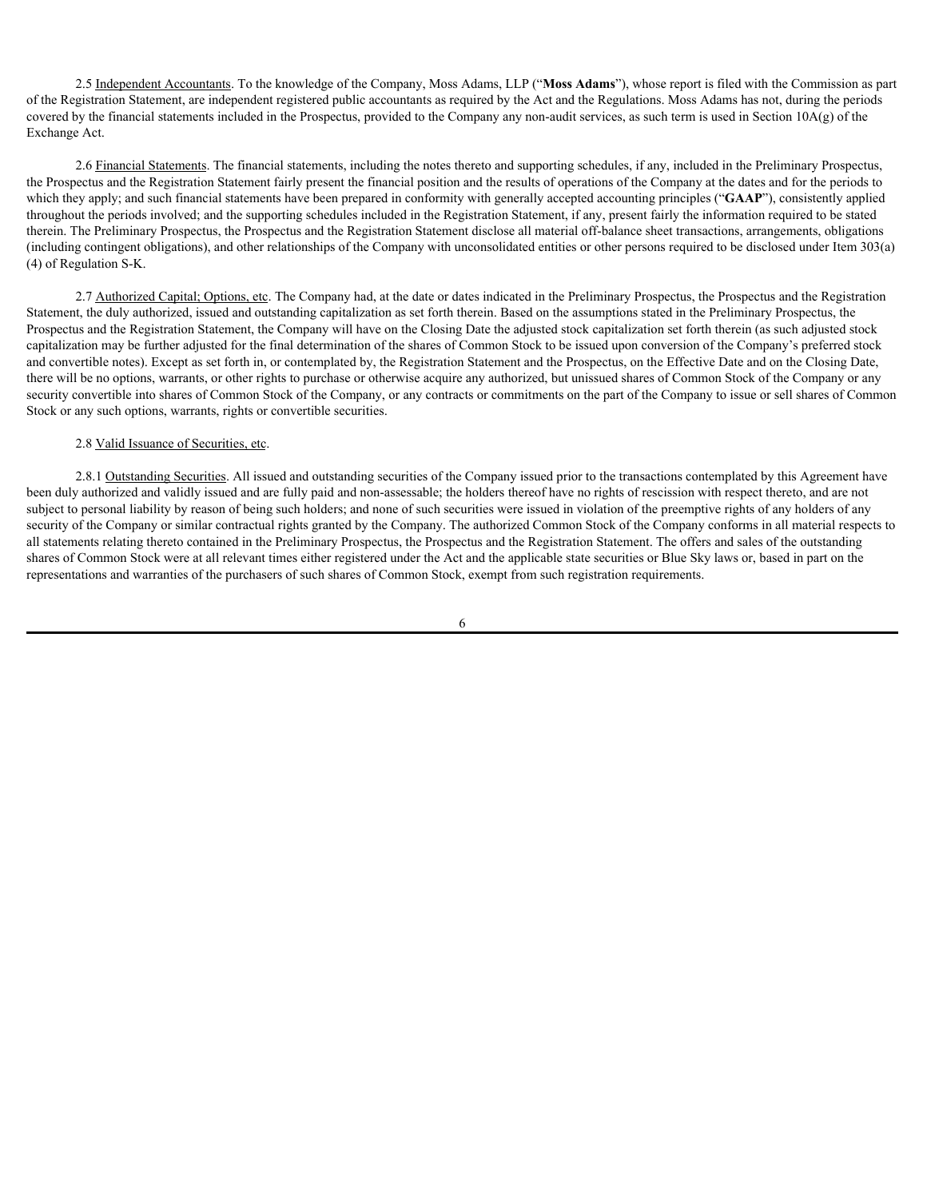2.5 Independent Accountants. To the knowledge of the Company, Moss Adams, LLP ("**Moss Adams**"), whose report is filed with the Commission as part of the Registration Statement, are independent registered public accountants as required by the Act and the Regulations. Moss Adams has not, during the periods covered by the financial statements included in the Prospectus, provided to the Company any non-audit services, as such term is used in Section 10A(g) of the Exchange Act.

2.6 Financial Statements. The financial statements, including the notes thereto and supporting schedules, if any, included in the Preliminary Prospectus, the Prospectus and the Registration Statement fairly present the financial position and the results of operations of the Company at the dates and for the periods to which they apply; and such financial statements have been prepared in conformity with generally accepted accounting principles ("**GAAP**"), consistently applied throughout the periods involved; and the supporting schedules included in the Registration Statement, if any, present fairly the information required to be stated therein. The Preliminary Prospectus, the Prospectus and the Registration Statement disclose all material off-balance sheet transactions, arrangements, obligations (including contingent obligations), and other relationships of the Company with unconsolidated entities or other persons required to be disclosed under Item 303(a)(4) of Regulation S-K.

2.7 Authorized Capital; Options, etc. The Company had, at the date or dates indicated in the Preliminary Prospectus, the Prospectus and the Registration Statement, the duly authorized, issued and outstanding capitalization as set forth therein. Based on the assumptions stated in the Preliminary Prospectus, the Prospectus and the Registration Statement, the Company will have on the Closing Date the adjusted stock capitalization set forth therein (as such adjusted stock capitalization may be further adjusted for the final determination of the shares of Common Stock to be issued upon conversion of the Company's preferred stock and convertible notes). Except as set forth in, or contemplated by, the Registration Statement and the Prospectus, on the Effective Date and on the Closing Date, there will be no options, warrants, or other rights to purchase or otherwise acquire any authorized, but unissued shares of Common Stock of the Company or any security convertible into shares of Common Stock of the Company, or any contracts or commitments on the part of the Company to issue or sell shares of Common Stock or any such options, warrants, rights or convertible securities.

2.8 Valid Issuance of Securities, etc.

2.8.1 Outstanding Securities. All issued and outstanding securities of the Company issued prior to the transactions contemplated by this Agreement have been duly authorized and validly issued and are fully paid and non-assessable; the holders thereof have no rights of rescission with respect thereto, and are not subject to personal liability by reason of being such holders; and none of such securities were issued in violation of the preemptive rights of any holders of any security of the Company or similar contractual rights granted by the Company. The authorized Common Stock of the Company conforms in all material respects to all statements relating thereto contained in the Preliminary Prospectus, the Prospectus and the Registration Statement. The offers and sales of the outstanding shares of Common Stock were at all relevant times either registered under the Act and the applicable state securities or Blue Sky laws or, based in part on the representations and warranties of the purchasers of such shares of Common Stock, exempt from such registration requirements.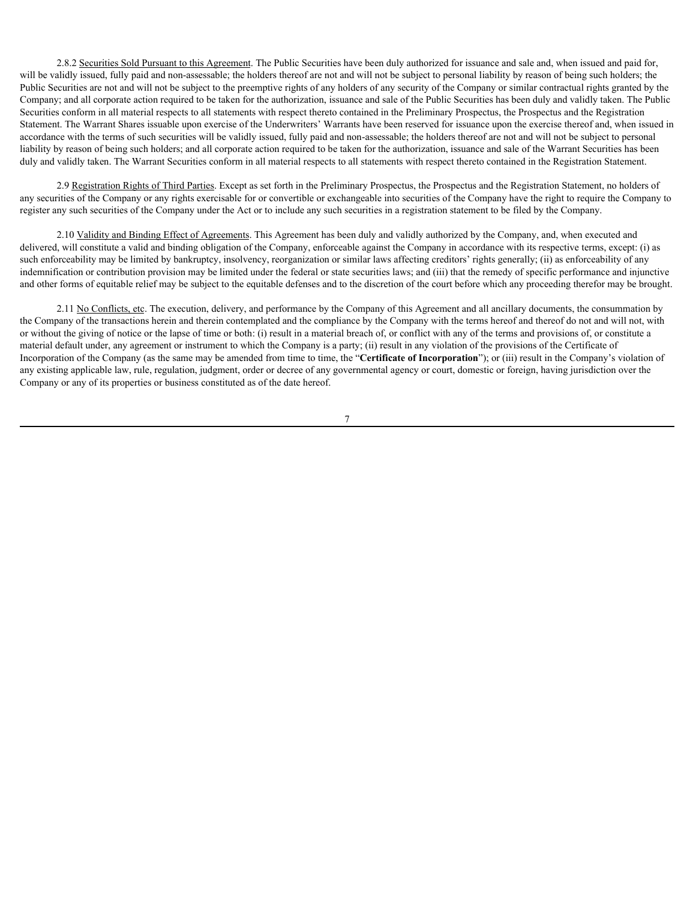2.8.2 Securities Sold Pursuant to this Agreement. The Public Securities have been duly authorized for issuance and sale and, when issued and paid for, will be validly issued, fully paid and non-assessable; the holders thereof are not and will not be subject to personal liability by reason of being such holders; the Public Securities are not and will not be subject to the preemptive rights of any holders of any security of the Company or similar contractual rights granted by the Company; and all corporate action required to be taken for the authorization, issuance and sale of the Public Securities has been duly and validly taken. The Public Securities conform in all material respects to all statements with respect thereto contained in the Preliminary Prospectus, the Prospectus and the Registration Statement. The Warrant Shares issuable upon exercise of the Underwriters' Warrants have been reserved for issuance upon the exercise thereof and, when issued in accordance with the terms of such securities will be validly issued, fully paid and non-assessable; the holders thereof are not and will not be subject to personal liability by reason of being such holders; and all corporate action required to be taken for the authorization, issuance and sale of the Warrant Securities has been duly and validly taken. The Warrant Securities conform in all material respects to all statements with respect thereto contained in the Registration Statement.

2.9 Registration Rights of Third Parties. Except as set forth in the Preliminary Prospectus, the Prospectus and the Registration Statement, no holders of any securities of the Company or any rights exercisable for or convertible or exchangeable into securities of the Company have the right to require the Company to register any such securities of the Company under the Act or to include any such securities in a registration statement to be filed by the Company.

2.10 Validity and Binding Effect of Agreements. This Agreement has been duly and validly authorized by the Company, and, when executed and delivered, will constitute a valid and binding obligation of the Company, enforceable against the Company in accordance with its respective terms, except: (i) as such enforceability may be limited by bankruptcy, insolvency, reorganization or similar laws affecting creditors' rights generally; (ii) as enforceability of any indemnification or contribution provision may be limited under the federal or state securities laws; and (iii) that the remedy of specific performance and injunctive and other forms of equitable relief may be subject to the equitable defenses and to the discretion of the court before which any proceeding therefor may be brought.

2.11 No Conflicts, etc. The execution, delivery, and performance by the Company of this Agreement and all ancillary documents, the consummation by the Company of the transactions herein and therein contemplated and the compliance by the Company with the terms hereof and thereof do not and will not, with or without the giving of notice or the lapse of time or both: (i) result in a material breach of, or conflict with any of the terms and provisions of, or constitute a material default under, any agreement or instrument to which the Company is a party; (ii) result in any violation of the provisions of the Certificate of Incorporation of the Company (as the same may be amended from time to time, the "**Certificate of Incorporation**"); or (iii) result in the Company's violation of any existing applicable law, rule, regulation, judgment, order or decree of any governmental agency or court, domestic or foreign, having jurisdiction over the Company or any of its properties or business constituted as of the date hereof.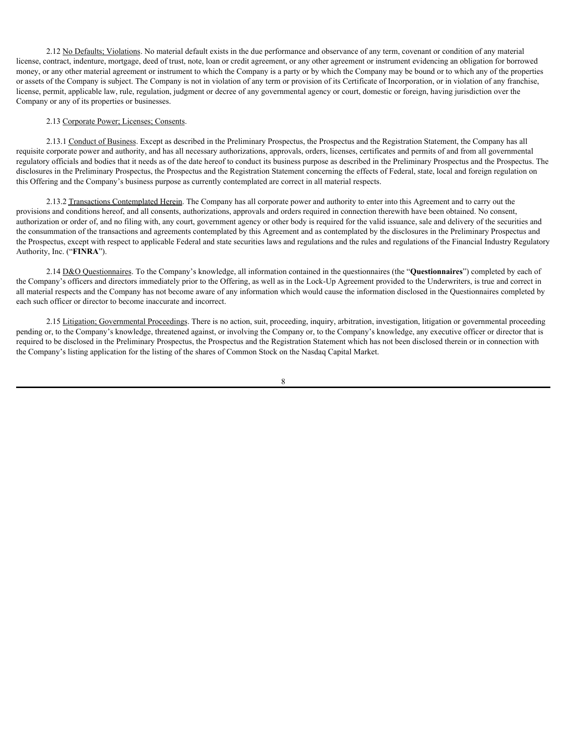2.12 No Defaults; Violations. No material default exists in the due performance and observance of any term, covenant or condition of any material license, contract, indenture, mortgage, deed of trust, note, loan or credit agreement, or any other agreement or instrument evidencing an obligation for borrowed money, or any other material agreement or instrument to which the Company is a party or by which the Company may be bound or to which any of the properties or assets of the Company is subject. The Company is not in violation of any term or provision of its Certificate of Incorporation, or in violation of any franchise, license, permit, applicable law, rule, regulation, judgment or decree of any governmental agency or court, domestic or foreign, having jurisdiction over the Company or any of its properties or businesses.

2.13 Corporate Power; Licenses; Consents.

2.13.1 Conduct of Business. Except as described in the Preliminary Prospectus, the Prospectus and the Registration Statement, the Company has all requisite corporate power and authority, and has all necessary authorizations, approvals, orders, licenses, certificates and permits of and from all governmental regulatory officials and bodies that it needs as of the date hereof to conduct its business purpose as described in the Preliminary Prospectus and the Prospectus. The disclosures in the Preliminary Prospectus, the Prospectus and the Registration Statement concerning the effects of Federal, state, local and foreign regulation on this Offering and the Company's business purpose as currently contemplated are correct in all material respects.

2.13.2 Transactions Contemplated Herein. The Company has all corporate power and authority to enter into this Agreement and to carry out the provisions and conditions hereof, and all consents, authorizations, approvals and orders required in connection therewith have been obtained. No consent, authorization or order of, and no filing with, any court, government agency or other body is required for the valid issuance, sale and delivery of the securities and the consummation of the transactions and agreements contemplated by this Agreement and as contemplated by the disclosures in the Preliminary Prospectus and the Prospectus, except with respect to applicable Federal and state securities laws and regulations and the rules and regulations of the Financial Industry Regulatory Authority, Inc. ("**FINRA**").

2.14 D&O Questionnaires. To the Company's knowledge, all information contained in the questionnaires (the "**Questionnaires**") completed by each of the Company's officers and directors immediately prior to the Offering, as well as in the Lock-Up Agreement provided to the Underwriters, is true and correct in all material respects and the Company has not become aware of any information which would cause the information disclosed in the Questionnaires completed by each such officer or director to become inaccurate and incorrect.

2.15 Litigation; Governmental Proceedings. There is no action, suit, proceeding, inquiry, arbitration, investigation, litigation or governmental proceeding pending or, to the Company's knowledge, threatened against, or involving the Company or, to the Company's knowledge, any executive officer or director that is required to be disclosed in the Preliminary Prospectus, the Prospectus and the Registration Statement which has not been disclosed therein or in connection with the Company's listing application for the listing of the shares of Common Stock on the Nasdaq Capital Market.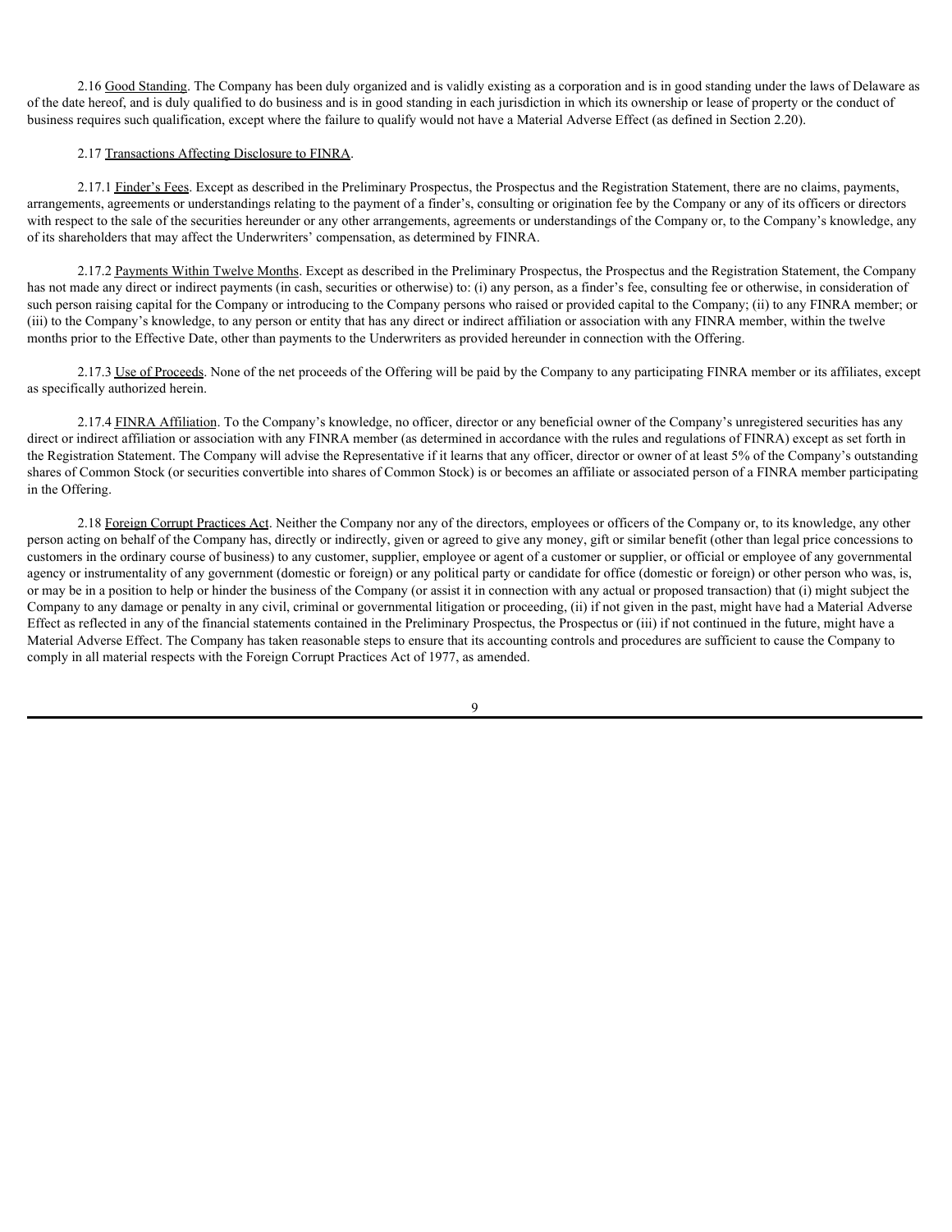2.16 Good Standing. The Company has been duly organized and is validly existing as a corporation and is in good standing under the laws of Delaware as of the date hereof, and is duly qualified to do business and is in good standing in each jurisdiction in which its ownership or lease of property or the conduct of business requires such qualification, except where the failure to qualify would not have a Material Adverse Effect (as defined in Section 2.20).

2.17 Transactions Affecting Disclosure to FINRA.

2.17.1 Finder's Fees. Except as described in the Preliminary Prospectus, the Prospectus and the Registration Statement, there are no claims, payments, arrangements, agreements or understandings relating to the payment of a finder's, consulting or origination fee by the Company or any of its officers or directors with respect to the sale of the securities hereunder or any other arrangements, agreements or understandings of the Company or, to the Company's knowledge, any of its shareholders that may affect the Underwriters' compensation, as determined by FINRA.

2.17.2 Payments Within Twelve Months. Except as described in the Preliminary Prospectus, the Prospectus and the Registration Statement, the Company has not made any direct or indirect payments (in cash, securities or otherwise) to: (i) any person, as a finder's fee, consulting fee or otherwise, in consideration of such person raising capital for the Company or introducing to the Company persons who raised or provided capital to the Company; (ii) to any FINRA member; or (iii) to the Company's knowledge, to any person or entity that has any direct or indirect affiliation or association with any FINRA member, within the twelve months prior to the Effective Date, other than payments to the Underwriters as provided hereunder in connection with the Offering.

2.17.3 Use of Proceeds. None of the net proceeds of the Offering will be paid by the Company to any participating FINRA member or its affiliates, except as specifically authorized herein.

2.17.4 FINRA Affiliation. To the Company's knowledge, no officer, director or any beneficial owner of the Company's unregistered securities has any direct or indirect affiliation or association with any FINRA member (as determined in accordance with the rules and regulations of FINRA) except as set forth in the Registration Statement. The Company will advise the Representative if it learns that any officer, director or owner of at least 5% of the Company's outstanding shares of Common Stock (or securities convertible into shares of Common Stock) is or becomes an affiliate or associated person of a FINRA member participating in the Offering.

2.18 Foreign Corrupt Practices Act. Neither the Company nor any of the directors, employees or officers of the Company or, to its knowledge, any other person acting on behalf of the Company has, directly or indirectly, given or agreed to give any money, gift or similar benefit (other than legal price concessions to customers in the ordinary course of business) to any customer, supplier, employee or agent of a customer or supplier, or official or employee of any governmental agency or instrumentality of any government (domestic or foreign) or any political party or candidate for office (domestic or foreign) or other person who was, is, or may be in a position to help or hinder the business of the Company (or assist it in connection with any actual or proposed transaction) that (i) might subject the Company to any damage or penalty in any civil, criminal or governmental litigation or proceeding, (ii) if not given in the past, might have had a Material Adverse Effect as reflected in any of the financial statements contained in the Preliminary Prospectus, the Prospectus or (iii) if not continued in the future, might have a Material Adverse Effect. The Company has taken reasonable steps to ensure that its accounting controls and procedures are sufficient to cause the Company to comply in all material respects with the Foreign Corrupt Practices Act of 1977, as amended.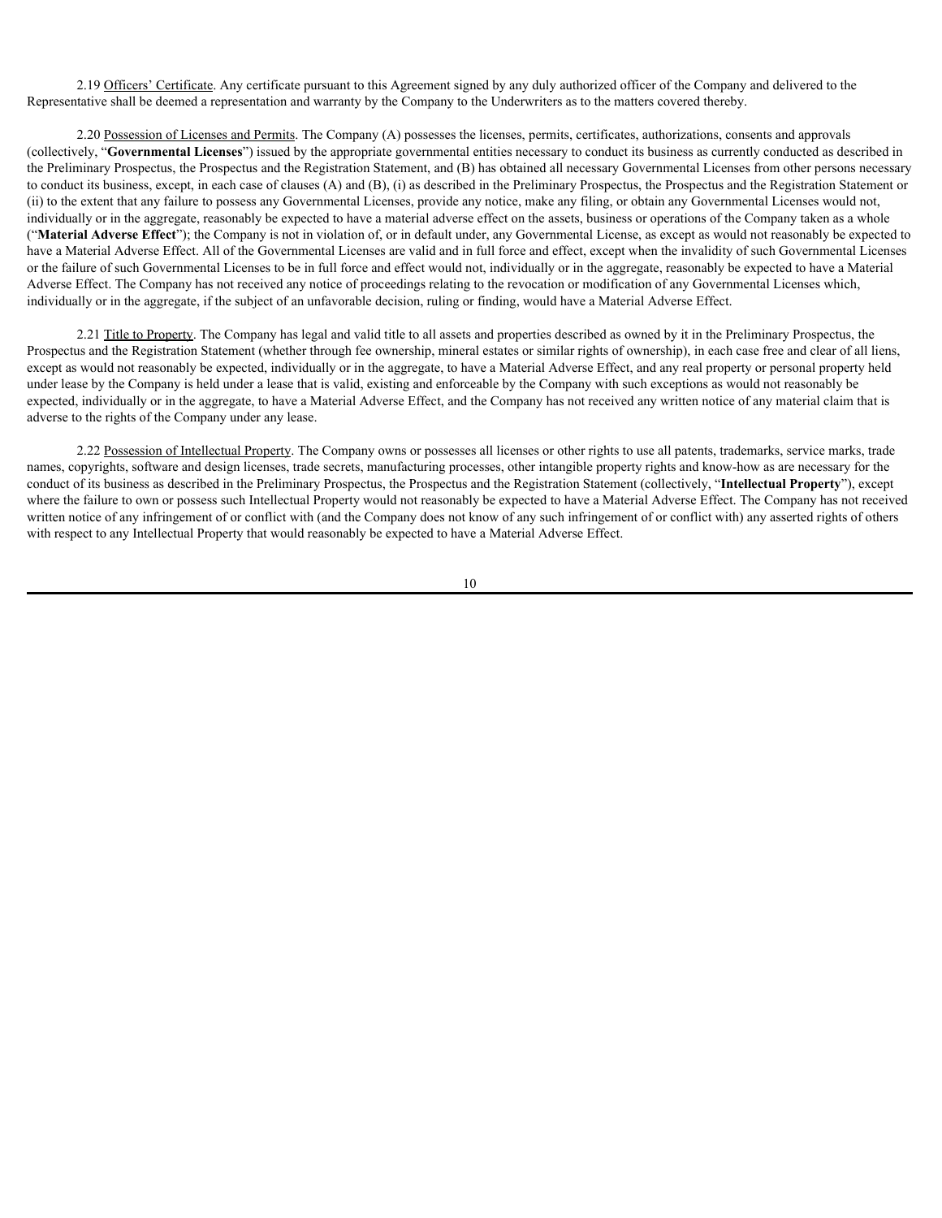2.19 Officers' Certificate. Any certificate pursuant to this Agreement signed by any duly authorized officer of the Company and delivered to the Representative shall be deemed a representation and warranty by the Company to the Underwriters as to the matters covered thereby.

2.20 Possession of Licenses and Permits. The Company (A) possesses the licenses, permits, certificates, authorizations, consents and approvals (collectively, "**Governmental Licenses**") issued by the appropriate governmental entities necessary to conduct its business as currently conducted as described in the Preliminary Prospectus, the Prospectus and the Registration Statement, and (B) has obtained all necessary Governmental Licenses from other persons necessary to conduct its business, except, in each case of clauses (A) and (B), (i) as described in the Preliminary Prospectus, the Prospectus and the Registration Statement or (ii) to the extent that any failure to possess any Governmental Licenses, provide any notice, make any filing, or obtain any Governmental Licenses would not, individually or in the aggregate, reasonably be expected to have a material adverse effect on the assets, business or operations of the Company taken as a whole ("**Material Adverse Effect**"); the Company is not in violation of, or in default under, any Governmental License, as except as would not reasonably be expected to have a Material Adverse Effect. All of the Governmental Licenses are valid and in full force and effect, except when the invalidity of such Governmental Licenses or the failure of such Governmental Licenses to be in full force and effect would not, individually or in the aggregate, reasonably be expected to have a Material Adverse Effect. The Company has not received any notice of proceedings relating to the revocation or modification of any Governmental Licenses which, individually or in the aggregate, if the subject of an unfavorable decision, ruling or finding, would have a Material Adverse Effect.

2.21 Title to Property. The Company has legal and valid title to all assets and properties described as owned by it in the Preliminary Prospectus, the Prospectus and the Registration Statement (whether through fee ownership, mineral estates or similar rights of ownership), in each case free and clear of all liens, except as would not reasonably be expected, individually or in the aggregate, to have a Material Adverse Effect, and any real property or personal property held under lease by the Company is held under a lease that is valid, existing and enforceable by the Company with such exceptions as would not reasonably be expected, individually or in the aggregate, to have a Material Adverse Effect, and the Company has not received any written notice of any material claim that is adverse to the rights of the Company under any lease.

2.22 Possession of Intellectual Property. The Company owns or possesses all licenses or other rights to use all patents, trademarks, service marks, trade names, copyrights, software and design licenses, trade secrets, manufacturing processes, other intangible property rights and know-how as are necessary for the conduct of its business as described in the Preliminary Prospectus, the Prospectus and the Registration Statement (collectively, "**Intellectual Property**"), except where the failure to own or possess such Intellectual Property would not reasonably be expected to have a Material Adverse Effect. The Company has not received written notice of any infringement of or conflict with (and the Company does not know of any such infringement of or conflict with) any asserted rights of others with respect to any Intellectual Property that would reasonably be expected to have a Material Adverse Effect.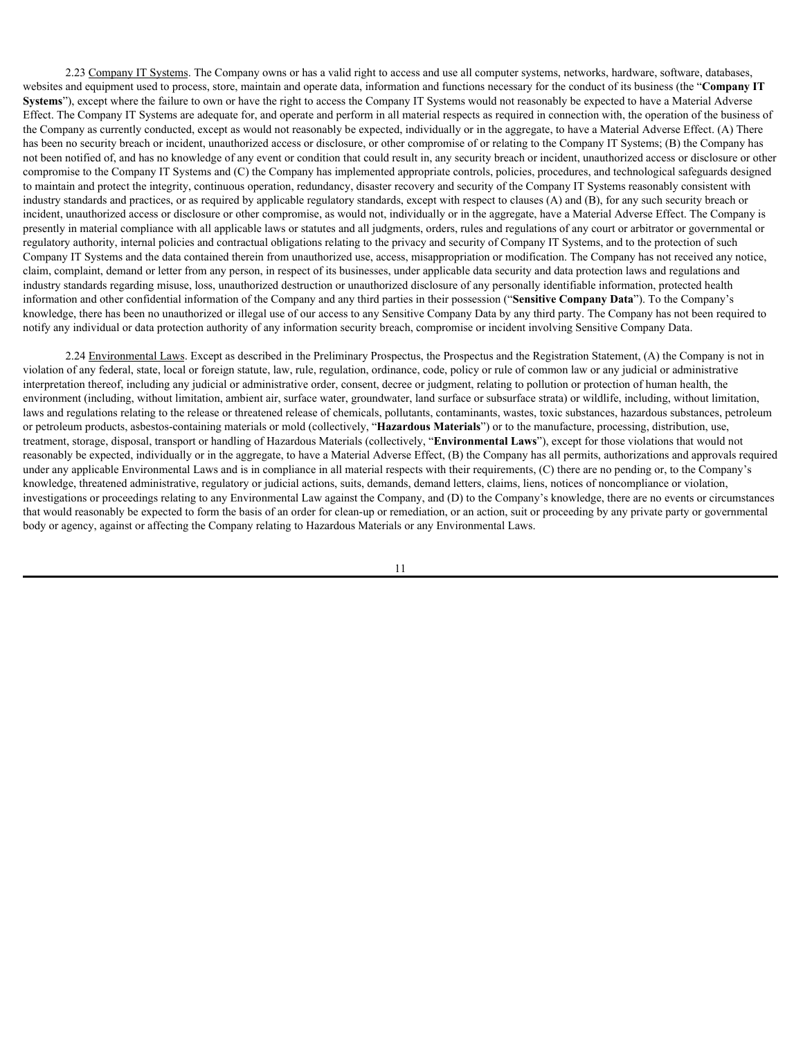2.23 Company IT Systems. The Company owns or has a valid right to access and use all computer systems, networks, hardware, software, databases, websites and equipment used to process, store, maintain and operate data, information and functions necessary for the conduct of its business (the "**Company IT Systems**"), except where the failure to own or have the right to access the Company IT Systems would not reasonably be expected to have a Material Adverse Effect. The Company IT Systems are adequate for, and operate and perform in all material respects as required in connection with, the operation of the business of the Company as currently conducted, except as would not reasonably be expected, individually or in the aggregate, to have a Material Adverse Effect. (A) There has been no security breach or incident, unauthorized access or disclosure, or other compromise of or relating to the Company IT Systems; (B) the Company has not been notified of, and has no knowledge of any event or condition that could result in, any security breach or incident, unauthorized access or disclosure or other compromise to the Company IT Systems and (C) the Company has implemented appropriate controls, policies, procedures, and technological safeguards designed to maintain and protect the integrity, continuous operation, redundancy, disaster recovery and security of the Company IT Systems reasonably consistent with industry standards and practices, or as required by applicable regulatory standards, except with respect to clauses (A) and (B), for any such security breach or incident, unauthorized access or disclosure or other compromise, as would not, individually or in the aggregate, have a Material Adverse Effect. The Company is presently in material compliance with all applicable laws or statutes and all judgments, orders, rules and regulations of any court or arbitrator or governmental or regulatory authority, internal policies and contractual obligations relating to the privacy and security of Company IT Systems, and to the protection of such Company IT Systems and the data contained therein from unauthorized use, access, misappropriation or modification. The Company has not received any notice, claim, complaint, demand or letter from any person, in respect of its businesses, under applicable data security and data protection laws and regulations and industry standards regarding misuse, loss, unauthorized destruction or unauthorized disclosure of any personally identifiable information, protected health information and other confidential information of the Company and any third parties in their possession ("**Sensitive Company Data**"). To the Company's knowledge, there has been no unauthorized or illegal use of our access to any Sensitive Company Data by any third party. The Company has not been required to notify any individual or data protection authority of any information security breach, compromise or incident involving Sensitive Company Data.

2.24 Environmental Laws. Except as described in the Preliminary Prospectus, the Prospectus and the Registration Statement, (A) the Company is not in violation of any federal, state, local or foreign statute, law, rule, regulation, ordinance, code, policy or rule of common law or any judicial or administrative interpretation thereof, including any judicial or administrative order, consent, decree or judgment, relating to pollution or protection of human health, the environment (including, without limitation, ambient air, surface water, groundwater, land surface or subsurface strata) or wildlife, including, without limitation, laws and regulations relating to the release or threatened release of chemicals, pollutants, contaminants, wastes, toxic substances, hazardous substances, petroleum or petroleum products, asbestos-containing materials or mold (collectively, "**Hazardous Materials**") or to the manufacture, processing, distribution, use, treatment, storage, disposal, transport or handling of Hazardous Materials (collectively, "**Environmental Laws**"), except for those violations that would not reasonably be expected, individually or in the aggregate, to have a Material Adverse Effect, (B) the Company has all permits, authorizations and approvals required under any applicable Environmental Laws and is in compliance in all material respects with their requirements, (C) there are no pending or, to the Company's knowledge, threatened administrative, regulatory or judicial actions, suits, demands, demand letters, claims, liens, notices of noncompliance or violation, investigations or proceedings relating to any Environmental Law against the Company, and (D) to the Company's knowledge, there are no events or circumstances that would reasonably be expected to form the basis of an order for clean-up or remediation, or an action, suit or proceeding by any private party or governmental body or agency, against or affecting the Company relating to Hazardous Materials or any Environmental Laws.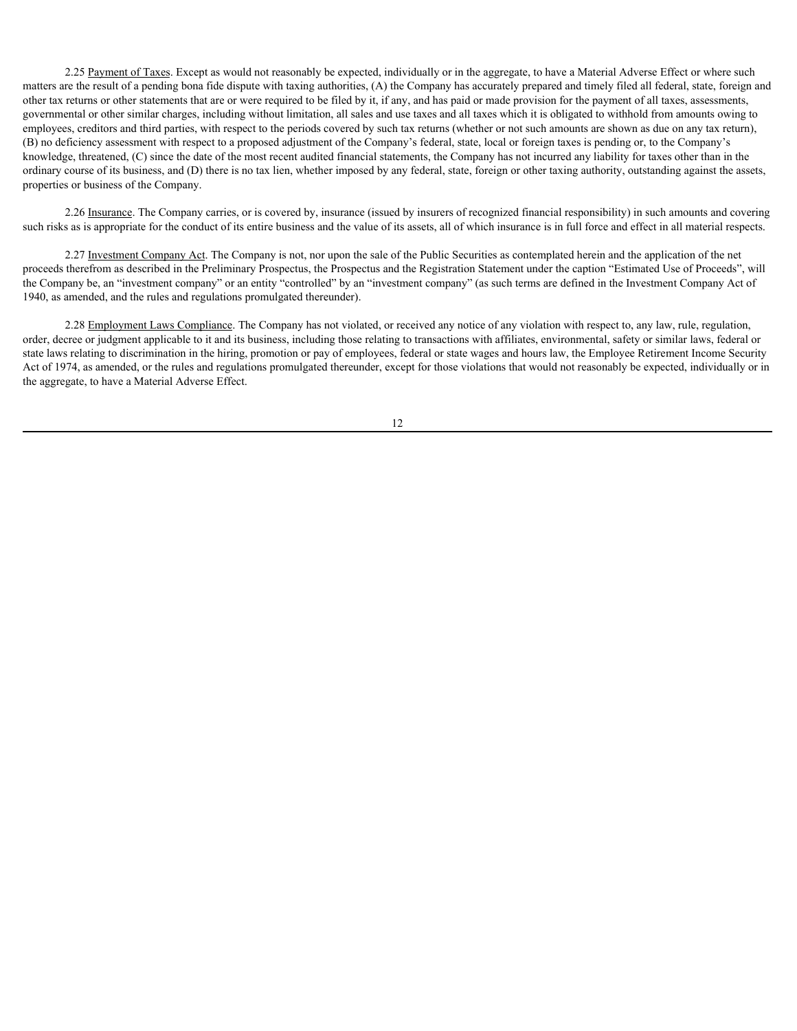2.25 Payment of Taxes. Except as would not reasonably be expected, individually or in the aggregate, to have a Material Adverse Effect or where such matters are the result of a pending bona fide dispute with taxing authorities, (A) the Company has accurately prepared and timely filed all federal, state, foreign and other tax returns or other statements that are or were required to be filed by it, if any, and has paid or made provision for the payment of all taxes, assessments, governmental or other similar charges, including without limitation, all sales and use taxes and all taxes which it is obligated to withhold from amounts owing to employees, creditors and third parties, with respect to the periods covered by such tax returns (whether or not such amounts are shown as due on any tax return), (B) no deficiency assessment with respect to a proposed adjustment of the Company's federal, state, local or foreign taxes is pending or, to the Company's knowledge, threatened, (C) since the date of the most recent audited financial statements, the Company has not incurred any liability for taxes other than in the ordinary course of its business, and (D) there is no tax lien, whether imposed by any federal, state, foreign or other taxing authority, outstanding against the assets, properties or business of the Company.

2.26 Insurance. The Company carries, or is covered by, insurance (issued by insurers of recognized financial responsibility) in such amounts and covering such risks as is appropriate for the conduct of its entire business and the value of its assets, all of which insurance is in full force and effect in all material respects.

2.27 Investment Company Act. The Company is not, nor upon the sale of the Public Securities as contemplated herein and the application of the net proceeds therefrom as described in the Preliminary Prospectus, the Prospectus and the Registration Statement under the caption "Estimated Use of Proceeds", will the Company be, an "investment company" or an entity "controlled" by an "investment company" (as such terms are defined in the Investment Company Act of 1940, as amended, and the rules and regulations promulgated thereunder).

2.28 Employment Laws Compliance. The Company has not violated, or received any notice of any violation with respect to, any law, rule, regulation, order, decree or judgment applicable to it and its business, including those relating to transactions with affiliates, environmental, safety or similar laws, federal or state laws relating to discrimination in the hiring, promotion or pay of employees, federal or state wages and hours law, the Employee Retirement Income Security Act of 1974, as amended, or the rules and regulations promulgated thereunder, except for those violations that would not reasonably be expected, individually or in the aggregate, to have a Material Adverse Effect.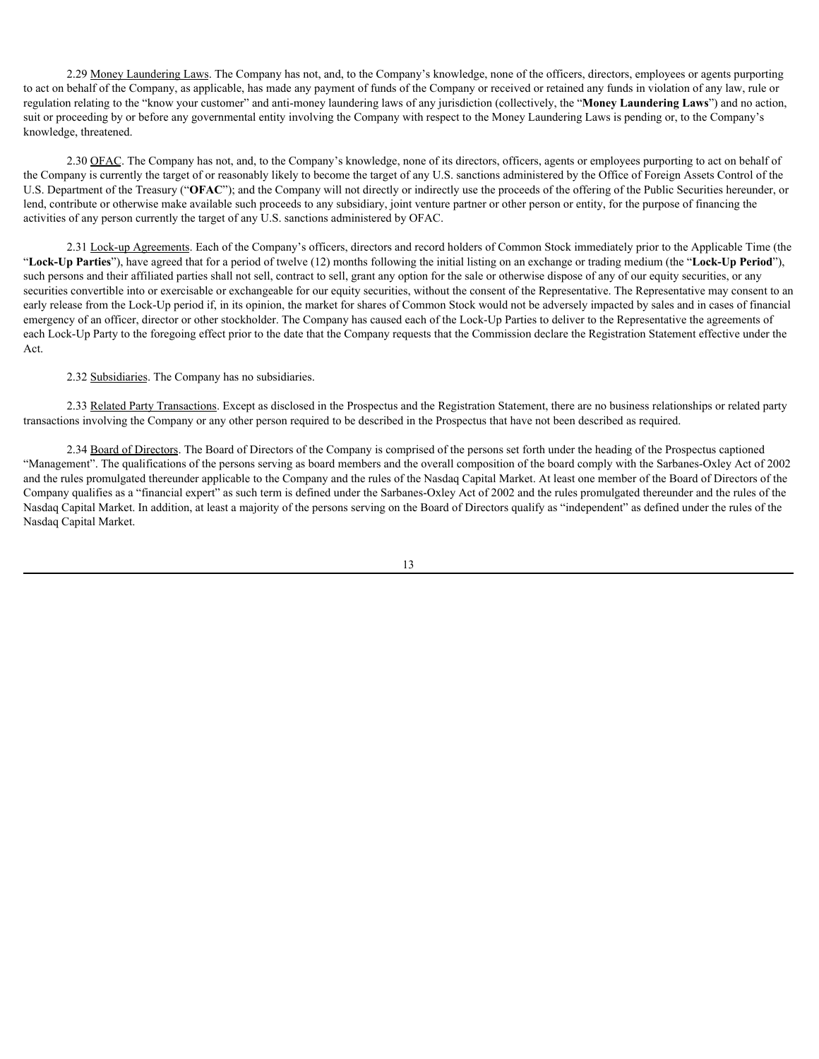2.29 Money Laundering Laws. The Company has not, and, to the Company's knowledge, none of the officers, directors, employees or agents purporting to act on behalf of the Company, as applicable, has made any payment of funds of the Company or received or retained any funds in violation of any law, rule or regulation relating to the "know your customer" and anti-money laundering laws of any jurisdiction (collectively, the "**Money Laundering Laws**") and no action, suit or proceeding by or before any governmental entity involving the Company with respect to the Money Laundering Laws is pending or, to the Company's knowledge, threatened.

2.30 OFAC. The Company has not, and, to the Company's knowledge, none of its directors, officers, agents or employees purporting to act on behalf of the Company is currently the target of or reasonably likely to become the target of any U.S. sanctions administered by the Office of Foreign Assets Control of the U.S. Department of the Treasury ("**OFAC**"); and the Company will not directly or indirectly use the proceeds of the offering of the Public Securities hereunder, or lend, contribute or otherwise make available such proceeds to any subsidiary, joint venture partner or other person or entity, for the purpose of financing the activities of any person currently the target of any U.S. sanctions administered by OFAC.

2.31 Lock-up Agreements. Each of the Company's officers, directors and record holders of Common Stock immediately prior to the Applicable Time (the "**Lock-Up Parties**"), have agreed that for a period of twelve (12) months following the initial listing on an exchange or trading medium (the "**Lock-Up Period**"), such persons and their affiliated parties shall not sell, contract to sell, grant any option for the sale or otherwise dispose of any of our equity securities, or any securities convertible into or exercisable or exchangeable for our equity securities, without the consent of the Representative. The Representative may consent to an early release from the Lock-Up period if, in its opinion, the market for shares of Common Stock would not be adversely impacted by sales and in cases of financial emergency of an officer, director or other stockholder. The Company has caused each of the Lock-Up Parties to deliver to the Representative the agreements of each Lock-Up Party to the foregoing effect prior to the date that the Company requests that the Commission declare the Registration Statement effective under the Act.

2.32 Subsidiaries. The Company has no subsidiaries.

2.33 Related Party Transactions. Except as disclosed in the Prospectus and the Registration Statement, there are no business relationships or related party transactions involving the Company or any other person required to be described in the Prospectus that have not been described as required.

2.34 Board of Directors. The Board of Directors of the Company is comprised of the persons set forth under the heading of the Prospectus captioned "Management". The qualifications of the persons serving as board members and the overall composition of the board comply with the Sarbanes-Oxley Act of 2002 and the rules promulgated thereunder applicable to the Company and the rules of the Nasdaq Capital Market. At least one member of the Board of Directors of the Company qualifies as a "financial expert" as such term is defined under the Sarbanes-Oxley Act of 2002 and the rules promulgated thereunder and the rules of the Nasdaq Capital Market. In addition, at least a majority of the persons serving on the Board of Directors qualify as "independent" as defined under the rules of the Nasdaq Capital Market.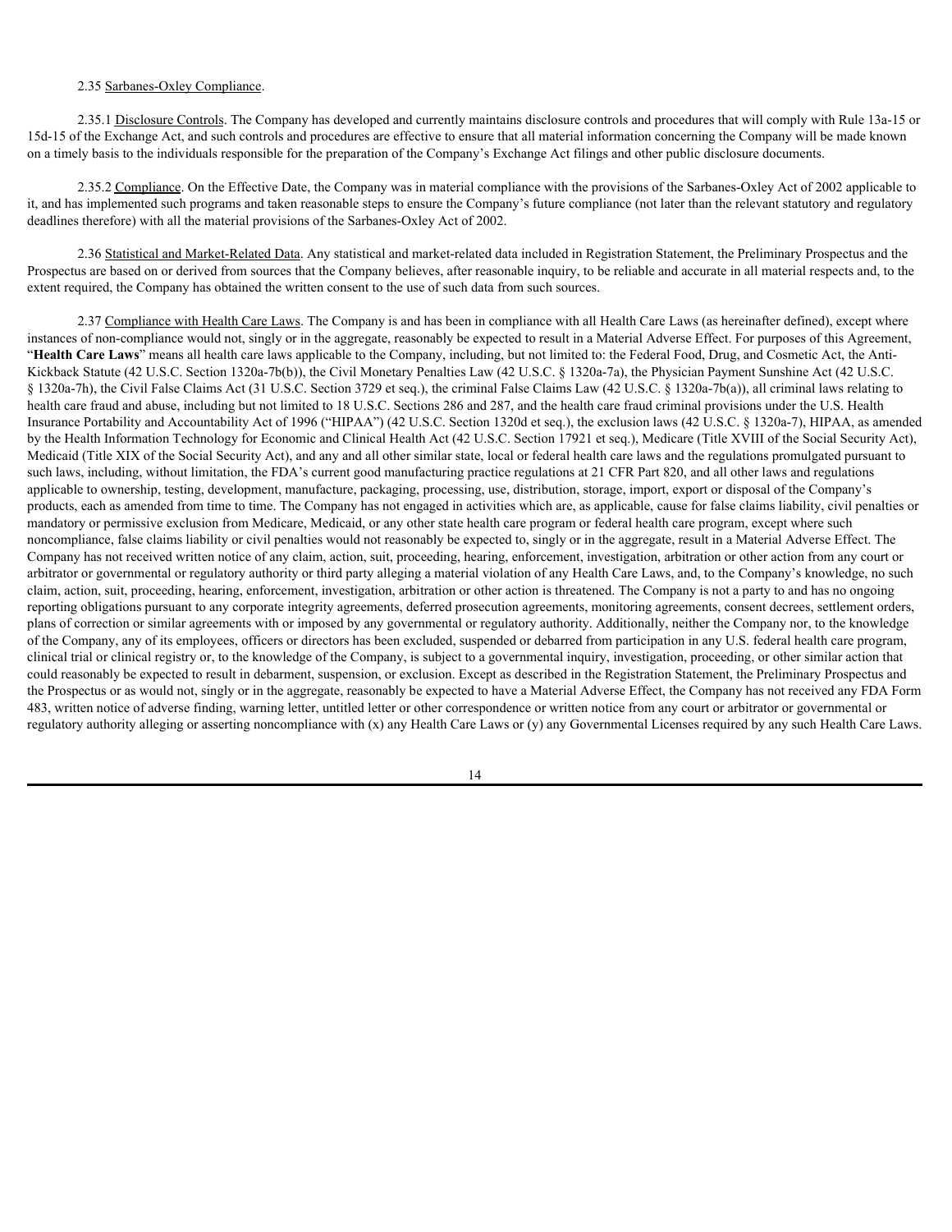2.35 Sarbanes-Oxley Compliance.

2.35.1 Disclosure Controls. The Company has developed and currently maintains disclosure controls and procedures that will comply with Rule 13a-15 or 15d-15 of the Exchange Act, and such controls and procedures are effective to ensure that all material information concerning the Company will be made known on a timely basis to the individuals responsible for the preparation of the Company's Exchange Act filings and other public disclosure documents.

2.35.2 Compliance. On the Effective Date, the Company was in material compliance with the provisions of the Sarbanes-Oxley Act of 2002 applicable to it, and has implemented such programs and taken reasonable steps to ensure the Company's future compliance (not later than the relevant statutory and regulatory deadlines therefore) with all the material provisions of the Sarbanes-Oxley Act of 2002.

2.36 Statistical and Market-Related Data. Any statistical and market-related data included in Registration Statement, the Preliminary Prospectus and the Prospectus are based on or derived from sources that the Company believes, after reasonable inquiry, to be reliable and accurate in all material respects and, to the extent required, the Company has obtained the written consent to the use of such data from such sources.

2.37 Compliance with Health Care Laws. The Company is and has been in compliance with all Health Care Laws (as hereinafter defined), except where instances of non-compliance would not, singly or in the aggregate, reasonably be expected to result in a Material Adverse Effect. For purposes of this Agreement, "**Health Care Laws**" means all health care laws applicable to the Company, including, but not limited to: the Federal Food, Drug, and Cosmetic Act, the Anti-Kickback Statute (42 U.S.C. Section 1320a-7b(b)), the Civil Monetary Penalties Law (42 U.S.C. § 1320a-7a), the Physician Payment Sunshine Act (42 U.S.C. § 1320a-7h), the Civil False Claims Act (31 U.S.C. Section 3729 et seq.), the criminal False Claims Law (42 U.S.C. § 1320a-7b(a)), all criminal laws relating to health care fraud and abuse, including but not limited to 18 U.S.C. Sections 286 and 287, and the health care fraud criminal provisions under the U.S. Health Insurance Portability and Accountability Act of 1996 ("HIPAA") (42 U.S.C. Section 1320d et seq.), the exclusion laws (42 U.S.C. § 1320a-7), HIPAA, as amended by the Health Information Technology for Economic and Clinical Health Act (42 U.S.C. Section 17921 et seq.), Medicare (Title XVIII of the Social Security Act), Medicaid (Title XIX of the Social Security Act), and any and all other similar state, local or federal health care laws and the regulations promulgated pursuant to such laws, including, without limitation, the FDA's current good manufacturing practice regulations at 21 CFR Part 820, and all other laws and regulations applicable to ownership, testing, development, manufacture, packaging, processing, use, distribution, storage, import, export or disposal of the Company's products, each as amended from time to time. The Company has not engaged in activities which are, as applicable, cause for false claims liability, civil penalties or mandatory or permissive exclusion from Medicare, Medicaid, or any other state health care program or federal health care program, except where such noncompliance, false claims liability or civil penalties would not reasonably be expected to, singly or in the aggregate, result in a Material Adverse Effect. The Company has not received written notice of any claim, action, suit, proceeding, hearing, enforcement, investigation, arbitration or other action from any court or arbitrator or governmental or regulatory authority or third party alleging a material violation of any Health Care Laws, and, to the Company's knowledge, no such claim, action, suit, proceeding, hearing, enforcement, investigation, arbitration or other action is threatened. The Company is not a party to and has no ongoing reporting obligations pursuant to any corporate integrity agreements, deferred prosecution agreements, monitoring agreements, consent decrees, settlement orders, plans of correction or similar agreements with or imposed by any governmental or regulatory authority. Additionally, neither the Company nor, to the knowledge of the Company, any of its employees, officers or directors has been excluded, suspended or debarred from participation in any U.S. federal health care program, clinical trial or clinical registry or, to the knowledge of the Company, is subject to a governmental inquiry, investigation, proceeding, or other similar action that could reasonably be expected to result in debarment, suspension, or exclusion. Except as described in the Registration Statement, the Preliminary Prospectus and the Prospectus or as would not, singly or in the aggregate, reasonably be expected to have a Material Adverse Effect, the Company has not received any FDA Form 483, written notice of adverse finding, warning letter, untitled letter or other correspondence or written notice from any court or arbitrator or governmental or regulatory authority alleging or asserting noncompliance with (x) any Health Care Laws or (y) any Governmental Licenses required by any such Health Care Laws.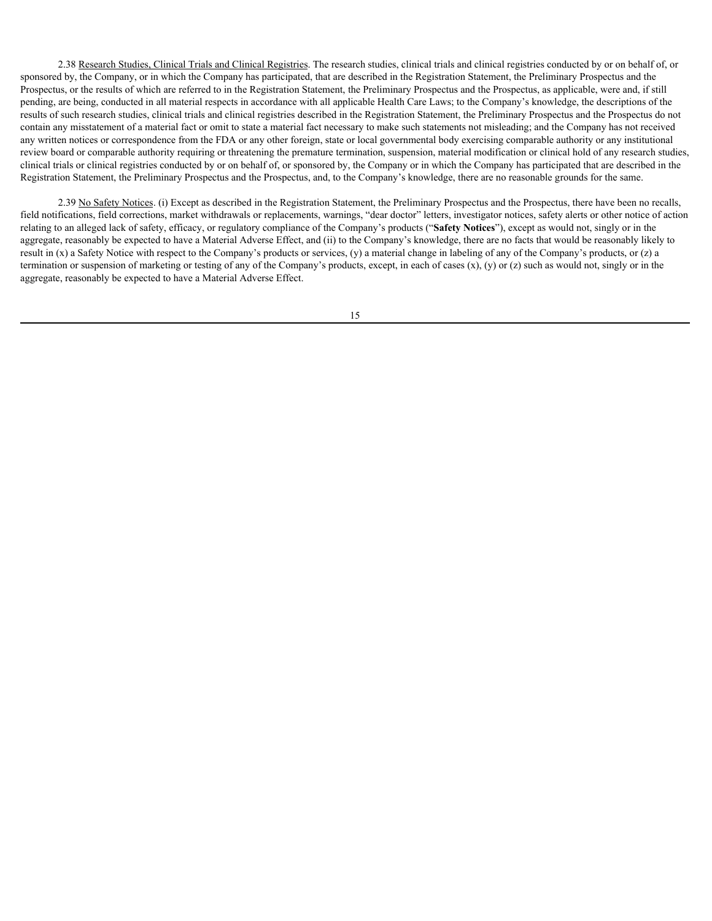2.38 Research Studies, Clinical Trials and Clinical Registries. The research studies, clinical trials and clinical registries conducted by or on behalf of, or sponsored by, the Company, or in which the Company has participated, that are described in the Registration Statement, the Preliminary Prospectus and the Prospectus, or the results of which are referred to in the Registration Statement, the Preliminary Prospectus and the Prospectus, as applicable, were and, if still pending, are being, conducted in all material respects in accordance with all applicable Health Care Laws; to the Company's knowledge, the descriptions of the results of such research studies, clinical trials and clinical registries described in the Registration Statement, the Preliminary Prospectus and the Prospectus do not contain any misstatement of a material fact or omit to state a material fact necessary to make such statements not misleading; and the Company has not received any written notices or correspondence from the FDA or any other foreign, state or local governmental body exercising comparable authority or any institutional review board or comparable authority requiring or threatening the premature termination, suspension, material modification or clinical hold of any research studies, clinical trials or clinical registries conducted by or on behalf of, or sponsored by, the Company or in which the Company has participated that are described in the Registration Statement, the Preliminary Prospectus and the Prospectus, and, to the Company's knowledge, there are no reasonable grounds for the same.

2.39 No Safety Notices. (i) Except as described in the Registration Statement, the Preliminary Prospectus and the Prospectus, there have been no recalls, field notifications, field corrections, market withdrawals or replacements, warnings, "dear doctor" letters, investigator notices, safety alerts or other notice of action relating to an alleged lack of safety, efficacy, or regulatory compliance of the Company's products ("**Safety Notices**"), except as would not, singly or in the aggregate, reasonably be expected to have a Material Adverse Effect, and (ii) to the Company's knowledge, there are no facts that would be reasonably likely to result in (x) a Safety Notice with respect to the Company's products or services, (y) a material change in labeling of any of the Company's products, or (z) a termination or suspension of marketing or testing of any of the Company's products, except, in each of cases (x), (y) or (z) such as would not, singly or in the aggregate, reasonably be expected to have a Material Adverse Effect.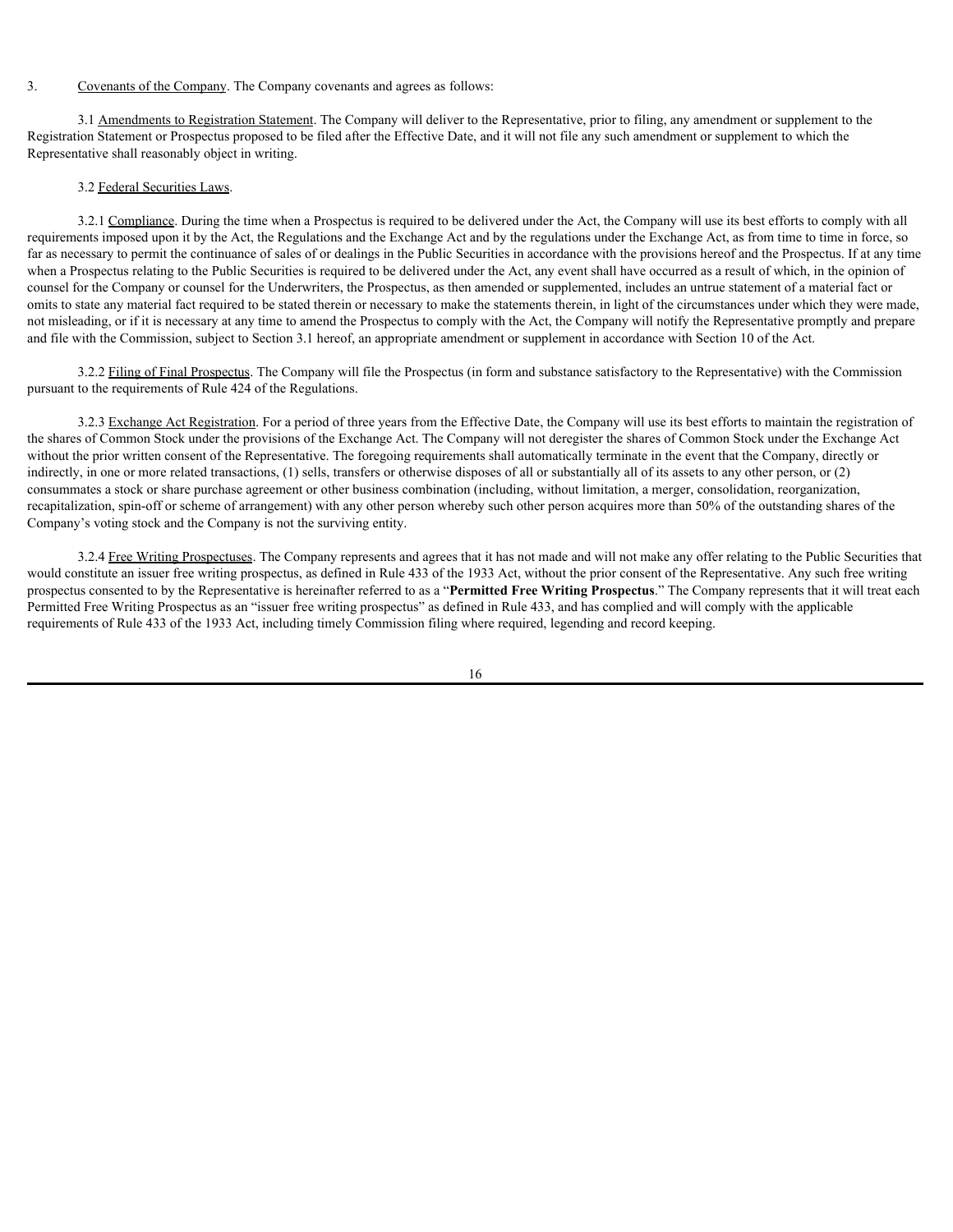3. Covenants of the Company. The Company covenants and agrees as follows:

3.1 Amendments to Registration Statement. The Company will deliver to the Representative, prior to filing, any amendment or supplement to the Registration Statement or Prospectus proposed to be filed after the Effective Date, and it will not file any such amendment or supplement to which the Representative shall reasonably object in writing.

3.2 Federal Securities Laws.

3.2.1 Compliance. During the time when a Prospectus is required to be delivered under the Act, the Company will use its best efforts to comply with all requirements imposed upon it by the Act, the Regulations and the Exchange Act and by the regulations under the Exchange Act, as from time to time in force, so far as necessary to permit the continuance of sales of or dealings in the Public Securities in accordance with the provisions hereof and the Prospectus. If at any time when a Prospectus relating to the Public Securities is required to be delivered under the Act, any event shall have occurred as a result of which, in the opinion of counsel for the Company or counsel for the Underwriters, the Prospectus, as then amended or supplemented, includes an untrue statement of a material fact or omits to state any material fact required to be stated therein or necessary to make the statements therein, in light of the circumstances under which they were made, not misleading, or if it is necessary at any time to amend the Prospectus to comply with the Act, the Company will notify the Representative promptly and prepare and file with the Commission, subject to Section 3.1 hereof, an appropriate amendment or supplement in accordance with Section 10 of the Act.

3.2.2 Filing of Final Prospectus. The Company will file the Prospectus (in form and substance satisfactory to the Representative) with the Commission pursuant to the requirements of Rule 424 of the Regulations.

3.2.3 Exchange Act Registration. For a period of three years from the Effective Date, the Company will use its best efforts to maintain the registration of the shares of Common Stock under the provisions of the Exchange Act. The Company will not deregister the shares of Common Stock under the Exchange Act without the prior written consent of the Representative. The foregoing requirements shall automatically terminate in the event that the Company, directly or indirectly, in one or more related transactions, (1) sells, transfers or otherwise disposes of all or substantially all of its assets to any other person, or (2) consummates a stock or share purchase agreement or other business combination (including, without limitation, a merger, consolidation, reorganization, recapitalization, spin-off or scheme of arrangement) with any other person whereby such other person acquires more than 50% of the outstanding shares of the Company's voting stock and the Company is not the surviving entity.

3.2.4 Free Writing Prospectuses. The Company represents and agrees that it has not made and will not make any offer relating to the Public Securities that would constitute an issuer free writing prospectus, as defined in Rule 433 of the 1933 Act, without the prior consent of the Representative. Any such free writing prospectus consented to by the Representative is hereinafter referred to as a "**Permitted Free Writing Prospectus**." The Company represents that it will treat each Permitted Free Writing Prospectus as an "issuer free writing prospectus" as defined in Rule 433, and has complied and will comply with the applicable requirements of Rule 433 of the 1933 Act, including timely Commission filing where required, legending and record keeping.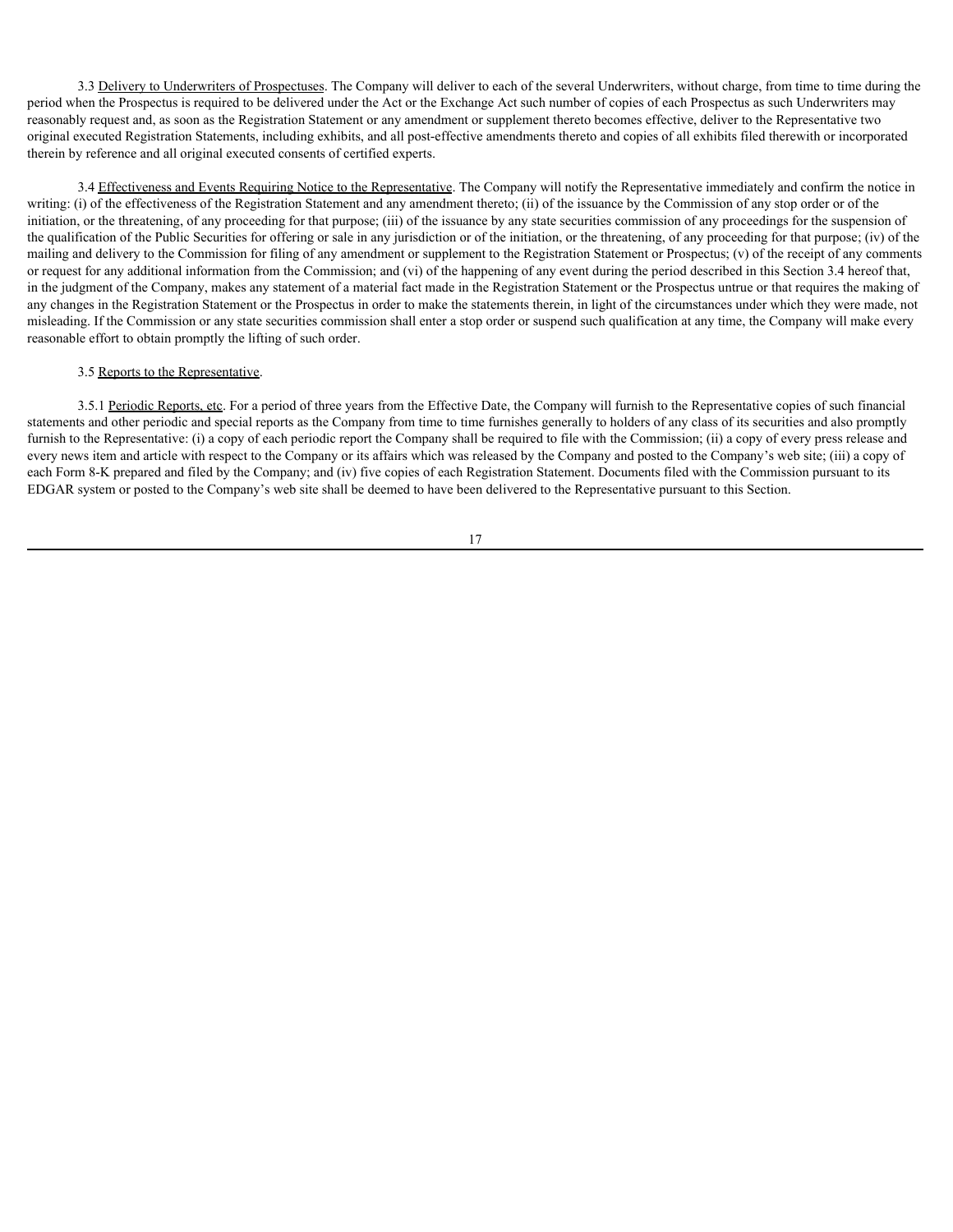3.3 Delivery to Underwriters of Prospectuses. The Company will deliver to each of the several Underwriters, without charge, from time to time during the period when the Prospectus is required to be delivered under the Act or the Exchange Act such number of copies of each Prospectus as such Underwriters may reasonably request and, as soon as the Registration Statement or any amendment or supplement thereto becomes effective, deliver to the Representative two original executed Registration Statements, including exhibits, and all post-effective amendments thereto and copies of all exhibits filed therewith or incorporated therein by reference and all original executed consents of certified experts.

3.4 Effectiveness and Events Requiring Notice to the Representative. The Company will notify the Representative immediately and confirm the notice in writing: (i) of the effectiveness of the Registration Statement and any amendment thereto; (ii) of the issuance by the Commission of any stop order or of the initiation, or the threatening, of any proceeding for that purpose; (iii) of the issuance by any state securities commission of any proceedings for the suspension of the qualification of the Public Securities for offering or sale in any jurisdiction or of the initiation, or the threatening, of any proceeding for that purpose; (iv) of the mailing and delivery to the Commission for filing of any amendment or supplement to the Registration Statement or Prospectus; (v) of the receipt of any comments or request for any additional information from the Commission; and (vi) of the happening of any event during the period described in this Section 3.4 hereof that, in the judgment of the Company, makes any statement of a material fact made in the Registration Statement or the Prospectus untrue or that requires the making of any changes in the Registration Statement or the Prospectus in order to make the statements therein, in light of the circumstances under which they were made, not misleading. If the Commission or any state securities commission shall enter a stop order or suspend such qualification at any time, the Company will make every reasonable effort to obtain promptly the lifting of such order.

3.5 Reports to the Representative.

3.5.1 Periodic Reports, etc. For a period of three years from the Effective Date, the Company will furnish to the Representative copies of such financial statements and other periodic and special reports as the Company from time to time furnishes generally to holders of any class of its securities and also promptly furnish to the Representative: (i) a copy of each periodic report the Company shall be required to file with the Commission; (ii) a copy of every press release and every news item and article with respect to the Company or its affairs which was released by the Company and posted to the Company's web site; (iii) a copy of each Form 8-K prepared and filed by the Company; and (iv) five copies of each Registration Statement. Documents filed with the Commission pursuant to its EDGAR system or posted to the Company's web site shall be deemed to have been delivered to the Representative pursuant to this Section.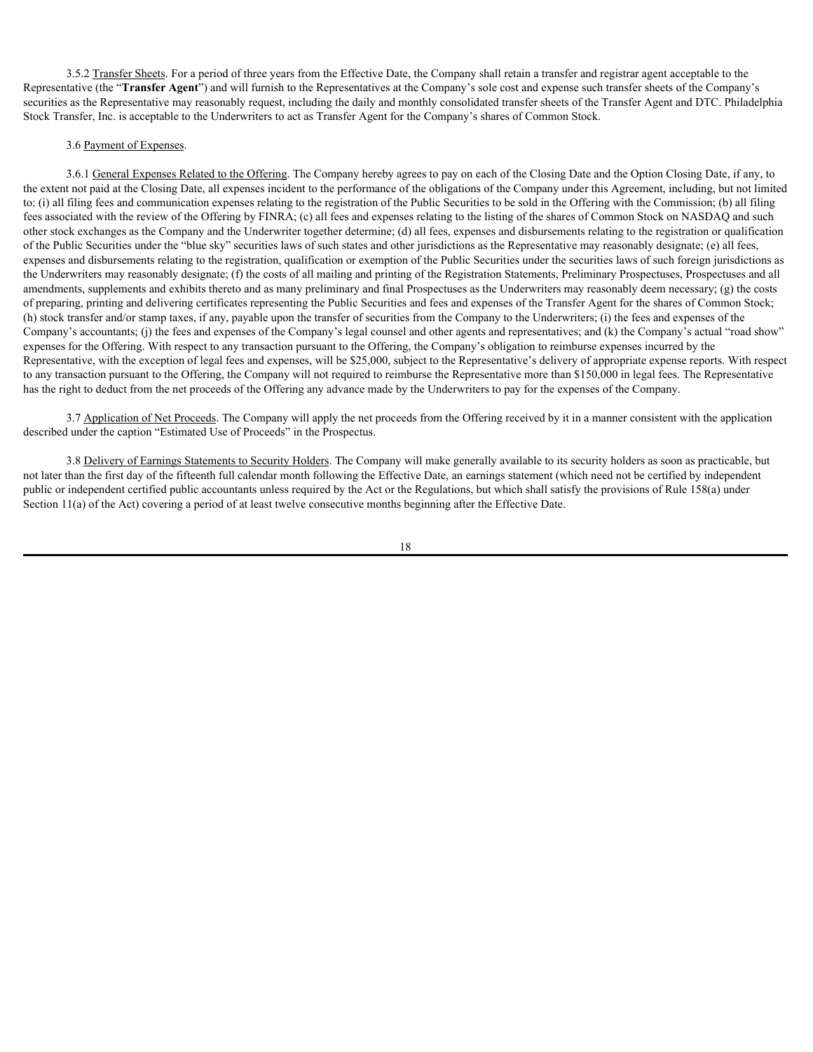3.5.2 Transfer Sheets. For a period of three years from the Effective Date, the Company shall retain a transfer and registrar agent acceptable to the Representative (the "**Transfer Agent**") and will furnish to the Representatives at the Company's sole cost and expense such transfer sheets of the Company's securities as the Representative may reasonably request, including the daily and monthly consolidated transfer sheets of the Transfer Agent and DTC. Philadelphia Stock Transfer, Inc. is acceptable to the Underwriters to act as Transfer Agent for the Company's shares of Common Stock.

3.6 Payment of Expenses.

3.6.1 General Expenses Related to the Offering. The Company hereby agrees to pay on each of the Closing Date and the Option Closing Date, if any, to the extent not paid at the Closing Date, all expenses incident to the performance of the obligations of the Company under this Agreement, including, but not limited to: (i) all filing fees and communication expenses relating to the registration of the Public Securities to be sold in the Offering with the Commission; (b) all filing fees associated with the review of the Offering by FINRA; (c) all fees and expenses relating to the listing of the shares of Common Stock on NASDAQ and such other stock exchanges as the Company and the Underwriter together determine; (d) all fees, expenses and disbursements relating to the registration or qualification of the Public Securities under the "blue sky" securities laws of such states and other jurisdictions as the Representative may reasonably designate; (e) all fees, expenses and disbursements relating to the registration, qualification or exemption of the Public Securities under the securities laws of such foreign jurisdictions as the Underwriters may reasonably designate; (f) the costs of all mailing and printing of the Registration Statements, Preliminary Prospectuses, Prospectuses and all amendments, supplements and exhibits thereto and as many preliminary and final Prospectuses as the Underwriters may reasonably deem necessary; (g) the costs of preparing, printing and delivering certificates representing the Public Securities and fees and expenses of the Transfer Agent for the shares of Common Stock; (h) stock transfer and/or stamp taxes, if any, payable upon the transfer of securities from the Company to the Underwriters; (i) the fees and expenses of the Company's accountants; (j) the fees and expenses of the Company's legal counsel and other agents and representatives; and (k) the Company's actual "road show" expenses for the Offering. With respect to any transaction pursuant to the Offering, the Company's obligation to reimburse expenses incurred by the Representative, with the exception of legal fees and expenses, will be $25,000, subject to the Representative's delivery of appropriate expense reports. With respect to any transaction pursuant to the Offering, the Company will not required to reimburse the Representative more than $150,000 in legal fees. The Representative has the right to deduct from the net proceeds of the Offering any advance made by the Underwriters to pay for the expenses of the Company.

3.7 Application of Net Proceeds. The Company will apply the net proceeds from the Offering received by it in a manner consistent with the application described under the caption "Estimated Use of Proceeds" in the Prospectus.

3.8 Delivery of Earnings Statements to Security Holders. The Company will make generally available to its security holders as soon as practicable, but not later than the first day of the fifteenth full calendar month following the Effective Date, an earnings statement (which need not be certified by independent public or independent certified public accountants unless required by the Act or the Regulations, but which shall satisfy the provisions of Rule 158(a) under Section 11(a) of the Act) covering a period of at least twelve consecutive months beginning after the Effective Date.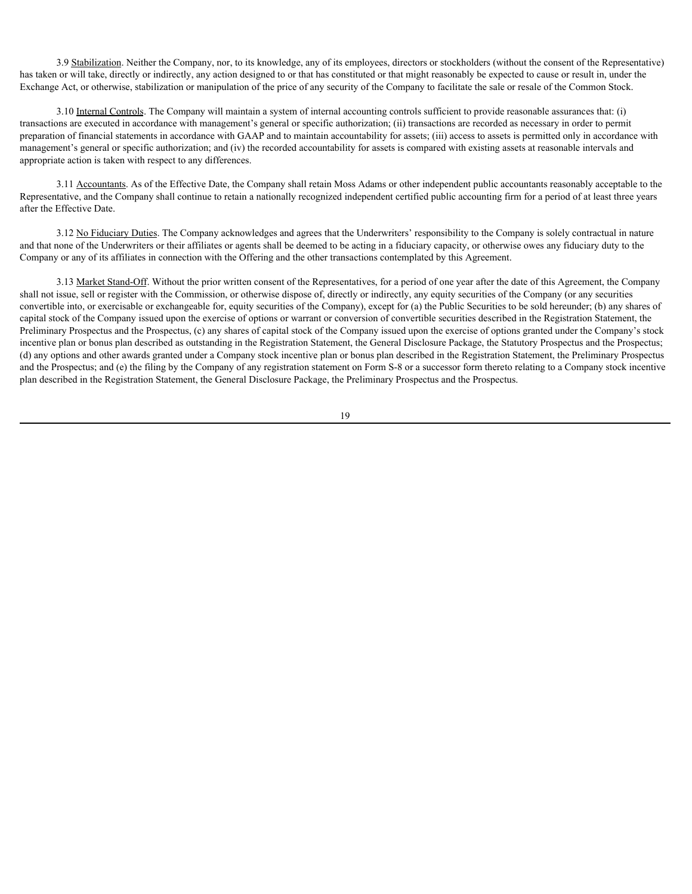3.9 Stabilization. Neither the Company, nor, to its knowledge, any of its employees, directors or stockholders (without the consent of the Representative) has taken or will take, directly or indirectly, any action designed to or that has constituted or that might reasonably be expected to cause or result in, under the Exchange Act, or otherwise, stabilization or manipulation of the price of any security of the Company to facilitate the sale or resale of the Common Stock.

3.10 Internal Controls. The Company will maintain a system of internal accounting controls sufficient to provide reasonable assurances that: (i) transactions are executed in accordance with management's general or specific authorization; (ii) transactions are recorded as necessary in order to permit preparation of financial statements in accordance with GAAP and to maintain accountability for assets; (iii) access to assets is permitted only in accordance with management's general or specific authorization; and (iv) the recorded accountability for assets is compared with existing assets at reasonable intervals and appropriate action is taken with respect to any differences.

3.11 Accountants. As of the Effective Date, the Company shall retain Moss Adams or other independent public accountants reasonably acceptable to the Representative, and the Company shall continue to retain a nationally recognized independent certified public accounting firm for a period of at least three years after the Effective Date.

3.12 No Fiduciary Duties. The Company acknowledges and agrees that the Underwriters' responsibility to the Company is solely contractual in nature and that none of the Underwriters or their affiliates or agents shall be deemed to be acting in a fiduciary capacity, or otherwise owes any fiduciary duty to the Company or any of its affiliates in connection with the Offering and the other transactions contemplated by this Agreement.

3.13 Market Stand-Off. Without the prior written consent of the Representatives, for a period of one year after the date of this Agreement, the Company shall not issue, sell or register with the Commission, or otherwise dispose of, directly or indirectly, any equity securities of the Company (or any securities convertible into, or exercisable or exchangeable for, equity securities of the Company), except for (a) the Public Securities to be sold hereunder; (b) any shares of capital stock of the Company issued upon the exercise of options or warrant or conversion of convertible securities described in the Registration Statement, the Preliminary Prospectus and the Prospectus, (c) any shares of capital stock of the Company issued upon the exercise of options granted under the Company's stock incentive plan or bonus plan described as outstanding in the Registration Statement, the General Disclosure Package, the Statutory Prospectus and the Prospectus; (d) any options and other awards granted under a Company stock incentive plan or bonus plan described in the Registration Statement, the Preliminary Prospectus and the Prospectus; and (e) the filing by the Company of any registration statement on Form S-8 or a successor form thereto relating to a Company stock incentive plan described in the Registration Statement, the General Disclosure Package, the Preliminary Prospectus and the Prospectus.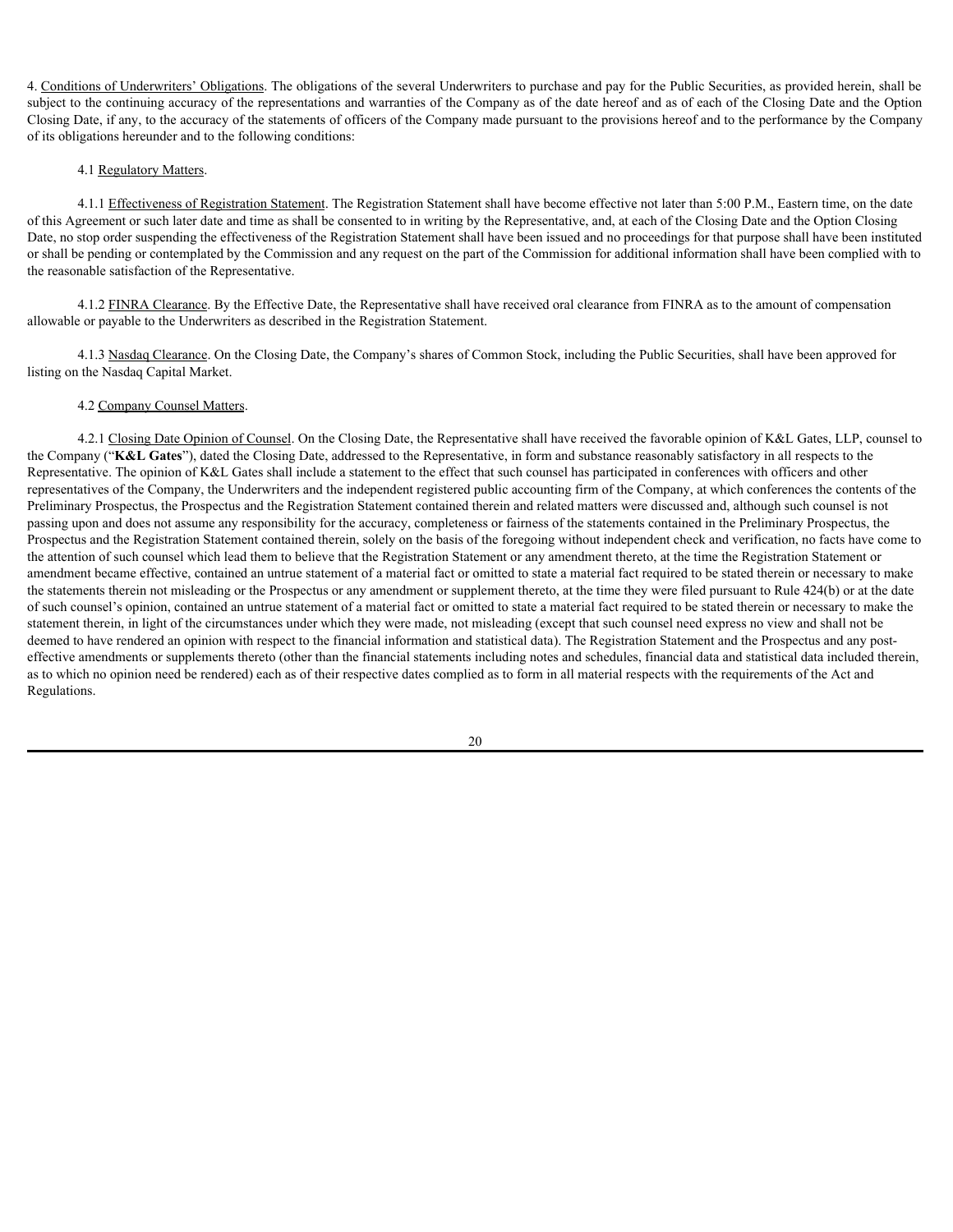4. Conditions of Underwriters' Obligations. The obligations of the several Underwriters to purchase and pay for the Public Securities, as provided herein, shall be subject to the continuing accuracy of the representations and warranties of the Company as of the date hereof and as of each of the Closing Date and the Option Closing Date, if any, to the accuracy of the statements of officers of the Company made pursuant to the provisions hereof and to the performance by the Company of its obligations hereunder and to the following conditions:

4.1 Regulatory Matters.

4.1.1 Effectiveness of Registration Statement. The Registration Statement shall have become effective not later than 5:00 P.M., Eastern time, on the date of this Agreement or such later date and time as shall be consented to in writing by the Representative, and, at each of the Closing Date and the Option Closing Date, no stop order suspending the effectiveness of the Registration Statement shall have been issued and no proceedings for that purpose shall have been instituted or shall be pending or contemplated by the Commission and any request on the part of the Commission for additional information shall have been complied with to the reasonable satisfaction of the Representative.

4.1.2 FINRA Clearance. By the Effective Date, the Representative shall have received oral clearance from FINRA as to the amount of compensation allowable or payable to the Underwriters as described in the Registration Statement.

4.1.3 Nasdaq Clearance. On the Closing Date, the Company's shares of Common Stock, including the Public Securities, shall have been approved for listing on the Nasdaq Capital Market.

4.2 Company Counsel Matters.

4.2.1 Closing Date Opinion of Counsel. On the Closing Date, the Representative shall have received the favorable opinion of K&L Gates, LLP, counsel to the Company ("**K&L Gates**"), dated the Closing Date, addressed to the Representative, in form and substance reasonably satisfactory in all respects to the Representative. The opinion of K&L Gates shall include a statement to the effect that such counsel has participated in conferences with officers and other representatives of the Company, the Underwriters and the independent registered public accounting firm of the Company, at which conferences the contents of the Preliminary Prospectus, the Prospectus and the Registration Statement contained therein and related matters were discussed and, although such counsel is not passing upon and does not assume any responsibility for the accuracy, completeness or fairness of the statements contained in the Preliminary Prospectus, the Prospectus and the Registration Statement contained therein, solely on the basis of the foregoing without independent check and verification, no facts have come to the attention of such counsel which lead them to believe that the Registration Statement or any amendment thereto, at the time the Registration Statement or amendment became effective, contained an untrue statement of a material fact or omitted to state a material fact required to be stated therein or necessary to make the statements therein not misleading or the Prospectus or any amendment or supplement thereto, at the time they were filed pursuant to Rule 424(b) or at the date of such counsel's opinion, contained an untrue statement of a material fact or omitted to state a material fact required to be stated therein or necessary to make the statement therein, in light of the circumstances under which they were made, not misleading (except that such counsel need express no view and shall not be deemed to have rendered an opinion with respect to the financial information and statistical data). The Registration Statement and the Prospectus and any post-effective amendments or supplements thereto (other than the financial statements including notes and schedules, financial data and statistical data included therein, as to which no opinion need be rendered) each as of their respective dates complied as to form in all material respects with the requirements of the Act and Regulations.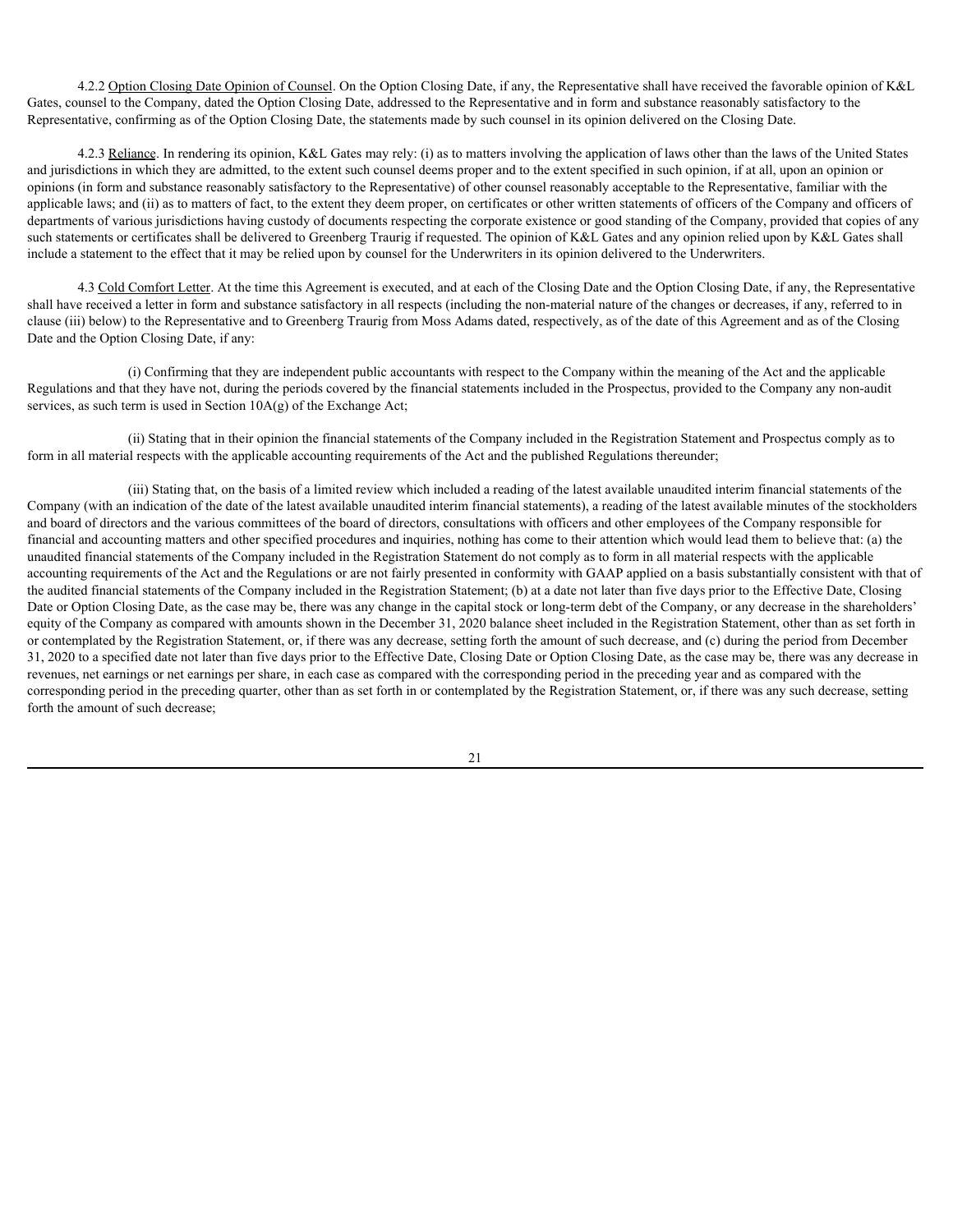4.2.2 Option Closing Date Opinion of Counsel. On the Option Closing Date, if any, the Representative shall have received the favorable opinion of K&L Gates, counsel to the Company, dated the Option Closing Date, addressed to the Representative and in form and substance reasonably satisfactory to the Representative, confirming as of the Option Closing Date, the statements made by such counsel in its opinion delivered on the Closing Date.

4.2.3 Reliance. In rendering its opinion, K&L Gates may rely: (i) as to matters involving the application of laws other than the laws of the United States and jurisdictions in which they are admitted, to the extent such counsel deems proper and to the extent specified in such opinion, if at all, upon an opinion or opinions (in form and substance reasonably satisfactory to the Representative) of other counsel reasonably acceptable to the Representative, familiar with the applicable laws; and (ii) as to matters of fact, to the extent they deem proper, on certificates or other written statements of officers of the Company and officers of departments of various jurisdictions having custody of documents respecting the corporate existence or good standing of the Company, provided that copies of any such statements or certificates shall be delivered to Greenberg Traurig if requested. The opinion of K&L Gates and any opinion relied upon by K&L Gates shall include a statement to the effect that it may be relied upon by counsel for the Underwriters in its opinion delivered to the Underwriters.

4.3 Cold Comfort Letter. At the time this Agreement is executed, and at each of the Closing Date and the Option Closing Date, if any, the Representative shall have received a letter in form and substance satisfactory in all respects (including the non-material nature of the changes or decreases, if any, referred to in clause (iii) below) to the Representative and to Greenberg Traurig from Moss Adams dated, respectively, as of the date of this Agreement and as of the Closing Date and the Option Closing Date, if any:

(i) Confirming that they are independent public accountants with respect to the Company within the meaning of the Act and the applicable Regulations and that they have not, during the periods covered by the financial statements included in the Prospectus, provided to the Company any non-audit services, as such term is used in Section 10A(g) of the Exchange Act;

(ii) Stating that in their opinion the financial statements of the Company included in the Registration Statement and Prospectus comply as to form in all material respects with the applicable accounting requirements of the Act and the published Regulations thereunder;

(iii) Stating that, on the basis of a limited review which included a reading of the latest available unaudited interim financial statements of the Company (with an indication of the date of the latest available unaudited interim financial statements), a reading of the latest available minutes of the stockholders and board of directors and the various committees of the board of directors, consultations with officers and other employees of the Company responsible for financial and accounting matters and other specified procedures and inquiries, nothing has come to their attention which would lead them to believe that: (a) the unaudited financial statements of the Company included in the Registration Statement do not comply as to form in all material respects with the applicable accounting requirements of the Act and the Regulations or are not fairly presented in conformity with GAAP applied on a basis substantially consistent with that of the audited financial statements of the Company included in the Registration Statement; (b) at a date not later than five days prior to the Effective Date, Closing Date or Option Closing Date, as the case may be, there was any change in the capital stock or long-term debt of the Company, or any decrease in the shareholders' equity of the Company as compared with amounts shown in the December 31, 2020 balance sheet included in the Registration Statement, other than as set forth in or contemplated by the Registration Statement, or, if there was any decrease, setting forth the amount of such decrease, and (c) during the period from December 31, 2020 to a specified date not later than five days prior to the Effective Date, Closing Date or Option Closing Date, as the case may be, there was any decrease in revenues, net earnings or net earnings per share, in each case as compared with the corresponding period in the preceding year and as compared with the corresponding period in the preceding quarter, other than as set forth in or contemplated by the Registration Statement, or, if there was any such decrease, setting forth the amount of such decrease;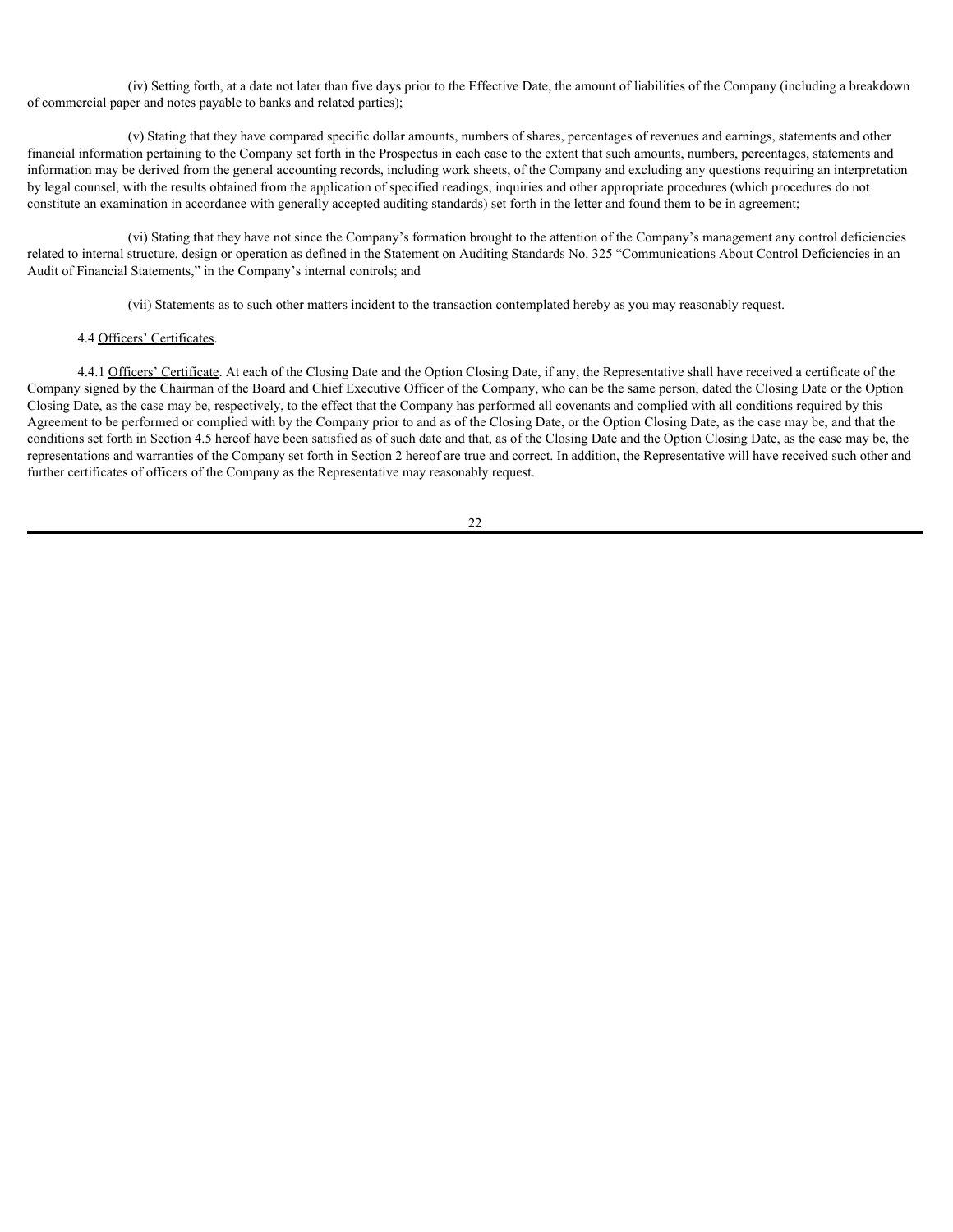(iv) Setting forth, at a date not later than five days prior to the Effective Date, the amount of liabilities of the Company (including a breakdown of commercial paper and notes payable to banks and related parties);

(v) Stating that they have compared specific dollar amounts, numbers of shares, percentages of revenues and earnings, statements and other financial information pertaining to the Company set forth in the Prospectus in each case to the extent that such amounts, numbers, percentages, statements and information may be derived from the general accounting records, including work sheets, of the Company and excluding any questions requiring an interpretation by legal counsel, with the results obtained from the application of specified readings, inquiries and other appropriate procedures (which procedures do not constitute an examination in accordance with generally accepted auditing standards) set forth in the letter and found them to be in agreement;

(vi) Stating that they have not since the Company's formation brought to the attention of the Company's management any control deficiencies related to internal structure, design or operation as defined in the Statement on Auditing Standards No. 325 "Communications About Control Deficiencies in an Audit of Financial Statements," in the Company's internal controls; and

(vii) Statements as to such other matters incident to the transaction contemplated hereby as you may reasonably request.

4.4 Officers' Certificates.

4.4.1 Officers' Certificate. At each of the Closing Date and the Option Closing Date, if any, the Representative shall have received a certificate of the Company signed by the Chairman of the Board and Chief Executive Officer of the Company, who can be the same person, dated the Closing Date or the Option Closing Date, as the case may be, respectively, to the effect that the Company has performed all covenants and complied with all conditions required by this Agreement to be performed or complied with by the Company prior to and as of the Closing Date, or the Option Closing Date, as the case may be, and that the conditions set forth in Section 4.5 hereof have been satisfied as of such date and that, as of the Closing Date and the Option Closing Date, as the case may be, the representations and warranties of the Company set forth in Section 2 hereof are true and correct. In addition, the Representative will have received such other and further certificates of officers of the Company as the Representative may reasonably request.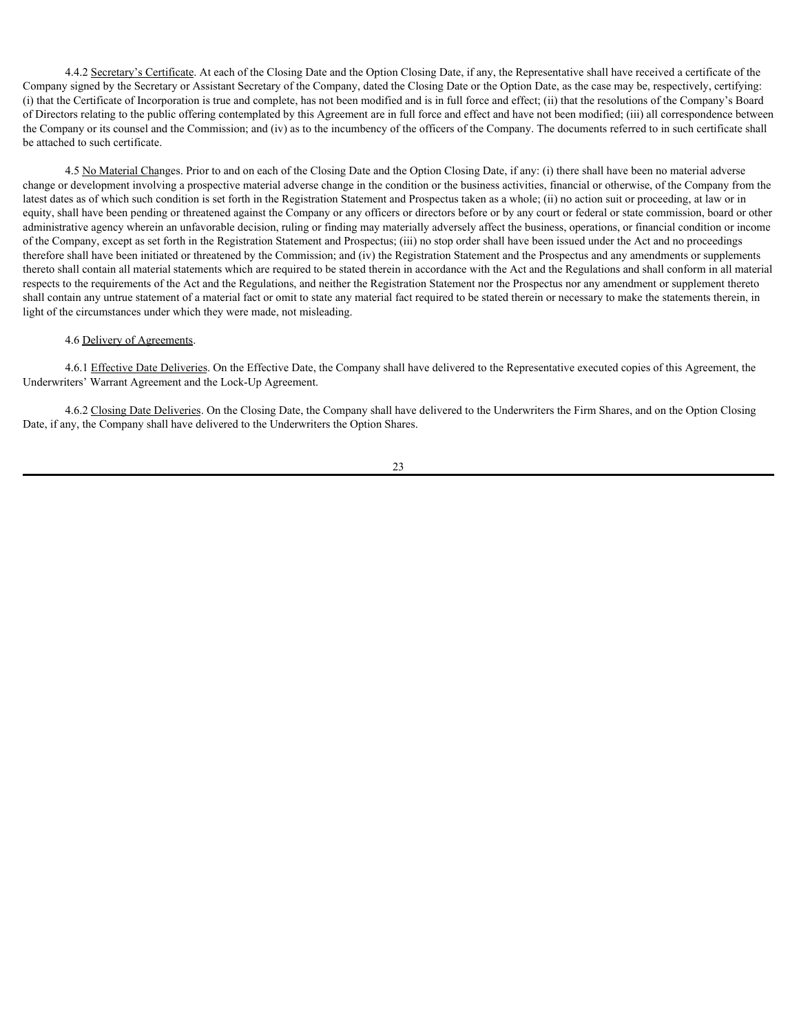4.4.2 Secretary's Certificate. At each of the Closing Date and the Option Closing Date, if any, the Representative shall have received a certificate of the Company signed by the Secretary or Assistant Secretary of the Company, dated the Closing Date or the Option Date, as the case may be, respectively, certifying: (i) that the Certificate of Incorporation is true and complete, has not been modified and is in full force and effect; (ii) that the resolutions of the Company's Board of Directors relating to the public offering contemplated by this Agreement are in full force and effect and have not been modified; (iii) all correspondence between the Company or its counsel and the Commission; and (iv) as to the incumbency of the officers of the Company. The documents referred to in such certificate shall be attached to such certificate.

4.5 No Material Changes. Prior to and on each of the Closing Date and the Option Closing Date, if any: (i) there shall have been no material adverse change or development involving a prospective material adverse change in the condition or the business activities, financial or otherwise, of the Company from the latest dates as of which such condition is set forth in the Registration Statement and Prospectus taken as a whole; (ii) no action suit or proceeding, at law or in equity, shall have been pending or threatened against the Company or any officers or directors before or by any court or federal or state commission, board or other administrative agency wherein an unfavorable decision, ruling or finding may materially adversely affect the business, operations, or financial condition or income of the Company, except as set forth in the Registration Statement and Prospectus; (iii) no stop order shall have been issued under the Act and no proceedings therefore shall have been initiated or threatened by the Commission; and (iv) the Registration Statement and the Prospectus and any amendments or supplements thereto shall contain all material statements which are required to be stated therein in accordance with the Act and the Regulations and shall conform in all material respects to the requirements of the Act and the Regulations, and neither the Registration Statement nor the Prospectus nor any amendment or supplement thereto shall contain any untrue statement of a material fact or omit to state any material fact required to be stated therein or necessary to make the statements therein, in light of the circumstances under which they were made, not misleading.

4.6 Delivery of Agreements.

4.6.1 Effective Date Deliveries. On the Effective Date, the Company shall have delivered to the Representative executed copies of this Agreement, the Underwriters' Warrant Agreement and the Lock-Up Agreement.

4.6.2 Closing Date Deliveries. On the Closing Date, the Company shall have delivered to the Underwriters the Firm Shares, and on the Option Closing Date, if any, the Company shall have delivered to the Underwriters the Option Shares.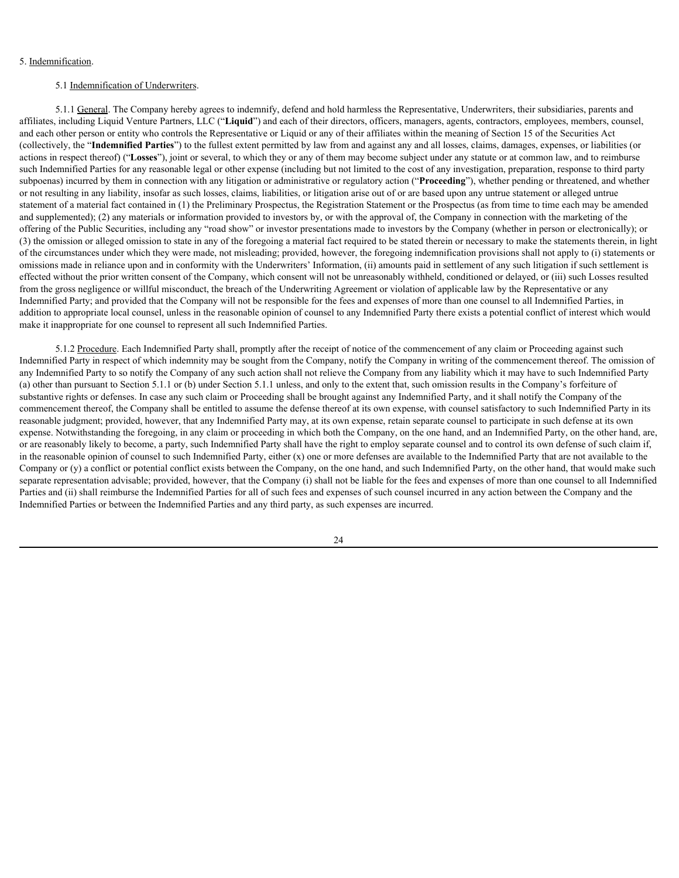5. Indemnification.

5.1 Indemnification of Underwriters.

5.1.1 General. The Company hereby agrees to indemnify, defend and hold harmless the Representative, Underwriters, their subsidiaries, parents and affiliates, including Liquid Venture Partners, LLC ("**Liquid**") and each of their directors, officers, managers, agents, contractors, employees, members, counsel, and each other person or entity who controls the Representative or Liquid or any of their affiliates within the meaning of Section 15 of the Securities Act (collectively, the "**Indemnified Parties**") to the fullest extent permitted by law from and against any and all losses, claims, damages, expenses, or liabilities (or actions in respect thereof) ("**Losses**"), joint or several, to which they or any of them may become subject under any statute or at common law, and to reimburse such Indemnified Parties for any reasonable legal or other expense (including but not limited to the cost of any investigation, preparation, response to third party subpoenas) incurred by them in connection with any litigation or administrative or regulatory action ("**Proceeding**"), whether pending or threatened, and whether or not resulting in any liability, insofar as such losses, claims, liabilities, or litigation arise out of or are based upon any untrue statement or alleged untrue statement of a material fact contained in (1) the Preliminary Prospectus, the Registration Statement or the Prospectus (as from time to time each may be amended and supplemented); (2) any materials or information provided to investors by, or with the approval of, the Company in connection with the marketing of the offering of the Public Securities, including any "road show" or investor presentations made to investors by the Company (whether in person or electronically); or (3) the omission or alleged omission to state in any of the foregoing a material fact required to be stated therein or necessary to make the statements therein, in light of the circumstances under which they were made, not misleading; provided, however, the foregoing indemnification provisions shall not apply to (i) statements or omissions made in reliance upon and in conformity with the Underwriters' Information, (ii) amounts paid in settlement of any such litigation if such settlement is effected without the prior written consent of the Company, which consent will not be unreasonably withheld, conditioned or delayed, or (iii) such Losses resulted from the gross negligence or willful misconduct, the breach of the Underwriting Agreement or violation of applicable law by the Representative or any Indemnified Party; and provided that the Company will not be responsible for the fees and expenses of more than one counsel to all Indemnified Parties, in addition to appropriate local counsel, unless in the reasonable opinion of counsel to any Indemnified Party there exists a potential conflict of interest which would make it inappropriate for one counsel to represent all such Indemnified Parties.

5.1.2 Procedure. Each Indemnified Party shall, promptly after the receipt of notice of the commencement of any claim or Proceeding against such Indemnified Party in respect of which indemnity may be sought from the Company, notify the Company in writing of the commencement thereof. The omission of any Indemnified Party to so notify the Company of any such action shall not relieve the Company from any liability which it may have to such Indemnified Party (a) other than pursuant to Section 5.1.1 or (b) under Section 5.1.1 unless, and only to the extent that, such omission results in the Company's forfeiture of substantive rights or defenses. In case any such claim or Proceeding shall be brought against any Indemnified Party, and it shall notify the Company of the commencement thereof, the Company shall be entitled to assume the defense thereof at its own expense, with counsel satisfactory to such Indemnified Party in its reasonable judgment; provided, however, that any Indemnified Party may, at its own expense, retain separate counsel to participate in such defense at its own expense. Notwithstanding the foregoing, in any claim or proceeding in which both the Company, on the one hand, and an Indemnified Party, on the other hand, are, or are reasonably likely to become, a party, such Indemnified Party shall have the right to employ separate counsel and to control its own defense of such claim if, in the reasonable opinion of counsel to such Indemnified Party, either (x) one or more defenses are available to the Indemnified Party that are not available to the Company or (y) a conflict or potential conflict exists between the Company, on the one hand, and such Indemnified Party, on the other hand, that would make such separate representation advisable; provided, however, that the Company (i) shall not be liable for the fees and expenses of more than one counsel to all Indemnified Parties and (ii) shall reimburse the Indemnified Parties for all of such fees and expenses of such counsel incurred in any action between the Company and the Indemnified Parties or between the Indemnified Parties and any third party, as such expenses are incurred.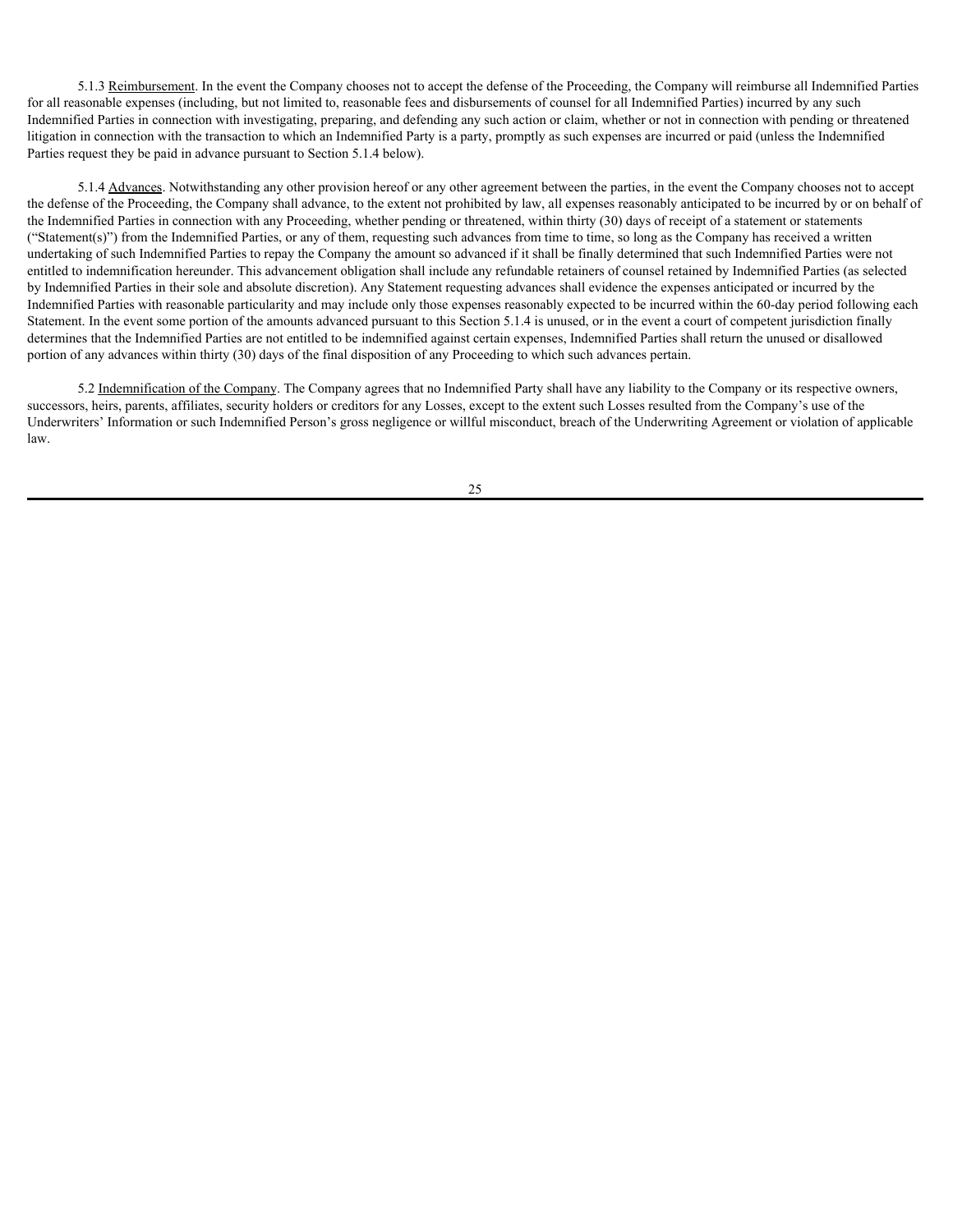5.1.3 Reimbursement. In the event the Company chooses not to accept the defense of the Proceeding, the Company will reimburse all Indemnified Parties for all reasonable expenses (including, but not limited to, reasonable fees and disbursements of counsel for all Indemnified Parties) incurred by any such Indemnified Parties in connection with investigating, preparing, and defending any such action or claim, whether or not in connection with pending or threatened litigation in connection with the transaction to which an Indemnified Party is a party, promptly as such expenses are incurred or paid (unless the Indemnified Parties request they be paid in advance pursuant to Section 5.1.4 below).

5.1.4 Advances. Notwithstanding any other provision hereof or any other agreement between the parties, in the event the Company chooses not to accept the defense of the Proceeding, the Company shall advance, to the extent not prohibited by law, all expenses reasonably anticipated to be incurred by or on behalf of the Indemnified Parties in connection with any Proceeding, whether pending or threatened, within thirty (30) days of receipt of a statement or statements ("Statement(s)") from the Indemnified Parties, or any of them, requesting such advances from time to time, so long as the Company has received a written undertaking of such Indemnified Parties to repay the Company the amount so advanced if it shall be finally determined that such Indemnified Parties were not entitled to indemnification hereunder. This advancement obligation shall include any refundable retainers of counsel retained by Indemnified Parties (as selected by Indemnified Parties in their sole and absolute discretion). Any Statement requesting advances shall evidence the expenses anticipated or incurred by the Indemnified Parties with reasonable particularity and may include only those expenses reasonably expected to be incurred within the 60-day period following each Statement. In the event some portion of the amounts advanced pursuant to this Section 5.1.4 is unused, or in the event a court of competent jurisdiction finally determines that the Indemnified Parties are not entitled to be indemnified against certain expenses, Indemnified Parties shall return the unused or disallowed portion of any advances within thirty (30) days of the final disposition of any Proceeding to which such advances pertain.

5.2 Indemnification of the Company. The Company agrees that no Indemnified Party shall have any liability to the Company or its respective owners, successors, heirs, parents, affiliates, security holders or creditors for any Losses, except to the extent such Losses resulted from the Company's use of the Underwriters' Information or such Indemnified Person's gross negligence or willful misconduct, breach of the Underwriting Agreement or violation of applicable law.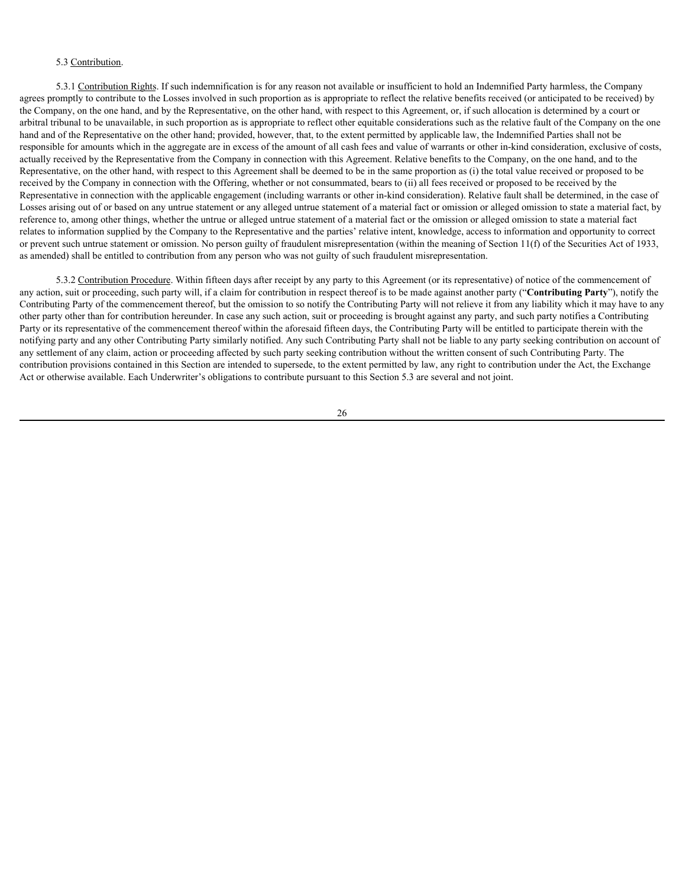5.3 Contribution.

5.3.1 Contribution Rights. If such indemnification is for any reason not available or insufficient to hold an Indemnified Party harmless, the Company agrees promptly to contribute to the Losses involved in such proportion as is appropriate to reflect the relative benefits received (or anticipated to be received) by the Company, on the one hand, and by the Representative, on the other hand, with respect to this Agreement, or, if such allocation is determined by a court or arbitral tribunal to be unavailable, in such proportion as is appropriate to reflect other equitable considerations such as the relative fault of the Company on the one hand and of the Representative on the other hand; provided, however, that, to the extent permitted by applicable law, the Indemnified Parties shall not be responsible for amounts which in the aggregate are in excess of the amount of all cash fees and value of warrants or other in-kind consideration, exclusive of costs, actually received by the Representative from the Company in connection with this Agreement. Relative benefits to the Company, on the one hand, and to the Representative, on the other hand, with respect to this Agreement shall be deemed to be in the same proportion as (i) the total value received or proposed to be received by the Company in connection with the Offering, whether or not consummated, bears to (ii) all fees received or proposed to be received by the Representative in connection with the applicable engagement (including warrants or other in-kind consideration). Relative fault shall be determined, in the case of Losses arising out of or based on any untrue statement or any alleged untrue statement of a material fact or omission or alleged omission to state a material fact, by reference to, among other things, whether the untrue or alleged untrue statement of a material fact or the omission or alleged omission to state a material fact relates to information supplied by the Company to the Representative and the parties' relative intent, knowledge, access to information and opportunity to correct or prevent such untrue statement or omission. No person guilty of fraudulent misrepresentation (within the meaning of Section 11(f) of the Securities Act of 1933, as amended) shall be entitled to contribution from any person who was not guilty of such fraudulent misrepresentation.

5.3.2 Contribution Procedure. Within fifteen days after receipt by any party to this Agreement (or its representative) of notice of the commencement of any action, suit or proceeding, such party will, if a claim for contribution in respect thereof is to be made against another party ("**Contributing Party**"), notify the Contributing Party of the commencement thereof, but the omission to so notify the Contributing Party will not relieve it from any liability which it may have to any other party other than for contribution hereunder. In case any such action, suit or proceeding is brought against any party, and such party notifies a Contributing Party or its representative of the commencement thereof within the aforesaid fifteen days, the Contributing Party will be entitled to participate therein with the notifying party and any other Contributing Party similarly notified. Any such Contributing Party shall not be liable to any party seeking contribution on account of any settlement of any claim, action or proceeding affected by such party seeking contribution without the written consent of such Contributing Party. The contribution provisions contained in this Section are intended to supersede, to the extent permitted by law, any right to contribution under the Act, the Exchange Act or otherwise available. Each Underwriter's obligations to contribute pursuant to this Section 5.3 are several and not joint.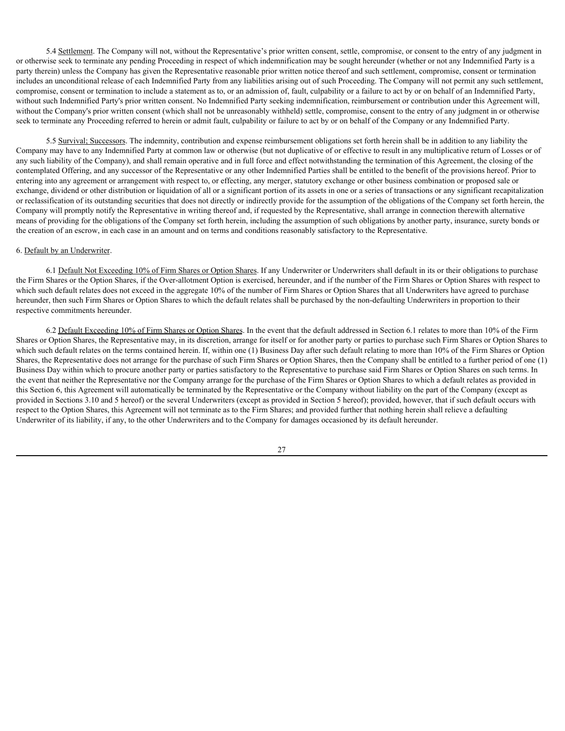5.4 Settlement. The Company will not, without the Representative's prior written consent, settle, compromise, or consent to the entry of any judgment in or otherwise seek to terminate any pending Proceeding in respect of which indemnification may be sought hereunder (whether or not any Indemnified Party is a party therein) unless the Company has given the Representative reasonable prior written notice thereof and such settlement, compromise, consent or termination includes an unconditional release of each Indemnified Party from any liabilities arising out of such Proceeding. The Company will not permit any such settlement, compromise, consent or termination to include a statement as to, or an admission of, fault, culpability or a failure to act by or on behalf of an Indemnified Party, without such Indemnified Party's prior written consent. No Indemnified Party seeking indemnification, reimbursement or contribution under this Agreement will, without the Company's prior written consent (which shall not be unreasonably withheld) settle, compromise, consent to the entry of any judgment in or otherwise seek to terminate any Proceeding referred to herein or admit fault, culpability or failure to act by or on behalf of the Company or any Indemnified Party.

5.5 Survival; Successors. The indemnity, contribution and expense reimbursement obligations set forth herein shall be in addition to any liability the Company may have to any Indemnified Party at common law or otherwise (but not duplicative of or effective to result in any multiplicative return of Losses or of any such liability of the Company), and shall remain operative and in full force and effect notwithstanding the termination of this Agreement, the closing of the contemplated Offering, and any successor of the Representative or any other Indemnified Parties shall be entitled to the benefit of the provisions hereof. Prior to entering into any agreement or arrangement with respect to, or effecting, any merger, statutory exchange or other business combination or proposed sale or exchange, dividend or other distribution or liquidation of all or a significant portion of its assets in one or a series of transactions or any significant recapitalization or reclassification of its outstanding securities that does not directly or indirectly provide for the assumption of the obligations of the Company set forth herein, the Company will promptly notify the Representative in writing thereof and, if requested by the Representative, shall arrange in connection therewith alternative means of providing for the obligations of the Company set forth herein, including the assumption of such obligations by another party, insurance, surety bonds or the creation of an escrow, in each case in an amount and on terms and conditions reasonably satisfactory to the Representative.

6. Default by an Underwriter.

6.1 Default Not Exceeding 10% of Firm Shares or Option Shares. If any Underwriter or Underwriters shall default in its or their obligations to purchase the Firm Shares or the Option Shares, if the Over-allotment Option is exercised, hereunder, and if the number of the Firm Shares or Option Shares with respect to which such default relates does not exceed in the aggregate 10% of the number of Firm Shares or Option Shares that all Underwriters have agreed to purchase hereunder, then such Firm Shares or Option Shares to which the default relates shall be purchased by the non-defaulting Underwriters in proportion to their respective commitments hereunder.

6.2 Default Exceeding 10% of Firm Shares or Option Shares. In the event that the default addressed in Section 6.1 relates to more than 10% of the Firm Shares or Option Shares, the Representative may, in its discretion, arrange for itself or for another party or parties to purchase such Firm Shares or Option Shares to which such default relates on the terms contained herein. If, within one (1) Business Day after such default relating to more than 10% of the Firm Shares or Option Shares, the Representative does not arrange for the purchase of such Firm Shares or Option Shares, then the Company shall be entitled to a further period of one (1) Business Day within which to procure another party or parties satisfactory to the Representative to purchase said Firm Shares or Option Shares on such terms. In the event that neither the Representative nor the Company arrange for the purchase of the Firm Shares or Option Shares to which a default relates as provided in this Section 6, this Agreement will automatically be terminated by the Representative or the Company without liability on the part of the Company (except as provided in Sections 3.10 and 5 hereof) or the several Underwriters (except as provided in Section 5 hereof); provided, however, that if such default occurs with respect to the Option Shares, this Agreement will not terminate as to the Firm Shares; and provided further that nothing herein shall relieve a defaulting Underwriter of its liability, if any, to the other Underwriters and to the Company for damages occasioned by its default hereunder.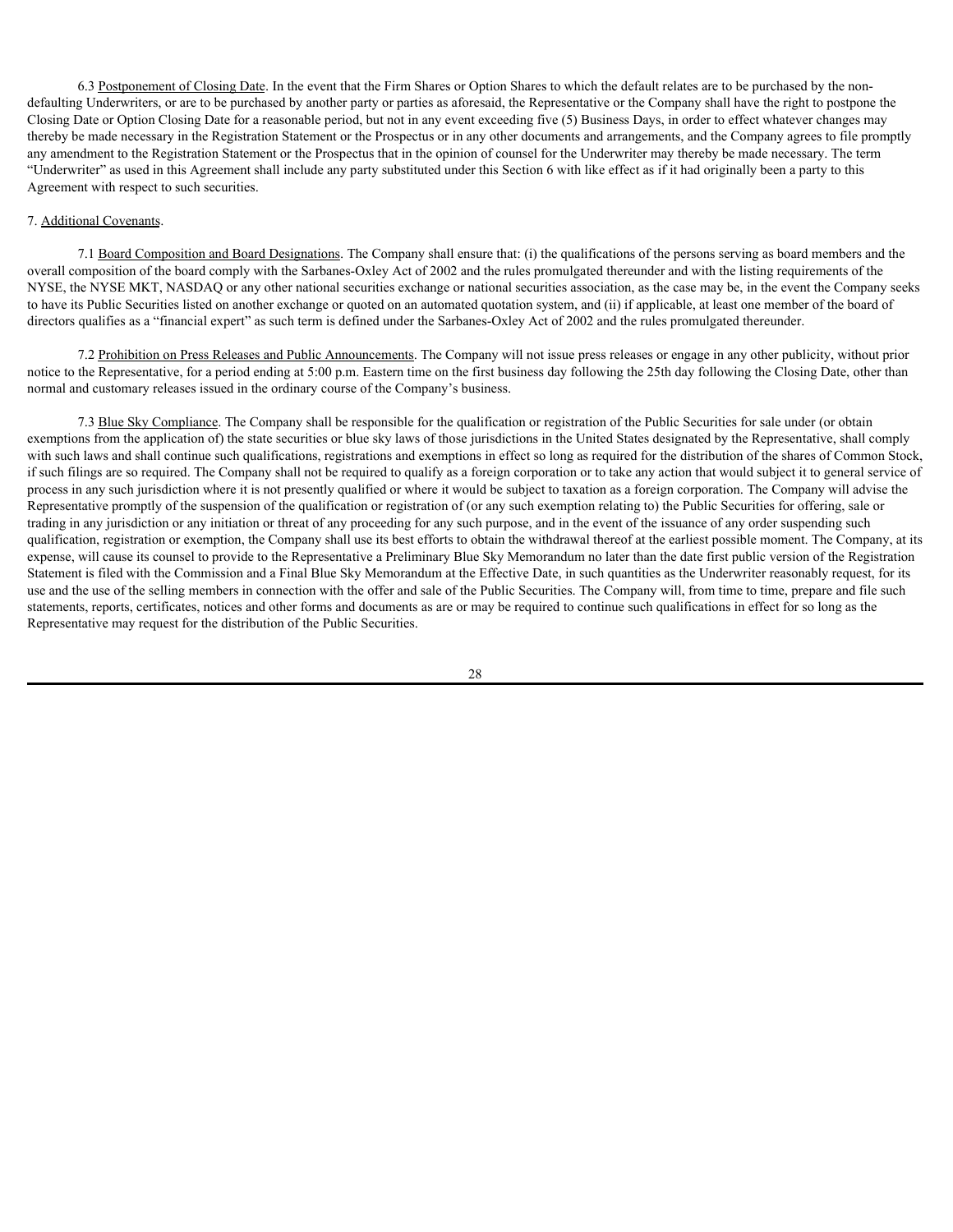6.3 Postponement of Closing Date. In the event that the Firm Shares or Option Shares to which the default relates are to be purchased by the non-defaulting Underwriters, or are to be purchased by another party or parties as aforesaid, the Representative or the Company shall have the right to postpone the Closing Date or Option Closing Date for a reasonable period, but not in any event exceeding five (5) Business Days, in order to effect whatever changes may thereby be made necessary in the Registration Statement or the Prospectus or in any other documents and arrangements, and the Company agrees to file promptly any amendment to the Registration Statement or the Prospectus that in the opinion of counsel for the Underwriter may thereby be made necessary. The term "Underwriter" as used in this Agreement shall include any party substituted under this Section 6 with like effect as if it had originally been a party to this Agreement with respect to such securities.

7. Additional Covenants.

7.1 Board Composition and Board Designations. The Company shall ensure that: (i) the qualifications of the persons serving as board members and the overall composition of the board comply with the Sarbanes-Oxley Act of 2002 and the rules promulgated thereunder and with the listing requirements of the NYSE, the NYSE MKT, NASDAQ or any other national securities exchange or national securities association, as the case may be, in the event the Company seeks to have its Public Securities listed on another exchange or quoted on an automated quotation system, and (ii) if applicable, at least one member of the board of directors qualifies as a "financial expert" as such term is defined under the Sarbanes-Oxley Act of 2002 and the rules promulgated thereunder.

7.2 Prohibition on Press Releases and Public Announcements. The Company will not issue press releases or engage in any other publicity, without prior notice to the Representative, for a period ending at 5:00 p.m. Eastern time on the first business day following the 25th day following the Closing Date, other than normal and customary releases issued in the ordinary course of the Company's business.

7.3 Blue Sky Compliance. The Company shall be responsible for the qualification or registration of the Public Securities for sale under (or obtain exemptions from the application of) the state securities or blue sky laws of those jurisdictions in the United States designated by the Representative, shall comply with such laws and shall continue such qualifications, registrations and exemptions in effect so long as required for the distribution of the shares of Common Stock, if such filings are so required. The Company shall not be required to qualify as a foreign corporation or to take any action that would subject it to general service of process in any such jurisdiction where it is not presently qualified or where it would be subject to taxation as a foreign corporation. The Company will advise the Representative promptly of the suspension of the qualification or registration of (or any such exemption relating to) the Public Securities for offering, sale or trading in any jurisdiction or any initiation or threat of any proceeding for any such purpose, and in the event of the issuance of any order suspending such qualification, registration or exemption, the Company shall use its best efforts to obtain the withdrawal thereof at the earliest possible moment. The Company, at its expense, will cause its counsel to provide to the Representative a Preliminary Blue Sky Memorandum no later than the date first public version of the Registration Statement is filed with the Commission and a Final Blue Sky Memorandum at the Effective Date, in such quantities as the Underwriter reasonably request, for its use and the use of the selling members in connection with the offer and sale of the Public Securities. The Company will, from time to time, prepare and file such statements, reports, certificates, notices and other forms and documents as are or may be required to continue such qualifications in effect for so long as the Representative may request for the distribution of the Public Securities.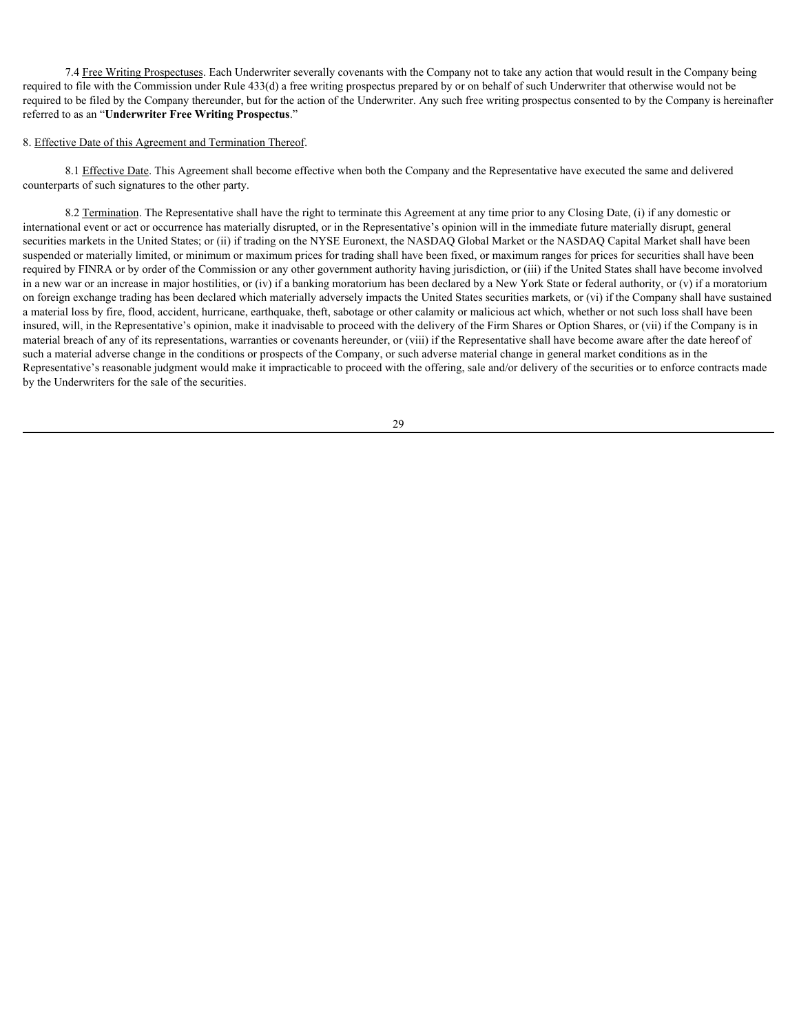7.4 Free Writing Prospectuses. Each Underwriter severally covenants with the Company not to take any action that would result in the Company being required to file with the Commission under Rule 433(d) a free writing prospectus prepared by or on behalf of such Underwriter that otherwise would not be required to be filed by the Company thereunder, but for the action of the Underwriter. Any such free writing prospectus consented to by the Company is hereinafter referred to as an "**Underwriter Free Writing Prospectus**."

8. Effective Date of this Agreement and Termination Thereof.

8.1 Effective Date. This Agreement shall become effective when both the Company and the Representative have executed the same and delivered counterparts of such signatures to the other party.

8.2 Termination. The Representative shall have the right to terminate this Agreement at any time prior to any Closing Date, (i) if any domestic or international event or act or occurrence has materially disrupted, or in the Representative's opinion will in the immediate future materially disrupt, general securities markets in the United States; or (ii) if trading on the NYSE Euronext, the NASDAQ Global Market or the NASDAQ Capital Market shall have been suspended or materially limited, or minimum or maximum prices for trading shall have been fixed, or maximum ranges for prices for securities shall have been required by FINRA or by order of the Commission or any other government authority having jurisdiction, or (iii) if the United States shall have become involved in a new war or an increase in major hostilities, or (iv) if a banking moratorium has been declared by a New York State or federal authority, or (v) if a moratorium on foreign exchange trading has been declared which materially adversely impacts the United States securities markets, or (vi) if the Company shall have sustained a material loss by fire, flood, accident, hurricane, earthquake, theft, sabotage or other calamity or malicious act which, whether or not such loss shall have been insured, will, in the Representative's opinion, make it inadvisable to proceed with the delivery of the Firm Shares or Option Shares, or (vii) if the Company is in material breach of any of its representations, warranties or covenants hereunder, or (viii) if the Representative shall have become aware after the date hereof of such a material adverse change in the conditions or prospects of the Company, or such adverse material change in general market conditions as in the Representative's reasonable judgment would make it impracticable to proceed with the offering, sale and/or delivery of the securities or to enforce contracts made by the Underwriters for the sale of the securities.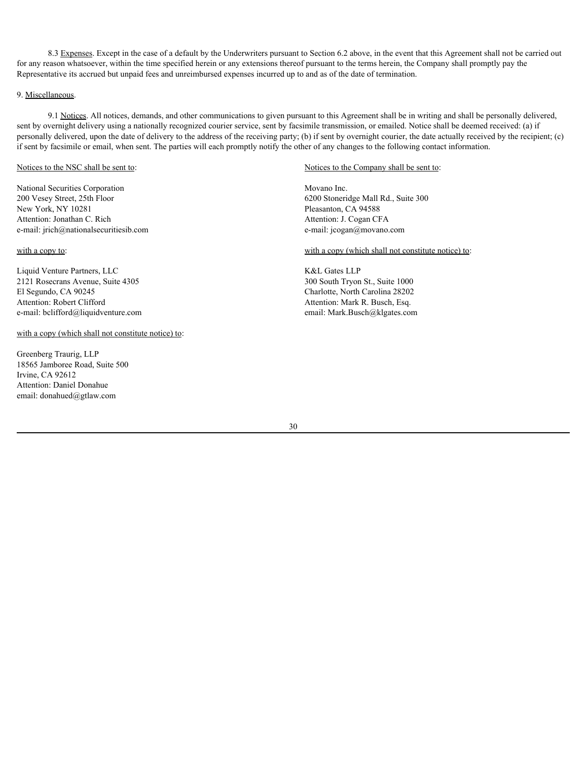8.3 Expenses. Except in the case of a default by the Underwriters pursuant to Section 6.2 above, in the event that this Agreement shall not be carried out for any reason whatsoever, within the time specified herein or any extensions thereof pursuant to the terms herein, the Company shall promptly pay the Representative its accrued but unpaid fees and unreimbursed expenses incurred up to and as of the date of termination.

9. Miscellaneous.

9.1 Notices. All notices, demands, and other communications to given pursuant to this Agreement shall be in writing and shall be personally delivered, sent by overnight delivery using a nationally recognized courier service, sent by facsimile transmission, or emailed. Notice shall be deemed received: (a) if personally delivered, upon the date of delivery to the address of the receiving party; (b) if sent by overnight courier, the date actually received by the recipient; (c) if sent by facsimile or email, when sent. The parties will each promptly notify the other of any changes to the following contact information.

Notices to the NSC shall be sent to:

National Securities Corporation
200 Vesey Street, 25th Floor
New York, NY 10281
Attention: Jonathan C. Rich
e-mail: jrich@nationalsecuritiesib.com

with a copy to:

Liquid Venture Partners, LLC
2121 Rosecrans Avenue, Suite 4305
El Segundo, CA 90245
Attention: Robert Clifford
e-mail: bclifford@liquidventure.com

with a copy (which shall not constitute notice) to:

Greenberg Traurig, LLP
18565 Jamboree Road, Suite 500
Irvine, CA 92612
Attention: Daniel Donahue
email: donahued@gtlaw.com

Notices to the Company shall be sent to:

Movano Inc.
6200 Stoneridge Mall Rd., Suite 300
Pleasanton, CA 94588
Attention: J. Cogan CFA
e-mail: jcogan@movano.com

with a copy (which shall not constitute notice) to:

K&L Gates LLP
300 South Tryon St., Suite 1000
Charlotte, North Carolina 28202
Attention: Mark R. Busch, Esq.
email: Mark.Busch@klgates.com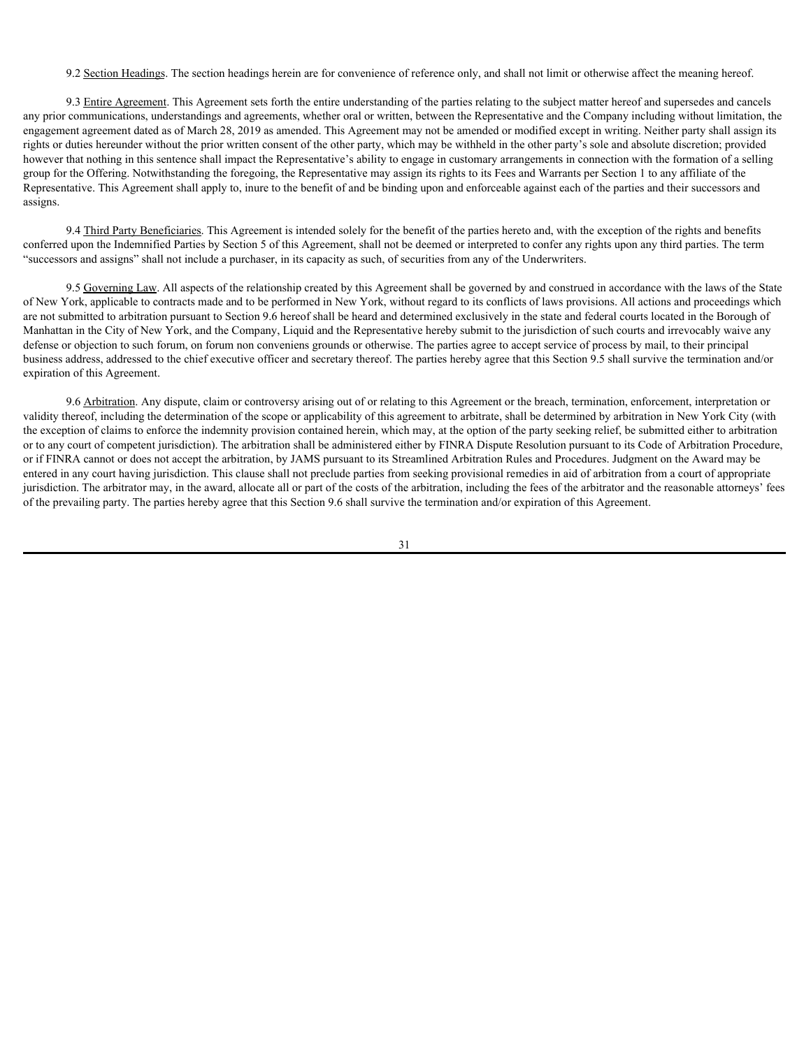9.2 Section Headings. The section headings herein are for convenience of reference only, and shall not limit or otherwise affect the meaning hereof.

9.3 Entire Agreement. This Agreement sets forth the entire understanding of the parties relating to the subject matter hereof and supersedes and cancels any prior communications, understandings and agreements, whether oral or written, between the Representative and the Company including without limitation, the engagement agreement dated as of March 28, 2019 as amended. This Agreement may not be amended or modified except in writing. Neither party shall assign its rights or duties hereunder without the prior written consent of the other party, which may be withheld in the other party's sole and absolute discretion; provided however that nothing in this sentence shall impact the Representative's ability to engage in customary arrangements in connection with the formation of a selling group for the Offering. Notwithstanding the foregoing, the Representative may assign its rights to its Fees and Warrants per Section 1 to any affiliate of the Representative. This Agreement shall apply to, inure to the benefit of and be binding upon and enforceable against each of the parties and their successors and assigns.

9.4 Third Party Beneficiaries. This Agreement is intended solely for the benefit of the parties hereto and, with the exception of the rights and benefits conferred upon the Indemnified Parties by Section 5 of this Agreement, shall not be deemed or interpreted to confer any rights upon any third parties. The term "successors and assigns" shall not include a purchaser, in its capacity as such, of securities from any of the Underwriters.

9.5 Governing Law. All aspects of the relationship created by this Agreement shall be governed by and construed in accordance with the laws of the State of New York, applicable to contracts made and to be performed in New York, without regard to its conflicts of laws provisions. All actions and proceedings which are not submitted to arbitration pursuant to Section 9.6 hereof shall be heard and determined exclusively in the state and federal courts located in the Borough of Manhattan in the City of New York, and the Company, Liquid and the Representative hereby submit to the jurisdiction of such courts and irrevocably waive any defense or objection to such forum, on forum non conveniens grounds or otherwise. The parties agree to accept service of process by mail, to their principal business address, addressed to the chief executive officer and secretary thereof. The parties hereby agree that this Section 9.5 shall survive the termination and/or expiration of this Agreement.

9.6 Arbitration. Any dispute, claim or controversy arising out of or relating to this Agreement or the breach, termination, enforcement, interpretation or validity thereof, including the determination of the scope or applicability of this agreement to arbitrate, shall be determined by arbitration in New York City (with the exception of claims to enforce the indemnity provision contained herein, which may, at the option of the party seeking relief, be submitted either to arbitration or to any court of competent jurisdiction). The arbitration shall be administered either by FINRA Dispute Resolution pursuant to its Code of Arbitration Procedure, or if FINRA cannot or does not accept the arbitration, by JAMS pursuant to its Streamlined Arbitration Rules and Procedures. Judgment on the Award may be entered in any court having jurisdiction. This clause shall not preclude parties from seeking provisional remedies in aid of arbitration from a court of appropriate jurisdiction. The arbitrator may, in the award, allocate all or part of the costs of the arbitration, including the fees of the arbitrator and the reasonable attorneys' fees of the prevailing party. The parties hereby agree that this Section 9.6 shall survive the termination and/or expiration of this Agreement.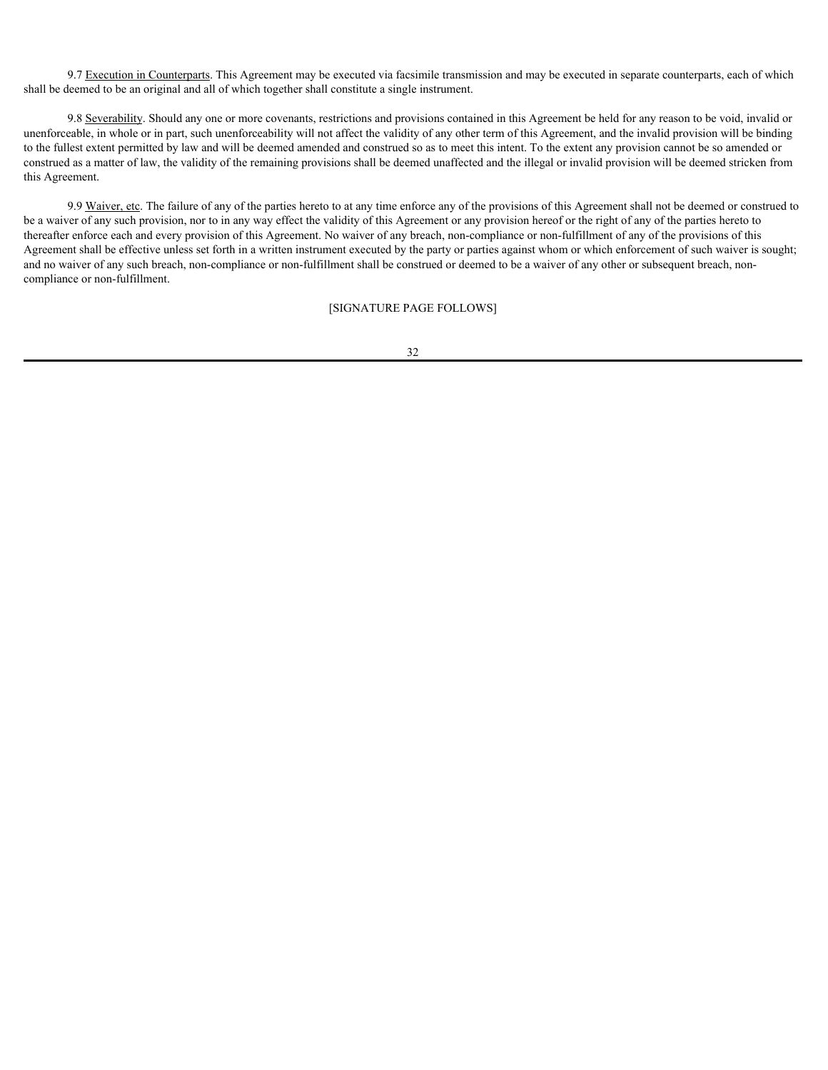9.7 Execution in Counterparts. This Agreement may be executed via facsimile transmission and may be executed in separate counterparts, each of which shall be deemed to be an original and all of which together shall constitute a single instrument.

9.8 Severability. Should any one or more covenants, restrictions and provisions contained in this Agreement be held for any reason to be void, invalid or unenforceable, in whole or in part, such unenforceability will not affect the validity of any other term of this Agreement, and the invalid provision will be binding to the fullest extent permitted by law and will be deemed amended and construed so as to meet this intent. To the extent any provision cannot be so amended or construed as a matter of law, the validity of the remaining provisions shall be deemed unaffected and the illegal or invalid provision will be deemed stricken from this Agreement.

9.9 Waiver, etc. The failure of any of the parties hereto to at any time enforce any of the provisions of this Agreement shall not be deemed or construed to be a waiver of any such provision, nor to in any way effect the validity of this Agreement or any provision hereof or the right of any of the parties hereto to thereafter enforce each and every provision of this Agreement. No waiver of any breach, non-compliance or non-fulfillment of any of the provisions of this Agreement shall be effective unless set forth in a written instrument executed by the party or parties against whom or which enforcement of such waiver is sought; and no waiver of any such breach, non-compliance or non-fulfillment shall be construed or deemed to be a waiver of any other or subsequent breach, non-compliance or non-fulfillment.

[SIGNATURE PAGE FOLLOWS]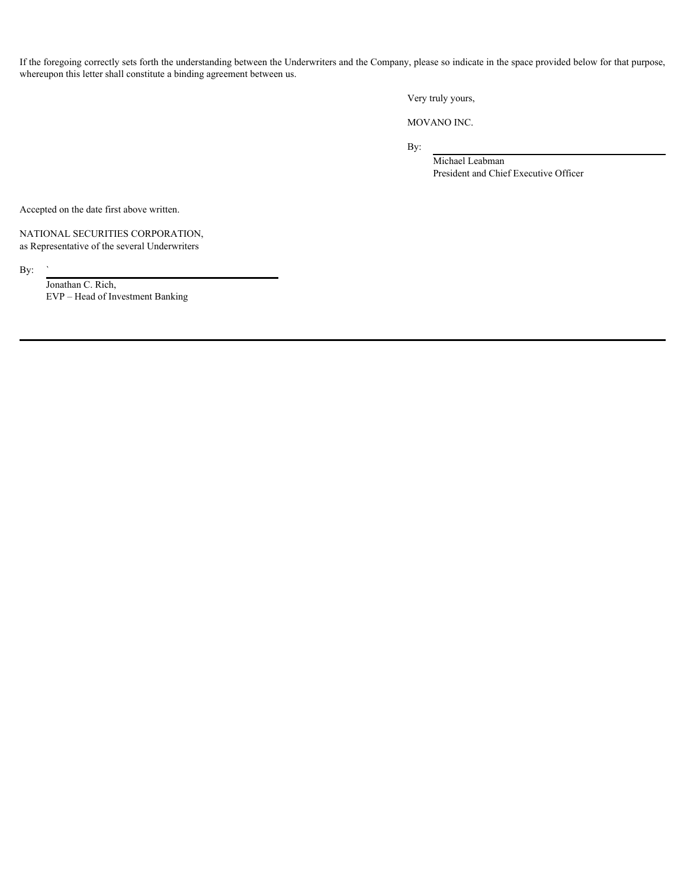If the foregoing correctly sets forth the understanding between the Underwriters and the Company, please so indicate in the space provided below for that purpose, whereupon this letter shall constitute a binding agreement between us.

Very truly yours,

MOVANO INC.

By: \_\_\_\_\_\_\_\_\_\_\_\_\_\_\_\_\_\_\_\_\_\_\_\_\_\_\_\_\_\_
Michael Leabman
President and Chief Executive Officer

Accepted on the date first above written.

NATIONAL SECURITIES CORPORATION,
as Representative of the several Underwriters

By: ` \_\_\_\_\_\_\_\_\_\_\_\_\_\_\_\_\_\_\_\_\_\_\_\_\_\_\_\_\_\_
Jonathan C. Rich,
EVP – Head of Investment Banking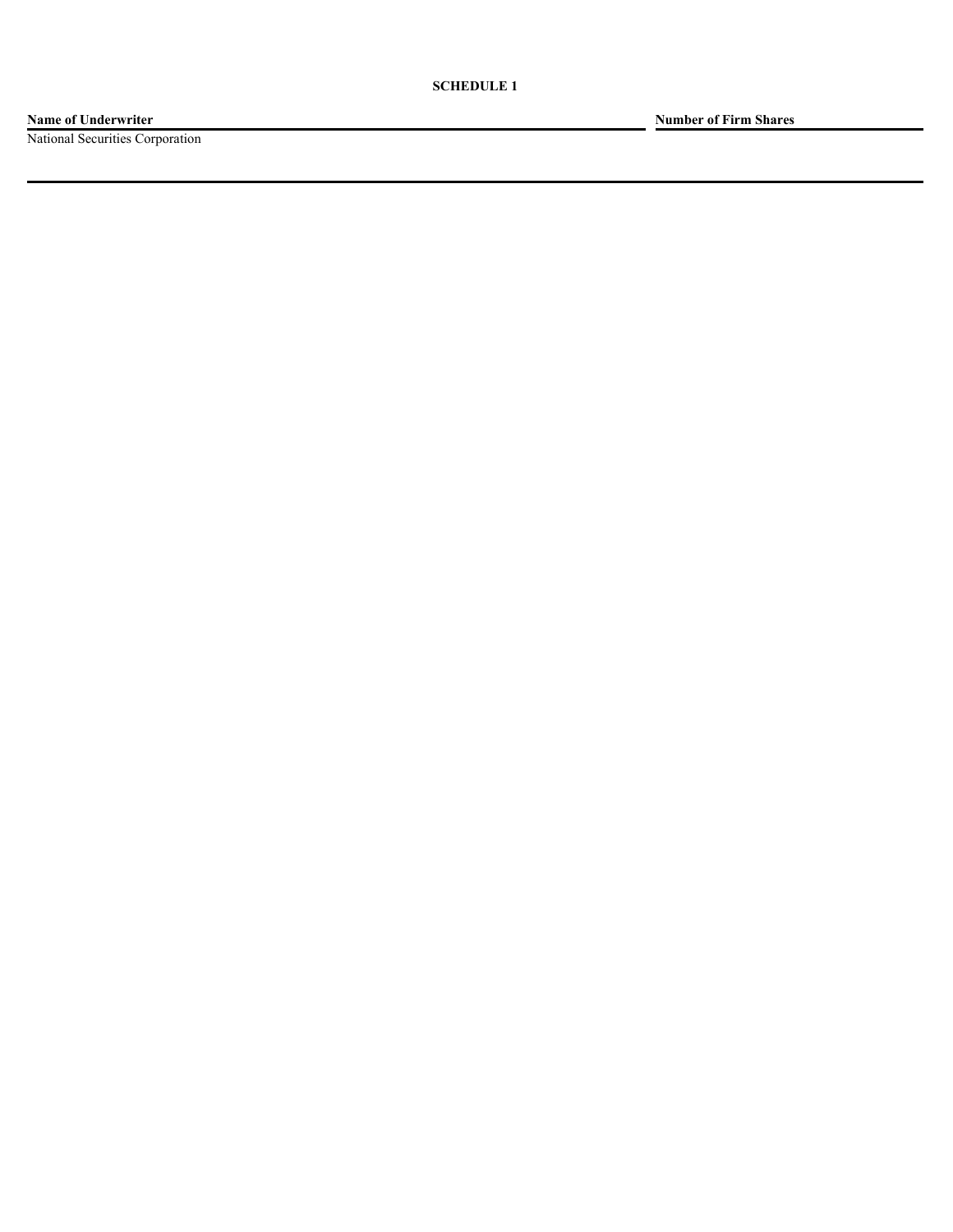**SCHEDULE 1**

| Name of Underwriter | Number of Firm Shares |
| --- | --- |
| National Securities Corporation | |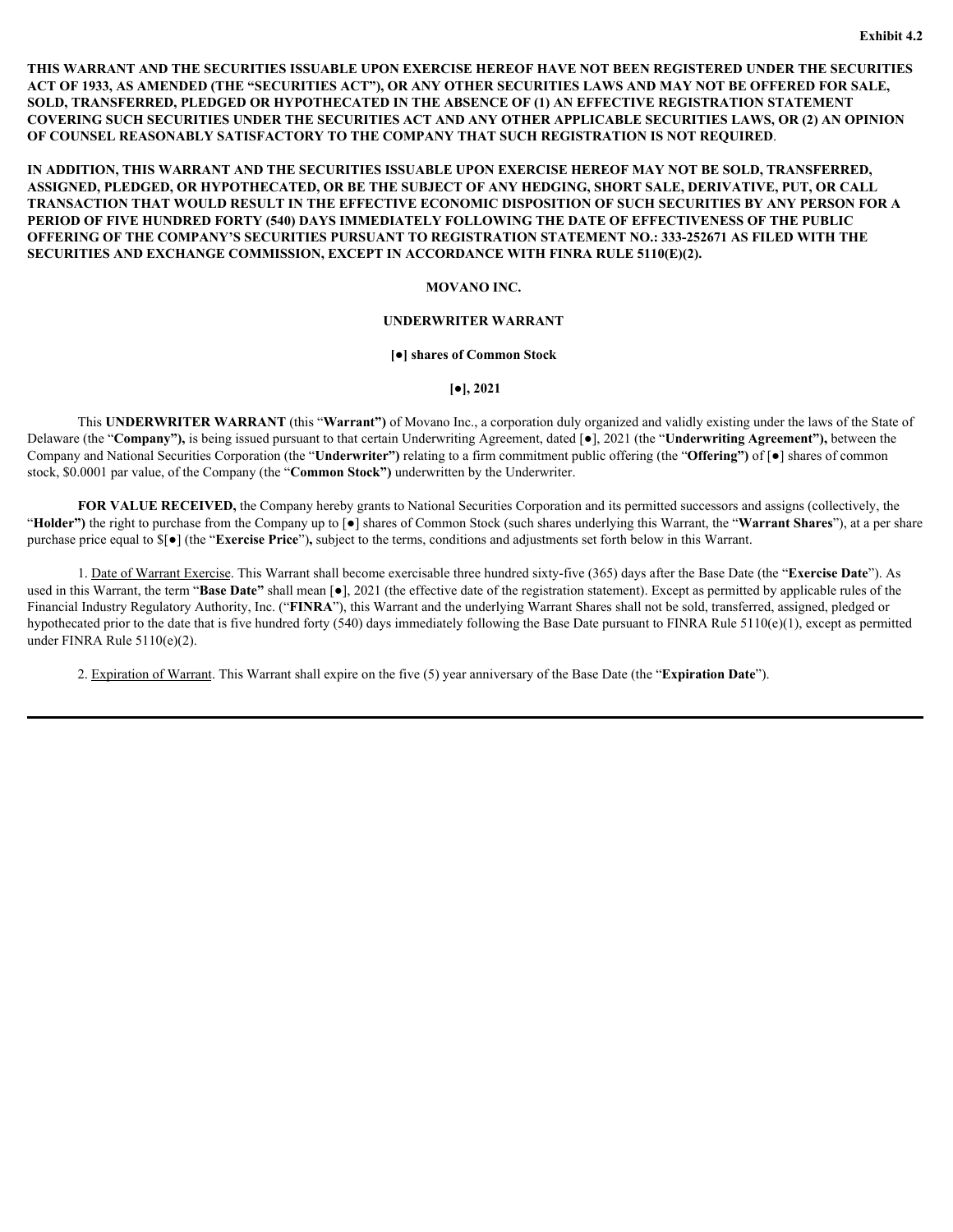Exhibit 4.2

**THIS WARRANT AND THE SECURITIES ISSUABLE UPON EXERCISE HEREOF HAVE NOT BEEN REGISTERED UNDER THE SECURITIES ACT OF 1933, AS AMENDED (THE "SECURITIES ACT"), OR ANY OTHER SECURITIES LAWS AND MAY NOT BE OFFERED FOR SALE, SOLD, TRANSFERRED, PLEDGED OR HYPOTHECATED IN THE ABSENCE OF (1) AN EFFECTIVE REGISTRATION STATEMENT COVERING SUCH SECURITIES UNDER THE SECURITIES ACT AND ANY OTHER APPLICABLE SECURITIES LAWS, OR (2) AN OPINION OF COUNSEL REASONABLY SATISFACTORY TO THE COMPANY THAT SUCH REGISTRATION IS NOT REQUIRED**.

**IN ADDITION, THIS WARRANT AND THE SECURITIES ISSUABLE UPON EXERCISE HEREOF MAY NOT BE SOLD, TRANSFERRED, ASSIGNED, PLEDGED, OR HYPOTHECATED, OR BE THE SUBJECT OF ANY HEDGING, SHORT SALE, DERIVATIVE, PUT, OR CALL TRANSACTION THAT WOULD RESULT IN THE EFFECTIVE ECONOMIC DISPOSITION OF SUCH SECURITIES BY ANY PERSON FOR A PERIOD OF FIVE HUNDRED FORTY (540) DAYS IMMEDIATELY FOLLOWING THE DATE OF EFFECTIVENESS OF THE PUBLIC OFFERING OF THE COMPANY'S SECURITIES PURSUANT TO REGISTRATION STATEMENT NO.: 333-252671 AS FILED WITH THE SECURITIES AND EXCHANGE COMMISSION, EXCEPT IN ACCORDANCE WITH FINRA RULE 5110(E)(2).**

**MOVANO INC.**

**UNDERWRITER WARRANT**

**[●] shares of Common Stock**

**[●], 2021**

This **UNDERWRITER WARRANT** (this "**Warrant")** of Movano Inc., a corporation duly organized and validly existing under the laws of the State of Delaware (the "**Company"),** is being issued pursuant to that certain Underwriting Agreement, dated [●], 2021 (the "**Underwriting Agreement"),** between the Company and National Securities Corporation (the "**Underwriter")** relating to a firm commitment public offering (the "**Offering")** of [●] shares of common stock, $0.0001 par value, of the Company (the "**Common Stock")** underwritten by the Underwriter.

**FOR VALUE RECEIVED,** the Company hereby grants to National Securities Corporation and its permitted successors and assigns (collectively, the "**Holder")** the right to purchase from the Company up to [●] shares of Common Stock (such shares underlying this Warrant, the "**Warrant Shares**"), at a per share purchase price equal to $[●] (the "**Exercise Price**")**,** subject to the terms, conditions and adjustments set forth below in this Warrant.

1. Date of Warrant Exercise. This Warrant shall become exercisable three hundred sixty-five (365) days after the Base Date (the "**Exercise Date**"). As used in this Warrant, the term "**Base Date"** shall mean [●], 2021 (the effective date of the registration statement). Except as permitted by applicable rules of the Financial Industry Regulatory Authority, Inc. ("**FINRA**"), this Warrant and the underlying Warrant Shares shall not be sold, transferred, assigned, pledged or hypothecated prior to the date that is five hundred forty (540) days immediately following the Base Date pursuant to FINRA Rule 5110(e)(1), except as permitted under FINRA Rule 5110(e)(2).

2. Expiration of Warrant. This Warrant shall expire on the five (5) year anniversary of the Base Date (the "**Expiration Date**").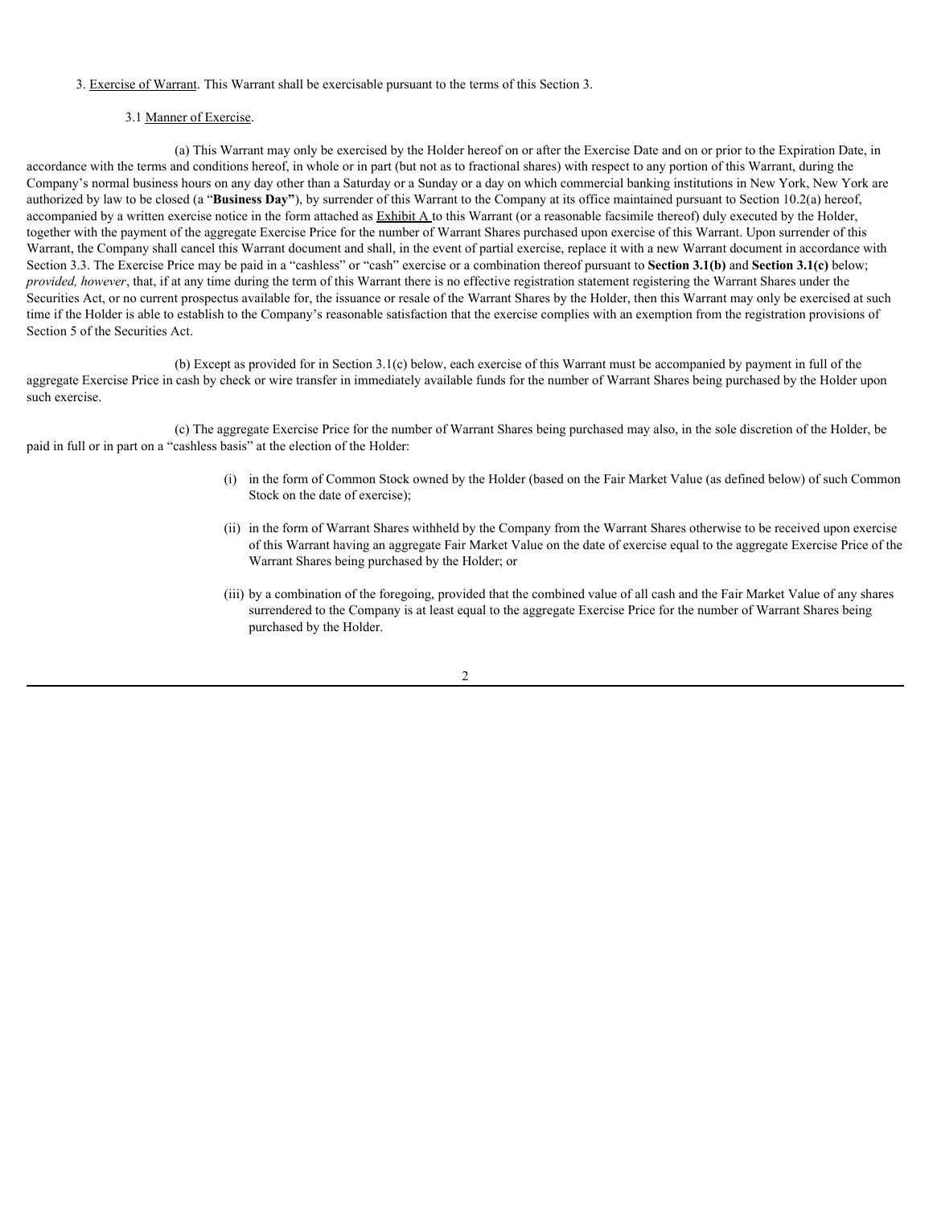3. Exercise of Warrant. This Warrant shall be exercisable pursuant to the terms of this Section 3.

3.1 Manner of Exercise.

(a) This Warrant may only be exercised by the Holder hereof on or after the Exercise Date and on or prior to the Expiration Date, in accordance with the terms and conditions hereof, in whole or in part (but not as to fractional shares) with respect to any portion of this Warrant, during the Company's normal business hours on any day other than a Saturday or a Sunday or a day on which commercial banking institutions in New York, New York are authorized by law to be closed (a "**Business Day"**), by surrender of this Warrant to the Company at its office maintained pursuant to Section 10.2(a) hereof, accompanied by a written exercise notice in the form attached as Exhibit A to this Warrant (or a reasonable facsimile thereof) duly executed by the Holder, together with the payment of the aggregate Exercise Price for the number of Warrant Shares purchased upon exercise of this Warrant. Upon surrender of this Warrant, the Company shall cancel this Warrant document and shall, in the event of partial exercise, replace it with a new Warrant document in accordance with Section 3.3. The Exercise Price may be paid in a "cashless" or "cash" exercise or a combination thereof pursuant to **Section 3.1(b)** and **Section 3.1(c)** below; *provided, however*, that, if at any time during the term of this Warrant there is no effective registration statement registering the Warrant Shares under the Securities Act, or no current prospectus available for, the issuance or resale of the Warrant Shares by the Holder, then this Warrant may only be exercised at such time if the Holder is able to establish to the Company's reasonable satisfaction that the exercise complies with an exemption from the registration provisions of Section 5 of the Securities Act.

(b) Except as provided for in Section 3.1(c) below, each exercise of this Warrant must be accompanied by payment in full of the aggregate Exercise Price in cash by check or wire transfer in immediately available funds for the number of Warrant Shares being purchased by the Holder upon such exercise.

(c) The aggregate Exercise Price for the number of Warrant Shares being purchased may also, in the sole discretion of the Holder, be paid in full or in part on a "cashless basis" at the election of the Holder:

(i) in the form of Common Stock owned by the Holder (based on the Fair Market Value (as defined below) of such Common Stock on the date of exercise);

(ii) in the form of Warrant Shares withheld by the Company from the Warrant Shares otherwise to be received upon exercise of this Warrant having an aggregate Fair Market Value on the date of exercise equal to the aggregate Exercise Price of the Warrant Shares being purchased by the Holder; or

(iii) by a combination of the foregoing, provided that the combined value of all cash and the Fair Market Value of any shares surrendered to the Company is at least equal to the aggregate Exercise Price for the number of Warrant Shares being purchased by the Holder.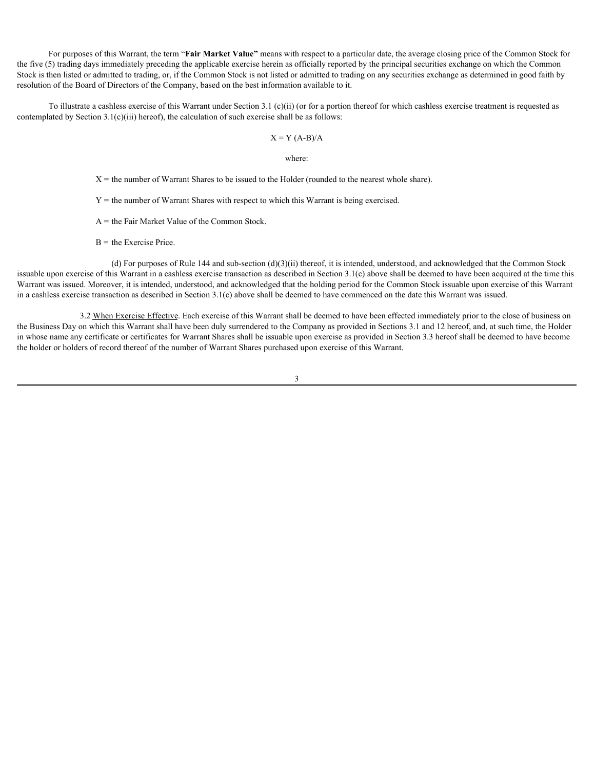For purposes of this Warrant, the term "**Fair Market Value"** means with respect to a particular date, the average closing price of the Common Stock for the five (5) trading days immediately preceding the applicable exercise herein as officially reported by the principal securities exchange on which the Common Stock is then listed or admitted to trading, or, if the Common Stock is not listed or admitted to trading on any securities exchange as determined in good faith by resolution of the Board of Directors of the Company, based on the best information available to it.

To illustrate a cashless exercise of this Warrant under Section 3.1 (c)(ii) (or for a portion thereof for which cashless exercise treatment is requested as contemplated by Section 3.1(c)(iii) hereof), the calculation of such exercise shall be as follows:

$$X = Y (A-B)/A$$

where:

$X$ = the number of Warrant Shares to be issued to the Holder (rounded to the nearest whole share).

$Y$ = the number of Warrant Shares with respect to which this Warrant is being exercised.

$A$ = the Fair Market Value of the Common Stock.

$B$ = the Exercise Price.

(d) For purposes of Rule 144 and sub-section (d)(3)(ii) thereof, it is intended, understood, and acknowledged that the Common Stock issuable upon exercise of this Warrant in a cashless exercise transaction as described in Section 3.1(c) above shall be deemed to have been acquired at the time this Warrant was issued. Moreover, it is intended, understood, and acknowledged that the holding period for the Common Stock issuable upon exercise of this Warrant in a cashless exercise transaction as described in Section 3.1(c) above shall be deemed to have commenced on the date this Warrant was issued.

3.2 When Exercise Effective. Each exercise of this Warrant shall be deemed to have been effected immediately prior to the close of business on the Business Day on which this Warrant shall have been duly surrendered to the Company as provided in Sections 3.1 and 12 hereof, and, at such time, the Holder in whose name any certificate or certificates for Warrant Shares shall be issuable upon exercise as provided in Section 3.3 hereof shall be deemed to have become the holder or holders of record thereof of the number of Warrant Shares purchased upon exercise of this Warrant.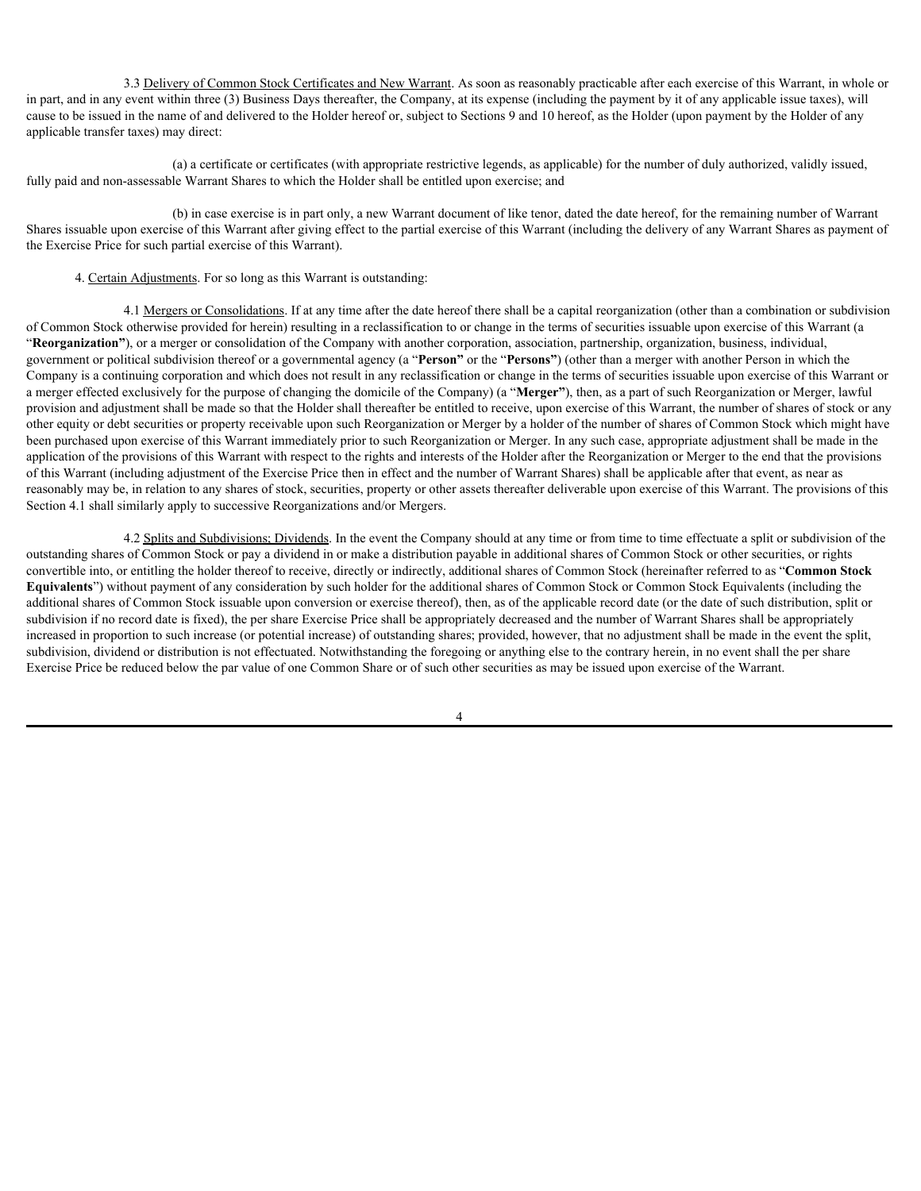3.3 Delivery of Common Stock Certificates and New Warrant. As soon as reasonably practicable after each exercise of this Warrant, in whole or in part, and in any event within three (3) Business Days thereafter, the Company, at its expense (including the payment by it of any applicable issue taxes), will cause to be issued in the name of and delivered to the Holder hereof or, subject to Sections 9 and 10 hereof, as the Holder (upon payment by the Holder of any applicable transfer taxes) may direct:

(a) a certificate or certificates (with appropriate restrictive legends, as applicable) for the number of duly authorized, validly issued, fully paid and non-assessable Warrant Shares to which the Holder shall be entitled upon exercise; and

(b) in case exercise is in part only, a new Warrant document of like tenor, dated the date hereof, for the remaining number of Warrant Shares issuable upon exercise of this Warrant after giving effect to the partial exercise of this Warrant (including the delivery of any Warrant Shares as payment of the Exercise Price for such partial exercise of this Warrant).

4. Certain Adjustments. For so long as this Warrant is outstanding:

4.1 Mergers or Consolidations. If at any time after the date hereof there shall be a capital reorganization (other than a combination or subdivision of Common Stock otherwise provided for herein) resulting in a reclassification to or change in the terms of securities issuable upon exercise of this Warrant (a "**Reorganization**"), or a merger or consolidation of the Company with another corporation, association, partnership, organization, business, individual, government or political subdivision thereof or a governmental agency (a "**Person**" or the "**Persons**") (other than a merger with another Person in which the Company is a continuing corporation and which does not result in any reclassification or change in the terms of securities issuable upon exercise of this Warrant or a merger effected exclusively for the purpose of changing the domicile of the Company) (a "**Merger**"), then, as a part of such Reorganization or Merger, lawful provision and adjustment shall be made so that the Holder shall thereafter be entitled to receive, upon exercise of this Warrant, the number of shares of stock or any other equity or debt securities or property receivable upon such Reorganization or Merger by a holder of the number of shares of Common Stock which might have been purchased upon exercise of this Warrant immediately prior to such Reorganization or Merger. In any such case, appropriate adjustment shall be made in the application of the provisions of this Warrant with respect to the rights and interests of the Holder after the Reorganization or Merger to the end that the provisions of this Warrant (including adjustment of the Exercise Price then in effect and the number of Warrant Shares) shall be applicable after that event, as near as reasonably may be, in relation to any shares of stock, securities, property or other assets thereafter deliverable upon exercise of this Warrant. The provisions of this Section 4.1 shall similarly apply to successive Reorganizations and/or Mergers.

4.2 Splits and Subdivisions; Dividends. In the event the Company should at any time or from time to time effectuate a split or subdivision of the outstanding shares of Common Stock or pay a dividend in or make a distribution payable in additional shares of Common Stock or other securities, or rights convertible into, or entitling the holder thereof to receive, directly or indirectly, additional shares of Common Stock (hereinafter referred to as "**Common Stock Equivalents**") without payment of any consideration by such holder for the additional shares of Common Stock or Common Stock Equivalents (including the additional shares of Common Stock issuable upon conversion or exercise thereof), then, as of the applicable record date (or the date of such distribution, split or subdivision if no record date is fixed), the per share Exercise Price shall be appropriately decreased and the number of Warrant Shares shall be appropriately increased in proportion to such increase (or potential increase) of outstanding shares; provided, however, that no adjustment shall be made in the event the split, subdivision, dividend or distribution is not effectuated. Notwithstanding the foregoing or anything else to the contrary herein, in no event shall the per share Exercise Price be reduced below the par value of one Common Share or of such other securities as may be issued upon exercise of the Warrant.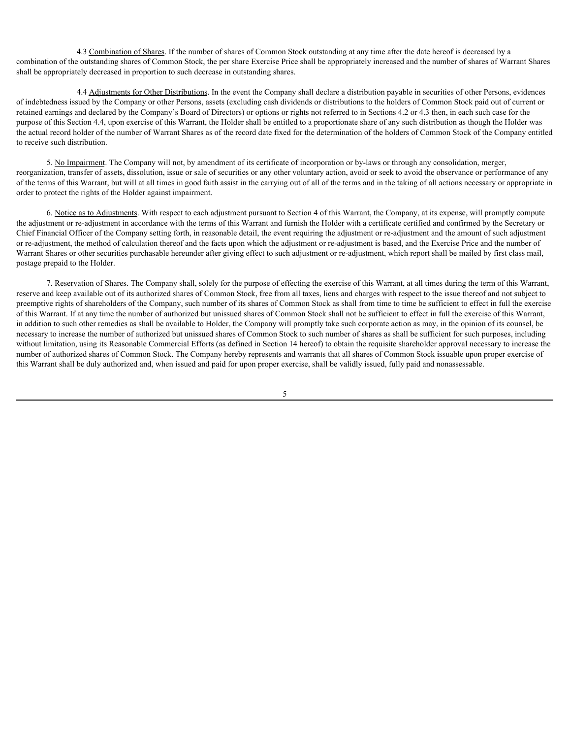4.3 Combination of Shares. If the number of shares of Common Stock outstanding at any time after the date hereof is decreased by a combination of the outstanding shares of Common Stock, the per share Exercise Price shall be appropriately increased and the number of shares of Warrant Shares shall be appropriately decreased in proportion to such decrease in outstanding shares.

4.4 Adjustments for Other Distributions. In the event the Company shall declare a distribution payable in securities of other Persons, evidences of indebtedness issued by the Company or other Persons, assets (excluding cash dividends or distributions to the holders of Common Stock paid out of current or retained earnings and declared by the Company's Board of Directors) or options or rights not referred to in Sections 4.2 or 4.3 then, in each such case for the purpose of this Section 4.4, upon exercise of this Warrant, the Holder shall be entitled to a proportionate share of any such distribution as though the Holder was the actual record holder of the number of Warrant Shares as of the record date fixed for the determination of the holders of Common Stock of the Company entitled to receive such distribution.

5. No Impairment. The Company will not, by amendment of its certificate of incorporation or by-laws or through any consolidation, merger, reorganization, transfer of assets, dissolution, issue or sale of securities or any other voluntary action, avoid or seek to avoid the observance or performance of any of the terms of this Warrant, but will at all times in good faith assist in the carrying out of all of the terms and in the taking of all actions necessary or appropriate in order to protect the rights of the Holder against impairment.

6. Notice as to Adjustments. With respect to each adjustment pursuant to Section 4 of this Warrant, the Company, at its expense, will promptly compute the adjustment or re-adjustment in accordance with the terms of this Warrant and furnish the Holder with a certificate certified and confirmed by the Secretary or Chief Financial Officer of the Company setting forth, in reasonable detail, the event requiring the adjustment or re-adjustment and the amount of such adjustment or re-adjustment, the method of calculation thereof and the facts upon which the adjustment or re-adjustment is based, and the Exercise Price and the number of Warrant Shares or other securities purchasable hereunder after giving effect to such adjustment or re-adjustment, which report shall be mailed by first class mail, postage prepaid to the Holder.

7. Reservation of Shares. The Company shall, solely for the purpose of effecting the exercise of this Warrant, at all times during the term of this Warrant, reserve and keep available out of its authorized shares of Common Stock, free from all taxes, liens and charges with respect to the issue thereof and not subject to preemptive rights of shareholders of the Company, such number of its shares of Common Stock as shall from time to time be sufficient to effect in full the exercise of this Warrant. If at any time the number of authorized but unissued shares of Common Stock shall not be sufficient to effect in full the exercise of this Warrant, in addition to such other remedies as shall be available to Holder, the Company will promptly take such corporate action as may, in the opinion of its counsel, be necessary to increase the number of authorized but unissued shares of Common Stock to such number of shares as shall be sufficient for such purposes, including without limitation, using its Reasonable Commercial Efforts (as defined in Section 14 hereof) to obtain the requisite shareholder approval necessary to increase the number of authorized shares of Common Stock. The Company hereby represents and warrants that all shares of Common Stock issuable upon proper exercise of this Warrant shall be duly authorized and, when issued and paid for upon proper exercise, shall be validly issued, fully paid and nonassessable.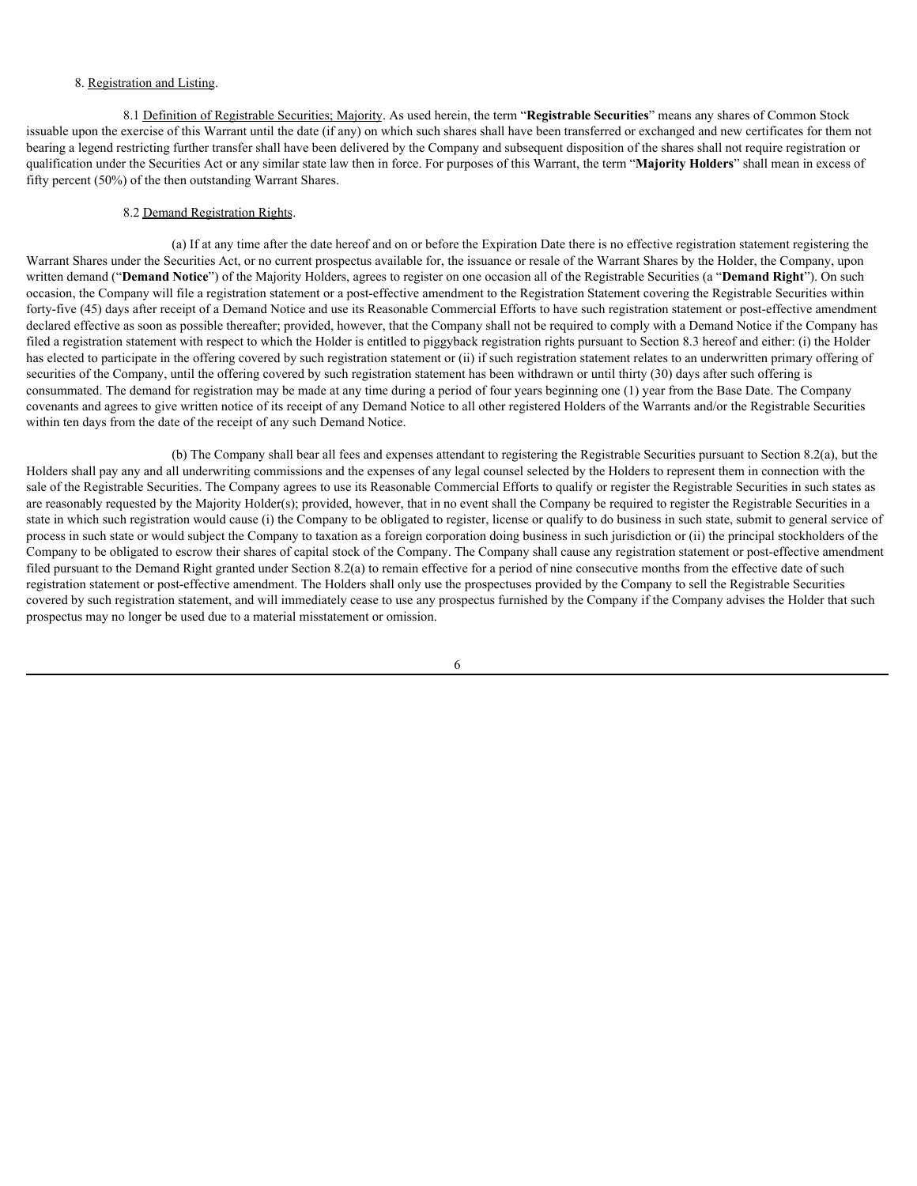8. Registration and Listing.

8.1 Definition of Registrable Securities; Majority. As used herein, the term "**Registrable Securities**" means any shares of Common Stock issuable upon the exercise of this Warrant until the date (if any) on which such shares shall have been transferred or exchanged and new certificates for them not bearing a legend restricting further transfer shall have been delivered by the Company and subsequent disposition of the shares shall not require registration or qualification under the Securities Act or any similar state law then in force. For purposes of this Warrant, the term "**Majority Holders**" shall mean in excess of fifty percent (50%) of the then outstanding Warrant Shares.

8.2 Demand Registration Rights.

(a) If at any time after the date hereof and on or before the Expiration Date there is no effective registration statement registering the Warrant Shares under the Securities Act, or no current prospectus available for, the issuance or resale of the Warrant Shares by the Holder, the Company, upon written demand ("**Demand Notice**") of the Majority Holders, agrees to register on one occasion all of the Registrable Securities (a "**Demand Right**"). On such occasion, the Company will file a registration statement or a post-effective amendment to the Registration Statement covering the Registrable Securities within forty-five (45) days after receipt of a Demand Notice and use its Reasonable Commercial Efforts to have such registration statement or post-effective amendment declared effective as soon as possible thereafter; provided, however, that the Company shall not be required to comply with a Demand Notice if the Company has filed a registration statement with respect to which the Holder is entitled to piggyback registration rights pursuant to Section 8.3 hereof and either: (i) the Holder has elected to participate in the offering covered by such registration statement or (ii) if such registration statement relates to an underwritten primary offering of securities of the Company, until the offering covered by such registration statement has been withdrawn or until thirty (30) days after such offering is consummated. The demand for registration may be made at any time during a period of four years beginning one (1) year from the Base Date. The Company covenants and agrees to give written notice of its receipt of any Demand Notice to all other registered Holders of the Warrants and/or the Registrable Securities within ten days from the date of the receipt of any such Demand Notice.

(b) The Company shall bear all fees and expenses attendant to registering the Registrable Securities pursuant to Section 8.2(a), but the Holders shall pay any and all underwriting commissions and the expenses of any legal counsel selected by the Holders to represent them in connection with the sale of the Registrable Securities. The Company agrees to use its Reasonable Commercial Efforts to qualify or register the Registrable Securities in such states as are reasonably requested by the Majority Holder(s); provided, however, that in no event shall the Company be required to register the Registrable Securities in a state in which such registration would cause (i) the Company to be obligated to register, license or qualify to do business in such state, submit to general service of process in such state or would subject the Company to taxation as a foreign corporation doing business in such jurisdiction or (ii) the principal stockholders of the Company to be obligated to escrow their shares of capital stock of the Company. The Company shall cause any registration statement or post-effective amendment filed pursuant to the Demand Right granted under Section 8.2(a) to remain effective for a period of nine consecutive months from the effective date of such registration statement or post-effective amendment. The Holders shall only use the prospectuses provided by the Company to sell the Registrable Securities covered by such registration statement, and will immediately cease to use any prospectus furnished by the Company if the Company advises the Holder that such prospectus may no longer be used due to a material misstatement or omission.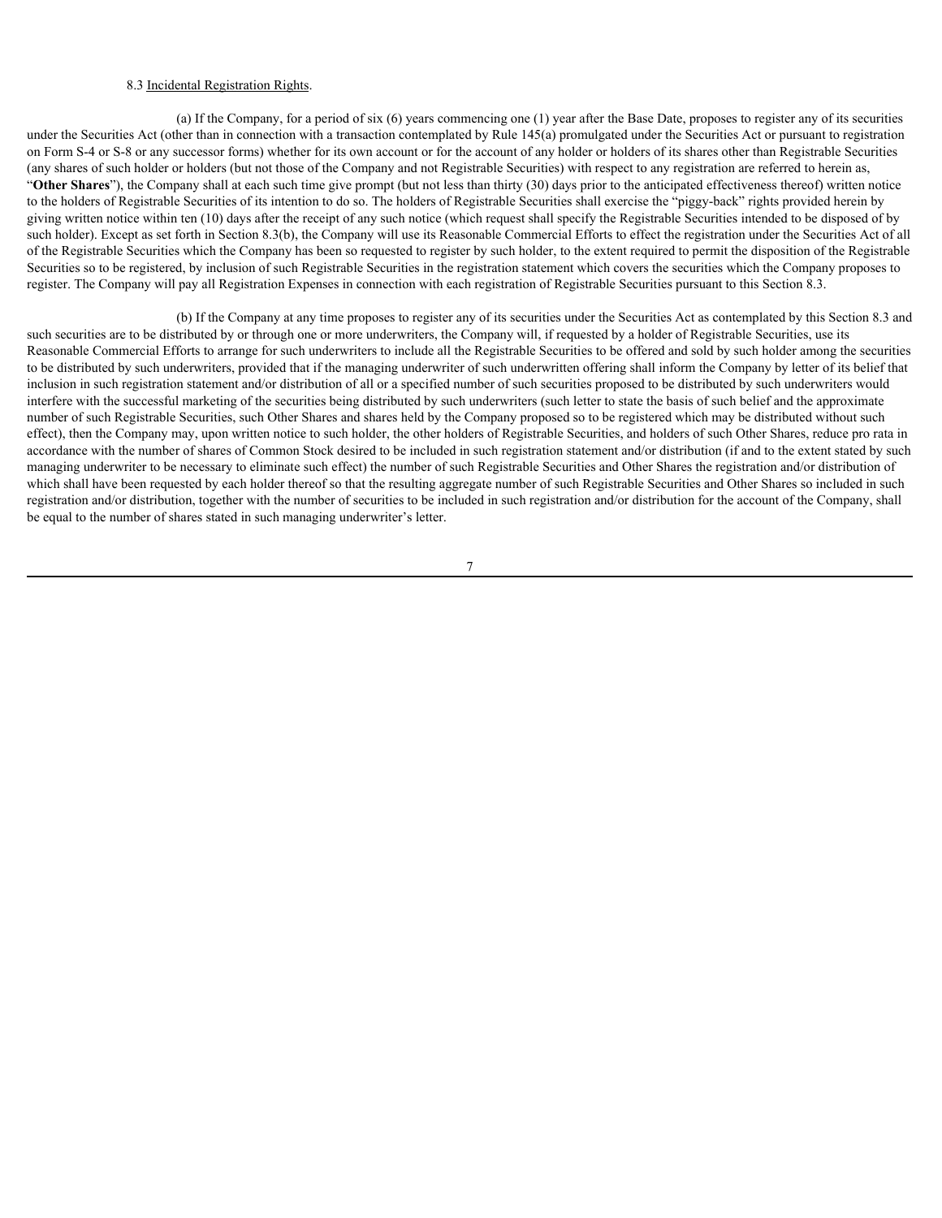8.3 Incidental Registration Rights.

(a) If the Company, for a period of six (6) years commencing one (1) year after the Base Date, proposes to register any of its securities under the Securities Act (other than in connection with a transaction contemplated by Rule 145(a) promulgated under the Securities Act or pursuant to registration on Form S-4 or S-8 or any successor forms) whether for its own account or for the account of any holder or holders of its shares other than Registrable Securities (any shares of such holder or holders (but not those of the Company and not Registrable Securities) with respect to any registration are referred to herein as, "**Other Shares**"), the Company shall at each such time give prompt (but not less than thirty (30) days prior to the anticipated effectiveness thereof) written notice to the holders of Registrable Securities of its intention to do so. The holders of Registrable Securities shall exercise the "piggy-back" rights provided herein by giving written notice within ten (10) days after the receipt of any such notice (which request shall specify the Registrable Securities intended to be disposed of by such holder). Except as set forth in Section 8.3(b), the Company will use its Reasonable Commercial Efforts to effect the registration under the Securities Act of all of the Registrable Securities which the Company has been so requested to register by such holder, to the extent required to permit the disposition of the Registrable Securities so to be registered, by inclusion of such Registrable Securities in the registration statement which covers the securities which the Company proposes to register. The Company will pay all Registration Expenses in connection with each registration of Registrable Securities pursuant to this Section 8.3.

(b) If the Company at any time proposes to register any of its securities under the Securities Act as contemplated by this Section 8.3 and such securities are to be distributed by or through one or more underwriters, the Company will, if requested by a holder of Registrable Securities, use its Reasonable Commercial Efforts to arrange for such underwriters to include all the Registrable Securities to be offered and sold by such holder among the securities to be distributed by such underwriters, provided that if the managing underwriter of such underwritten offering shall inform the Company by letter of its belief that inclusion in such registration statement and/or distribution of all or a specified number of such securities proposed to be distributed by such underwriters would interfere with the successful marketing of the securities being distributed by such underwriters (such letter to state the basis of such belief and the approximate number of such Registrable Securities, such Other Shares and shares held by the Company proposed so to be registered which may be distributed without such effect), then the Company may, upon written notice to such holder, the other holders of Registrable Securities, and holders of such Other Shares, reduce pro rata in accordance with the number of shares of Common Stock desired to be included in such registration statement and/or distribution (if and to the extent stated by such managing underwriter to be necessary to eliminate such effect) the number of such Registrable Securities and Other Shares the registration and/or distribution of which shall have been requested by each holder thereof so that the resulting aggregate number of such Registrable Securities and Other Shares so included in such registration and/or distribution, together with the number of securities to be included in such registration and/or distribution for the account of the Company, shall be equal to the number of shares stated in such managing underwriter's letter.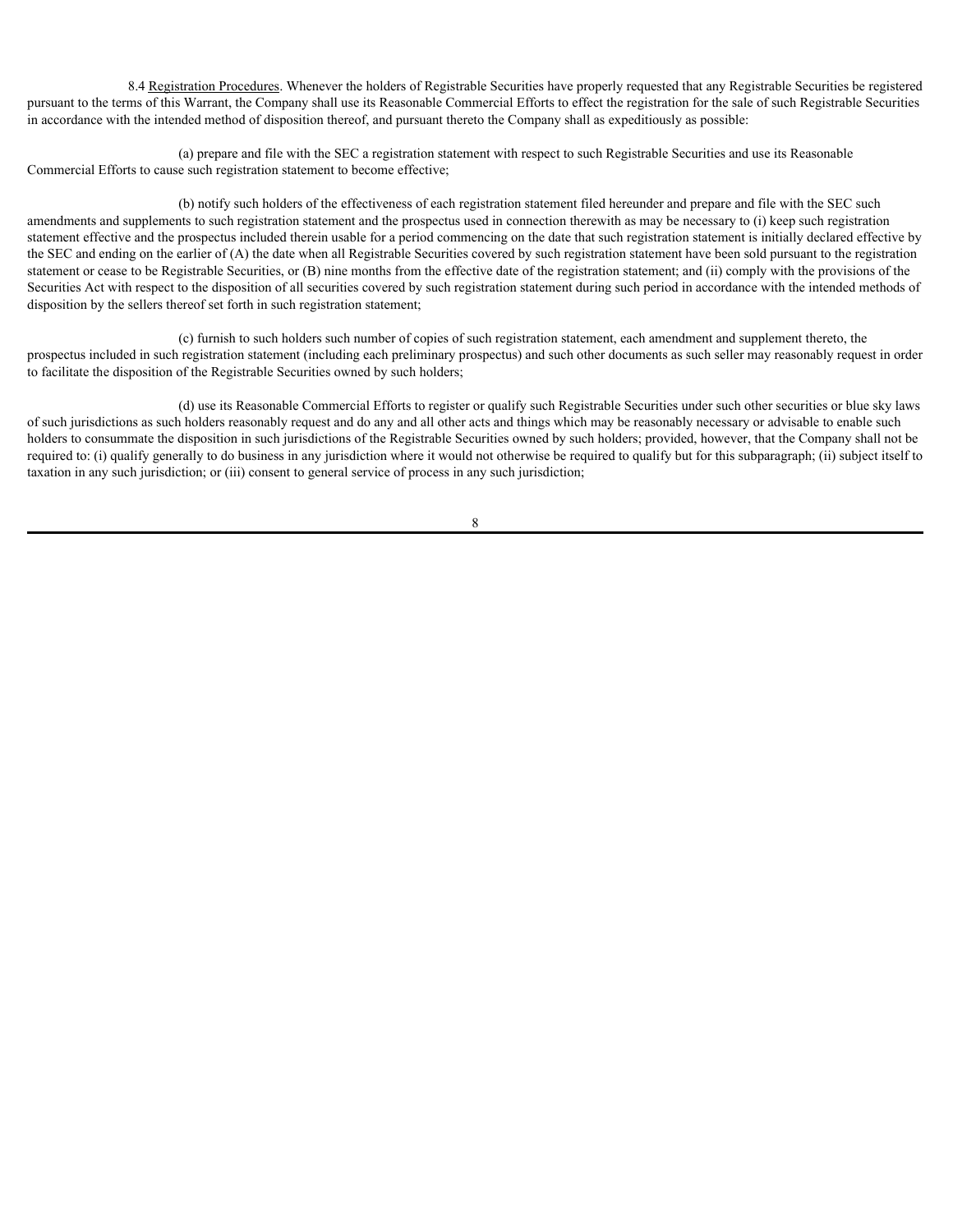8.4 Registration Procedures. Whenever the holders of Registrable Securities have properly requested that any Registrable Securities be registered pursuant to the terms of this Warrant, the Company shall use its Reasonable Commercial Efforts to effect the registration for the sale of such Registrable Securities in accordance with the intended method of disposition thereof, and pursuant thereto the Company shall as expeditiously as possible:

(a) prepare and file with the SEC a registration statement with respect to such Registrable Securities and use its Reasonable Commercial Efforts to cause such registration statement to become effective;

(b) notify such holders of the effectiveness of each registration statement filed hereunder and prepare and file with the SEC such amendments and supplements to such registration statement and the prospectus used in connection therewith as may be necessary to (i) keep such registration statement effective and the prospectus included therein usable for a period commencing on the date that such registration statement is initially declared effective by the SEC and ending on the earlier of (A) the date when all Registrable Securities covered by such registration statement have been sold pursuant to the registration statement or cease to be Registrable Securities, or (B) nine months from the effective date of the registration statement; and (ii) comply with the provisions of the Securities Act with respect to the disposition of all securities covered by such registration statement during such period in accordance with the intended methods of disposition by the sellers thereof set forth in such registration statement;

(c) furnish to such holders such number of copies of such registration statement, each amendment and supplement thereto, the prospectus included in such registration statement (including each preliminary prospectus) and such other documents as such seller may reasonably request in order to facilitate the disposition of the Registrable Securities owned by such holders;

(d) use its Reasonable Commercial Efforts to register or qualify such Registrable Securities under such other securities or blue sky laws of such jurisdictions as such holders reasonably request and do any and all other acts and things which may be reasonably necessary or advisable to enable such holders to consummate the disposition in such jurisdictions of the Registrable Securities owned by such holders; provided, however, that the Company shall not be required to: (i) qualify generally to do business in any jurisdiction where it would not otherwise be required to qualify but for this subparagraph; (ii) subject itself to taxation in any such jurisdiction; or (iii) consent to general service of process in any such jurisdiction;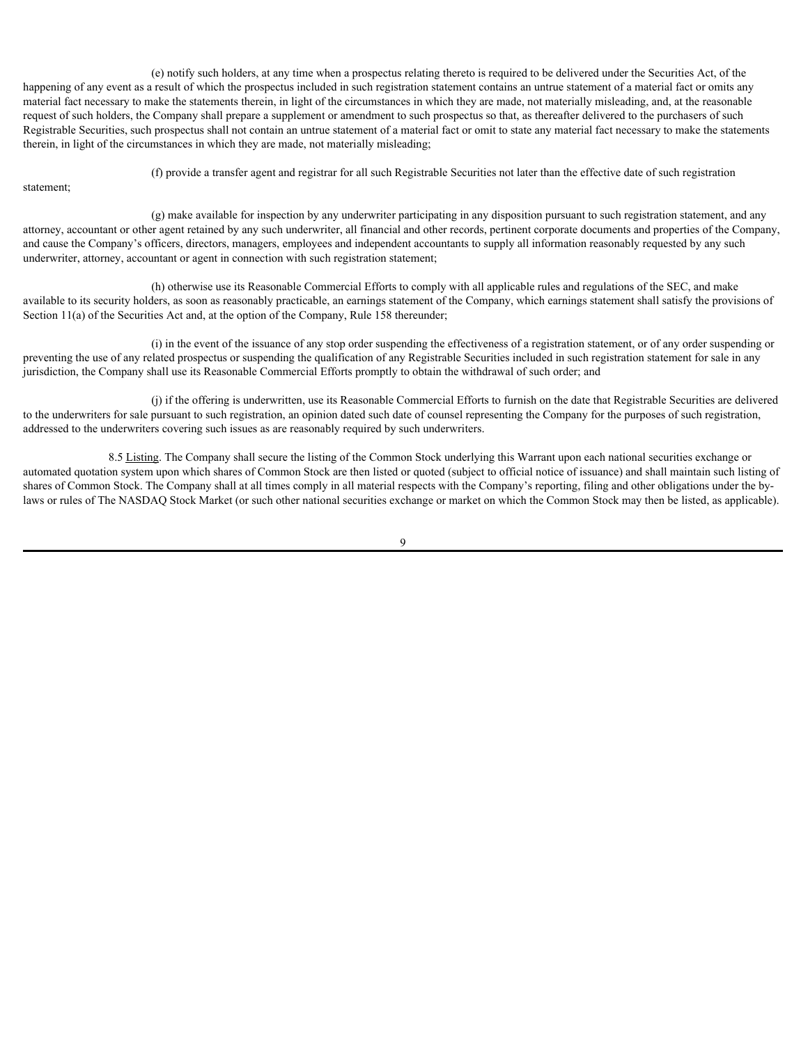(e) notify such holders, at any time when a prospectus relating thereto is required to be delivered under the Securities Act, of the happening of any event as a result of which the prospectus included in such registration statement contains an untrue statement of a material fact or omits any material fact necessary to make the statements therein, in light of the circumstances in which they are made, not materially misleading, and, at the reasonable request of such holders, the Company shall prepare a supplement or amendment to such prospectus so that, as thereafter delivered to the purchasers of such Registrable Securities, such prospectus shall not contain an untrue statement of a material fact or omit to state any material fact necessary to make the statements therein, in light of the circumstances in which they are made, not materially misleading;

(f) provide a transfer agent and registrar for all such Registrable Securities not later than the effective date of such registration statement;

(g) make available for inspection by any underwriter participating in any disposition pursuant to such registration statement, and any attorney, accountant or other agent retained by any such underwriter, all financial and other records, pertinent corporate documents and properties of the Company, and cause the Company's officers, directors, managers, employees and independent accountants to supply all information reasonably requested by any such underwriter, attorney, accountant or agent in connection with such registration statement;

(h) otherwise use its Reasonable Commercial Efforts to comply with all applicable rules and regulations of the SEC, and make available to its security holders, as soon as reasonably practicable, an earnings statement of the Company, which earnings statement shall satisfy the provisions of Section 11(a) of the Securities Act and, at the option of the Company, Rule 158 thereunder;

(i) in the event of the issuance of any stop order suspending the effectiveness of a registration statement, or of any order suspending or preventing the use of any related prospectus or suspending the qualification of any Registrable Securities included in such registration statement for sale in any jurisdiction, the Company shall use its Reasonable Commercial Efforts promptly to obtain the withdrawal of such order; and

(j) if the offering is underwritten, use its Reasonable Commercial Efforts to furnish on the date that Registrable Securities are delivered to the underwriters for sale pursuant to such registration, an opinion dated such date of counsel representing the Company for the purposes of such registration, addressed to the underwriters covering such issues as are reasonably required by such underwriters.

8.5 Listing. The Company shall secure the listing of the Common Stock underlying this Warrant upon each national securities exchange or automated quotation system upon which shares of Common Stock are then listed or quoted (subject to official notice of issuance) and shall maintain such listing of shares of Common Stock. The Company shall at all times comply in all material respects with the Company's reporting, filing and other obligations under the by-laws or rules of The NASDAQ Stock Market (or such other national securities exchange or market on which the Common Stock may then be listed, as applicable).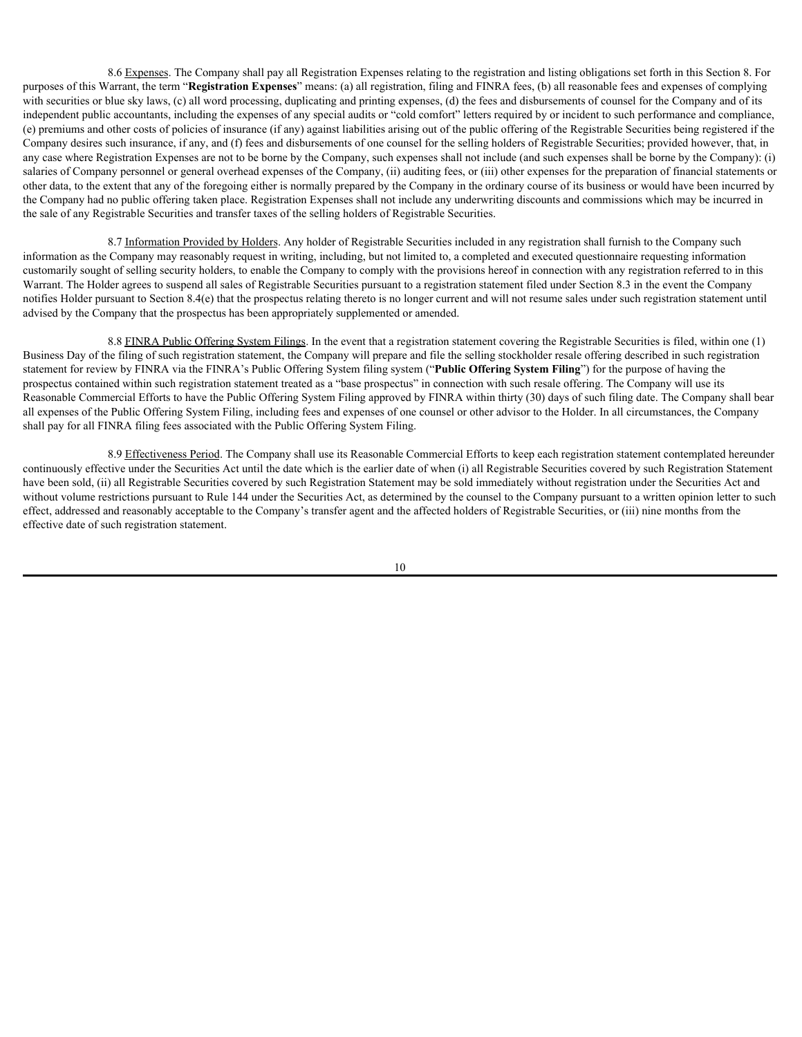8.6 Expenses. The Company shall pay all Registration Expenses relating to the registration and listing obligations set forth in this Section 8. For purposes of this Warrant, the term "**Registration Expenses**" means: (a) all registration, filing and FINRA fees, (b) all reasonable fees and expenses of complying with securities or blue sky laws, (c) all word processing, duplicating and printing expenses, (d) the fees and disbursements of counsel for the Company and of its independent public accountants, including the expenses of any special audits or "cold comfort" letters required by or incident to such performance and compliance, (e) premiums and other costs of policies of insurance (if any) against liabilities arising out of the public offering of the Registrable Securities being registered if the Company desires such insurance, if any, and (f) fees and disbursements of one counsel for the selling holders of Registrable Securities; provided however, that, in any case where Registration Expenses are not to be borne by the Company, such expenses shall not include (and such expenses shall be borne by the Company): (i) salaries of Company personnel or general overhead expenses of the Company, (ii) auditing fees, or (iii) other expenses for the preparation of financial statements or other data, to the extent that any of the foregoing either is normally prepared by the Company in the ordinary course of its business or would have been incurred by the Company had no public offering taken place. Registration Expenses shall not include any underwriting discounts and commissions which may be incurred in the sale of any Registrable Securities and transfer taxes of the selling holders of Registrable Securities.

8.7 Information Provided by Holders. Any holder of Registrable Securities included in any registration shall furnish to the Company such information as the Company may reasonably request in writing, including, but not limited to, a completed and executed questionnaire requesting information customarily sought of selling security holders, to enable the Company to comply with the provisions hereof in connection with any registration referred to in this Warrant. The Holder agrees to suspend all sales of Registrable Securities pursuant to a registration statement filed under Section 8.3 in the event the Company notifies Holder pursuant to Section 8.4(e) that the prospectus relating thereto is no longer current and will not resume sales under such registration statement until advised by the Company that the prospectus has been appropriately supplemented or amended.

8.8 FINRA Public Offering System Filings. In the event that a registration statement covering the Registrable Securities is filed, within one (1) Business Day of the filing of such registration statement, the Company will prepare and file the selling stockholder resale offering described in such registration statement for review by FINRA via the FINRA's Public Offering System filing system ("**Public Offering System Filing**") for the purpose of having the prospectus contained within such registration statement treated as a "base prospectus" in connection with such resale offering. The Company will use its Reasonable Commercial Efforts to have the Public Offering System Filing approved by FINRA within thirty (30) days of such filing date. The Company shall bear all expenses of the Public Offering System Filing, including fees and expenses of one counsel or other advisor to the Holder. In all circumstances, the Company shall pay for all FINRA filing fees associated with the Public Offering System Filing.

8.9 Effectiveness Period. The Company shall use its Reasonable Commercial Efforts to keep each registration statement contemplated hereunder continuously effective under the Securities Act until the date which is the earlier date of when (i) all Registrable Securities covered by such Registration Statement have been sold, (ii) all Registrable Securities covered by such Registration Statement may be sold immediately without registration under the Securities Act and without volume restrictions pursuant to Rule 144 under the Securities Act, as determined by the counsel to the Company pursuant to a written opinion letter to such effect, addressed and reasonably acceptable to the Company's transfer agent and the affected holders of Registrable Securities, or (iii) nine months from the effective date of such registration statement.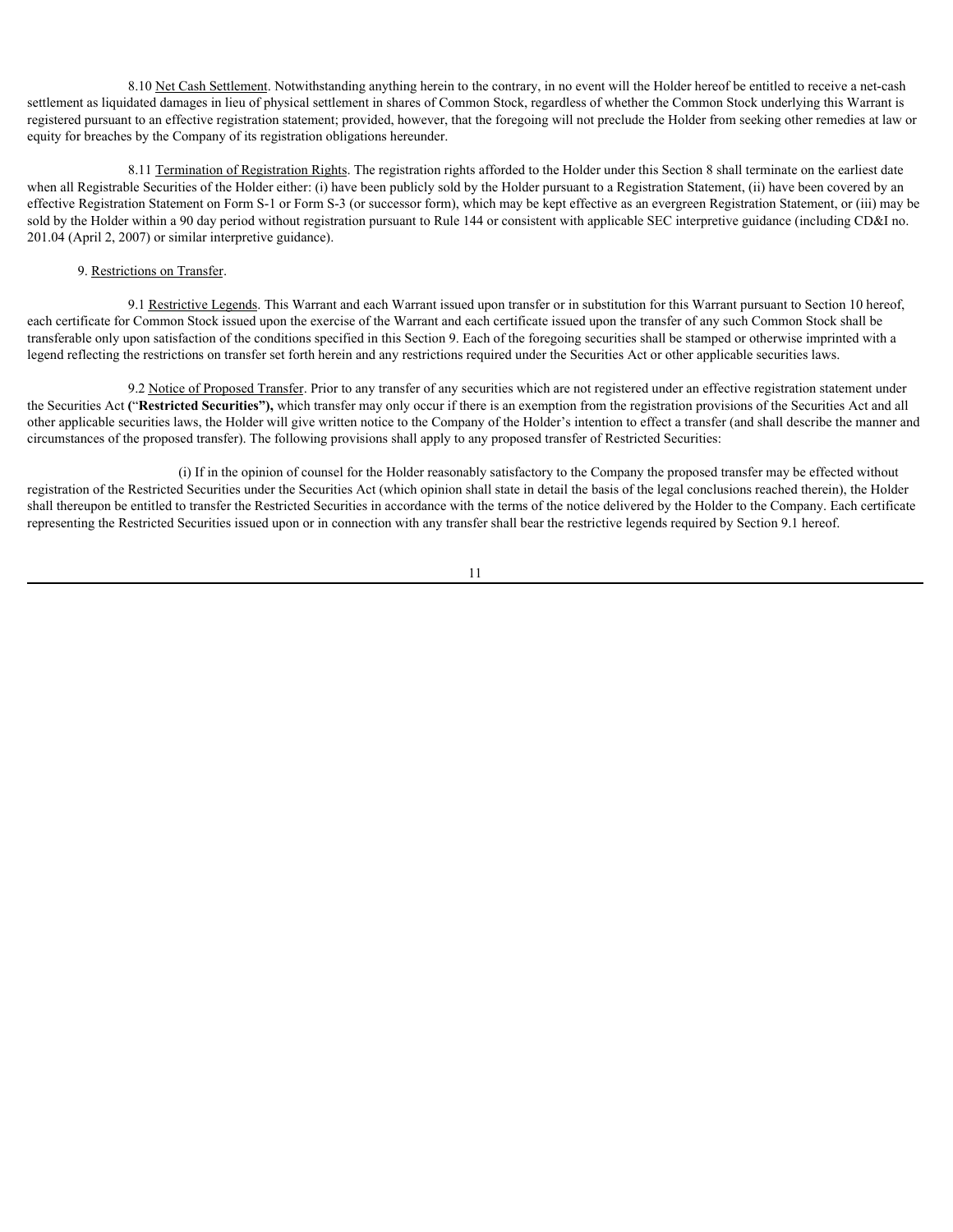8.10 Net Cash Settlement. Notwithstanding anything herein to the contrary, in no event will the Holder hereof be entitled to receive a net-cash settlement as liquidated damages in lieu of physical settlement in shares of Common Stock, regardless of whether the Common Stock underlying this Warrant is registered pursuant to an effective registration statement; provided, however, that the foregoing will not preclude the Holder from seeking other remedies at law or equity for breaches by the Company of its registration obligations hereunder.

8.11 Termination of Registration Rights. The registration rights afforded to the Holder under this Section 8 shall terminate on the earliest date when all Registrable Securities of the Holder either: (i) have been publicly sold by the Holder pursuant to a Registration Statement, (ii) have been covered by an effective Registration Statement on Form S-1 or Form S-3 (or successor form), which may be kept effective as an evergreen Registration Statement, or (iii) may be sold by the Holder within a 90 day period without registration pursuant to Rule 144 or consistent with applicable SEC interpretive guidance (including CD&I no. 201.04 (April 2, 2007) or similar interpretive guidance).

9. Restrictions on Transfer.

9.1 Restrictive Legends. This Warrant and each Warrant issued upon transfer or in substitution for this Warrant pursuant to Section 10 hereof, each certificate for Common Stock issued upon the exercise of the Warrant and each certificate issued upon the transfer of any such Common Stock shall be transferable only upon satisfaction of the conditions specified in this Section 9. Each of the foregoing securities shall be stamped or otherwise imprinted with a legend reflecting the restrictions on transfer set forth herein and any restrictions required under the Securities Act or other applicable securities laws.

9.2 Notice of Proposed Transfer. Prior to any transfer of any securities which are not registered under an effective registration statement under the Securities Act (“**Restricted Securities”),** which transfer may only occur if there is an exemption from the registration provisions of the Securities Act and all other applicable securities laws, the Holder will give written notice to the Company of the Holder’s intention to effect a transfer (and shall describe the manner and circumstances of the proposed transfer). The following provisions shall apply to any proposed transfer of Restricted Securities:

(i) If in the opinion of counsel for the Holder reasonably satisfactory to the Company the proposed transfer may be effected without registration of the Restricted Securities under the Securities Act (which opinion shall state in detail the basis of the legal conclusions reached therein), the Holder shall thereupon be entitled to transfer the Restricted Securities in accordance with the terms of the notice delivered by the Holder to the Company. Each certificate representing the Restricted Securities issued upon or in connection with any transfer shall bear the restrictive legends required by Section 9.1 hereof.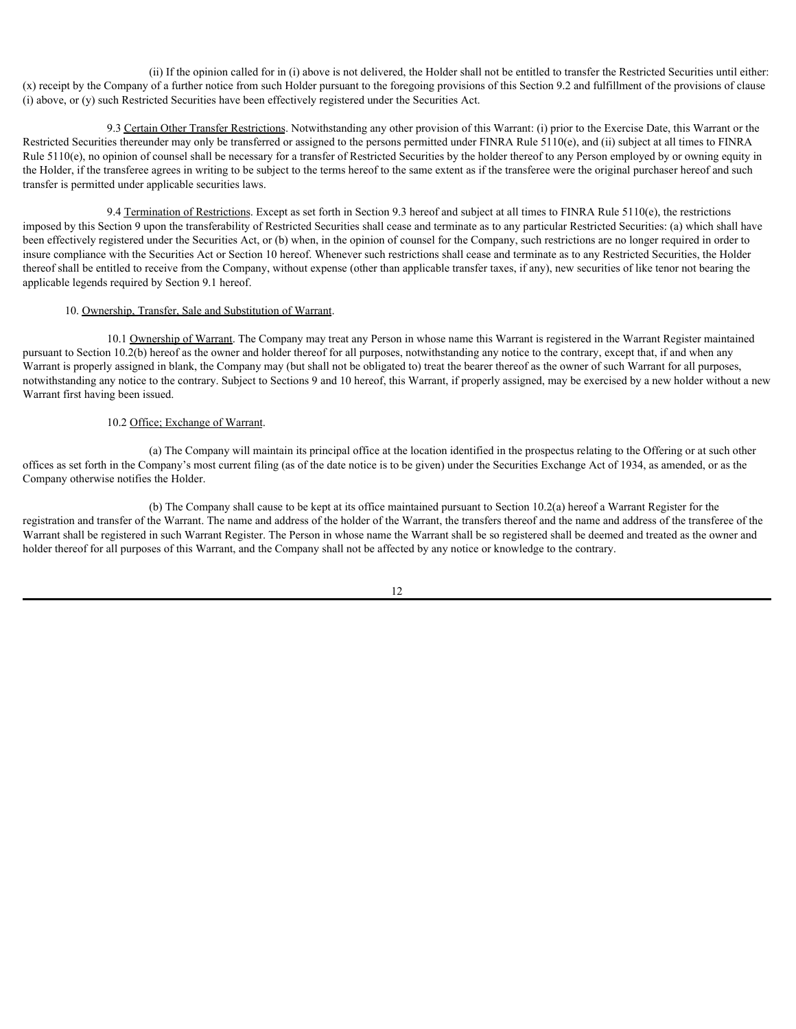(ii) If the opinion called for in (i) above is not delivered, the Holder shall not be entitled to transfer the Restricted Securities until either: (x) receipt by the Company of a further notice from such Holder pursuant to the foregoing provisions of this Section 9.2 and fulfillment of the provisions of clause (i) above, or (y) such Restricted Securities have been effectively registered under the Securities Act.

9.3 Certain Other Transfer Restrictions. Notwithstanding any other provision of this Warrant: (i) prior to the Exercise Date, this Warrant or the Restricted Securities thereunder may only be transferred or assigned to the persons permitted under FINRA Rule 5110(e), and (ii) subject at all times to FINRA Rule 5110(e), no opinion of counsel shall be necessary for a transfer of Restricted Securities by the holder thereof to any Person employed by or owning equity in the Holder, if the transferee agrees in writing to be subject to the terms hereof to the same extent as if the transferee were the original purchaser hereof and such transfer is permitted under applicable securities laws.

9.4 Termination of Restrictions. Except as set forth in Section 9.3 hereof and subject at all times to FINRA Rule 5110(e), the restrictions imposed by this Section 9 upon the transferability of Restricted Securities shall cease and terminate as to any particular Restricted Securities: (a) which shall have been effectively registered under the Securities Act, or (b) when, in the opinion of counsel for the Company, such restrictions are no longer required in order to insure compliance with the Securities Act or Section 10 hereof. Whenever such restrictions shall cease and terminate as to any Restricted Securities, the Holder thereof shall be entitled to receive from the Company, without expense (other than applicable transfer taxes, if any), new securities of like tenor not bearing the applicable legends required by Section 9.1 hereof.

10. Ownership, Transfer, Sale and Substitution of Warrant.

10.1 Ownership of Warrant. The Company may treat any Person in whose name this Warrant is registered in the Warrant Register maintained pursuant to Section 10.2(b) hereof as the owner and holder thereof for all purposes, notwithstanding any notice to the contrary, except that, if and when any Warrant is properly assigned in blank, the Company may (but shall not be obligated to) treat the bearer thereof as the owner of such Warrant for all purposes, notwithstanding any notice to the contrary. Subject to Sections 9 and 10 hereof, this Warrant, if properly assigned, may be exercised by a new holder without a new Warrant first having been issued.

10.2 Office; Exchange of Warrant.

(a) The Company will maintain its principal office at the location identified in the prospectus relating to the Offering or at such other offices as set forth in the Company's most current filing (as of the date notice is to be given) under the Securities Exchange Act of 1934, as amended, or as the Company otherwise notifies the Holder.

(b) The Company shall cause to be kept at its office maintained pursuant to Section 10.2(a) hereof a Warrant Register for the registration and transfer of the Warrant. The name and address of the holder of the Warrant, the transfers thereof and the name and address of the transferee of the Warrant shall be registered in such Warrant Register. The Person in whose name the Warrant shall be so registered shall be deemed and treated as the owner and holder thereof for all purposes of this Warrant, and the Company shall not be affected by any notice or knowledge to the contrary.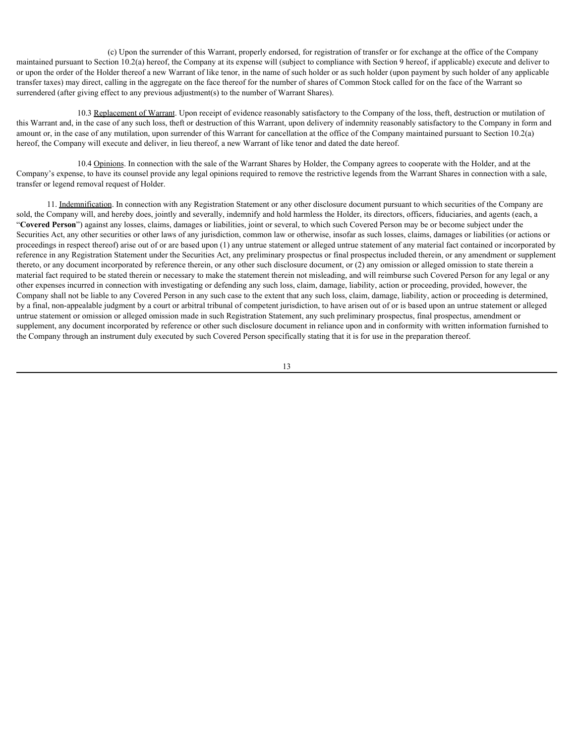(c) Upon the surrender of this Warrant, properly endorsed, for registration of transfer or for exchange at the office of the Company maintained pursuant to Section 10.2(a) hereof, the Company at its expense will (subject to compliance with Section 9 hereof, if applicable) execute and deliver to or upon the order of the Holder thereof a new Warrant of like tenor, in the name of such holder or as such holder (upon payment by such holder of any applicable transfer taxes) may direct, calling in the aggregate on the face thereof for the number of shares of Common Stock called for on the face of the Warrant so surrendered (after giving effect to any previous adjustment(s) to the number of Warrant Shares).

10.3 Replacement of Warrant. Upon receipt of evidence reasonably satisfactory to the Company of the loss, theft, destruction or mutilation of this Warrant and, in the case of any such loss, theft or destruction of this Warrant, upon delivery of indemnity reasonably satisfactory to the Company in form and amount or, in the case of any mutilation, upon surrender of this Warrant for cancellation at the office of the Company maintained pursuant to Section 10.2(a) hereof, the Company will execute and deliver, in lieu thereof, a new Warrant of like tenor and dated the date hereof.

10.4 Opinions. In connection with the sale of the Warrant Shares by Holder, the Company agrees to cooperate with the Holder, and at the Company's expense, to have its counsel provide any legal opinions required to remove the restrictive legends from the Warrant Shares in connection with a sale, transfer or legend removal request of Holder.

11. Indemnification. In connection with any Registration Statement or any other disclosure document pursuant to which securities of the Company are sold, the Company will, and hereby does, jointly and severally, indemnify and hold harmless the Holder, its directors, officers, fiduciaries, and agents (each, a "**Covered Person**") against any losses, claims, damages or liabilities, joint or several, to which such Covered Person may be or become subject under the Securities Act, any other securities or other laws of any jurisdiction, common law or otherwise, insofar as such losses, claims, damages or liabilities (or actions or proceedings in respect thereof) arise out of or are based upon (1) any untrue statement or alleged untrue statement of any material fact contained or incorporated by reference in any Registration Statement under the Securities Act, any preliminary prospectus or final prospectus included therein, or any amendment or supplement thereto, or any document incorporated by reference therein, or any other such disclosure document, or (2) any omission or alleged omission to state therein a material fact required to be stated therein or necessary to make the statement therein not misleading, and will reimburse such Covered Person for any legal or any other expenses incurred in connection with investigating or defending any such loss, claim, damage, liability, action or proceeding, provided, however, the Company shall not be liable to any Covered Person in any such case to the extent that any such loss, claim, damage, liability, action or proceeding is determined, by a final, non-appealable judgment by a court or arbitral tribunal of competent jurisdiction, to have arisen out of or is based upon an untrue statement or alleged untrue statement or omission or alleged omission made in such Registration Statement, any such preliminary prospectus, final prospectus, amendment or supplement, any document incorporated by reference or other such disclosure document in reliance upon and in conformity with written information furnished to the Company through an instrument duly executed by such Covered Person specifically stating that it is for use in the preparation thereof.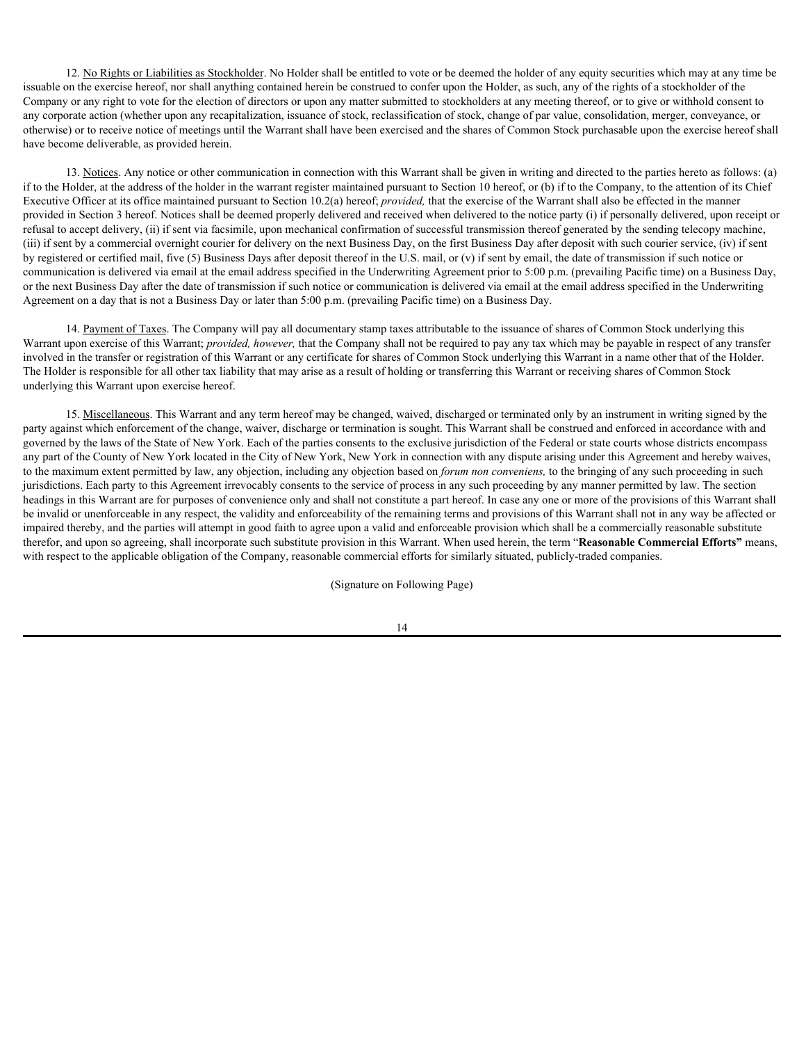12. <u>No Rights or Liabilities as Stockholder</u>. No Holder shall be entitled to vote or be deemed the holder of any equity securities which may at any time be issuable on the exercise hereof, nor shall anything contained herein be construed to confer upon the Holder, as such, any of the rights of a stockholder of the Company or any right to vote for the election of directors or upon any matter submitted to stockholders at any meeting thereof, or to give or withhold consent to any corporate action (whether upon any recapitalization, issuance of stock, reclassification of stock, change of par value, consolidation, merger, conveyance, or otherwise) or to receive notice of meetings until the Warrant shall have been exercised and the shares of Common Stock purchasable upon the exercise hereof shall have become deliverable, as provided herein.

13. <u>Notices</u>. Any notice or other communication in connection with this Warrant shall be given in writing and directed to the parties hereto as follows: (a) if to the Holder, at the address of the holder in the warrant register maintained pursuant to Section 10 hereof, or (b) if to the Company, to the attention of its Chief Executive Officer at its office maintained pursuant to Section 10.2(a) hereof; *provided,* that the exercise of the Warrant shall also be effected in the manner provided in Section 3 hereof. Notices shall be deemed properly delivered and received when delivered to the notice party (i) if personally delivered, upon receipt or refusal to accept delivery, (ii) if sent via facsimile, upon mechanical confirmation of successful transmission thereof generated by the sending telecopy machine, (iii) if sent by a commercial overnight courier for delivery on the next Business Day, on the first Business Day after deposit with such courier service, (iv) if sent by registered or certified mail, five (5) Business Days after deposit thereof in the U.S. mail, or (v) if sent by email, the date of transmission if such notice or communication is delivered via email at the email address specified in the Underwriting Agreement prior to 5:00 p.m. (prevailing Pacific time) on a Business Day, or the next Business Day after the date of transmission if such notice or communication is delivered via email at the email address specified in the Underwriting Agreement on a day that is not a Business Day or later than 5:00 p.m. (prevailing Pacific time) on a Business Day.

14. <u>Payment of Taxes</u>. The Company will pay all documentary stamp taxes attributable to the issuance of shares of Common Stock underlying this Warrant upon exercise of this Warrant; *provided, however,* that the Company shall not be required to pay any tax which may be payable in respect of any transfer involved in the transfer or registration of this Warrant or any certificate for shares of Common Stock underlying this Warrant in a name other that of the Holder. The Holder is responsible for all other tax liability that may arise as a result of holding or transferring this Warrant or receiving shares of Common Stock underlying this Warrant upon exercise hereof.

15. <u>Miscellaneous</u>. This Warrant and any term hereof may be changed, waived, discharged or terminated only by an instrument in writing signed by the party against which enforcement of the change, waiver, discharge or termination is sought. This Warrant shall be construed and enforced in accordance with and governed by the laws of the State of New York. Each of the parties consents to the exclusive jurisdiction of the Federal or state courts whose districts encompass any part of the County of New York located in the City of New York, New York in connection with any dispute arising under this Agreement and hereby waives, to the maximum extent permitted by law, any objection, including any objection based on *forum non conveniens,* to the bringing of any such proceeding in such jurisdictions. Each party to this Agreement irrevocably consents to the service of process in any such proceeding by any manner permitted by law. The section headings in this Warrant are for purposes of convenience only and shall not constitute a part hereof. In case any one or more of the provisions of this Warrant shall be invalid or unenforceable in any respect, the validity and enforceability of the remaining terms and provisions of this Warrant shall not in any way be affected or impaired thereby, and the parties will attempt in good faith to agree upon a valid and enforceable provision which shall be a commercially reasonable substitute therefor, and upon so agreeing, shall incorporate such substitute provision in this Warrant. When used herein, the term "**Reasonable Commercial Efforts"** means, with respect to the applicable obligation of the Company, reasonable commercial efforts for similarly situated, publicly-traded companies.

(Signature on Following Page)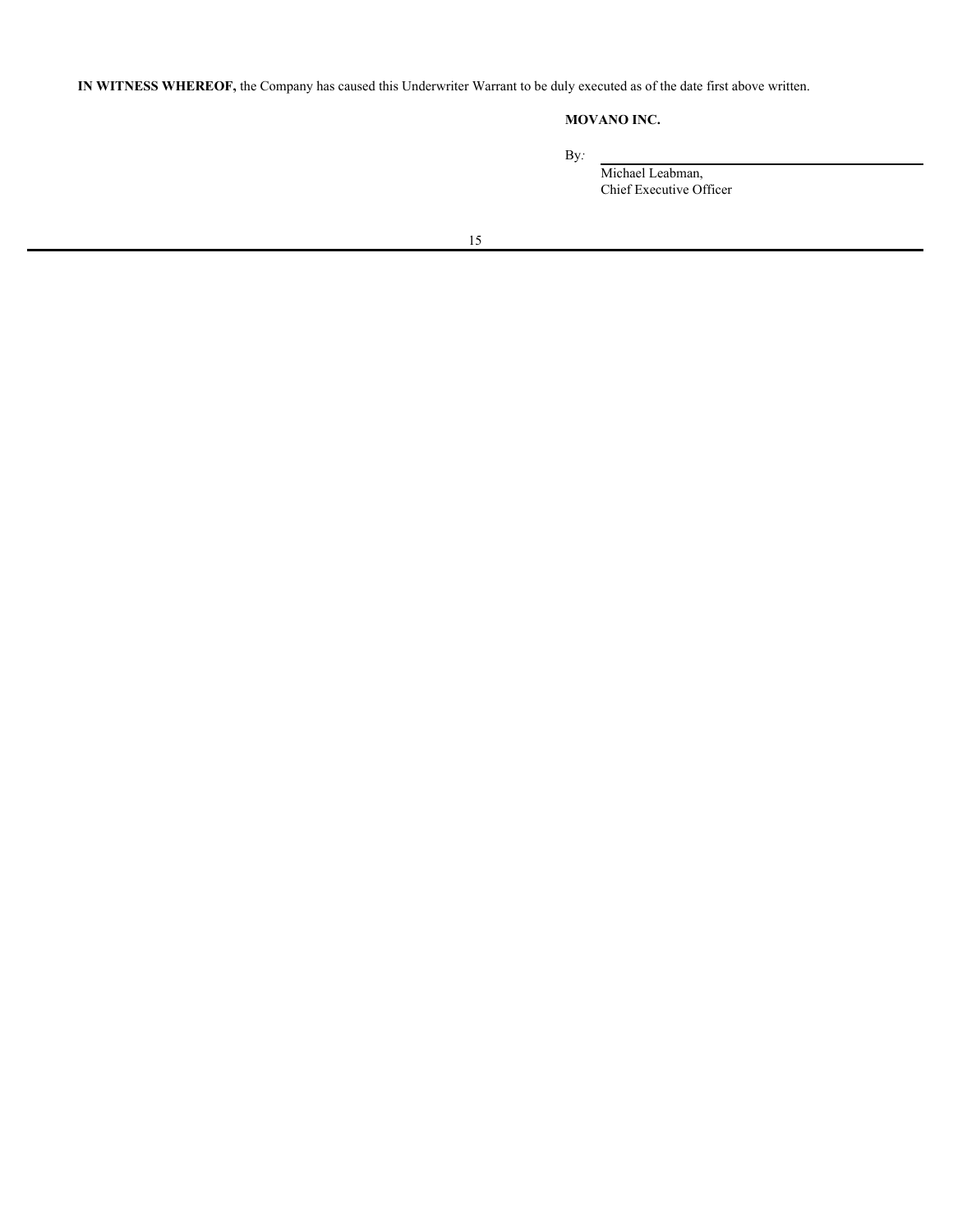**IN WITNESS WHEREOF,** the Company has caused this Underwriter Warrant to be duly executed as of the date first above written.

**MOVANO INC.**

By: \_\_\_\_\_\_\_\_\_\_\_\_\_\_\_\_\_\_\_\_\_\_\_\_\_\_\_\_\_\_\_\_\_\_\_\_

Michael Leabman,
Chief Executive Officer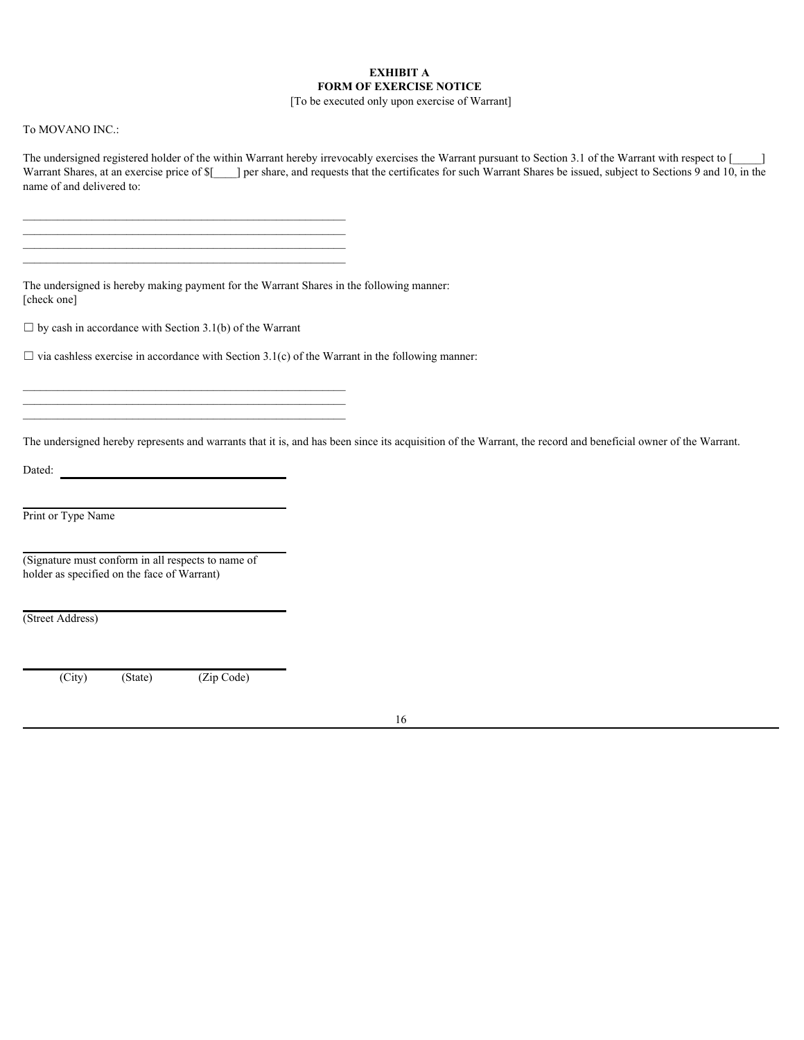**EXHIBIT A**
**FORM OF EXERCISE NOTICE**

[To be executed only upon exercise of Warrant]

To MOVANO INC.:

The undersigned registered holder of the within Warrant hereby irrevocably exercises the Warrant pursuant to Section 3.1 of the Warrant with respect to [_____] Warrant Shares, at an exercise price of $[____] per share, and requests that the certificates for such Warrant Shares be issued, subject to Sections 9 and 10, in the name of and delivered to:

_______________________________________________________

_______________________________________________________

_______________________________________________________

_______________________________________________________

The undersigned is hereby making payment for the Warrant Shares in the following manner:
[check one]

☐ by cash in accordance with Section 3.1(b) of the Warrant

☐ via cashless exercise in accordance with Section 3.1(c) of the Warrant in the following manner:

_______________________________________________________

_______________________________________________________

_______________________________________________________

The undersigned hereby represents and warrants that it is, and has been since its acquisition of the Warrant, the record and beneficial owner of the Warrant.

Dated: ______________________________________

______________________________________

Print or Type Name

______________________________________

(Signature must conform in all respects to name of holder as specified on the face of Warrant)

______________________________________

(Street Address)

______________________________________

(City) (State) (Zip Code)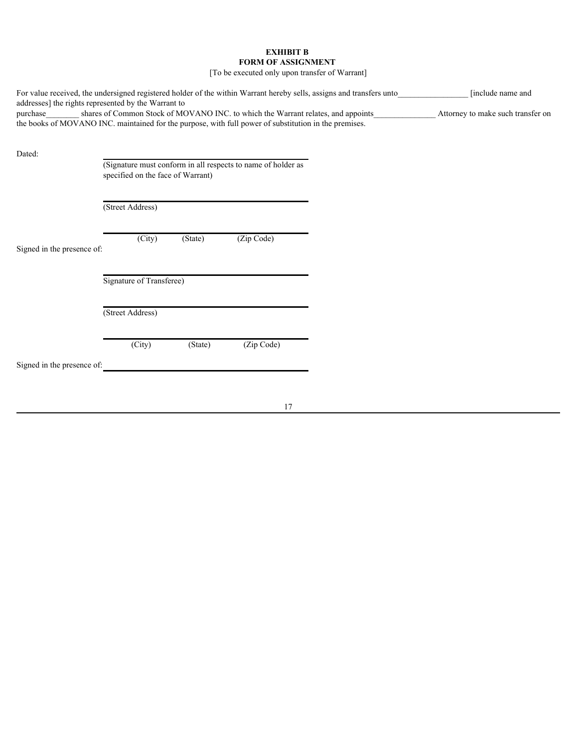**EXHIBIT B**
**FORM OF ASSIGNMENT**
[To be executed only upon transfer of Warrant]

For value received, the undersigned registered holder of the within Warrant hereby sells, assigns and transfers unto________________ [include name and addresses] the rights represented by the Warrant to purchase________ shares of Common Stock of MOVANO INC. to which the Warrant relates, and appoints______________ Attorney to make such transfer on the books of MOVANO INC. maintained for the purpose, with full power of substitution in the premises.

Dated: ______________________________
(Signature must conform in all respects to name of holder as specified on the face of Warrant)

______________________________
(Street Address)

______________________________
(City) (State) (Zip Code)

Signed in the presence of:

______________________________
Signature of Transferee)

______________________________
(Street Address)

______________________________
(City) (State) (Zip Code)

Signed in the presence of: ______________________________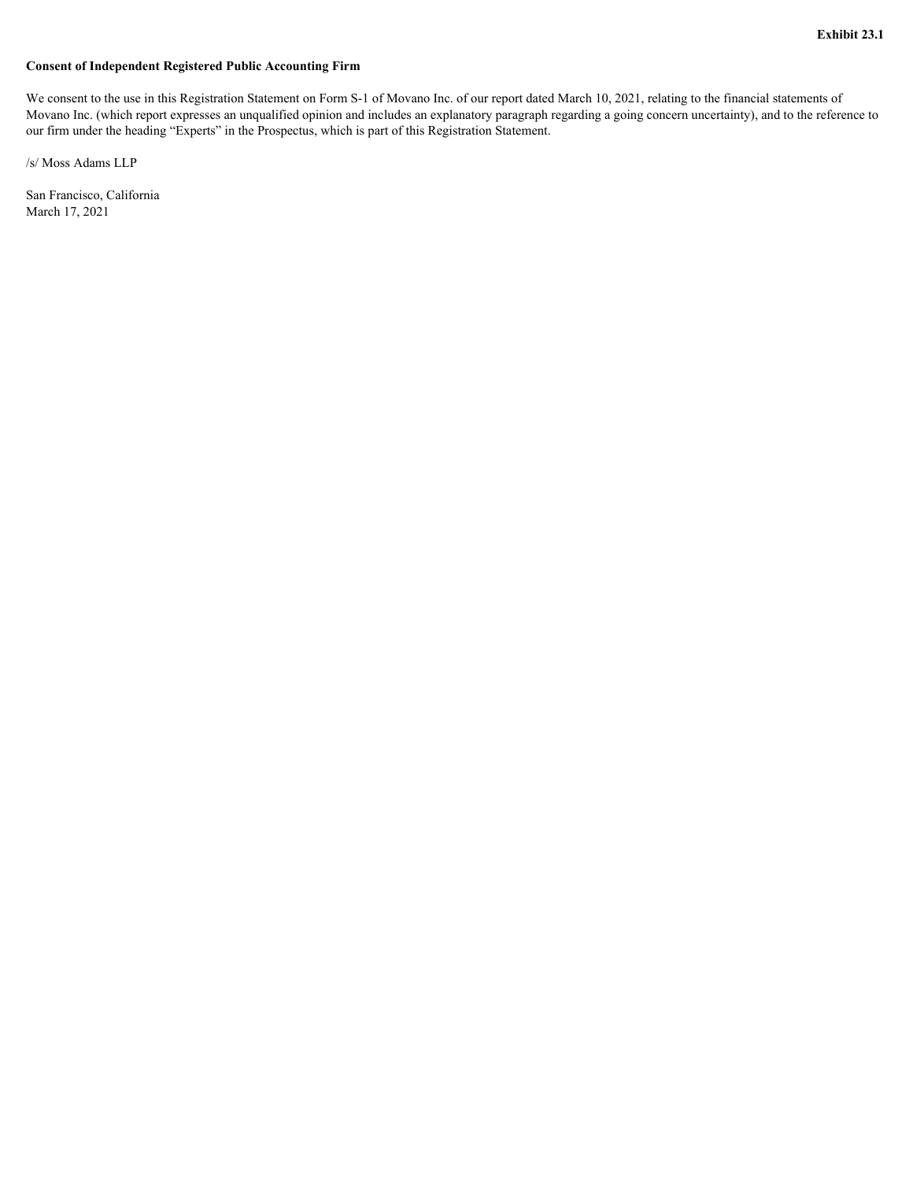**Exhibit 23.1**

**Consent of Independent Registered Public Accounting Firm**

We consent to the use in this Registration Statement on Form S-1 of Movano Inc. of our report dated March 10, 2021, relating to the financial statements of Movano Inc. (which report expresses an unqualified opinion and includes an explanatory paragraph regarding a going concern uncertainty), and to the reference to our firm under the heading "Experts" in the Prospectus, which is part of this Registration Statement.

/s/ Moss Adams LLP

San Francisco, California
March 17, 2021